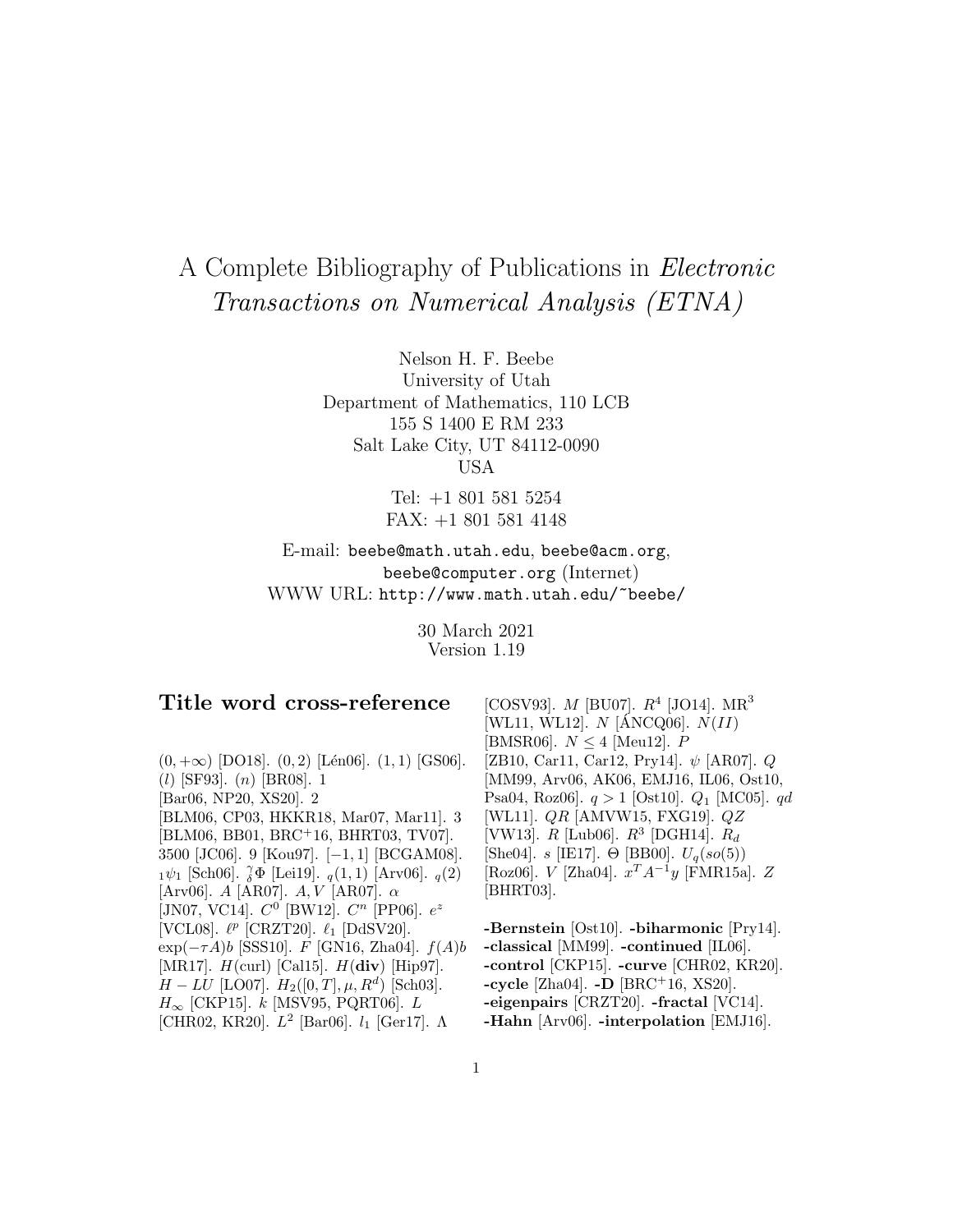# A Complete Bibliography of Publications in *Electronic Transactions on Numerical Analysis (ETNA)*

Nelson H. F. Beebe
University of Utah
Department of Mathematics, 110 LCB
155 S 1400 E RM 233
Salt Lake City, UT 84112-0090
USA

Tel: +1 801 581 5254
FAX: +1 801 581 4148

E-mail: beebe@math.utah.edu, beebe@acm.org, beebe@computer.org (Internet)
WWW URL: http://www.math.utah.edu/~beebe/

30 March 2021
Version 1.19

## Title word cross-reference

$(0,+\infty)$ [DO18]. $(0,2)$ [Lén06]. $(1,1)$ [GS06]. $(l)$ [SF93]. $(n)$ [BR08]. 1 [Bar06, NP20, XS20]. 2 [BLM06, CP03, HKKR18, Mar07, Mar11]. 3 [BLM06, BB01, BRC+16, BHRT03, TV07]. 3500 [JC06]. 9 [Kou97]. $[-1,1]$ [BCGAM08]. ${}_1\psi_1$ [Sch06]. ${}^{\gamma}_{\delta}\Phi$ [Lei19]. ${}_q(1,1)$ [Arv06]. ${}_q(2)$ [Arv06]. $A$ [AR07]. $A,V$ [AR07]. $\alpha$ [JN07, VC14]. $C^0$ [BW12]. $C^n$ [PP06]. $e^z$ [VCL08]. $\ell^p$ [CRZT20]. $\ell_1$ [DdSV20]. $\exp(-\tau A)b$ [SSS10]. $F$ [GN16, Zha04]. $f(A)b$ [MR17]. $H(\text{curl})$ [Cal15]. $H(\mathbf{div})$ [Hip97]. $H-LU$ [LO07]. $H_2([0,T],\mu,R^d)$ [Sch03]. $H_\infty$ [CKP15]. $k$ [MSV95, PQRT06]. $L$ [CHR02, KR20]. $L^2$ [Bar06]. $l_1$ [Ger17]. $\Lambda$ [COSV93]. $M$ [BU07]. $R^4$ [JO14]. $\mathrm{MR}^3$ [WL11, WL12]. $N$ [ÁNCQ06]. $N(II)$ [BMSR06]. $N \leq 4$ [Meu12]. $P$ [ZB10, Car11, Car12, Pry14]. $\psi$ [AR07]. $Q$ [MM99, Arv06, AK06, EMJ16, IL06, Ost10, Psa04, Roz06]. $q>1$ [Ost10]. $Q_1$ [MC05]. $qd$ [WL11]. $QR$ [AMVW15, FXG19]. $QZ$ [VW13]. $R$ [Lub06]. $R^3$ [DGH14]. $R_d$ [She04]. $s$ [IE17]. $\Theta$ [BB00]. $U_q(so(5))$ [Roz06]. $V$ [Zha04]. $x^TA^{-1}y$ [FMR15a]. $Z$ [BHRT03].

**-Bernstein** [Ost10]. **-biharmonic** [Pry14]. **-classical** [MM99]. **-continued** [IL06]. **-control** [CKP15]. **-curve** [CHR02, KR20]. **-cycle** [Zha04]. **-D** [BRC+16, XS20]. **-eigenpairs** [CRZT20]. **-fractal** [VC14]. **-Hahn** [Arv06]. **-interpolation** [EMJ16].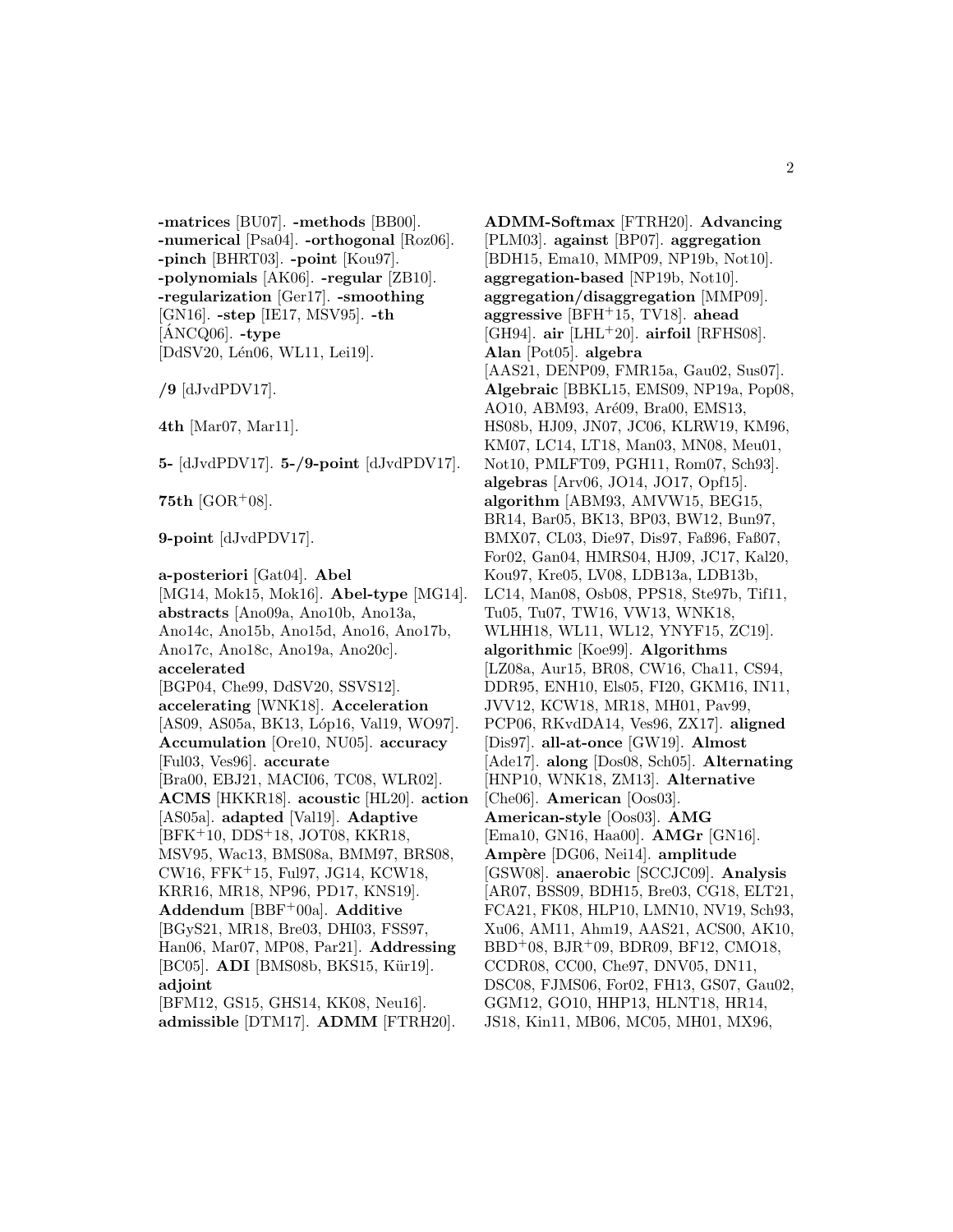**-matrices** [BU07]. **-methods** [BB00]. **-numerical** [Psa04]. **-orthogonal** [Roz06]. **-pinch** [BHRT03]. **-point** [Kou97]. **-polynomials** [AK06]. **-regular** [ZB10]. **-regularization** [Ger17]. **-smoothing** [GN16]. **-step** [IE17, MSV95]. **-th** [ÁNCQ06]. **-type** [DdSV20, Lén06, WL11, Lei19].

**/9** [dJvdPDV17].

**4th** [Mar07, Mar11].

**5-** [dJvdPDV17]. **5-/9-point** [dJvdPDV17].

**75th** [GOR+08].

**9-point** [dJvdPDV17].

**a-posteriori** [Gat04]. **Abel** [MG14, Mok15, Mok16]. **Abel-type** [MG14]. **abstracts** [Ano09a, Ano10b, Ano13a, Ano14c, Ano15b, Ano15d, Ano16, Ano17b, Ano17c, Ano18c, Ano19a, Ano20c]. **accelerated** [BGP04, Che99, DdSV20, SSVS12]. **accelerating** [WNK18]. **Acceleration** [AS09, AS05a, BK13, Lóp16, Val19, WO97]. **Accumulation** [Ore10, NU05]. **accuracy** [Ful03, Ves96]. **accurate** [Bra00, EBJ21, MACI06, TC08, WLR02]. **ACMS** [HKKR18]. **acoustic** [HL20]. **action** [AS05a]. **adapted** [Val19]. **Adaptive** [BFK+10, DDS+18, JOT08, KKR18, MSV95, Wac13, BMS08a, BMM97, BRS08, CW16, FFK+15, Ful97, JG14, KCW18, KRR16, MR18, NP96, PD17, KNS19]. **Addendum** [BBF+00a]. **Additive** [BGyS21, MR18, Bre03, DHI03, FSS97, Han06, Mar07, MP08, Par21]. **Addressing** [BC05]. **ADI** [BMS08b, BKS15, Kür19]. **adjoint** [BFM12, GS15, GHS14, KK08, Neu16]. **admissible** [DTM17]. **ADMM** [FTRH20]. **ADMM-Softmax** [FTRH20]. **Advancing** [PLM03]. **against** [BP07]. **aggregation** [BDH15, Ema10, MMP09, NP19b, Not10]. **aggregation-based** [NP19b, Not10]. **aggregation/disaggregation** [MMP09]. **aggressive** [BFH+15, TV18]. **ahead** [GH94]. **air** [LHL+20]. **airfoil** [RFHS08]. **Alan** [Pot05]. **algebra** [AAS21, DENP09, FMR15a, Gau02, Sus07]. **Algebraic** [BBKL15, EMS09, NP19a, Pop08, AO10, ABM93, Aré09, Bra00, EMS13, HS08b, HJ09, JN07, JC06, KLRW19, KM96, KM07, LC14, LT18, Man03, MN08, Meu01, Not10, PMLFT09, PGH11, Rom07, Sch93]. **algebras** [Arv06, JO14, JO17, Opf15]. **algorithm** [ABM93, AMVW15, BEG15, BR14, Bar05, BK13, BP03, BW12, Bun97, BMX07, CL03, Die97, Dis97, Faß96, Faß07, For02, Gan04, HMRS04, HJ09, JC17, Kal20, Kou97, Kre05, LV08, LDB13a, LDB13b, LC14, Man08, Osb08, PPS18, Ste97b, Tif11, Tu05, Tu07, TW16, VW13, WNK18, WLHH18, WL11, WL12, YNYF15, ZC19]. **algorithmic** [Koe99]. **Algorithms** [LZ08a, Aur15, BR08, CW16, Cha11, CS94, DDR95, ENH10, Els05, FI20, GKM16, IN11, JVV12, KCW18, MR18, MH01, Pav99, PCP06, RKvdDA14, Ves96, ZX17]. **aligned** [Dis97]. **all-at-once** [GW19]. **Almost** [Ade17]. **along** [Dos08, Sch05]. **Alternating** [HNP10, WNK18, ZM13]. **Alternative** [Che06]. **American** [Oos03]. **American-style** [Oos03]. **AMG** [Ema10, GN16, Haa00]. **AMGr** [GN16]. **Ampère** [DG06, Nei14]. **amplitude** [GSW08]. **anaerobic** [SCCJC09]. **Analysis** [AR07, BSS09, BDH15, Bre03, CG18, ELT21, FCA21, FK08, HLP10, LMN10, NV19, Sch93, Xu06, AM11, Ahm19, AAS21, ACS00, AK10, BBD+08, BJR+09, BDR09, BF12, CMO18, CCDR08, CC00, Che97, DNV05, DN11, DSC08, FJMS06, For02, FH13, GS07, Gau02, GGM12, GO10, HHP13, HLNT18, HR14, JS18, Kin11, MB06, MC05, MH01, MX96,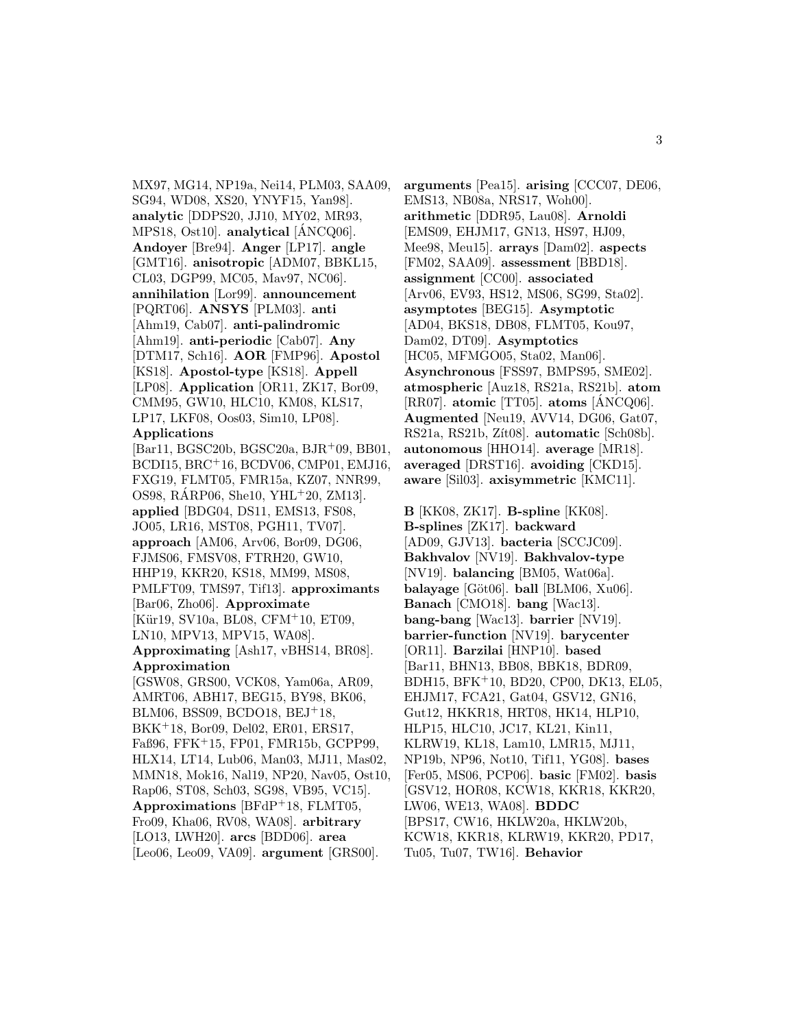MX97, MG14, NP19a, Nei14, PLM03, SAA09, SG94, WD08, XS20, YNYF15, Yan98]. **analytic** [DDPS20, JJ10, MY02, MR93, MPS18, Ost10]. **analytical** [ÁNCQ06]. **Andoyer** [Bre94]. **Anger** [LP17]. **angle** [GMT16]. **anisotropic** [ADM07, BBKL15, CL03, DGP99, MC05, Mav97, NC06]. **annihilation** [Lor99]. **announcement** [PQRT06]. **ANSYS** [PLM03]. **anti** [Ahm19, Cab07]. **anti-palindromic** [Ahm19]. **anti-periodic** [Cab07]. **Any** [DTM17, Sch16]. **AOR** [FMP96]. **Apostol** [KS18]. **Apostol-type** [KS18]. **Appell** [LP08]. **Application** [OR11, ZK17, Bor09, CMM95, GW10, HLC10, KM08, KLS17, LP17, LKF08, Oos03, Sim10, LP08]. **Applications** [Bar11, BGSC20b, BGSC20a, BJR+09, BB01, BCDI15, BRC+16, BCDV06, CMP01, EMJ16, FXG19, FLMT05, FMR15a, KZ07, NNR99, OS98, RÁRP06, She10, YHL+20, ZM13]. **applied** [BDG04, DS11, EMS13, FS08, JO05, LR16, MST08, PGH11, TV07]. **approach** [AM06, Arv06, Bor09, DG06, FJMS06, FMSV08, FTRH20, GW10, HHP19, KKR20, KS18, MM99, MS08, PMLFT09, TMS97, Tif13]. **approximants** [Bar06, Zho06]. **Approximate** [Kür19, SV10a, BL08, CFM+10, ET09, LN10, MPV13, MPV15, WA08]. **Approximating** [Ash17, vBHS14, BR08]. **Approximation** [GSW08, GRS00, VCK08, Yam06a, AR09, AMRT06, ABH17, BEG15, BY98, BK06, BLM06, BSS09, BCDO18, BEJ+18, BKK+18, Bor09, Del02, ER01, ERS17, Faß96, FFK+15, FP01, FMR15b, GCPP99, HLX14, LT14, Lub06, Man03, MJ11, Mas02, MMN18, Mok16, Nal19, NP20, Nav05, Ost10, Rap06, ST08, Sch03, SG98, VB95, VC15]. **Approximations** [BFdP+18, FLMT05, Fro09, Kha06, RV08, WA08]. **arbitrary** [LO13, LWH20]. **arcs** [BDD06]. **area** [Leo06, Leo09, VA09]. **argument** [GRS00]. **arguments** [Pea15]. **arising** [CCC07, DE06, EMS13, NB08a, NRS17, Woh00]. **arithmetic** [DDR95, Lau08]. **Arnoldi** [EMS09, EHJM17, GN13, HS97, HJ09, Mee98, Meu15]. **arrays** [Dam02]. **aspects** [FM02, SAA09]. **assessment** [BBD18]. **assignment** [CC00]. **associated** [Arv06, EV93, HS12, MS06, SG99, Sta02]. **asymptotes** [BEG15]. **Asymptotic** [AD04, BKS18, DB08, FLMT05, Kou97, Dam02, DT09]. **Asymptotics** [HC05, MFMGO05, Sta02, Man06]. **Asynchronous** [FSS97, BMPS95, SME02]. **atmospheric** [Auz18, RS21a, RS21b]. **atom** [RR07]. **atomic** [TT05]. **atoms** [ÁNCQ06]. **Augmented** [Neu19, AVV14, DG06, Gat07, RS21a, RS21b, Zít08]. **automatic** [Sch08b]. **autonomous** [HHO14]. **average** [MR18]. **averaged** [DRST16]. **avoiding** [CKD15]. **aware** [Sil03]. **axisymmetric** [KMC11].

**B** [KK08, ZK17]. **B-spline** [KK08]. **B-splines** [ZK17]. **backward** [AD09, GJV13]. **bacteria** [SCCJC09]. **Bakhvalov** [NV19]. **Bakhvalov-type** [NV19]. **balancing** [BM05, Wat06a]. **balayage** [Göt06]. **ball** [BLM06, Xu06]. **Banach** [CMO18]. **bang** [Wac13]. **bang-bang** [Wac13]. **barrier** [NV19]. **barrier-function** [NV19]. **barycenter** [OR11]. **Barzilai** [HNP10]. **based** [Bar11, BHN13, BB08, BBK18, BDR09, BDH15, BFK+10, BD20, CP00, DK13, EL05, EHJM17, FCA21, Gat04, GSV12, GN16, Gut12, HKKR18, HRT08, HK14, HLP10, HLP15, HLC10, JC17, KL21, Kin11, KLRW19, KL18, Lam10, LMR15, MJ11, NP19b, NP96, Not10, Tif11, YG08]. **bases** [Fer05, MS06, PCP06]. **basic** [FM02]. **basis** [GSV12, HOR08, KCW18, KKR18, KKR20, LW06, WE13, WA08]. **BDDC** [BPS17, CW16, HKLW20a, HKLW20b, KCW18, KKR18, KLRW19, KKR20, PD17, Tu05, Tu07, TW16]. **Behavior**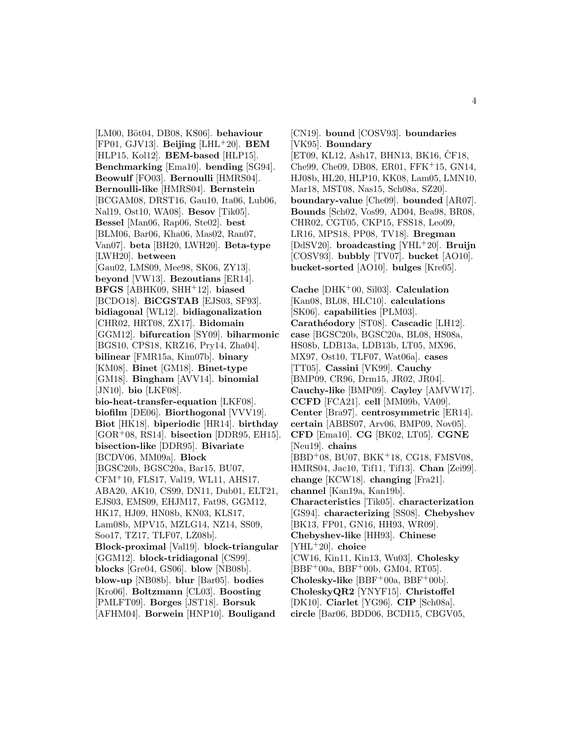[LM00, Böt04, DB08, KS06]. **behaviour** [FP01, GJV13]. **Beijing** [LHL+20]. **BEM** [HLP15, Kol12]. **BEM-based** [HLP15]. **Benchmarking** [Ema10]. **bending** [SG94]. **Beowulf** [FO03]. **Bernoulli** [HMRS04]. **Bernoulli-like** [HMRS04]. **Bernstein** [BCGAM08, DRST16, Gau10, Ita06, Lub06, Nal19, Ost10, WA08]. **Besov** [Tik05]. **Bessel** [Man06, Rap06, Ste02]. **best** [BLM06, Bar06, Kha06, Mas02, Ran07, Van07]. **beta** [BH20, LWH20]. **Beta-type** [LWH20]. **between** [Gau02, LMS09, Mee98, SK06, ZY13]. **beyond** [VW13]. **Bezoutians** [ER14]. **BFGS** [ABHK09, SHH+12]. **biased** [BCDO18]. **BiCGSTAB** [EJS03, SF93]. **bidiagonal** [WL12]. **bidiagonalization** [CHR02, HRT08, ZX17]. **Bidomain** [GGM12]. **bifurcation** [SY09]. **biharmonic** [BGS10, CPS18, KRZ16, Pry14, Zha04]. **bilinear** [FMR15a, Kim07b]. **binary** [KM08]. **Binet** [GM18]. **Binet-type** [GM18]. **Bingham** [AVV14]. **binomial** [JN10]. **bio** [LKF08]. **bio-heat-transfer-equation** [LKF08]. **biofilm** [DE06]. **Biorthogonal** [VVV19]. **Biot** [HK18]. **biperiodic** [HR14]. **birthday** [GOR+08, RS14]. **bisection** [DDR95, EH15]. **bisection-like** [DDR95]. **Bivariate** [BCDV06, MM09a]. **Block** [BGSC20b, BGSC20a, Bar15, BU07, CFM+10, FLS17, Val19, WL11, AHS17, ABA20, AK10, CS99, DN11, Dub01, ELT21, EJS03, EMS09, EHJM17, Fat98, GGM12, HK17, HJ09, HN08b, KN03, KLS17, Lam08b, MPV15, MZLG14, NZ14, SS09, Soo17, TZ17, TLF07, LZ08b]. **Block-proximal** [Val19]. **block-triangular** [GGM12]. **block-tridiagonal** [CS99]. **blocks** [Gre04, GS06]. **blow** [NB08b]. **blow-up** [NB08b]. **blur** [Bar05]. **bodies** [Kro06]. **Boltzmann** [CL03]. **Boosting** [PMLFT09]. **Borges** [JST18]. **Borsuk** [AFHM04]. **Borwein** [HNP10]. **Bouligand** [CN19]. **bound** [COSV93]. **boundaries** [VK95]. **Boundary** [ET09, KL12, Ash17, BHN13, BK16, ČF18, Che99, Che09, DB08, ER01, FFK+15, GN14, HJ08b, HL20, HLP10, KK08, Lam05, LMN10, Mar18, MST08, Nas15, Sch08a, SZ20]. **boundary-value** [Che09]. **bounded** [AR07]. **Bounds** [Sch02, Vos99, AD04, Bea98, BR08, CHR02, CGT05, CKP15, FSS18, Leo09, LR16, MPS18, PP08, TV18]. **Bregman** [DdSV20]. **broadcasting** [YHL+20]. **Bruijn** [COSV93]. **bubbly** [TV07]. **bucket** [AO10]. **bucket-sorted** [AO10]. **bulges** [Kre05].

**Cache** [DHK+00, Sil03]. **Calculation** [Kan08, BL08, HLC10]. **calculations** [SK06]. **capabilities** [PLM03]. **Carathéodory** [ST08]. **Cascadic** [LH12]. **case** [BGSC20b, BGSC20a, BL08, HS08a, HS08b, LDB13a, LDB13b, LT05, MX96, MX97, Ost10, TLF07, Wat06a]. **cases** [TT05]. **Cassini** [VK99]. **Cauchy** [BMP09, CR96, Drm15, JR02, JR04]. **Cauchy-like** [BMP09]. **Cayley** [AMVW17]. **CCFD** [FCA21]. **cell** [MM09b, VA09]. **Center** [Bra97]. **centrosymmetric** [ER14]. **certain** [ABBS07, Arv06, BMP09, Nov05]. **CFD** [Ema10]. **CG** [BK02, LT05]. **CGNE** [Neu19]. **chains** [BBD+08, BU07, BKK+18, CG18, FMSV08, HMRS04, Jac10, Tif11, Tif13]. **Chan** [Zei99]. **change** [KCW18]. **changing** [Fra21]. **channel** [Kan19a, Kan19b]. **Characteristics** [Tik05]. **characterization** [GS94]. **characterizing** [SS08]. **Chebyshev** [BK13, FP01, GN16, HH93, WR09]. **Chebyshev-like** [HH93]. **Chinese** [YHL+20]. **choice** [CW16, Kin11, Kin13, Wu03]. **Cholesky** [BBF+00a, BBF+00b, GM04, RT05]. **Cholesky-like** [BBF+00a, BBF+00b]. **CholeskyQR2** [YNYF15]. **Christoffel** [DK10]. **Ciarlet** [YG96]. **CIP** [Sch08a]. **circle** [Bar06, BDD06, BCDI15, CBGV05,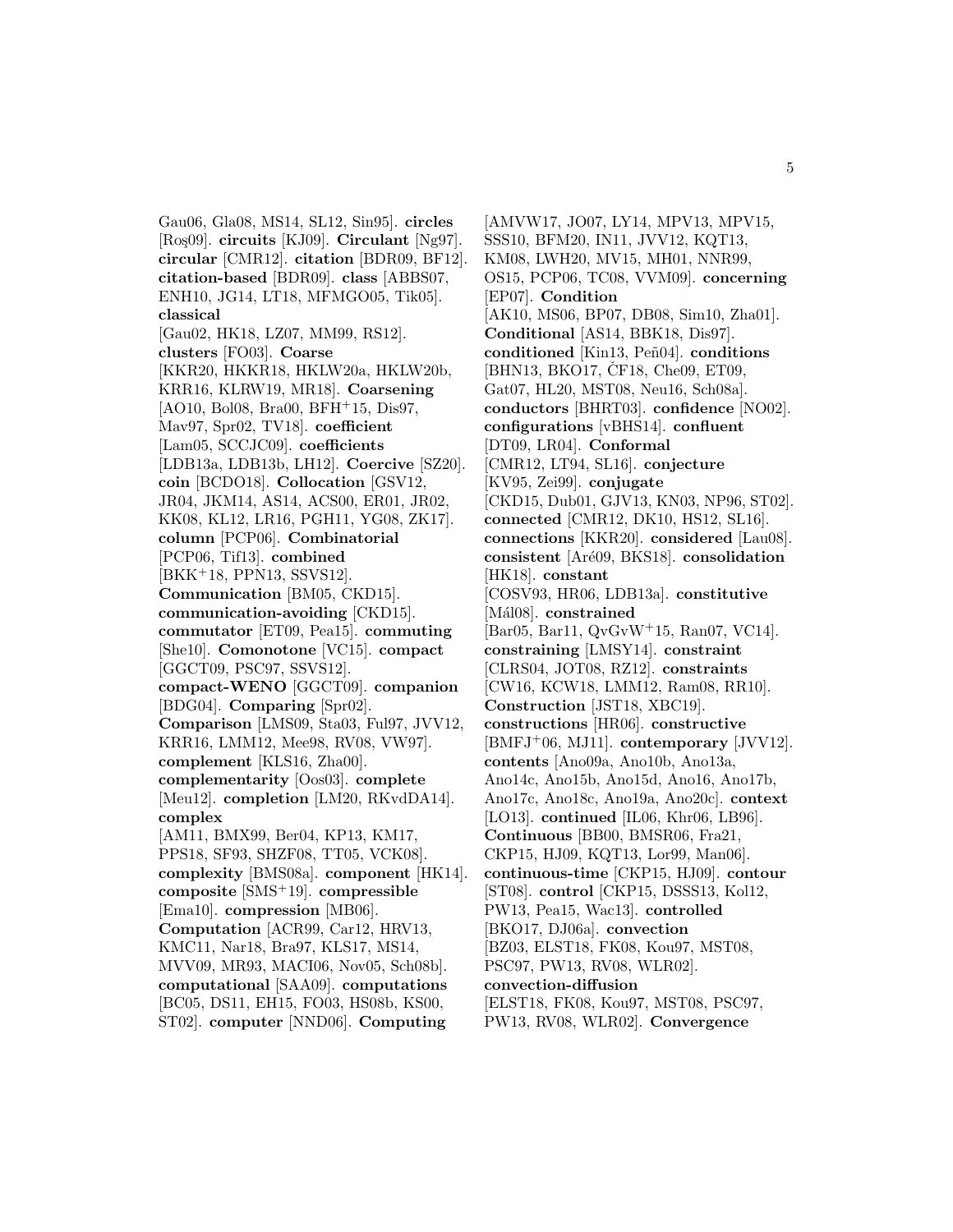Gau06, Gla08, MS14, SL12, Sin95]. **circles** [Roş09]. **circuits** [KJ09]. **Circulant** [Ng97]. **circular** [CMR12]. **citation** [BDR09, BF12]. **citation-based** [BDR09]. **class** [ABBS07, ENH10, JG14, LT18, MFMGO05, Tik05]. **classical** [Gau02, HK18, LZ07, MM99, RS12]. **clusters** [FO03]. **Coarse** [KKR20, HKKR18, HKLW20a, HKLW20b, KRR16, KLRW19, MR18]. **Coarsening** [AO10, Bol08, Bra00, BFH+15, Dis97, Mav97, Spr02, TV18]. **coefficient** [Lam05, SCCJC09]. **coefficients** [LDB13a, LDB13b, LH12]. **Coercive** [SZ20]. **coin** [BCDO18]. **Collocation** [GSV12, JR04, JKM14, AS14, ACS00, ER01, JR02, KK08, KL12, LR16, PGH11, YG08, ZK17]. **column** [PCP06]. **Combinatorial** [PCP06, Tif13]. **combined** [BKK+18, PPN13, SSVS12]. **Communication** [BM05, CKD15]. **communication-avoiding** [CKD15]. **commutator** [ET09, Pea15]. **commuting** [She10]. **Comonotone** [VC15]. **compact** [GGCT09, PSC97, SSVS12]. **compact-WENO** [GGCT09]. **companion** [BDG04]. **Comparing** [Spr02]. **Comparison** [LMS09, Sta03, Ful97, JVV12, KRR16, LMM12, Mee98, RV08, VW97]. **complement** [KLS16, Zha00]. **complementarity** [Oos03]. **complete** [Meu12]. **completion** [LM20, RKvdDA14]. **complex** [AM11, BMX99, Ber04, KP13, KM17, PPS18, SF93, SHZF08, TT05, VCK08]. **complexity** [BMS08a]. **component** [HK14]. **composite** [SMS+19]. **compressible** [Ema10]. **compression** [MB06]. **Computation** [ACR99, Car12, HRV13, KMC11, Nar18, Bra97, KLS17, MS14, MVV09, MR93, MACI06, Nov05, Sch08b]. **computational** [SAA09]. **computations** [BC05, DS11, EH15, FO03, HS08b, KS00, ST02]. **computer** [NND06]. **Computing** [AMVW17, JO07, LY14, MPV13, MPV15, SSS10, BFM20, IN11, JVV12, KQT13, KM08, LWH20, MV15, MH01, NNR99, OS15, PCP06, TC08, VVM09]. **concerning** [EP07]. **Condition** [AK10, MS06, BP07, DB08, Sim10, Zha01]. **Conditional** [AS14, BBK18, Dis97]. **conditioned** [Kin13, Peñ04]. **conditions** [BHN13, BKO17, ČF18, Che09, ET09, Gat07, HL20, MST08, Neu16, Sch08a]. **conductors** [BHRT03]. **confidence** [NO02]. **configurations** [vBHS14]. **confluent** [DT09, LR04]. **Conformal** [CMR12, LT94, SL16]. **conjecture** [KV95, Zei99]. **conjugate** [CKD15, Dub01, GJV13, KN03, NP96, ST02]. **connected** [CMR12, DK10, HS12, SL16]. **connections** [KKR20]. **considered** [Lau08]. **consistent** [Aré09, BKS18]. **consolidation** [HK18]. **constant** [COSV93, HR06, LDB13a]. **constitutive** [Mál08]. **constrained** [Bar05, Bar11, QvGvW+15, Ran07, VC14]. **constraining** [LMSY14]. **constraint** [CLRS04, JOT08, RZ12]. **constraints** [CW16, KCW18, LMM12, Ram08, RR10]. **Construction** [JST18, XBC19]. **constructions** [HR06]. **constructive** [BMFJ+06, MJ11]. **contemporary** [JVV12]. **contents** [Ano09a, Ano10b, Ano13a, Ano14c, Ano15b, Ano15d, Ano16, Ano17b, Ano17c, Ano18c, Ano19a, Ano20c]. **context** [LO13]. **continued** [IL06, Khr06, LB96]. **Continuous** [BB00, BMSR06, Fra21, CKP15, HJ09, KQT13, Lor99, Man06]. **continuous-time** [CKP15, HJ09]. **contour** [ST08]. **control** [CKP15, DSSS13, Kol12, PW13, Pea15, Wac13]. **controlled** [BKO17, DJ06a]. **convection** [BZ03, ELST18, FK08, Kou97, MST08, PSC97, PW13, RV08, WLR02]. **convection-diffusion** [ELST18, FK08, Kou97, MST08, PSC97, PW13, RV08, WLR02]. **Convergence**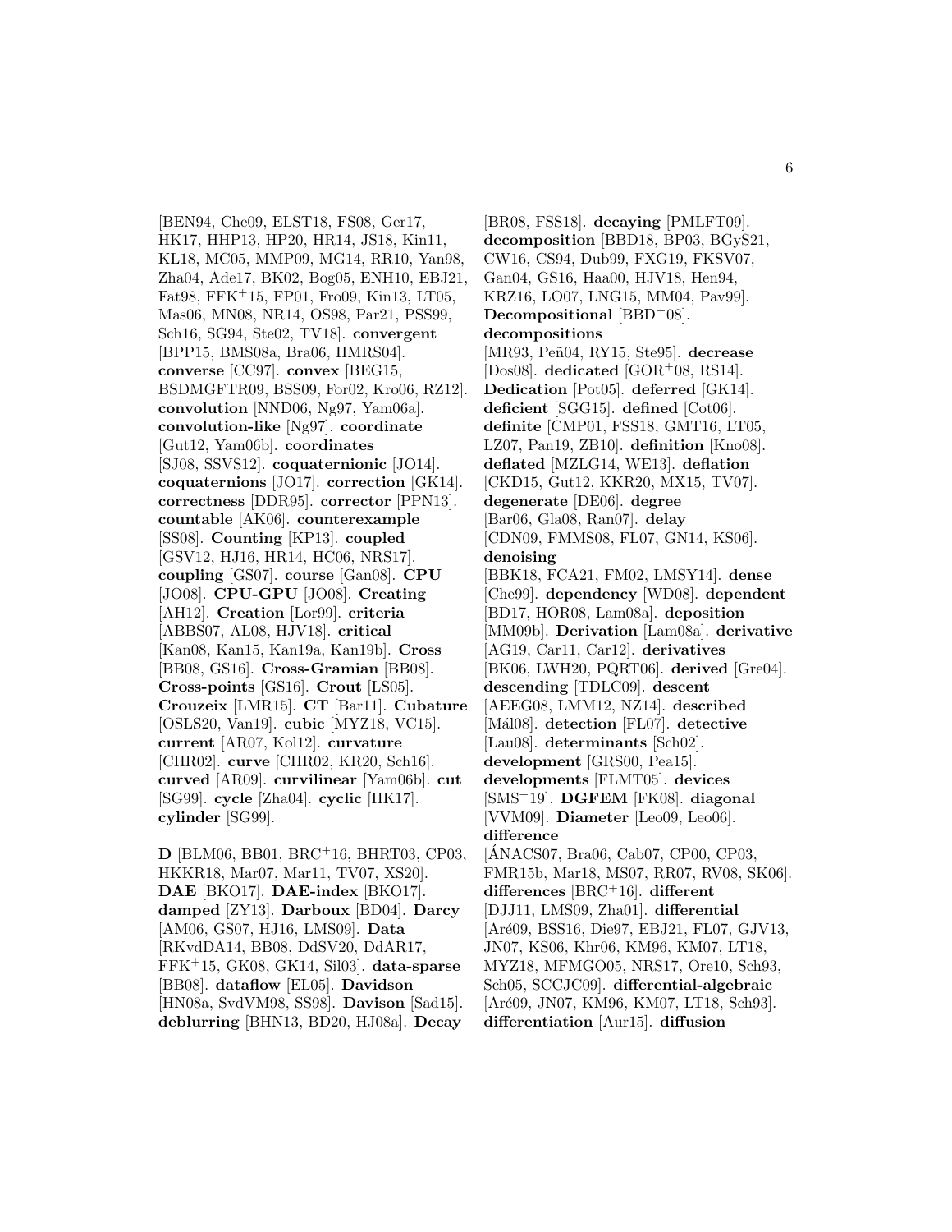[BEN94, Che09, ELST18, FS08, Ger17, HK17, HHP13, HP20, HR14, JS18, Kin11, KL18, MC05, MMP09, MG14, RR10, Yan98, Zha04, Ade17, BK02, Bog05, ENH10, EBJ21, Fat98, FFK+15, FP01, Fro09, Kin13, LT05, Mas06, MN08, NR14, OS98, Par21, PSS99, Sch16, SG94, Ste02, TV18]. **convergent** [BPP15, BMS08a, Bra06, HMRS04]. **converse** [CC97]. **convex** [BEG15, BSDMGFTR09, BSS09, For02, Kro06, RZ12]. **convolution** [NND06, Ng97, Yam06a]. **convolution-like** [Ng97]. **coordinate** [Gut12, Yam06b]. **coordinates** [SJ08, SSVS12]. **coquaternionic** [JO14]. **coquaternions** [JO17]. **correction** [GK14]. **correctness** [DDR95]. **corrector** [PPN13]. **countable** [AK06]. **counterexample** [SS08]. **Counting** [KP13]. **coupled** [GSV12, HJ16, HR14, HC06, NRS17]. **coupling** [GS07]. **course** [Gan08]. **CPU** [JO08]. **CPU-GPU** [JO08]. **Creating** [AH12]. **Creation** [Lor99]. **criteria** [ABBS07, AL08, HJV18]. **critical** [Kan08, Kan15, Kan19a, Kan19b]. **Cross** [BB08, GS16]. **Cross-Gramian** [BB08]. **Cross-points** [GS16]. **Crout** [LS05]. **Crouzeix** [LMR15]. **CT** [Bar11]. **Cubature** [OSLS20, Van19]. **cubic** [MYZ18, VC15]. **current** [AR07, Kol12]. **curvature** [CHR02]. **curve** [CHR02, KR20, Sch16]. **curved** [AR09]. **curvilinear** [Yam06b]. **cut** [SG99]. **cycle** [Zha04]. **cyclic** [HK17]. **cylinder** [SG99].

**D** [BLM06, BB01, BRC+16, BHRT03, CP03, HKKR18, Mar07, Mar11, TV07, XS20]. **DAE** [BKO17]. **DAE-index** [BKO17]. **damped** [ZY13]. **Darboux** [BD04]. **Darcy** [AM06, GS07, HJ16, LMS09]. **Data** [RKvdDA14, BB08, DdSV20, DdAR17, FFK+15, GK08, GK14, Sil03]. **data-sparse** [BB08]. **dataflow** [EL05]. **Davidson** [HN08a, SvdVM98, SS98]. **Davison** [Sad15]. **deblurring** [BHN13, BD20, HJ08a]. **Decay** [BR08, FSS18]. **decaying** [PMLFT09]. **decomposition** [BBD18, BP03, BGyS21, CW16, CS94, Dub99, FXG19, FKSV07, Gan04, GS16, Haa00, HJV18, Hen94, KRZ16, LO07, LNG15, MM04, Pav99]. **Decompositional** [BBD+08]. **decompositions** [MR93, Peñ04, RY15, Ste95]. **decrease** [Dos08]. **dedicated** [GOR+08, RS14]. **Dedication** [Pot05]. **deferred** [GK14]. **deficient** [SGG15]. **defined** [Cot06]. **definite** [CMP01, FSS18, GMT16, LT05, LZ07, Pan19, ZB10]. **definition** [Kno08]. **deflated** [MZLG14, WE13]. **deflation** [CKD15, Gut12, KKR20, MX15, TV07]. **degenerate** [DE06]. **degree** [Bar06, Gla08, Ran07]. **delay** [CDN09, FMMS08, FL07, GN14, KS06]. **denoising** [BBK18, FCA21, FM02, LMSY14]. **dense** [Che99]. **dependency** [WD08]. **dependent** [BD17, HOR08, Lam08a]. **deposition** [MM09b]. **Derivation** [Lam08a]. **derivative** [AG19, Car11, Car12]. **derivatives** [BK06, LWH20, PQRT06]. **derived** [Gre04]. **descending** [TDLC09]. **descent** [AEEG08, LMM12, NZ14]. **described** [Mál08]. **detection** [FL07]. **detective** [Lau08]. **determinants** [Sch02]. **development** [GRS00, Pea15]. **developments** [FLMT05]. **devices** [SMS+19]. **DGFEM** [FK08]. **diagonal** [VVM09]. **Diameter** [Leo09, Leo06]. **difference** [ÁNACS07, Bra06, Cab07, CP00, CP03, FMR15b, Mar18, MS07, RR07, RV08, SK06]. **differences** [BRC+16]. **different** [DJJ11, LMS09, Zha01]. **differential** [Aré09, BSS16, Die97, EBJ21, FL07, GJV13, JN07, KS06, Khr06, KM96, KM07, LT18, MYZ18, MFMGO05, NRS17, Ore10, Sch93, Sch05, SCCJC09]. **differential-algebraic** [Aré09, JN07, KM96, KM07, LT18, Sch93]. **differentiation** [Aur15]. **diffusion**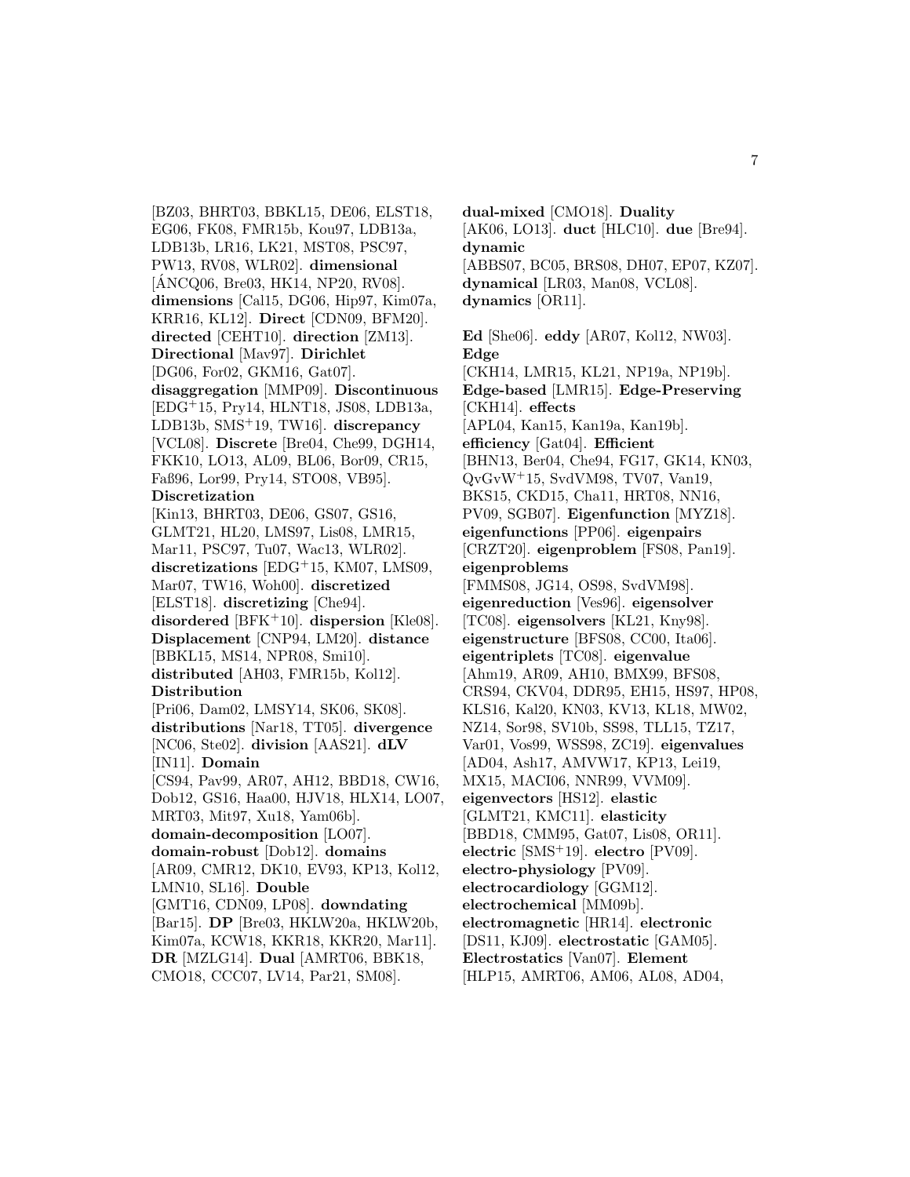[BZ03, BHRT03, BBKL15, DE06, ELST18, EG06, FK08, FMR15b, Kou97, LDB13a, LDB13b, LR16, LK21, MST08, PSC97, PW13, RV08, WLR02]. **dimensional** [ÁNCQ06, Bre03, HK14, NP20, RV08]. **dimensions** [Cal15, DG06, Hip97, Kim07a, KRR16, KL12]. **Direct** [CDN09, BFM20]. **directed** [CEHT10]. **direction** [ZM13]. **Directional** [Mav97]. **Dirichlet** [DG06, For02, GKM16, Gat07]. **disaggregation** [MMP09]. **Discontinuous** [EDG+15, Pry14, HLNT18, JS08, LDB13a, LDB13b, SMS+19, TW16]. **discrepancy** [VCL08]. **Discrete** [Bre04, Che99, DGH14, FKK10, LO13, AL09, BL06, Bor09, CR15, Faß96, Lor99, Pry14, STO08, VB95]. **Discretization** [Kin13, BHRT03, DE06, GS07, GS16, GLMT21, HL20, LMS97, Lis08, LMR15, Mar11, PSC97, Tu07, Wac13, WLR02]. **discretizations** [EDG+15, KM07, LMS09, Mar07, TW16, Woh00]. **discretized** [ELST18]. **discretizing** [Che94]. **disordered** [BFK+10]. **dispersion** [Kle08]. **Displacement** [CNP94, LM20]. **distance** [BBKL15, MS14, NPR08, Smi10]. **distributed** [AH03, FMR15b, Kol12]. **Distribution** [Pri06, Dam02, LMSY14, SK06, SK08]. **distributions** [Nar18, TT05]. **divergence** [NC06, Ste02]. **division** [AAS21]. **dLV** [IN11]. **Domain** [CS94, Pav99, AR07, AH12, BBD18, CW16, Dob12, GS16, Haa00, HJV18, HLX14, LO07, MRT03, Mit97, Xu18, Yam06b]. **domain-decomposition** [LO07]. **domain-robust** [Dob12]. **domains** [AR09, CMR12, DK10, EV93, KP13, Kol12, LMN10, SL16]. **Double** [GMT16, CDN09, LP08]. **downdating** [Bar15]. **DP** [Bre03, HKLW20a, HKLW20b, Kim07a, KCW18, KKR18, KKR20, Mar11]. **DR** [MZLG14]. **Dual** [AMRT06, BBK18, CMO18, CCC07, LV14, Par21, SM08]. **dual-mixed** [CMO18]. **Duality** [AK06, LO13]. **duct** [HLC10]. **due** [Bre94]. **dynamic** [ABBS07, BC05, BRS08, DH07, EP07, KZ07]. **dynamical** [LR03, Man08, VCL08]. **dynamics** [OR11].

**Ed** [She06]. **eddy** [AR07, Kol12, NW03]. **Edge** [CKH14, LMR15, KL21, NP19a, NP19b]. **Edge-based** [LMR15]. **Edge-Preserving** [CKH14]. **effects** [APL04, Kan15, Kan19a, Kan19b]. **efficiency** [Gat04]. **Efficient** [BHN13, Ber04, Che94, FG17, GK14, KN03, QvGvW+15, SvdVM98, TV07, Van19, BKS15, CKD15, Cha11, HRT08, NN16, PV09, SGB07]. **Eigenfunction** [MYZ18]. **eigenfunctions** [PP06]. **eigenpairs** [CRZT20]. **eigenproblem** [FS08, Pan19]. **eigenproblems** [FMMS08, JG14, OS98, SvdVM98]. **eigenreduction** [Ves96]. **eigensolver** [TC08]. **eigensolvers** [KL21, Kny98]. **eigenstructure** [BFS08, CC00, Ita06]. **eigentriplets** [TC08]. **eigenvalue** [Ahm19, AR09, AH10, BMX99, BFS08, CRS94, CKV04, DDR95, EH15, HS97, HP08, KLS16, Kal20, KN03, KV13, KL18, MW02, NZ14, Sor98, SV10b, SS98, TLL15, TZ17, Var01, Vos99, WSS98, ZC19]. **eigenvalues** [AD04, Ash17, AMVW17, KP13, Lei19, MX15, MACI06, NNR99, VVM09]. **eigenvectors** [HS12]. **elastic** [GLMT21, KMC11]. **elasticity** [BBD18, CMM95, Gat07, Lis08, OR11]. **electric** [SMS+19]. **electro** [PV09]. **electro-physiology** [PV09]. **electrocardiology** [GGM12]. **electrochemical** [MM09b]. **electromagnetic** [HR14]. **electronic** [DS11, KJ09]. **electrostatic** [GAM05]. **Electrostatics** [Van07]. **Element** [HLP15, AMRT06, AM06, AL08, AD04,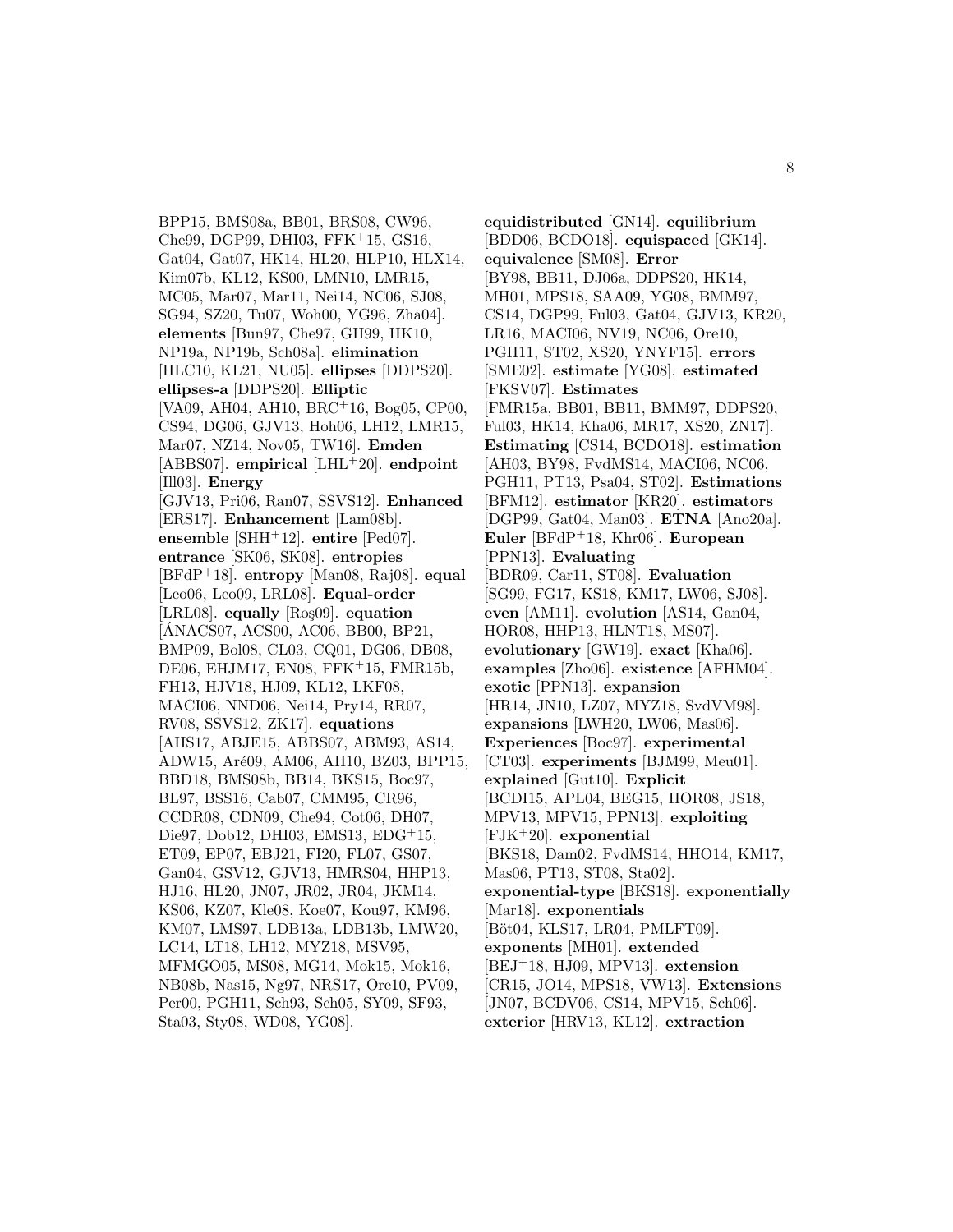BPP15, BMS08a, BB01, BRS08, CW96, Che99, DGP99, DHI03, FFK[+]15, GS16, Gat04, Gat07, HK14, HL20, HLP10, HLX14, Kim07b, KL12, KS00, LMN10, LMR15, MC05, Mar07, Mar11, Nei14, NC06, SJ08, SG94, SZ20, Tu07, Woh00, YG96, Zha04]. **elements** [Bun97, Che97, GH99, HK10, NP19a, NP19b, Sch08a]. **elimination** [HLC10, KL21, NU05]. **ellipses** [DDPS20]. **ellipses-a** [DDPS20]. **Elliptic** [VA09, AH04, AH10, BRC[+]16, Bog05, CP00, CS94, DG06, GJV13, Hoh06, LH12, LMR15, Mar07, NZ14, Nov05, TW16]. **Emden** [ABBS07]. **empirical** [LHL[+]20]. **endpoint** [Ill03]. **Energy** [GJV13, Pri06, Ran07, SSVS12]. **Enhanced** [ERS17]. **Enhancement** [Lam08b]. **ensemble** [SHH[+]12]. **entire** [Ped07]. **entrance** [SK06, SK08]. **entropies** [BFdP[+]18]. **entropy** [Man08, Raj08]. **equal** [Leo06, Leo09, LRL08]. **Equal-order** [LRL08]. **equally** [Roş09]. **equation** [ÁNACS07, ACS00, AC06, BB00, BP21, BMP09, Bol08, CL03, CQ01, DG06, DB08, DE06, EHJM17, EN08, FFK[+]15, FMR15b, FH13, HJV18, HJ09, KL12, LKF08, MACI06, NND06, Nei14, Pry14, RR07, RV08, SSVS12, ZK17]. **equations** [AHS17, ABJE15, ABBS07, ABM93, AS14, ADW15, Aré09, AM06, AH10, BZ03, BPP15, BBD18, BMS08b, BB14, BKS15, Boc97, BL97, BSS16, Cab07, CMM95, CR96, CCDR08, CDN09, Che94, Cot06, DH07, Die97, Dob12, DHI03, EMS13, EDG[+]15, ET09, EP07, EBJ21, FI20, FL07, GS07, Gan04, GSV12, GJV13, HMRS04, HHP13, HJ16, HL20, JN07, JR02, JR04, JKM14, KS06, KZ07, Kle08, Koe07, Kou97, KM96, KM07, LMS97, LDB13a, LDB13b, LMW20, LC14, LT18, LH12, MYZ18, MSV95, MFMGO05, MS08, MG14, Mok15, Mok16, NB08b, Nas15, Ng97, NRS17, Ore10, PV09, Per00, PGH11, Sch93, Sch05, SY09, SF93, Sta03, Sty08, WD08, YG08].
**equidistributed** [GN14]. **equilibrium** [BDD06, BCDO18]. **equispaced** [GK14]. **equivalence** [SM08]. **Error** [BY98, BB11, DJ06a, DDPS20, HK14, MH01, MPS18, SAA09, YG08, BMM97, CS14, DGP99, Ful03, Gat04, GJV13, KR20, LR16, MACI06, NV19, NC06, Ore10, PGH11, ST02, XS20, YNYF15]. **errors** [SME02]. **estimate** [YG08]. **estimated** [FKSV07]. **Estimates** [FMR15a, BB01, BB11, BMM97, DDPS20, Ful03, HK14, Kha06, MR17, XS20, ZN17]. **Estimating** [CS14, BCDO18]. **estimation** [AH03, BY98, FvdMS14, MACI06, NC06, PGH11, PT13, Psa04, ST02]. **Estimations** [BFM12]. **estimator** [KR20]. **estimators** [DGP99, Gat04, Man03]. **ETNA** [Ano20a]. **Euler** [BFdP[+]18, Khr06]. **European** [PPN13]. **Evaluating** [BDR09, Car11, ST08]. **Evaluation** [SG99, FG17, KS18, KM17, LW06, SJ08]. **even** [AM11]. **evolution** [AS14, Gan04, HOR08, HHP13, HLNT18, MS07]. **evolutionary** [GW19]. **exact** [Kha06]. **examples** [Zho06]. **existence** [AFHM04]. **exotic** [PPN13]. **expansion** [HR14, JN10, LZ07, MYZ18, SvdVM98]. **expansions** [LWH20, LW06, Mas06]. **Experiences** [Boc97]. **experimental** [CT03]. **experiments** [BJM99, Meu01]. **explained** [Gut10]. **Explicit** [BCDI15, APL04, BEG15, HOR08, JS18, MPV13, MPV15, PPN13]. **exploiting** [FJK[+]20]. **exponential** [BKS18, Dam02, FvdMS14, HHO14, KM17, Mas06, PT13, ST08, Sta02]. **exponential-type** [BKS18]. **exponentially** [Mar18]. **exponentials** [Böt04, KLS17, LR04, PMLFT09]. **exponents** [MH01]. **extended** [BEJ[+]18, HJ09, MPV13]. **extension** [CR15, JO14, MPS18, VW13]. **Extensions** [JN07, BCDV06, CS14, MPV15, Sch06]. **exterior** [HRV13, KL12]. **extraction**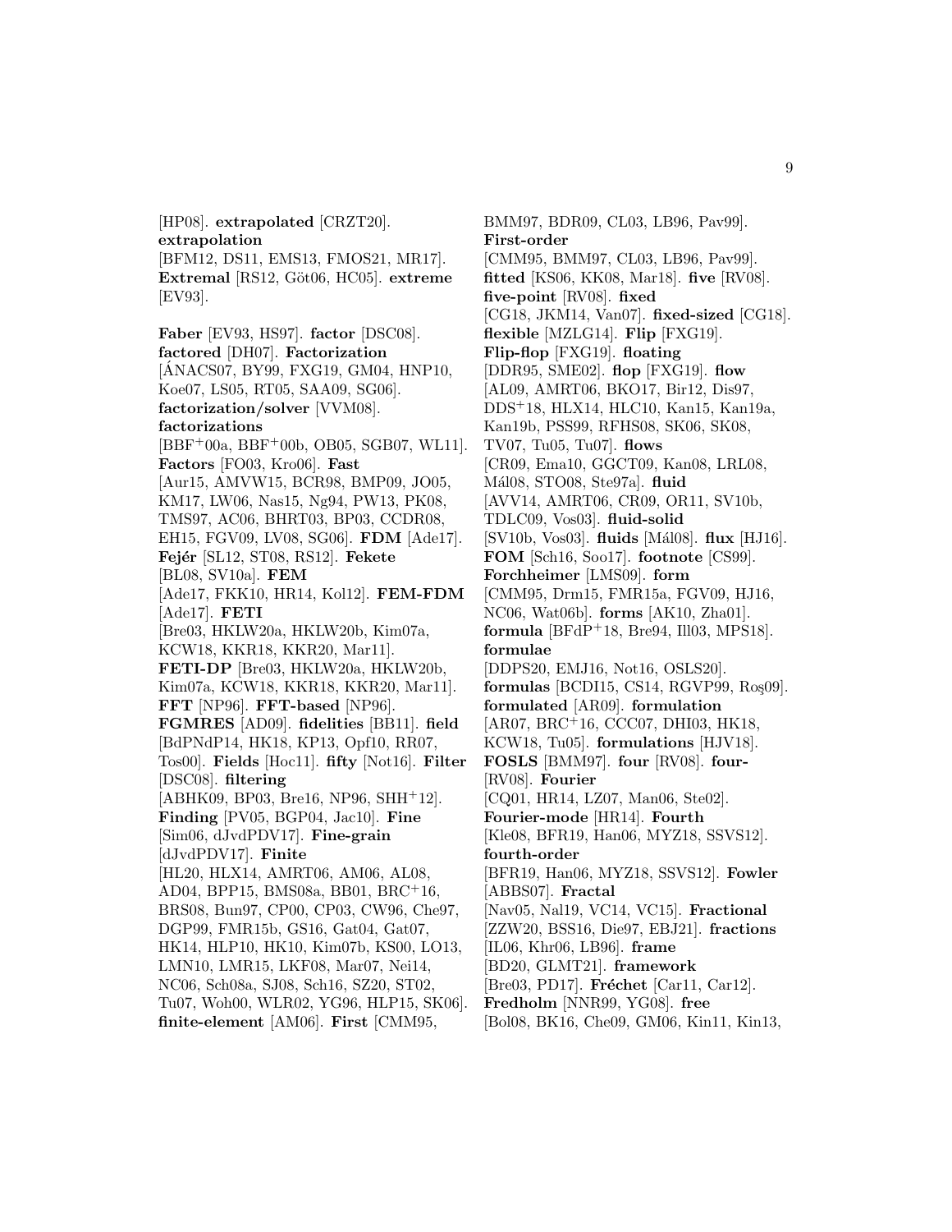[HP08]. **extrapolated** [CRZT20]. **extrapolation** [BFM12, DS11, EMS13, FMOS21, MR17]. **Extremal** [RS12, Göt06, HC05]. **extreme** [EV93].

**Faber** [EV93, HS97]. **factor** [DSC08]. **factored** [DH07]. **Factorization** [ÁNACS07, BY99, FXG19, GM04, HNP10, Koe07, LS05, RT05, SAA09, SG06]. **factorization/solver** [VVM08]. **factorizations** [BBF+00a, BBF+00b, OB05, SGB07, WL11]. **Factors** [FO03, Kro06]. **Fast** [Aur15, AMVW15, BCR98, BMP09, JO05, KM17, LW06, Nas15, Ng94, PW13, PK08, TMS97, AC06, BHRT03, BP03, CCDR08, EH15, FGV09, LV08, SG06]. **FDM** [Ade17]. **Fejér** [SL12, ST08, RS12]. **Fekete** [BL08, SV10a]. **FEM** [Ade17, FKK10, HR14, Kol12]. **FEM-FDM** [Ade17]. **FETI** [Bre03, HKLW20a, HKLW20b, Kim07a, KCW18, KKR18, KKR20, Mar11]. **FETI-DP** [Bre03, HKLW20a, HKLW20b, Kim07a, KCW18, KKR18, KKR20, Mar11]. **FFT** [NP96]. **FFT-based** [NP96]. **FGMRES** [AD09]. **fidelities** [BB11]. **field** [BdPNdP14, HK18, KP13, Opf10, RR07, Tos00]. **Fields** [Hoc11]. **fifty** [Not16]. **Filter** [DSC08]. **filtering** [ABHK09, BP03, Bre16, NP96, SHH+12]. **Finding** [PV05, BGP04, Jac10]. **Fine** [Sim06, dJvdPDV17]. **Fine-grain** [dJvdPDV17]. **Finite** [HL20, HLX14, AMRT06, AM06, AL08, AD04, BPP15, BMS08a, BB01, BRC+16, BRS08, Bun97, CP00, CP03, CW96, Che97, DGP99, FMR15b, GS16, Gat04, Gat07, HK14, HLP10, HK10, Kim07b, KS00, LO13, LMN10, LMR15, LKF08, Mar07, Nei14, NC06, Sch08a, SJ08, Sch16, SZ20, ST02, Tu07, Woh00, WLR02, YG96, HLP15, SK06]. **finite-element** [AM06]. **First** [CMM95, BMM97, BDR09, CL03, LB96, Pav99]. **First-order** [CMM95, BMM97, CL03, LB96, Pav99]. **fitted** [KS06, KK08, Mar18]. **five** [RV08]. **five-point** [RV08]. **fixed** [CG18, JKM14, Van07]. **fixed-sized** [CG18]. **flexible** [MZLG14]. **Flip** [FXG19]. **Flip-flop** [FXG19]. **floating** [DDR95, SME02]. **flop** [FXG19]. **flow** [AL09, AMRT06, BKO17, Bir12, Dis97, DDS+18, HLX14, HLC10, Kan15, Kan19a, Kan19b, PSS99, RFHS08, SK06, SK08, TV07, Tu05, Tu07]. **flows** [CR09, Ema10, GGCT09, Kan08, LRL08, Mál08, STO08, Ste97a]. **fluid** [AVV14, AMRT06, CR09, OR11, SV10b, TDLC09, Vos03]. **fluid-solid** [SV10b, Vos03]. **fluids** [Mál08]. **flux** [HJ16]. **FOM** [Sch16, Soo17]. **footnote** [CS99]. **Forchheimer** [LMS09]. **form** [CMM95, Drm15, FMR15a, FGV09, HJ16, NC06, Wat06b]. **forms** [AK10, Zha01]. **formula** [BFdP+18, Bre94, Ill03, MPS18]. **formulae** [DDPS20, EMJ16, Not16, OSLS20]. **formulas** [BCDI15, CS14, RGVP99, Roş09]. **formulated** [AR09]. **formulation** [AR07, BRC+16, CCC07, DHI03, HK18, KCW18, Tu05]. **formulations** [HJV18]. **FOSLS** [BMM97]. **four** [RV08]. **four-** [RV08]. **Fourier** [CQ01, HR14, LZ07, Man06, Ste02]. **Fourier-mode** [HR14]. **Fourth** [Kle08, BFR19, Han06, MYZ18, SSVS12]. **fourth-order** [BFR19, Han06, MYZ18, SSVS12]. **Fowler** [ABBS07]. **Fractal** [Nav05, Nal19, VC14, VC15]. **Fractional** [ZZW20, BSS16, Die97, EBJ21]. **fractions** [IL06, Khr06, LB96]. **frame** [BD20, GLMT21]. **framework** [Bre03, PD17]. **Fréchet** [Car11, Car12]. **Fredholm** [NNR99, YG08]. **free** [Bol08, BK16, Che09, GM06, Kin11, Kin13,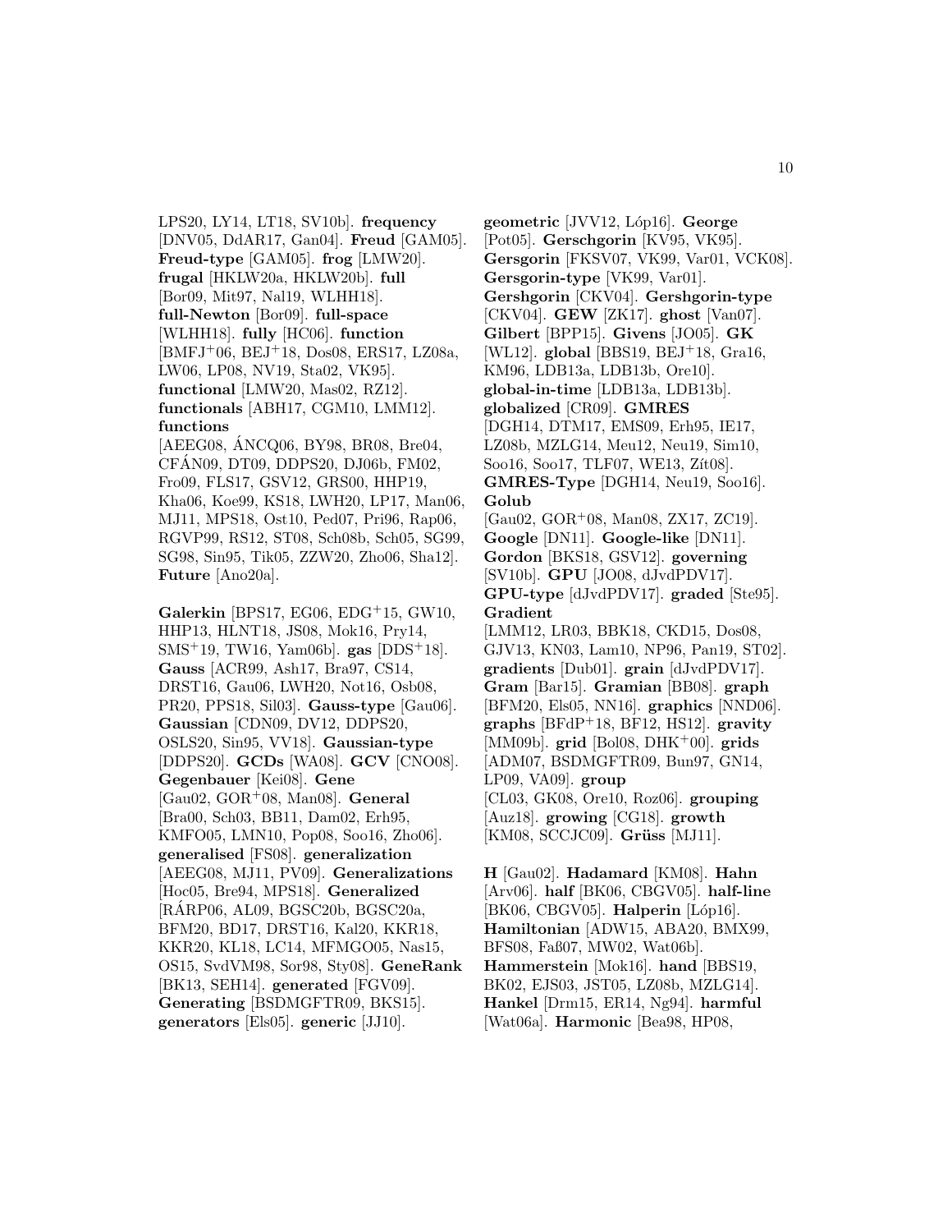LPS20, LY14, LT18, SV10b]. **frequency** [DNV05, DdAR17, Gan04]. **Freud** [GAM05]. **Freud-type** [GAM05]. **frog** [LMW20]. **frugal** [HKLW20a, HKLW20b]. **full** [Bor09, Mit97, Nal19, WLHH18]. **full-Newton** [Bor09]. **full-space** [WLHH18]. **fully** [HC06]. **function** [BMFJ+06, BEJ+18, Dos08, ERS17, LZ08a, LW06, LP08, NV19, Sta02, VK95]. **functional** [LMW20, Mas02, RZ12]. **functionals** [ABH17, CGM10, LMM12]. **functions** [AEEG08, ÁNCQ06, BY98, BR08, Bre04, CFÁN09, DT09, DDPS20, DJ06b, FM02, Fro09, FLS17, GSV12, GRS00, HHP19, Kha06, Koe99, KS18, LWH20, LP17, Man06, MJ11, MPS18, Ost10, Ped07, Pri96, Rap06, RGVP99, RS12, ST08, Sch08b, Sch05, SG99, SG98, Sin95, Tik05, ZZW20, Zho06, Sha12]. **Future** [Ano20a].

**Galerkin** [BPS17, EG06, EDG+15, GW10, HHP13, HLNT18, JS08, Mok16, Pry14, SMS+19, TW16, Yam06b]. **gas** [DDS+18]. **Gauss** [ACR99, Ash17, Bra97, CS14, DRST16, Gau06, LWH20, Not16, Osb08, PR20, PPS18, Sil03]. **Gauss-type** [Gau06]. **Gaussian** [CDN09, DV12, DDPS20, OSLS20, Sin95, VV18]. **Gaussian-type** [DDPS20]. **GCDs** [WA08]. **GCV** [CNO08]. **Gegenbauer** [Kei08]. **Gene** [Gau02, GOR+08, Man08]. **General** [Bra00, Sch03, BB11, Dam02, Erh95, KMFO05, LMN10, Pop08, Soo16, Zho06]. **generalised** [FS08]. **generalization** [AEEG08, MJ11, PV09]. **Generalizations** [Hoc05, Bre94, MPS18]. **Generalized** [RÁRP06, AL09, BGSC20b, BGSC20a, BFM20, BD17, DRST16, Kal20, KKR18, KKR20, KL18, LC14, MFMGO05, Nas15, OS15, SvdVM98, Sor98, Sty08]. **GeneRank** [BK13, SEH14]. **generated** [FGV09]. **Generating** [BSDMGFTR09, BKS15]. **generators** [Els05]. **generic** [JJ10].

**geometric** [JVV12, Lóp16]. **George** [Pot05]. **Gerschgorin** [KV95, VK95]. **Gersgorin** [FKSV07, VK99, Var01, VCK08]. **Gersgorin-type** [VK99, Var01]. **Gershgorin** [CKV04]. **Gershgorin-type** [CKV04]. **GEW** [ZK17]. **ghost** [Van07]. **Gilbert** [BPP15]. **Givens** [JO05]. **GK** [WL12]. **global** [BBS19, BEJ+18, Gra16, KM96, LDB13a, LDB13b, Ore10]. **global-in-time** [LDB13a, LDB13b]. **globalized** [CR09]. **GMRES** [DGH14, DTM17, EMS09, Erh95, IE17, LZ08b, MZLG14, Meu12, Neu19, Sim10, Soo16, Soo17, TLF07, WE13, Zít08]. **GMRES-Type** [DGH14, Neu19, Soo16]. **Golub** [Gau02, GOR+08, Man08, ZX17, ZC19]. **Google** [DN11]. **Google-like** [DN11]. **Gordon** [BKS18, GSV12]. **governing** [SV10b]. **GPU** [JO08, dJvdPDV17]. **GPU-type** [dJvdPDV17]. **graded** [Ste95]. **Gradient** [LMM12, LR03, BBK18, CKD15, Dos08, GJV13, KN03, Lam10, NP96, Pan19, ST02]. **gradients** [Dub01]. **grain** [dJvdPDV17]. **Gram** [Bar15]. **Gramian** [BB08]. **graph** [BFM20, Els05, NN16]. **graphics** [NND06]. **graphs** [BFdP+18, BF12, HS12]. **gravity** [MM09b]. **grid** [Bol08, DHK+00]. **grids** [ADM07, BSDMGFTR09, Bun97, GN14, LP09, VA09]. **group** [CL03, GK08, Ore10, Roz06]. **grouping** [Auz18]. **growing** [CG18]. **growth** [KM08, SCCJC09]. **Grüss** [MJ11].

**H** [Gau02]. **Hadamard** [KM08]. **Hahn** [Arv06]. **half** [BK06, CBGV05]. **half-line** [BK06, CBGV05]. **Halperin** [Lóp16]. **Hamiltonian** [ADW15, ABA20, BMX99, BFS08, Faß07, MW02, Wat06b]. **Hammerstein** [Mok16]. **hand** [BBS19, BK02, EJS03, JST05, LZ08b, MZLG14]. **Hankel** [Drm15, ER14, Ng94]. **harmful** [Wat06a]. **Harmonic** [Bea98, HP08,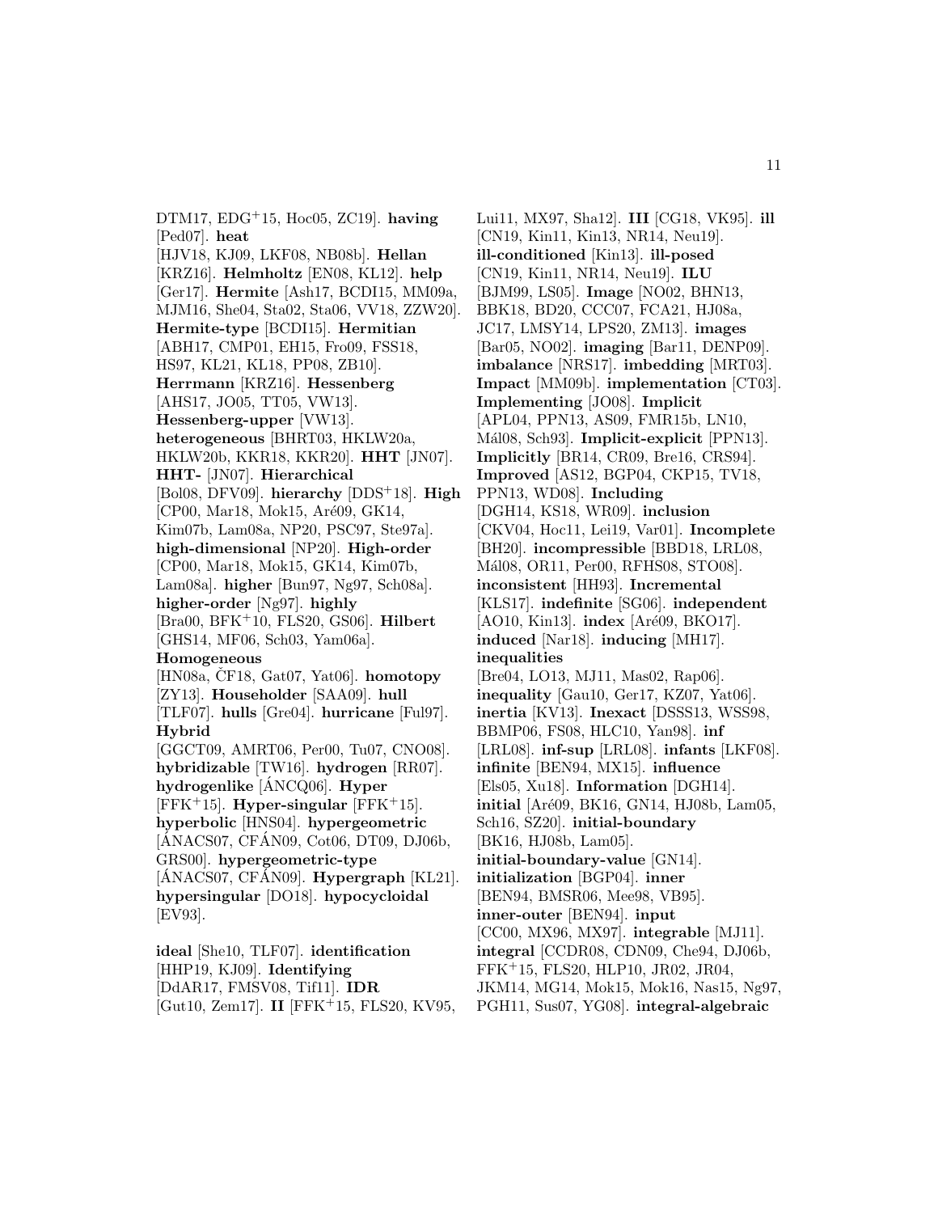DTM17, EDG+15, Hoc05, ZC19]. **having** [Ped07]. **heat** [HJV18, KJ09, LKF08, NB08b]. **Hellan** [KRZ16]. **Helmholtz** [EN08, KL12]. **help** [Ger17]. **Hermite** [Ash17, BCDI15, MM09a, MJM16, She04, Sta02, Sta06, VV18, ZZW20]. **Hermite-type** [BCDI15]. **Hermitian** [ABH17, CMP01, EH15, Fro09, FSS18, HS97, KL21, KL18, PP08, ZB10]. **Herrmann** [KRZ16]. **Hessenberg** [AHS17, JO05, TT05, VW13]. **Hessenberg-upper** [VW13]. **heterogeneous** [BHRT03, HKLW20a, HKLW20b, KKR18, KKR20]. **HHT** [JN07]. **HHT-** [JN07]. **Hierarchical** [Bol08, DFV09]. **hierarchy** [DDS+18]. **High** [CP00, Mar18, Mok15, Aré09, GK14, Kim07b, Lam08a, NP20, PSC97, Ste97a]. **high-dimensional** [NP20]. **High-order** [CP00, Mar18, Mok15, GK14, Kim07b, Lam08a]. **higher** [Bun97, Ng97, Sch08a]. **higher-order** [Ng97]. **highly** [Bra00, BFK+10, FLS20, GS06]. **Hilbert** [GHS14, MF06, Sch03, Yam06a]. **Homogeneous** [HN08a, ČF18, Gat07, Yat06]. **homotopy** [ZY13]. **Householder** [SAA09]. **hull** [TLF07]. **hulls** [Gre04]. **hurricane** [Ful97]. **Hybrid** [GGCT09, AMRT06, Per00, Tu07, CNO08]. **hybridizable** [TW16]. **hydrogen** [RR07]. **hydrogenlike** [ÁNCQ06]. **Hyper** [FFK+15]. **Hyper-singular** [FFK+15]. **hyperbolic** [HNS04]. **hypergeometric** [ÁNACS07, CFÁN09, Cot06, DT09, DJ06b, GRS00]. **hypergeometric-type** [ÁNACS07, CFÁN09]. **Hypergraph** [KL21]. **hypersingular** [DO18]. **hypocycloidal** [EV93].

**ideal** [She10, TLF07]. **identification** [HHP19, KJ09]. **Identifying** [DdAR17, FMSV08, Tif11]. **IDR** [Gut10, Zem17]. **II** [FFK+15, FLS20, KV95, Lui11, MX97, Sha12]. **III** [CG18, VK95]. **ill** [CN19, Kin11, Kin13, NR14, Neu19]. **ill-conditioned** [Kin13]. **ill-posed** [CN19, Kin11, NR14, Neu19]. **ILU** [BJM99, LS05]. **Image** [NO02, BHN13, BBK18, BD20, CCC07, FCA21, HJ08a, JC17, LMSY14, LPS20, ZM13]. **images** [Bar05, NO02]. **imaging** [Bar11, DENP09]. **imbalance** [NRS17]. **imbedding** [MRT03]. **Impact** [MM09b]. **implementation** [CT03]. **Implementing** [JO08]. **Implicit** [APL04, PPN13, AS09, FMR15b, LN10, Mál08, Sch93]. **Implicit-explicit** [PPN13]. **Implicitly** [BR14, CR09, Bre16, CRS94]. **Improved** [AS12, BGP04, CKP15, TV18, PPN13, WD08]. **Including** [DGH14, KS18, WR09]. **inclusion** [CKV04, Hoc11, Lei19, Var01]. **Incomplete** [BH20]. **incompressible** [BBD18, LRL08, Mál08, OR11, Per00, RFHS08, STO08]. **inconsistent** [HH93]. **Incremental** [KLS17]. **indefinite** [SG06]. **independent** [AO10, Kin13]. **index** [Aré09, BKO17]. **induced** [Nar18]. **inducing** [MH17]. **inequalities** [Bre04, LO13, MJ11, Mas02, Rap06]. **inequality** [Gau10, Ger17, KZ07, Yat06]. **inertia** [KV13]. **Inexact** [DSSS13, WSS98, FS08, HLC10, Yan98]. **inf** [LRL08]. **inf-sup** [LRL08]. **infants** [LKF08]. **infinite** [BEN94, MX15]. **influence** [Els05, Xu18]. **Information** [DGH14]. **initial** [Aré09, BK16, GN14, HJ08b, Lam05, Sch16, SZ20]. **initial-boundary** [BK16, HJ08b, Lam05]. **initial-boundary-value** [GN14]. **initialization** [BGP04]. **inner** [BEN94, BMSR06, Mee98, VB95]. **inner-outer** [BEN94]. **input** [CC00, MX96, MX97]. **integrable** [MJ11]. **integral** [CCDR08, CDN09, Che94, DJ06b, FFK+15, FLS20, HLP10, JR02, JR04, JKM14, MG14, Mok15, Mok16, Nas15, Ng97, PGH11, Sus07, YG08]. **integral-algebraic**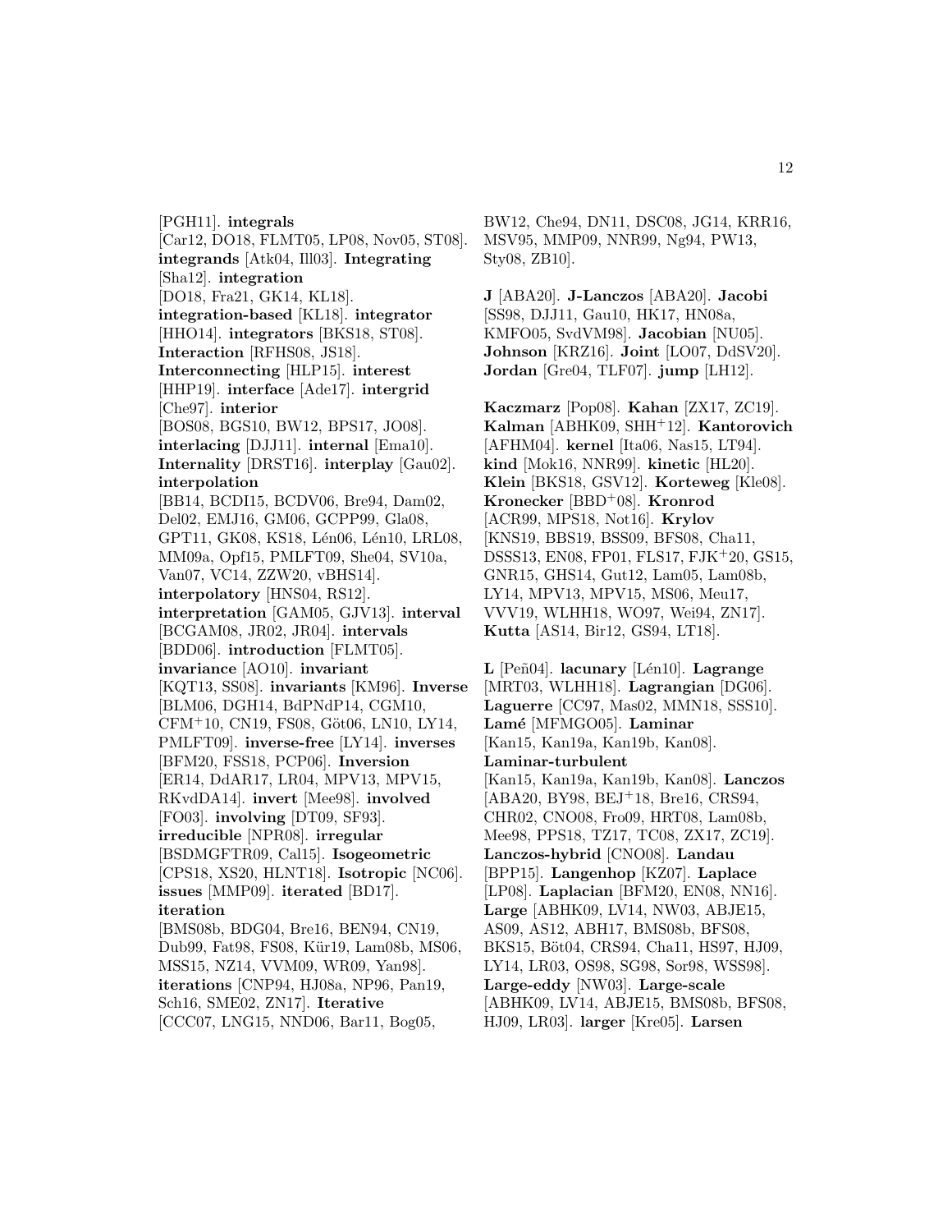[PGH11]. **integrals** [Car12, DO18, FLMT05, LP08, Nov05, ST08]. **integrands** [Atk04, Ill03]. **Integrating** [Sha12]. **integration** [DO18, Fra21, GK14, KL18]. **integration-based** [KL18]. **integrator** [HHO14]. **integrators** [BKS18, ST08]. **Interaction** [RFHS08, JS18]. **Interconnecting** [HLP15]. **interest** [HHP19]. **interface** [Ade17]. **intergrid** [Che97]. **interior** [BOS08, BGS10, BW12, BPS17, JO08]. **interlacing** [DJJ11]. **internal** [Ema10]. **Internality** [DRST16]. **interplay** [Gau02]. **interpolation** [BB14, BCDI15, BCDV06, Bre94, Dam02, Del02, EMJ16, GM06, GCPP99, Gla08, GPT11, GK08, KS18, Lén06, Lén10, LRL08, MM09a, Opf15, PMLFT09, She04, SV10a, Van07, VC14, ZZW20, vBHS14]. **interpolatory** [HNS04, RS12]. **interpretation** [GAM05, GJV13]. **interval** [BCGAM08, JR02, JR04]. **intervals** [BDD06]. **introduction** [FLMT05]. **invariance** [AO10]. **invariant** [KQT13, SS08]. **invariants** [KM96]. **Inverse** [BLM06, DGH14, BdPNdP14, CGM10, CFM+10, CN19, FS08, Göt06, LN10, LY14, PMLFT09]. **inverse-free** [LY14]. **inverses** [BFM20, FSS18, PCP06]. **Inversion** [ER14, DdAR17, LR04, MPV13, MPV15, RKvdDA14]. **invert** [Mee98]. **involved** [FO03]. **involving** [DT09, SF93]. **irreducible** [NPR08]. **irregular** [BSDMGFTR09, Cal15]. **Isogeometric** [CPS18, XS20, HLNT18]. **Isotropic** [NC06]. **issues** [MMP09]. **iterated** [BD17]. **iteration** [BMS08b, BDG04, Bre16, BEN94, CN19, Dub99, Fat98, FS08, Kür19, Lam08b, MS06, MSS15, NZ14, VVM09, WR09, Yan98]. **iterations** [CNP94, HJ08a, NP96, Pan19, Sch16, SME02, ZN17]. **Iterative** [CCC07, LNG15, NND06, Bar11, Bog05, BW12, Che94, DN11, DSC08, JG14, KRR16, MSV95, MMP09, NNR99, Ng94, PW13, Sty08, ZB10].

**J** [ABA20]. **J-Lanczos** [ABA20]. **Jacobi** [SS98, DJJ11, Gau10, HK17, HN08a, KMFO05, SvdVM98]. **Jacobian** [NU05]. **Johnson** [KRZ16]. **Joint** [LO07, DdSV20]. **Jordan** [Gre04, TLF07]. **jump** [LH12].

**Kaczmarz** [Pop08]. **Kahan** [ZX17, ZC19]. **Kalman** [ABHK09, SHH+12]. **Kantorovich** [AFHM04]. **kernel** [Ita06, Nas15, LT94]. **kind** [Mok16, NNR99]. **kinetic** [HL20]. **Klein** [BKS18, GSV12]. **Korteweg** [Kle08]. **Kronecker** [BBD+08]. **Kronrod** [ACR99, MPS18, Not16]. **Krylov** [KNS19, BBS19, BSS09, BFS08, Cha11, DSSS13, EN08, FP01, FLS17, FJK+20, GS15, GNR15, GHS14, Gut12, Lam05, Lam08b, LY14, MPV13, MPV15, MS06, Meu17, VVV19, WLHH18, WO97, Wei94, ZN17]. **Kutta** [AS14, Bir12, GS94, LT18].

**L** [Peñ04]. **lacunary** [Lén10]. **Lagrange** [MRT03, WLHH18]. **Lagrangian** [DG06]. **Laguerre** [CC97, Mas02, MMN18, SSS10]. **Lamé** [MFMGO05]. **Laminar** [Kan15, Kan19a, Kan19b, Kan08]. **Laminar-turbulent** [Kan15, Kan19a, Kan19b, Kan08]. **Lanczos** [ABA20, BY98, BEJ+18, Bre16, CRS94, CHR02, CNO08, Fro09, HRT08, Lam08b, Mee98, PPS18, TZ17, TC08, ZX17, ZC19]. **Lanczos-hybrid** [CNO08]. **Landau** [BPP15]. **Langenhop** [KZ07]. **Laplace** [LP08]. **Laplacian** [BFM20, EN08, NN16]. **Large** [ABHK09, LV14, NW03, ABJE15, AS09, AS12, ABH17, BMS08b, BFS08, BKS15, Böt04, CRS94, Cha11, HS97, HJ09, LY14, LR03, OS98, SG98, Sor98, WSS98]. **Large-eddy** [NW03]. **Large-scale** [ABHK09, LV14, ABJE15, BMS08b, BFS08, HJ09, LR03]. **larger** [Kre05]. **Larsen**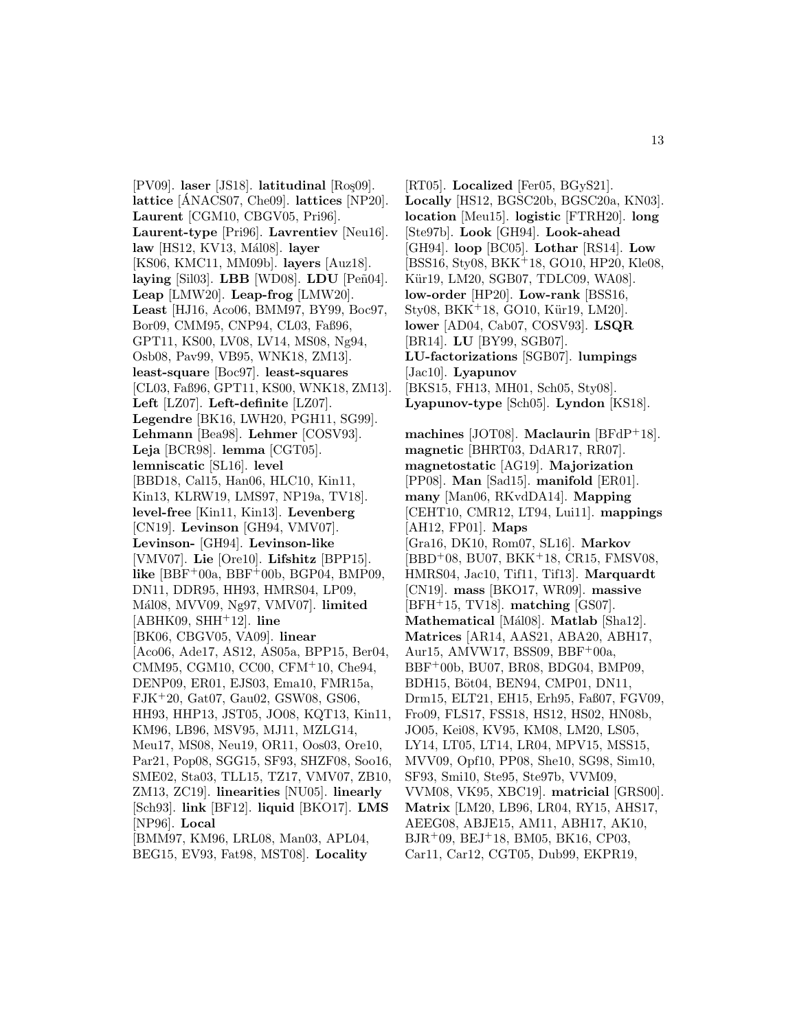[PV09]. **laser** [JS18]. **latitudinal** [Roş09]. **lattice** [ÁNACS07, Che09]. **lattices** [NP20]. **Laurent** [CGM10, CBGV05, Pri96]. **Laurent-type** [Pri96]. **Lavrentiev** [Neu16]. **law** [HS12, KV13, Mál08]. **layer** [KS06, KMC11, MM09b]. **layers** [Auz18]. **laying** [Sil03]. **LBB** [WD08]. **LDU** [Peñ04]. **Leap** [LMW20]. **Leap-frog** [LMW20]. **Least** [HJ16, Aco06, BMM97, BY99, Boc97, Bor09, CMM95, CNP94, CL03, Faß96, GPT11, KS00, LV08, LV14, MS08, Ng94, Osb08, Pav99, VB95, WNK18, ZM13]. **least-square** [Boc97]. **least-squares** [CL03, Faß96, GPT11, KS00, WNK18, ZM13]. **Left** [LZ07]. **Left-definite** [LZ07]. **Legendre** [BK16, LWH20, PGH11, SG99]. **Lehmann** [Bea98]. **Lehmer** [COSV93]. **Leja** [BCR98]. **lemma** [CGT05]. **lemniscatic** [SL16]. **level** [BBD18, Cal15, Han06, HLC10, Kin11, Kin13, KLRW19, LMS97, NP19a, TV18]. **level-free** [Kin11, Kin13]. **Levenberg** [CN19]. **Levinson** [GH94, VMV07]. **Levinson-** [GH94]. **Levinson-like** [VMV07]. **Lie** [Ore10]. **Lifshitz** [BPP15]. **like** [BBF+00a, BBF+00b, BGP04, BMP09, DN11, DDR95, HH93, HMRS04, LP09, Mál08, MVV09, Ng97, VMV07]. **limited** [ABHK09, SHH+12]. **line** [BK06, CBGV05, VA09]. **linear** [Aco06, Ade17, AS12, AS05a, BPP15, Ber04, CMM95, CGM10, CC00, CFM+10, Che94, DENP09, ER01, EJS03, Ema10, FMR15a, FJK+20, Gat07, Gau02, GSW08, GS06, HH93, HHP13, JST05, JO08, KQT13, Kin11, KM96, LB96, MSV95, MJ11, MZLG14, Meu17, MS08, Neu19, OR11, Oos03, Ore10, Par21, Pop08, SGG15, SF93, SHZF08, Soo16, SME02, Sta03, TLL15, TZ17, VMV07, ZB10, ZM13, ZC19]. **linearities** [NU05]. **linearly** [Sch93]. **link** [BF12]. **liquid** [BKO17]. **LMS** [NP96]. **Local** [BMM97, KM96, LRL08, Man03, APL04, BEG15, EV93, Fat98, MST08]. **Locality** [RT05]. **Localized** [Fer05, BGyS21]. **Locally** [HS12, BGSC20b, BGSC20a, KN03]. **location** [Meu15]. **logistic** [FTRH20]. **long** [Ste97b]. **Look** [GH94]. **Look-ahead** [GH94]. **loop** [BC05]. **Lothar** [RS14]. **Low** [BSS16, Sty08, BKK+18, GO10, HP20, Kle08, Kür19, LM20, SGB07, TDLC09, WA08]. **low-order** [HP20]. **Low-rank** [BSS16, Sty08, BKK+18, GO10, Kür19, LM20]. **lower** [AD04, Cab07, COSV93]. **LSQR** [BR14]. **LU** [BY99, SGB07]. **LU-factorizations** [SGB07]. **lumpings** [Jac10]. **Lyapunov** [BKS15, FH13, MH01, Sch05, Sty08]. **Lyapunov-type** [Sch05]. **Lyndon** [KS18].

**machines** [JOT08]. **Maclaurin** [BFdP+18]. **magnetic** [BHRT03, DdAR17, RR07]. **magnetostatic** [AG19]. **Majorization** [PP08]. **Man** [Sad15]. **manifold** [ER01]. **many** [Man06, RKvdDA14]. **Mapping** [CEHT10, CMR12, LT94, Lui11]. **mappings** [AH12, FP01]. **Maps** [Gra16, DK10, Rom07, SL16]. **Markov** [BBD+08, BU07, BKK+18, CR15, FMSV08, HMRS04, Jac10, Tif11, Tif13]. **Marquardt** [CN19]. **mass** [BKO17, WR09]. **massive** [BFH+15, TV18]. **matching** [GS07]. **Mathematical** [Mál08]. **Matlab** [Sha12]. **Matrices** [AR14, AAS21, ABA20, ABH17, Aur15, AMVW17, BSS09, BBF+00a, BBF+00b, BU07, BR08, BDG04, BMP09, BDH15, Böt04, BEN94, CMP01, DN11, Drm15, ELT21, EH15, Erh95, Faß07, FGV09, Fro09, FLS17, FSS18, HS12, HS02, HN08b, JO05, Kei08, KV95, KM08, LM20, LS05, LY14, LT05, LT14, LR04, MPV15, MSS15, MVV09, Opf10, PP08, She10, SG98, Sim10, SF93, Smi10, Ste95, Ste97b, VVM09, VVM08, VK95, XBC19]. **matricial** [GRS00]. **Matrix** [LM20, LB96, LR04, RY15, AHS17, AEEG08, ABJE15, AM11, ABH17, AK10, BJR+09, BEJ+18, BM05, BK16, CP03, Car11, Car12, CGT05, Dub99, EKPR19,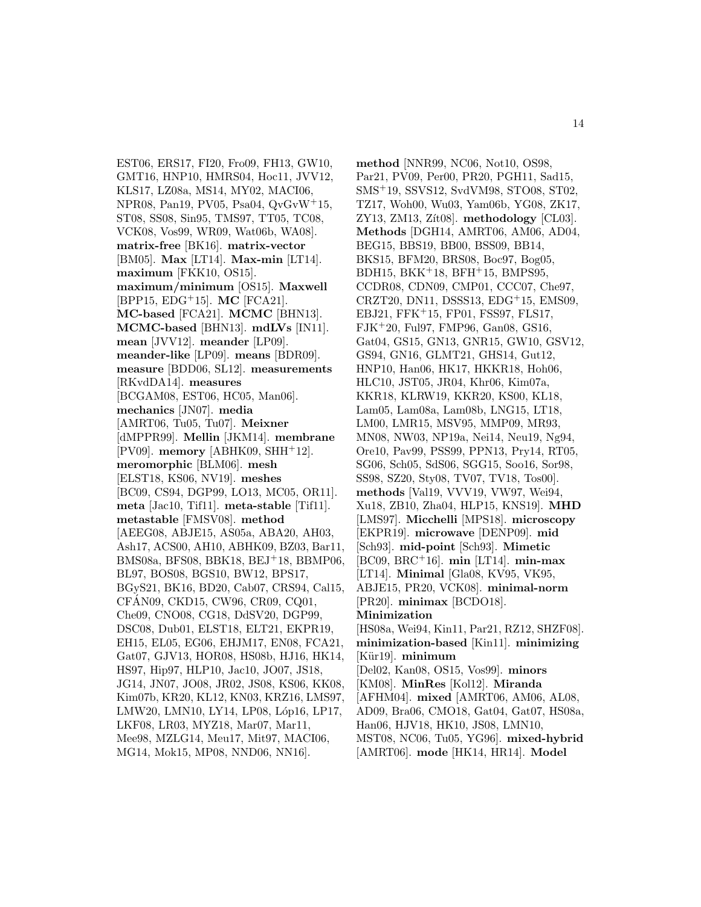EST06, ERS17, FI20, Fro09, FH13, GW10, GMT16, HNP10, HMRS04, Hoc11, JVV12, KLS17, LZ08a, MS14, MY02, MACI06, NPR08, Pan19, PV05, Psa04, QvGvW+15, ST08, SS08, Sin95, TMS97, TT05, TC08, VCK08, Vos99, WR09, Wat06b, WA08]. **matrix-free** [BK16]. **matrix-vector** [BM05]. **Max** [LT14]. **Max-min** [LT14]. **maximum** [FKK10, OS15]. **maximum/minimum** [OS15]. **Maxwell** [BPP15, EDG+15]. **MC** [FCA21]. **MC-based** [FCA21]. **MCMC** [BHN13]. **MCMC-based** [BHN13]. **mdLVs** [IN11]. **mean** [JVV12]. **meander** [LP09]. **meander-like** [LP09]. **means** [BDR09]. **measure** [BDD06, SL12]. **measurements** [RKvdDA14]. **measures** [BCGAM08, EST06, HC05, Man06]. **mechanics** [JN07]. **media** [AMRT06, Tu05, Tu07]. **Meixner** [dMPPR99]. **Mellin** [JKM14]. **membrane** [PV09]. **memory** [ABHK09, SHH+12]. **meromorphic** [BLM06]. **mesh** [ELST18, KS06, NV19]. **meshes** [BC09, CS94, DGP99, LO13, MC05, OR11]. **meta** [Jac10, Tif11]. **meta-stable** [Tif11]. **metastable** [FMSV08]. **method** [AEEG08, ABJE15, AS05a, ABA20, AH03, Ash17, ACS00, AH10, ABHK09, BZ03, Bar11, BMS08a, BFS08, BBK18, BEJ+18, BBMP06, BL97, BOS08, BGS10, BW12, BPS17, BGyS21, BK16, BD20, Cab07, CRS94, Cal15, CFÁN09, CKD15, CW96, CR09, CQ01, Che09, CNO08, CG18, DdSV20, DGP99, DSC08, Dub01, ELST18, ELT21, EKPR19, EH15, EL05, EG06, EHJM17, EN08, FCA21, Gat07, GJV13, HOR08, HS08b, HJ16, HK14, HS97, Hip97, HLP10, Jac10, JO07, JS18, JG14, JN07, JO08, JR02, JS08, KS06, KK08, Kim07b, KR20, KL12, KN03, KRZ16, LMS97, LMW20, LMN10, LY14, LP08, Lóp16, LP17, LKF08, LR03, MYZ18, Mar07, Mar11, Mee98, MZLG14, Meu17, Mit97, MACI06, MG14, Mok15, MP08, NND06, NN16]. **method** [NNR99, NC06, Not10, OS98, Par21, PV09, Per00, PR20, PGH11, Sad15, SMS+19, SSVS12, SvdVM98, STO08, ST02, TZ17, Woh00, Wu03, Yam06b, YG08, ZK17, ZY13, ZM13, Zít08]. **methodology** [CL03]. **Methods** [DGH14, AMRT06, AM06, AD04, BEG15, BBS19, BB00, BSS09, BB14, BKS15, BFM20, BRS08, Boc97, Bog05, BDH15, BKK+18, BFH+15, BMPS95, CCDR08, CDN09, CMP01, CCC07, Che97, CRZT20, DN11, DSSS13, EDG+15, EMS09, EBJ21, FFK+15, FP01, FSS97, FLS17, FJK+20, Ful97, FMP96, Gan08, GS16, Gat04, GS15, GN13, GNR15, GW10, GSV12, GS94, GN16, GLMT21, GHS14, Gut12, HNP10, Han06, HK17, HKKR18, Hoh06, HLC10, JST05, JR04, Khr06, Kim07a, KKR18, KLRW19, KKR20, KS00, KL18, Lam05, Lam08a, Lam08b, LNG15, LT18, LM00, LMR15, MSV95, MMP09, MR93, MN08, NW03, NP19a, Nei14, Neu19, Ng94, Ore10, Pav99, PSS99, PPN13, Pry14, RT05, SG06, Sch05, SdS06, SGG15, Soo16, Sor98, SS98, SZ20, Sty08, TV07, TV18, Tos00]. **methods** [Val19, VVV19, VW97, Wei94, Xu18, ZB10, Zha04, HLP15, KNS19]. **MHD** [LMS97]. **Micchelli** [MPS18]. **microscopy** [EKPR19]. **microwave** [DENP09]. **mid** [Sch93]. **mid-point** [Sch93]. **Mimetic** [BC09, BRC+16]. **min** [LT14]. **min-max** [LT14]. **Minimal** [Gla08, KV95, VK95, ABJE15, PR20, VCK08]. **minimal-norm** [PR20]. **minimax** [BCDO18]. **Minimization** [HS08a, Wei94, Kin11, Par21, RZ12, SHZF08]. **minimization-based** [Kin11]. **minimizing** [Kür19]. **minimum** [Del02, Kan08, OS15, Vos99]. **minors** [KM08]. **MinRes** [Kol12]. **Miranda** [AFHM04]. **mixed** [AMRT06, AM06, AL08, AD09, Bra06, CMO18, Gat04, Gat07, HS08a, Han06, HJV18, HK10, JS08, LMN10, MST08, NC06, Tu05, YG96]. **mixed-hybrid** [AMRT06]. **mode** [HK14, HR14]. **Model**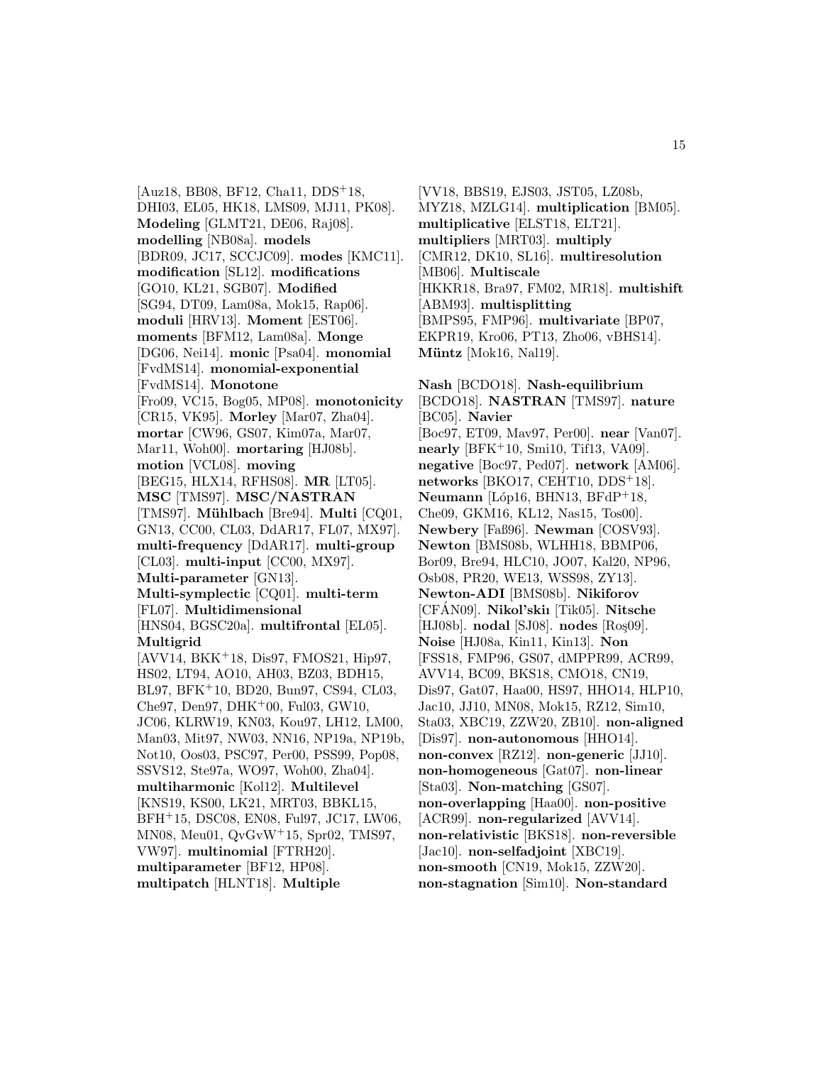[Auz18, BB08, BF12, Cha11, DDS[+]18, DHI03, EL05, HK18, LMS09, MJ11, PK08]. **Modeling** [GLMT21, DE06, Raj08]. **modelling** [NB08a]. **models** [BDR09, JC17, SCCJC09]. **modes** [KMC11]. **modification** [SL12]. **modifications** [GO10, KL21, SGB07]. **Modified** [SG94, DT09, Lam08a, Mok15, Rap06]. **moduli** [HRV13]. **Moment** [EST06]. **moments** [BFM12, Lam08a]. **Monge** [DG06, Nei14]. **monic** [Psa04]. **monomial** [FvdMS14]. **monomial-exponential** [FvdMS14]. **Monotone** [Fro09, VC15, Bog05, MP08]. **monotonicity** [CR15, VK95]. **Morley** [Mar07, Zha04]. **mortar** [CW96, GS07, Kim07a, Mar07, Mar11, Woh00]. **mortaring** [HJ08b]. **motion** [VCL08]. **moving** [BEG15, HLX14, RFHS08]. **MR** [LT05]. **MSC** [TMS97]. **MSC/NASTRAN** [TMS97]. **Mühlbach** [Bre94]. **Multi** [CQ01, GN13, CC00, CL03, DdAR17, FL07, MX97]. **multi-frequency** [DdAR17]. **multi-group** [CL03]. **multi-input** [CC00, MX97]. **Multi-parameter** [GN13]. **Multi-symplectic** [CQ01]. **multi-term** [FL07]. **Multidimensional** [HNS04, BGSC20a]. **multifrontal** [EL05]. **Multigrid** [AVV14, BKK[+]18, Dis97, FMOS21, Hip97, HS02, LT94, AO10, AH03, BZ03, BDH15, BL97, BFK[+]10, BD20, Bun97, CS94, CL03, Che97, Den97, DHK[+]00, Ful03, GW10, JC06, KLRW19, KN03, Kou97, LH12, LM00, Man03, Mit97, NW03, NN16, NP19a, NP19b, Not10, Oos03, PSC97, Per00, PSS99, Pop08, SSVS12, Ste97a, WO97, Woh00, Zha04]. **multiharmonic** [Kol12]. **Multilevel** [KNS19, KS00, LK21, MRT03, BBKL15, BFH[+]15, DSC08, EN08, Ful97, JC17, LW06, MN08, Meu01, QvGvW[+]15, Spr02, TMS97, VW97]. **multinomial** [FTRH20]. **multiparameter** [BF12, HP08]. **multipatch** [HLNT18]. **Multiple** [VV18, BBS19, EJS03, JST05, LZ08b, MYZ18, MZLG14]. **multiplication** [BM05]. **multiplicative** [ELST18, ELT21]. **multipliers** [MRT03]. **multiply** [CMR12, DK10, SL16]. **multiresolution** [MB06]. **Multiscale** [HKKR18, Bra97, FM02, MR18]. **multishift** [ABM93]. **multisplitting** [BMPS95, FMP96]. **multivariate** [BP07, EKPR19, Kro06, PT13, Zho06, vBHS14]. **Müntz** [Mok16, Nal19].

**Nash** [BCDO18]. **Nash-equilibrium** [BCDO18]. **NASTRAN** [TMS97]. **nature** [BC05]. **Navier** [Boc97, ET09, Mav97, Per00]. **near** [Van07]. **nearly** [BFK[+]10, Smi10, Tif13, VA09]. **negative** [Boc97, Ped07]. **network** [AM06]. **networks** [BKO17, CEHT10, DDS[+]18]. **Neumann** [Lóp16, BHN13, BFdP[+]18, Che09, GKM16, KL12, Nas15, Tos00]. **Newbery** [Faß96]. **Newman** [COSV93]. **Newton** [BMS08b, WLHH18, BBMP06, Bor09, Bre94, HLC10, JO07, Kal20, NP96, Osb08, PR20, WE13, WSS98, ZY13]. **Newton-ADI** [BMS08b]. **Nikiforov** [CFÁN09]. **Nikol'skiı** [Tik05]. **Nitsche** [HJ08b]. **nodal** [SJ08]. **nodes** [Roş09]. **Noise** [HJ08a, Kin11, Kin13]. **Non** [FSS18, FMP96, GS07, dMPPR99, ACR99, AVV14, BC09, BKS18, CMO18, CN19, Dis97, Gat07, Haa00, HS97, HHO14, HLP10, Jac10, JJ10, MN08, Mok15, RZ12, Sim10, Sta03, XBC19, ZZW20, ZB10]. **non-aligned** [Dis97]. **non-autonomous** [HHO14]. **non-convex** [RZ12]. **non-generic** [JJ10]. **non-homogeneous** [Gat07]. **non-linear** [Sta03]. **Non-matching** [GS07]. **non-overlapping** [Haa00]. **non-positive** [ACR99]. **non-regularized** [AVV14]. **non-relativistic** [BKS18]. **non-reversible** [Jac10]. **non-selfadjoint** [XBC19]. **non-smooth** [CN19, Mok15, ZZW20]. **non-stagnation** [Sim10]. **Non-standard**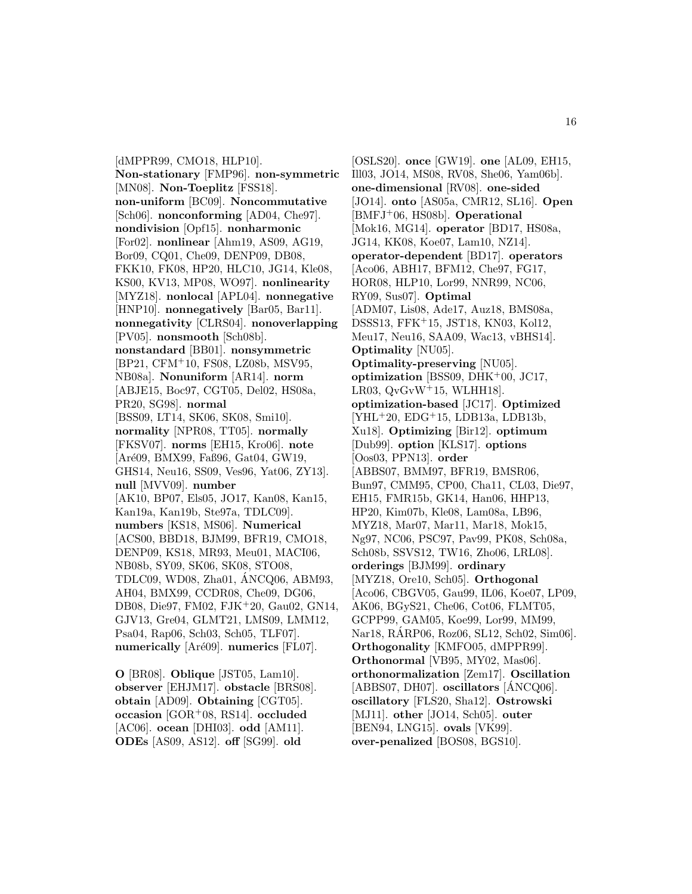[dMPPR99, CMO18, HLP10]. **Non-stationary** [FMP96]. **non-symmetric** [MN08]. **Non-Toeplitz** [FSS18]. **non-uniform** [BC09]. **Noncommutative** [Sch06]. **nonconforming** [AD04, Che97]. **nondivision** [Opf15]. **nonharmonic** [For02]. **nonlinear** [Ahm19, AS09, AG19, Bor09, CQ01, Che09, DENP09, DB08, FKK10, FK08, HP20, HLC10, JG14, Kle08, KS00, KV13, MP08, WO97]. **nonlinearity** [MYZ18]. **nonlocal** [APL04]. **nonnegative** [HNP10]. **nonnegatively** [Bar05, Bar11]. **nonnegativity** [CLRS04]. **nonoverlapping** [PV05]. **nonsmooth** [Sch08b]. **nonstandard** [BB01]. **nonsymmetric** [BP21, CFM+10, FS08, LZ08b, MSV95, NB08a]. **Nonuniform** [AR14]. **norm** [ABJE15, Boc97, CGT05, Del02, HS08a, PR20, SG98]. **normal** [BSS09, LT14, SK06, SK08, Smi10]. **normality** [NPR08, TT05]. **normally** [FKSV07]. **norms** [EH15, Kro06]. **note** [Aré09, BMX99, Faß96, Gat04, GW19, GHS14, Neu16, SS09, Ves96, Yat06, ZY13]. **null** [MVV09]. **number** [AK10, BP07, Els05, JO17, Kan08, Kan15, Kan19a, Kan19b, Ste97a, TDLC09]. **numbers** [KS18, MS06]. **Numerical** [ACS00, BBD18, BJM99, BFR19, CMO18, DENP09, KS18, MR93, Meu01, MACI06, NB08b, SY09, SK06, SK08, STO08, TDLC09, WD08, Zha01, ÁNCQ06, ABM93, AH04, BMX99, CCDR08, Che09, DG06, DB08, Die97, FM02, FJK+20, Gau02, GN14, GJV13, Gre04, GLMT21, LMS09, LMM12, Psa04, Rap06, Sch03, Sch05, TLF07]. **numerically** [Aré09]. **numerics** [FL07].

**O** [BR08]. **Oblique** [JST05, Lam10]. **observer** [EHJM17]. **obstacle** [BRS08]. **obtain** [AD09]. **Obtaining** [CGT05]. **occasion** [GOR+08, RS14]. **occluded** [AC06]. **ocean** [DHI03]. **odd** [AM11]. **ODEs** [AS09, AS12]. **off** [SG99]. **old** [OSLS20]. **once** [GW19]. **one** [AL09, EH15, Ill03, JO14, MS08, RV08, She06, Yam06b]. **one-dimensional** [RV08]. **one-sided** [JO14]. **onto** [AS05a, CMR12, SL16]. **Open** [BMFJ+06, HS08b]. **Operational** [Mok16, MG14]. **operator** [BD17, HS08a, JG14, KK08, Koe07, Lam10, NZ14]. **operator-dependent** [BD17]. **operators** [Aco06, ABH17, BFM12, Che97, FG17, HOR08, HLP10, Lor99, NNR99, NC06, RY09, Sus07]. **Optimal** [ADM07, Lis08, Ade17, Auz18, BMS08a, DSSS13, FFK+15, JST18, KN03, Kol12, Meu17, Neu16, SAA09, Wac13, vBHS14]. **Optimality** [NU05]. **Optimality-preserving** [NU05]. **optimization** [BSS09, DHK+00, JC17, LR03, QvGvW+15, WLHH18]. **optimization-based** [JC17]. **Optimized** [YHL+20, EDG+15, LDB13a, LDB13b, Xu18]. **Optimizing** [Bir12]. **optimum** [Dub99]. **option** [KLS17]. **options** [Oos03, PPN13]. **order** [ABBS07, BMM97, BFR19, BMSR06, Bun97, CMM95, CP00, Cha11, CL03, Die97, EH15, FMR15b, GK14, Han06, HHP13, HP20, Kim07b, Kle08, Lam08a, LB96, MYZ18, Mar07, Mar11, Mar18, Mok15, Ng97, NC06, PSC97, Pav99, PK08, Sch08a, Sch08b, SSVS12, TW16, Zho06, LRL08]. **orderings** [BJM99]. **ordinary** [MYZ18, Ore10, Sch05]. **Orthogonal** [Aco06, CBGV05, Gau99, IL06, Koe07, LP09, AK06, BGyS21, Che06, Cot06, FLMT05, GCPP99, GAM05, Koe99, Lor99, MM99, Nar18, RÁRP06, Roz06, SL12, Sch02, Sim06]. **Orthogonality** [KMFO05, dMPPR99]. **Orthonormal** [VB95, MY02, Mas06]. **orthonormalization** [Zem17]. **Oscillation** [ABBS07, DH07]. **oscillators** [ÁNCQ06]. **oscillatory** [FLS20, Sha12]. **Ostrowski** [MJ11]. **other** [JO14, Sch05]. **outer** [BEN94, LNG15]. **ovals** [VK99]. **over-penalized** [BOS08, BGS10].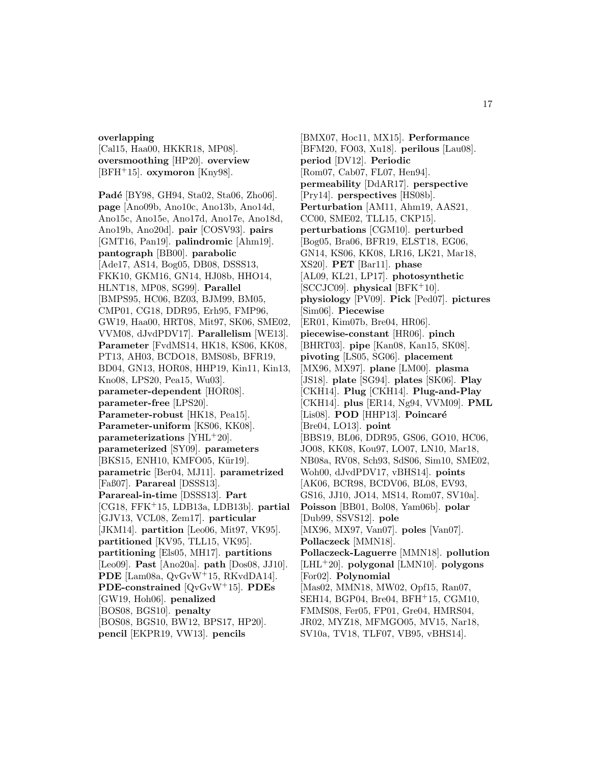**overlapping** [Cal15, Haa00, HKKR18, MP08]. **oversmoothing** [HP20]. **overview** [BFH+15]. **oxymoron** [Kny98].

**Padé** [BY98, GH94, Sta02, Sta06, Zho06]. **page** [Ano09b, Ano10c, Ano13b, Ano14d, Ano15c, Ano15e, Ano17d, Ano17e, Ano18d, Ano19b, Ano20d]. **pair** [COSV93]. **pairs** [GMT16, Pan19]. **palindromic** [Ahm19]. **pantograph** [BB00]. **parabolic** [Ade17, AS14, Bog05, DB08, DSSS13, FKK10, GKM16, GN14, HJ08b, HHO14, HLNT18, MP08, SG99]. **Parallel** [BMPS95, HC06, BZ03, BJM99, BM05, CMP01, CG18, DDR95, Erh95, FMP96, GW19, Haa00, HRT08, Mit97, SK06, SME02, VVM08, dJvdPDV17]. **Parallelism** [WE13]. **Parameter** [FvdMS14, HK18, KS06, KK08, PT13, AH03, BCDO18, BMS08b, BFR19, BD04, GN13, HOR08, HHP19, Kin11, Kin13, Kno08, LPS20, Pea15, Wu03]. **parameter-dependent** [HOR08]. **parameter-free** [LPS20]. **Parameter-robust** [HK18, Pea15]. **Parameter-uniform** [KS06, KK08]. **parameterizations** [YHL+20]. **parameterized** [SY09]. **parameters** [BKS15, ENH10, KMFO05, Kür19]. **parametric** [Ber04, MJ11]. **parametrized** [Faß07]. **Parareal** [DSSS13]. **Parareal-in-time** [DSSS13]. **Part** [CG18, FFK+15, LDB13a, LDB13b]. **partial** [GJV13, VCL08, Zem17]. **particular** [JKM14]. **partition** [Leo06, Mit97, VK95]. **partitioned** [KV95, TLL15, VK95]. **partitioning** [Els05, MH17]. **partitions** [Leo09]. **Past** [Ano20a]. **path** [Dos08, JJ10]. **PDE** [Lam08a, QvGvW+15, RKvdDA14]. **PDE-constrained** [QvGvW+15]. **PDEs** [GW19, Hoh06]. **penalized** [BOS08, BGS10]. **penalty** [BOS08, BGS10, BW12, BPS17, HP20]. **pencil** [EKPR19, VW13]. **pencils** [BMX07, Hoc11, MX15]. **Performance** [BFM20, FO03, Xu18]. **perilous** [Lau08]. **period** [DV12]. **Periodic** [Rom07, Cab07, FL07, Hen94]. **permeability** [DdAR17]. **perspective** [Pry14]. **perspectives** [HS08b]. **Perturbation** [AM11, Ahm19, AAS21, CC00, SME02, TLL15, CKP15]. **perturbations** [CGM10]. **perturbed** [Bog05, Bra06, BFR19, ELST18, EG06, GN14, KS06, KK08, LR16, LK21, Mar18, XS20]. **PET** [Bar11]. **phase** [AL09, KL21, LP17]. **photosynthetic** [SCCJC09]. **physical** [BFK+10]. **physiology** [PV09]. **Pick** [Ped07]. **pictures** [Sim06]. **Piecewise** [ER01, Kim07b, Bre04, HR06]. **piecewise-constant** [HR06]. **pinch** [BHRT03]. **pipe** [Kan08, Kan15, SK08]. **pivoting** [LS05, SG06]. **placement** [MX96, MX97]. **plane** [LM00]. **plasma** [JS18]. **plate** [SG94]. **plates** [SK06]. **Play** [CKH14]. **Plug** [CKH14]. **Plug-and-Play** [CKH14]. **plus** [ER14, Ng94, VVM09]. **PML** [Lis08]. **POD** [HHP13]. **Poincaré** [Bre04, LO13]. **point** [BBS19, BL06, DDR95, GS06, GO10, HC06, JO08, KK08, Kou97, LO07, LN10, Mar18, NB08a, RV08, Sch93, SdS06, Sim10, SME02, Woh00, dJvdPDV17, vBHS14]. **points** [AK06, BCR98, BCDV06, BL08, EV93, GS16, JJ10, JO14, MS14, Rom07, SV10a]. **Poisson** [BB01, Bol08, Yam06b]. **polar** [Dub99, SSVS12]. **pole** [MX96, MX97, Van07]. **poles** [Van07]. **Pollaczeck** [MMN18]. **Pollaczeck-Laguerre** [MMN18]. **pollution** [LHL+20]. **polygonal** [LMN10]. **polygons** [For02]. **Polynomial** [Mas02, MMN18, MW02, Opf15, Ran07, SEH14, BGP04, Bre04, BFH+15, CGM10, FMMS08, Fer05, FP01, Gre04, HMRS04, JR02, MYZ18, MFMGO05, MV15, Nar18, SV10a, TV18, TLF07, VB95, vBHS14].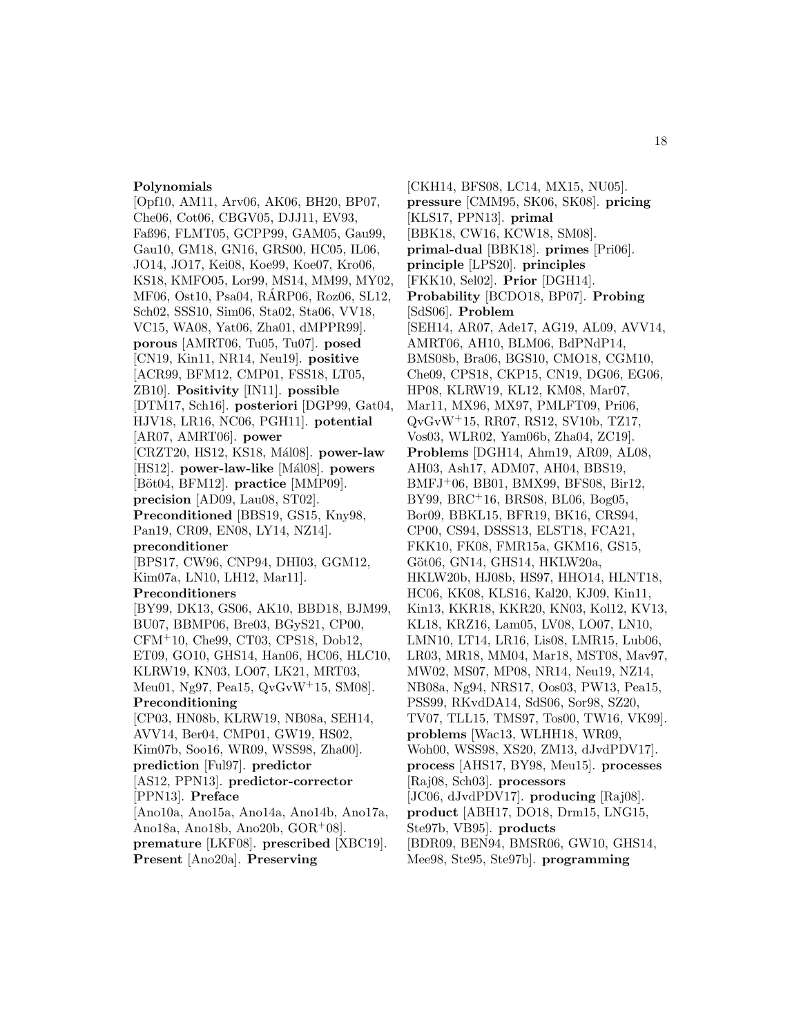**Polynomials** [Opf10, AM11, Arv06, AK06, BH20, BP07, Che06, Cot06, CBGV05, DJJ11, EV93, Faß96, FLMT05, GCPP99, GAM05, Gau99, Gau10, GM18, GN16, GRS00, HC05, IL06, JO14, JO17, Kei08, Koe99, Koe07, Kro06, KS18, KMFO05, Lor99, MS14, MM99, MY02, MF06, Ost10, Psa04, RÁRP06, Roz06, SL12, Sch02, SSS10, Sim06, Sta02, Sta06, VV18, VC15, WA08, Yat06, Zha01, dMPPR99]. **porous** [AMRT06, Tu05, Tu07]. **posed** [CN19, Kin11, NR14, Neu19]. **positive** [ACR99, BFM12, CMP01, FSS18, LT05, ZB10]. **Positivity** [IN11]. **possible** [DTM17, Sch16]. **posteriori** [DGP99, Gat04, HJV18, LR16, NC06, PGH11]. **potential** [AR07, AMRT06]. **power** [CRZT20, HS12, KS18, Mál08]. **power-law** [HS12]. **power-law-like** [Mál08]. **powers** [Böt04, BFM12]. **practice** [MMP09]. **precision** [AD09, Lau08, ST02]. **Preconditioned** [BBS19, GS15, Kny98, Pan19, CR09, EN08, LY14, NZ14]. **preconditioner** [BPS17, CW96, CNP94, DHI03, GGM12, Kim07a, LN10, LH12, Mar11]. **Preconditioners** [BY99, DK13, GS06, AK10, BBD18, BJM99, BU07, BBMP06, Bre03, BGyS21, CP00, CFM+10, Che99, CT03, CPS18, Dob12, ET09, GO10, GHS14, Han06, HC06, HLC10, KLRW19, KN03, LO07, LK21, MRT03, Meu01, Ng97, Pea15, QvGvW+15, SM08]. **Preconditioning** [CP03, HN08b, KLRW19, NB08a, SEH14, AVV14, Ber04, CMP01, GW19, HS02, Kim07b, Soo16, WR09, WSS98, Zha00]. **prediction** [Ful97]. **predictor** [AS12, PPN13]. **predictor-corrector** [PPN13]. **Preface** [Ano10a, Ano15a, Ano14a, Ano14b, Ano17a, Ano18a, Ano18b, Ano20b, GOR+08]. **premature** [LKF08]. **prescribed** [XBC19]. **Present** [Ano20a]. **Preserving** [CKH14, BFS08, LC14, MX15, NU05]. **pressure** [CMM95, SK06, SK08]. **pricing** [KLS17, PPN13]. **primal** [BBK18, CW16, KCW18, SM08]. **primal-dual** [BBK18]. **primes** [Pri06]. **principle** [LPS20]. **principles** [FKK10, Sel02]. **Prior** [DGH14]. **Probability** [BCDO18, BP07]. **Probing** [SdS06]. **Problem** [SEH14, AR07, Ade17, AG19, AL09, AVV14, AMRT06, AH10, BLM06, BdPNdP14, BMS08b, Bra06, BGS10, CMO18, CGM10, Che09, CPS18, CKP15, CN19, DG06, EG06, HP08, KLRW19, KL12, KM08, Mar07, Mar11, MX96, MX97, PMLFT09, Pri06, QvGvW+15, RR07, RS12, SV10b, TZ17, Vos03, WLR02, Yam06b, Zha04, ZC19]. **Problems** [DGH14, Ahm19, AR09, AL08, AH03, Ash17, ADM07, AH04, BBS19, BMFJ+06, BB01, BMX99, BFS08, Bir12, BY99, BRC+16, BRS08, BL06, Bog05, Bor09, BBKL15, BFR19, BK16, CRS94, CP00, CS94, DSSS13, ELST18, FCA21, FKK10, FK08, FMR15a, GKM16, GS15, Göt06, GN14, GHS14, HKLW20a, HKLW20b, HJ08b, HS97, HHO14, HLNT18, HC06, KK08, KLS16, Kal20, KJ09, Kin11, Kin13, KKR18, KKR20, KN03, Kol12, KV13, KL18, KRZ16, Lam05, LV08, LO07, LN10, LMN10, LT14, LR16, Lis08, LMR15, Lub06, LR03, MR18, MM04, Mar18, MST08, Mav97, MW02, MS07, MP08, NR14, Neu19, NZ14, NB08a, Ng94, NRS17, Oos03, PW13, Pea15, PSS99, RKvdDA14, SdS06, Sor98, SZ20, TV07, TLL15, TMS97, Tos00, TW16, VK99]. **problems** [Wac13, WLHH18, WR09, Woh00, WSS98, XS20, ZM13, dJvdPDV17]. **process** [AHS17, BY98, Meu15]. **processes** [Raj08, Sch03]. **processors** [JC06, dJvdPDV17]. **producing** [Raj08]. **product** [ABH17, DO18, Drm15, LNG15, Ste97b, VB95]. **products** [BDR09, BEN94, BMSR06, GW10, GHS14, Mee98, Ste95, Ste97b]. **programming**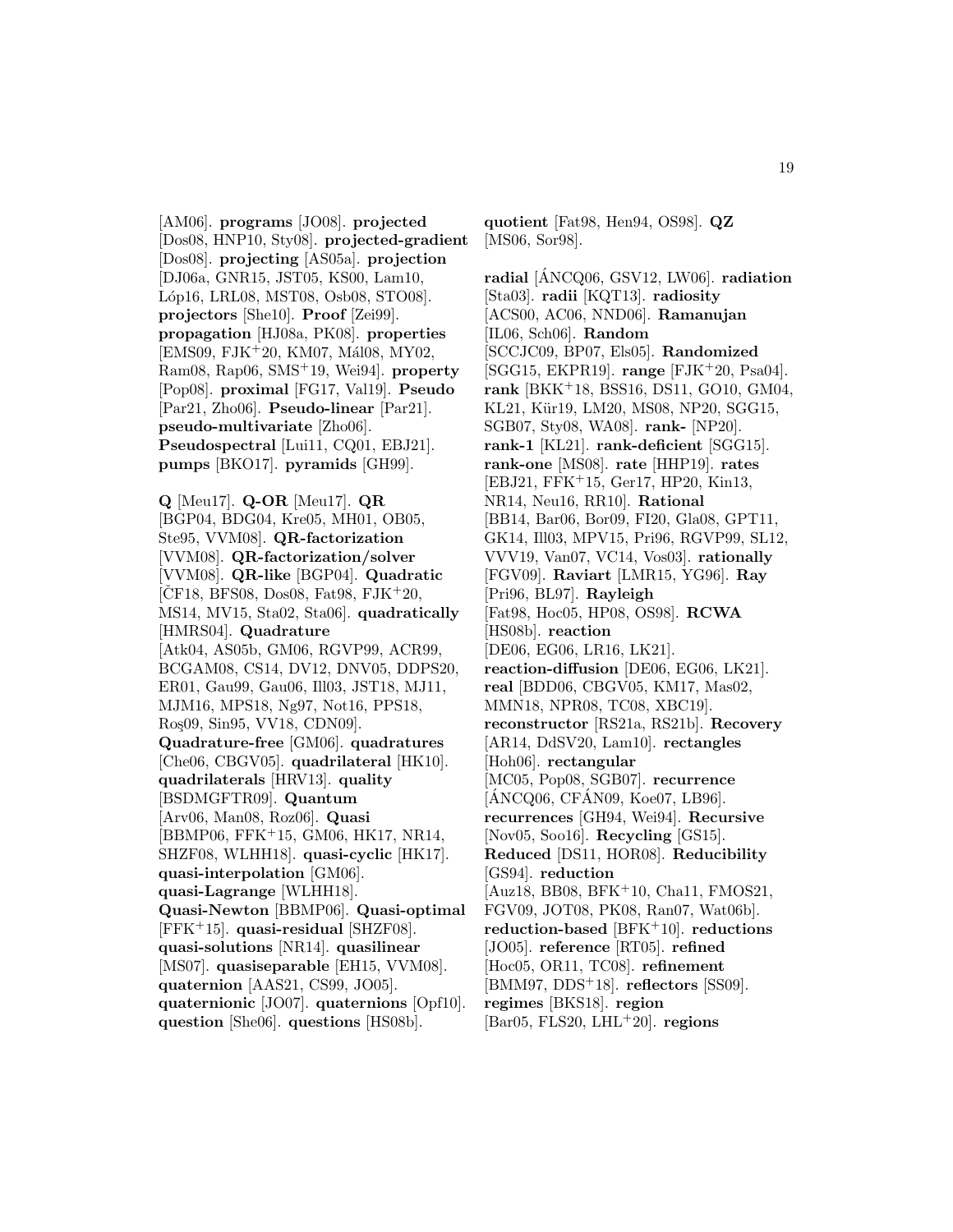[AM06]. **programs** [JO08]. **projected** [Dos08, HNP10, Sty08]. **projected-gradient** [Dos08]. **projecting** [AS05a]. **projection** [DJ06a, GNR15, JST05, KS00, Lam10, Lóp16, LRL08, MST08, Osb08, STO08]. **projectors** [She10]. **Proof** [Zei99]. **propagation** [HJ08a, PK08]. **properties** [EMS09, FJK[+]20, KM07, Mál08, MY02, Ram08, Rap06, SMS[+]19, Wei94]. **property** [Pop08]. **proximal** [FG17, Val19]. **Pseudo** [Par21, Zho06]. **Pseudo-linear** [Par21]. **pseudo-multivariate** [Zho06]. **Pseudospectral** [Lui11, CQ01, EBJ21]. **pumps** [BKO17]. **pyramids** [GH99].

**Q** [Meu17]. **Q-OR** [Meu17]. **QR** [BGP04, BDG04, Kre05, MH01, OB05, Ste95, VVM08]. **QR-factorization** [VVM08]. **QR-factorization/solver** [VVM08]. **QR-like** [BGP04]. **Quadratic** [ČF18, BFS08, Dos08, Fat98, FJK[+]20, MS14, MV15, Sta02, Sta06]. **quadratically** [HMRS04]. **Quadrature** [Atk04, AS05b, GM06, RGVP99, ACR99, BCGAM08, CS14, DV12, DNV05, DDPS20, ER01, Gau99, Gau06, Ill03, JST18, MJ11, MJM16, MPS18, Ng97, Not16, PPS18, Roş09, Sin95, VV18, CDN09]. **Quadrature-free** [GM06]. **quadratures** [Che06, CBGV05]. **quadrilateral** [HK10]. **quadrilaterals** [HRV13]. **quality** [BSDMGFTR09]. **Quantum** [Arv06, Man08, Roz06]. **Quasi** [BBMP06, FFK[+]15, GM06, HK17, NR14, SHZF08, WLHH18]. **quasi-cyclic** [HK17]. **quasi-interpolation** [GM06]. **quasi-Lagrange** [WLHH18]. **Quasi-Newton** [BBMP06]. **Quasi-optimal** [FFK[+]15]. **quasi-residual** [SHZF08]. **quasi-solutions** [NR14]. **quasilinear** [MS07]. **quasiseparable** [EH15, VVM08]. **quaternion** [AAS21, CS99, JO05]. **quaternionic** [JO07]. **quaternions** [Opf10]. **question** [She06]. **questions** [HS08b]. **quotient** [Fat98, Hen94, OS98]. **QZ** [MS06, Sor98].

**radial** [ÁNCQ06, GSV12, LW06]. **radiation** [Sta03]. **radii** [KQT13]. **radiosity** [ACS00, AC06, NND06]. **Ramanujan** [IL06, Sch06]. **Random** [SCCJC09, BP07, Els05]. **Randomized** [SGG15, EKPR19]. **range** [FJK[+]20, Psa04]. **rank** [BKK[+]18, BSS16, DS11, GO10, GM04, KL21, Kür19, LM20, MS08, NP20, SGG15, SGB07, Sty08, WA08]. **rank-** [NP20]. **rank-1** [KL21]. **rank-deficient** [SGG15]. **rank-one** [MS08]. **rate** [HHP19]. **rates** [EBJ21, FFK[+]15, Ger17, HP20, Kin13, NR14, Neu16, RR10]. **Rational** [BB14, Bar06, Bor09, FI20, Gla08, GPT11, GK14, Ill03, MPV15, Pri96, RGVP99, SL12, VVV19, Van07, VC14, Vos03]. **rationally** [FGV09]. **Raviart** [LMR15, YG96]. **Ray** [Pri96, BL97]. **Rayleigh** [Fat98, Hoc05, HP08, OS98]. **RCWA** [HS08b]. **reaction** [DE06, EG06, LR16, LK21]. **reaction-diffusion** [DE06, EG06, LK21]. **real** [BDD06, CBGV05, KM17, Mas02, MMN18, NPR08, TC08, XBC19]. **reconstructor** [RS21a, RS21b]. **Recovery** [AR14, DdSV20, Lam10]. **rectangles** [Hoh06]. **rectangular** [MC05, Pop08, SGB07]. **recurrence** [ÁNCQ06, CFÁN09, Koe07, LB96]. **recurrences** [GH94, Wei94]. **Recursive** [Nov05, Soo16]. **Recycling** [GS15]. **Reduced** [DS11, HOR08]. **Reducibility** [GS94]. **reduction** [Auz18, BB08, BFK[+]10, Cha11, FMOS21, FGV09, JOT08, PK08, Ran07, Wat06b]. **reduction-based** [BFK[+]10]. **reductions** [JO05]. **reference** [RT05]. **refined** [Hoc05, OR11, TC08]. **refinement** [BMM97, DDS[+]18]. **reflectors** [SS09]. **regimes** [BKS18]. **region** [Bar05, FLS20, LHL[+]20]. **regions**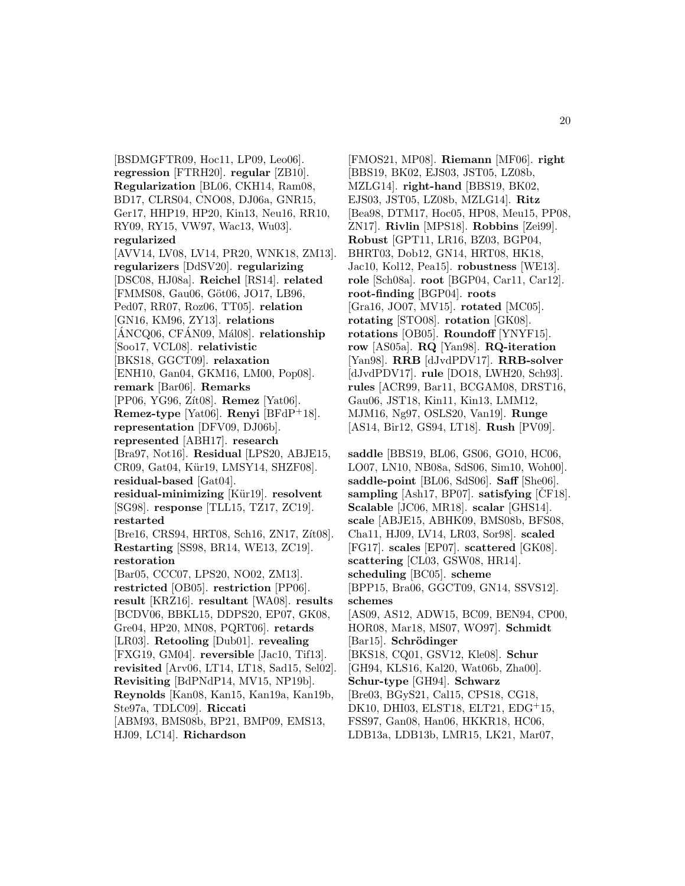[BSDMGFTR09, Hoc11, LP09, Leo06]. **regression** [FTRH20]. **regular** [ZB10]. **Regularization** [BL06, CKH14, Ram08, BD17, CLRS04, CNO08, DJ06a, GNR15, Ger17, HHP19, HP20, Kin13, Neu16, RR10, RY09, RY15, VW97, Wac13, Wu03]. **regularized** [AVV14, LV08, LV14, PR20, WNK18, ZM13]. **regularizers** [DdSV20]. **regularizing** [DSC08, HJ08a]. **Reichel** [RS14]. **related** [FMMS08, Gau06, Göt06, JO17, LB96, Ped07, RR07, Roz06, TT05]. **relation** [GN16, KM96, ZY13]. **relations** [ÁNCQ06, CFÁN09, Mál08]. **relationship** [Soo17, VCL08]. **relativistic** [BKS18, GGCT09]. **relaxation** [ENH10, Gan04, GKM16, LM00, Pop08]. **remark** [Bar06]. **Remarks** [PP06, YG96, Zít08]. **Remez** [Yat06]. **Remez-type** [Yat06]. **Renyi** [BFdP+18]. **representation** [DFV09, DJ06b]. **represented** [ABH17]. **research** [Bra97, Not16]. **Residual** [LPS20, ABJE15, CR09, Gat04, Kür19, LMSY14, SHZF08]. **residual-based** [Gat04]. **residual-minimizing** [Kür19]. **resolvent** [SG98]. **response** [TLL15, TZ17, ZC19]. **restarted** [Bre16, CRS94, HRT08, Sch16, ZN17, Zít08]. **Restarting** [SS98, BR14, WE13, ZC19]. **restoration** [Bar05, CCC07, LPS20, NO02, ZM13]. **restricted** [OB05]. **restriction** [PP06]. **result** [KRZ16]. **resultant** [WA08]. **results** [BCDV06, BBKL15, DDPS20, EP07, GK08, Gre04, HP20, MN08, PQRT06]. **retards** [LR03]. **Retooling** [Dub01]. **revealing** [FXG19, GM04]. **reversible** [Jac10, Tif13]. **revisited** [Arv06, LT14, LT18, Sad15, Sel02]. **Revisiting** [BdPNdP14, MV15, NP19b]. **Reynolds** [Kan08, Kan15, Kan19a, Kan19b, Ste97a, TDLC09]. **Riccati** [ABM93, BMS08b, BP21, BMP09, EMS13, HJ09, LC14]. **Richardson** [FMOS21, MP08]. **Riemann** [MF06]. **right** [BBS19, BK02, EJS03, JST05, LZ08b, MZLG14]. **right-hand** [BBS19, BK02, EJS03, JST05, LZ08b, MZLG14]. **Ritz** [Bea98, DTM17, Hoc05, HP08, Meu15, PP08, ZN17]. **Rivlin** [MPS18]. **Robbins** [Zei99]. **Robust** [GPT11, LR16, BZ03, BGP04, BHRT03, Dob12, GN14, HRT08, HK18, Jac10, Kol12, Pea15]. **robustness** [WE13]. **role** [Sch08a]. **root** [BGP04, Car11, Car12]. **root-finding** [BGP04]. **roots** [Gra16, JO07, MV15]. **rotated** [MC05]. **rotating** [STO08]. **rotation** [GK08]. **rotations** [OB05]. **Roundoff** [YNYF15]. **row** [AS05a]. **RQ** [Yan98]. **RQ-iteration** [Yan98]. **RRB** [dJvdPDV17]. **RRB-solver** [dJvdPDV17]. **rule** [DO18, LWH20, Sch93]. **rules** [ACR99, Bar11, BCGAM08, DRST16, Gau06, JST18, Kin11, Kin13, LMM12, MJM16, Ng97, OSLS20, Van19]. **Runge** [AS14, Bir12, GS94, LT18]. **Rush** [PV09].

**saddle** [BBS19, BL06, GS06, GO10, HC06, LO07, LN10, NB08a, SdS06, Sim10, Woh00]. **saddle-point** [BL06, SdS06]. **Saff** [She06]. **sampling** [Ash17, BP07]. **satisfying** [ČF18]. **Scalable** [JC06, MR18]. **scalar** [GHS14]. **scale** [ABJE15, ABHK09, BMS08b, BFS08, Cha11, HJ09, LV14, LR03, Sor98]. **scaled** [FG17]. **scales** [EP07]. **scattered** [GK08]. **scattering** [CL03, GSW08, HR14]. **scheduling** [BC05]. **scheme** [BPP15, Bra06, GGCT09, GN14, SSVS12]. **schemes** [AS09, AS12, ADW15, BC09, BEN94, CP00, HOR08, Mar18, MS07, WO97]. **Schmidt** [Bar15]. **Schrödinger** [BKS18, CQ01, GSV12, Kle08]. **Schur** [GH94, KLS16, Kal20, Wat06b, Zha00]. **Schur-type** [GH94]. **Schwarz** [Bre03, BGyS21, Cal15, CPS18, CG18, DK10, DHI03, ELST18, ELT21, EDG+15, FSS97, Gan08, Han06, HKKR18, HC06, LDB13a, LDB13b, LMR15, LK21, Mar07,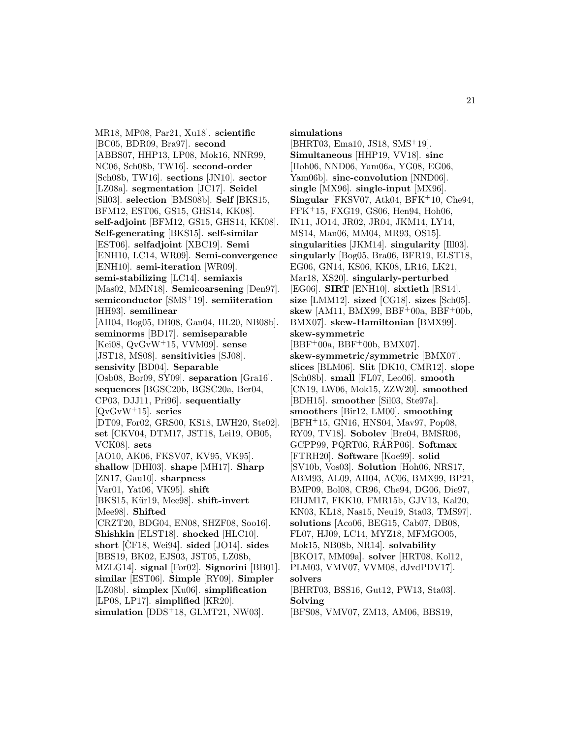MR18, MP08, Par21, Xu18]. **scientific** [BC05, BDR09, Bra97]. **second** [ABBS07, HHP13, LP08, Mok16, NNR99, NC06, Sch08b, TW16]. **second-order** [Sch08b, TW16]. **sections** [JN10]. **sector** [LZ08a]. **segmentation** [JC17]. **Seidel** [Sil03]. **selection** [BMS08b]. **Self** [BKS15, BFM12, EST06, GS15, GHS14, KK08]. **self-adjoint** [BFM12, GS15, GHS14, KK08]. **Self-generating** [BKS15]. **self-similar** [EST06]. **selfadjoint** [XBC19]. **Semi** [ENH10, LC14, WR09]. **Semi-convergence** [ENH10]. **semi-iteration** [WR09]. **semi-stabilizing** [LC14]. **semiaxis** [Mas02, MMN18]. **Semicoarsening** [Den97]. **semiconductor** [SMS+19]. **semiiteration** [HH93]. **semilinear** [AH04, Bog05, DB08, Gan04, HL20, NB08b]. **seminorms** [BD17]. **semiseparable** [Kei08, QvGvW+15, VVM09]. **sense** [JST18, MS08]. **sensitivities** [SJ08]. **sensivity** [BD04]. **Separable** [Osb08, Bor09, SY09]. **separation** [Gra16]. **sequences** [BGSC20b, BGSC20a, Ber04, CP03, DJJ11, Pri96]. **sequentially** [QvGvW+15]. **series** [DT09, For02, GRS00, KS18, LWH20, Ste02]. **set** [CKV04, DTM17, JST18, Lei19, OB05, VCK08]. **sets** [AO10, AK06, FKSV07, KV95, VK95]. **shallow** [DHI03]. **shape** [MH17]. **Sharp** [ZN17, Gau10]. **sharpness** [Var01, Yat06, VK95]. **shift** [BKS15, Kür19, Mee98]. **shift-invert** [Mee98]. **Shifted** [CRZT20, BDG04, EN08, SHZF08, Soo16]. **Shishkin** [ELST18]. **shocked** [HLC10]. **short** [ČF18, Wei94]. **sided** [JO14]. **sides** [BBS19, BK02, EJS03, JST05, LZ08b, MZLG14]. **signal** [For02]. **Signorini** [BB01]. **similar** [EST06]. **Simple** [RY09]. **Simpler** [LZ08b]. **simplex** [Xu06]. **simplification** [LP08, LP17]. **simplified** [KR20]. **simulation** [DDS+18, GLMT21, NW03]. **simulations** [BHRT03, Ema10, JS18, SMS+19]. **Simultaneous** [HHP19, VV18]. **sinc** [Hoh06, NND06, Yam06a, YG08, EG06, Yam06b]. **sinc-convolution** [NND06]. **single** [MX96]. **single-input** [MX96]. **Singular** [FKSV07, Atk04, BFK+10, Che94, FFK+15, FXG19, GS06, Hen94, Hoh06, IN11, JO14, JR02, JR04, JKM14, LY14, MS14, Man06, MM04, MR93, OS15]. **singularities** [JKM14]. **singularity** [Ill03]. **singularly** [Bog05, Bra06, BFR19, ELST18, EG06, GN14, KS06, KK08, LR16, LK21, Mar18, XS20]. **singularly-perturbed** [EG06]. **SIRT** [ENH10]. **sixtieth** [RS14]. **size** [LMM12]. **sized** [CG18]. **sizes** [Sch05]. **skew** [AM11, BMX99, BBF+00a, BBF+00b, BMX07]. **skew-Hamiltonian** [BMX99]. **skew-symmetric** [BBF+00a, BBF+00b, BMX07]. **skew-symmetric/symmetric** [BMX07]. **slices** [BLM06]. **Slit** [DK10, CMR12]. **slope** [Sch08b]. **small** [FL07, Leo06]. **smooth** [CN19, LW06, Mok15, ZZW20]. **smoothed** [BDH15]. **smoother** [Sil03, Ste97a]. **smoothers** [Bir12, LM00]. **smoothing** [BFH+15, GN16, HNS04, Mav97, Pop08, RY09, TV18]. **Sobolev** [Bre04, BMSR06, GCPP99, PQRT06, RÁRP06]. **Softmax** [FTRH20]. **Software** [Koe99]. **solid** [SV10b, Vos03]. **Solution** [Hoh06, NRS17, ABM93, AL09, AH04, AC06, BMX99, BP21, BMP09, Bol08, CR96, Che94, DG06, Die97, EHJM17, FKK10, FMR15b, GJV13, Kal20, KN03, KL18, Nas15, Neu19, Sta03, TMS97]. **solutions** [Aco06, BEG15, Cab07, DB08, FL07, HJ09, LC14, MYZ18, MFMGO05, Mok15, NB08b, NR14]. **solvability** [BKO17, MM09a]. **solver** [HRT08, Kol12, PLM03, VMV07, VVM08, dJvdPDV17]. **solvers** [BHRT03, BSS16, Gut12, PW13, Sta03]. **Solving** [BFS08, VMV07, ZM13, AM06, BBS19,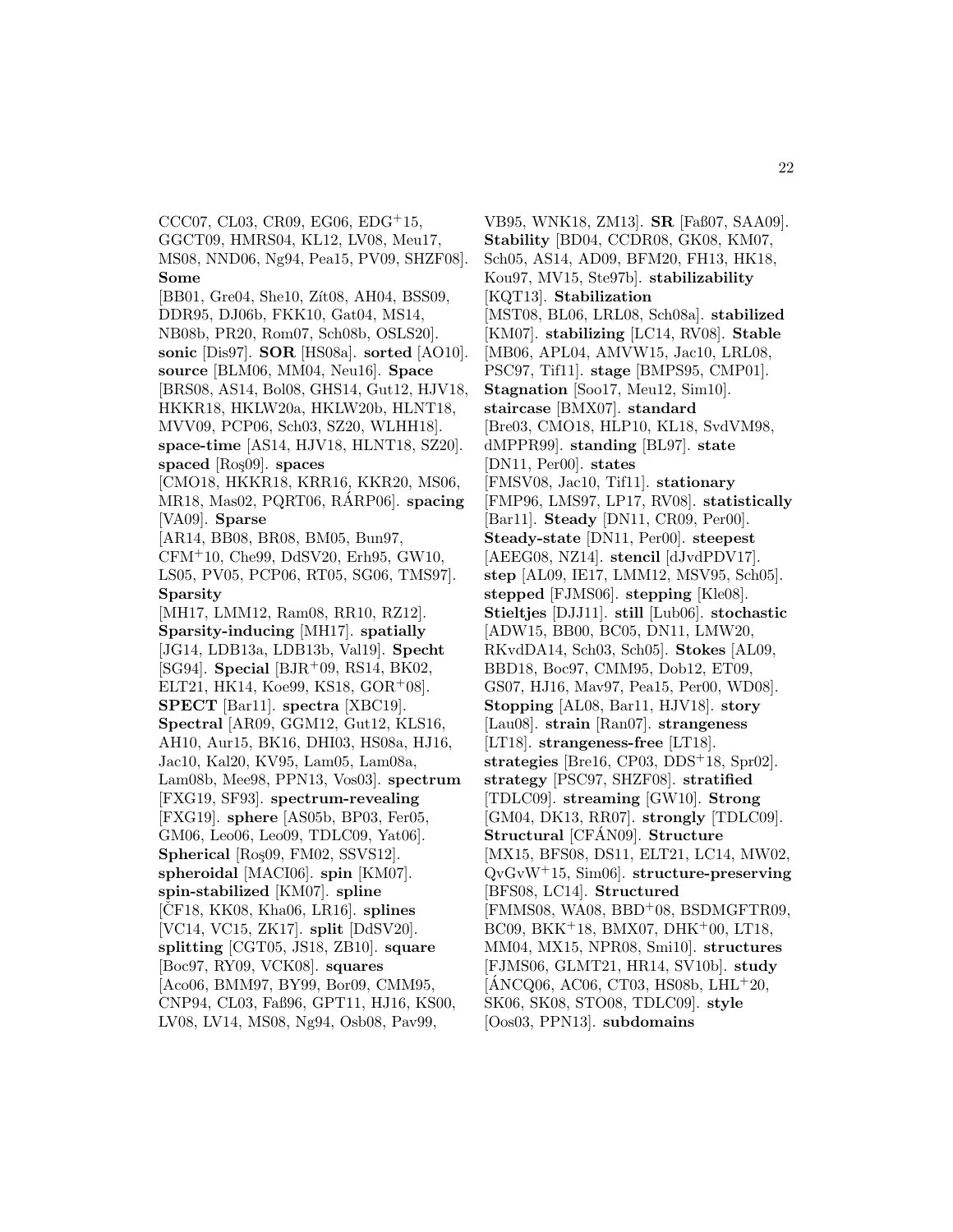CCC07, CL03, CR09, EG06, EDG+15, GGCT09, HMRS04, KL12, LV08, Meu17, MS08, NND06, Ng94, Pea15, PV09, SHZF08]. **Some** [BB01, Gre04, She10, Zít08, AH04, BSS09, DDR95, DJ06b, FKK10, Gat04, MS14, NB08b, PR20, Rom07, Sch08b, OSLS20]. **sonic** [Dis97]. **SOR** [HS08a]. **sorted** [AO10]. **source** [BLM06, MM04, Neu16]. **Space** [BRS08, AS14, Bol08, GHS14, Gut12, HJV18, HKKR18, HKLW20a, HKLW20b, HLNT18, MVV09, PCP06, Sch03, SZ20, WLHH18]. **space-time** [AS14, HJV18, HLNT18, SZ20]. **spaced** [Roş09]. **spaces** [CMO18, HKKR18, KRR16, KKR20, MS06, MR18, Mas02, PQRT06, RÁRP06]. **spacing** [VA09]. **Sparse** [AR14, BB08, BR08, BM05, Bun97, CFM+10, Che99, DdSV20, Erh95, GW10, LS05, PV05, PCP06, RT05, SG06, TMS97]. **Sparsity** [MH17, LMM12, Ram08, RR10, RZ12]. **Sparsity-inducing** [MH17]. **spatially** [JG14, LDB13a, LDB13b, Val19]. **Specht** [SG94]. **Special** [BJR+09, RS14, BK02, ELT21, HK14, Koe99, KS18, GOR+08]. **SPECT** [Bar11]. **spectra** [XBC19]. **Spectral** [AR09, GGM12, Gut12, KLS16, AH10, Aur15, BK16, DHI03, HS08a, HJ16, Jac10, Kal20, KV95, Lam05, Lam08a, Lam08b, Mee98, PPN13, Vos03]. **spectrum** [FXG19, SF93]. **spectrum-revealing** [FXG19]. **sphere** [AS05b, BP03, Fer05, GM06, Leo06, Leo09, TDLC09, Yat06]. **Spherical** [Roş09, FM02, SSVS12]. **spheroidal** [MACI06]. **spin** [KM07]. **spin-stabilized** [KM07]. **spline** [ČF18, KK08, Kha06, LR16]. **splines** [VC14, VC15, ZK17]. **split** [DdSV20]. **splitting** [CGT05, JS18, ZB10]. **square** [Boc97, RY09, VCK08]. **squares** [Aco06, BMM97, BY99, Bor09, CMM95, CNP94, CL03, Faß96, GPT11, HJ16, KS00, LV08, LV14, MS08, Ng94, Osb08, Pav99, VB95, WNK18, ZM13]. **SR** [Faß07, SAA09]. **Stability** [BD04, CCDR08, GK08, KM07, Sch05, AS14, AD09, BFM20, FH13, HK18, Kou97, MV15, Ste97b]. **stabilizability** [KQT13]. **Stabilization** [MST08, BL06, LRL08, Sch08a]. **stabilized** [KM07]. **stabilizing** [LC14, RV08]. **Stable** [MB06, APL04, AMVW15, Jac10, LRL08, PSC97, Tif11]. **stage** [BMPS95, CMP01]. **Stagnation** [Soo17, Meu12, Sim10]. **staircase** [BMX07]. **standard** [Bre03, CMO18, HLP10, KL18, SvdVM98, dMPPR99]. **standing** [BL97]. **state** [DN11, Per00]. **states** [FMSV08, Jac10, Tif11]. **stationary** [FMP96, LMS97, LP17, RV08]. **statistically** [Bar11]. **Steady** [DN11, CR09, Per00]. **Steady-state** [DN11, Per00]. **steepest** [AEEG08, NZ14]. **stencil** [dJvdPDV17]. **step** [AL09, IE17, LMM12, MSV95, Sch05]. **stepped** [FJMS06]. **stepping** [Kle08]. **Stieltjes** [DJJ11]. **still** [Lub06]. **stochastic** [ADW15, BB00, BC05, DN11, LMW20, RKvdDA14, Sch03, Sch05]. **Stokes** [AL09, BBD18, Boc97, CMM95, Dob12, ET09, GS07, HJ16, Mav97, Pea15, Per00, WD08]. **Stopping** [AL08, Bar11, HJV18]. **story** [Lau08]. **strain** [Ran07]. **strangeness** [LT18]. **strangeness-free** [LT18]. **strategies** [Bre16, CP03, DDS+18, Spr02]. **strategy** [PSC97, SHZF08]. **stratified** [TDLC09]. **streaming** [GW10]. **Strong** [GM04, DK13, RR07]. **strongly** [TDLC09]. **Structural** [CFÁN09]. **Structure** [MX15, BFS08, DS11, ELT21, LC14, MW02, QvGvW+15, Sim06]. **structure-preserving** [BFS08, LC14]. **Structured** [FMMS08, WA08, BBD+08, BSDMGFTR09, BC09, BKK+18, BMX07, DHK+00, LT18, MM04, MX15, NPR08, Smi10]. **structures** [FJMS06, GLMT21, HR14, SV10b]. **study** [ÁNCQ06, AC06, CT03, HS08b, LHL+20, SK06, SK08, STO08, TDLC09]. **style** [Oos03, PPN13]. **subdomains**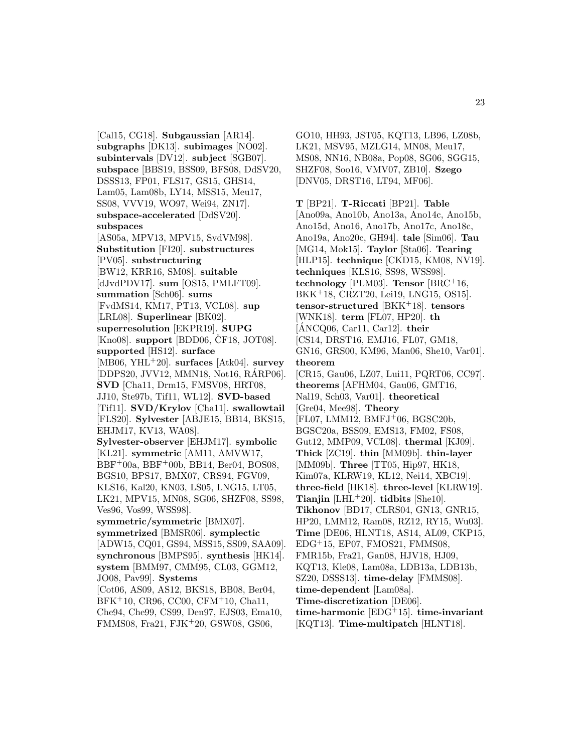[Cal15, CG18]. **Subgaussian** [AR14]. **subgraphs** [DK13]. **subimages** [NO02]. **subintervals** [DV12]. **subject** [SGB07]. **subspace** [BBS19, BSS09, BFS08, DdSV20, DSSS13, FP01, FLS17, GS15, GHS14, Lam05, Lam08b, LY14, MSS15, Meu17, SS08, VVV19, WO97, Wei94, ZN17]. **subspace-accelerated** [DdSV20]. **subspaces** [AS05a, MPV13, MPV15, SvdVM98]. **Substitution** [FI20]. **substructures** [PV05]. **substructuring** [BW12, KRR16, SM08]. **suitable** [dJvdPDV17]. **sum** [OS15, PMLFT09]. **summation** [Sch06]. **sums** [FvdMS14, KM17, PT13, VCL08]. **sup** [LRL08]. **Superlinear** [BK02]. **superresolution** [EKPR19]. **SUPG** [Kno08]. **support** [BDD06, ČF18, JOT08]. **supported** [HS12]. **surface** [MB06, YHL+20]. **surfaces** [Atk04]. **survey** [DDPS20, JVV12, MMN18, Not16, RÁRP06]. **SVD** [Cha11, Drm15, FMSV08, HRT08, JJ10, Ste97b, Tif11, WL12]. **SVD-based** [Tif11]. **SVD/Krylov** [Cha11]. **swallowtail** [FLS20]. **Sylvester** [ABJE15, BB14, BKS15, EHJM17, KV13, WA08]. **Sylvester-observer** [EHJM17]. **symbolic** [KL21]. **symmetric** [AM11, AMVW17, BBF+00a, BBF+00b, BB14, Ber04, BOS08, BGS10, BPS17, BMX07, CRS94, FGV09, KLS16, Kal20, KN03, LS05, LNG15, LT05, LK21, MPV15, MN08, SG06, SHZF08, SS98, Ves96, Vos99, WSS98]. **symmetric/symmetric** [BMX07]. **symmetrized** [BMSR06]. **symplectic** [ADW15, CQ01, GS94, MSS15, SS09, SAA09]. **synchronous** [BMPS95]. **synthesis** [HK14]. **system** [BMM97, CMM95, CL03, GGM12, JO08, Pav99]. **Systems** [Cot06, AS09, AS12, BKS18, BB08, Ber04, BFK+10, CR96, CC00, CFM+10, Cha11, Che94, Che99, CS99, Den97, EJS03, Ema10, FMMS08, Fra21, FJK+20, GSW08, GS06, GO10, HH93, JST05, KQT13, LB96, LZ08b, LK21, MSV95, MZLG14, MN08, Meu17, MS08, NN16, NB08a, Pop08, SG06, SGG15, SHZF08, Soo16, VMV07, ZB10]. **Szego** [DNV05, DRST16, LT94, MF06].

**T** [BP21]. **T-Riccati** [BP21]. **Table** [Ano09a, Ano10b, Ano13a, Ano14c, Ano15b, Ano15d, Ano16, Ano17b, Ano17c, Ano18c, Ano19a, Ano20c, GH94]. **tale** [Sim06]. **Tau** [MG14, Mok15]. **Taylor** [Sta06]. **Tearing** [HLP15]. **technique** [CKD15, KM08, NV19]. **techniques** [KLS16, SS98, WSS98]. **technology** [PLM03]. **Tensor** [BRC+16, BKK+18, CRZT20, Lei19, LNG15, OS15]. **tensor-structured** [BKK+18]. **tensors** [WNK18]. **term** [FL07, HP20]. **th** [ÁNCQ06, Car11, Car12]. **their** [CS14, DRST16, EMJ16, FL07, GM18, GN16, GRS00, KM96, Man06, She10, Var01]. **theorem** [CR15, Gau06, LZ07, Lui11, PQRT06, CC97]. **theorems** [AFHM04, Gau06, GMT16, Nal19, Sch03, Var01]. **theoretical** [Gre04, Mee98]. **Theory** [FL07, LMM12, BMFJ+06, BGSC20b, BGSC20a, BSS09, EMS13, FM02, FS08, Gut12, MMP09, VCL08]. **thermal** [KJ09]. **Thick** [ZC19]. **thin** [MM09b]. **thin-layer** [MM09b]. **Three** [TT05, Hip97, HK18, Kim07a, KLRW19, KL12, Nei14, XBC19]. **three-field** [HK18]. **three-level** [KLRW19]. **Tianjin** [LHL+20]. **tidbits** [She10]. **Tikhonov** [BD17, CLRS04, GN13, GNR15, HP20, LMM12, Ram08, RZ12, RY15, Wu03]. **Time** [DE06, HLNT18, AS14, AL09, CKP15, EDG+15, EP07, FMOS21, FMMS08, FMR15b, Fra21, Gan08, HJV18, HJ09, KQT13, Kle08, Lam08a, LDB13a, LDB13b, SZ20, DSSS13]. **time-delay** [FMMS08]. **time-dependent** [Lam08a]. **Time-discretization** [DE06]. **time-harmonic** [EDG+15]. **time-invariant** [KQT13]. **Time-multipatch** [HLNT18].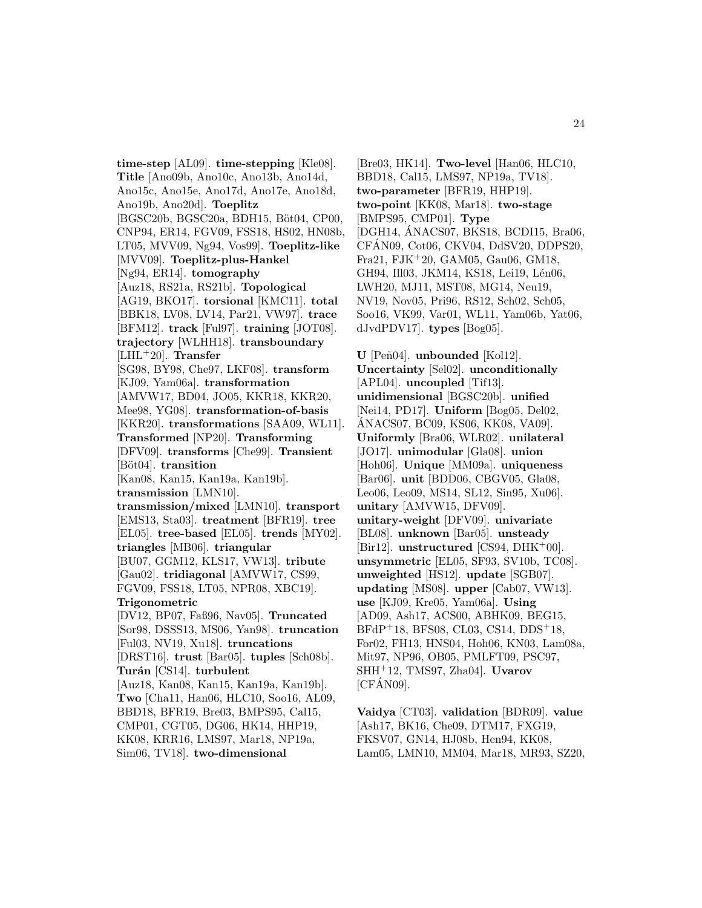**time-step** [AL09]. **time-stepping** [Kle08]. **Title** [Ano09b, Ano10c, Ano13b, Ano14d, Ano15c, Ano15e, Ano17d, Ano17e, Ano18d, Ano19b, Ano20d]. **Toeplitz** [BGSC20b, BGSC20a, BDH15, Böt04, CP00, CNP94, ER14, FGV09, FSS18, HS02, HN08b, LT05, MVV09, Ng94, Vos99]. **Toeplitz-like** [MVV09]. **Toeplitz-plus-Hankel** [Ng94, ER14]. **tomography** [Auz18, RS21a, RS21b]. **Topological** [AG19, BKO17]. **torsional** [KMC11]. **total** [BBK18, LV08, LV14, Par21, VW97]. **trace** [BFM12]. **track** [Ful97]. **training** [JOT08]. **trajectory** [WLHH18]. **transboundary** [LHL+20]. **Transfer** [SG98, BY98, Che97, LKF08]. **transform** [KJ09, Yam06a]. **transformation** [AMVW17, BD04, JO05, KKR18, KKR20, Mee98, YG08]. **transformation-of-basis** [KKR20]. **transformations** [SAA09, WL11]. **Transformed** [NP20]. **Transforming** [DFV09]. **transforms** [Che99]. **Transient** [Böt04]. **transition** [Kan08, Kan15, Kan19a, Kan19b]. **transmission** [LMN10]. **transmission/mixed** [LMN10]. **transport** [EMS13, Sta03]. **treatment** [BFR19]. **tree** [EL05]. **tree-based** [EL05]. **trends** [MY02]. **triangles** [MB06]. **triangular** [BU07, GGM12, KLS17, VW13]. **tribute** [Gau02]. **tridiagonal** [AMVW17, CS99, FGV09, FSS18, LT05, NPR08, XBC19]. **Trigonometric** [DV12, BP07, Faß96, Nav05]. **Truncated** [Sor98, DSSS13, MS06, Yan98]. **truncation** [Ful03, NV19, Xu18]. **truncations** [DRST16]. **trust** [Bar05]. **tuples** [Sch08b]. **Turán** [CS14]. **turbulent** [Auz18, Kan08, Kan15, Kan19a, Kan19b]. **Two** [Cha11, Han06, HLC10, Soo16, AL09, BBD18, BFR19, Bre03, BMPS95, Cal15, CMP01, CGT05, DG06, HK14, HHP19, KK08, KRR16, LMS97, Mar18, NP19a, Sim06, TV18]. **two-dimensional** [Bre03, HK14]. **Two-level** [Han06, HLC10, BBD18, Cal15, LMS97, NP19a, TV18]. **two-parameter** [BFR19, HHP19]. **two-point** [KK08, Mar18]. **two-stage** [BMPS95, CMP01]. **Type** [DGH14, ÁNACS07, BKS18, BCDI15, Bra06, CFÁN09, Cot06, CKV04, DdSV20, DDPS20, Fra21, FJK+20, GAM05, Gau06, GM18, GH94, Ill03, JKM14, KS18, Lei19, Lén06, LWH20, MJ11, MST08, MG14, Neu19, NV19, Nov05, Pri96, RS12, Sch02, Sch05, Soo16, VK99, Var01, WL11, Yam06b, Yat06, dJvdPDV17]. **types** [Bog05].

**U** [Peñ04]. **unbounded** [Kol12]. **Uncertainty** [Sel02]. **unconditionally** [APL04]. **uncoupled** [Tif13]. **unidimensional** [BGSC20b]. **unified** [Nei14, PD17]. **Uniform** [Bog05, Del02, ÁNACS07, BC09, KS06, KK08, VA09]. **Uniformly** [Bra06, WLR02]. **unilateral** [JO17]. **unimodular** [Gla08]. **union** [Hoh06]. **Unique** [MM09a]. **uniqueness** [Bar06]. **unit** [BDD06, CBGV05, Gla08, Leo06, Leo09, MS14, SL12, Sin95, Xu06]. **unitary** [AMVW15, DFV09]. **unitary-weight** [DFV09]. **univariate** [BL08]. **unknown** [Bar05]. **unsteady** [Bir12]. **unstructured** [CS94, DHK+00]. **unsymmetric** [EL05, SF93, SV10b, TC08]. **unweighted** [HS12]. **update** [SGB07]. **updating** [MS08]. **upper** [Cab07, VW13]. **use** [KJ09, Kre05, Yam06a]. **Using** [AD09, Ash17, ACS00, ABHK09, BEG15, BFdP+18, BFS08, CL03, CS14, DDS+18, For02, FH13, HNS04, Hoh06, KN03, Lam08a, Mit97, NP96, OB05, PMLFT09, PSC97, SHH+12, TMS97, Zha04]. **Uvarov** [CFÁN09].

**Vaidya** [CT03]. **validation** [BDR09]. **value** [Ash17, BK16, Che09, DTM17, FXG19, FKSV07, GN14, HJ08b, Hen94, KK08, Lam05, LMN10, MM04, Mar18, MR93, SZ20,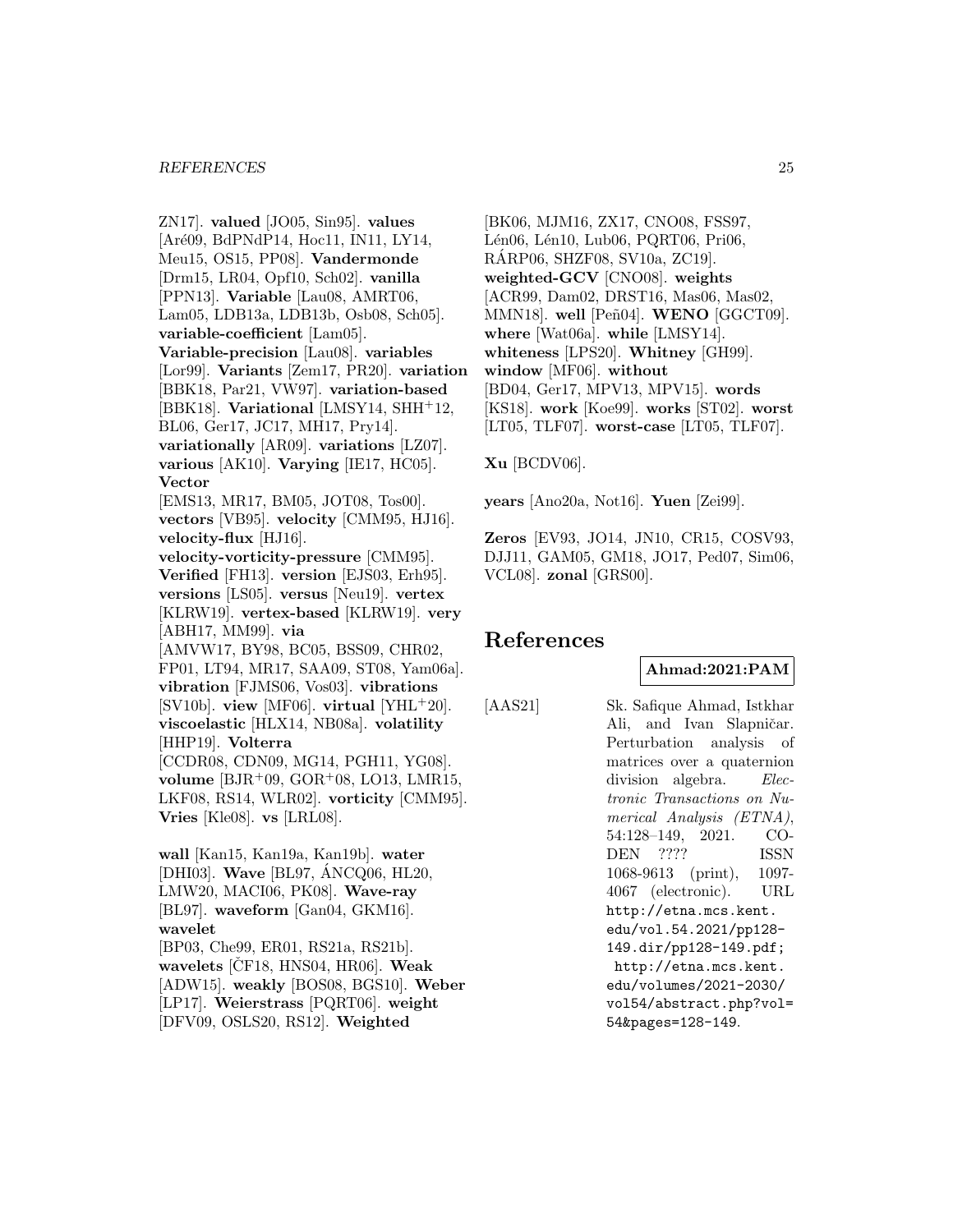ZN17]. **valued** [JO05, Sin95]. **values** [Aré09, BdPNdP14, Hoc11, IN11, LY14, Meu15, OS15, PP08]. **Vandermonde** [Drm15, LR04, Opf10, Sch02]. **vanilla** [PPN13]. **Variable** [Lau08, AMRT06, Lam05, LDB13a, LDB13b, Osb08, Sch05]. **variable-coefficient** [Lam05]. **Variable-precision** [Lau08]. **variables** [Lor99]. **Variants** [Zem17, PR20]. **variation** [BBK18, Par21, VW97]. **variation-based** [BBK18]. **Variational** [LMSY14, SHH+12, BL06, Ger17, JC17, MH17, Pry14]. **variationally** [AR09]. **variations** [LZ07]. **various** [AK10]. **Varying** [IE17, HC05]. **Vector** [EMS13, MR17, BM05, JOT08, Tos00]. **vectors** [VB95]. **velocity** [CMM95, HJ16]. **velocity-flux** [HJ16]. **velocity-vorticity-pressure** [CMM95]. **Verified** [FH13]. **version** [EJS03, Erh95]. **versions** [LS05]. **versus** [Neu19]. **vertex** [KLRW19]. **vertex-based** [KLRW19]. **very** [ABH17, MM99]. **via** [AMVW17, BY98, BC05, BSS09, CHR02, FP01, LT94, MR17, SAA09, ST08, Yam06a]. **vibration** [FJMS06, Vos03]. **vibrations** [SV10b]. **view** [MF06]. **virtual** [YHL+20]. **viscoelastic** [HLX14, NB08a]. **volatility** [HHP19]. **Volterra** [CCDR08, CDN09, MG14, PGH11, YG08]. **volume** [BJR+09, GOR+08, LO13, LMR15, LKF08, RS14, WLR02]. **vorticity** [CMM95]. **Vries** [Kle08]. **vs** [LRL08].

**wall** [Kan15, Kan19a, Kan19b]. **water** [DHI03]. **Wave** [BL97, ÁNCQ06, HL20, LMW20, MACI06, PK08]. **Wave-ray** [BL97]. **waveform** [Gan04, GKM16]. **wavelet** [BP03, Che99, ER01, RS21a, RS21b]. **wavelets** [ČF18, HNS04, HR06]. **Weak** [ADW15]. **weakly** [BOS08, BGS10]. **Weber** [LP17]. **Weierstrass** [PQRT06]. **weight** [DFV09, OSLS20, RS12]. **Weighted** [BK06, MJM16, ZX17, CNO08, FSS97, Lén06, Lén10, Lub06, PQRT06, Pri06, RÁRP06, SHZF08, SV10a, ZC19]. **weighted-GCV** [CNO08]. **weights** [ACR99, Dam02, DRST16, Mas06, Mas02, MMN18]. **well** [Peñ04]. **WENO** [GGCT09]. **where** [Wat06a]. **while** [LMSY14]. **whiteness** [LPS20]. **Whitney** [GH99]. **window** [MF06]. **without** [BD04, Ger17, MPV13, MPV15]. **words** [KS18]. **work** [Koe99]. **works** [ST02]. **worst** [LT05, TLF07]. **worst-case** [LT05, TLF07].

**Xu** [BCDV06].

**years** [Ano20a, Not16]. **Yuen** [Zei99].

**Zeros** [EV93, JO14, JN10, CR15, COSV93, DJJ11, GAM05, GM18, JO17, Ped07, Sim06, VCL08]. **zonal** [GRS00].

# References

**Ahmad:2021:PAM**

[AAS21] Sk. Safique Ahmad, Istkhar Ali, and Ivan Slapničar. Perturbation analysis of matrices over a quaternion division algebra. *Electronic Transactions on Numerical Analysis (ETNA)*, 54:128–149, 2021. CODEN ???? ISSN 1068-9613 (print), 1097-4067 (electronic). URL http://etna.mcs.kent.edu/vol.54.2021/pp128-149.dir/pp128-149.pdf; http://etna.mcs.kent.edu/volumes/2021-2030/vol54/abstract.php?vol=54&pages=128-149.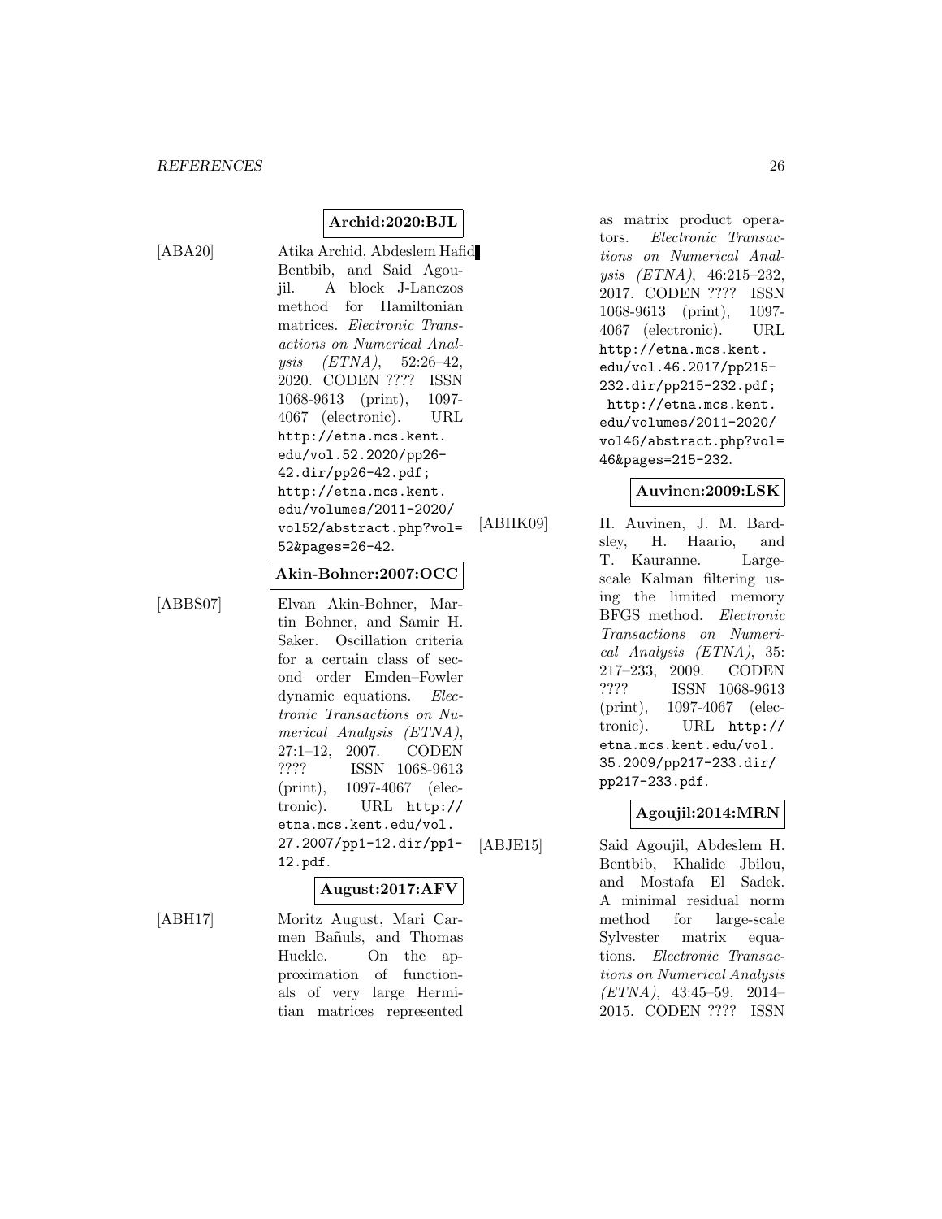**Archid:2020:BJL**

[ABA20] Atika Archid, Abdeslem Hafid Bentbib, and Said Agoujil. A block J-Lanczos method for Hamiltonian matrices. *Electronic Transactions on Numerical Analysis (ETNA)*, 52:26–42, 2020. CODEN ???? ISSN 1068-9613 (print), 1097-4067 (electronic). URL `http://etna.mcs.kent.edu/vol.52.2020/pp26-42.dir/pp26-42.pdf; http://etna.mcs.kent.edu/volumes/2011-2020/vol52/abstract.php?vol=52&pages=26-42`.

**Akin-Bohner:2007:OCC**

[ABBS07] Elvan Akin-Bohner, Martin Bohner, and Samir H. Saker. Oscillation criteria for a certain class of second order Emden–Fowler dynamic equations. *Electronic Transactions on Numerical Analysis (ETNA)*, 27:1–12, 2007. CODEN ???? ISSN 1068-9613 (print), 1097-4067 (electronic). URL `http://etna.mcs.kent.edu/vol.27.2007/pp1-12.dir/pp1-12.pdf`.

**August:2017:AFV**

[ABH17] Moritz August, Mari Carmen Bañuls, and Thomas Huckle. On the approximation of functionals of very large Hermitian matrices represented as matrix product operators. *Electronic Transactions on Numerical Analysis (ETNA)*, 46:215–232, 2017. CODEN ???? ISSN 1068-9613 (print), 1097-4067 (electronic). URL `http://etna.mcs.kent.edu/vol.46.2017/pp215-232.dir/pp215-232.pdf; http://etna.mcs.kent.edu/volumes/2011-2020/vol46/abstract.php?vol=46&pages=215-232`.

**Auvinen:2009:LSK**

[ABHK09] H. Auvinen, J. M. Bardsley, H. Haario, and T. Kauranne. Large-scale Kalman filtering using the limited memory BFGS method. *Electronic Transactions on Numerical Analysis (ETNA)*, 35:217–233, 2009. CODEN ???? ISSN 1068-9613 (print), 1097-4067 (electronic). URL `http://etna.mcs.kent.edu/vol.35.2009/pp217-233.dir/pp217-233.pdf`.

**Agoujil:2014:MRN**

[ABJE15] Said Agoujil, Abdeslem H. Bentbib, Khalide Jbilou, and Mostafa El Sadek. A minimal residual norm method for large-scale Sylvester matrix equations. *Electronic Transactions on Numerical Analysis (ETNA)*, 43:45–59, 2014–2015. CODEN ???? ISSN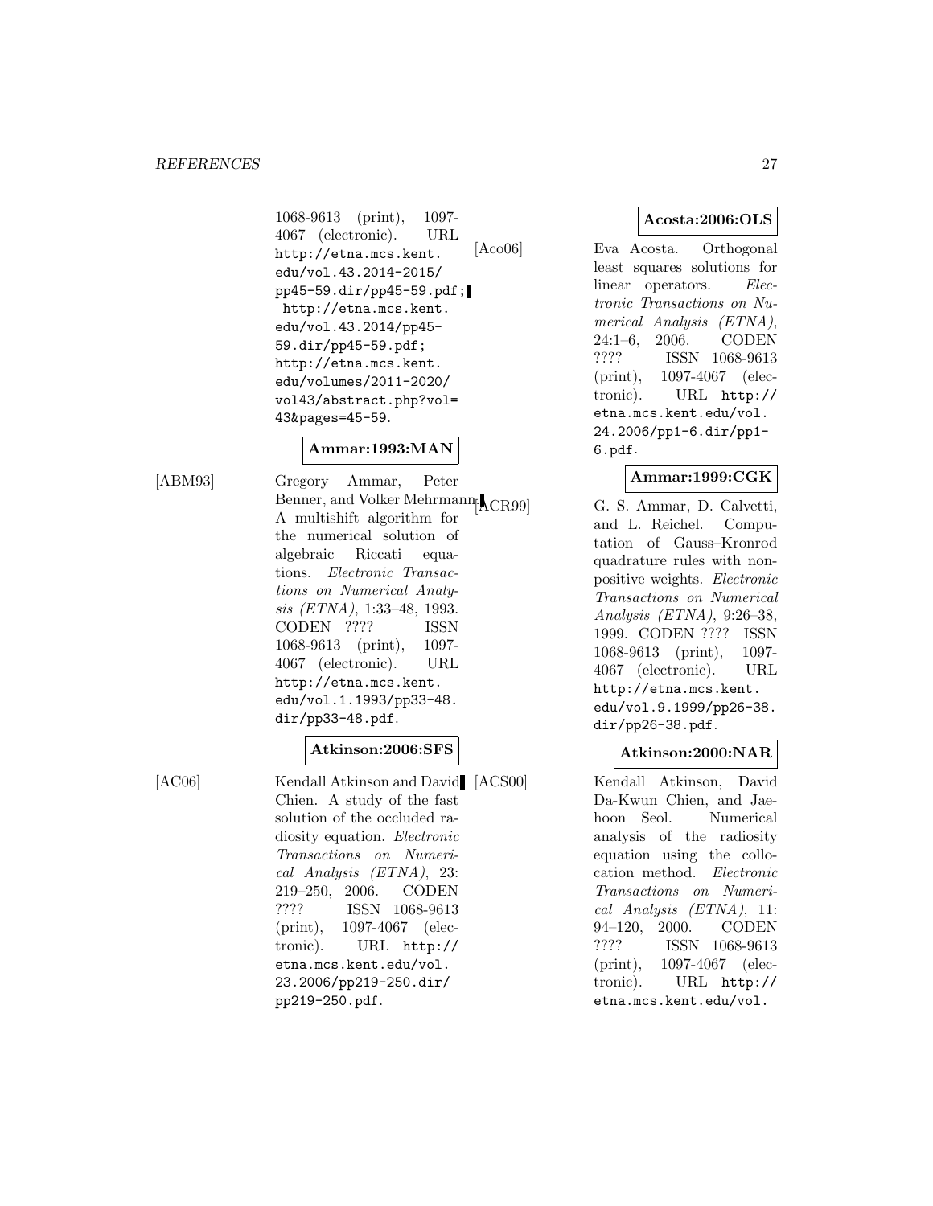1068-9613 (print), 1097-4067 (electronic). URL http://etna.mcs.kent.edu/vol.43.2014-2015/pp45-59.dir/pp45-59.pdf; http://etna.mcs.kent.edu/vol.43.2014/pp45-59.dir/pp45-59.pdf; http://etna.mcs.kent.edu/volumes/2011-2020/vol43/abstract.php?vol=43&pages=45-59.

**Ammar:1993:MAN**

[ABM93] Gregory Ammar, Peter Benner, and Volker Mehrmann. A multishift algorithm for the numerical solution of algebraic Riccati equations. *Electronic Transactions on Numerical Analysis (ETNA)*, 1:33–48, 1993. CODEN ???? ISSN 1068-9613 (print), 1097-4067 (electronic). URL http://etna.mcs.kent.edu/vol.1.1993/pp33-48.dir/pp33-48.pdf.

**Atkinson:2006:SFS**

[AC06] Kendall Atkinson and David Chien. A study of the fast solution of the occluded radiosity equation. *Electronic Transactions on Numerical Analysis (ETNA)*, 23:219–250, 2006. CODEN ???? ISSN 1068-9613 (print), 1097-4067 (electronic). URL http://etna.mcs.kent.edu/vol.23.2006/pp219-250.dir/pp219-250.pdf.

**Acosta:2006:OLS**

[Aco06] Eva Acosta. Orthogonal least squares solutions for linear operators. *Electronic Transactions on Numerical Analysis (ETNA)*, 24:1–6, 2006. CODEN ???? ISSN 1068-9613 (print), 1097-4067 (electronic). URL http://etna.mcs.kent.edu/vol.24.2006/pp1-6.dir/pp1-6.pdf.

**Ammar:1999:CGK**

[ACR99] G. S. Ammar, D. Calvetti, and L. Reichel. Computation of Gauss–Kronrod quadrature rules with nonpositive weights. *Electronic Transactions on Numerical Analysis (ETNA)*, 9:26–38, 1999. CODEN ???? ISSN 1068-9613 (print), 1097-4067 (electronic). URL http://etna.mcs.kent.edu/vol.9.1999/pp26-38.dir/pp26-38.pdf.

**Atkinson:2000:NAR**

[ACS00] Kendall Atkinson, David Da-Kwun Chien, and Jaehoon Seol. Numerical analysis of the radiosity equation using the collocation method. *Electronic Transactions on Numerical Analysis (ETNA)*, 11:94–120, 2000. CODEN ???? ISSN 1068-9613 (print), 1097-4067 (electronic). URL http://etna.mcs.kent.edu/vol.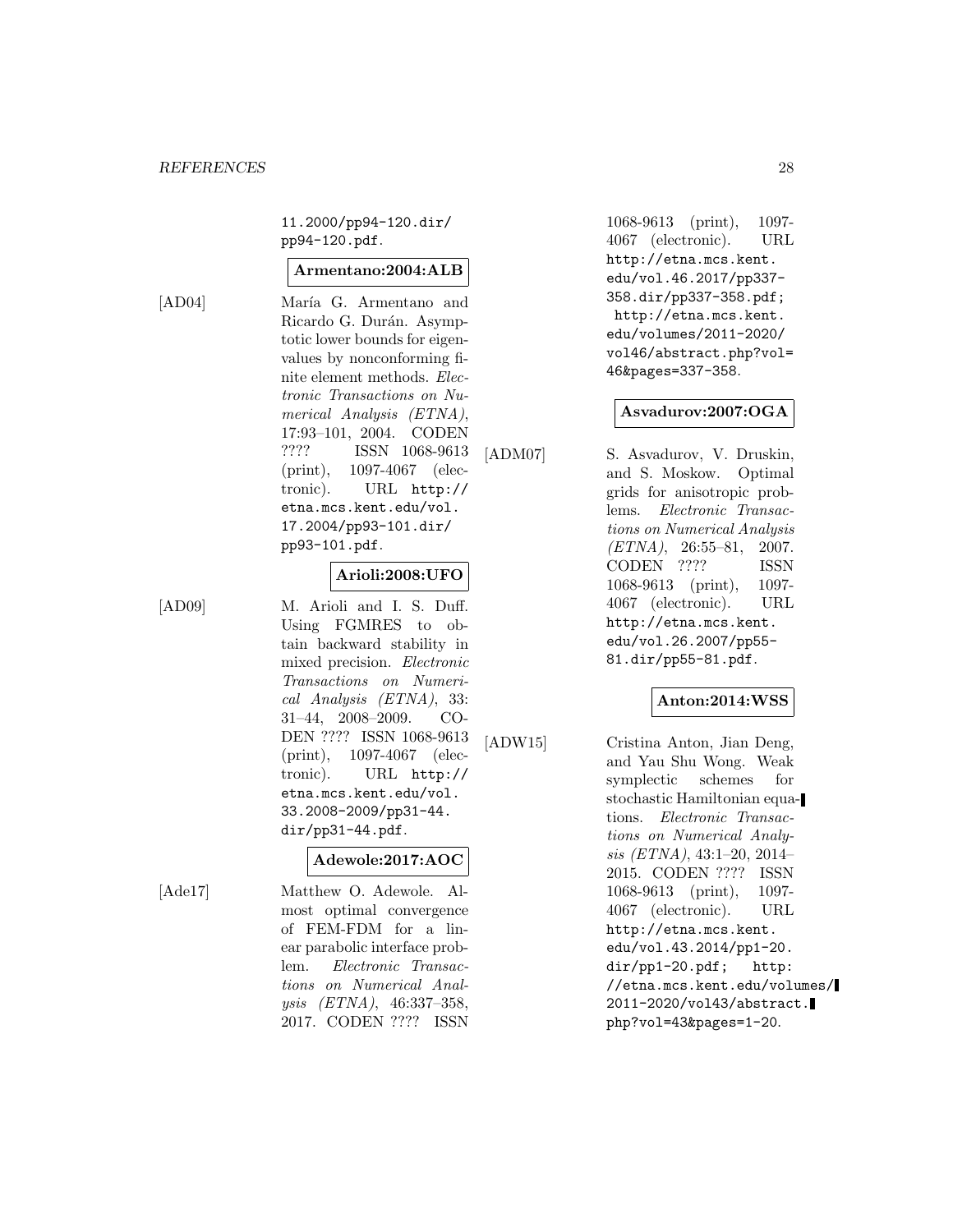11.2000/pp94-120.dir/pp94-120.pdf.

**Armentano:2004:ALB**

[AD04] María G. Armentano and Ricardo G. Durán. Asymptotic lower bounds for eigenvalues by nonconforming finite element methods. *Electronic Transactions on Numerical Analysis (ETNA)*, 17:93–101, 2004. CODEN ???? ISSN 1068-9613 (print), 1097-4067 (electronic). URL http://etna.mcs.kent.edu/vol.17.2004/pp93-101.dir/pp93-101.pdf.

**Arioli:2008:UFO**

[AD09] M. Arioli and I. S. Duff. Using FGMRES to obtain backward stability in mixed precision. *Electronic Transactions on Numerical Analysis (ETNA)*, 33:31–44, 2008–2009. CODEN ???? ISSN 1068-9613 (print), 1097-4067 (electronic). URL http://etna.mcs.kent.edu/vol.33.2008-2009/pp31-44.dir/pp31-44.pdf.

**Adewole:2017:AOC**

[Ade17] Matthew O. Adewole. Almost optimal convergence of FEM-FDM for a linear parabolic interface problem. *Electronic Transactions on Numerical Analysis (ETNA)*, 46:337–358, 2017. CODEN ???? ISSN 1068-9613 (print), 1097-4067 (electronic). URL http://etna.mcs.kent.edu/vol.46.2017/pp337-358.dir/pp337-358.pdf; http://etna.mcs.kent.edu/volumes/2011-2020/vol46/abstract.php?vol=46&pages=337-358.

**Asvadurov:2007:OGA**

[ADM07] S. Asvadurov, V. Druskin, and S. Moskow. Optimal grids for anisotropic problems. *Electronic Transactions on Numerical Analysis (ETNA)*, 26:55–81, 2007. CODEN ???? ISSN 1068-9613 (print), 1097-4067 (electronic). URL http://etna.mcs.kent.edu/vol.26.2007/pp55-81.dir/pp55-81.pdf.

**Anton:2014:WSS**

[ADW15] Cristina Anton, Jian Deng, and Yau Shu Wong. Weak symplectic schemes for stochastic Hamiltonian equations. *Electronic Transactions on Numerical Analysis (ETNA)*, 43:1–20, 2014–2015. CODEN ???? ISSN 1068-9613 (print), 1097-4067 (electronic). URL http://etna.mcs.kent.edu/vol.43.2014/pp1-20.dir/pp1-20.pdf; http://etna.mcs.kent.edu/volumes/2011-2020/vol43/abstract.php?vol=43&pages=1-20.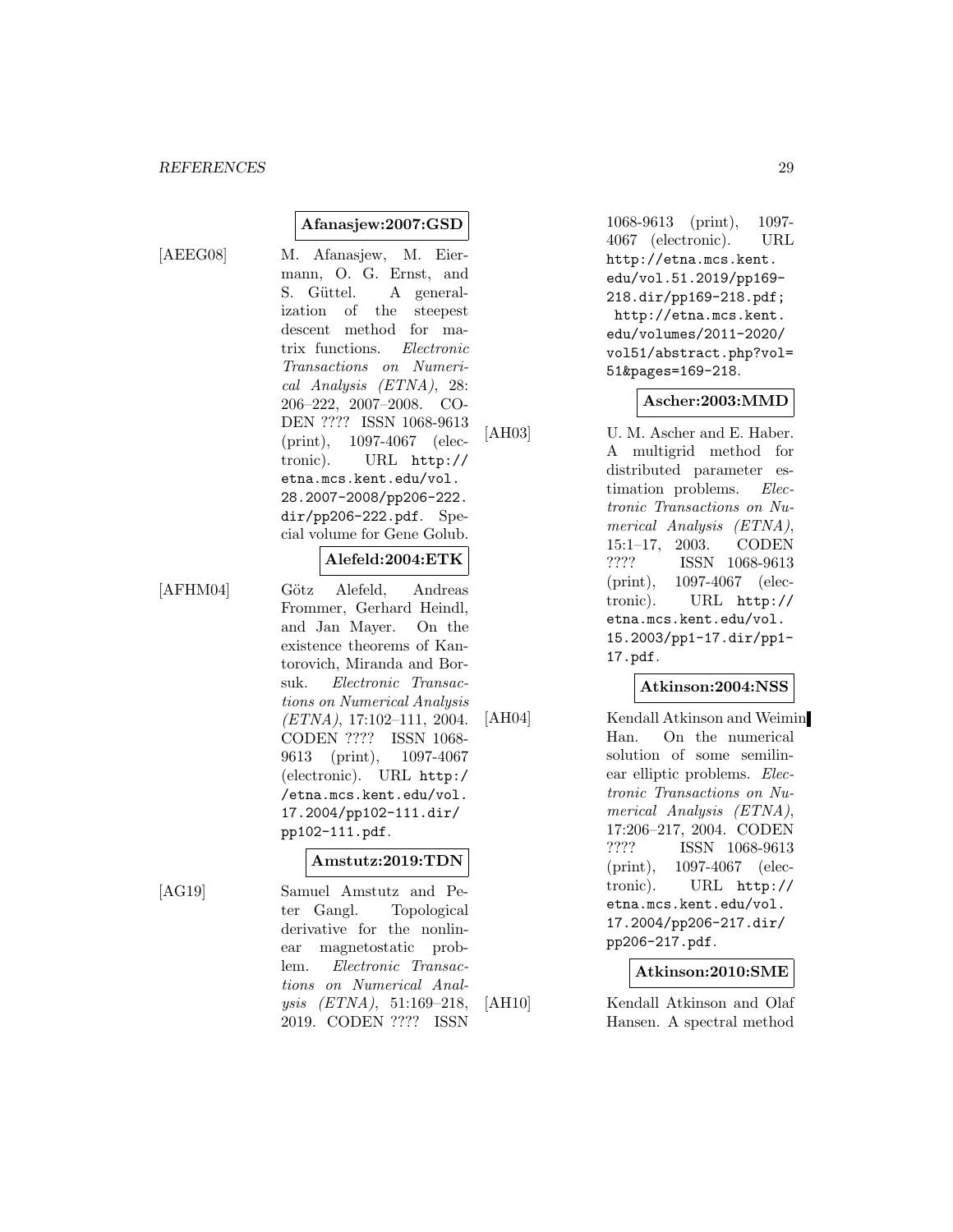**Afanasjew:2007:GSD**

[AEEG08] M. Afanasjew, M. Eiermann, O. G. Ernst, and S. Güttel. A generalization of the steepest descent method for matrix functions. *Electronic Transactions on Numerical Analysis (ETNA)*, 28: 206–222, 2007–2008. CODEN ???? ISSN 1068-9613 (print), 1097-4067 (electronic). URL http://etna.mcs.kent.edu/vol.28.2007-2008/pp206-222.dir/pp206-222.pdf. Special volume for Gene Golub.

**Alefeld:2004:ETK**

[AFHM04] Götz Alefeld, Andreas Frommer, Gerhard Heindl, and Jan Mayer. On the existence theorems of Kantorovich, Miranda and Borsuk. *Electronic Transactions on Numerical Analysis (ETNA)*, 17:102–111, 2004. CODEN ???? ISSN 1068-9613 (print), 1097-4067 (electronic). URL http://etna.mcs.kent.edu/vol.17.2004/pp102-111.dir/pp102-111.pdf.

**Amstutz:2019:TDN**

[AG19] Samuel Amstutz and Peter Gangl. Topological derivative for the nonlinear magnetostatic problem. *Electronic Transactions on Numerical Analysis (ETNA)*, 51:169–218, 2019. CODEN ???? ISSN 1068-9613 (print), 1097-4067 (electronic). URL http://etna.mcs.kent.edu/vol.51.2019/pp169-218.dir/pp169-218.pdf; http://etna.mcs.kent.edu/volumes/2011-2020/vol51/abstract.php?vol=51&pages=169-218.

**Ascher:2003:MMD**

[AH03] U. M. Ascher and E. Haber. A multigrid method for distributed parameter estimation problems. *Electronic Transactions on Numerical Analysis (ETNA)*, 15:1–17, 2003. CODEN ???? ISSN 1068-9613 (print), 1097-4067 (electronic). URL http://etna.mcs.kent.edu/vol.15.2003/pp1-17.dir/pp1-17.pdf.

**Atkinson:2004:NSS**

[AH04] Kendall Atkinson and Weimin Han. On the numerical solution of some semilinear elliptic problems. *Electronic Transactions on Numerical Analysis (ETNA)*, 17:206–217, 2004. CODEN ???? ISSN 1068-9613 (print), 1097-4067 (electronic). URL http://etna.mcs.kent.edu/vol.17.2004/pp206-217.dir/pp206-217.pdf.

**Atkinson:2010:SME**

[AH10] Kendall Atkinson and Olaf Hansen. A spectral method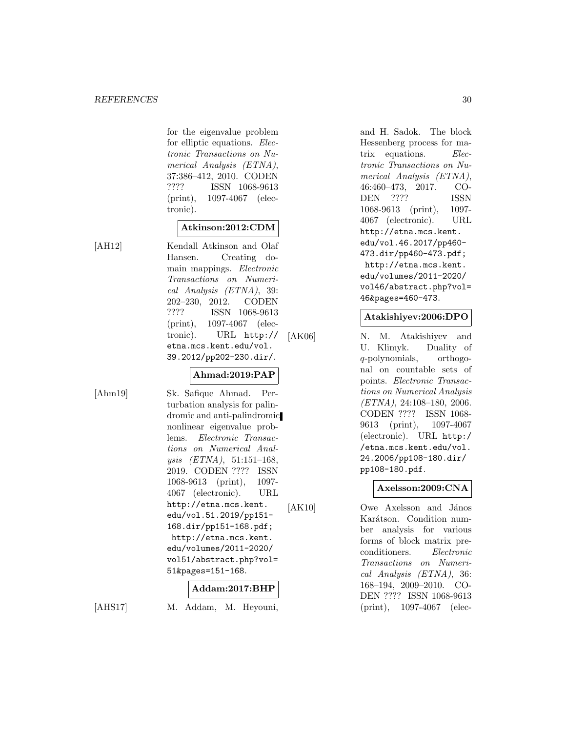for the eigenvalue problem for elliptic equations. *Electronic Transactions on Numerical Analysis (ETNA)*, 37:386–412, 2010. CODEN ???? ISSN 1068-9613 (print), 1097-4067 (electronic).

**Atkinson:2012:CDM**

[AH12] Kendall Atkinson and Olaf Hansen. Creating domain mappings. *Electronic Transactions on Numerical Analysis (ETNA)*, 39: 202–230, 2012. CODEN ???? ISSN 1068-9613 (print), 1097-4067 (electronic). URL `http://etna.mcs.kent.edu/vol.39.2012/pp202-230.dir/`.

**Ahmad:2019:PAP**

[Ahm19] Sk. Safique Ahmad. Perturbation analysis for palindromic and anti-palindromic nonlinear eigenvalue problems. *Electronic Transactions on Numerical Analysis (ETNA)*, 51:151–168, 2019. CODEN ???? ISSN 1068-9613 (print), 1097-4067 (electronic). URL `http://etna.mcs.kent.edu/vol.51.2019/pp151-168.dir/pp151-168.pdf`; `http://etna.mcs.kent.edu/volumes/2011-2020/vol51/abstract.php?vol=51&pages=151-168`.

**Addam:2017:BHP**

[AHS17] M. Addam, M. Heyouni, and H. Sadok. The block Hessenberg process for matrix equations. *Electronic Transactions on Numerical Analysis (ETNA)*, 46:460–473, 2017. CODEN ???? ISSN 1068-9613 (print), 1097-4067 (electronic). URL `http://etna.mcs.kent.edu/vol.46.2017/pp460-473.dir/pp460-473.pdf`; `http://etna.mcs.kent.edu/volumes/2011-2020/vol46/abstract.php?vol=46&pages=460-473`.

**Atakishiyev:2006:DPO**

[AK06] N. M. Atakishiyev and U. Klimyk. Duality of $q$-polynomials, orthogonal on countable sets of points. *Electronic Transactions on Numerical Analysis (ETNA)*, 24:108–180, 2006. CODEN ???? ISSN 1068-9613 (print), 1097-4067 (electronic). URL `http://etna.mcs.kent.edu/vol.24.2006/pp108-180.dir/pp108-180.pdf`.

**Axelsson:2009:CNA**

[AK10] Owe Axelsson and János Karátson. Condition number analysis for various forms of block matrix preconditioners. *Electronic Transactions on Numerical Analysis (ETNA)*, 36: 168–194, 2009–2010. CODEN ???? ISSN 1068-9613 (print), 1097-4067 (elec-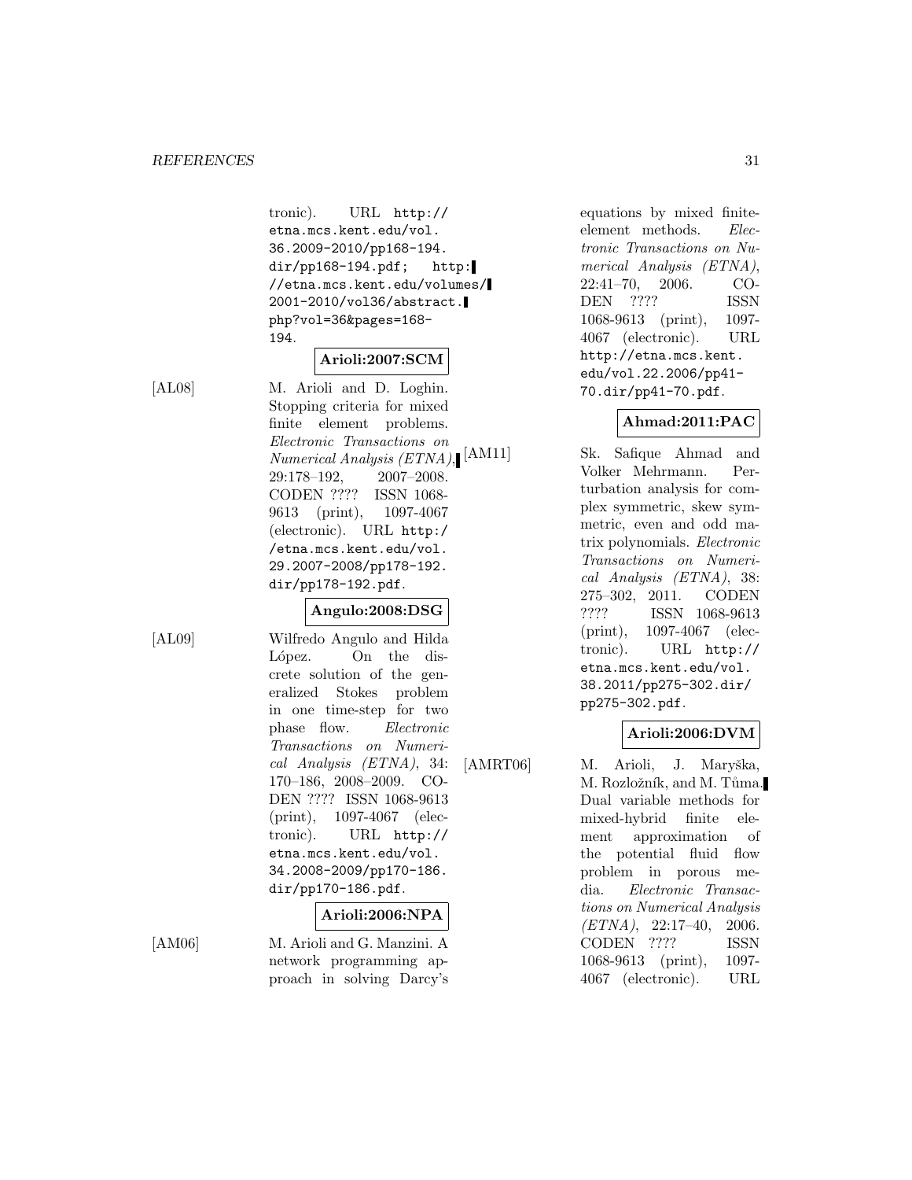tronic). URL http://etna.mcs.kent.edu/vol.36.2009-2010/pp168-194.dir/pp168-194.pdf; http://etna.mcs.kent.edu/volumes/2001-2010/vol36/abstract.php?vol=36&pages=168-194.

**Arioli:2007:SCM**

[AL08] M. Arioli and D. Loghin. Stopping criteria for mixed finite element problems. *Electronic Transactions on Numerical Analysis (ETNA)*, 29:178–192, 2007–2008. CODEN ???? ISSN 1068-9613 (print), 1097-4067 (electronic). URL http://etna.mcs.kent.edu/vol.29.2007-2008/pp178-192.dir/pp178-192.pdf.

**Angulo:2008:DSG**

[AL09] Wilfredo Angulo and Hilda López. On the discrete solution of the generalized Stokes problem in one time-step for two phase flow. *Electronic Transactions on Numerical Analysis (ETNA)*, 34:170–186, 2008–2009. CODEN ???? ISSN 1068-9613 (print), 1097-4067 (electronic). URL http://etna.mcs.kent.edu/vol.34.2008-2009/pp170-186.dir/pp170-186.pdf.

**Arioli:2006:NPA**

[AM06] M. Arioli and G. Manzini. A network programming approach in solving Darcy's equations by mixed finite-element methods. *Electronic Transactions on Numerical Analysis (ETNA)*, 22:41–70, 2006. CODEN ???? ISSN 1068-9613 (print), 1097-4067 (electronic). URL http://etna.mcs.kent.edu/vol.22.2006/pp41-70.dir/pp41-70.pdf.

**Ahmad:2011:PAC**

[AM11] Sk. Safique Ahmad and Volker Mehrmann. Perturbation analysis for complex symmetric, skew symmetric, even and odd matrix polynomials. *Electronic Transactions on Numerical Analysis (ETNA)*, 38:275–302, 2011. CODEN ???? ISSN 1068-9613 (print), 1097-4067 (electronic). URL http://etna.mcs.kent.edu/vol.38.2011/pp275-302.dir/pp275-302.pdf.

**Arioli:2006:DVM**

[AMRT06] M. Arioli, J. Maryška, M. Rozložník, and M. Tůma. Dual variable methods for mixed-hybrid finite element approximation of the potential fluid flow problem in porous media. *Electronic Transactions on Numerical Analysis (ETNA)*, 22:17–40, 2006. CODEN ???? ISSN 1068-9613 (print), 1097-4067 (electronic). URL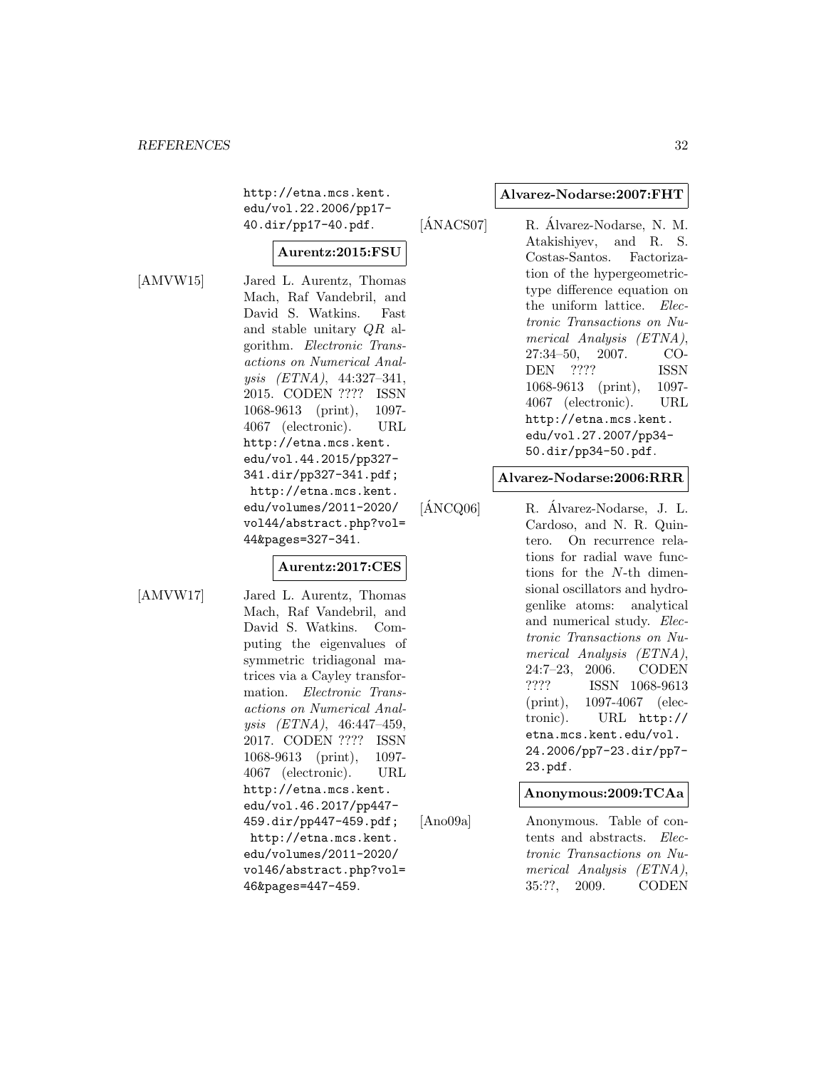http://etna.mcs.kent.edu/vol.22.2006/pp17-40.dir/pp17-40.pdf.

**Aurentz:2015:FSU**

[AMVW15] Jared L. Aurentz, Thomas Mach, Raf Vandebril, and David S. Watkins. Fast and stable unitary $QR$ algorithm. *Electronic Transactions on Numerical Analysis (ETNA)*, 44:327–341, 2015. CODEN ???? ISSN 1068-9613 (print), 1097-4067 (electronic). URL http://etna.mcs.kent.edu/vol.44.2015/pp327-341.dir/pp327-341.pdf; http://etna.mcs.kent.edu/volumes/2011-2020/vol44/abstract.php?vol=44&pages=327-341.

**Aurentz:2017:CES**

[AMVW17] Jared L. Aurentz, Thomas Mach, Raf Vandebril, and David S. Watkins. Computing the eigenvalues of symmetric tridiagonal matrices via a Cayley transformation. *Electronic Transactions on Numerical Analysis (ETNA)*, 46:447–459, 2017. CODEN ???? ISSN 1068-9613 (print), 1097-4067 (electronic). URL http://etna.mcs.kent.edu/vol.46.2017/pp447-459.dir/pp447-459.pdf; http://etna.mcs.kent.edu/volumes/2011-2020/vol46/abstract.php?vol=46&pages=447-459.

**Alvarez-Nodarse:2007:FHT**

[ÁNACS07] R. Álvarez-Nodarse, N. M. Atakishiyev, and R. S. Costas-Santos. Factorization of the hypergeometric-type difference equation on the uniform lattice. *Electronic Transactions on Numerical Analysis (ETNA)*, 27:34–50, 2007. CODEN ???? ISSN 1068-9613 (print), 1097-4067 (electronic). URL http://etna.mcs.kent.edu/vol.27.2007/pp34-50.dir/pp34-50.pdf.

**Alvarez-Nodarse:2006:RRR**

[ÁNCQ06] R. Álvarez-Nodarse, J. L. Cardoso, and N. R. Quintero. On recurrence relations for radial wave functions for the $N$-th dimensional oscillators and hydrogenlike atoms: analytical and numerical study. *Electronic Transactions on Numerical Analysis (ETNA)*, 24:7–23, 2006. CODEN ???? ISSN 1068-9613 (print), 1097-4067 (electronic). URL http://etna.mcs.kent.edu/vol.24.2006/pp7-23.dir/pp7-23.pdf.

**Anonymous:2009:TCAa**

[Ano09a] Anonymous. Table of contents and abstracts. *Electronic Transactions on Numerical Analysis (ETNA)*, 35:??, 2009. CODEN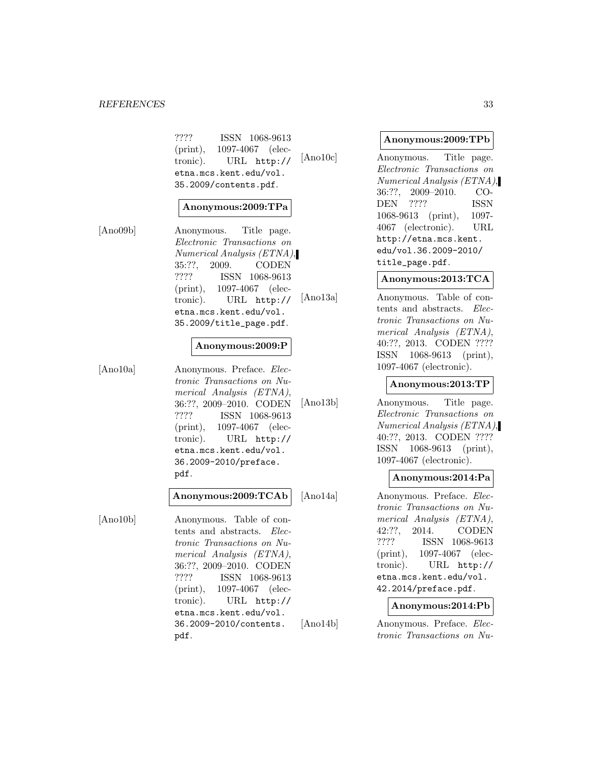???? ISSN 1068-9613 (print), 1097-4067 (electronic). URL http://etna.mcs.kent.edu/vol.35.2009/contents.pdf.

**Anonymous:2009:TPa**

[Ano09b] Anonymous. Title page. *Electronic Transactions on Numerical Analysis (ETNA)*, 35:??, 2009. CODEN ???? ISSN 1068-9613 (print), 1097-4067 (electronic). URL http://etna.mcs.kent.edu/vol.35.2009/title_page.pdf.

**Anonymous:2009:P**

[Ano10a] Anonymous. Preface. *Electronic Transactions on Numerical Analysis (ETNA)*, 36:??, 2009–2010. CODEN ???? ISSN 1068-9613 (print), 1097-4067 (electronic). URL http://etna.mcs.kent.edu/vol.36.2009-2010/preface.pdf.

**Anonymous:2009:TCAb**

[Ano10b] Anonymous. Table of contents and abstracts. *Electronic Transactions on Numerical Analysis (ETNA)*, 36:??, 2009–2010. CODEN ???? ISSN 1068-9613 (print), 1097-4067 (electronic). URL http://etna.mcs.kent.edu/vol.36.2009-2010/contents.pdf.

**Anonymous:2009:TPb**

[Ano10c] Anonymous. Title page. *Electronic Transactions on Numerical Analysis (ETNA)*, 36:??, 2009–2010. CODEN ???? ISSN 1068-9613 (print), 1097-4067 (electronic). URL http://etna.mcs.kent.edu/vol.36.2009-2010/title_page.pdf.

**Anonymous:2013:TCA**

[Ano13a] Anonymous. Table of contents and abstracts. *Electronic Transactions on Numerical Analysis (ETNA)*, 40:??, 2013. CODEN ???? ISSN 1068-9613 (print), 1097-4067 (electronic).

**Anonymous:2013:TP**

[Ano13b] Anonymous. Title page. *Electronic Transactions on Numerical Analysis (ETNA)*, 40:??, 2013. CODEN ???? ISSN 1068-9613 (print), 1097-4067 (electronic).

**Anonymous:2014:Pa**

[Ano14a] Anonymous. Preface. *Electronic Transactions on Numerical Analysis (ETNA)*, 42:??, 2014. CODEN ???? ISSN 1068-9613 (print), 1097-4067 (electronic). URL http://etna.mcs.kent.edu/vol.42.2014/preface.pdf.

**Anonymous:2014:Pb**

[Ano14b] Anonymous. Preface. *Electronic Transactions on Nu-*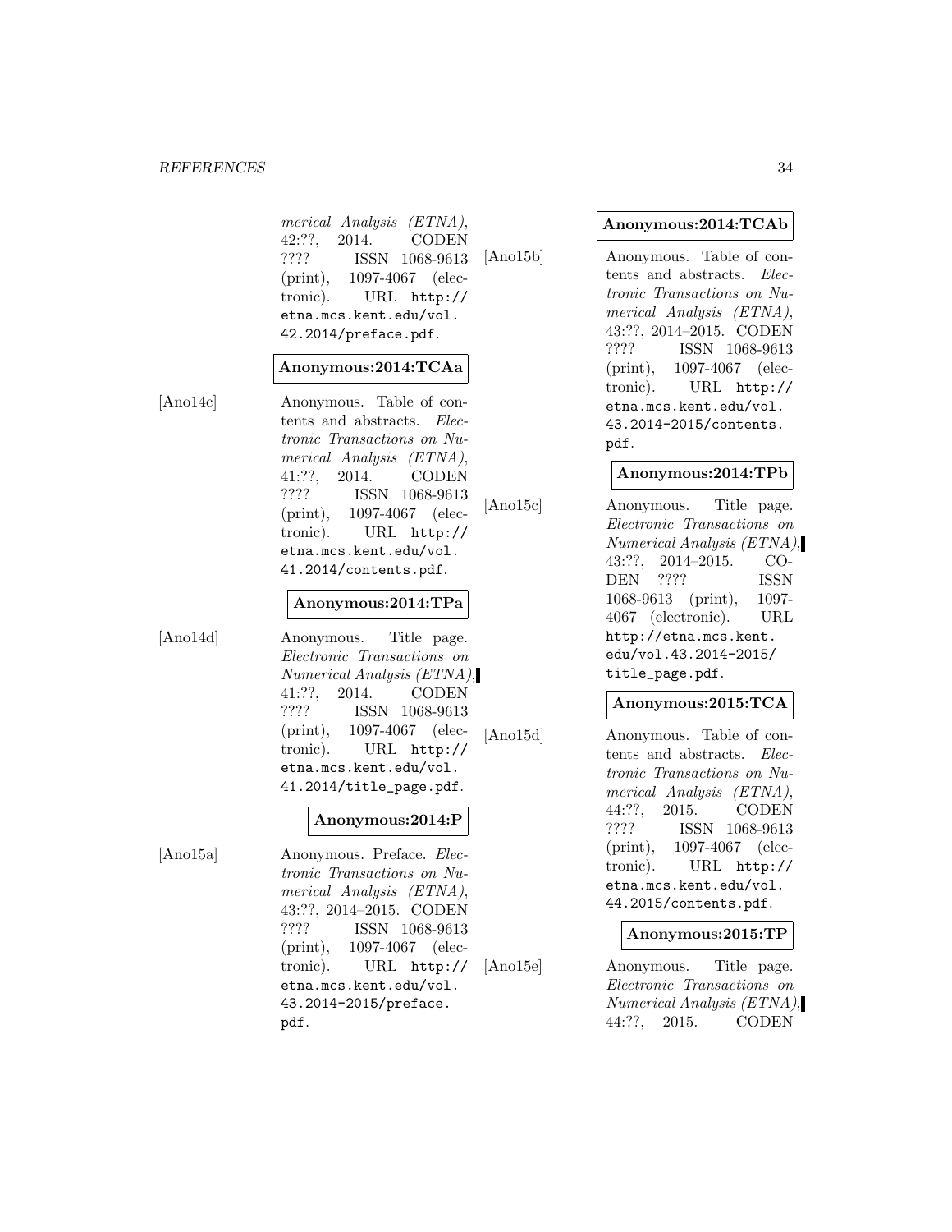*merical Analysis (ETNA)*, 42:??, 2014. CODEN ???? ISSN 1068-9613 (print), 1097-4067 (electronic). URL http://etna.mcs.kent.edu/vol.42.2014/preface.pdf.

**Anonymous:2014:TCAa**

[Ano14c] Anonymous. Table of contents and abstracts. *Electronic Transactions on Numerical Analysis (ETNA)*, 41:??, 2014. CODEN ???? ISSN 1068-9613 (print), 1097-4067 (electronic). URL http://etna.mcs.kent.edu/vol.41.2014/contents.pdf.

**Anonymous:2014:TPa**

[Ano14d] Anonymous. Title page. *Electronic Transactions on Numerical Analysis (ETNA)*, 41:??, 2014. CODEN ???? ISSN 1068-9613 (print), 1097-4067 (electronic). URL http://etna.mcs.kent.edu/vol.41.2014/title_page.pdf.

**Anonymous:2014:P**

[Ano15a] Anonymous. Preface. *Electronic Transactions on Numerical Analysis (ETNA)*, 43:??, 2014–2015. CODEN ???? ISSN 1068-9613 (print), 1097-4067 (electronic). URL http://etna.mcs.kent.edu/vol.43.2014-2015/preface.pdf.

**Anonymous:2014:TCAb**

[Ano15b] Anonymous. Table of contents and abstracts. *Electronic Transactions on Numerical Analysis (ETNA)*, 43:??, 2014–2015. CODEN ???? ISSN 1068-9613 (print), 1097-4067 (electronic). URL http://etna.mcs.kent.edu/vol.43.2014-2015/contents.pdf.

**Anonymous:2014:TPb**

[Ano15c] Anonymous. Title page. *Electronic Transactions on Numerical Analysis (ETNA)*, 43:??, 2014–2015. CODEN ???? ISSN 1068-9613 (print), 1097-4067 (electronic). URL http://etna.mcs.kent.edu/vol.43.2014-2015/title_page.pdf.

**Anonymous:2015:TCA**

[Ano15d] Anonymous. Table of contents and abstracts. *Electronic Transactions on Numerical Analysis (ETNA)*, 44:??, 2015. CODEN ???? ISSN 1068-9613 (print), 1097-4067 (electronic). URL http://etna.mcs.kent.edu/vol.44.2015/contents.pdf.

**Anonymous:2015:TP**

[Ano15e] Anonymous. Title page. *Electronic Transactions on Numerical Analysis (ETNA)*, 44:??, 2015. CODEN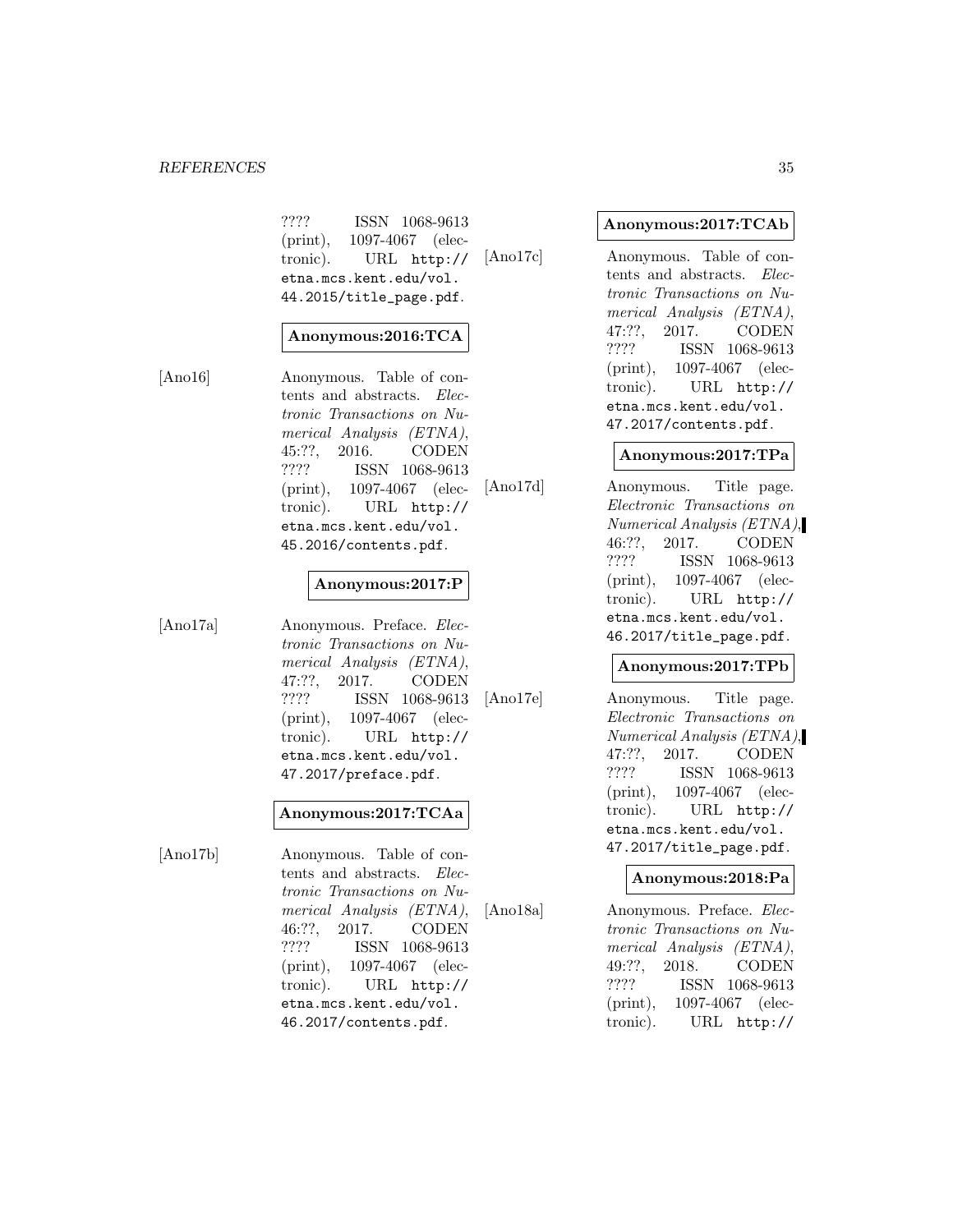???? ISSN 1068-9613 (print), 1097-4067 (electronic). URL http://etna.mcs.kent.edu/vol.44.2015/title_page.pdf.

**Anonymous:2016:TCA**

[Ano16] Anonymous. Table of contents and abstracts. *Electronic Transactions on Numerical Analysis (ETNA)*, 45:??, 2016. CODEN ???? ISSN 1068-9613 (print), 1097-4067 (electronic). URL http://etna.mcs.kent.edu/vol.45.2016/contents.pdf.

**Anonymous:2017:P**

[Ano17a] Anonymous. Preface. *Electronic Transactions on Numerical Analysis (ETNA)*, 47:??, 2017. CODEN ???? ISSN 1068-9613 (print), 1097-4067 (electronic). URL http://etna.mcs.kent.edu/vol.47.2017/preface.pdf.

**Anonymous:2017:TCAa**

[Ano17b] Anonymous. Table of contents and abstracts. *Electronic Transactions on Numerical Analysis (ETNA)*, 46:??, 2017. CODEN ???? ISSN 1068-9613 (print), 1097-4067 (electronic). URL http://etna.mcs.kent.edu/vol.46.2017/contents.pdf.

**Anonymous:2017:TCAb**

[Ano17c] Anonymous. Table of contents and abstracts. *Electronic Transactions on Numerical Analysis (ETNA)*, 47:??, 2017. CODEN ???? ISSN 1068-9613 (print), 1097-4067 (electronic). URL http://etna.mcs.kent.edu/vol.47.2017/contents.pdf.

**Anonymous:2017:TPa**

[Ano17d] Anonymous. Title page. *Electronic Transactions on Numerical Analysis (ETNA)*, 46:??, 2017. CODEN ???? ISSN 1068-9613 (print), 1097-4067 (electronic). URL http://etna.mcs.kent.edu/vol.46.2017/title_page.pdf.

**Anonymous:2017:TPb**

[Ano17e] Anonymous. Title page. *Electronic Transactions on Numerical Analysis (ETNA)*, 47:??, 2017. CODEN ???? ISSN 1068-9613 (print), 1097-4067 (electronic). URL http://etna.mcs.kent.edu/vol.47.2017/title_page.pdf.

**Anonymous:2018:Pa**

[Ano18a] Anonymous. Preface. *Electronic Transactions on Numerical Analysis (ETNA)*, 49:??, 2018. CODEN ???? ISSN 1068-9613 (print), 1097-4067 (electronic). URL http://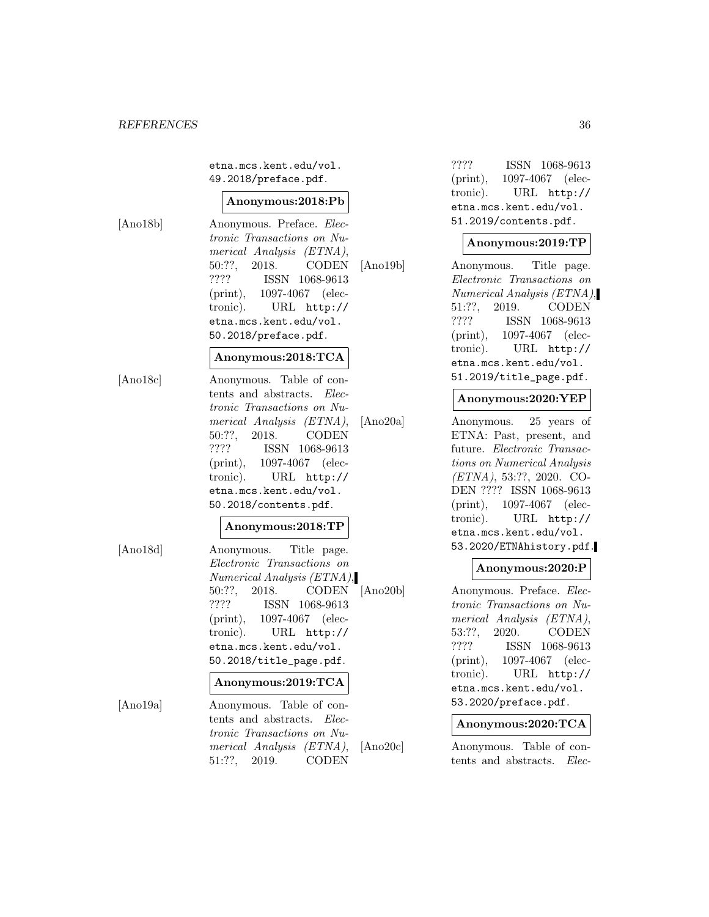etna.mcs.kent.edu/vol.49.2018/preface.pdf.

**Anonymous:2018:Pb**

[Ano18b] Anonymous. Preface. *Electronic Transactions on Numerical Analysis (ETNA)*, 50:??, 2018. CODEN ???? ISSN 1068-9613 (print), 1097-4067 (electronic). URL http://etna.mcs.kent.edu/vol.50.2018/preface.pdf.

**Anonymous:2018:TCA**

[Ano18c] Anonymous. Table of contents and abstracts. *Electronic Transactions on Numerical Analysis (ETNA)*, 50:??, 2018. CODEN ???? ISSN 1068-9613 (print), 1097-4067 (electronic). URL http://etna.mcs.kent.edu/vol.50.2018/contents.pdf.

**Anonymous:2018:TP**

[Ano18d] Anonymous. Title page. *Electronic Transactions on Numerical Analysis (ETNA)*, 50:??, 2018. CODEN ???? ISSN 1068-9613 (print), 1097-4067 (electronic). URL http://etna.mcs.kent.edu/vol.50.2018/title_page.pdf.

**Anonymous:2019:TCA**

[Ano19a] Anonymous. Table of contents and abstracts. *Electronic Transactions on Numerical Analysis (ETNA)*, 51:??, 2019. CODEN ???? ISSN 1068-9613 (print), 1097-4067 (electronic). URL http://etna.mcs.kent.edu/vol.51.2019/contents.pdf.

**Anonymous:2019:TP**

[Ano19b] Anonymous. Title page. *Electronic Transactions on Numerical Analysis (ETNA)*, 51:??, 2019. CODEN ???? ISSN 1068-9613 (print), 1097-4067 (electronic). URL http://etna.mcs.kent.edu/vol.51.2019/title_page.pdf.

**Anonymous:2020:YEP**

[Ano20a] Anonymous. 25 years of ETNA: Past, present, and future. *Electronic Transactions on Numerical Analysis (ETNA)*, 53:??, 2020. CODEN ???? ISSN 1068-9613 (print), 1097-4067 (electronic). URL http://etna.mcs.kent.edu/vol.53.2020/ETNAhistory.pdf.

**Anonymous:2020:P**

[Ano20b] Anonymous. Preface. *Electronic Transactions on Numerical Analysis (ETNA)*, 53:??, 2020. CODEN ???? ISSN 1068-9613 (print), 1097-4067 (electronic). URL http://etna.mcs.kent.edu/vol.53.2020/preface.pdf.

**Anonymous:2020:TCA**

[Ano20c] Anonymous. Table of contents and abstracts. *Elec-*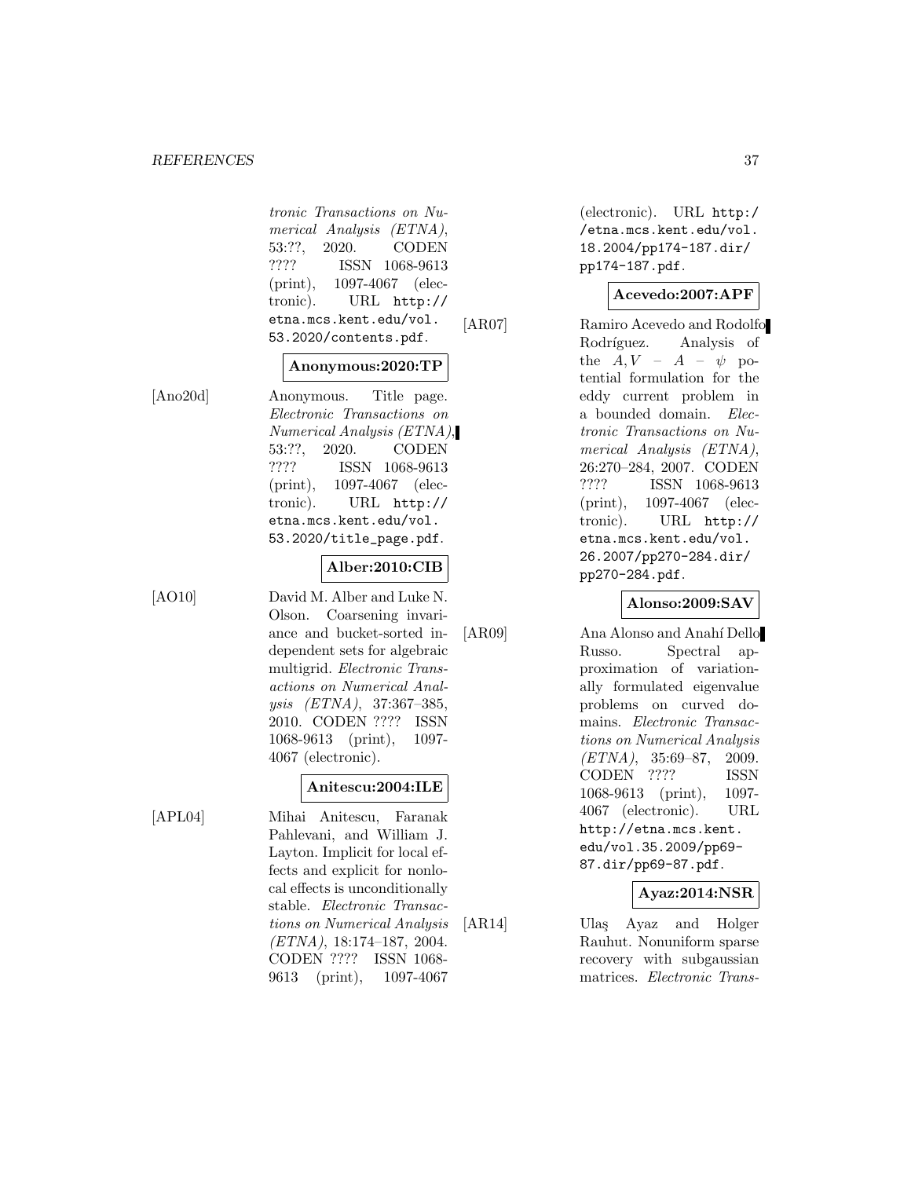tronic Transactions on Numerical Analysis (ETNA)*, 53:??, 2020. CODEN ???? ISSN 1068-9613 (print), 1097-4067 (electronic). URL http://etna.mcs.kent.edu/vol.53.2020/contents.pdf.

**Anonymous:2020:TP**

[Ano20d] Anonymous. Title page. *Electronic Transactions on Numerical Analysis (ETNA)*, 53:??, 2020. CODEN ???? ISSN 1068-9613 (print), 1097-4067 (electronic). URL http://etna.mcs.kent.edu/vol.53.2020/title_page.pdf.

**Alber:2010:CIB**

[AO10] David M. Alber and Luke N. Olson. Coarsening invariance and bucket-sorted independent sets for algebraic multigrid. *Electronic Transactions on Numerical Analysis (ETNA)*, 37:367–385, 2010. CODEN ???? ISSN 1068-9613 (print), 1097-4067 (electronic).

**Anitescu:2004:ILE**

[APL04] Mihai Anitescu, Faranak Pahlevani, and William J. Layton. Implicit for local effects and explicit for nonlocal effects is unconditionally stable. *Electronic Transactions on Numerical Analysis (ETNA)*, 18:174–187, 2004. CODEN ???? ISSN 1068-9613 (print), 1097-4067 (electronic). URL http://etna.mcs.kent.edu/vol.18.2004/pp174-187.dir/pp174-187.pdf.

**Acevedo:2007:APF**

[AR07] Ramiro Acevedo and Rodolfo Rodríguez. Analysis of the $A, V - A - \psi$ potential formulation for the eddy current problem in a bounded domain. *Electronic Transactions on Numerical Analysis (ETNA)*, 26:270–284, 2007. CODEN ???? ISSN 1068-9613 (print), 1097-4067 (electronic). URL http://etna.mcs.kent.edu/vol.26.2007/pp270-284.dir/pp270-284.pdf.

**Alonso:2009:SAV**

[AR09] Ana Alonso and Anahí Dello Russo. Spectral approximation of variationally formulated eigenvalue problems on curved domains. *Electronic Transactions on Numerical Analysis (ETNA)*, 35:69–87, 2009. CODEN ???? ISSN 1068-9613 (print), 1097-4067 (electronic). URL http://etna.mcs.kent.edu/vol.35.2009/pp69-87.dir/pp69-87.pdf.

**Ayaz:2014:NSR**

[AR14] Ulaş Ayaz and Holger Rauhut. Nonuniform sparse recovery with subgaussian matrices. *Electronic Trans-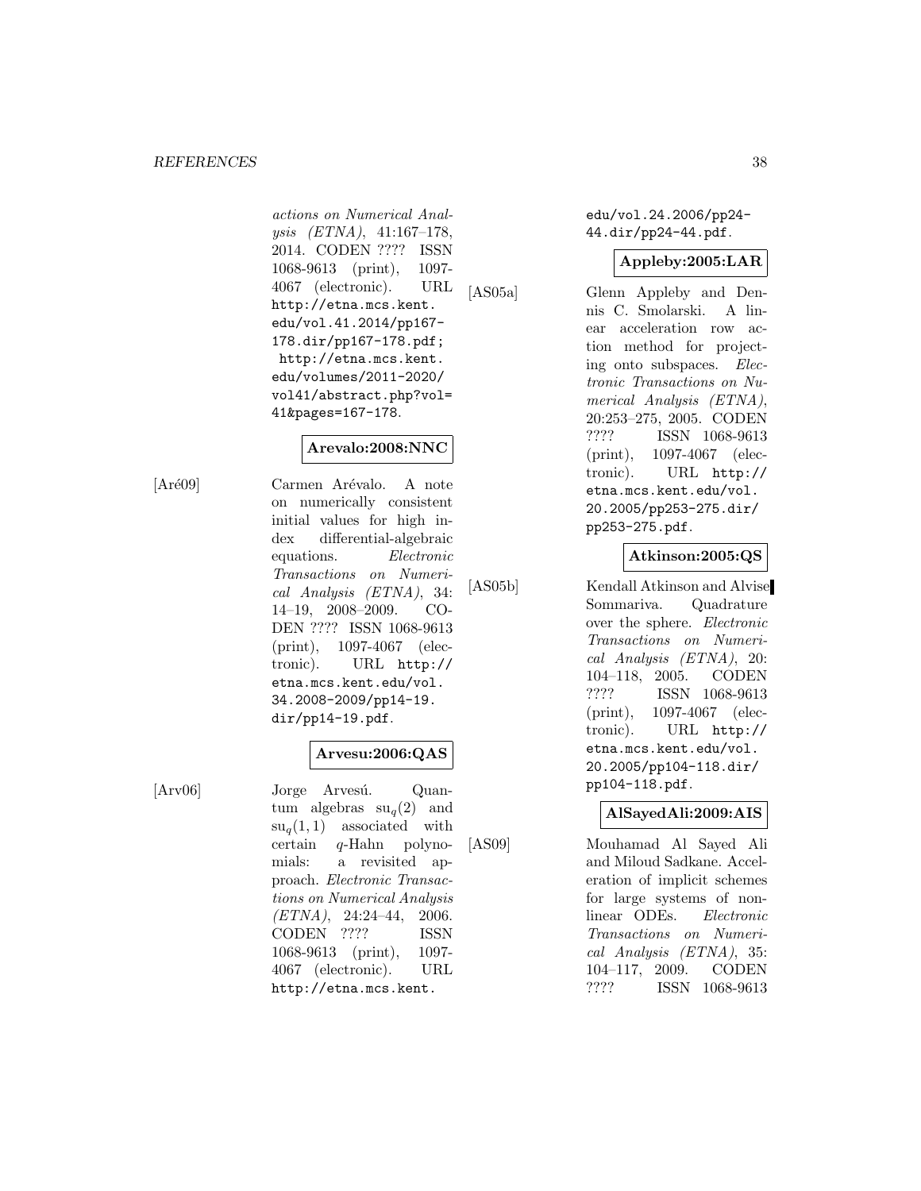*actions on Numerical Analysis (ETNA)*, 41:167–178, 2014. CODEN ???? ISSN 1068-9613 (print), 1097-4067 (electronic). URL http://etna.mcs.kent.edu/vol.41.2014/pp167-178.dir/pp167-178.pdf; http://etna.mcs.kent.edu/volumes/2011-2020/vol41/abstract.php?vol=41&pages=167-178.

**Arevalo:2008:NNC**

[Aré09] Carmen Arévalo. A note on numerically consistent initial values for high index differential-algebraic equations. *Electronic Transactions on Numerical Analysis (ETNA)*, 34:14–19, 2008–2009. CODEN ???? ISSN 1068-9613 (print), 1097-4067 (electronic). URL http://etna.mcs.kent.edu/vol.34.2008-2009/pp14-19.dir/pp14-19.pdf.

**Arvesu:2006:QAS**

[Arv06] Jorge Arvesú. Quantum algebras $\mathrm{su}_q(2)$ and $\mathrm{su}_q(1,1)$ associated with certain $q$-Hahn polynomials: a revisited approach. *Electronic Transactions on Numerical Analysis (ETNA)*, 24:24–44, 2006. CODEN ???? ISSN 1068-9613 (print), 1097-4067 (electronic). URL http://etna.mcs.kent.edu/vol.24.2006/pp24-44.dir/pp24-44.pdf.

**Appleby:2005:LAR**

[AS05a] Glenn Appleby and Dennis C. Smolarski. A linear acceleration row action method for projecting onto subspaces. *Electronic Transactions on Numerical Analysis (ETNA)*, 20:253–275, 2005. CODEN ???? ISSN 1068-9613 (print), 1097-4067 (electronic). URL http://etna.mcs.kent.edu/vol.20.2005/pp253-275.dir/pp253-275.pdf.

**Atkinson:2005:QS**

[AS05b] Kendall Atkinson and Alvise Sommariva. Quadrature over the sphere. *Electronic Transactions on Numerical Analysis (ETNA)*, 20:104–118, 2005. CODEN ???? ISSN 1068-9613 (print), 1097-4067 (electronic). URL http://etna.mcs.kent.edu/vol.20.2005/pp104-118.dir/pp104-118.pdf.

**AlSayedAli:2009:AIS**

[AS09] Mouhamad Al Sayed Ali and Miloud Sadkane. Acceleration of implicit schemes for large systems of nonlinear ODEs. *Electronic Transactions on Numerical Analysis (ETNA)*, 35:104–117, 2009. CODEN ???? ISSN 1068-9613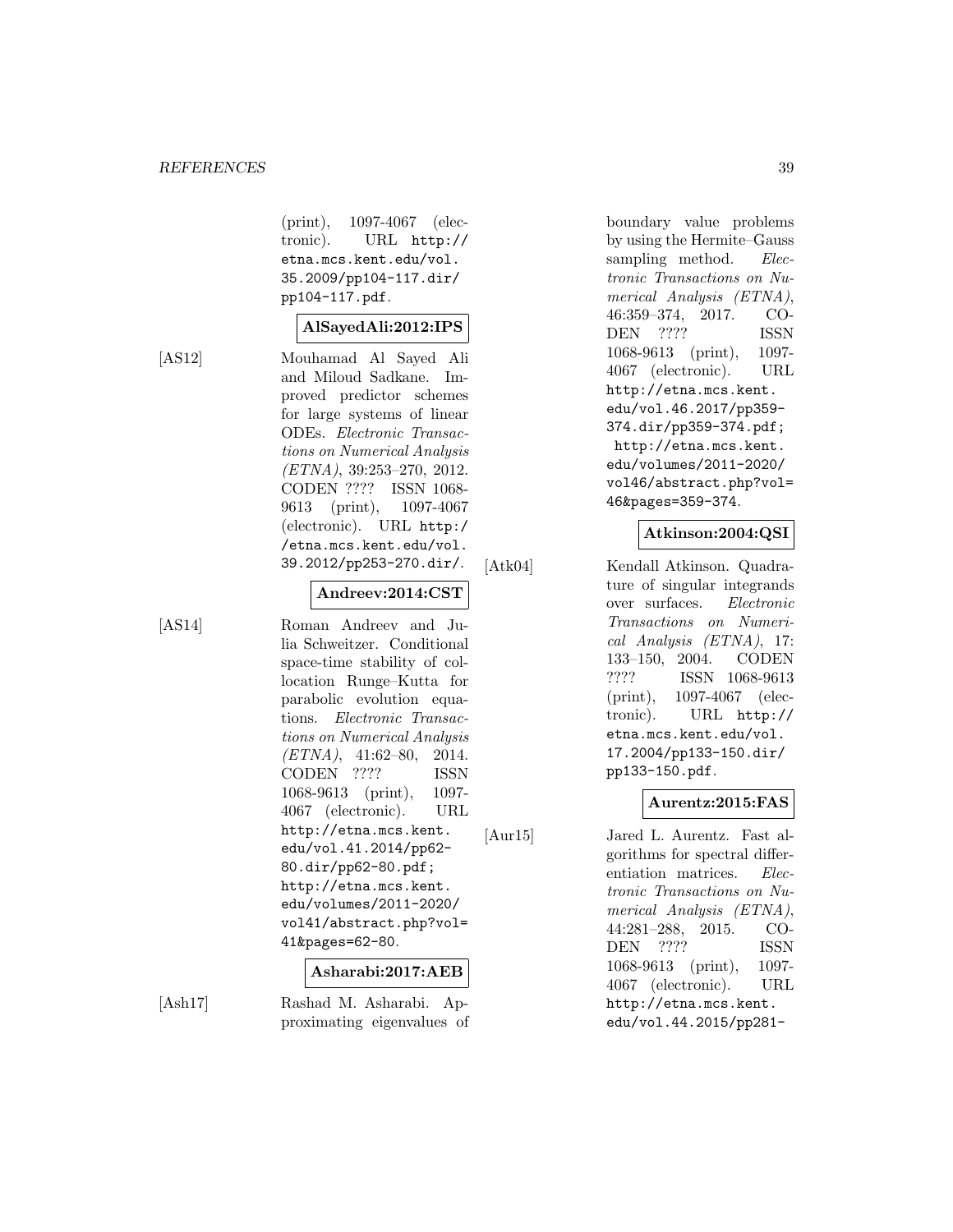(print), 1097-4067 (electronic). URL http://etna.mcs.kent.edu/vol.35.2009/pp104-117.dir/pp104-117.pdf.

**AlSayedAli:2012:IPS**

[AS12] Mouhamad Al Sayed Ali and Miloud Sadkane. Improved predictor schemes for large systems of linear ODEs. *Electronic Transactions on Numerical Analysis (ETNA)*, 39:253–270, 2012. CODEN ???? ISSN 1068-9613 (print), 1097-4067 (electronic). URL http://etna.mcs.kent.edu/vol.39.2012/pp253-270.dir/.

**Andreev:2014:CST**

[AS14] Roman Andreev and Julia Schweitzer. Conditional space-time stability of collocation Runge–Kutta for parabolic evolution equations. *Electronic Transactions on Numerical Analysis (ETNA)*, 41:62–80, 2014. CODEN ???? ISSN 1068-9613 (print), 1097-4067 (electronic). URL http://etna.mcs.kent.edu/vol.41.2014/pp62-80.dir/pp62-80.pdf; http://etna.mcs.kent.edu/volumes/2011-2020/vol41/abstract.php?vol=41&pages=62-80.

**Asharabi:2017:AEB**

[Ash17] Rashad M. Asharabi. Approximating eigenvalues of boundary value problems by using the Hermite–Gauss sampling method. *Electronic Transactions on Numerical Analysis (ETNA)*, 46:359–374, 2017. CODEN ???? ISSN 1068-9613 (print), 1097-4067 (electronic). URL http://etna.mcs.kent.edu/vol.46.2017/pp359-374.dir/pp359-374.pdf; http://etna.mcs.kent.edu/volumes/2011-2020/vol46/abstract.php?vol=46&pages=359-374.

**Atkinson:2004:QSI**

[Atk04] Kendall Atkinson. Quadrature of singular integrands over surfaces. *Electronic Transactions on Numerical Analysis (ETNA)*, 17: 133–150, 2004. CODEN ???? ISSN 1068-9613 (print), 1097-4067 (electronic). URL http://etna.mcs.kent.edu/vol.17.2004/pp133-150.dir/pp133-150.pdf.

**Aurentz:2015:FAS**

[Aur15] Jared L. Aurentz. Fast algorithms for spectral differentiation matrices. *Electronic Transactions on Numerical Analysis (ETNA)*, 44:281–288, 2015. CODEN ???? ISSN 1068-9613 (print), 1097-4067 (electronic). URL http://etna.mcs.kent.edu/vol.44.2015/pp281-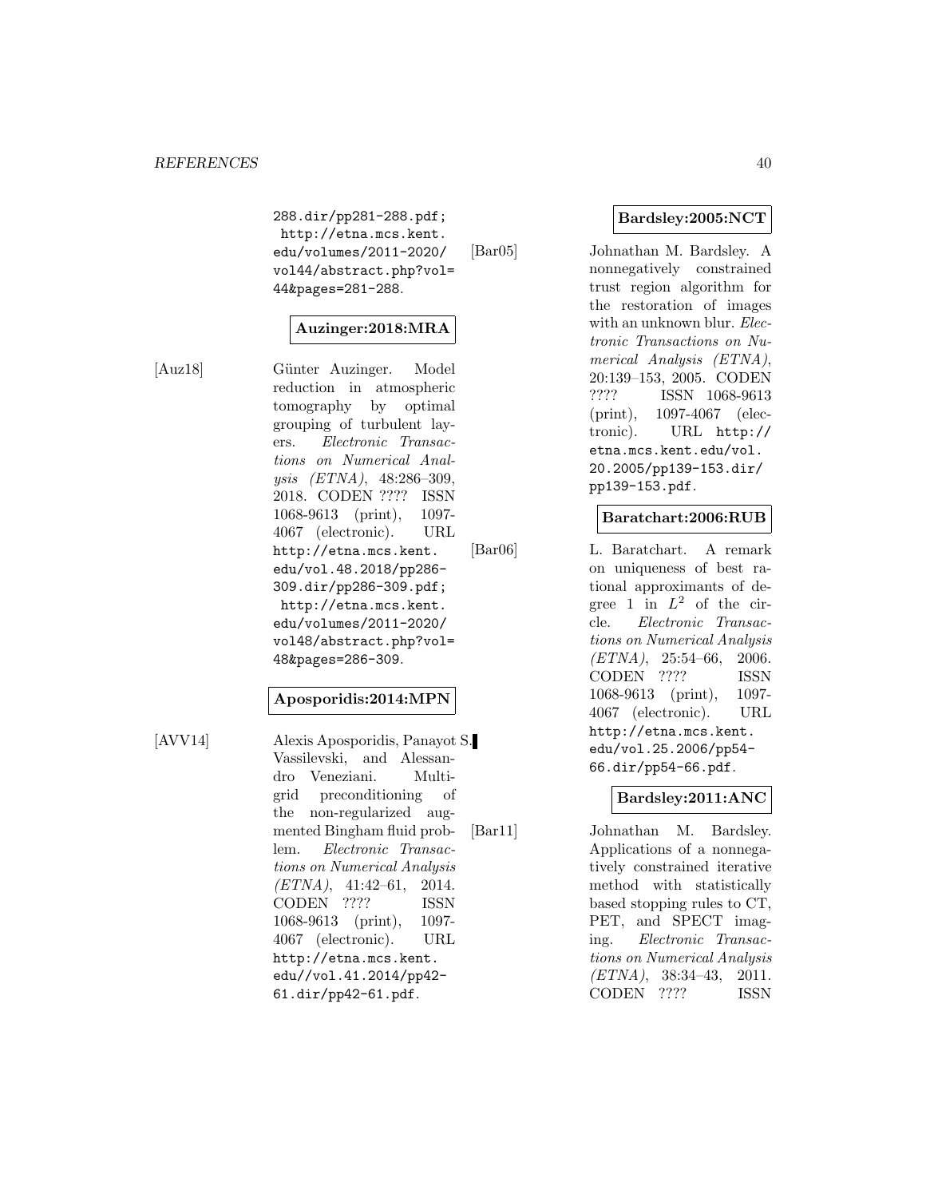288.dir/pp281-288.pdf; http://etna.mcs.kent.edu/volumes/2011-2020/vol44/abstract.php?vol=44&pages=281-288.

**Auzinger:2018:MRA**

[Auz18] Günter Auzinger. Model reduction in atmospheric tomography by optimal grouping of turbulent layers. *Electronic Transactions on Numerical Analysis (ETNA)*, 48:286–309, 2018. CODEN ???? ISSN 1068-9613 (print), 1097-4067 (electronic). URL http://etna.mcs.kent.edu/vol.48.2018/pp286-309.dir/pp286-309.pdf; http://etna.mcs.kent.edu/volumes/2011-2020/vol48/abstract.php?vol=48&pages=286-309.

**Aposporidis:2014:MPN**

[AVV14] Alexis Aposporidis, Panayot S. Vassilevski, and Alessandro Veneziani. Multigrid preconditioning of the non-regularized augmented Bingham fluid problem. *Electronic Transactions on Numerical Analysis (ETNA)*, 41:42–61, 2014. CODEN ???? ISSN 1068-9613 (print), 1097-4067 (electronic). URL http://etna.mcs.kent.edu//vol.41.2014/pp42-61.dir/pp42-61.pdf.

**Bardsley:2005:NCT**

[Bar05] Johnathan M. Bardsley. A nonnegatively constrained trust region algorithm for the restoration of images with an unknown blur. *Electronic Transactions on Numerical Analysis (ETNA)*, 20:139–153, 2005. CODEN ???? ISSN 1068-9613 (print), 1097-4067 (electronic). URL http://etna.mcs.kent.edu/vol.20.2005/pp139-153.dir/pp139-153.pdf.

**Baratchart:2006:RUB**

[Bar06] L. Baratchart. A remark on uniqueness of best rational approximants of degree 1 in $L^2$ of the circle. *Electronic Transactions on Numerical Analysis (ETNA)*, 25:54–66, 2006. CODEN ???? ISSN 1068-9613 (print), 1097-4067 (electronic). URL http://etna.mcs.kent.edu/vol.25.2006/pp54-66.dir/pp54-66.pdf.

**Bardsley:2011:ANC**

[Bar11] Johnathan M. Bardsley. Applications of a nonnegatively constrained iterative method with statistically based stopping rules to CT, PET, and SPECT imaging. *Electronic Transactions on Numerical Analysis (ETNA)*, 38:34–43, 2011. CODEN ???? ISSN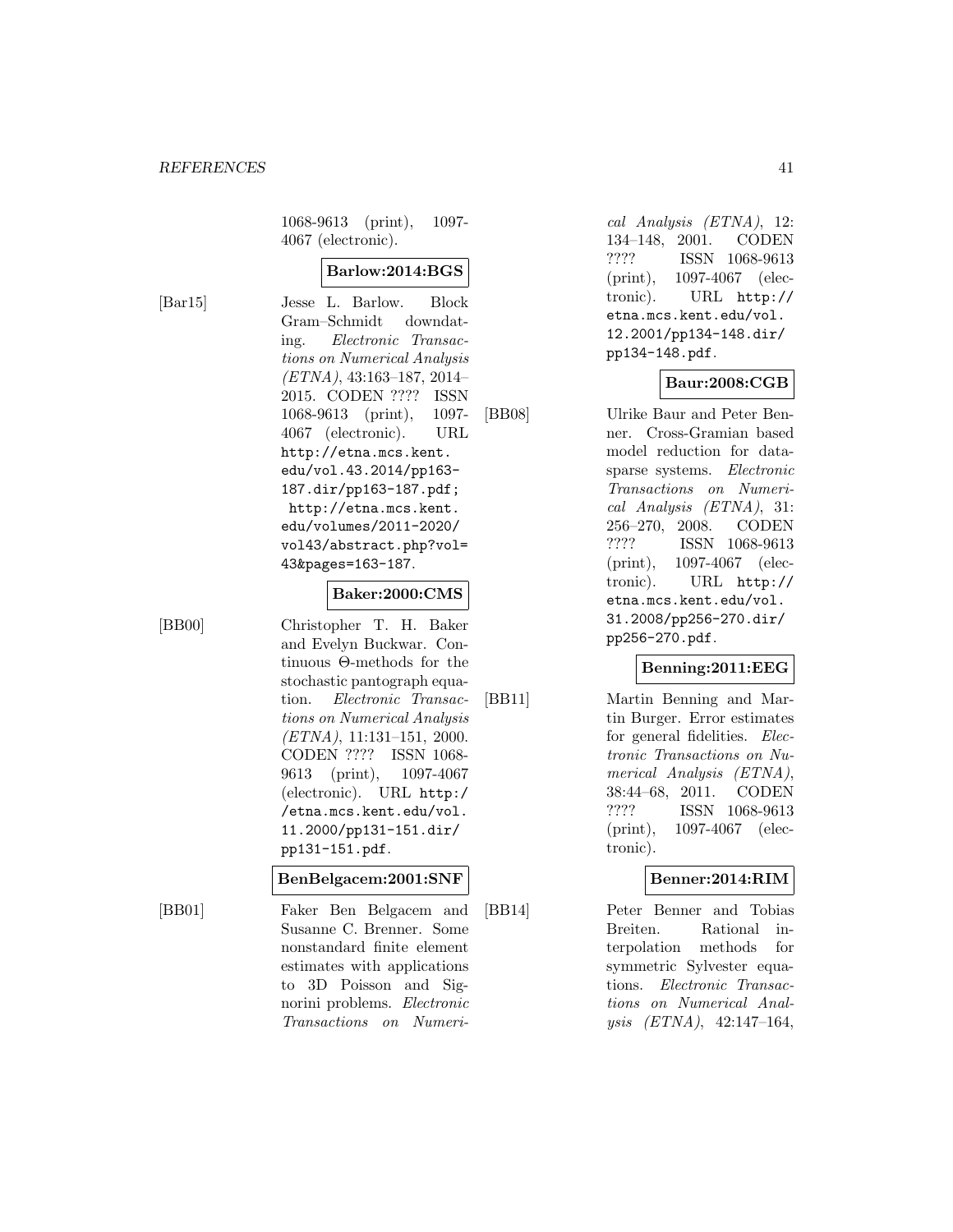1068-9613 (print), 1097-4067 (electronic).

**Barlow:2014:BGS**

[Bar15] Jesse L. Barlow. Block Gram–Schmidt downdating. *Electronic Transactions on Numerical Analysis (ETNA)*, 43:163–187, 2014–2015. CODEN ???? ISSN 1068-9613 (print), 1097-4067 (electronic). URL http://etna.mcs.kent.edu/vol.43.2014/pp163-187.dir/pp163-187.pdf; http://etna.mcs.kent.edu/volumes/2011-2020/vol43/abstract.php?vol=43&pages=163-187.

**Baker:2000:CMS**

[BB00] Christopher T. H. Baker and Evelyn Buckwar. Continuous Θ-methods for the stochastic pantograph equation. *Electronic Transactions on Numerical Analysis (ETNA)*, 11:131–151, 2000. CODEN ???? ISSN 1068-9613 (print), 1097-4067 (electronic). URL http://etna.mcs.kent.edu/vol.11.2000/pp131-151.dir/pp131-151.pdf.

**BenBelgacem:2001:SNF**

[BB01] Faker Ben Belgacem and Susanne C. Brenner. Some nonstandard finite element estimates with applications to 3D Poisson and Signorini problems. *Electronic Transactions on Numerical Analysis (ETNA)*, 12:134–148, 2001. CODEN ???? ISSN 1068-9613 (print), 1097-4067 (electronic). URL http://etna.mcs.kent.edu/vol.12.2001/pp134-148.dir/pp134-148.pdf.

**Baur:2008:CGB**

[BB08] Ulrike Baur and Peter Benner. Cross-Gramian based model reduction for data-sparse systems. *Electronic Transactions on Numerical Analysis (ETNA)*, 31:256–270, 2008. CODEN ???? ISSN 1068-9613 (print), 1097-4067 (electronic). URL http://etna.mcs.kent.edu/vol.31.2008/pp256-270.dir/pp256-270.pdf.

**Benning:2011:EEG**

[BB11] Martin Benning and Martin Burger. Error estimates for general fidelities. *Electronic Transactions on Numerical Analysis (ETNA)*, 38:44–68, 2011. CODEN ???? ISSN 1068-9613 (print), 1097-4067 (electronic).

**Benner:2014:RIM**

[BB14] Peter Benner and Tobias Breiten. Rational interpolation methods for symmetric Sylvester equations. *Electronic Transactions on Numerical Analysis (ETNA)*, 42:147–164,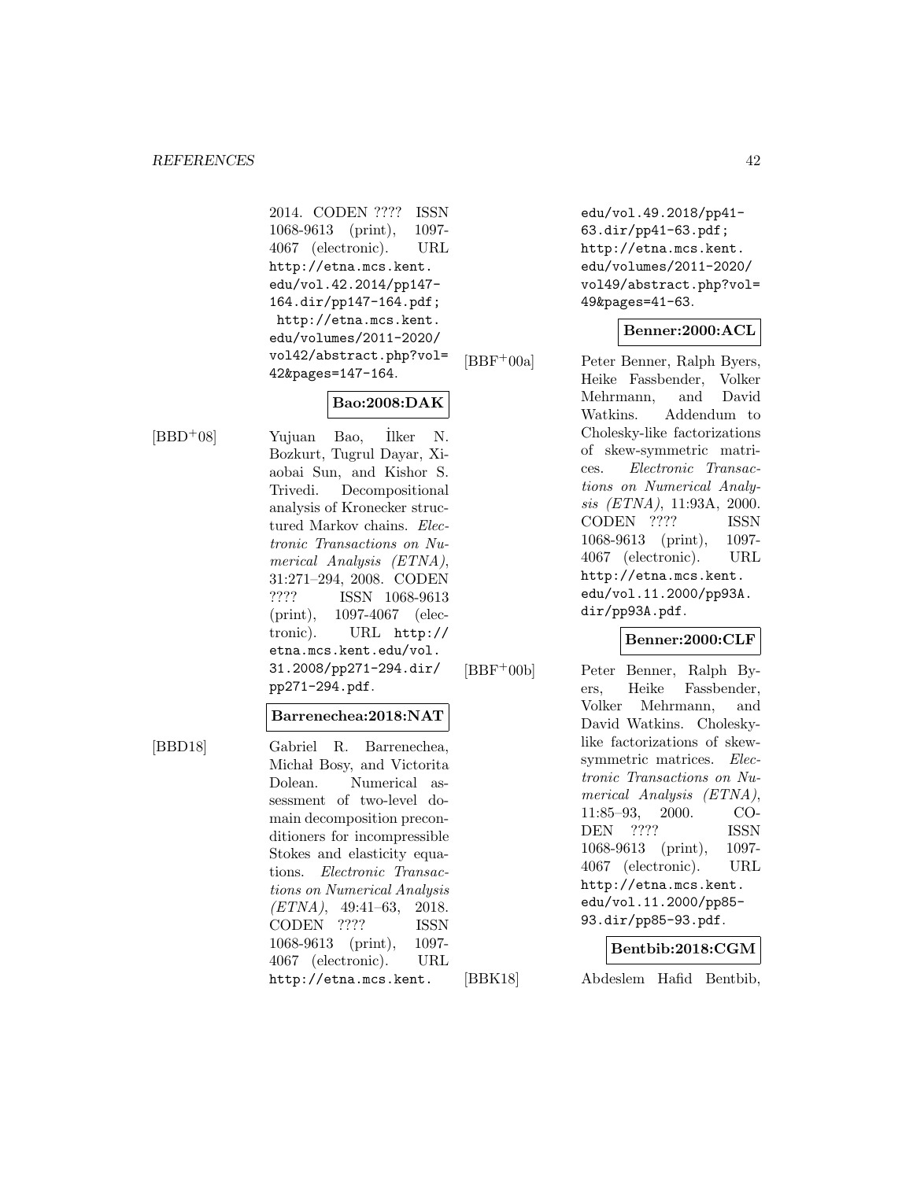2014. CODEN ???? ISSN 1068-9613 (print), 1097-4067 (electronic). URL http://etna.mcs.kent.edu/vol.42.2014/pp147-164.dir/pp147-164.pdf; http://etna.mcs.kent.edu/volumes/2011-2020/vol42/abstract.php?vol=42&pages=147-164.

**Bao:2008:DAK**

[BBD+08] Yujuan Bao, İlker N. Bozkurt, Tugrul Dayar, Xiaobai Sun, and Kishor S. Trivedi. Decompositional analysis of Kronecker structured Markov chains. *Electronic Transactions on Numerical Analysis (ETNA)*, 31:271–294, 2008. CODEN ???? ISSN 1068-9613 (print), 1097-4067 (electronic). URL http://etna.mcs.kent.edu/vol.31.2008/pp271-294.dir/pp271-294.pdf.

**Barrenechea:2018:NAT**

[BBD18] Gabriel R. Barrenechea, Michał Bosy, and Victorita Dolean. Numerical assessment of two-level domain decomposition preconditioners for incompressible Stokes and elasticity equations. *Electronic Transactions on Numerical Analysis (ETNA)*, 49:41–63, 2018. CODEN ???? ISSN 1068-9613 (print), 1097-4067 (electronic). URL http://etna.mcs.kent.edu/vol.49.2018/pp41-63.dir/pp41-63.pdf; http://etna.mcs.kent.edu/volumes/2011-2020/vol49/abstract.php?vol=49&pages=41-63.

**Benner:2000:ACL**

[BBF+00a] Peter Benner, Ralph Byers, Heike Fassbender, Volker Mehrmann, and David Watkins. Addendum to Cholesky-like factorizations of skew-symmetric matrices. *Electronic Transactions on Numerical Analysis (ETNA)*, 11:93A, 2000. CODEN ???? ISSN 1068-9613 (print), 1097-4067 (electronic). URL http://etna.mcs.kent.edu/vol.11.2000/pp93A.dir/pp93A.pdf.

**Benner:2000:CLF**

[BBF+00b] Peter Benner, Ralph Byers, Heike Fassbender, Volker Mehrmann, and David Watkins. Cholesky-like factorizations of skew-symmetric matrices. *Electronic Transactions on Numerical Analysis (ETNA)*, 11:85–93, 2000. CODEN ???? ISSN 1068-9613 (print), 1097-4067 (electronic). URL http://etna.mcs.kent.edu/vol.11.2000/pp85-93.dir/pp85-93.pdf.

**Bentbib:2018:CGM**

[BBK18] Abdeslem Hafid Bentbib,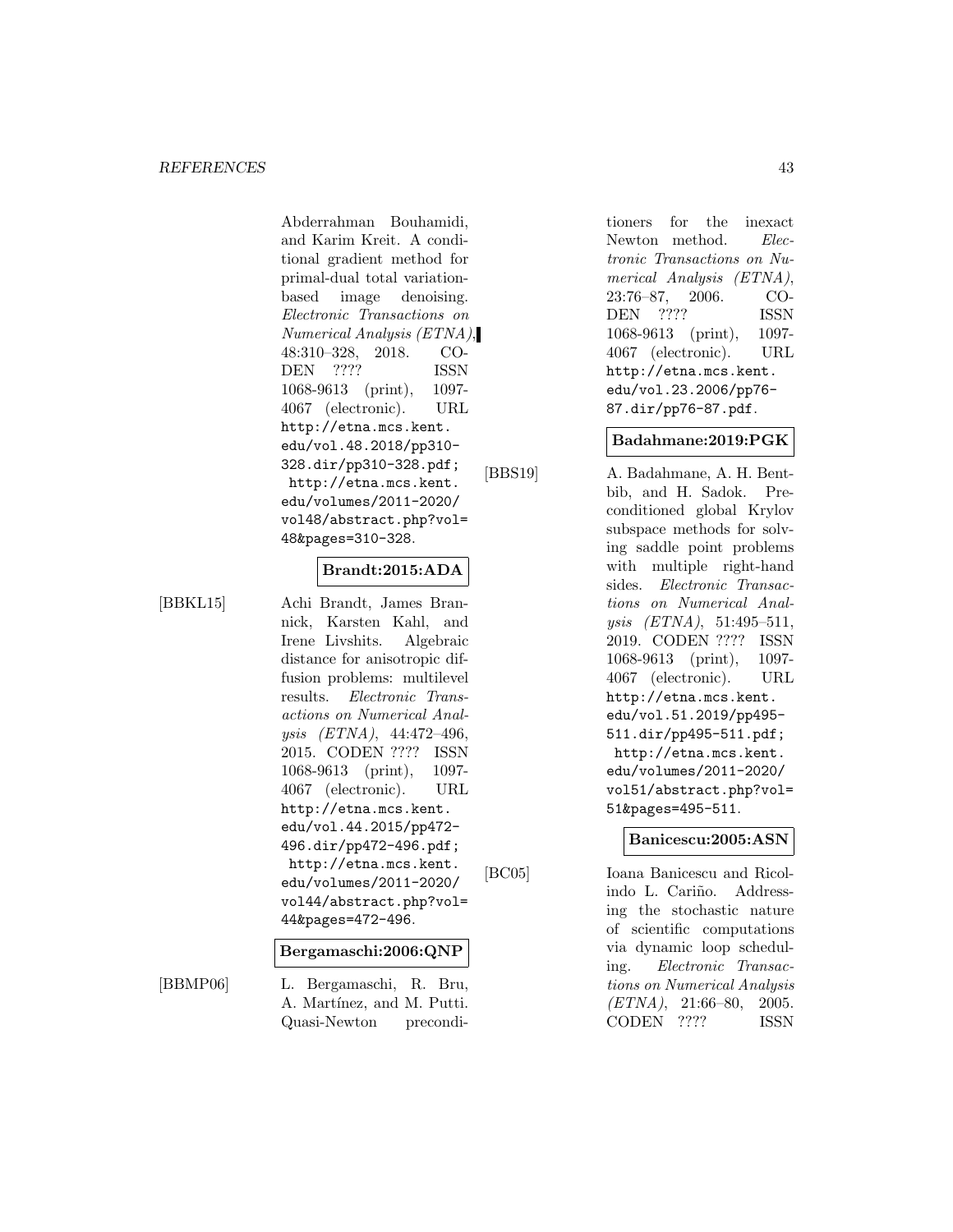Abderrahman Bouhamidi, and Karim Kreit. A conditional gradient method for primal-dual total variation-based image denoising. *Electronic Transactions on Numerical Analysis (ETNA)*, 48:310–328, 2018. CODEN ???? ISSN 1068-9613 (print), 1097-4067 (electronic). URL http://etna.mcs.kent.edu/vol.48.2018/pp310-328.dir/pp310-328.pdf; http://etna.mcs.kent.edu/volumes/2011-2020/vol48/abstract.php?vol=48&pages=310-328.

**Brandt:2015:ADA**

[BBKL15] Achi Brandt, James Brannick, Karsten Kahl, and Irene Livshits. Algebraic distance for anisotropic diffusion problems: multilevel results. *Electronic Transactions on Numerical Analysis (ETNA)*, 44:472–496, 2015. CODEN ???? ISSN 1068-9613 (print), 1097-4067 (electronic). URL http://etna.mcs.kent.edu/vol.44.2015/pp472-496.dir/pp472-496.pdf; http://etna.mcs.kent.edu/volumes/2011-2020/vol44/abstract.php?vol=44&pages=472-496.

**Bergamaschi:2006:QNP**

[BBMP06] L. Bergamaschi, R. Bru, A. Martínez, and M. Putti. Quasi-Newton preconditioners for the inexact Newton method. *Electronic Transactions on Numerical Analysis (ETNA)*, 23:76–87, 2006. CODEN ???? ISSN 1068-9613 (print), 1097-4067 (electronic). URL http://etna.mcs.kent.edu/vol.23.2006/pp76-87.dir/pp76-87.pdf.

**Badahmane:2019:PGK**

[BBS19] A. Badahmane, A. H. Bentbib, and H. Sadok. Preconditioned global Krylov subspace methods for solving saddle point problems with multiple right-hand sides. *Electronic Transactions on Numerical Analysis (ETNA)*, 51:495–511, 2019. CODEN ???? ISSN 1068-9613 (print), 1097-4067 (electronic). URL http://etna.mcs.kent.edu/vol.51.2019/pp495-511.dir/pp495-511.pdf; http://etna.mcs.kent.edu/volumes/2011-2020/vol51/abstract.php?vol=51&pages=495-511.

**Banicescu:2005:ASN**

[BC05] Ioana Banicescu and Ricolindo L. Cariño. Addressing the stochastic nature of scientific computations via dynamic loop scheduling. *Electronic Transactions on Numerical Analysis (ETNA)*, 21:66–80, 2005. CODEN ???? ISSN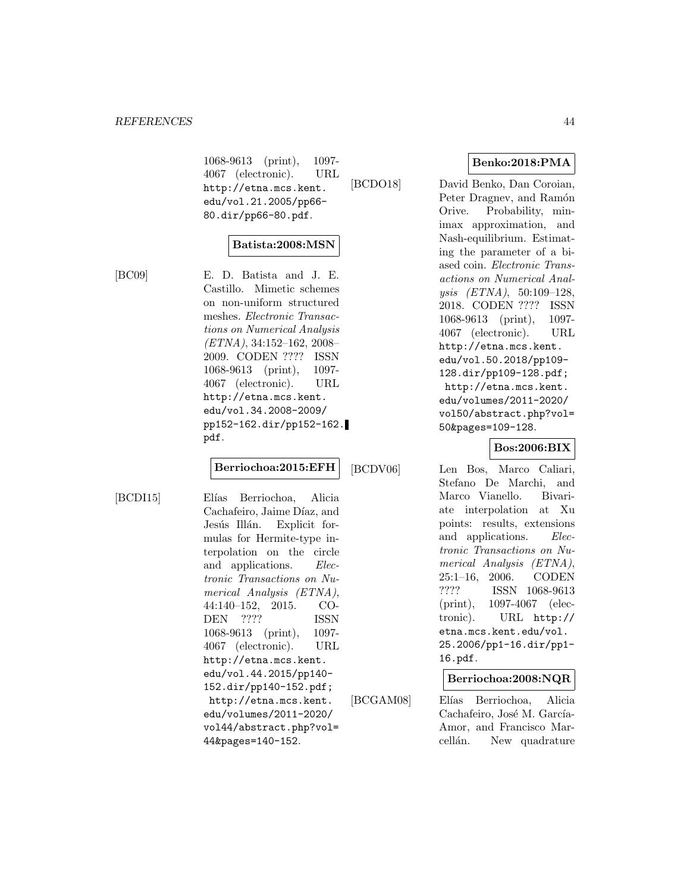1068-9613 (print), 1097-4067 (electronic). URL http://etna.mcs.kent.edu/vol.21.2005/pp66-80.dir/pp66-80.pdf.

**Batista:2008:MSN**

[BC09] E. D. Batista and J. E. Castillo. Mimetic schemes on non-uniform structured meshes. *Electronic Transactions on Numerical Analysis (ETNA)*, 34:152–162, 2008–2009. CODEN ???? ISSN 1068-9613 (print), 1097-4067 (electronic). URL http://etna.mcs.kent.edu/vol.34.2008-2009/pp152-162.dir/pp152-162.pdf.

**Berriochoa:2015:EFH**

[BCDI15] Elías Berriochoa, Alicia Cachafeiro, Jaime Díaz, and Jesús Illán. Explicit formulas for Hermite-type interpolation on the circle and applications. *Electronic Transactions on Numerical Analysis (ETNA)*, 44:140–152, 2015. CODEN ???? ISSN 1068-9613 (print), 1097-4067 (electronic). URL http://etna.mcs.kent.edu/vol.44.2015/pp140-152.dir/pp140-152.pdf; http://etna.mcs.kent.edu/volumes/2011-2020/vol44/abstract.php?vol=44&pages=140-152.

**Benko:2018:PMA**

[BCDO18] David Benko, Dan Coroian, Peter Dragnev, and Ramón Orive. Probability, minimax approximation, and Nash-equilibrium. Estimating the parameter of a biased coin. *Electronic Transactions on Numerical Analysis (ETNA)*, 50:109–128, 2018. CODEN ???? ISSN 1068-9613 (print), 1097-4067 (electronic). URL http://etna.mcs.kent.edu/vol.50.2018/pp109-128.dir/pp109-128.pdf; http://etna.mcs.kent.edu/volumes/2011-2020/vol50/abstract.php?vol=50&pages=109-128.

**Bos:2006:BIX**

[BCDV06] Len Bos, Marco Caliari, Stefano De Marchi, and Marco Vianello. Bivariate interpolation at Xu points: results, extensions and applications. *Electronic Transactions on Numerical Analysis (ETNA)*, 25:1–16, 2006. CODEN ???? ISSN 1068-9613 (print), 1097-4067 (electronic). URL http://etna.mcs.kent.edu/vol.25.2006/pp1-16.dir/pp1-16.pdf.

**Berriochoa:2008:NQR**

[BCGAM08] Elías Berriochoa, Alicia Cachafeiro, José M. García-Amor, and Francisco Marcellán. New quadrature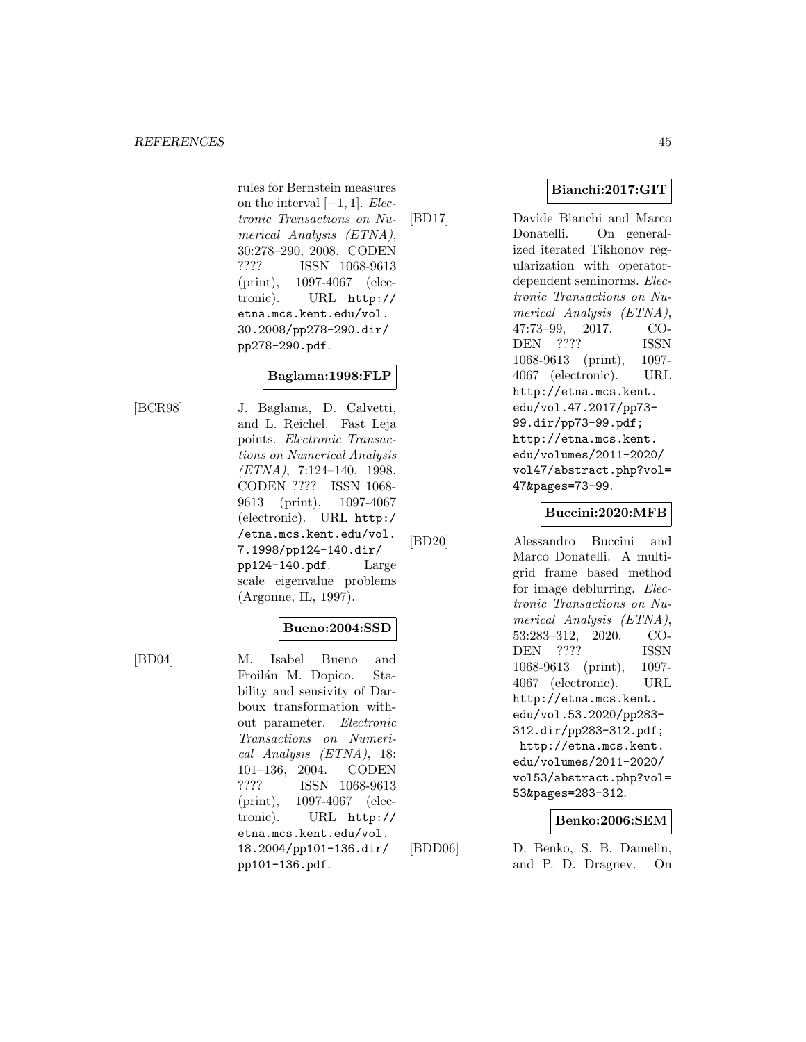rules for Bernstein measures on the interval $[-1, 1]$. *Electronic Transactions on Numerical Analysis (ETNA)*, 30:278–290, 2008. CODEN ???? ISSN 1068-9613 (print), 1097-4067 (electronic). URL http://etna.mcs.kent.edu/vol.30.2008/pp278-290.dir/pp278-290.pdf.

**Baglama:1998:FLP**

[BCR98] J. Baglama, D. Calvetti, and L. Reichel. Fast Leja points. *Electronic Transactions on Numerical Analysis (ETNA)*, 7:124–140, 1998. CODEN ???? ISSN 1068-9613 (print), 1097-4067 (electronic). URL http://etna.mcs.kent.edu/vol.7.1998/pp124-140.dir/pp124-140.pdf. Large scale eigenvalue problems (Argonne, IL, 1997).

**Bueno:2004:SSD**

[BD04] M. Isabel Bueno and Froilán M. Dopico. Stability and sensivity of Darboux transformation without parameter. *Electronic Transactions on Numerical Analysis (ETNA)*, 18:101–136, 2004. CODEN ???? ISSN 1068-9613 (print), 1097-4067 (electronic). URL http://etna.mcs.kent.edu/vol.18.2004/pp101-136.dir/pp101-136.pdf.

**Bianchi:2017:GIT**

[BD17] Davide Bianchi and Marco Donatelli. On generalized iterated Tikhonov regularization with operator-dependent seminorms. *Electronic Transactions on Numerical Analysis (ETNA)*, 47:73–99, 2017. CODEN ???? ISSN 1068-9613 (print), 1097-4067 (electronic). URL http://etna.mcs.kent.edu/vol.47.2017/pp73-99.dir/pp73-99.pdf; http://etna.mcs.kent.edu/volumes/2011-2020/vol47/abstract.php?vol=47&pages=73-99.

**Buccini:2020:MFB**

[BD20] Alessandro Buccini and Marco Donatelli. A multigrid frame based method for image deblurring. *Electronic Transactions on Numerical Analysis (ETNA)*, 53:283–312, 2020. CODEN ???? ISSN 1068-9613 (print), 1097-4067 (electronic). URL http://etna.mcs.kent.edu/vol.53.2020/pp283-312.dir/pp283-312.pdf; http://etna.mcs.kent.edu/volumes/2011-2020/vol53/abstract.php?vol=53&pages=283-312.

**Benko:2006:SEM**

[BDD06] D. Benko, S. B. Damelin, and P. D. Dragnev. On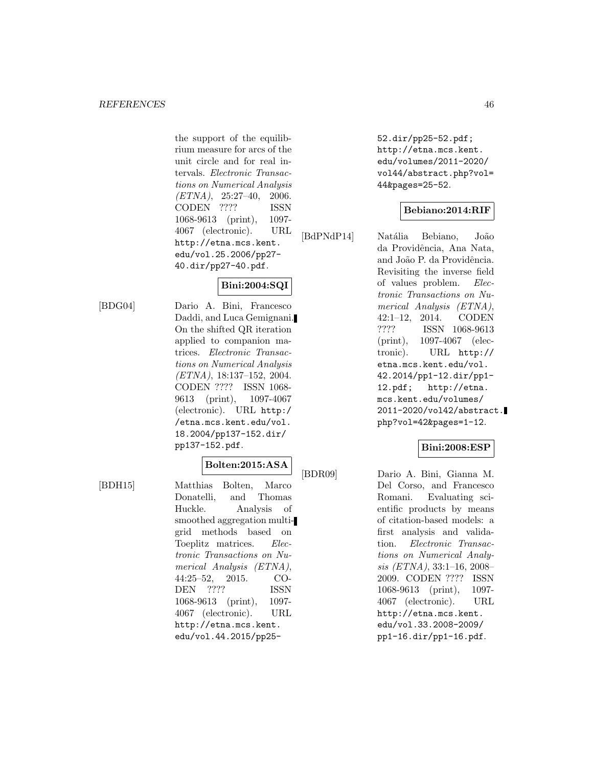the support of the equilibrium measure for arcs of the unit circle and for real intervals. *Electronic Transactions on Numerical Analysis (ETNA)*, 25:27–40, 2006. CODEN ???? ISSN 1068-9613 (print), 1097-4067 (electronic). URL http://etna.mcs.kent.edu/vol.25.2006/pp27-40.dir/pp27-40.pdf.

**Bini:2004:SQI**

[BDG04] Dario A. Bini, Francesco Daddi, and Luca Gemignani. On the shifted QR iteration applied to companion matrices. *Electronic Transactions on Numerical Analysis (ETNA)*, 18:137–152, 2004. CODEN ???? ISSN 1068-9613 (print), 1097-4067 (electronic). URL http://etna.mcs.kent.edu/vol.18.2004/pp137-152.dir/pp137-152.pdf.

**Bolten:2015:ASA**

[BDH15] Matthias Bolten, Marco Donatelli, and Thomas Huckle. Analysis of smoothed aggregation multigrid methods based on Toeplitz matrices. *Electronic Transactions on Numerical Analysis (ETNA)*, 44:25–52, 2015. CODEN ???? ISSN 1068-9613 (print), 1097-4067 (electronic). URL http://etna.mcs.kent.edu/vol.44.2015/pp25-52.dir/pp25-52.pdf; http://etna.mcs.kent.edu/volumes/2011-2020/vol44/abstract.php?vol=44&pages=25-52.

**Bebiano:2014:RIF**

[BdPNdP14] Natália Bebiano, João da Providência, Ana Nata, and João P. da Providência. Revisiting the inverse field of values problem. *Electronic Transactions on Numerical Analysis (ETNA)*, 42:1–12, 2014. CODEN ???? ISSN 1068-9613 (print), 1097-4067 (electronic). URL http://etna.mcs.kent.edu/vol.42.2014/pp1-12.dir/pp1-12.pdf; http://etna.mcs.kent.edu/volumes/2011-2020/vol42/abstract.php?vol=42&pages=1-12.

**Bini:2008:ESP**

[BDR09] Dario A. Bini, Gianna M. Del Corso, and Francesco Romani. Evaluating scientific products by means of citation-based models: a first analysis and validation. *Electronic Transactions on Numerical Analysis (ETNA)*, 33:1–16, 2008–2009. CODEN ???? ISSN 1068-9613 (print), 1097-4067 (electronic). URL http://etna.mcs.kent.edu/vol.33.2008-2009/pp1-16.dir/pp1-16.pdf.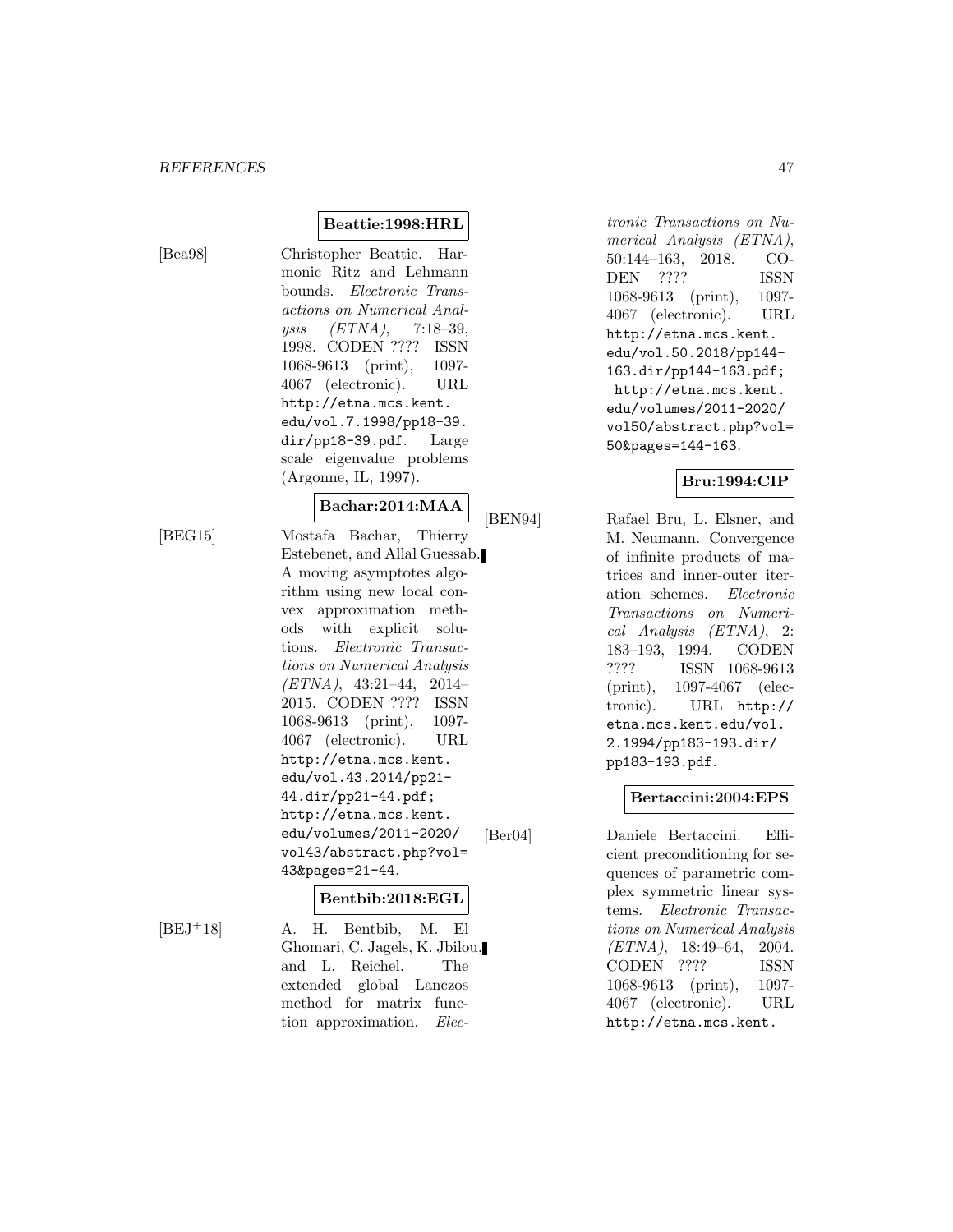**Beattie:1998:HRL**

[Bea98] Christopher Beattie. Harmonic Ritz and Lehmann bounds. *Electronic Transactions on Numerical Analysis (ETNA)*, 7:18–39, 1998. CODEN ???? ISSN 1068-9613 (print), 1097-4067 (electronic). URL http://etna.mcs.kent.edu/vol.7.1998/pp18-39.dir/pp18-39.pdf. Large scale eigenvalue problems (Argonne, IL, 1997).

**Bachar:2014:MAA**

[BEG15] Mostafa Bachar, Thierry Estebenet, and Allal Guessab. A moving asymptotes algorithm using new local convex approximation methods with explicit solutions. *Electronic Transactions on Numerical Analysis (ETNA)*, 43:21–44, 2014–2015. CODEN ???? ISSN 1068-9613 (print), 1097-4067 (electronic). URL http://etna.mcs.kent.edu/vol.43.2014/pp21-44.dir/pp21-44.pdf; http://etna.mcs.kent.edu/volumes/2011-2020/vol43/abstract.php?vol=43&pages=21-44.

**Bentbib:2018:EGL**

[BEJ+18] A. H. Bentbib, M. El Ghomari, C. Jagels, K. Jbilou, and L. Reichel. The extended global Lanczos method for matrix function approximation. *Electronic Transactions on Numerical Analysis (ETNA)*, 50:144–163, 2018. CODEN ???? ISSN 1068-9613 (print), 1097-4067 (electronic). URL http://etna.mcs.kent.edu/vol.50.2018/pp144-163.dir/pp144-163.pdf; http://etna.mcs.kent.edu/volumes/2011-2020/vol50/abstract.php?vol=50&pages=144-163.

**Bru:1994:CIP**

[BEN94] Rafael Bru, L. Elsner, and M. Neumann. Convergence of infinite products of matrices and inner-outer iteration schemes. *Electronic Transactions on Numerical Analysis (ETNA)*, 2:183–193, 1994. CODEN ???? ISSN 1068-9613 (print), 1097-4067 (electronic). URL http://etna.mcs.kent.edu/vol.2.1994/pp183-193.dir/pp183-193.pdf.

**Bertaccini:2004:EPS**

[Ber04] Daniele Bertaccini. Efficient preconditioning for sequences of parametric complex symmetric linear systems. *Electronic Transactions on Numerical Analysis (ETNA)*, 18:49–64, 2004. CODEN ???? ISSN 1068-9613 (print), 1097-4067 (electronic). URL http://etna.mcs.kent.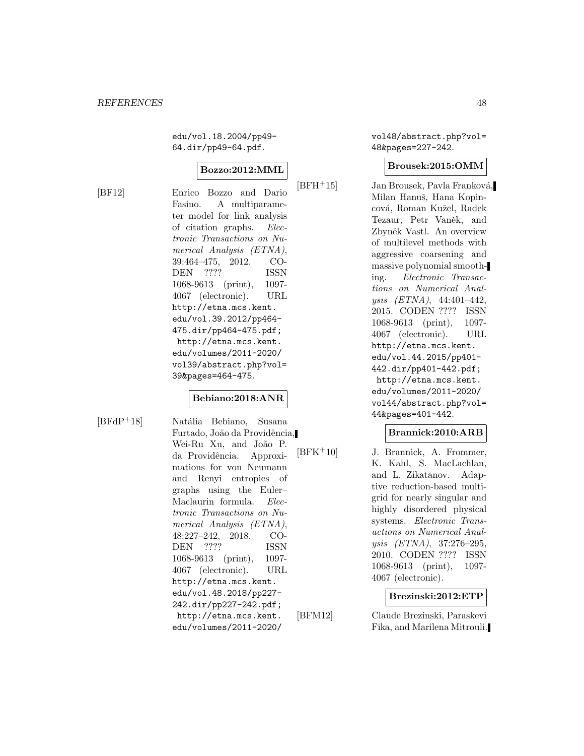edu/vol.18.2004/pp49-64.dir/pp49-64.pdf.

**Bozzo:2012:MML**

[BF12] Enrico Bozzo and Dario Fasino. A multiparameter model for link analysis of citation graphs. *Electronic Transactions on Numerical Analysis (ETNA)*, 39:464–475, 2012. CODEN ???? ISSN 1068-9613 (print), 1097-4067 (electronic). URL http://etna.mcs.kent.edu/vol.39.2012/pp464-475.dir/pp464-475.pdf; http://etna.mcs.kent.edu/volumes/2011-2020/vol39/abstract.php?vol=39&pages=464-475.

**Bebiano:2018:ANR**

[BFdP+18] Natália Bebiano, Susana Furtado, João da Providência, Wei-Ru Xu, and João P. da Providência. Approximations for von Neumann and Renyi entropies of graphs using the Euler–Maclaurin formula. *Electronic Transactions on Numerical Analysis (ETNA)*, 48:227–242, 2018. CODEN ???? ISSN 1068-9613 (print), 1097-4067 (electronic). URL http://etna.mcs.kent.edu/vol.48.2018/pp227-242.dir/pp227-242.pdf; http://etna.mcs.kent.edu/volumes/2011-2020/vol48/abstract.php?vol=48&pages=227-242.

**Brousek:2015:OMM**

[BFH+15] Jan Brousek, Pavla Franková, Milan Hanuš, Hana Kopincová, Roman Kužel, Radek Tezaur, Petr Vaněk, and Zbyněk Vastl. An overview of multilevel methods with aggressive coarsening and massive polynomial smoothing. *Electronic Transactions on Numerical Analysis (ETNA)*, 44:401–442, 2015. CODEN ???? ISSN 1068-9613 (print), 1097-4067 (electronic). URL http://etna.mcs.kent.edu/vol.44.2015/pp401-442.dir/pp401-442.pdf; http://etna.mcs.kent.edu/volumes/2011-2020/vol44/abstract.php?vol=44&pages=401-442.

**Brannick:2010:ARB**

[BFK+10] J. Brannick, A. Frommer, K. Kahl, S. MacLachlan, and L. Zikatanov. Adaptive reduction-based multigrid for nearly singular and highly disordered physical systems. *Electronic Transactions on Numerical Analysis (ETNA)*, 37:276–295, 2010. CODEN ???? ISSN 1068-9613 (print), 1097-4067 (electronic).

**Brezinski:2012:ETP**

[BFM12] Claude Brezinski, Paraskevi Fika, and Marilena Mitrouli.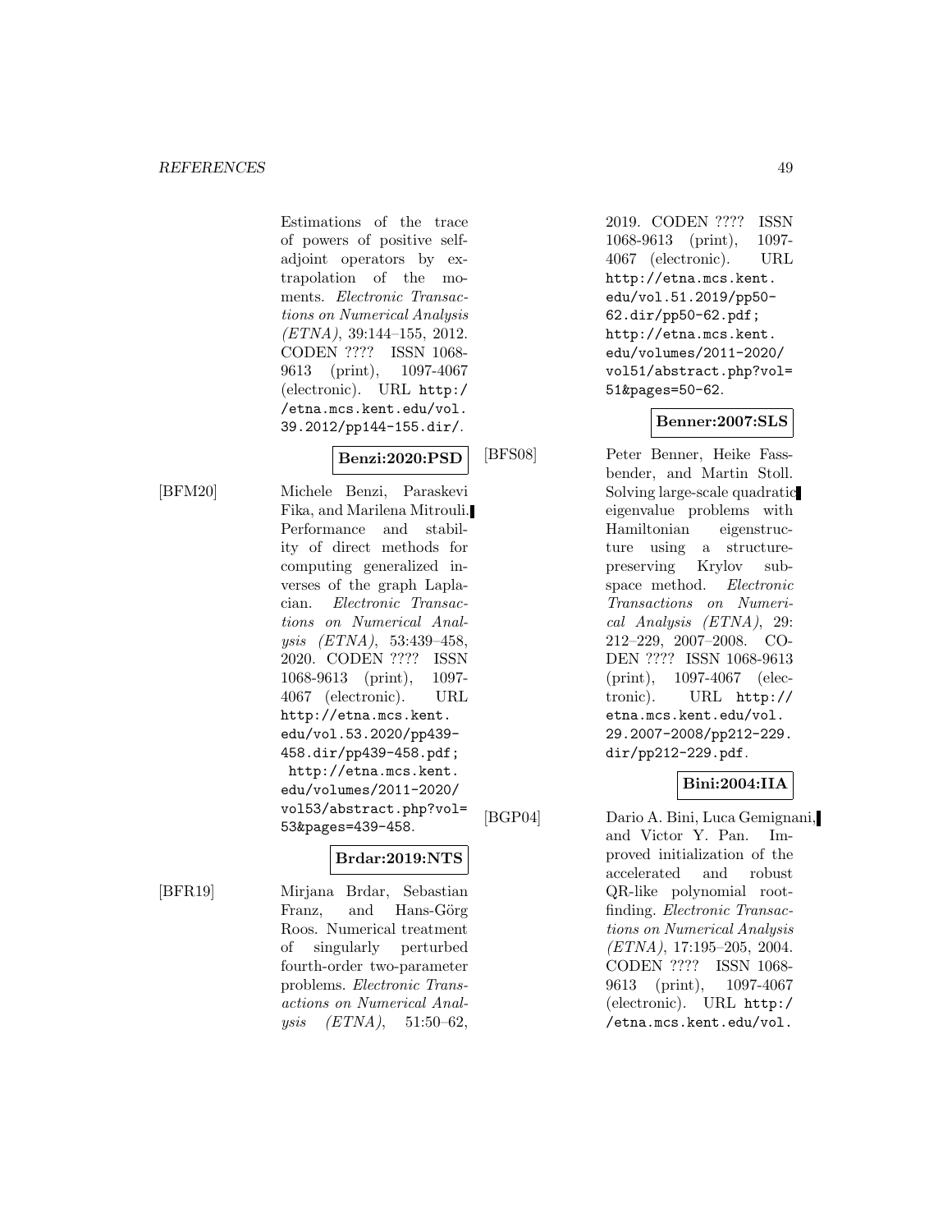Estimations of the trace of powers of positive self-adjoint operators by extrapolation of the moments. *Electronic Transactions on Numerical Analysis (ETNA)*, 39:144–155, 2012. CODEN ???? ISSN 1068-9613 (print), 1097-4067 (electronic). URL http://etna.mcs.kent.edu/vol.39.2012/pp144-155.dir/.

**Benzi:2020:PSD**

[BFM20] Michele Benzi, Paraskevi Fika, and Marilena Mitrouli. Performance and stability of direct methods for computing generalized inverses of the graph Laplacian. *Electronic Transactions on Numerical Analysis (ETNA)*, 53:439–458, 2020. CODEN ???? ISSN 1068-9613 (print), 1097-4067 (electronic). URL http://etna.mcs.kent.edu/vol.53.2020/pp439-458.dir/pp439-458.pdf; http://etna.mcs.kent.edu/volumes/2011-2020/vol53/abstract.php?vol=53&pages=439-458.

**Brdar:2019:NTS**

[BFR19] Mirjana Brdar, Sebastian Franz, and Hans-Görg Roos. Numerical treatment of singularly perturbed fourth-order two-parameter problems. *Electronic Transactions on Numerical Analysis (ETNA)*, 51:50–62, 2019. CODEN ???? ISSN 1068-9613 (print), 1097-4067 (electronic). URL http://etna.mcs.kent.edu/vol.51.2019/pp50-62.dir/pp50-62.pdf; http://etna.mcs.kent.edu/volumes/2011-2020/vol51/abstract.php?vol=51&pages=50-62.

**Benner:2007:SLS**

[BFS08] Peter Benner, Heike Fassbender, and Martin Stoll. Solving large-scale quadratic eigenvalue problems with Hamiltonian eigenstructure using a structure-preserving Krylov subspace method. *Electronic Transactions on Numerical Analysis (ETNA)*, 29:212–229, 2007–2008. CODEN ???? ISSN 1068-9613 (print), 1097-4067 (electronic). URL http://etna.mcs.kent.edu/vol.29.2007-2008/pp212-229.dir/pp212-229.pdf.

**Bini:2004:IIA**

[BGP04] Dario A. Bini, Luca Gemignani, and Victor Y. Pan. Improved initialization of the accelerated and robust QR-like polynomial root-finding. *Electronic Transactions on Numerical Analysis (ETNA)*, 17:195–205, 2004. CODEN ???? ISSN 1068-9613 (print), 1097-4067 (electronic). URL http://etna.mcs.kent.edu/vol.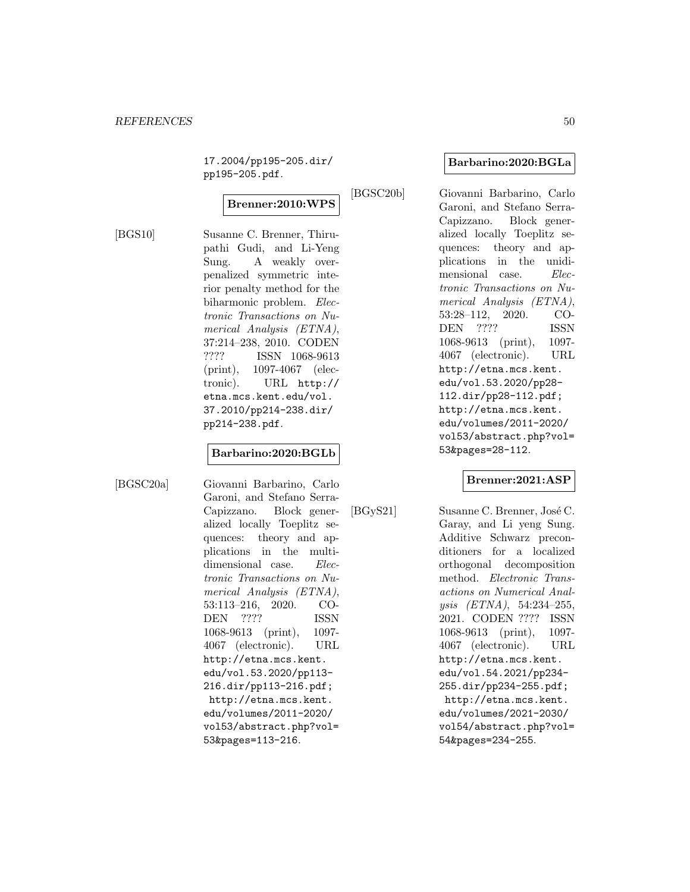17.2004/pp195-205.dir/pp195-205.pdf.

**Brenner:2010:WPS**

[BGS10] Susanne C. Brenner, Thirupathi Gudi, and Li-Yeng Sung. A weakly over-penalized symmetric interior penalty method for the biharmonic problem. *Electronic Transactions on Numerical Analysis (ETNA)*, 37:214–238, 2010. CODEN ???? ISSN 1068-9613 (print), 1097-4067 (electronic). URL http://etna.mcs.kent.edu/vol.37.2010/pp214-238.dir/pp214-238.pdf.

**Barbarino:2020:BGLb**

[BGSC20a] Giovanni Barbarino, Carlo Garoni, and Stefano Serra-Capizzano. Block generalized locally Toeplitz sequences: theory and applications in the multidimensional case. *Electronic Transactions on Numerical Analysis (ETNA)*, 53:113–216, 2020. CODEN ???? ISSN 1068-9613 (print), 1097-4067 (electronic). URL http://etna.mcs.kent.edu/vol.53.2020/pp113-216.dir/pp113-216.pdf; http://etna.mcs.kent.edu/volumes/2011-2020/vol53/abstract.php?vol=53&pages=113-216.

**Barbarino:2020:BGLa**

[BGSC20b] Giovanni Barbarino, Carlo Garoni, and Stefano Serra-Capizzano. Block generalized locally Toeplitz sequences: theory and applications in the unidimensional case. *Electronic Transactions on Numerical Analysis (ETNA)*, 53:28–112, 2020. CODEN ???? ISSN 1068-9613 (print), 1097-4067 (electronic). URL http://etna.mcs.kent.edu/vol.53.2020/pp28-112.dir/pp28-112.pdf; http://etna.mcs.kent.edu/volumes/2011-2020/vol53/abstract.php?vol=53&pages=28-112.

**Brenner:2021:ASP**

[BGyS21] Susanne C. Brenner, José C. Garay, and Li yeng Sung. Additive Schwarz preconditioners for a localized orthogonal decomposition method. *Electronic Transactions on Numerical Analysis (ETNA)*, 54:234–255, 2021. CODEN ???? ISSN 1068-9613 (print), 1097-4067 (electronic). URL http://etna.mcs.kent.edu/vol.54.2021/pp234-255.dir/pp234-255.pdf; http://etna.mcs.kent.edu/volumes/2021-2030/vol54/abstract.php?vol=54&pages=234-255.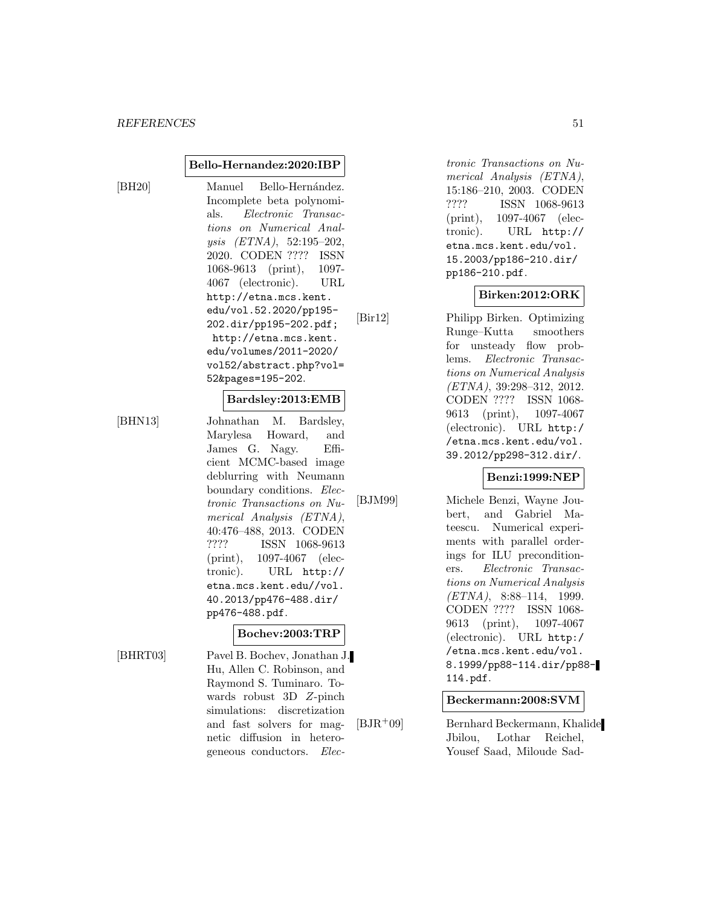**Bello-Hernandez:2020:IBP**

[BH20] Manuel Bello-Hernández. Incomplete beta polynomials. *Electronic Transactions on Numerical Analysis (ETNA)*, 52:195–202, 2020. CODEN ???? ISSN 1068-9613 (print), 1097-4067 (electronic). URL http://etna.mcs.kent.edu/vol.52.2020/pp195-202.dir/pp195-202.pdf; http://etna.mcs.kent.edu/volumes/2011-2020/vol52/abstract.php?vol=52&pages=195-202.

**Bardsley:2013:EMB**

[BHN13] Johnathan M. Bardsley, Marylesa Howard, and James G. Nagy. Efficient MCMC-based image deblurring with Neumann boundary conditions. *Electronic Transactions on Numerical Analysis (ETNA)*, 40:476–488, 2013. CODEN ???? ISSN 1068-9613 (print), 1097-4067 (electronic). URL http://etna.mcs.kent.edu//vol.40.2013/pp476-488.dir/pp476-488.pdf.

**Bochev:2003:TRP**

[BHRT03] Pavel B. Bochev, Jonathan J. Hu, Allen C. Robinson, and Raymond S. Tuminaro. Towards robust 3D $Z$-pinch simulations: discretization and fast solvers for magnetic diffusion in heterogeneous conductors. *Electronic Transactions on Numerical Analysis (ETNA)*, 15:186–210, 2003. CODEN ???? ISSN 1068-9613 (print), 1097-4067 (electronic). URL http://etna.mcs.kent.edu/vol.15.2003/pp186-210.dir/pp186-210.pdf.

**Birken:2012:ORK**

[Bir12] Philipp Birken. Optimizing Runge–Kutta smoothers for unsteady flow problems. *Electronic Transactions on Numerical Analysis (ETNA)*, 39:298–312, 2012. CODEN ???? ISSN 1068-9613 (print), 1097-4067 (electronic). URL http://etna.mcs.kent.edu/vol.39.2012/pp298-312.dir/.

**Benzi:1999:NEP**

[BJM99] Michele Benzi, Wayne Joubert, and Gabriel Mateescu. Numerical experiments with parallel orderings for ILU preconditioners. *Electronic Transactions on Numerical Analysis (ETNA)*, 8:88–114, 1999. CODEN ???? ISSN 1068-9613 (print), 1097-4067 (electronic). URL http://etna.mcs.kent.edu/vol.8.1999/pp88-114.dir/pp88-114.pdf.

**Beckermann:2008:SVM**

[BJR+09] Bernhard Beckermann, Khalide Jbilou, Lothar Reichel, Yousef Saad, Miloude Sad-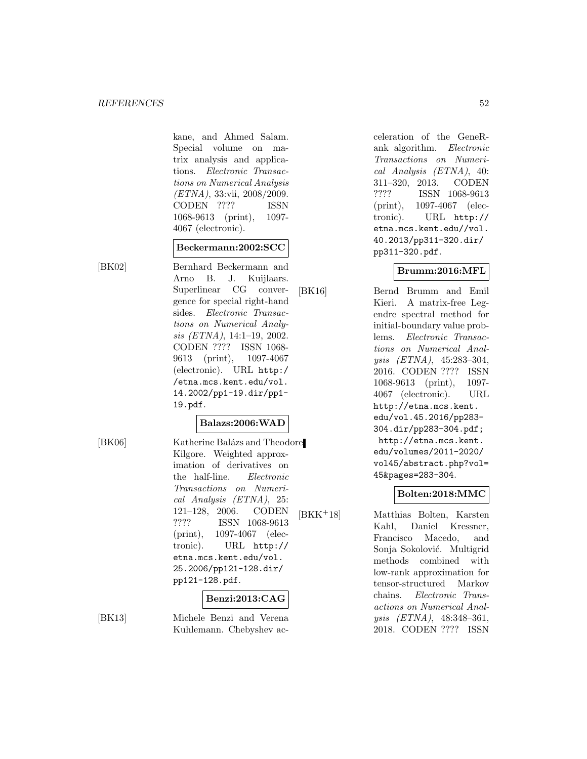kane, and Ahmed Salam. Special volume on matrix analysis and applications. *Electronic Transactions on Numerical Analysis (ETNA)*, 33:vii, 2008/2009. CODEN ???? ISSN 1068-9613 (print), 1097-4067 (electronic).

**Beckermann:2002:SCC**

[BK02] Bernhard Beckermann and Arno B. J. Kuijlaars. Superlinear CG convergence for special right-hand sides. *Electronic Transactions on Numerical Analysis (ETNA)*, 14:1–19, 2002. CODEN ???? ISSN 1068-9613 (print), 1097-4067 (electronic). URL http://etna.mcs.kent.edu/vol.14.2002/pp1-19.dir/pp1-19.pdf.

**Balazs:2006:WAD**

[BK06] Katherine Balázs and Theodore Kilgore. Weighted approximation of derivatives on the half-line. *Electronic Transactions on Numerical Analysis (ETNA)*, 25: 121–128, 2006. CODEN ???? ISSN 1068-9613 (print), 1097-4067 (electronic). URL http://etna.mcs.kent.edu/vol.25.2006/pp121-128.dir/pp121-128.pdf.

**Benzi:2013:CAG**

[BK13] Michele Benzi and Verena Kuhlemann. Chebyshev acceleration of the GeneRank algorithm. *Electronic Transactions on Numerical Analysis (ETNA)*, 40: 311–320, 2013. CODEN ???? ISSN 1068-9613 (print), 1097-4067 (electronic). URL http://etna.mcs.kent.edu//vol.40.2013/pp311-320.dir/pp311-320.pdf.

**Brumm:2016:MFL**

[BK16] Bernd Brumm and Emil Kieri. A matrix-free Legendre spectral method for initial-boundary value problems. *Electronic Transactions on Numerical Analysis (ETNA)*, 45:283–304, 2016. CODEN ???? ISSN 1068-9613 (print), 1097-4067 (electronic). URL http://etna.mcs.kent.edu/vol.45.2016/pp283-304.dir/pp283-304.pdf; http://etna.mcs.kent.edu/volumes/2011-2020/vol45/abstract.php?vol=45&pages=283-304.

**Bolten:2018:MMC**

[BKK+18] Matthias Bolten, Karsten Kahl, Daniel Kressner, Francisco Macedo, and Sonja Sokolović. Multigrid methods combined with low-rank approximation for tensor-structured Markov chains. *Electronic Transactions on Numerical Analysis (ETNA)*, 48:348–361, 2018. CODEN ???? ISSN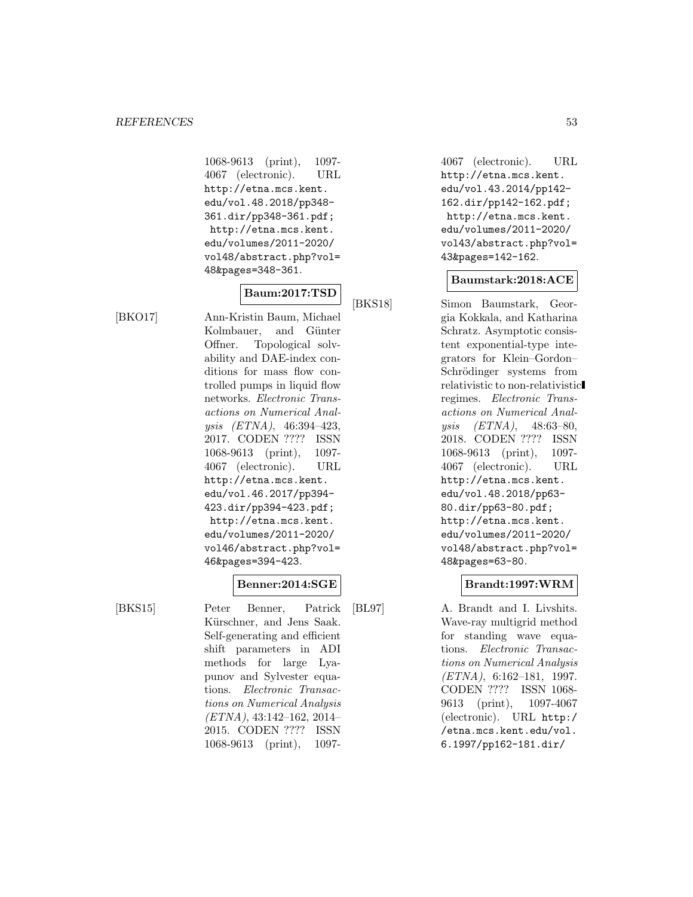1068-9613 (print), 1097-4067 (electronic). URL http://etna.mcs.kent.edu/vol.48.2018/pp348-361.dir/pp348-361.pdf; http://etna.mcs.kent.edu/volumes/2011-2020/vol48/abstract.php?vol=48&pages=348-361.

**Baum:2017:TSD**

[BKO17] Ann-Kristin Baum, Michael Kolmbauer, and Günter Offner. Topological solvability and DAE-index conditions for mass flow controlled pumps in liquid flow networks. *Electronic Transactions on Numerical Analysis (ETNA)*, 46:394–423, 2017. CODEN ???? ISSN 1068-9613 (print), 1097-4067 (electronic). URL http://etna.mcs.kent.edu/vol.46.2017/pp394-423.dir/pp394-423.pdf; http://etna.mcs.kent.edu/volumes/2011-2020/vol46/abstract.php?vol=46&pages=394-423.

**Benner:2014:SGE**

[BKS15] Peter Benner, Patrick Kürschner, and Jens Saak. Self-generating and efficient shift parameters in ADI methods for large Lyapunov and Sylvester equations. *Electronic Transactions on Numerical Analysis (ETNA)*, 43:142–162, 2014–2015. CODEN ???? ISSN 1068-9613 (print), 1097-4067 (electronic). URL http://etna.mcs.kent.edu/vol.43.2014/pp142-162.dir/pp142-162.pdf; http://etna.mcs.kent.edu/volumes/2011-2020/vol43/abstract.php?vol=43&pages=142-162.

**Baumstark:2018:ACE**

[BKS18] Simon Baumstark, Georgia Kokkala, and Katharina Schratz. Asymptotic consistent exponential-type integrators for Klein–Gordon–Schrödinger systems from relativistic to non-relativistic regimes. *Electronic Transactions on Numerical Analysis (ETNA)*, 48:63–80, 2018. CODEN ???? ISSN 1068-9613 (print), 1097-4067 (electronic). URL http://etna.mcs.kent.edu/vol.48.2018/pp63-80.dir/pp63-80.pdf; http://etna.mcs.kent.edu/volumes/2011-2020/vol48/abstract.php?vol=48&pages=63-80.

**Brandt:1997:WRM**

[BL97] A. Brandt and I. Livshits. Wave-ray multigrid method for standing wave equations. *Electronic Transactions on Numerical Analysis (ETNA)*, 6:162–181, 1997. CODEN ???? ISSN 1068-9613 (print), 1097-4067 (electronic). URL http://etna.mcs.kent.edu/vol.6.1997/pp162-181.dir/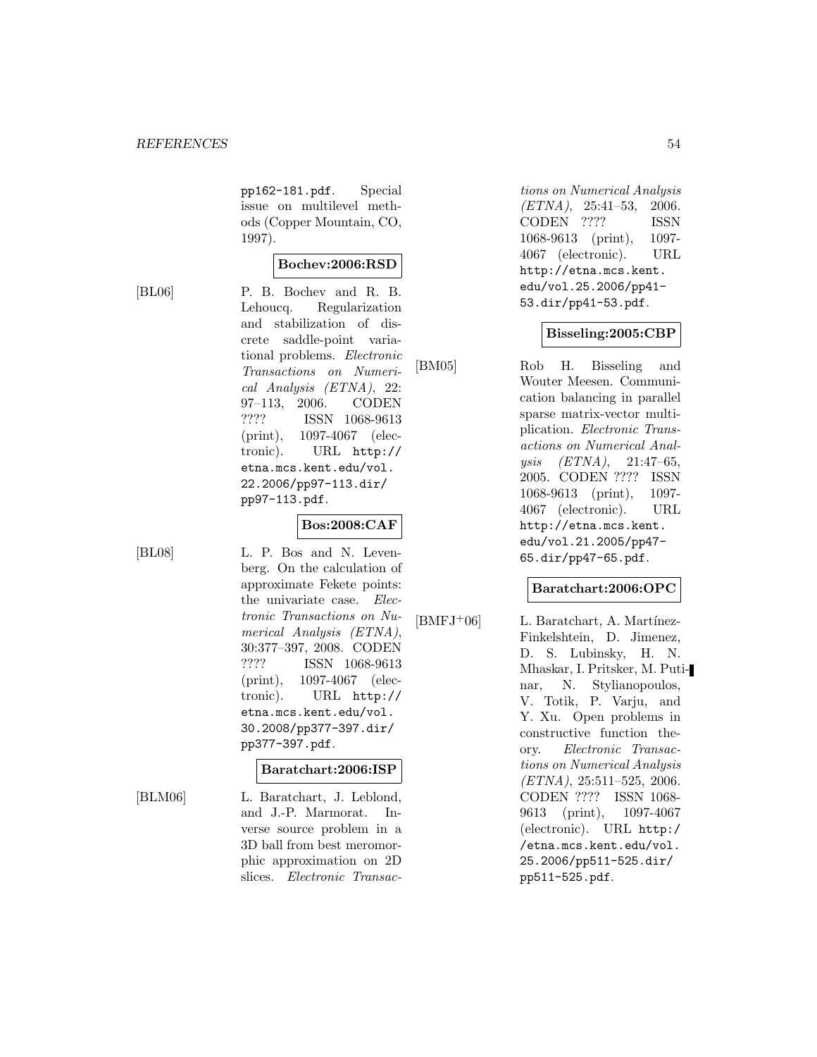pp162-181.pdf. Special issue on multilevel methods (Copper Mountain, CO, 1997).

**Bochev:2006:RSD**

[BL06] P. B. Bochev and R. B. Lehoucq. Regularization and stabilization of discrete saddle-point variational problems. *Electronic Transactions on Numerical Analysis (ETNA)*, 22: 97–113, 2006. CODEN ???? ISSN 1068-9613 (print), 1097-4067 (electronic). URL http://etna.mcs.kent.edu/vol.22.2006/pp97-113.dir/pp97-113.pdf.

**Bos:2008:CAF**

[BL08] L. P. Bos and N. Levenberg. On the calculation of approximate Fekete points: the univariate case. *Electronic Transactions on Numerical Analysis (ETNA)*, 30:377–397, 2008. CODEN ???? ISSN 1068-9613 (print), 1097-4067 (electronic). URL http://etna.mcs.kent.edu/vol.30.2008/pp377-397.dir/pp377-397.pdf.

**Baratchart:2006:ISP**

[BLM06] L. Baratchart, J. Leblond, and J.-P. Marmorat. Inverse source problem in a 3D ball from best meromorphic approximation on 2D slices. *Electronic Transactions on Numerical Analysis (ETNA)*, 25:41–53, 2006. CODEN ???? ISSN 1068-9613 (print), 1097-4067 (electronic). URL http://etna.mcs.kent.edu/vol.25.2006/pp41-53.dir/pp41-53.pdf.

**Bisseling:2005:CBP**

[BM05] Rob H. Bisseling and Wouter Meesen. Communication balancing in parallel sparse matrix-vector multiplication. *Electronic Transactions on Numerical Analysis (ETNA)*, 21:47–65, 2005. CODEN ???? ISSN 1068-9613 (print), 1097-4067 (electronic). URL http://etna.mcs.kent.edu/vol.21.2005/pp47-65.dir/pp47-65.pdf.

**Baratchart:2006:OPC**

[BMFJ+06] L. Baratchart, A. Martínez-Finkelshtein, D. Jimenez, D. S. Lubinsky, H. N. Mhaskar, I. Pritsker, M. Putinar, N. Stylianopoulos, V. Totik, P. Varju, and Y. Xu. Open problems in constructive function theory. *Electronic Transactions on Numerical Analysis (ETNA)*, 25:511–525, 2006. CODEN ???? ISSN 1068-9613 (print), 1097-4067 (electronic). URL http://etna.mcs.kent.edu/vol.25.2006/pp511-525.dir/pp511-525.pdf.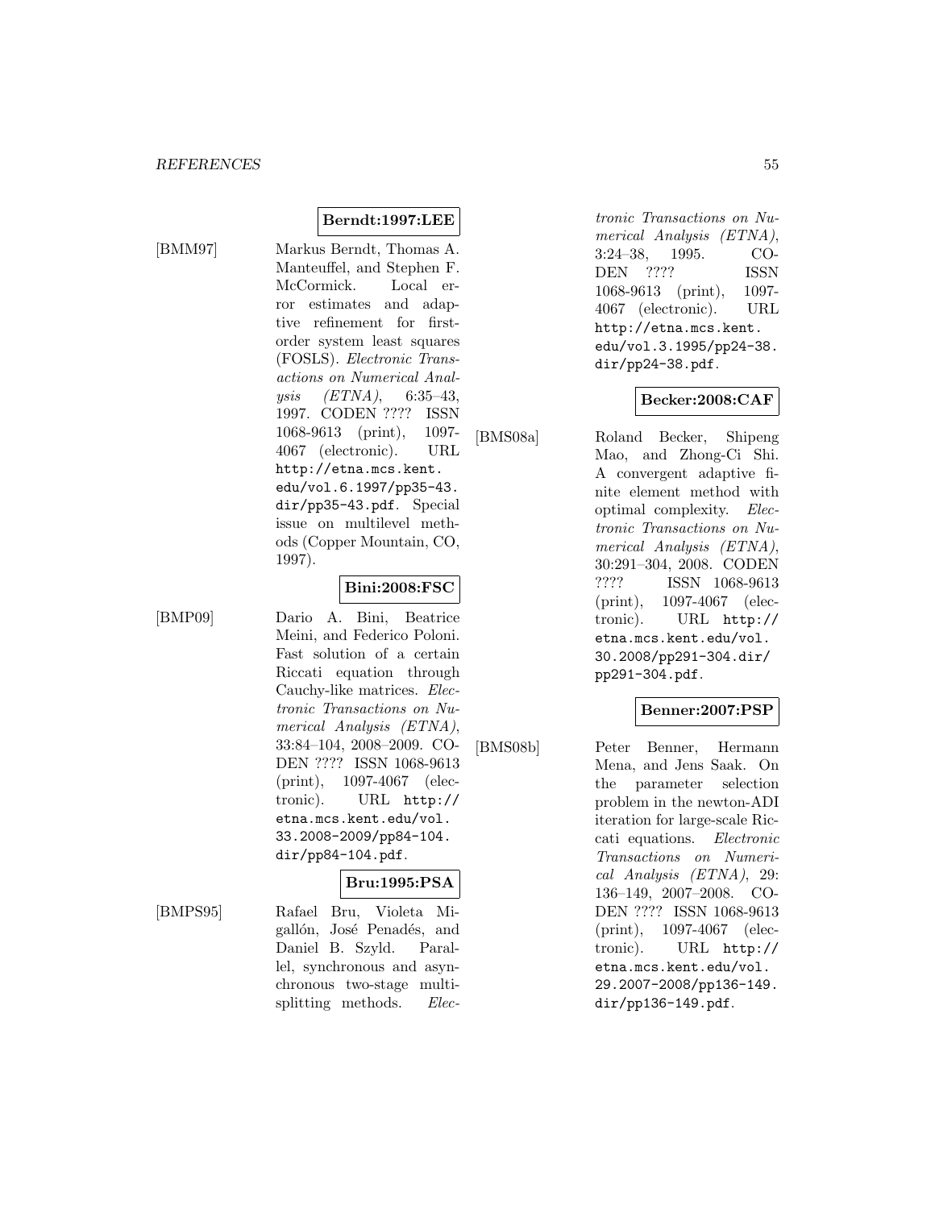**Berndt:1997:LEE**

[BMM97] Markus Berndt, Thomas A. Manteuffel, and Stephen F. McCormick. Local error estimates and adaptive refinement for first-order system least squares (FOSLS). *Electronic Transactions on Numerical Analysis (ETNA)*, 6:35–43, 1997. CODEN ???? ISSN 1068-9613 (print), 1097-4067 (electronic). URL http://etna.mcs.kent.edu/vol.6.1997/pp35-43.dir/pp35-43.pdf. Special issue on multilevel methods (Copper Mountain, CO, 1997).

**Bini:2008:FSC**

[BMP09] Dario A. Bini, Beatrice Meini, and Federico Poloni. Fast solution of a certain Riccati equation through Cauchy-like matrices. *Electronic Transactions on Numerical Analysis (ETNA)*, 33:84–104, 2008–2009. CODEN ???? ISSN 1068-9613 (print), 1097-4067 (electronic). URL http://etna.mcs.kent.edu/vol.33.2008-2009/pp84-104.dir/pp84-104.pdf.

**Bru:1995:PSA**

[BMPS95] Rafael Bru, Violeta Migallón, José Penadés, and Daniel B. Szyld. Parallel, synchronous and asynchronous two-stage multisplitting methods. *Electronic Transactions on Numerical Analysis (ETNA)*, 3:24–38, 1995. CODEN ???? ISSN 1068-9613 (print), 1097-4067 (electronic). URL http://etna.mcs.kent.edu/vol.3.1995/pp24-38.dir/pp24-38.pdf.

**Becker:2008:CAF**

[BMS08a] Roland Becker, Shipeng Mao, and Zhong-Ci Shi. A convergent adaptive finite element method with optimal complexity. *Electronic Transactions on Numerical Analysis (ETNA)*, 30:291–304, 2008. CODEN ???? ISSN 1068-9613 (print), 1097-4067 (electronic). URL http://etna.mcs.kent.edu/vol.30.2008/pp291-304.dir/pp291-304.pdf.

**Benner:2007:PSP**

[BMS08b] Peter Benner, Hermann Mena, and Jens Saak. On the parameter selection problem in the newton-ADI iteration for large-scale Riccati equations. *Electronic Transactions on Numerical Analysis (ETNA)*, 29:136–149, 2007–2008. CODEN ???? ISSN 1068-9613 (print), 1097-4067 (electronic). URL http://etna.mcs.kent.edu/vol.29.2007-2008/pp136-149.dir/pp136-149.pdf.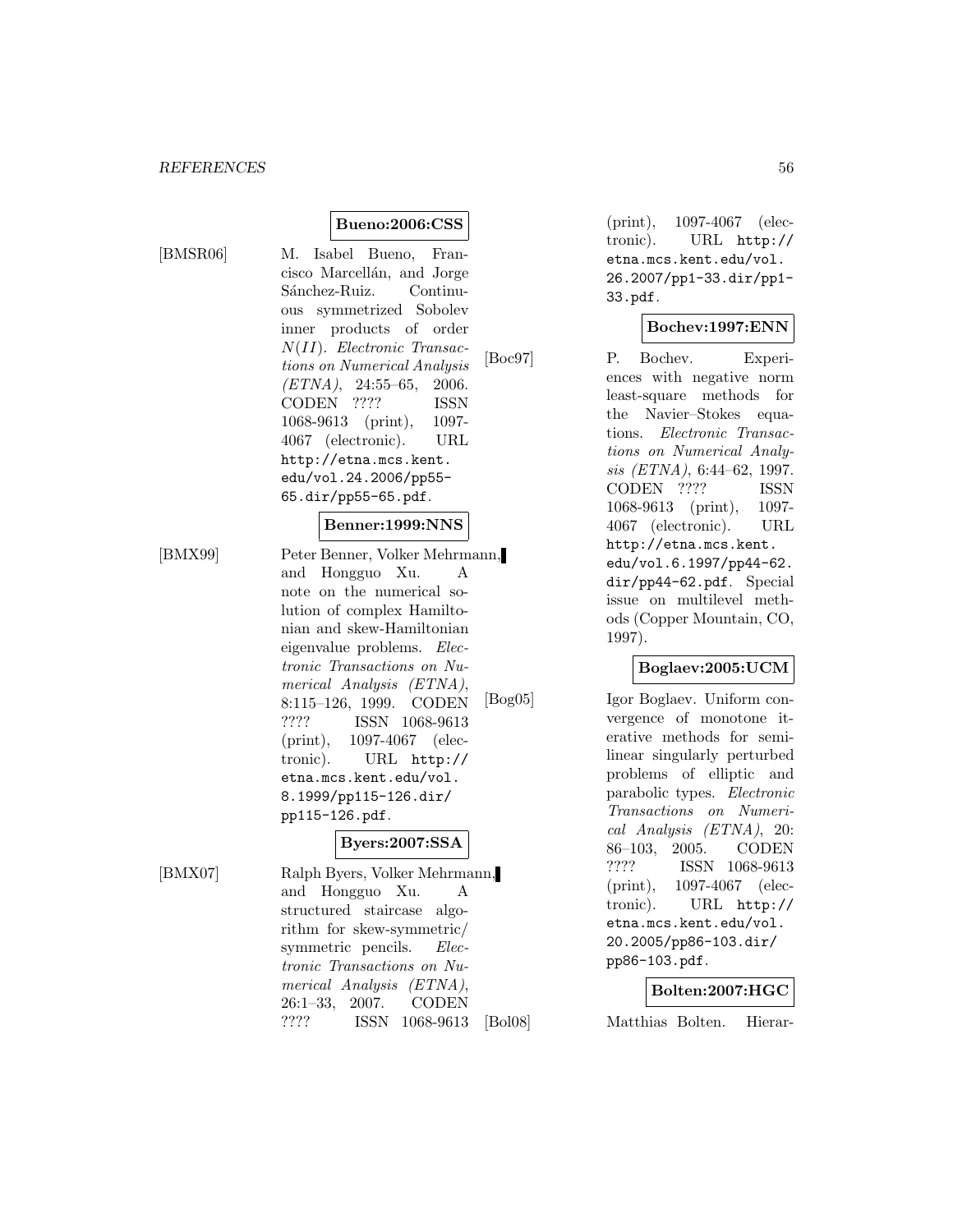**Bueno:2006:CSS**

[BMSR06] M. Isabel Bueno, Francisco Marcellán, and Jorge Sánchez-Ruiz. Continuous symmetrized Sobolev inner products of order $N(II)$. *Electronic Transactions on Numerical Analysis (ETNA)*, 24:55–65, 2006. CODEN ???? ISSN 1068-9613 (print), 1097-4067 (electronic). URL http://etna.mcs.kent.edu/vol.24.2006/pp55-65.dir/pp55-65.pdf.

**Benner:1999:NNS**

[BMX99] Peter Benner, Volker Mehrmann, and Hongguo Xu. A note on the numerical solution of complex Hamiltonian and skew-Hamiltonian eigenvalue problems. *Electronic Transactions on Numerical Analysis (ETNA)*, 8:115–126, 1999. CODEN ???? ISSN 1068-9613 (print), 1097-4067 (electronic). URL http://etna.mcs.kent.edu/vol.8.1999/pp115-126.dir/pp115-126.pdf.

**Byers:2007:SSA**

[BMX07] Ralph Byers, Volker Mehrmann, and Hongguo Xu. A structured staircase algorithm for skew-symmetric/symmetric pencils. *Electronic Transactions on Numerical Analysis (ETNA)*, 26:1–33, 2007. CODEN ???? ISSN 1068-9613 (print), 1097-4067 (electronic). URL http://etna.mcs.kent.edu/vol.26.2007/pp1-33.dir/pp1-33.pdf.

**Bochev:1997:ENN**

[Boc97] P. Bochev. Experiences with negative norm least-square methods for the Navier–Stokes equations. *Electronic Transactions on Numerical Analysis (ETNA)*, 6:44–62, 1997. CODEN ???? ISSN 1068-9613 (print), 1097-4067 (electronic). URL http://etna.mcs.kent.edu/vol.6.1997/pp44-62.dir/pp44-62.pdf. Special issue on multilevel methods (Copper Mountain, CO, 1997).

**Boglaev:2005:UCM**

[Bog05] Igor Boglaev. Uniform convergence of monotone iterative methods for semilinear singularly perturbed problems of elliptic and parabolic types. *Electronic Transactions on Numerical Analysis (ETNA)*, 20:86–103, 2005. CODEN ???? ISSN 1068-9613 (print), 1097-4067 (electronic). URL http://etna.mcs.kent.edu/vol.20.2005/pp86-103.dir/pp86-103.pdf.

**Bolten:2007:HGC**

[Bol08] Matthias Bolten. Hierar-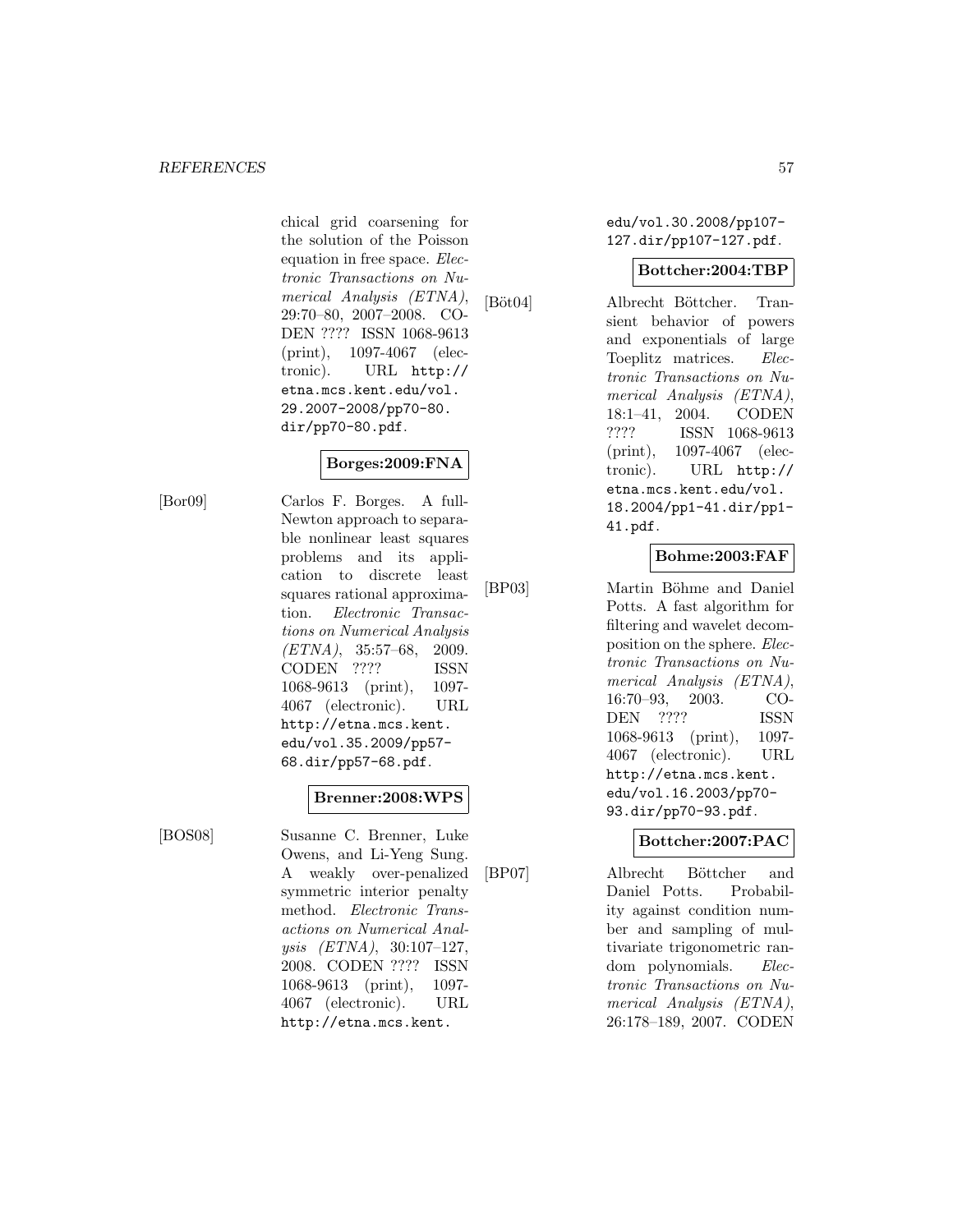chical grid coarsening for the solution of the Poisson equation in free space. *Electronic Transactions on Numerical Analysis (ETNA)*, 29:70–80, 2007–2008. CODEN ???? ISSN 1068-9613 (print), 1097-4067 (electronic). URL http://etna.mcs.kent.edu/vol.29.2007-2008/pp70-80.dir/pp70-80.pdf.

**Borges:2009:FNA**

[Bor09] Carlos F. Borges. A full-Newton approach to separable nonlinear least squares problems and its application to discrete least squares rational approximation. *Electronic Transactions on Numerical Analysis (ETNA)*, 35:57–68, 2009. CODEN ???? ISSN 1068-9613 (print), 1097-4067 (electronic). URL http://etna.mcs.kent.edu/vol.35.2009/pp57-68.dir/pp57-68.pdf.

**Brenner:2008:WPS**

[BOS08] Susanne C. Brenner, Luke Owens, and Li-Yeng Sung. A weakly over-penalized symmetric interior penalty method. *Electronic Transactions on Numerical Analysis (ETNA)*, 30:107–127, 2008. CODEN ???? ISSN 1068-9613 (print), 1097-4067 (electronic). URL http://etna.mcs.kent.edu/vol.30.2008/pp107-127.dir/pp107-127.pdf.

**Bottcher:2004:TBP**

[Böt04] Albrecht Böttcher. Transient behavior of powers and exponentials of large Toeplitz matrices. *Electronic Transactions on Numerical Analysis (ETNA)*, 18:1–41, 2004. CODEN ???? ISSN 1068-9613 (print), 1097-4067 (electronic). URL http://etna.mcs.kent.edu/vol.18.2004/pp1-41.dir/pp1-41.pdf.

**Bohme:2003:FAF**

[BP03] Martin Böhme and Daniel Potts. A fast algorithm for filtering and wavelet decomposition on the sphere. *Electronic Transactions on Numerical Analysis (ETNA)*, 16:70–93, 2003. CODEN ???? ISSN 1068-9613 (print), 1097-4067 (electronic). URL http://etna.mcs.kent.edu/vol.16.2003/pp70-93.dir/pp70-93.pdf.

**Bottcher:2007:PAC**

[BP07] Albrecht Böttcher and Daniel Potts. Probability against condition number and sampling of multivariate trigonometric random polynomials. *Electronic Transactions on Numerical Analysis (ETNA)*, 26:178–189, 2007. CODEN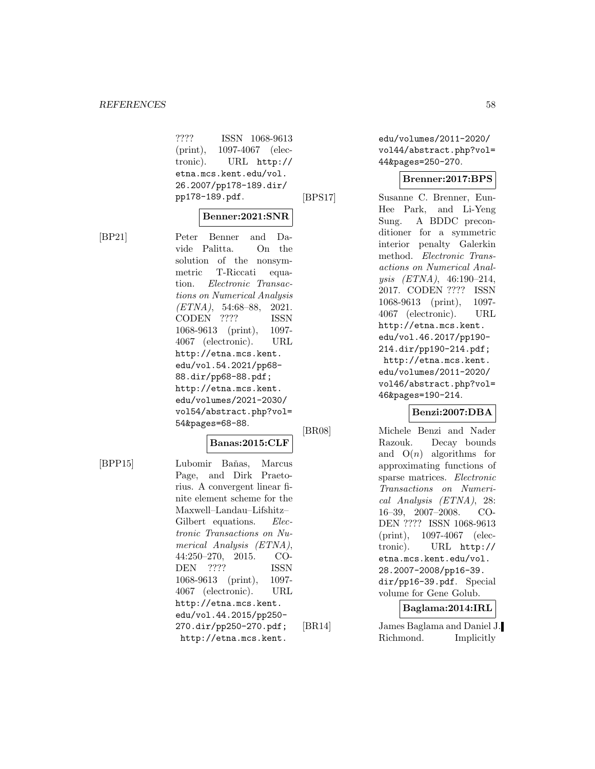???? ISSN 1068-9613 (print), 1097-4067 (electronic). URL http://etna.mcs.kent.edu/vol.26.2007/pp178-189.dir/pp178-189.pdf.

**Benner:2021:SNR**

[BP21] Peter Benner and Davide Palitta. On the solution of the nonsymmetric T-Riccati equation. *Electronic Transactions on Numerical Analysis (ETNA)*, 54:68–88, 2021. CODEN ???? ISSN 1068-9613 (print), 1097-4067 (electronic). URL http://etna.mcs.kent.edu/vol.54.2021/pp68-88.dir/pp68-88.pdf; http://etna.mcs.kent.edu/volumes/2021-2030/vol54/abstract.php?vol=54&pages=68-88.

**Banas:2015:CLF**

[BPP15] Lubomir Baňas, Marcus Page, and Dirk Praetorius. A convergent linear finite element scheme for the Maxwell–Landau–Lifshitz–Gilbert equations. *Electronic Transactions on Numerical Analysis (ETNA)*, 44:250–270, 2015. CODEN ???? ISSN 1068-9613 (print), 1097-4067 (electronic). URL http://etna.mcs.kent.edu/vol.44.2015/pp250-270.dir/pp250-270.pdf; http://etna.mcs.kent.edu/volumes/2011-2020/vol44/abstract.php?vol=44&pages=250-270.

**Brenner:2017:BPS**

[BPS17] Susanne C. Brenner, Eun-Hee Park, and Li-Yeng Sung. A BDDC preconditioner for a symmetric interior penalty Galerkin method. *Electronic Transactions on Numerical Analysis (ETNA)*, 46:190–214, 2017. CODEN ???? ISSN 1068-9613 (print), 1097-4067 (electronic). URL http://etna.mcs.kent.edu/vol.46.2017/pp190-214.dir/pp190-214.pdf; http://etna.mcs.kent.edu/volumes/2011-2020/vol46/abstract.php?vol=46&pages=190-214.

**Benzi:2007:DBA**

[BR08] Michele Benzi and Nader Razouk. Decay bounds and $O(n)$ algorithms for approximating functions of sparse matrices. *Electronic Transactions on Numerical Analysis (ETNA)*, 28: 16–39, 2007–2008. CODEN ???? ISSN 1068-9613 (print), 1097-4067 (electronic). URL http://etna.mcs.kent.edu/vol.28.2007-2008/pp16-39.dir/pp16-39.pdf. Special volume for Gene Golub.

**Baglama:2014:IRL**

[BR14] James Baglama and Daniel J. Richmond. Implicitly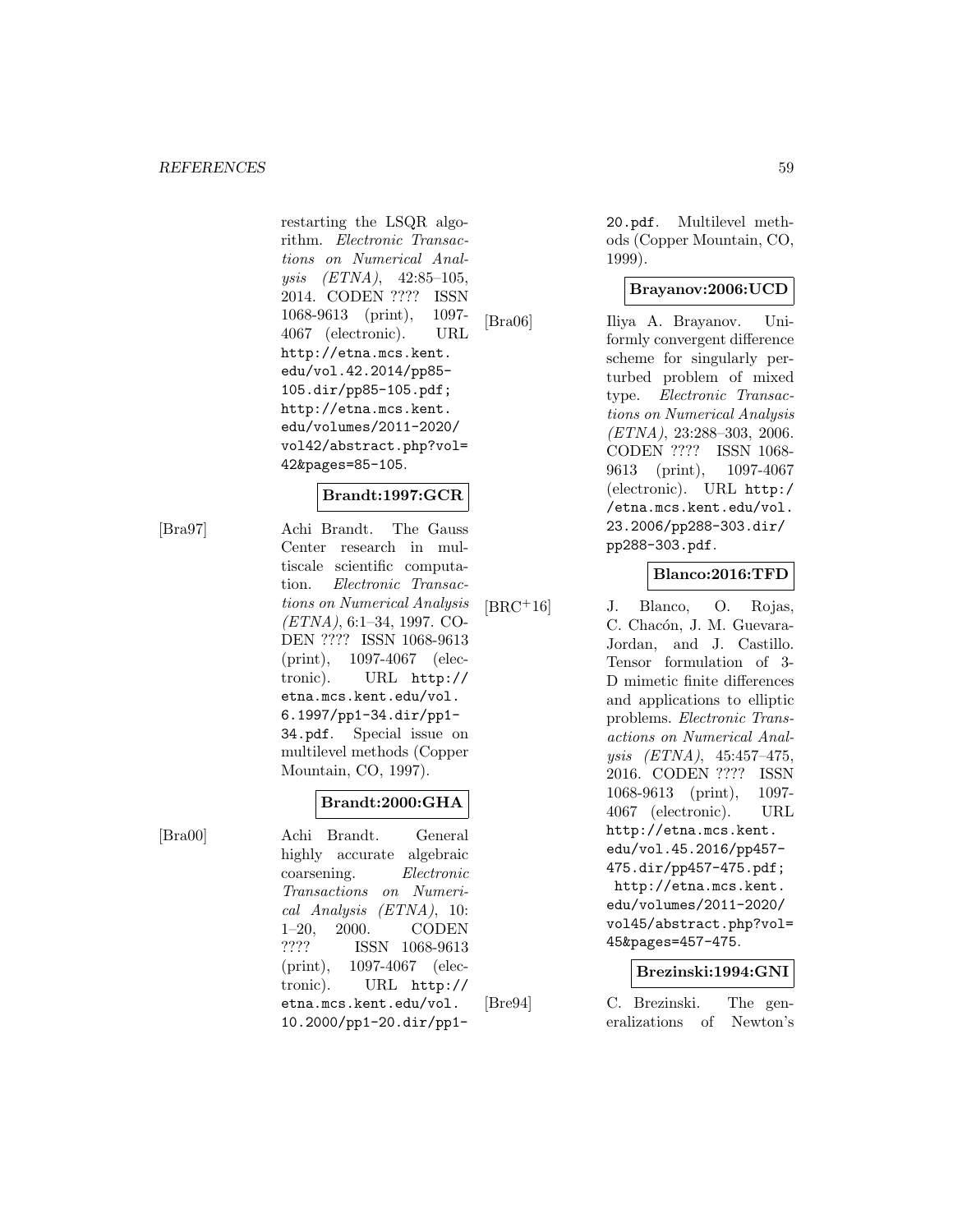restarting the LSQR algorithm. *Electronic Transactions on Numerical Analysis (ETNA)*, 42:85–105, 2014. CODEN ???? ISSN 1068-9613 (print), 1097-4067 (electronic). URL http://etna.mcs.kent.edu/vol.42.2014/pp85-105.dir/pp85-105.pdf; http://etna.mcs.kent.edu/volumes/2011-2020/vol42/abstract.php?vol=42&pages=85-105.

**Brandt:1997:GCR**

[Bra97] Achi Brandt. The Gauss Center research in multiscale scientific computation. *Electronic Transactions on Numerical Analysis (ETNA)*, 6:1–34, 1997. CODEN ???? ISSN 1068-9613 (print), 1097-4067 (electronic). URL http://etna.mcs.kent.edu/vol.6.1997/pp1-34.dir/pp1-34.pdf. Special issue on multilevel methods (Copper Mountain, CO, 1997).

**Brandt:2000:GHA**

[Bra00] Achi Brandt. General highly accurate algebraic coarsening. *Electronic Transactions on Numerical Analysis (ETNA)*, 10:1–20, 2000. CODEN ???? ISSN 1068-9613 (print), 1097-4067 (electronic). URL http://etna.mcs.kent.edu/vol.10.2000/pp1-20.dir/pp1-20.pdf. Multilevel methods (Copper Mountain, CO, 1999).

**Brayanov:2006:UCD**

[Bra06] Iliya A. Brayanov. Uniformly convergent difference scheme for singularly perturbed problem of mixed type. *Electronic Transactions on Numerical Analysis (ETNA)*, 23:288–303, 2006. CODEN ???? ISSN 1068-9613 (print), 1097-4067 (electronic). URL http://etna.mcs.kent.edu/vol.23.2006/pp288-303.dir/pp288-303.pdf.

**Blanco:2016:TFD**

[BRC+16] J. Blanco, O. Rojas, C. Chacón, J. M. Guevara-Jordan, and J. Castillo. Tensor formulation of 3-D mimetic finite differences and applications to elliptic problems. *Electronic Transactions on Numerical Analysis (ETNA)*, 45:457–475, 2016. CODEN ???? ISSN 1068-9613 (print), 1097-4067 (electronic). URL http://etna.mcs.kent.edu/vol.45.2016/pp457-475.dir/pp457-475.pdf; http://etna.mcs.kent.edu/volumes/2011-2020/vol45/abstract.php?vol=45&pages=457-475.

**Brezinski:1994:GNI**

[Bre94] C. Brezinski. The generalizations of Newton's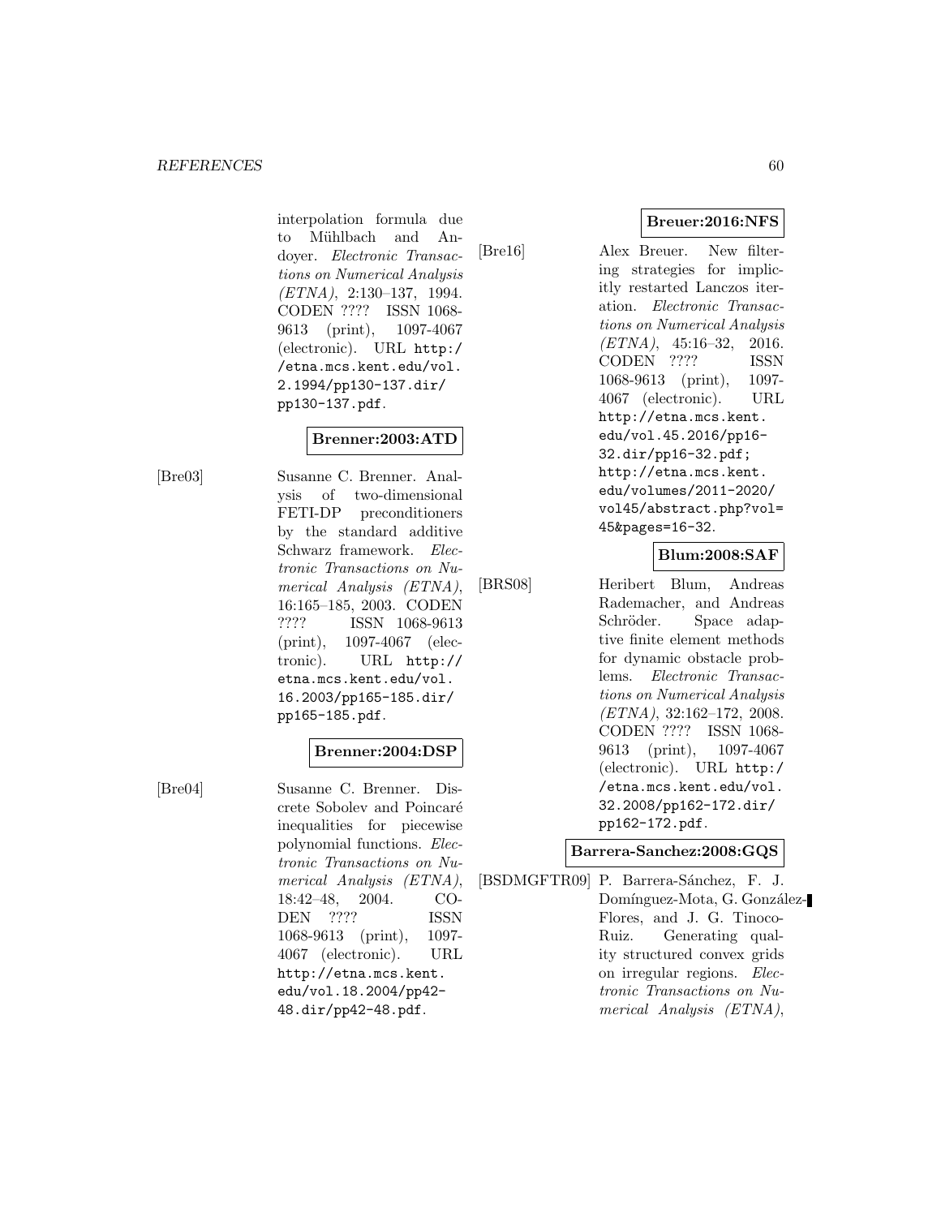interpolation formula due to Mühlbach and Andoyer. *Electronic Transactions on Numerical Analysis (ETNA)*, 2:130–137, 1994. CODEN ???? ISSN 1068-9613 (print), 1097-4067 (electronic). URL http://etna.mcs.kent.edu/vol.2.1994/pp130-137.dir/pp130-137.pdf.

**Brenner:2003:ATD**

[Bre03] Susanne C. Brenner. Analysis of two-dimensional FETI-DP preconditioners by the standard additive Schwarz framework. *Electronic Transactions on Numerical Analysis (ETNA)*, 16:165–185, 2003. CODEN ???? ISSN 1068-9613 (print), 1097-4067 (electronic). URL http://etna.mcs.kent.edu/vol.16.2003/pp165-185.dir/pp165-185.pdf.

**Brenner:2004:DSP**

[Bre04] Susanne C. Brenner. Discrete Sobolev and Poincaré inequalities for piecewise polynomial functions. *Electronic Transactions on Numerical Analysis (ETNA)*, 18:42–48, 2004. CODEN ???? ISSN 1068-9613 (print), 1097-4067 (electronic). URL http://etna.mcs.kent.edu/vol.18.2004/pp42-48.dir/pp42-48.pdf.

**Breuer:2016:NFS**

[Bre16] Alex Breuer. New filtering strategies for implicitly restarted Lanczos iteration. *Electronic Transactions on Numerical Analysis (ETNA)*, 45:16–32, 2016. CODEN ???? ISSN 1068-9613 (print), 1097-4067 (electronic). URL http://etna.mcs.kent.edu/vol.45.2016/pp16-32.dir/pp16-32.pdf; http://etna.mcs.kent.edu/volumes/2011-2020/vol45/abstract.php?vol=45&pages=16-32.

**Blum:2008:SAF**

[BRS08] Heribert Blum, Andreas Rademacher, and Andreas Schröder. Space adaptive finite element methods for dynamic obstacle problems. *Electronic Transactions on Numerical Analysis (ETNA)*, 32:162–172, 2008. CODEN ???? ISSN 1068-9613 (print), 1097-4067 (electronic). URL http://etna.mcs.kent.edu/vol.32.2008/pp162-172.dir/pp162-172.pdf.

**Barrera-Sanchez:2008:GQS**

[BSDMGFTR09] P. Barrera-Sánchez, F. J. Domínguez-Mota, G. González-Flores, and J. G. Tinoco-Ruiz. Generating quality structured convex grids on irregular regions. *Electronic Transactions on Numerical Analysis (ETNA)*,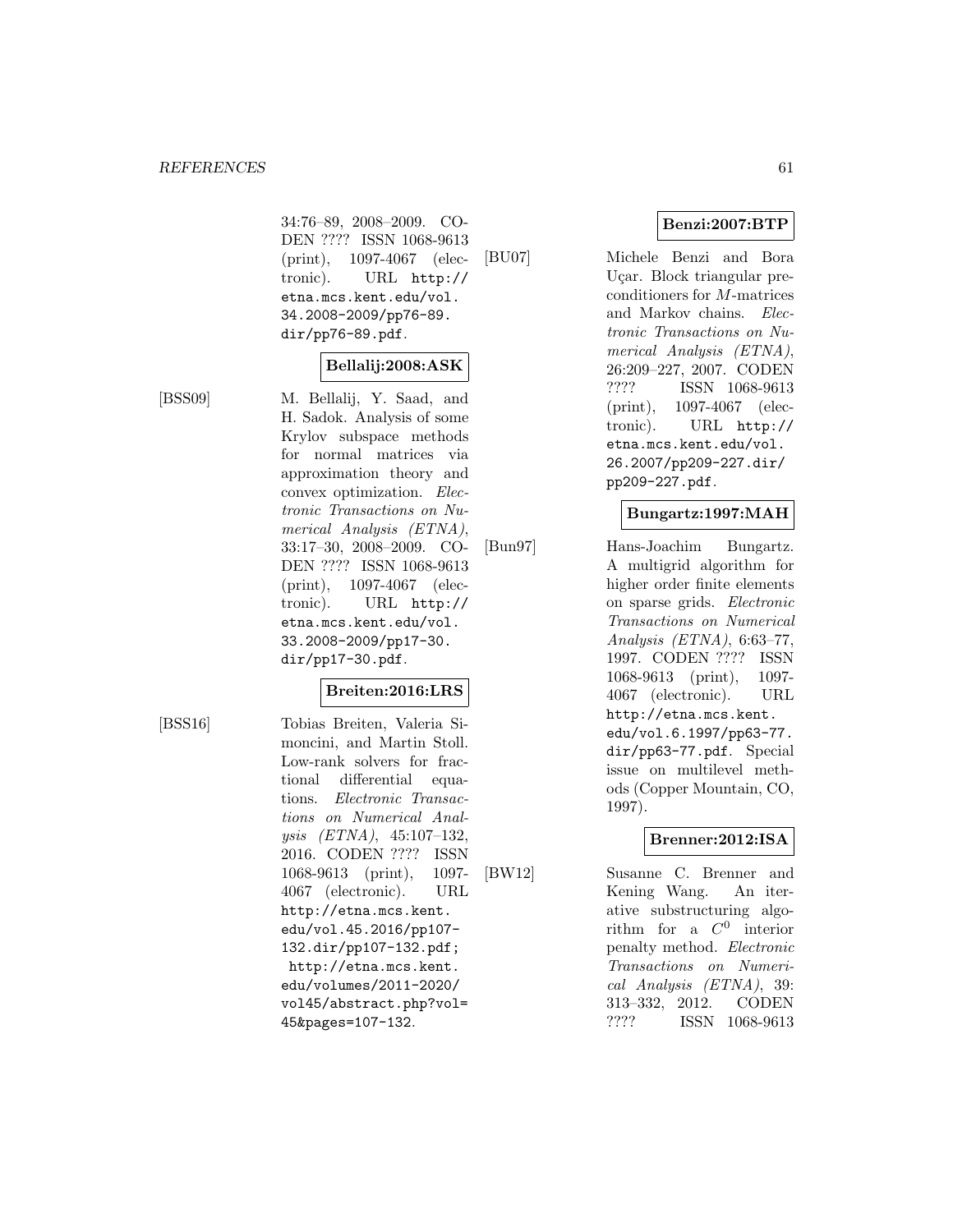34:76–89, 2008–2009. CODEN ???? ISSN 1068-9613 (print), 1097-4067 (electronic). URL http://etna.mcs.kent.edu/vol.34.2008-2009/pp76-89.dir/pp76-89.pdf.

**Bellalij:2008:ASK**

[BSS09] M. Bellalij, Y. Saad, and H. Sadok. Analysis of some Krylov subspace methods for normal matrices via approximation theory and convex optimization. *Electronic Transactions on Numerical Analysis (ETNA)*, 33:17–30, 2008–2009. CODEN ???? ISSN 1068-9613 (print), 1097-4067 (electronic). URL http://etna.mcs.kent.edu/vol.33.2008-2009/pp17-30.dir/pp17-30.pdf.

**Breiten:2016:LRS**

[BSS16] Tobias Breiten, Valeria Simoncini, and Martin Stoll. Low-rank solvers for fractional differential equations. *Electronic Transactions on Numerical Analysis (ETNA)*, 45:107–132, 2016. CODEN ???? ISSN 1068-9613 (print), 1097-4067 (electronic). URL http://etna.mcs.kent.edu/vol.45.2016/pp107-132.dir/pp107-132.pdf; http://etna.mcs.kent.edu/volumes/2011-2020/vol45/abstract.php?vol=45&pages=107-132.

**Benzi:2007:BTP**

[BU07] Michele Benzi and Bora Uçar. Block triangular preconditioners for $M$-matrices and Markov chains. *Electronic Transactions on Numerical Analysis (ETNA)*, 26:209–227, 2007. CODEN ???? ISSN 1068-9613 (print), 1097-4067 (electronic). URL http://etna.mcs.kent.edu/vol.26.2007/pp209-227.dir/pp209-227.pdf.

**Bungartz:1997:MAH**

[Bun97] Hans-Joachim Bungartz. A multigrid algorithm for higher order finite elements on sparse grids. *Electronic Transactions on Numerical Analysis (ETNA)*, 6:63–77, 1997. CODEN ???? ISSN 1068-9613 (print), 1097-4067 (electronic). URL http://etna.mcs.kent.edu/vol.6.1997/pp63-77.dir/pp63-77.pdf. Special issue on multilevel methods (Copper Mountain, CO, 1997).

**Brenner:2012:ISA**

[BW12] Susanne C. Brenner and Kening Wang. An iterative substructuring algorithm for a $C^0$ interior penalty method. *Electronic Transactions on Numerical Analysis (ETNA)*, 39: 313–332, 2012. CODEN ???? ISSN 1068-9613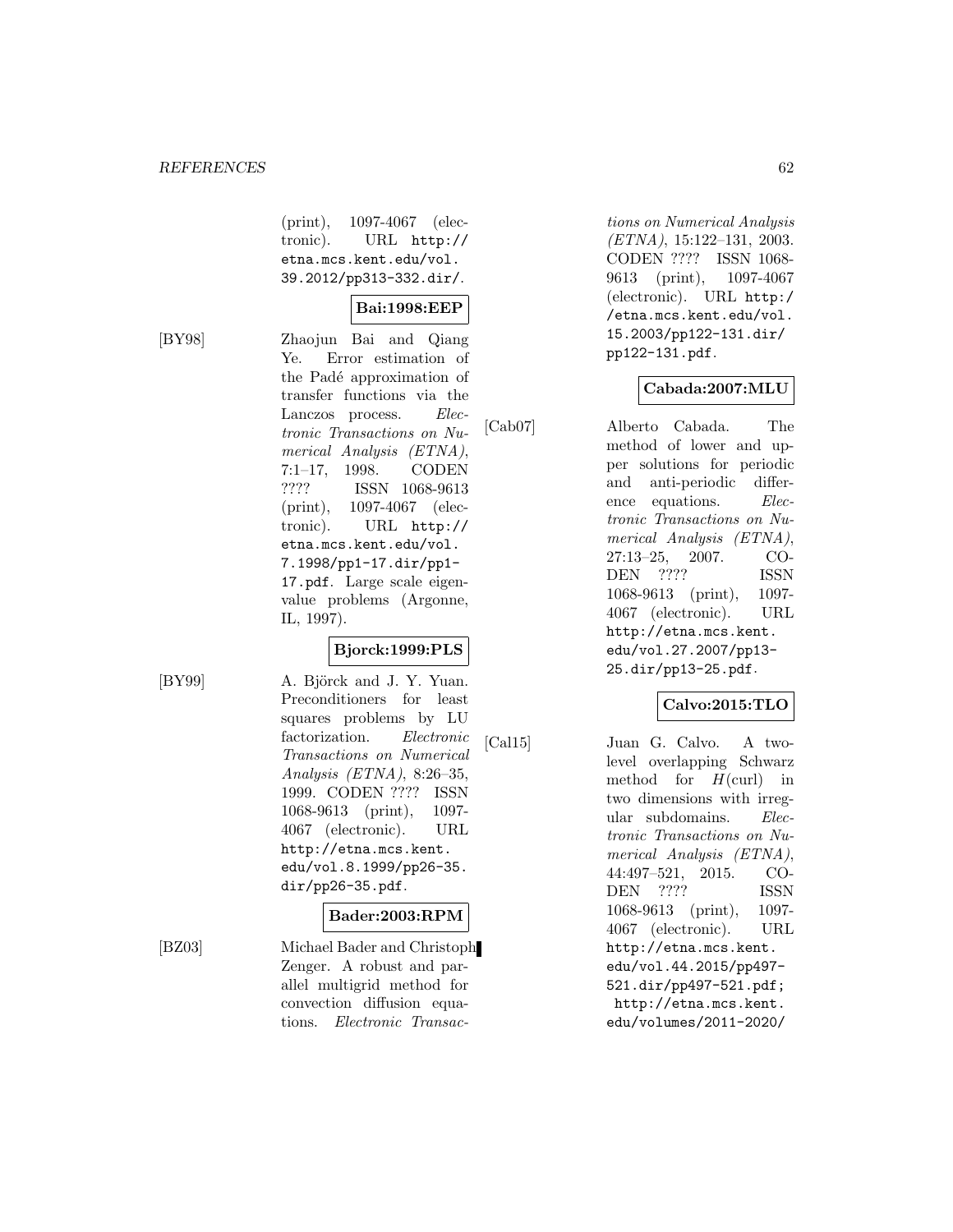(print), 1097-4067 (electronic). URL http://etna.mcs.kent.edu/vol.39.2012/pp313-332.dir/.

**Bai:1998:EEP**

[BY98] Zhaojun Bai and Qiang Ye. Error estimation of the Padé approximation of transfer functions via the Lanczos process. *Electronic Transactions on Numerical Analysis (ETNA)*, 7:1–17, 1998. CODEN ???? ISSN 1068-9613 (print), 1097-4067 (electronic). URL http://etna.mcs.kent.edu/vol.7.1998/pp1-17.dir/pp1-17.pdf. Large scale eigenvalue problems (Argonne, IL, 1997).

**Bjorck:1999:PLS**

[BY99] A. Björck and J. Y. Yuan. Preconditioners for least squares problems by LU factorization. *Electronic Transactions on Numerical Analysis (ETNA)*, 8:26–35, 1999. CODEN ???? ISSN 1068-9613 (print), 1097-4067 (electronic). URL http://etna.mcs.kent.edu/vol.8.1999/pp26-35.dir/pp26-35.pdf.

**Bader:2003:RPM**

[BZ03] Michael Bader and Christoph Zenger. A robust and parallel multigrid method for convection diffusion equations. *Electronic Transactions on Numerical Analysis (ETNA)*, 15:122–131, 2003. CODEN ???? ISSN 1068-9613 (print), 1097-4067 (electronic). URL http://etna.mcs.kent.edu/vol.15.2003/pp122-131.dir/pp122-131.pdf.

**Cabada:2007:MLU**

[Cab07] Alberto Cabada. The method of lower and upper solutions for periodic and anti-periodic difference equations. *Electronic Transactions on Numerical Analysis (ETNA)*, 27:13–25, 2007. CODEN ???? ISSN 1068-9613 (print), 1097-4067 (electronic). URL http://etna.mcs.kent.edu/vol.27.2007/pp13-25.dir/pp13-25.pdf.

**Calvo:2015:TLO**

[Cal15] Juan G. Calvo. A two-level overlapping Schwarz method for $H(\mathrm{curl})$ in two dimensions with irregular subdomains. *Electronic Transactions on Numerical Analysis (ETNA)*, 44:497–521, 2015. CODEN ???? ISSN 1068-9613 (print), 1097-4067 (electronic). URL http://etna.mcs.kent.edu/vol.44.2015/pp497-521.dir/pp497-521.pdf; http://etna.mcs.kent.edu/volumes/2011-2020/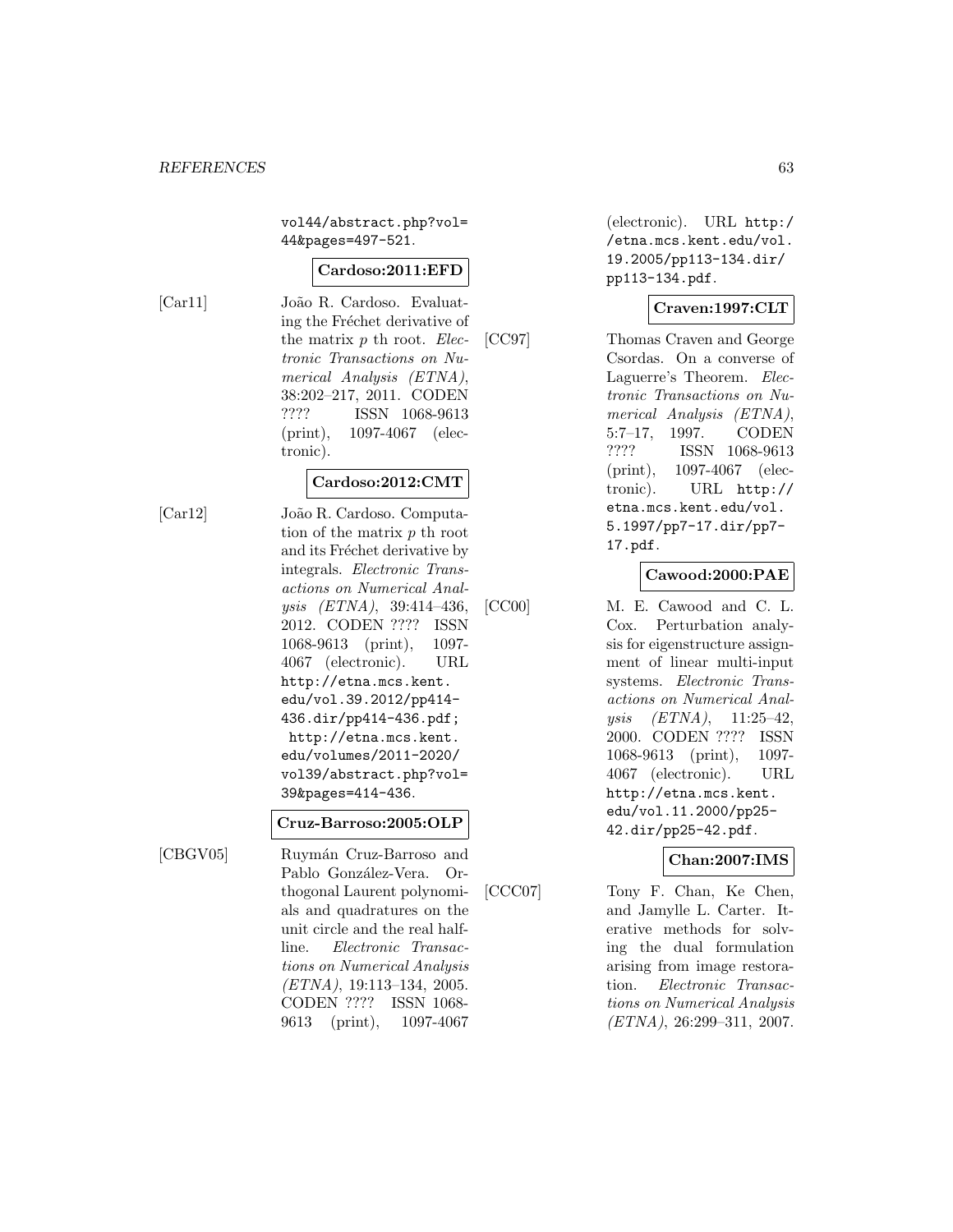vol44/abstract.php?vol=44&pages=497-521.

**Cardoso:2011:EFD**

[Car11] João R. Cardoso. Evaluating the Fréchet derivative of the matrix $p$ th root. *Electronic Transactions on Numerical Analysis (ETNA)*, 38:202–217, 2011. CODEN ???? ISSN 1068-9613 (print), 1097-4067 (electronic).

**Cardoso:2012:CMT**

[Car12] João R. Cardoso. Computation of the matrix $p$ th root and its Fréchet derivative by integrals. *Electronic Transactions on Numerical Analysis (ETNA)*, 39:414–436, 2012. CODEN ???? ISSN 1068-9613 (print), 1097-4067 (electronic). URL http://etna.mcs.kent.edu/vol.39.2012/pp414-436.dir/pp414-436.pdf; http://etna.mcs.kent.edu/volumes/2011-2020/vol39/abstract.php?vol=39&pages=414-436.

**Cruz-Barroso:2005:OLP**

[CBGV05] Ruymán Cruz-Barroso and Pablo González-Vera. Orthogonal Laurent polynomials and quadratures on the unit circle and the real half-line. *Electronic Transactions on Numerical Analysis (ETNA)*, 19:113–134, 2005. CODEN ???? ISSN 1068-9613 (print), 1097-4067 (electronic). URL http://etna.mcs.kent.edu/vol.19.2005/pp113-134.dir/pp113-134.pdf.

**Craven:1997:CLT**

[CC97] Thomas Craven and George Csordas. On a converse of Laguerre's Theorem. *Electronic Transactions on Numerical Analysis (ETNA)*, 5:7–17, 1997. CODEN ???? ISSN 1068-9613 (print), 1097-4067 (electronic). URL http://etna.mcs.kent.edu/vol.5.1997/pp7-17.dir/pp7-17.pdf.

**Cawood:2000:PAE**

[CC00] M. E. Cawood and C. L. Cox. Perturbation analysis for eigenstructure assignment of linear multi-input systems. *Electronic Transactions on Numerical Analysis (ETNA)*, 11:25–42, 2000. CODEN ???? ISSN 1068-9613 (print), 1097-4067 (electronic). URL http://etna.mcs.kent.edu/vol.11.2000/pp25-42.dir/pp25-42.pdf.

**Chan:2007:IMS**

[CCC07] Tony F. Chan, Ke Chen, and Jamylle L. Carter. Iterative methods for solving the dual formulation arising from image restoration. *Electronic Transactions on Numerical Analysis (ETNA)*, 26:299–311, 2007.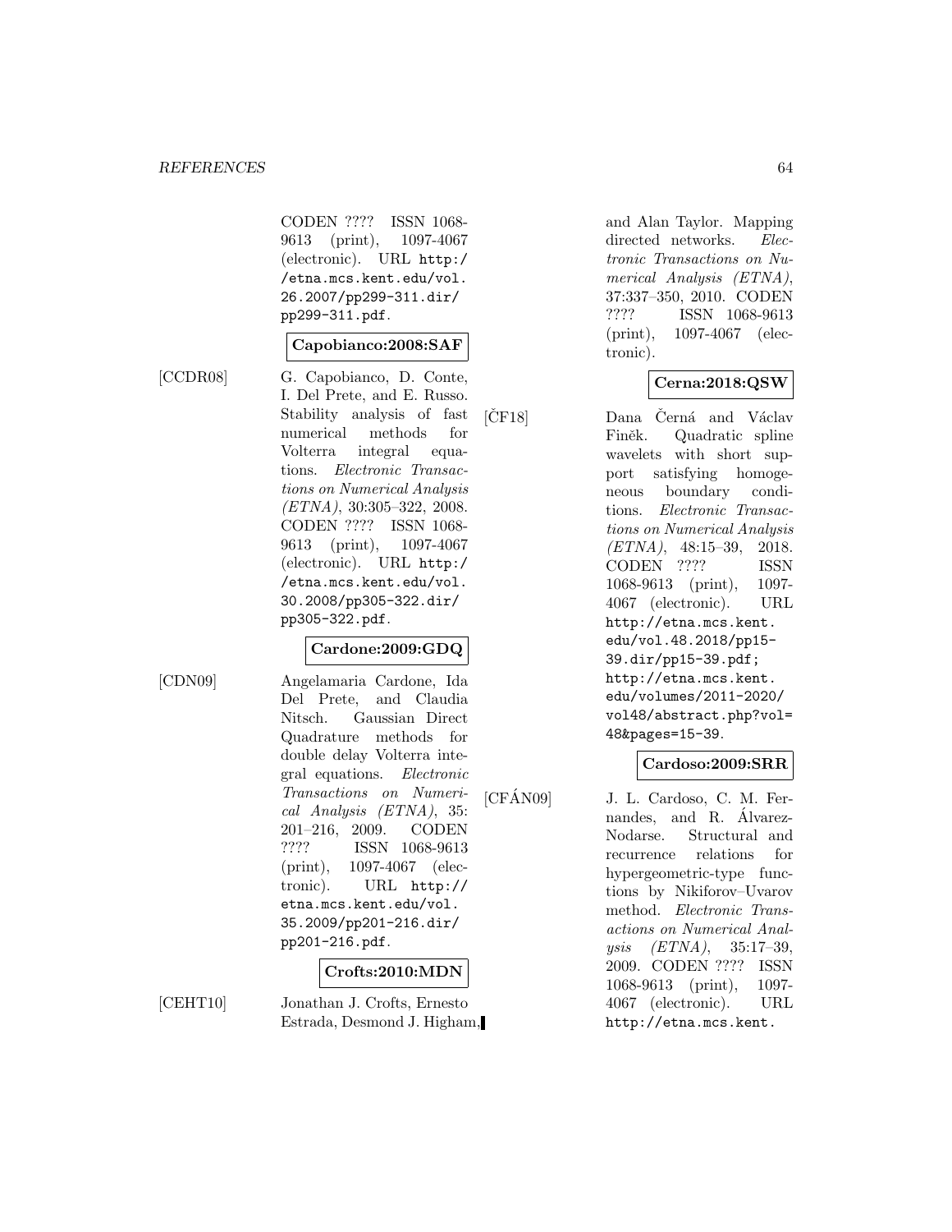CODEN ???? ISSN 1068-9613 (print), 1097-4067 (electronic). URL http://etna.mcs.kent.edu/vol.26.2007/pp299-311.dir/pp299-311.pdf.

**Capobianco:2008:SAF**

[CCDR08] G. Capobianco, D. Conte, I. Del Prete, and E. Russo. Stability analysis of fast numerical methods for Volterra integral equations. *Electronic Transactions on Numerical Analysis (ETNA)*, 30:305–322, 2008. CODEN ???? ISSN 1068-9613 (print), 1097-4067 (electronic). URL http://etna.mcs.kent.edu/vol.30.2008/pp305-322.dir/pp305-322.pdf.

**Cardone:2009:GDQ**

[CDN09] Angelamaria Cardone, Ida Del Prete, and Claudia Nitsch. Gaussian Direct Quadrature methods for double delay Volterra integral equations. *Electronic Transactions on Numerical Analysis (ETNA)*, 35:201–216, 2009. CODEN ???? ISSN 1068-9613 (print), 1097-4067 (electronic). URL http://etna.mcs.kent.edu/vol.35.2009/pp201-216.dir/pp201-216.pdf.

**Crofts:2010:MDN**

[CEHT10] Jonathan J. Crofts, Ernesto Estrada, Desmond J. Higham, and Alan Taylor. Mapping directed networks. *Electronic Transactions on Numerical Analysis (ETNA)*, 37:337–350, 2010. CODEN ???? ISSN 1068-9613 (print), 1097-4067 (electronic).

**Cerna:2018:QSW**

[ČF18] Dana Černá and Václav Finěk. Quadratic spline wavelets with short support satisfying homogeneous boundary conditions. *Electronic Transactions on Numerical Analysis (ETNA)*, 48:15–39, 2018. CODEN ???? ISSN 1068-9613 (print), 1097-4067 (electronic). URL http://etna.mcs.kent.edu/vol.48.2018/pp15-39.dir/pp15-39.pdf; http://etna.mcs.kent.edu/volumes/2011-2020/vol48/abstract.php?vol=48&pages=15-39.

**Cardoso:2009:SRR**

[CFÁN09] J. L. Cardoso, C. M. Fernandes, and R. Álvarez-Nodarse. Structural and recurrence relations for hypergeometric-type functions by Nikiforov–Uvarov method. *Electronic Transactions on Numerical Analysis (ETNA)*, 35:17–39, 2009. CODEN ???? ISSN 1068-9613 (print), 1097-4067 (electronic). URL http://etna.mcs.kent.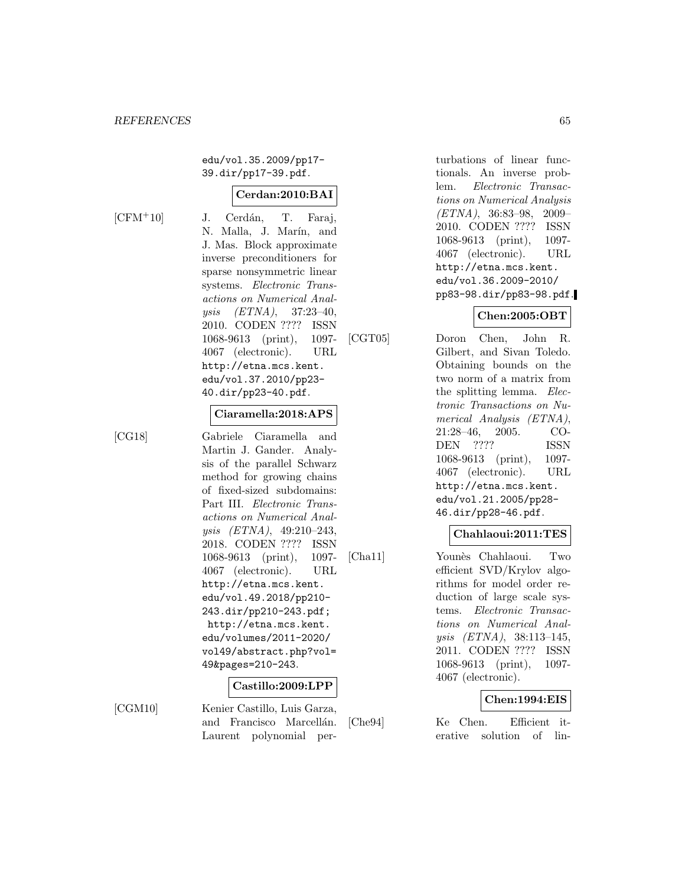edu/vol.35.2009/pp17-39.dir/pp17-39.pdf.

**Cerdan:2010:BAI**

[CFM+10] J. Cerdán, T. Faraj, N. Malla, J. Marín, and J. Mas. Block approximate inverse preconditioners for sparse nonsymmetric linear systems. *Electronic Transactions on Numerical Analysis (ETNA)*, 37:23–40, 2010. CODEN ???? ISSN 1068-9613 (print), 1097-4067 (electronic). URL http://etna.mcs.kent.edu/vol.37.2010/pp23-40.dir/pp23-40.pdf.

**Ciaramella:2018:APS**

[CG18] Gabriele Ciaramella and Martin J. Gander. Analysis of the parallel Schwarz method for growing chains of fixed-sized subdomains: Part III. *Electronic Transactions on Numerical Analysis (ETNA)*, 49:210–243, 2018. CODEN ???? ISSN 1068-9613 (print), 1097-4067 (electronic). URL http://etna.mcs.kent.edu/vol.49.2018/pp210-243.dir/pp210-243.pdf; http://etna.mcs.kent.edu/volumes/2011-2020/vol49/abstract.php?vol=49&pages=210-243.

**Castillo:2009:LPP**

[CGM10] Kenier Castillo, Luis Garza, and Francisco Marcellán. Laurent polynomial perturbations of linear functionals. An inverse problem. *Electronic Transactions on Numerical Analysis (ETNA)*, 36:83–98, 2009–2010. CODEN ???? ISSN 1068-9613 (print), 1097-4067 (electronic). URL http://etna.mcs.kent.edu/vol.36.2009-2010/pp83-98.dir/pp83-98.pdf.

**Chen:2005:OBT**

[CGT05] Doron Chen, John R. Gilbert, and Sivan Toledo. Obtaining bounds on the two norm of a matrix from the splitting lemma. *Electronic Transactions on Numerical Analysis (ETNA)*, 21:28–46, 2005. CODEN ???? ISSN 1068-9613 (print), 1097-4067 (electronic). URL http://etna.mcs.kent.edu/vol.21.2005/pp28-46.dir/pp28-46.pdf.

**Chahlaoui:2011:TES**

[Cha11] Younès Chahlaoui. Two efficient SVD/Krylov algorithms for model order reduction of large scale systems. *Electronic Transactions on Numerical Analysis (ETNA)*, 38:113–145, 2011. CODEN ???? ISSN 1068-9613 (print), 1097-4067 (electronic).

**Chen:1994:EIS**

[Che94] Ke Chen. Efficient iterative solution of lin-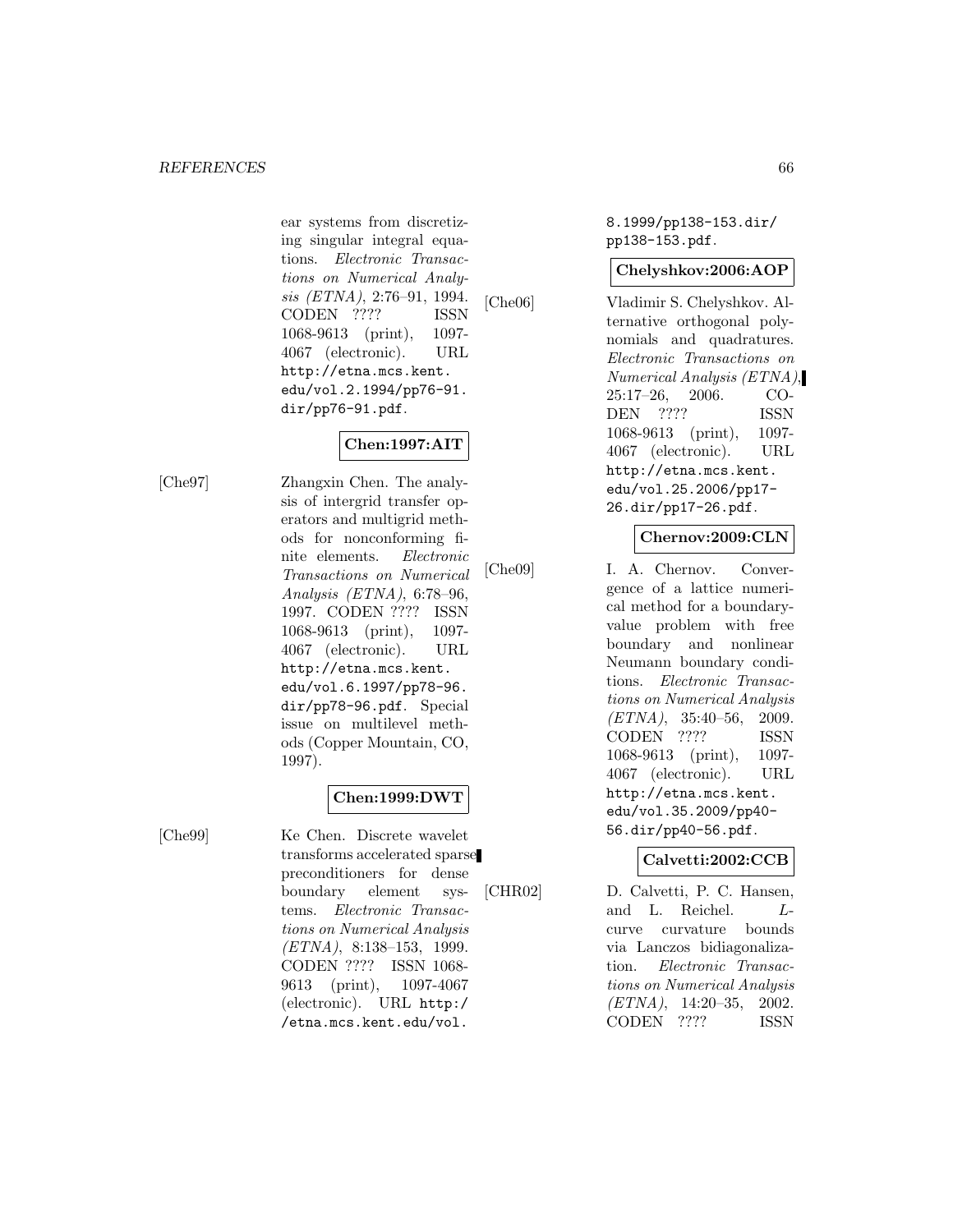ear systems from discretizing singular integral equations. *Electronic Transactions on Numerical Analysis (ETNA)*, 2:76–91, 1994. CODEN ???? ISSN 1068-9613 (print), 1097-4067 (electronic). URL `http://etna.mcs.kent.edu/vol.2.1994/pp76-91.dir/pp76-91.pdf`.

**Chen:1997:AIT**

[Che97] Zhangxin Chen. The analysis of intergrid transfer operators and multigrid methods for nonconforming finite elements. *Electronic Transactions on Numerical Analysis (ETNA)*, 6:78–96, 1997. CODEN ???? ISSN 1068-9613 (print), 1097-4067 (electronic). URL `http://etna.mcs.kent.edu/vol.6.1997/pp78-96.dir/pp78-96.pdf`. Special issue on multilevel methods (Copper Mountain, CO, 1997).

**Chen:1999:DWT**

[Che99] Ke Chen. Discrete wavelet transforms accelerated sparse preconditioners for dense boundary element systems. *Electronic Transactions on Numerical Analysis (ETNA)*, 8:138–153, 1999. CODEN ???? ISSN 1068-9613 (print), 1097-4067 (electronic). URL `http://etna.mcs.kent.edu/vol.8.1999/pp138-153.dir/pp138-153.pdf`.

**Chelyshkov:2006:AOP**

[Che06] Vladimir S. Chelyshkov. Alternative orthogonal polynomials and quadratures. *Electronic Transactions on Numerical Analysis (ETNA)*, 25:17–26, 2006. CODEN ???? ISSN 1068-9613 (print), 1097-4067 (electronic). URL `http://etna.mcs.kent.edu/vol.25.2006/pp17-26.dir/pp17-26.pdf`.

**Chernov:2009:CLN**

[Che09] I. A. Chernov. Convergence of a lattice numerical method for a boundary-value problem with free boundary and nonlinear Neumann boundary conditions. *Electronic Transactions on Numerical Analysis (ETNA)*, 35:40–56, 2009. CODEN ???? ISSN 1068-9613 (print), 1097-4067 (electronic). URL `http://etna.mcs.kent.edu/vol.35.2009/pp40-56.dir/pp40-56.pdf`.

**Calvetti:2002:CCB**

[CHR02] D. Calvetti, P. C. Hansen, and L. Reichel. *L*-curve curvature bounds via Lanczos bidiagonalization. *Electronic Transactions on Numerical Analysis (ETNA)*, 14:20–35, 2002. CODEN ???? ISSN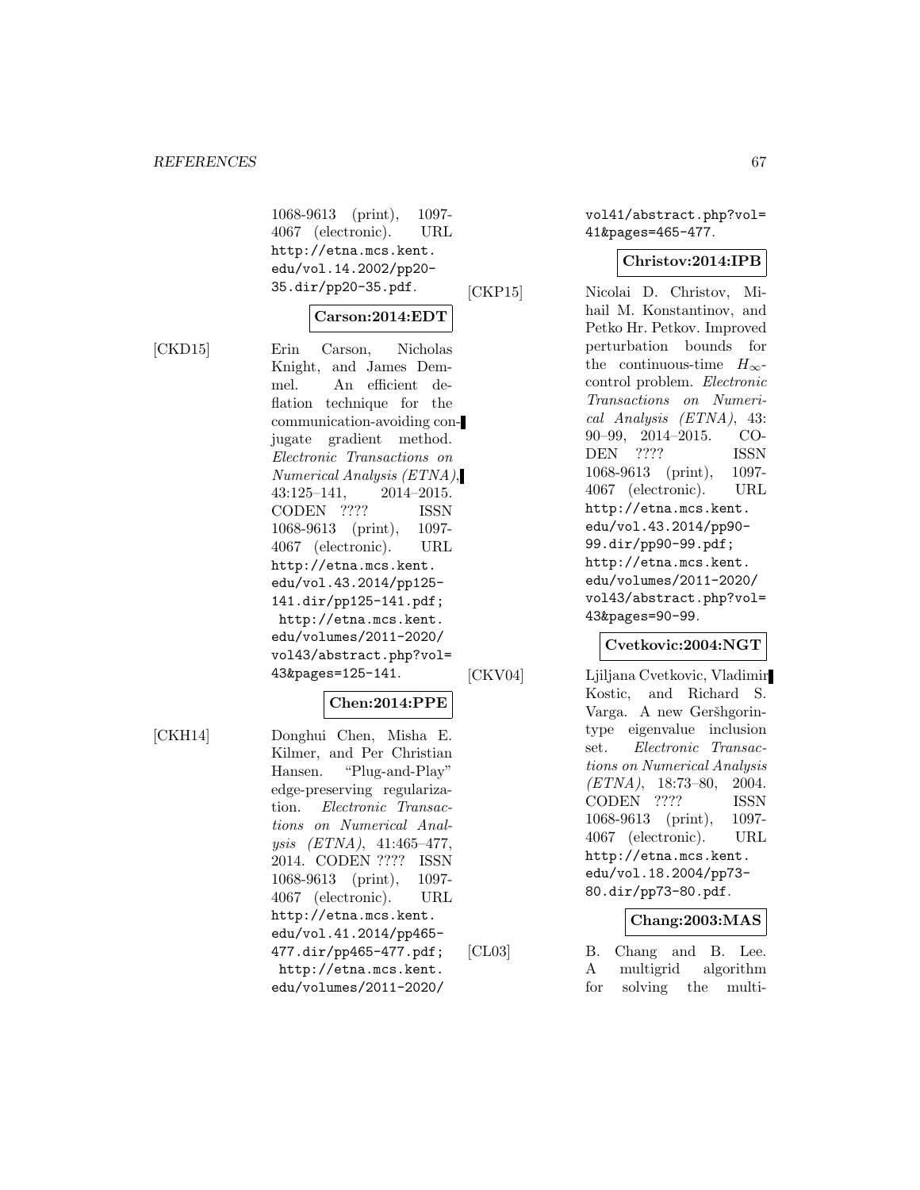1068-9613 (print), 1097-4067 (electronic). URL http://etna.mcs.kent.edu/vol.14.2002/pp20-35.dir/pp20-35.pdf.

**Carson:2014:EDT**

[CKD15] Erin Carson, Nicholas Knight, and James Demmel. An efficient deflation technique for the communication-avoiding conjugate gradient method. *Electronic Transactions on Numerical Analysis (ETNA)*, 43:125–141, 2014–2015. CODEN ???? ISSN 1068-9613 (print), 1097-4067 (electronic). URL http://etna.mcs.kent.edu/vol.43.2014/pp125-141.dir/pp125-141.pdf; http://etna.mcs.kent.edu/volumes/2011-2020/vol43/abstract.php?vol=43&pages=125-141.

**Chen:2014:PPE**

[CKH14] Donghui Chen, Misha E. Kilmer, and Per Christian Hansen. "Plug-and-Play" edge-preserving regularization. *Electronic Transactions on Numerical Analysis (ETNA)*, 41:465–477, 2014. CODEN ???? ISSN 1068-9613 (print), 1097-4067 (electronic). URL http://etna.mcs.kent.edu/vol.41.2014/pp465-477.dir/pp465-477.pdf; http://etna.mcs.kent.edu/volumes/2011-2020/vol41/abstract.php?vol=41&pages=465-477.

**Christov:2014:IPB**

[CKP15] Nicolai D. Christov, Mihail M. Konstantinov, and Petko Hr. Petkov. Improved perturbation bounds for the continuous-time $H_\infty$-control problem. *Electronic Transactions on Numerical Analysis (ETNA)*, 43: 90–99, 2014–2015. CODEN ???? ISSN 1068-9613 (print), 1097-4067 (electronic). URL http://etna.mcs.kent.edu/vol.43.2014/pp90-99.dir/pp90-99.pdf; http://etna.mcs.kent.edu/volumes/2011-2020/vol43/abstract.php?vol=43&pages=90-99.

**Cvetkovic:2004:NGT**

[CKV04] Ljiljana Cvetkovic, Vladimir Kostic, and Richard S. Varga. A new Geršhgorin-type eigenvalue inclusion set. *Electronic Transactions on Numerical Analysis (ETNA)*, 18:73–80, 2004. CODEN ???? ISSN 1068-9613 (print), 1097-4067 (electronic). URL http://etna.mcs.kent.edu/vol.18.2004/pp73-80.dir/pp73-80.pdf.

**Chang:2003:MAS**

[CL03] B. Chang and B. Lee. A multigrid algorithm for solving the multi-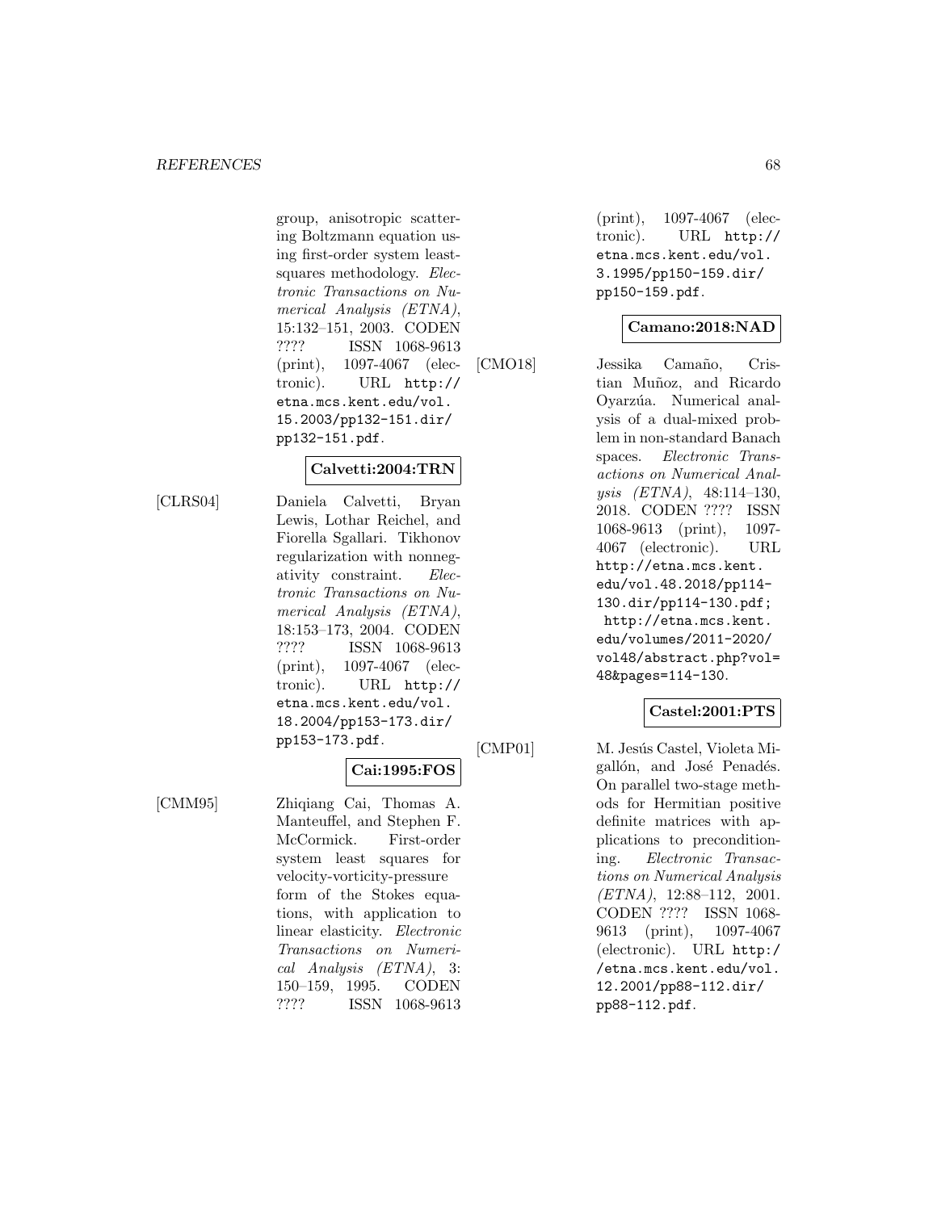group, anisotropic scattering Boltzmann equation using first-order system least-squares methodology. *Electronic Transactions on Numerical Analysis (ETNA)*, 15:132–151, 2003. CODEN ???? ISSN 1068-9613 (print), 1097-4067 (electronic). URL `http://etna.mcs.kent.edu/vol.15.2003/pp132-151.dir/pp132-151.pdf`.

**Calvetti:2004:TRN**

[CLRS04] Daniela Calvetti, Bryan Lewis, Lothar Reichel, and Fiorella Sgallari. Tikhonov regularization with nonnegativity constraint. *Electronic Transactions on Numerical Analysis (ETNA)*, 18:153–173, 2004. CODEN ???? ISSN 1068-9613 (print), 1097-4067 (electronic). URL `http://etna.mcs.kent.edu/vol.18.2004/pp153-173.dir/pp153-173.pdf`.

**Cai:1995:FOS**

[CMM95] Zhiqiang Cai, Thomas A. Manteuffel, and Stephen F. McCormick. First-order system least squares for velocity-vorticity-pressure form of the Stokes equations, with application to linear elasticity. *Electronic Transactions on Numerical Analysis (ETNA)*, 3: 150–159, 1995. CODEN ???? ISSN 1068-9613 (print), 1097-4067 (electronic). URL `http://etna.mcs.kent.edu/vol.3.1995/pp150-159.dir/pp150-159.pdf`.

**Camano:2018:NAD**

[CMO18] Jessika Camaño, Cristian Muñoz, and Ricardo Oyarzúa. Numerical analysis of a dual-mixed problem in non-standard Banach spaces. *Electronic Transactions on Numerical Analysis (ETNA)*, 48:114–130, 2018. CODEN ???? ISSN 1068-9613 (print), 1097-4067 (electronic). URL `http://etna.mcs.kent.edu/vol.48.2018/pp114-130.dir/pp114-130.pdf`; `http://etna.mcs.kent.edu/volumes/2011-2020/vol48/abstract.php?vol=48&pages=114-130`.

**Castel:2001:PTS**

[CMP01] M. Jesús Castel, Violeta Migallón, and José Penadés. On parallel two-stage methods for Hermitian positive definite matrices with applications to preconditioning. *Electronic Transactions on Numerical Analysis (ETNA)*, 12:88–112, 2001. CODEN ???? ISSN 1068-9613 (print), 1097-4067 (electronic). URL `http://etna.mcs.kent.edu/vol.12.2001/pp88-112.dir/pp88-112.pdf`.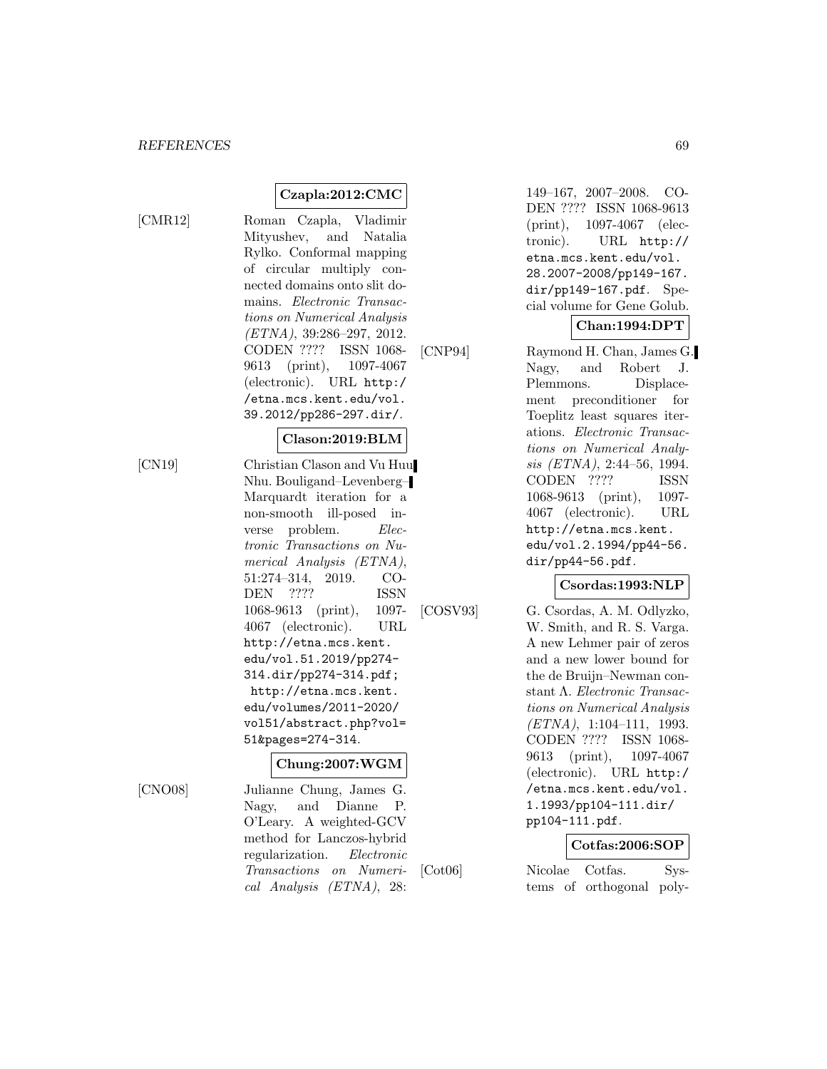**Czapla:2012:CMC**

[CMR12] Roman Czapla, Vladimir Mityushev, and Natalia Rylko. Conformal mapping of circular multiply connected domains onto slit domains. *Electronic Transactions on Numerical Analysis (ETNA)*, 39:286–297, 2012. CODEN ???? ISSN 1068-9613 (print), 1097-4067 (electronic). URL http://etna.mcs.kent.edu/vol.39.2012/pp286-297.dir/.

**Clason:2019:BLM**

[CN19] Christian Clason and Vu Huu Nhu. Bouligand–Levenberg–Marquardt iteration for a non-smooth ill-posed inverse problem. *Electronic Transactions on Numerical Analysis (ETNA)*, 51:274–314, 2019. CODEN ???? ISSN 1068-9613 (print), 1097-4067 (electronic). URL http://etna.mcs.kent.edu/vol.51.2019/pp274-314.dir/pp274-314.pdf; http://etna.mcs.kent.edu/volumes/2011-2020/vol51/abstract.php?vol=51&pages=274-314.

**Chung:2007:WGM**

[CNO08] Julianne Chung, James G. Nagy, and Dianne P. O'Leary. A weighted-GCV method for Lanczos-hybrid regularization. *Electronic Transactions on Numerical Analysis (ETNA)*, 28:149–167, 2007–2008. CODEN ???? ISSN 1068-9613 (print), 1097-4067 (electronic). URL http://etna.mcs.kent.edu/vol.28.2007-2008/pp149-167.dir/pp149-167.pdf. Special volume for Gene Golub.

**Chan:1994:DPT**

[CNP94] Raymond H. Chan, James G. Nagy, and Robert J. Plemmons. Displacement preconditioner for Toeplitz least squares iterations. *Electronic Transactions on Numerical Analysis (ETNA)*, 2:44–56, 1994. CODEN ???? ISSN 1068-9613 (print), 1097-4067 (electronic). URL http://etna.mcs.kent.edu/vol.2.1994/pp44-56.dir/pp44-56.pdf.

**Csordas:1993:NLP**

[COSV93] G. Csordas, A. M. Odlyzko, W. Smith, and R. S. Varga. A new Lehmer pair of zeros and a new lower bound for the de Bruijn–Newman constant $\Lambda$. *Electronic Transactions on Numerical Analysis (ETNA)*, 1:104–111, 1993. CODEN ???? ISSN 1068-9613 (print), 1097-4067 (electronic). URL http://etna.mcs.kent.edu/vol.1.1993/pp104-111.dir/pp104-111.pdf.

**Cotfas:2006:SOP**

[Cot06] Nicolae Cotfas. Systems of orthogonal poly-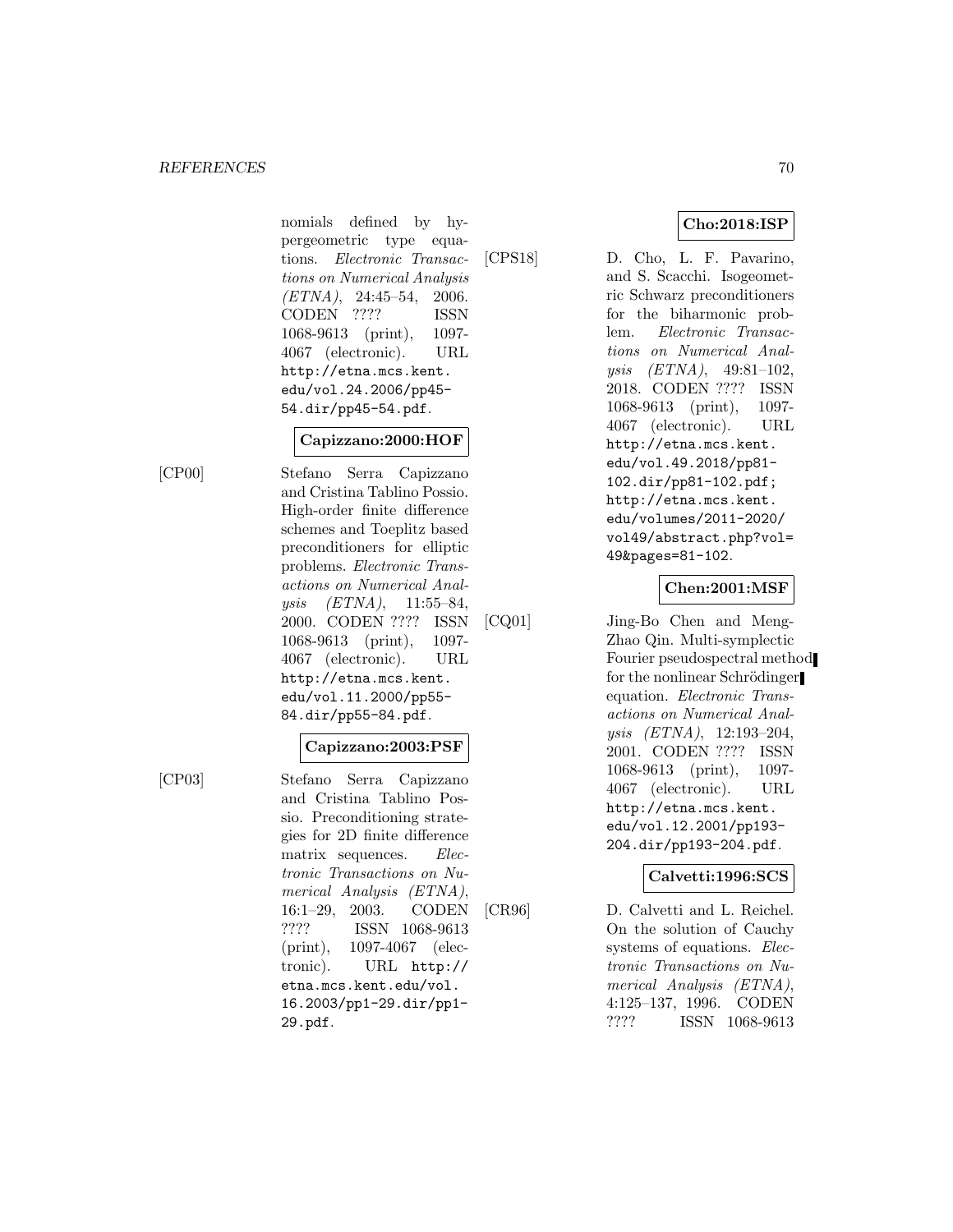nomials defined by hypergeometric type equations. *Electronic Transactions on Numerical Analysis (ETNA)*, 24:45–54, 2006. CODEN ???? ISSN 1068-9613 (print), 1097-4067 (electronic). URL http://etna.mcs.kent.edu/vol.24.2006/pp45-54.dir/pp45-54.pdf.

**Capizzano:2000:HOF**

[CP00] Stefano Serra Capizzano and Cristina Tablino Possio. High-order finite difference schemes and Toeplitz based preconditioners for elliptic problems. *Electronic Transactions on Numerical Analysis (ETNA)*, 11:55–84, 2000. CODEN ???? ISSN 1068-9613 (print), 1097-4067 (electronic). URL http://etna.mcs.kent.edu/vol.11.2000/pp55-84.dir/pp55-84.pdf.

**Capizzano:2003:PSF**

[CP03] Stefano Serra Capizzano and Cristina Tablino Possio. Preconditioning strategies for 2D finite difference matrix sequences. *Electronic Transactions on Numerical Analysis (ETNA)*, 16:1–29, 2003. CODEN ???? ISSN 1068-9613 (print), 1097-4067 (electronic). URL http://etna.mcs.kent.edu/vol.16.2003/pp1-29.dir/pp1-29.pdf.

**Cho:2018:ISP**

[CPS18] D. Cho, L. F. Pavarino, and S. Scacchi. Isogeometric Schwarz preconditioners for the biharmonic problem. *Electronic Transactions on Numerical Analysis (ETNA)*, 49:81–102, 2018. CODEN ???? ISSN 1068-9613 (print), 1097-4067 (electronic). URL http://etna.mcs.kent.edu/vol.49.2018/pp81-102.dir/pp81-102.pdf; http://etna.mcs.kent.edu/volumes/2011-2020/vol49/abstract.php?vol=49&pages=81-102.

**Chen:2001:MSF**

[CQ01] Jing-Bo Chen and Meng-Zhao Qin. Multi-symplectic Fourier pseudospectral method for the nonlinear Schrödinger equation. *Electronic Transactions on Numerical Analysis (ETNA)*, 12:193–204, 2001. CODEN ???? ISSN 1068-9613 (print), 1097-4067 (electronic). URL http://etna.mcs.kent.edu/vol.12.2001/pp193-204.dir/pp193-204.pdf.

**Calvetti:1996:SCS**

[CR96] D. Calvetti and L. Reichel. On the solution of Cauchy systems of equations. *Electronic Transactions on Numerical Analysis (ETNA)*, 4:125–137, 1996. CODEN ???? ISSN 1068-9613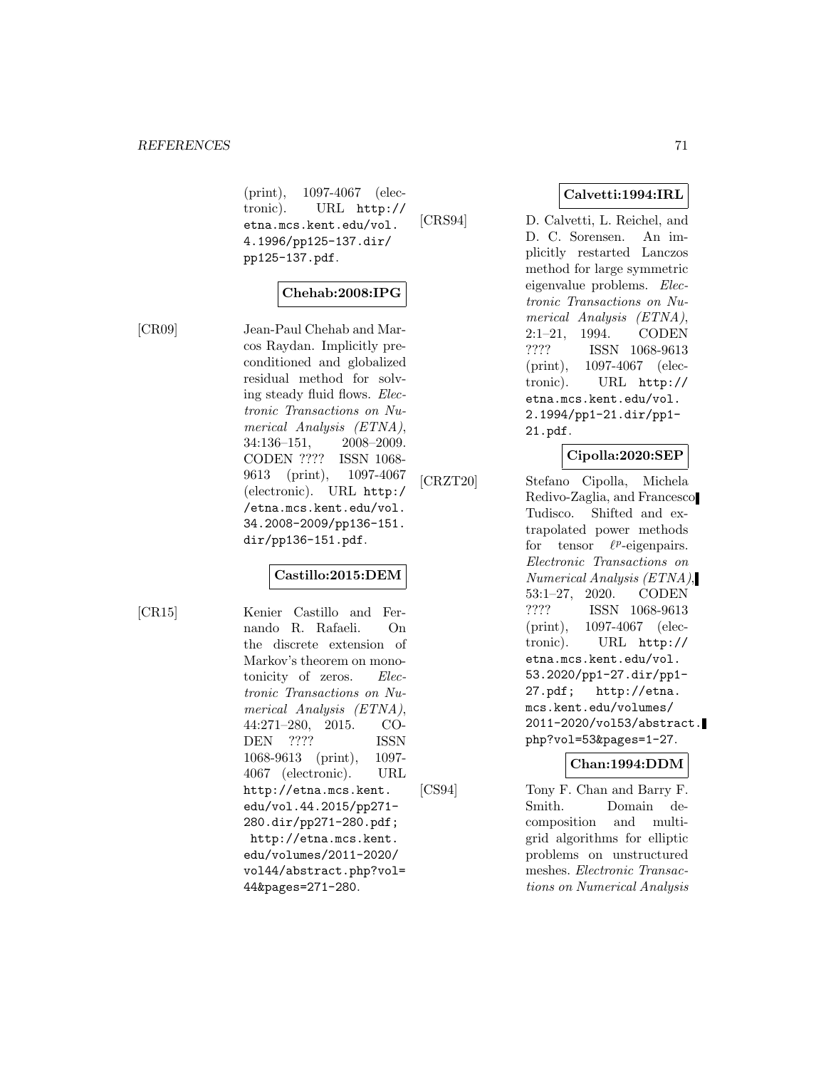(print), 1097-4067 (electronic). URL http://etna.mcs.kent.edu/vol.4.1996/pp125-137.dir/pp125-137.pdf.

**Chehab:2008:IPG**

[CR09] Jean-Paul Chehab and Marcos Raydan. Implicitly preconditioned and globalized residual method for solving steady fluid flows. *Electronic Transactions on Numerical Analysis (ETNA)*, 34:136–151, 2008–2009. CODEN ???? ISSN 1068-9613 (print), 1097-4067 (electronic). URL http://etna.mcs.kent.edu/vol.34.2008-2009/pp136-151.dir/pp136-151.pdf.

**Castillo:2015:DEM**

[CR15] Kenier Castillo and Fernando R. Rafaeli. On the discrete extension of Markov's theorem on monotonicity of zeros. *Electronic Transactions on Numerical Analysis (ETNA)*, 44:271–280, 2015. CODEN ???? ISSN 1068-9613 (print), 1097-4067 (electronic). URL http://etna.mcs.kent.edu/vol.44.2015/pp271-280.dir/pp271-280.pdf; http://etna.mcs.kent.edu/volumes/2011-2020/vol44/abstract.php?vol=44&pages=271-280.

**Calvetti:1994:IRL**

[CRS94] D. Calvetti, L. Reichel, and D. C. Sorensen. An implicitly restarted Lanczos method for large symmetric eigenvalue problems. *Electronic Transactions on Numerical Analysis (ETNA)*, 2:1–21, 1994. CODEN ???? ISSN 1068-9613 (print), 1097-4067 (electronic). URL http://etna.mcs.kent.edu/vol.2.1994/pp1-21.dir/pp1-21.pdf.

**Cipolla:2020:SEP**

[CRZT20] Stefano Cipolla, Michela Redivo-Zaglia, and Francesco Tudisco. Shifted and extrapolated power methods for tensor $\ell^p$-eigenpairs. *Electronic Transactions on Numerical Analysis (ETNA)*, 53:1–27, 2020. CODEN ???? ISSN 1068-9613 (print), 1097-4067 (electronic). URL http://etna.mcs.kent.edu/vol.53.2020/pp1-27.dir/pp1-27.pdf; http://etna.mcs.kent.edu/volumes/2011-2020/vol53/abstract.php?vol=53&pages=1-27.

**Chan:1994:DDM**

[CS94] Tony F. Chan and Barry F. Smith. Domain decomposition and multigrid algorithms for elliptic problems on unstructured meshes. *Electronic Transactions on Numerical Analysis*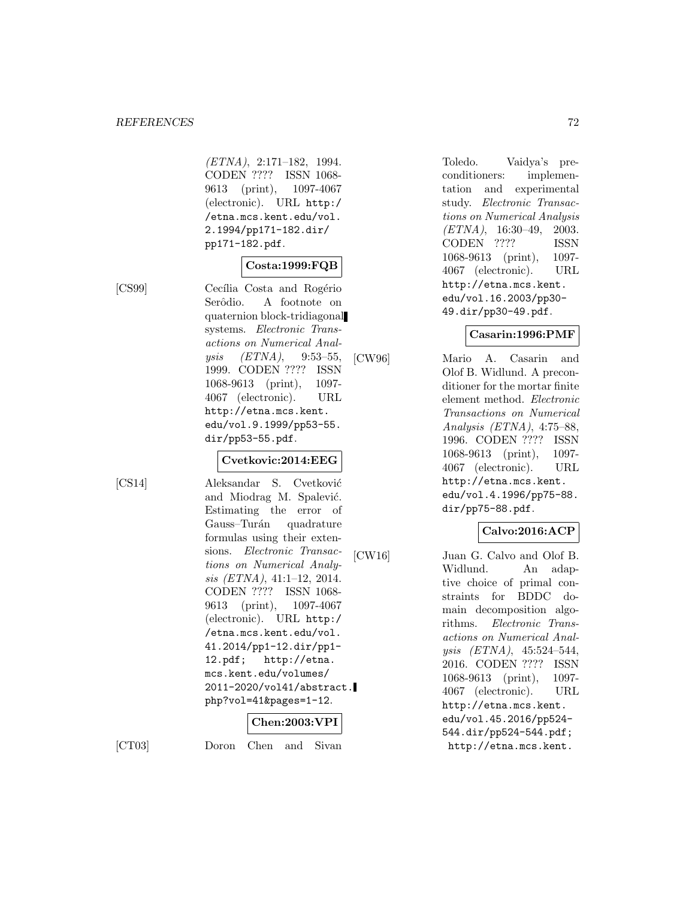*(ETNA)*, 2:171–182, 1994. CODEN ???? ISSN 1068-9613 (print), 1097-4067 (electronic). URL http://etna.mcs.kent.edu/vol.2.1994/pp171-182.dir/pp171-182.pdf.

**Costa:1999:FQB**

[CS99] Cecília Costa and Rogério Serôdio. A footnote on quaternion block-tridiagonal systems. *Electronic Transactions on Numerical Analysis (ETNA)*, 9:53–55, 1999. CODEN ???? ISSN 1068-9613 (print), 1097-4067 (electronic). URL http://etna.mcs.kent.edu/vol.9.1999/pp53-55.dir/pp53-55.pdf.

**Cvetkovic:2014:EEG**

[CS14] Aleksandar S. Cvetković and Miodrag M. Spalević. Estimating the error of Gauss–Turán quadrature formulas using their extensions. *Electronic Transactions on Numerical Analysis (ETNA)*, 41:1–12, 2014. CODEN ???? ISSN 1068-9613 (print), 1097-4067 (electronic). URL http://etna.mcs.kent.edu/vol.41.2014/pp1-12.dir/pp1-12.pdf; http://etna.mcs.kent.edu/volumes/2011-2020/vol41/abstract.php?vol=41&pages=1-12.

**Chen:2003:VPI**

[CT03] Doron Chen and Sivan Toledo. Vaidya's preconditioners: implementation and experimental study. *Electronic Transactions on Numerical Analysis (ETNA)*, 16:30–49, 2003. CODEN ???? ISSN 1068-9613 (print), 1097-4067 (electronic). URL http://etna.mcs.kent.edu/vol.16.2003/pp30-49.dir/pp30-49.pdf.

**Casarin:1996:PMF**

[CW96] Mario A. Casarin and Olof B. Widlund. A preconditioner for the mortar finite element method. *Electronic Transactions on Numerical Analysis (ETNA)*, 4:75–88, 1996. CODEN ???? ISSN 1068-9613 (print), 1097-4067 (electronic). URL http://etna.mcs.kent.edu/vol.4.1996/pp75-88.dir/pp75-88.pdf.

**Calvo:2016:ACP**

[CW16] Juan G. Calvo and Olof B. Widlund. An adaptive choice of primal constraints for BDDC domain decomposition algorithms. *Electronic Transactions on Numerical Analysis (ETNA)*, 45:524–544, 2016. CODEN ???? ISSN 1068-9613 (print), 1097-4067 (electronic). URL http://etna.mcs.kent.edu/vol.45.2016/pp524-544.dir/pp524-544.pdf; http://etna.mcs.kent.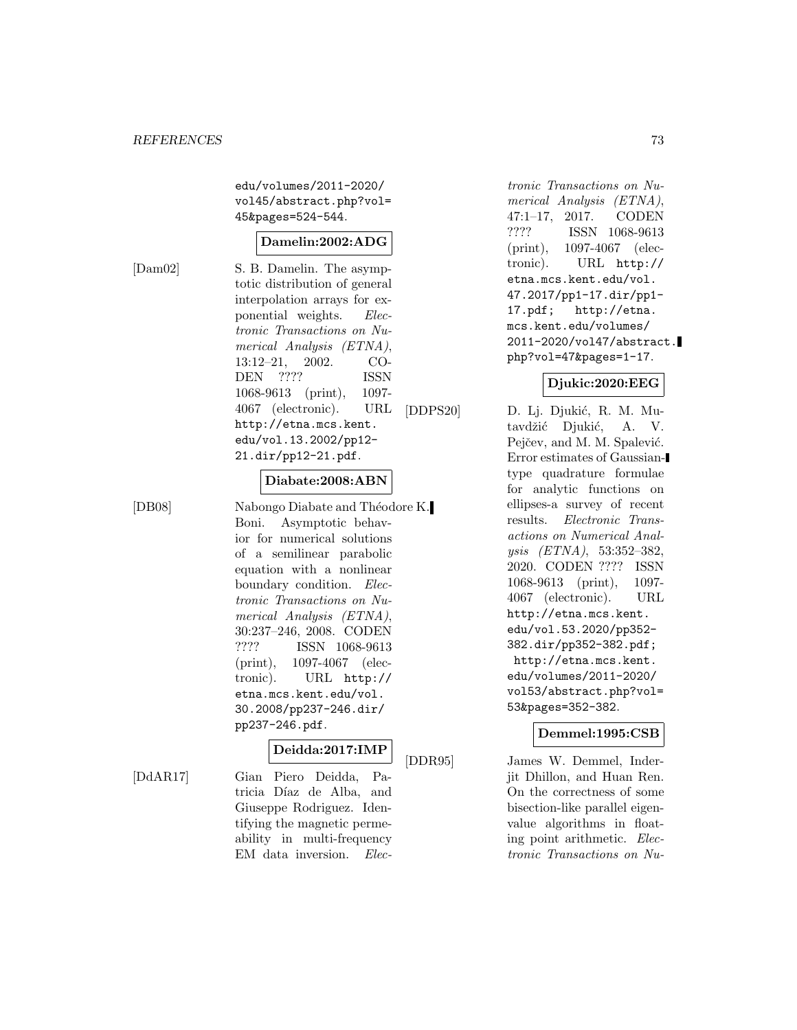edu/volumes/2011-2020/vol45/abstract.php?vol=45&pages=524-544.

**Damelin:2002:ADG**

[Dam02] S. B. Damelin. The asymptotic distribution of general interpolation arrays for exponential weights. *Electronic Transactions on Numerical Analysis (ETNA)*, 13:12–21, 2002. CODEN ???? ISSN 1068-9613 (print), 1097-4067 (electronic). URL http://etna.mcs.kent.edu/vol.13.2002/pp12-21.dir/pp12-21.pdf.

**Diabate:2008:ABN**

[DB08] Nabongo Diabate and Théodore K. Boni. Asymptotic behavior for numerical solutions of a semilinear parabolic equation with a nonlinear boundary condition. *Electronic Transactions on Numerical Analysis (ETNA)*, 30:237–246, 2008. CODEN ???? ISSN 1068-9613 (print), 1097-4067 (electronic). URL http://etna.mcs.kent.edu/vol.30.2008/pp237-246.dir/pp237-246.pdf.

**Deidda:2017:IMP**

[DdAR17] Gian Piero Deidda, Patricia Díaz de Alba, and Giuseppe Rodriguez. Identifying the magnetic permeability in multi-frequency EM data inversion. *Electronic Transactions on Numerical Analysis (ETNA)*, 47:1–17, 2017. CODEN ???? ISSN 1068-9613 (print), 1097-4067 (electronic). URL http://etna.mcs.kent.edu/vol.47.2017/pp1-17.dir/pp1-17.pdf; http://etna.mcs.kent.edu/volumes/2011-2020/vol47/abstract.php?vol=47&pages=1-17.

**Djukic:2020:EEG**

[DDPS20] D. Lj. Djukić, R. M. Mutavdžić Djukić, A. V. Pejčev, and M. M. Spalević. Error estimates of Gaussian-type quadrature formulae for analytic functions on ellipses-a survey of recent results. *Electronic Transactions on Numerical Analysis (ETNA)*, 53:352–382, 2020. CODEN ???? ISSN 1068-9613 (print), 1097-4067 (electronic). URL http://etna.mcs.kent.edu/vol.53.2020/pp352-382.dir/pp352-382.pdf; http://etna.mcs.kent.edu/volumes/2011-2020/vol53/abstract.php?vol=53&pages=352-382.

**Demmel:1995:CSB**

[DDR95] James W. Demmel, Inderjit Dhillon, and Huan Ren. On the correctness of some bisection-like parallel eigenvalue algorithms in floating point arithmetic. *Electronic Transactions on Nu-*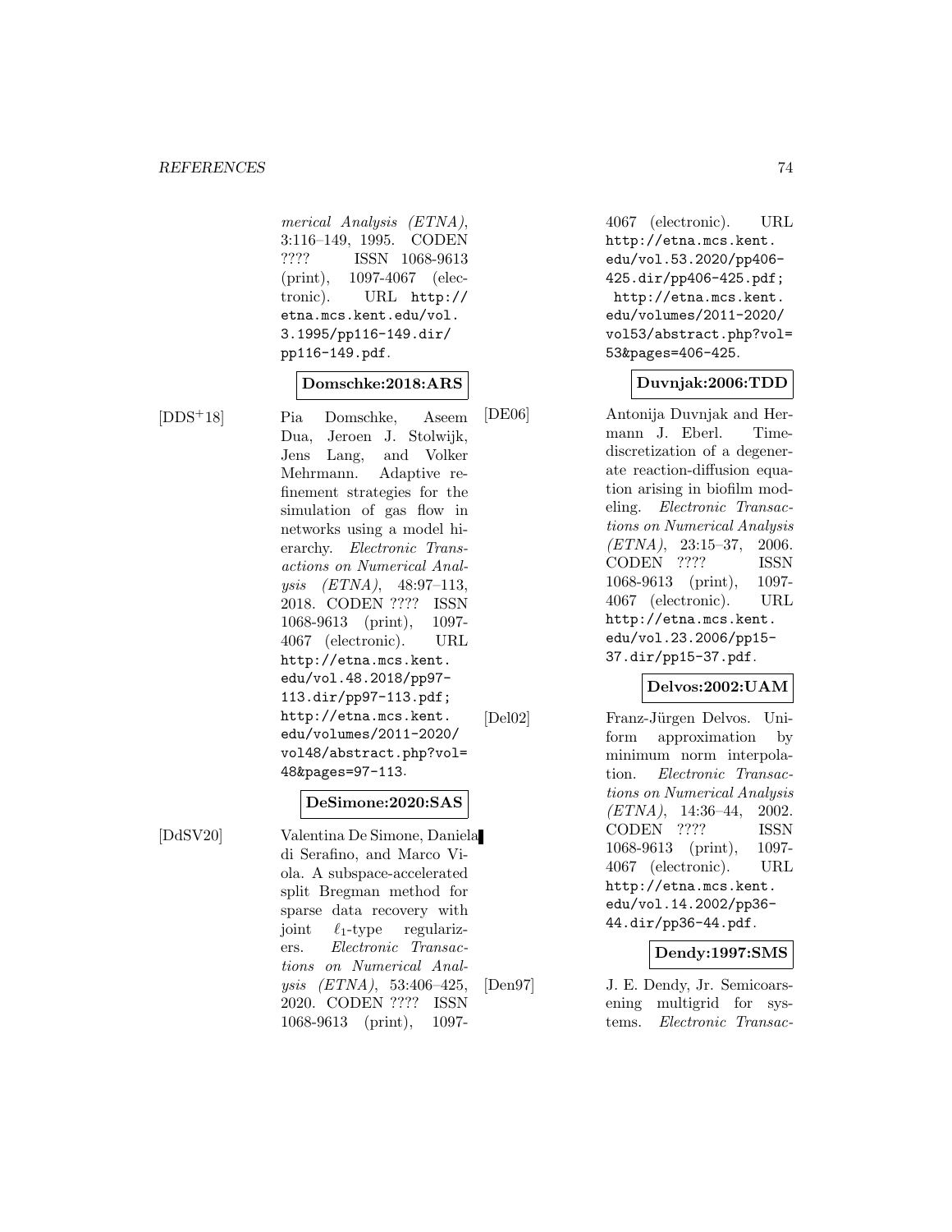merical Analysis (ETNA)*, 3:116–149, 1995. CODEN ???? ISSN 1068-9613 (print), 1097-4067 (electronic). URL http://etna.mcs.kent.edu/vol.3.1995/pp116-149.dir/pp116-149.pdf.

**Domschke:2018:ARS**

[DDS+18] Pia Domschke, Aseem Dua, Jeroen J. Stolwijk, Jens Lang, and Volker Mehrmann. Adaptive refinement strategies for the simulation of gas flow in networks using a model hierarchy. *Electronic Transactions on Numerical Analysis (ETNA)*, 48:97–113, 2018. CODEN ???? ISSN 1068-9613 (print), 1097-4067 (electronic). URL http://etna.mcs.kent.edu/vol.48.2018/pp97-113.dir/pp97-113.pdf; http://etna.mcs.kent.edu/volumes/2011-2020/vol48/abstract.php?vol=48&pages=97-113.

**DeSimone:2020:SAS**

[DdSV20] Valentina De Simone, Daniela di Serafino, and Marco Viola. A subspace-accelerated split Bregman method for sparse data recovery with joint $\ell_1$-type regularizers. *Electronic Transactions on Numerical Analysis (ETNA)*, 53:406–425, 2020. CODEN ???? ISSN 1068-9613 (print), 1097-4067 (electronic). URL http://etna.mcs.kent.edu/vol.53.2020/pp406-425.dir/pp406-425.pdf; http://etna.mcs.kent.edu/volumes/2011-2020/vol53/abstract.php?vol=53&pages=406-425.

**Duvnjak:2006:TDD**

[DE06] Antonija Duvnjak and Hermann J. Eberl. Time-discretization of a degenerate reaction-diffusion equation arising in biofilm modeling. *Electronic Transactions on Numerical Analysis (ETNA)*, 23:15–37, 2006. CODEN ???? ISSN 1068-9613 (print), 1097-4067 (electronic). URL http://etna.mcs.kent.edu/vol.23.2006/pp15-37.dir/pp15-37.pdf.

**Delvos:2002:UAM**

[Del02] Franz-Jürgen Delvos. Uniform approximation by minimum norm interpolation. *Electronic Transactions on Numerical Analysis (ETNA)*, 14:36–44, 2002. CODEN ???? ISSN 1068-9613 (print), 1097-4067 (electronic). URL http://etna.mcs.kent.edu/vol.14.2002/pp36-44.dir/pp36-44.pdf.

**Dendy:1997:SMS**

[Den97] J. E. Dendy, Jr. Semicoarsening multigrid for systems. *Electronic Transac-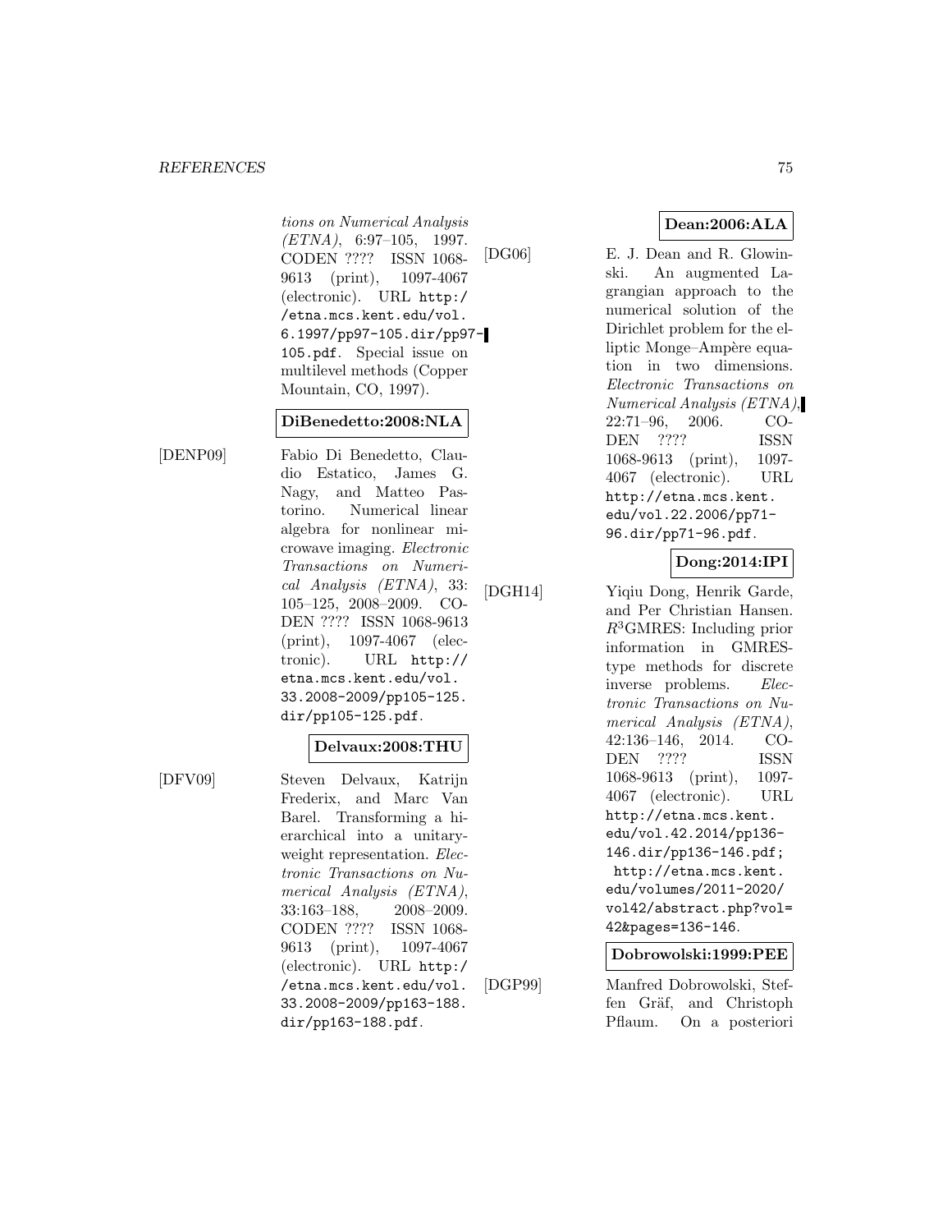*tions on Numerical Analysis (ETNA)*, 6:97–105, 1997. CODEN ???? ISSN 1068-9613 (print), 1097-4067 (electronic). URL http://etna.mcs.kent.edu/vol.6.1997/pp97-105.dir/pp97-105.pdf. Special issue on multilevel methods (Copper Mountain, CO, 1997).

**DiBenedetto:2008:NLA**

[DENP09] Fabio Di Benedetto, Claudio Estatico, James G. Nagy, and Matteo Pastorino. Numerical linear algebra for nonlinear microwave imaging. *Electronic Transactions on Numerical Analysis (ETNA)*, 33: 105–125, 2008–2009. CODEN ???? ISSN 1068-9613 (print), 1097-4067 (electronic). URL http://etna.mcs.kent.edu/vol.33.2008-2009/pp105-125.dir/pp105-125.pdf.

**Delvaux:2008:THU**

[DFV09] Steven Delvaux, Katrijn Frederix, and Marc Van Barel. Transforming a hierarchical into a unitary-weight representation. *Electronic Transactions on Numerical Analysis (ETNA)*, 33:163–188, 2008–2009. CODEN ???? ISSN 1068-9613 (print), 1097-4067 (electronic). URL http://etna.mcs.kent.edu/vol.33.2008-2009/pp163-188.dir/pp163-188.pdf.

**Dean:2006:ALA**

[DG06] E. J. Dean and R. Glowinski. An augmented Lagrangian approach to the numerical solution of the Dirichlet problem for the elliptic Monge–Ampère equation in two dimensions. *Electronic Transactions on Numerical Analysis (ETNA)*, 22:71–96, 2006. CODEN ???? ISSN 1068-9613 (print), 1097-4067 (electronic). URL http://etna.mcs.kent.edu/vol.22.2006/pp71-96.dir/pp71-96.pdf.

**Dong:2014:IPI**

[DGH14] Yiqiu Dong, Henrik Garde, and Per Christian Hansen. $R^3$GMRES: Including prior information in GMRES-type methods for discrete inverse problems. *Electronic Transactions on Numerical Analysis (ETNA)*, 42:136–146, 2014. CODEN ???? ISSN 1068-9613 (print), 1097-4067 (electronic). URL http://etna.mcs.kent.edu/vol.42.2014/pp136-146.dir/pp136-146.pdf; http://etna.mcs.kent.edu/volumes/2011-2020/vol42/abstract.php?vol=42&pages=136-146.

**Dobrowolski:1999:PEE**

[DGP99] Manfred Dobrowolski, Steffen Gräf, and Christoph Pflaum. On a posteriori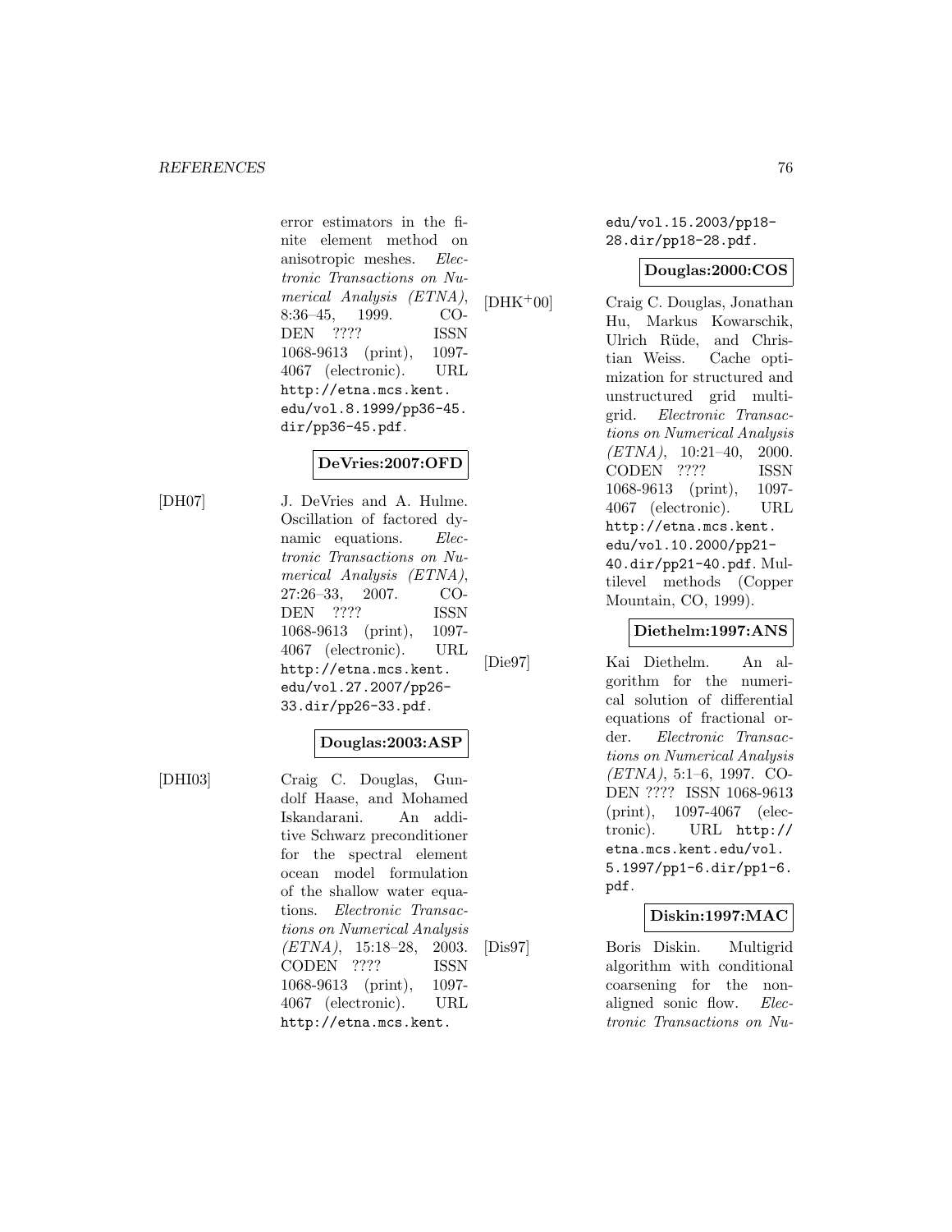error estimators in the finite element method on anisotropic meshes. *Electronic Transactions on Numerical Analysis (ETNA)*, 8:36–45, 1999. CODEN ???? ISSN 1068-9613 (print), 1097-4067 (electronic). URL http://etna.mcs.kent.edu/vol.8.1999/pp36-45.dir/pp36-45.pdf.

**DeVries:2007:OFD**

[DH07] J. DeVries and A. Hulme. Oscillation of factored dynamic equations. *Electronic Transactions on Numerical Analysis (ETNA)*, 27:26–33, 2007. CODEN ???? ISSN 1068-9613 (print), 1097-4067 (electronic). URL http://etna.mcs.kent.edu/vol.27.2007/pp26-33.dir/pp26-33.pdf.

**Douglas:2003:ASP**

[DHI03] Craig C. Douglas, Gundolf Haase, and Mohamed Iskandarani. An additive Schwarz preconditioner for the spectral element ocean model formulation of the shallow water equations. *Electronic Transactions on Numerical Analysis (ETNA)*, 15:18–28, 2003. CODEN ???? ISSN 1068-9613 (print), 1097-4067 (electronic). URL http://etna.mcs.kent.edu/vol.15.2003/pp18-28.dir/pp18-28.pdf.

**Douglas:2000:COS**

[DHK+00] Craig C. Douglas, Jonathan Hu, Markus Kowarschik, Ulrich Rüde, and Christian Weiss. Cache optimization for structured and unstructured grid multigrid. *Electronic Transactions on Numerical Analysis (ETNA)*, 10:21–40, 2000. CODEN ???? ISSN 1068-9613 (print), 1097-4067 (electronic). URL http://etna.mcs.kent.edu/vol.10.2000/pp21-40.dir/pp21-40.pdf. Multilevel methods (Copper Mountain, CO, 1999).

**Diethelm:1997:ANS**

[Die97] Kai Diethelm. An algorithm for the numerical solution of differential equations of fractional order. *Electronic Transactions on Numerical Analysis (ETNA)*, 5:1–6, 1997. CODEN ???? ISSN 1068-9613 (print), 1097-4067 (electronic). URL http://etna.mcs.kent.edu/vol.5.1997/pp1-6.dir/pp1-6.pdf.

**Diskin:1997:MAC**

[Dis97] Boris Diskin. Multigrid algorithm with conditional coarsening for the non-aligned sonic flow. *Electronic Transactions on Nu-*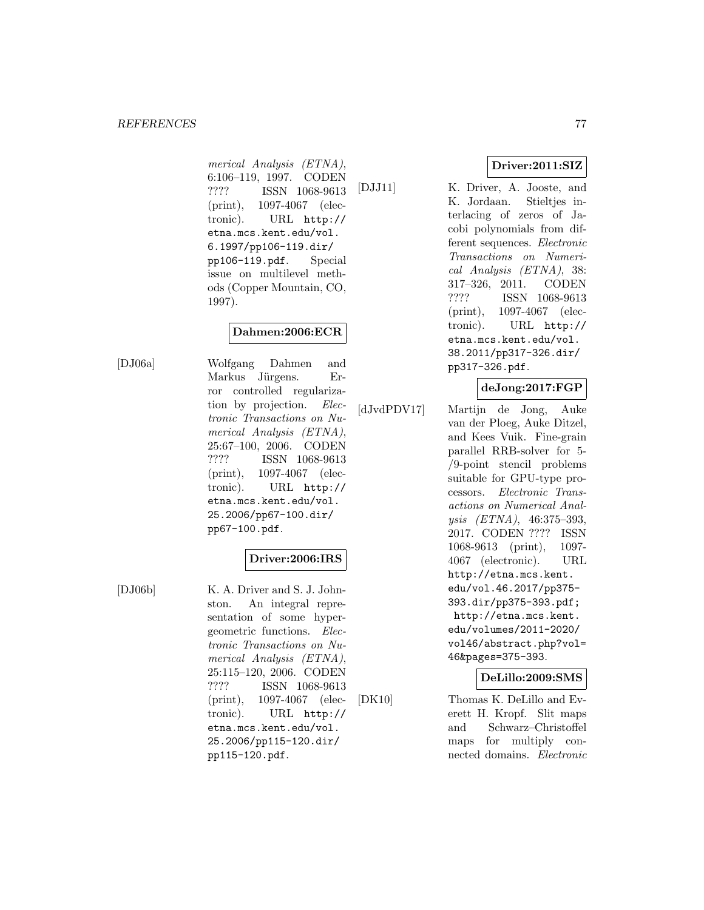*merical Analysis (ETNA)*, 6:106–119, 1997. CODEN ???? ISSN 1068-9613 (print), 1097-4067 (electronic). URL http://etna.mcs.kent.edu/vol.6.1997/pp106-119.dir/pp106-119.pdf. Special issue on multilevel methods (Copper Mountain, CO, 1997).

**Dahmen:2006:ECR**

[DJ06a] Wolfgang Dahmen and Markus Jürgens. Error controlled regularization by projection. *Electronic Transactions on Numerical Analysis (ETNA)*, 25:67–100, 2006. CODEN ???? ISSN 1068-9613 (print), 1097-4067 (electronic). URL http://etna.mcs.kent.edu/vol.25.2006/pp67-100.dir/pp67-100.pdf.

**Driver:2006:IRS**

[DJ06b] K. A. Driver and S. J. Johnston. An integral representation of some hypergeometric functions. *Electronic Transactions on Numerical Analysis (ETNA)*, 25:115–120, 2006. CODEN ???? ISSN 1068-9613 (print), 1097-4067 (electronic). URL http://etna.mcs.kent.edu/vol.25.2006/pp115-120.dir/pp115-120.pdf.

**Driver:2011:SIZ**

[DJJ11] K. Driver, A. Jooste, and K. Jordaan. Stieltjes interlacing of zeros of Jacobi polynomials from different sequences. *Electronic Transactions on Numerical Analysis (ETNA)*, 38:317–326, 2011. CODEN ???? ISSN 1068-9613 (print), 1097-4067 (electronic). URL http://etna.mcs.kent.edu/vol.38.2011/pp317-326.dir/pp317-326.pdf.

**deJong:2017:FGP**

[dJvdPDV17] Martijn de Jong, Auke van der Ploeg, Auke Ditzel, and Kees Vuik. Fine-grain parallel RRB-solver for 5-/9-point stencil problems suitable for GPU-type processors. *Electronic Transactions on Numerical Analysis (ETNA)*, 46:375–393, 2017. CODEN ???? ISSN 1068-9613 (print), 1097-4067 (electronic). URL http://etna.mcs.kent.edu/vol.46.2017/pp375-393.dir/pp375-393.pdf; http://etna.mcs.kent.edu/volumes/2011-2020/vol46/abstract.php?vol=46&pages=375-393.

**DeLillo:2009:SMS**

[DK10] Thomas K. DeLillo and Everett H. Kropf. Slit maps and Schwarz–Christoffel maps for multiply connected domains. *Electronic*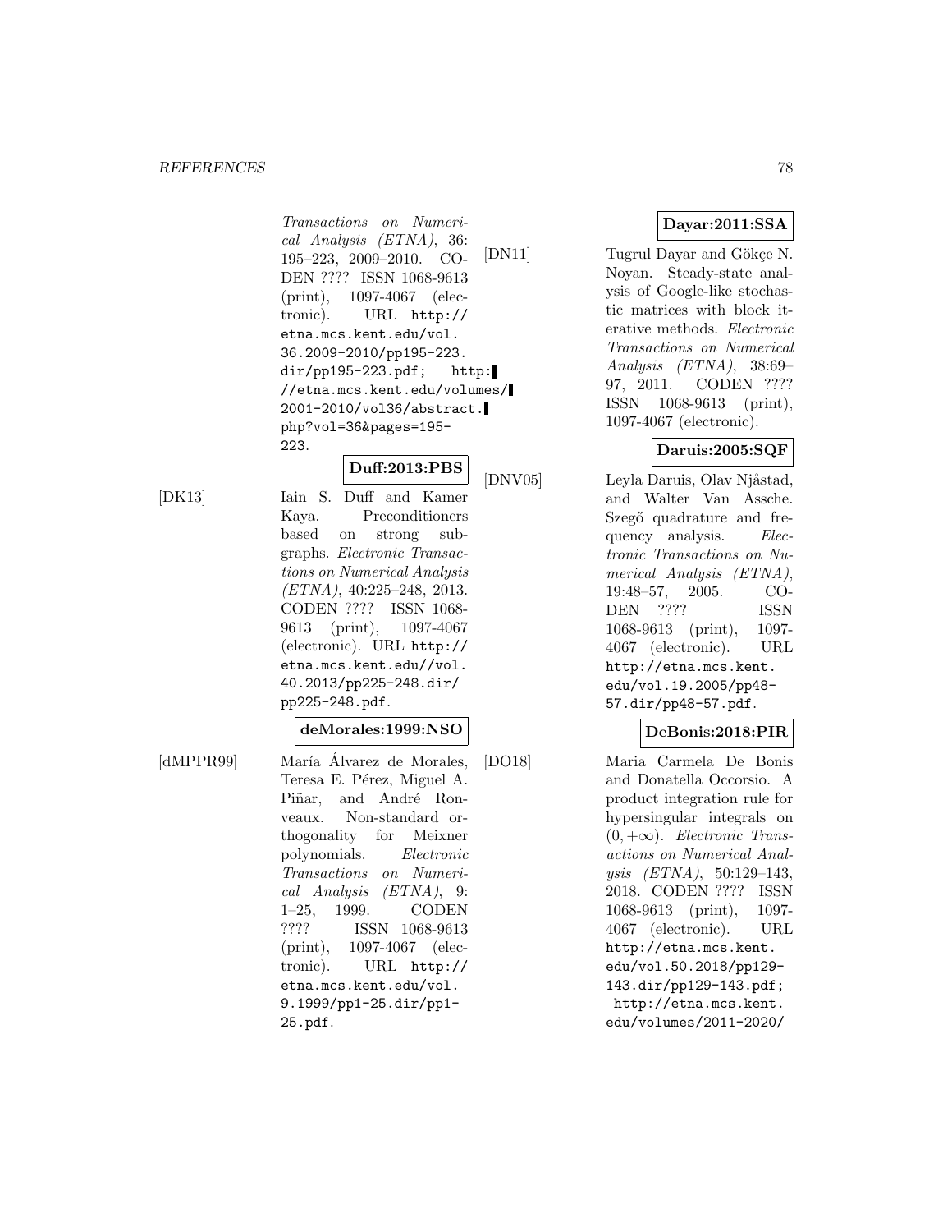*Transactions on Numerical Analysis (ETNA)*, 36: 195–223, 2009–2010. CODEN ???? ISSN 1068-9613 (print), 1097-4067 (electronic). URL http://etna.mcs.kent.edu/vol.36.2009-2010/pp195-223.dir/pp195-223.pdf; http://etna.mcs.kent.edu/volumes/2001-2010/vol36/abstract.php?vol=36&pages=195-223.

**Duff:2013:PBS**

[DK13] Iain S. Duff and Kamer Kaya. Preconditioners based on strong subgraphs. *Electronic Transactions on Numerical Analysis (ETNA)*, 40:225–248, 2013. CODEN ???? ISSN 1068-9613 (print), 1097-4067 (electronic). URL http://etna.mcs.kent.edu//vol.40.2013/pp225-248.dir/pp225-248.pdf.

**deMorales:1999:NSO**

[dMPPR99] María Álvarez de Morales, Teresa E. Pérez, Miguel A. Piñar, and André Ronveaux. Non-standard orthogonality for Meixner polynomials. *Electronic Transactions on Numerical Analysis (ETNA)*, 9: 1–25, 1999. CODEN ???? ISSN 1068-9613 (print), 1097-4067 (electronic). URL http://etna.mcs.kent.edu/vol.9.1999/pp1-25.dir/pp1-25.pdf.

**Dayar:2011:SSA**

[DN11] Tugrul Dayar and Gökçe N. Noyan. Steady-state analysis of Google-like stochastic matrices with block iterative methods. *Electronic Transactions on Numerical Analysis (ETNA)*, 38:69–97, 2011. CODEN ???? ISSN 1068-9613 (print), 1097-4067 (electronic).

**Daruis:2005:SQF**

[DNV05] Leyla Daruis, Olav Njåstad, and Walter Van Assche. Szegő quadrature and frequency analysis. *Electronic Transactions on Numerical Analysis (ETNA)*, 19:48–57, 2005. CODEN ???? ISSN 1068-9613 (print), 1097-4067 (electronic). URL http://etna.mcs.kent.edu/vol.19.2005/pp48-57.dir/pp48-57.pdf.

**DeBonis:2018:PIR**

[DO18] Maria Carmela De Bonis and Donatella Occorsio. A product integration rule for hypersingular integrals on $(0, +\infty)$. *Electronic Transactions on Numerical Analysis (ETNA)*, 50:129–143, 2018. CODEN ???? ISSN 1068-9613 (print), 1097-4067 (electronic). URL http://etna.mcs.kent.edu/vol.50.2018/pp129-143.dir/pp129-143.pdf; http://etna.mcs.kent.edu/volumes/2011-2020/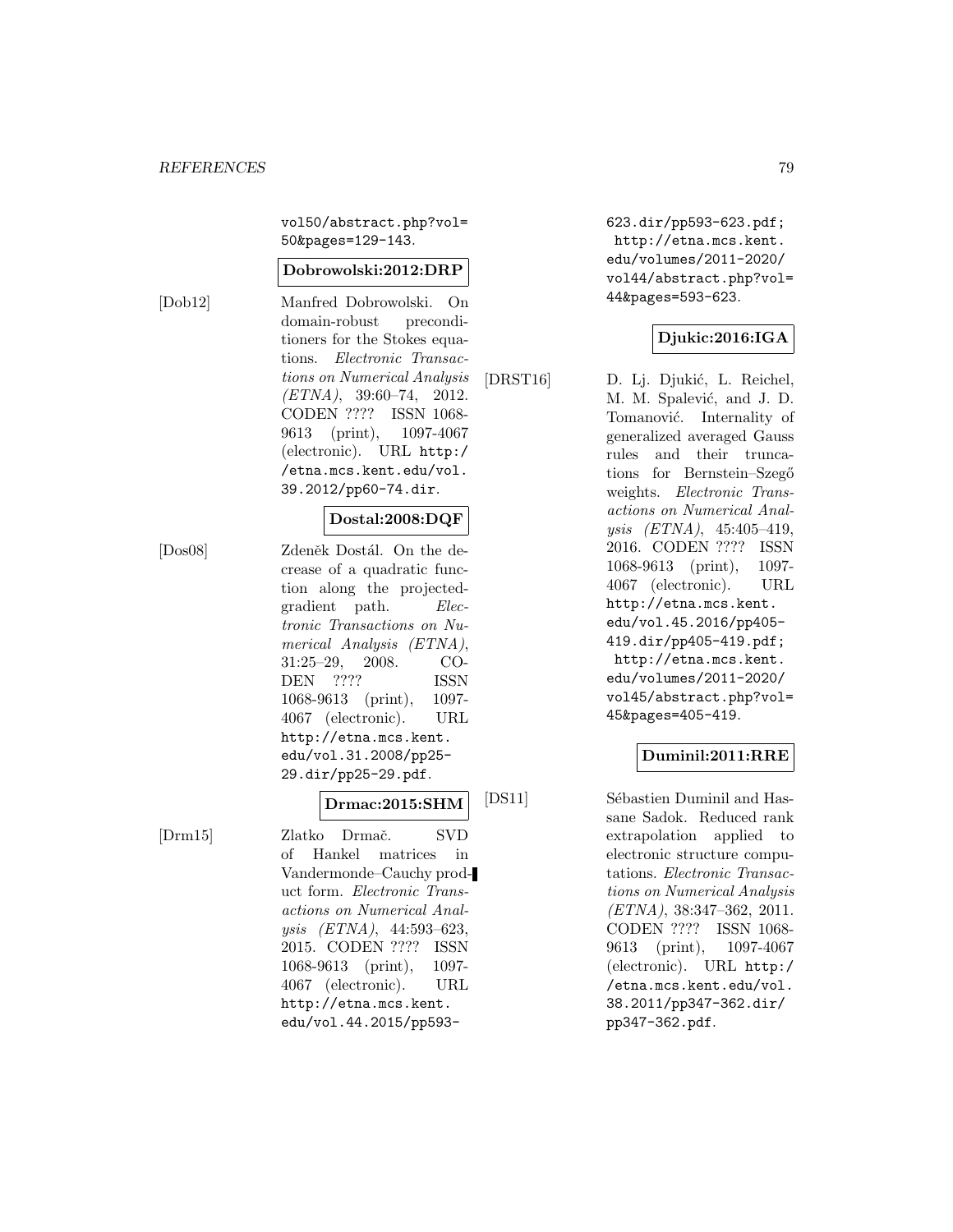vol50/abstract.php?vol=50&pages=129-143.

**Dobrowolski:2012:DRP**

[Dob12] Manfred Dobrowolski. On domain-robust preconditioners for the Stokes equations. *Electronic Transactions on Numerical Analysis (ETNA)*, 39:60–74, 2012. CODEN ???? ISSN 1068-9613 (print), 1097-4067 (electronic). URL http://etna.mcs.kent.edu/vol.39.2012/pp60-74.dir.

**Dostal:2008:DQF**

[Dos08] Zdeněk Dostál. On the decrease of a quadratic function along the projected-gradient path. *Electronic Transactions on Numerical Analysis (ETNA)*, 31:25–29, 2008. CODEN ???? ISSN 1068-9613 (print), 1097-4067 (electronic). URL http://etna.mcs.kent.edu/vol.31.2008/pp25-29.dir/pp25-29.pdf.

**Drmac:2015:SHM**

[Drm15] Zlatko Drmač. SVD of Hankel matrices in Vandermonde–Cauchy product form. *Electronic Transactions on Numerical Analysis (ETNA)*, 44:593–623, 2015. CODEN ???? ISSN 1068-9613 (print), 1097-4067 (electronic). URL http://etna.mcs.kent.edu/vol.44.2015/pp593-623.dir/pp593-623.pdf; http://etna.mcs.kent.edu/volumes/2011-2020/vol44/abstract.php?vol=44&pages=593-623.

**Djukic:2016:IGA**

[DRST16] D. Lj. Djukić, L. Reichel, M. M. Spalević, and J. D. Tomanović. Internality of generalized averaged Gauss rules and their truncations for Bernstein–Szegő weights. *Electronic Transactions on Numerical Analysis (ETNA)*, 45:405–419, 2016. CODEN ???? ISSN 1068-9613 (print), 1097-4067 (electronic). URL http://etna.mcs.kent.edu/vol.45.2016/pp405-419.dir/pp405-419.pdf; http://etna.mcs.kent.edu/volumes/2011-2020/vol45/abstract.php?vol=45&pages=405-419.

**Duminil:2011:RRE**

[DS11] Sébastien Duminil and Hassane Sadok. Reduced rank extrapolation applied to electronic structure computations. *Electronic Transactions on Numerical Analysis (ETNA)*, 38:347–362, 2011. CODEN ???? ISSN 1068-9613 (print), 1097-4067 (electronic). URL http://etna.mcs.kent.edu/vol.38.2011/pp347-362.dir/pp347-362.pdf.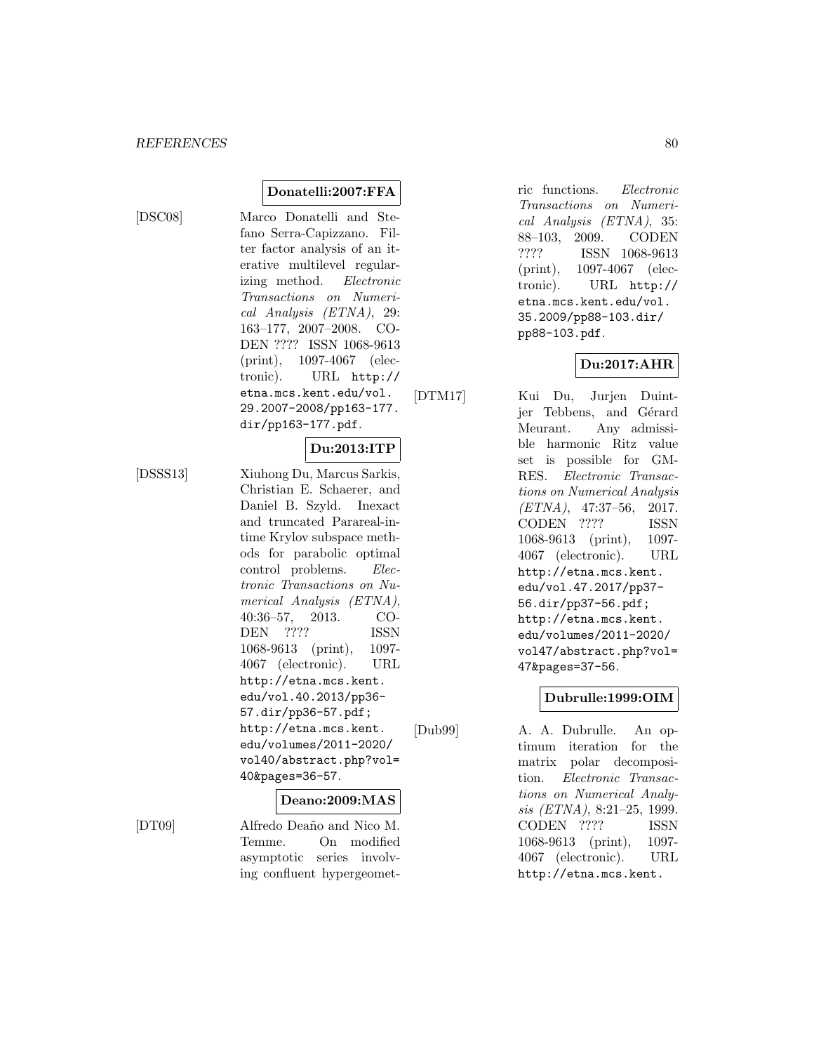**Donatelli:2007:FFA**

[DSC08] Marco Donatelli and Stefano Serra-Capizzano. Filter factor analysis of an iterative multilevel regularizing method. *Electronic Transactions on Numerical Analysis (ETNA)*, 29: 163–177, 2007–2008. CODEN ???? ISSN 1068-9613 (print), 1097-4067 (electronic). URL http://etna.mcs.kent.edu/vol.29.2007-2008/pp163-177.dir/pp163-177.pdf.

**Du:2013:ITP**

[DSSS13] Xiuhong Du, Marcus Sarkis, Christian E. Schaerer, and Daniel B. Szyld. Inexact and truncated Parareal-in-time Krylov subspace methods for parabolic optimal control problems. *Electronic Transactions on Numerical Analysis (ETNA)*, 40:36–57, 2013. CODEN ???? ISSN 1068-9613 (print), 1097-4067 (electronic). URL http://etna.mcs.kent.edu/vol.40.2013/pp36-57.dir/pp36-57.pdf; http://etna.mcs.kent.edu/volumes/2011-2020/vol40/abstract.php?vol=40&pages=36-57.

**Deano:2009:MAS**

[DT09] Alfredo Deaño and Nico M. Temme. On modified asymptotic series involving confluent hypergeometric functions. *Electronic Transactions on Numerical Analysis (ETNA)*, 35: 88–103, 2009. CODEN ???? ISSN 1068-9613 (print), 1097-4067 (electronic). URL http://etna.mcs.kent.edu/vol.35.2009/pp88-103.dir/pp88-103.pdf.

**Du:2017:AHR**

[DTM17] Kui Du, Jurjen Duintjer Tebbens, and Gérard Meurant. Any admissible harmonic Ritz value set is possible for GMRES. *Electronic Transactions on Numerical Analysis (ETNA)*, 47:37–56, 2017. CODEN ???? ISSN 1068-9613 (print), 1097-4067 (electronic). URL http://etna.mcs.kent.edu/vol.47.2017/pp37-56.dir/pp37-56.pdf; http://etna.mcs.kent.edu/volumes/2011-2020/vol47/abstract.php?vol=47&pages=37-56.

**Dubrulle:1999:OIM**

[Dub99] A. A. Dubrulle. An optimum iteration for the matrix polar decomposition. *Electronic Transactions on Numerical Analysis (ETNA)*, 8:21–25, 1999. CODEN ???? ISSN 1068-9613 (print), 1097-4067 (electronic). URL http://etna.mcs.kent.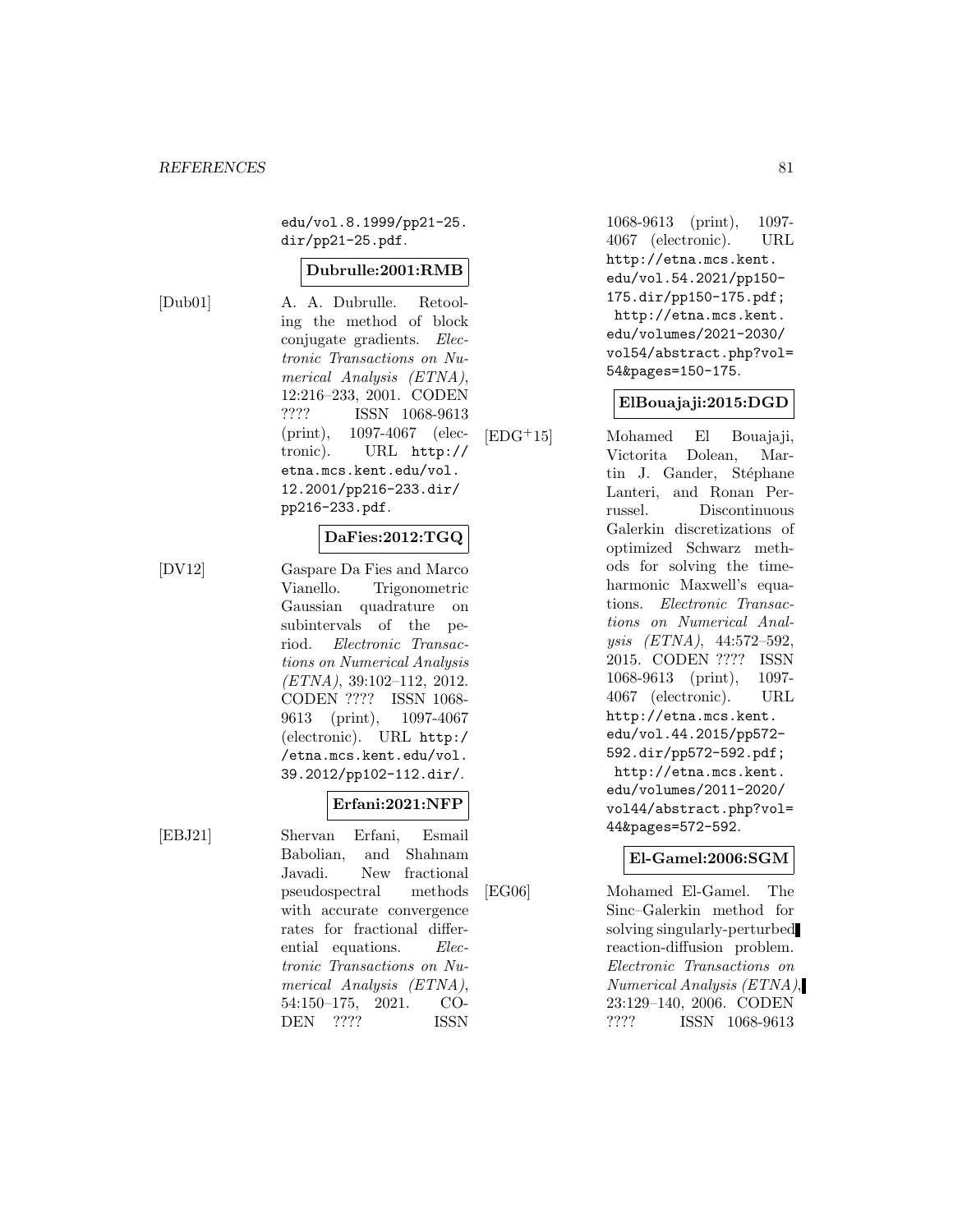edu/vol.8.1999/pp21-25.dir/pp21-25.pdf.

**Dubrulle:2001:RMB**

[Dub01] A. A. Dubrulle. Retooling the method of block conjugate gradients. *Electronic Transactions on Numerical Analysis (ETNA)*, 12:216–233, 2001. CODEN ???? ISSN 1068-9613 (print), 1097-4067 (electronic). URL http://etna.mcs.kent.edu/vol.12.2001/pp216-233.dir/pp216-233.pdf.

**DaFies:2012:TGQ**

[DV12] Gaspare Da Fies and Marco Vianello. Trigonometric Gaussian quadrature on subintervals of the period. *Electronic Transactions on Numerical Analysis (ETNA)*, 39:102–112, 2012. CODEN ???? ISSN 1068-9613 (print), 1097-4067 (electronic). URL http://etna.mcs.kent.edu/vol.39.2012/pp102-112.dir/.

**Erfani:2021:NFP**

[EBJ21] Shervan Erfani, Esmail Babolian, and Shahnam Javadi. New fractional pseudospectral methods with accurate convergence rates for fractional differential equations. *Electronic Transactions on Numerical Analysis (ETNA)*, 54:150–175, 2021. CODEN ???? ISSN 1068-9613 (print), 1097-4067 (electronic). URL http://etna.mcs.kent.edu/vol.54.2021/pp150-175.dir/pp150-175.pdf; http://etna.mcs.kent.edu/volumes/2021-2030/vol54/abstract.php?vol=54&pages=150-175.

**ElBouajaji:2015:DGD**

[EDG+15] Mohamed El Bouajaji, Victorita Dolean, Martin J. Gander, Stéphane Lanteri, and Ronan Perrussel. Discontinuous Galerkin discretizations of optimized Schwarz methods for solving the time-harmonic Maxwell's equations. *Electronic Transactions on Numerical Analysis (ETNA)*, 44:572–592, 2015. CODEN ???? ISSN 1068-9613 (print), 1097-4067 (electronic). URL http://etna.mcs.kent.edu/vol.44.2015/pp572-592.dir/pp572-592.pdf; http://etna.mcs.kent.edu/volumes/2011-2020/vol44/abstract.php?vol=44&pages=572-592.

**El-Gamel:2006:SGM**

[EG06] Mohamed El-Gamel. The Sinc–Galerkin method for solving singularly-perturbed reaction-diffusion problem. *Electronic Transactions on Numerical Analysis (ETNA)*, 23:129–140, 2006. CODEN ???? ISSN 1068-9613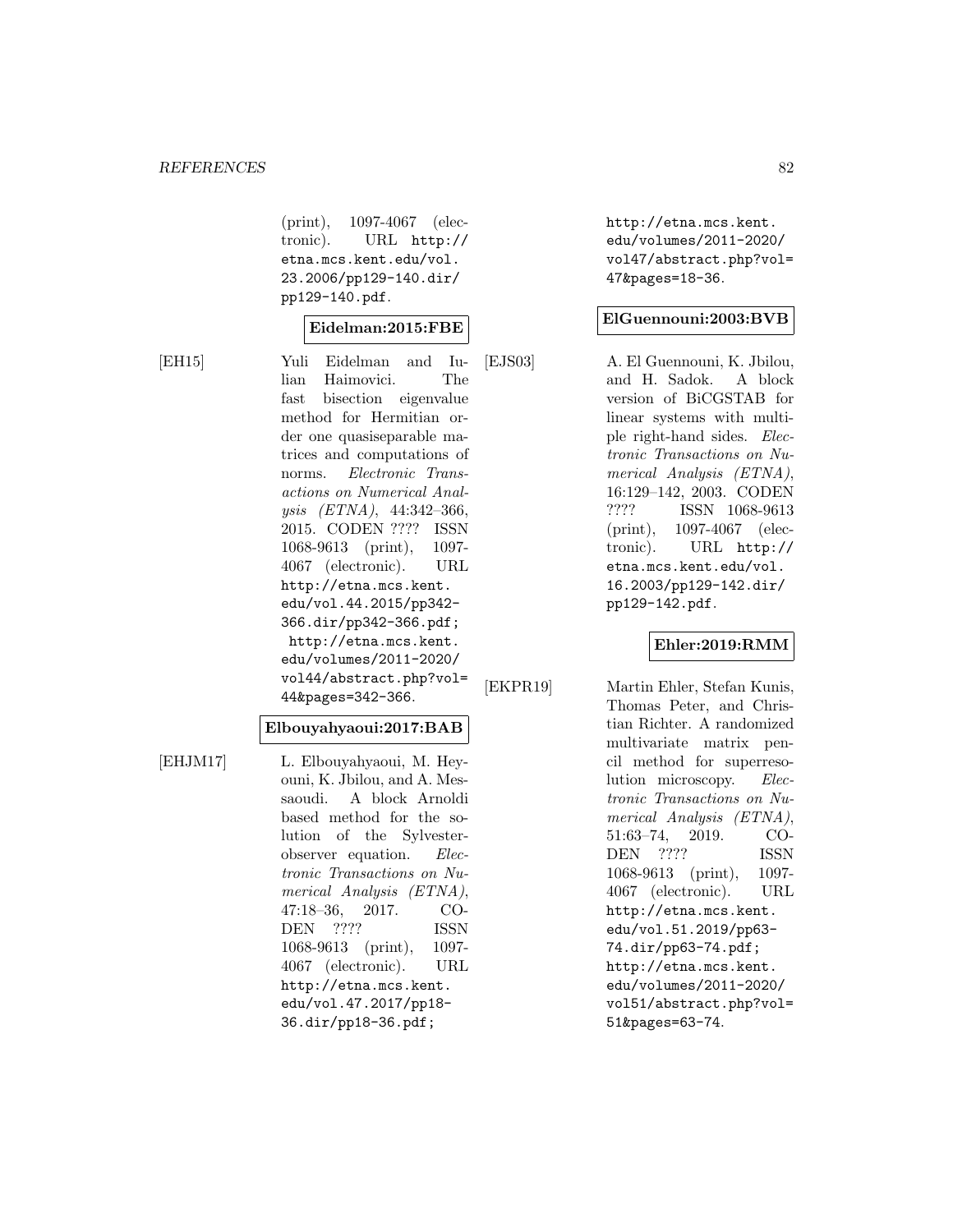(print), 1097-4067 (electronic). URL http://etna.mcs.kent.edu/vol.23.2006/pp129-140.dir/pp129-140.pdf.

**Eidelman:2015:FBE**

[EH15] Yuli Eidelman and Iulian Haimovici. The fast bisection eigenvalue method for Hermitian order one quasiseparable matrices and computations of norms. *Electronic Transactions on Numerical Analysis (ETNA)*, 44:342–366, 2015. CODEN ???? ISSN 1068-9613 (print), 1097-4067 (electronic). URL http://etna.mcs.kent.edu/vol.44.2015/pp342-366.dir/pp342-366.pdf; http://etna.mcs.kent.edu/volumes/2011-2020/vol44/abstract.php?vol=44&pages=342-366.

**Elbouyahyaoui:2017:BAB**

[EHJM17] L. Elbouyahyaoui, M. Heyouni, K. Jbilou, and A. Messaoudi. A block Arnoldi based method for the solution of the Sylvester-observer equation. *Electronic Transactions on Numerical Analysis (ETNA)*, 47:18–36, 2017. CODEN ???? ISSN 1068-9613 (print), 1097-4067 (electronic). URL http://etna.mcs.kent.edu/vol.47.2017/pp18-36.dir/pp18-36.pdf; http://etna.mcs.kent.edu/volumes/2011-2020/vol47/abstract.php?vol=47&pages=18-36.

**ElGuennouni:2003:BVB**

[EJS03] A. El Guennouni, K. Jbilou, and H. Sadok. A block version of BiCGSTAB for linear systems with multiple right-hand sides. *Electronic Transactions on Numerical Analysis (ETNA)*, 16:129–142, 2003. CODEN ???? ISSN 1068-9613 (print), 1097-4067 (electronic). URL http://etna.mcs.kent.edu/vol.16.2003/pp129-142.dir/pp129-142.pdf.

**Ehler:2019:RMM**

[EKPR19] Martin Ehler, Stefan Kunis, Thomas Peter, and Christian Richter. A randomized multivariate matrix pencil method for superresolution microscopy. *Electronic Transactions on Numerical Analysis (ETNA)*, 51:63–74, 2019. CODEN ???? ISSN 1068-9613 (print), 1097-4067 (electronic). URL http://etna.mcs.kent.edu/vol.51.2019/pp63-74.dir/pp63-74.pdf; http://etna.mcs.kent.edu/volumes/2011-2020/vol51/abstract.php?vol=51&pages=63-74.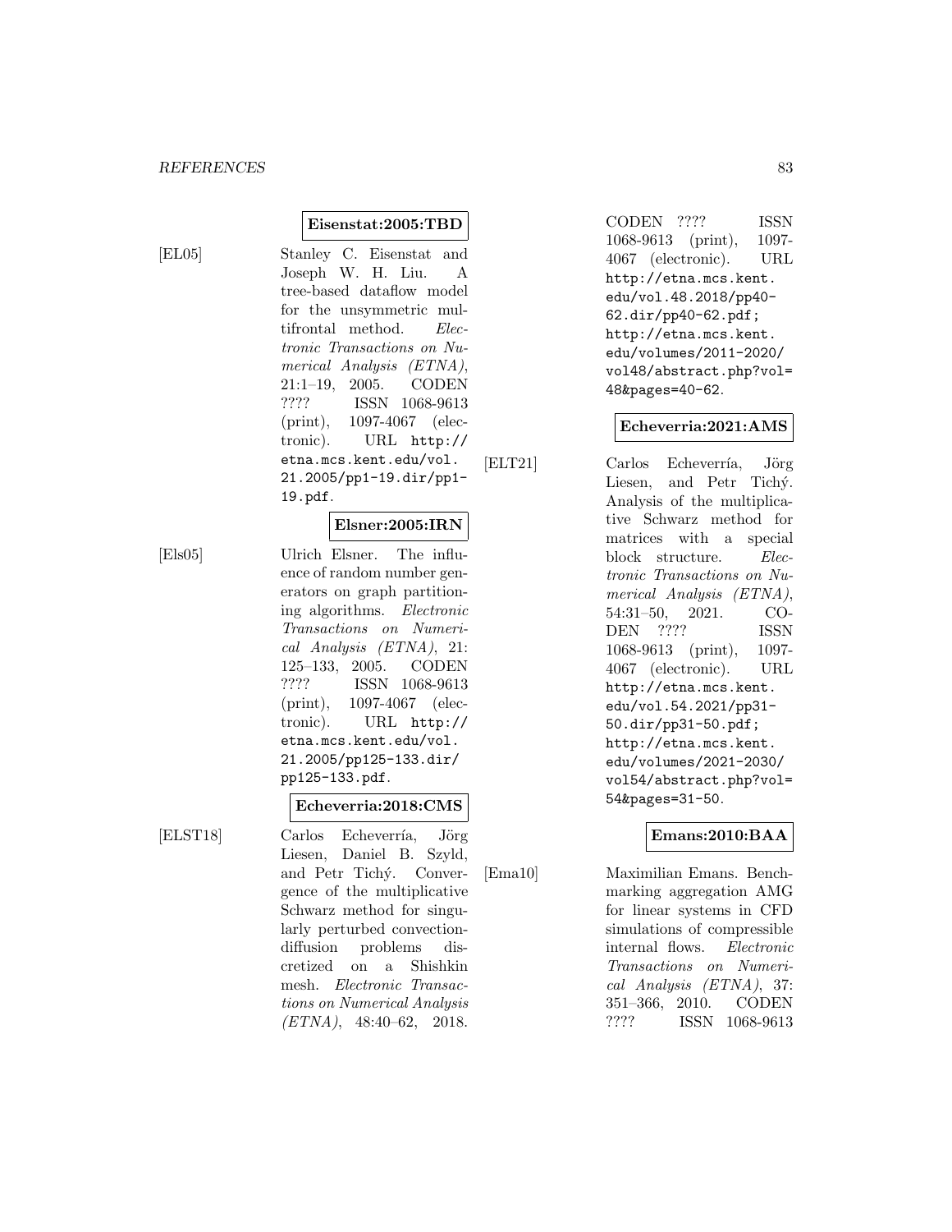**Eisenstat:2005:TBD**

[EL05] Stanley C. Eisenstat and Joseph W. H. Liu. A tree-based dataflow model for the unsymmetric multifrontal method. *Electronic Transactions on Numerical Analysis (ETNA)*, 21:1–19, 2005. CODEN ???? ISSN 1068-9613 (print), 1097-4067 (electronic). URL http://etna.mcs.kent.edu/vol.21.2005/pp1-19.dir/pp1-19.pdf.

**Elsner:2005:IRN**

[Els05] Ulrich Elsner. The influence of random number generators on graph partitioning algorithms. *Electronic Transactions on Numerical Analysis (ETNA)*, 21:125–133, 2005. CODEN ???? ISSN 1068-9613 (print), 1097-4067 (electronic). URL http://etna.mcs.kent.edu/vol.21.2005/pp125-133.dir/pp125-133.pdf.

**Echeverria:2018:CMS**

[ELST18] Carlos Echeverría, Jörg Liesen, Daniel B. Szyld, and Petr Tichý. Convergence of the multiplicative Schwarz method for singularly perturbed convection-diffusion problems discretized on a Shishkin mesh. *Electronic Transactions on Numerical Analysis (ETNA)*, 48:40–62, 2018. CODEN ???? ISSN 1068-9613 (print), 1097-4067 (electronic). URL http://etna.mcs.kent.edu/vol.48.2018/pp40-62.dir/pp40-62.pdf; http://etna.mcs.kent.edu/volumes/2011-2020/vol48/abstract.php?vol=48&pages=40-62.

**Echeverria:2021:AMS**

[ELT21] Carlos Echeverría, Jörg Liesen, and Petr Tichý. Analysis of the multiplicative Schwarz method for matrices with a special block structure. *Electronic Transactions on Numerical Analysis (ETNA)*, 54:31–50, 2021. CODEN ???? ISSN 1068-9613 (print), 1097-4067 (electronic). URL http://etna.mcs.kent.edu/vol.54.2021/pp31-50.dir/pp31-50.pdf; http://etna.mcs.kent.edu/volumes/2021-2030/vol54/abstract.php?vol=54&pages=31-50.

**Emans:2010:BAA**

[Ema10] Maximilian Emans. Benchmarking aggregation AMG for linear systems in CFD simulations of compressible internal flows. *Electronic Transactions on Numerical Analysis (ETNA)*, 37:351–366, 2010. CODEN ???? ISSN 1068-9613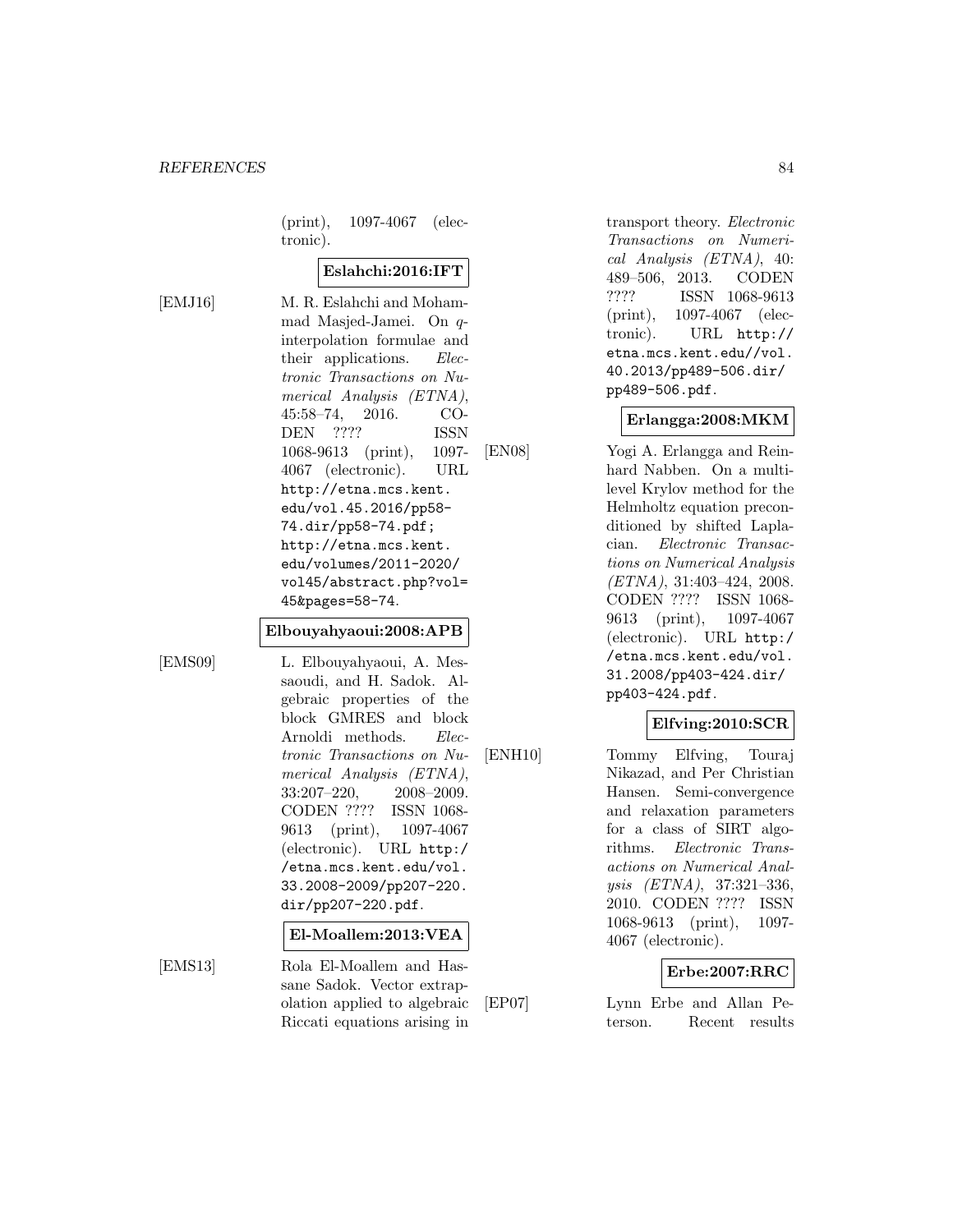(print), 1097-4067 (electronic).

**Eslahchi:2016:IFT**

[EMJ16] M. R. Eslahchi and Mohammad Masjed-Jamei. On $q$-interpolation formulae and their applications. *Electronic Transactions on Numerical Analysis (ETNA)*, 45:58–74, 2016. CODEN ???? ISSN 1068-9613 (print), 1097-4067 (electronic). URL http://etna.mcs.kent.edu/vol.45.2016/pp58-74.dir/pp58-74.pdf; http://etna.mcs.kent.edu/volumes/2011-2020/vol45/abstract.php?vol=45&pages=58-74.

**Elbouyahyaoui:2008:APB**

[EMS09] L. Elbouyahyaoui, A. Messaoudi, and H. Sadok. Algebraic properties of the block GMRES and block Arnoldi methods. *Electronic Transactions on Numerical Analysis (ETNA)*, 33:207–220, 2008–2009. CODEN ???? ISSN 1068-9613 (print), 1097-4067 (electronic). URL http://etna.mcs.kent.edu/vol.33.2008-2009/pp207-220.dir/pp207-220.pdf.

**El-Moallem:2013:VEA**

[EMS13] Rola El-Moallem and Hassane Sadok. Vector extrapolation applied to algebraic Riccati equations arising in transport theory. *Electronic Transactions on Numerical Analysis (ETNA)*, 40:489–506, 2013. CODEN ???? ISSN 1068-9613 (print), 1097-4067 (electronic). URL http://etna.mcs.kent.edu//vol.40.2013/pp489-506.dir/pp489-506.pdf.

**Erlangga:2008:MKM**

[EN08] Yogi A. Erlangga and Reinhard Nabben. On a multilevel Krylov method for the Helmholtz equation preconditioned by shifted Laplacian. *Electronic Transactions on Numerical Analysis (ETNA)*, 31:403–424, 2008. CODEN ???? ISSN 1068-9613 (print), 1097-4067 (electronic). URL http://etna.mcs.kent.edu/vol.31.2008/pp403-424.dir/pp403-424.pdf.

**Elfving:2010:SCR**

[ENH10] Tommy Elfving, Touraj Nikazad, and Per Christian Hansen. Semi-convergence and relaxation parameters for a class of SIRT algorithms. *Electronic Transactions on Numerical Analysis (ETNA)*, 37:321–336, 2010. CODEN ???? ISSN 1068-9613 (print), 1097-4067 (electronic).

**Erbe:2007:RRC**

[EP07] Lynn Erbe and Allan Peterson. Recent results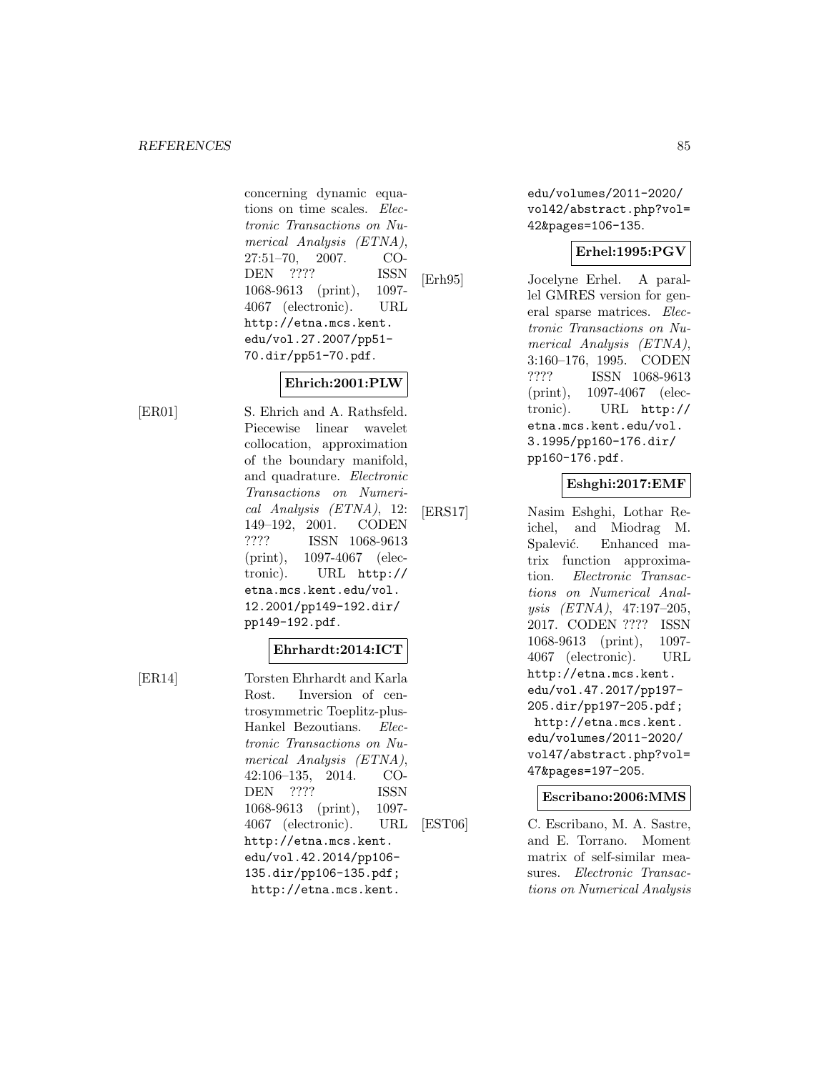concerning dynamic equations on time scales. *Electronic Transactions on Numerical Analysis (ETNA)*, 27:51–70, 2007. CODEN ???? ISSN 1068-9613 (print), 1097-4067 (electronic). URL http://etna.mcs.kent.edu/vol.27.2007/pp51-70.dir/pp51-70.pdf.

**Ehrich:2001:PLW**

[ER01] S. Ehrich and A. Rathsfeld. Piecewise linear wavelet collocation, approximation of the boundary manifold, and quadrature. *Electronic Transactions on Numerical Analysis (ETNA)*, 12: 149–192, 2001. CODEN ???? ISSN 1068-9613 (print), 1097-4067 (electronic). URL http://etna.mcs.kent.edu/vol.12.2001/pp149-192.dir/pp149-192.pdf.

**Ehrhardt:2014:ICT**

[ER14] Torsten Ehrhardt and Karla Rost. Inversion of centrosymmetric Toeplitz-plus-Hankel Bezoutians. *Electronic Transactions on Numerical Analysis (ETNA)*, 42:106–135, 2014. CODEN ???? ISSN 1068-9613 (print), 1097-4067 (electronic). URL http://etna.mcs.kent.edu/vol.42.2014/pp106-135.dir/pp106-135.pdf; http://etna.mcs.kent.edu/volumes/2011-2020/vol42/abstract.php?vol=42&pages=106-135.

**Erhel:1995:PGV**

[Erh95] Jocelyne Erhel. A parallel GMRES version for general sparse matrices. *Electronic Transactions on Numerical Analysis (ETNA)*, 3:160–176, 1995. CODEN ???? ISSN 1068-9613 (print), 1097-4067 (electronic). URL http://etna.mcs.kent.edu/vol.3.1995/pp160-176.dir/pp160-176.pdf.

**Eshghi:2017:EMF**

[ERS17] Nasim Eshghi, Lothar Reichel, and Miodrag M. Spalević. Enhanced matrix function approximation. *Electronic Transactions on Numerical Analysis (ETNA)*, 47:197–205, 2017. CODEN ???? ISSN 1068-9613 (print), 1097-4067 (electronic). URL http://etna.mcs.kent.edu/vol.47.2017/pp197-205.dir/pp197-205.pdf; http://etna.mcs.kent.edu/volumes/2011-2020/vol47/abstract.php?vol=47&pages=197-205.

**Escribano:2006:MMS**

[EST06] C. Escribano, M. A. Sastre, and E. Torrano. Moment matrix of self-similar measures. *Electronic Transactions on Numerical Analysis*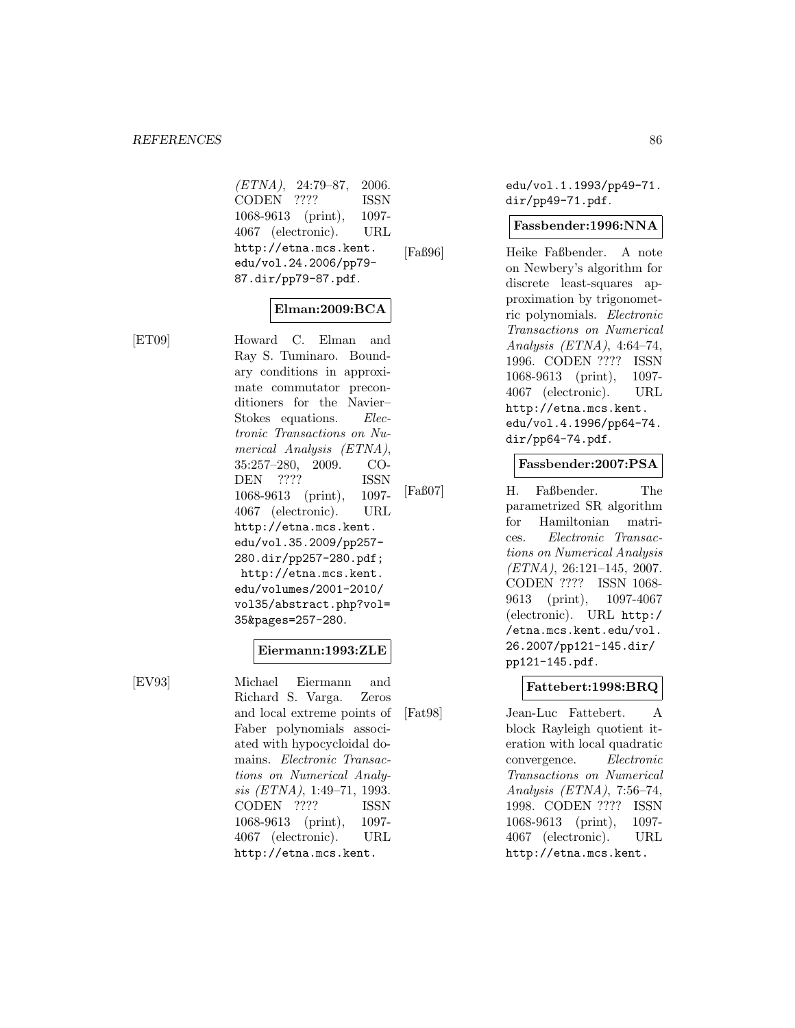(ETNA), 24:79–87, 2006. CODEN ???? ISSN 1068-9613 (print), 1097-4067 (electronic). URL http://etna.mcs.kent.edu/vol.24.2006/pp79-87.dir/pp79-87.pdf.

**Elman:2009:BCA**

[ET09] Howard C. Elman and Ray S. Tuminaro. Boundary conditions in approximate commutator preconditioners for the Navier–Stokes equations. *Electronic Transactions on Numerical Analysis (ETNA)*, 35:257–280, 2009. CODEN ???? ISSN 1068-9613 (print), 1097-4067 (electronic). URL http://etna.mcs.kent.edu/vol.35.2009/pp257-280.dir/pp257-280.pdf; http://etna.mcs.kent.edu/volumes/2001-2010/vol35/abstract.php?vol=35&pages=257-280.

**Eiermann:1993:ZLE**

[EV93] Michael Eiermann and Richard S. Varga. Zeros and local extreme points of Faber polynomials associated with hypocycloidal domains. *Electronic Transactions on Numerical Analysis (ETNA)*, 1:49–71, 1993. CODEN ???? ISSN 1068-9613 (print), 1097-4067 (electronic). URL http://etna.mcs.kent.edu/vol.1.1993/pp49-71.dir/pp49-71.pdf.

**Fassbender:1996:NNA**

[Faß96] Heike Faßbender. A note on Newbery's algorithm for discrete least-squares approximation by trigonometric polynomials. *Electronic Transactions on Numerical Analysis (ETNA)*, 4:64–74, 1996. CODEN ???? ISSN 1068-9613 (print), 1097-4067 (electronic). URL http://etna.mcs.kent.edu/vol.4.1996/pp64-74.dir/pp64-74.pdf.

**Fassbender:2007:PSA**

[Faß07] H. Faßbender. The parametrized SR algorithm for Hamiltonian matrices. *Electronic Transactions on Numerical Analysis (ETNA)*, 26:121–145, 2007. CODEN ???? ISSN 1068-9613 (print), 1097-4067 (electronic). URL http://etna.mcs.kent.edu/vol.26.2007/pp121-145.dir/pp121-145.pdf.

**Fattebert:1998:BRQ**

[Fat98] Jean-Luc Fattebert. A block Rayleigh quotient iteration with local quadratic convergence. *Electronic Transactions on Numerical Analysis (ETNA)*, 7:56–74, 1998. CODEN ???? ISSN 1068-9613 (print), 1097-4067 (electronic). URL http://etna.mcs.kent.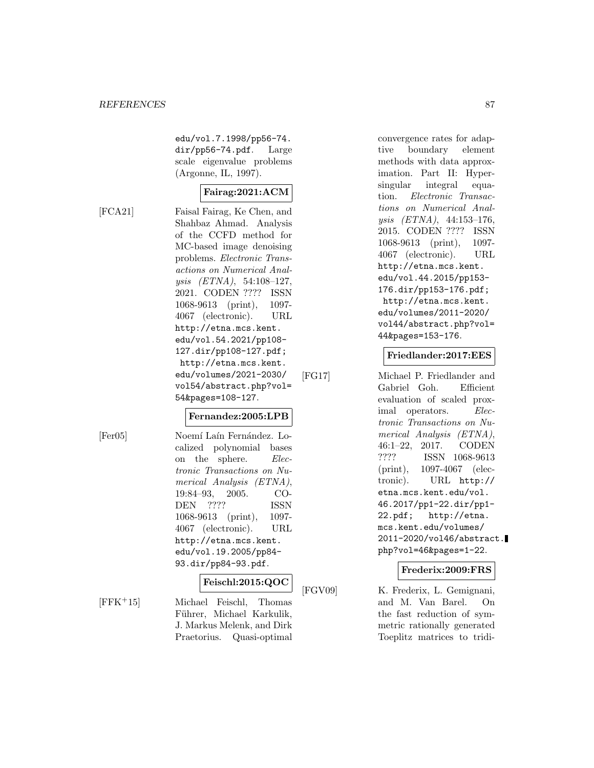edu/vol.7.1998/pp56-74.dir/pp56-74.pdf. Large scale eigenvalue problems (Argonne, IL, 1997).

**Fairag:2021:ACM**

[FCA21] Faisal Fairag, Ke Chen, and Shahbaz Ahmad. Analysis of the CCFD method for MC-based image denoising problems. *Electronic Transactions on Numerical Analysis (ETNA)*, 54:108–127, 2021. CODEN ???? ISSN 1068-9613 (print), 1097-4067 (electronic). URL http://etna.mcs.kent.edu/vol.54.2021/pp108-127.dir/pp108-127.pdf; http://etna.mcs.kent.edu/volumes/2021-2030/vol54/abstract.php?vol=54&pages=108-127.

**Fernandez:2005:LPB**

[Fer05] Noemí Laín Fernández. Localized polynomial bases on the sphere. *Electronic Transactions on Numerical Analysis (ETNA)*, 19:84–93, 2005. CODEN ???? ISSN 1068-9613 (print), 1097-4067 (electronic). URL http://etna.mcs.kent.edu/vol.19.2005/pp84-93.dir/pp84-93.pdf.

**Feischl:2015:QOC**

[FFK+15] Michael Feischl, Thomas Führer, Michael Karkulik, J. Markus Melenk, and Dirk Praetorius. Quasi-optimal convergence rates for adaptive boundary element methods with data approximation. Part II: Hypersingular integral equation. *Electronic Transactions on Numerical Analysis (ETNA)*, 44:153–176, 2015. CODEN ???? ISSN 1068-9613 (print), 1097-4067 (electronic). URL http://etna.mcs.kent.edu/vol.44.2015/pp153-176.dir/pp153-176.pdf; http://etna.mcs.kent.edu/volumes/2011-2020/vol44/abstract.php?vol=44&pages=153-176.

**Friedlander:2017:EES**

[FG17] Michael P. Friedlander and Gabriel Goh. Efficient evaluation of scaled proximal operators. *Electronic Transactions on Numerical Analysis (ETNA)*, 46:1–22, 2017. CODEN ???? ISSN 1068-9613 (print), 1097-4067 (electronic). URL http://etna.mcs.kent.edu/vol.46.2017/pp1-22.dir/pp1-22.pdf; http://etna.mcs.kent.edu/volumes/2011-2020/vol46/abstract.php?vol=46&pages=1-22.

**Frederix:2009:FRS**

[FGV09] K. Frederix, L. Gemignani, and M. Van Barel. On the fast reduction of symmetric rationally generated Toeplitz matrices to tridi-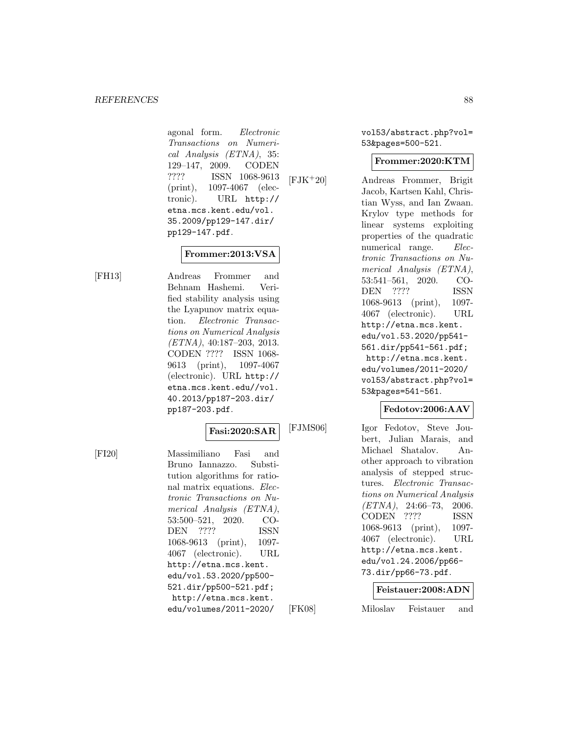agonal form. *Electronic Transactions on Numerical Analysis (ETNA)*, 35: 129–147, 2009. CODEN ???? ISSN 1068-9613 (print), 1097-4067 (electronic). URL http://etna.mcs.kent.edu/vol.35.2009/pp129-147.dir/pp129-147.pdf.

**Frommer:2013:VSA**

[FH13] Andreas Frommer and Behnam Hashemi. Verified stability analysis using the Lyapunov matrix equation. *Electronic Transactions on Numerical Analysis (ETNA)*, 40:187–203, 2013. CODEN ???? ISSN 1068-9613 (print), 1097-4067 (electronic). URL http://etna.mcs.kent.edu//vol.40.2013/pp187-203.dir/pp187-203.pdf.

**Fasi:2020:SAR**

[FI20] Massimiliano Fasi and Bruno Iannazzo. Substitution algorithms for rational matrix equations. *Electronic Transactions on Numerical Analysis (ETNA)*, 53:500–521, 2020. CODEN ???? ISSN 1068-9613 (print), 1097-4067 (electronic). URL http://etna.mcs.kent.edu/vol.53.2020/pp500-521.dir/pp500-521.pdf; http://etna.mcs.kent.edu/volumes/2011-2020/vol53/abstract.php?vol=53&pages=500-521.

**Frommer:2020:KTM**

[FJK+20] Andreas Frommer, Brigit Jacob, Kartsen Kahl, Christian Wyss, and Ian Zwaan. Krylov type methods for linear systems exploiting properties of the quadratic numerical range. *Electronic Transactions on Numerical Analysis (ETNA)*, 53:541–561, 2020. CODEN ???? ISSN 1068-9613 (print), 1097-4067 (electronic). URL http://etna.mcs.kent.edu/vol.53.2020/pp541-561.dir/pp541-561.pdf; http://etna.mcs.kent.edu/volumes/2011-2020/vol53/abstract.php?vol=53&pages=541-561.

**Fedotov:2006:AAV**

[FJMS06] Igor Fedotov, Steve Joubert, Julian Marais, and Michael Shatalov. Another approach to vibration analysis of stepped structures. *Electronic Transactions on Numerical Analysis (ETNA)*, 24:66–73, 2006. CODEN ???? ISSN 1068-9613 (print), 1097-4067 (electronic). URL http://etna.mcs.kent.edu/vol.24.2006/pp66-73.dir/pp66-73.pdf.

**Feistauer:2008:ADN**

[FK08] Miloslav Feistauer and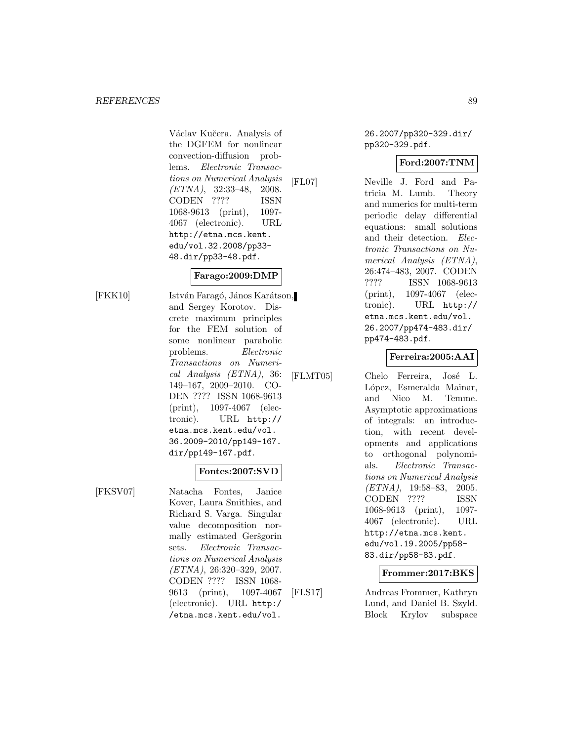Václav Kučera. Analysis of the DGFEM for nonlinear convection-diffusion problems. *Electronic Transactions on Numerical Analysis (ETNA)*, 32:33–48, 2008. CODEN ???? ISSN 1068-9613 (print), 1097-4067 (electronic). URL http://etna.mcs.kent.edu/vol.32.2008/pp33-48.dir/pp33-48.pdf.

**Farago:2009:DMP**

[FKK10] István Faragó, János Karátson, and Sergey Korotov. Discrete maximum principles for the FEM solution of some nonlinear parabolic problems. *Electronic Transactions on Numerical Analysis (ETNA)*, 36: 149–167, 2009–2010. CODEN ???? ISSN 1068-9613 (print), 1097-4067 (electronic). URL http://etna.mcs.kent.edu/vol.36.2009-2010/pp149-167.dir/pp149-167.pdf.

**Fontes:2007:SVD**

[FKSV07] Natacha Fontes, Janice Kover, Laura Smithies, and Richard S. Varga. Singular value decomposition normally estimated Geršgorin sets. *Electronic Transactions on Numerical Analysis (ETNA)*, 26:320–329, 2007. CODEN ???? ISSN 1068-9613 (print), 1097-4067 (electronic). URL http://etna.mcs.kent.edu/vol.26.2007/pp320-329.dir/pp320-329.pdf.

**Ford:2007:TNM**

[FL07] Neville J. Ford and Patricia M. Lumb. Theory and numerics for multi-term periodic delay differential equations: small solutions and their detection. *Electronic Transactions on Numerical Analysis (ETNA)*, 26:474–483, 2007. CODEN ???? ISSN 1068-9613 (print), 1097-4067 (electronic). URL http://etna.mcs.kent.edu/vol.26.2007/pp474-483.dir/pp474-483.pdf.

**Ferreira:2005:AAI**

[FLMT05] Chelo Ferreira, José L. López, Esmeralda Mainar, and Nico M. Temme. Asymptotic approximations of integrals: an introduction, with recent developments and applications to orthogonal polynomials. *Electronic Transactions on Numerical Analysis (ETNA)*, 19:58–83, 2005. CODEN ???? ISSN 1068-9613 (print), 1097-4067 (electronic). URL http://etna.mcs.kent.edu/vol.19.2005/pp58-83.dir/pp58-83.pdf.

**Frommer:2017:BKS**

[FLS17] Andreas Frommer, Kathryn Lund, and Daniel B. Szyld. Block Krylov subspace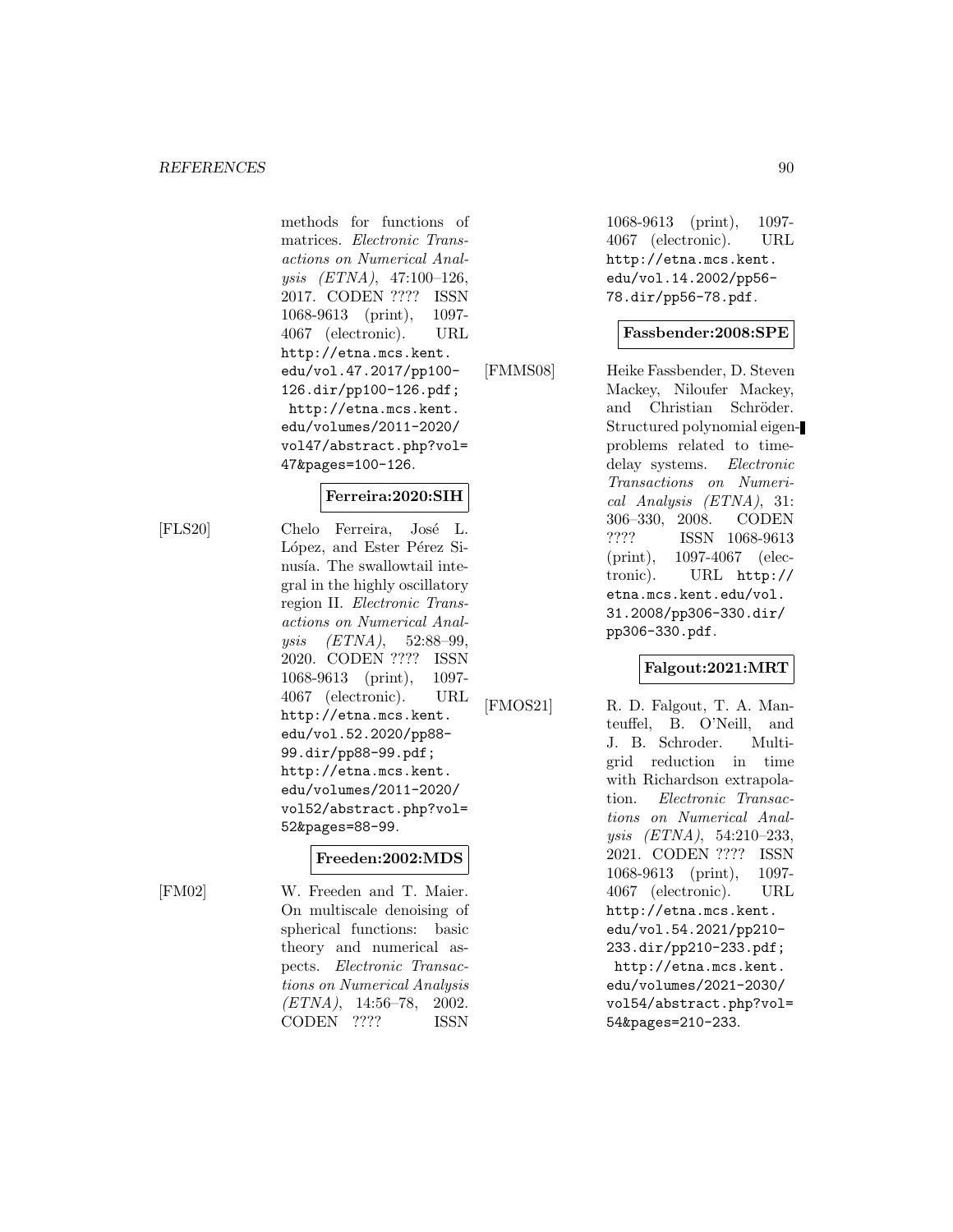methods for functions of matrices. *Electronic Transactions on Numerical Analysis (ETNA)*, 47:100–126, 2017. CODEN ???? ISSN 1068-9613 (print), 1097-4067 (electronic). URL http://etna.mcs.kent.edu/vol.47.2017/pp100-126.dir/pp100-126.pdf; http://etna.mcs.kent.edu/volumes/2011-2020/vol47/abstract.php?vol=47&pages=100-126.

**Ferreira:2020:SIH**

[FLS20] Chelo Ferreira, José L. López, and Ester Pérez Sinusía. The swallowtail integral in the highly oscillatory region II. *Electronic Transactions on Numerical Analysis (ETNA)*, 52:88–99, 2020. CODEN ???? ISSN 1068-9613 (print), 1097-4067 (electronic). URL http://etna.mcs.kent.edu/vol.52.2020/pp88-99.dir/pp88-99.pdf; http://etna.mcs.kent.edu/volumes/2011-2020/vol52/abstract.php?vol=52&pages=88-99.

**Freeden:2002:MDS**

[FM02] W. Freeden and T. Maier. On multiscale denoising of spherical functions: basic theory and numerical aspects. *Electronic Transactions on Numerical Analysis (ETNA)*, 14:56–78, 2002. CODEN ???? ISSN 1068-9613 (print), 1097-4067 (electronic). URL http://etna.mcs.kent.edu/vol.14.2002/pp56-78.dir/pp56-78.pdf.

**Fassbender:2008:SPE**

[FMMS08] Heike Fassbender, D. Steven Mackey, Niloufer Mackey, and Christian Schröder. Structured polynomial eigenproblems related to time-delay systems. *Electronic Transactions on Numerical Analysis (ETNA)*, 31: 306–330, 2008. CODEN ???? ISSN 1068-9613 (print), 1097-4067 (electronic). URL http://etna.mcs.kent.edu/vol.31.2008/pp306-330.dir/pp306-330.pdf.

**Falgout:2021:MRT**

[FMOS21] R. D. Falgout, T. A. Manteuffel, B. O'Neill, and J. B. Schroder. Multigrid reduction in time with Richardson extrapolation. *Electronic Transactions on Numerical Analysis (ETNA)*, 54:210–233, 2021. CODEN ???? ISSN 1068-9613 (print), 1097-4067 (electronic). URL http://etna.mcs.kent.edu/vol.54.2021/pp210-233.dir/pp210-233.pdf; http://etna.mcs.kent.edu/volumes/2021-2030/vol54/abstract.php?vol=54&pages=210-233.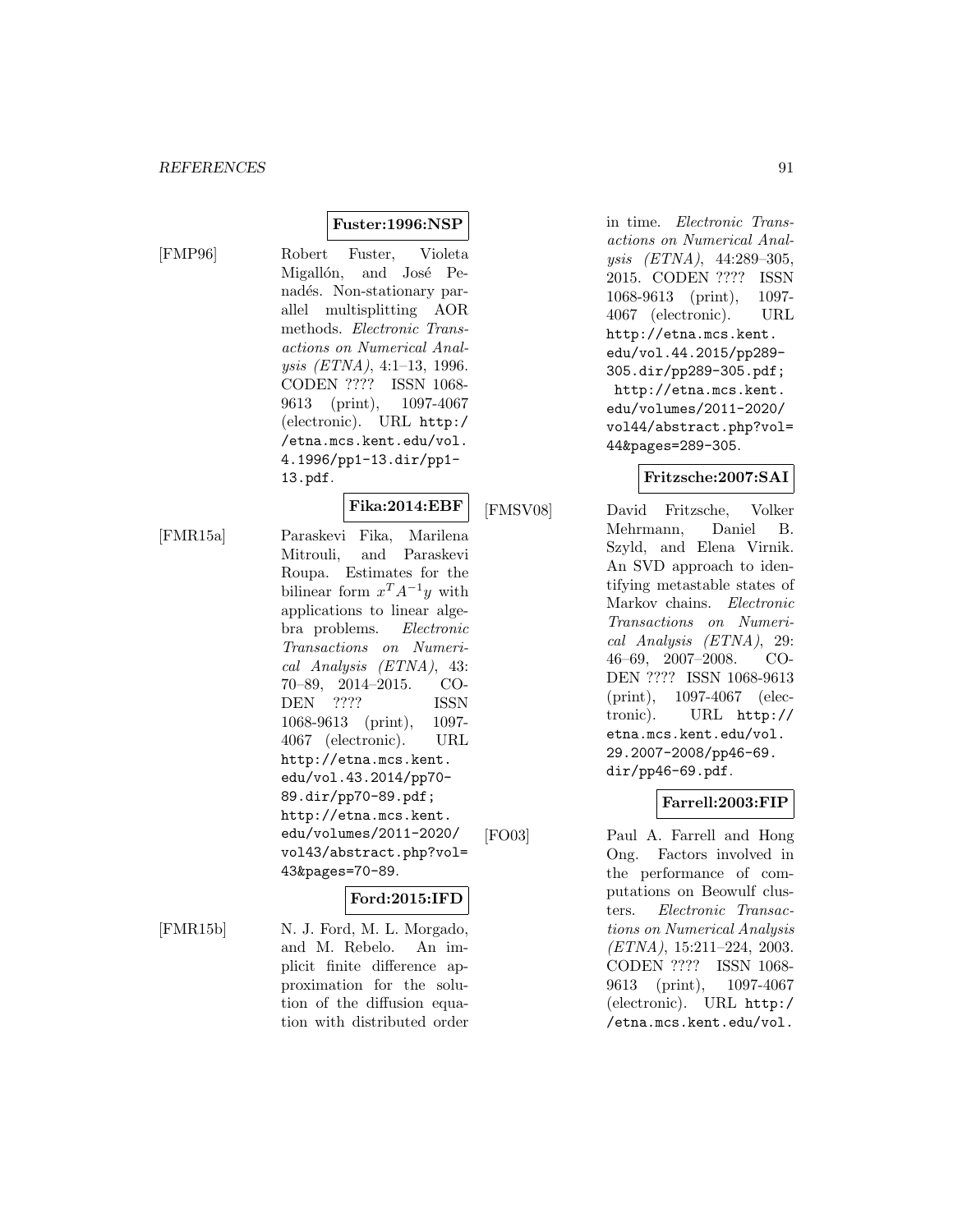**Fuster:1996:NSP**

[FMP96] Robert Fuster, Violeta Migallón, and José Penadés. Non-stationary parallel multisplitting AOR methods. *Electronic Transactions on Numerical Analysis (ETNA)*, 4:1–13, 1996. CODEN ???? ISSN 1068-9613 (print), 1097-4067 (electronic). URL http://etna.mcs.kent.edu/vol.4.1996/pp1-13.dir/pp1-13.pdf.

**Fika:2014:EBF**

[FMR15a] Paraskevi Fika, Marilena Mitrouli, and Paraskevi Roupa. Estimates for the bilinear form $x^T A^{-1} y$ with applications to linear algebra problems. *Electronic Transactions on Numerical Analysis (ETNA)*, 43: 70–89, 2014–2015. CODEN ???? ISSN 1068-9613 (print), 1097-4067 (electronic). URL http://etna.mcs.kent.edu/vol.43.2014/pp70-89.dir/pp70-89.pdf; http://etna.mcs.kent.edu/volumes/2011-2020/vol43/abstract.php?vol=43&pages=70-89.

**Ford:2015:IFD**

[FMR15b] N. J. Ford, M. L. Morgado, and M. Rebelo. An implicit finite difference approximation for the solution of the diffusion equation with distributed order in time. *Electronic Transactions on Numerical Analysis (ETNA)*, 44:289–305, 2015. CODEN ???? ISSN 1068-9613 (print), 1097-4067 (electronic). URL http://etna.mcs.kent.edu/vol.44.2015/pp289-305.dir/pp289-305.pdf; http://etna.mcs.kent.edu/volumes/2011-2020/vol44/abstract.php?vol=44&pages=289-305.

**Fritzsche:2007:SAI**

[FMSV08] David Fritzsche, Volker Mehrmann, Daniel B. Szyld, and Elena Virnik. An SVD approach to identifying metastable states of Markov chains. *Electronic Transactions on Numerical Analysis (ETNA)*, 29: 46–69, 2007–2008. CODEN ???? ISSN 1068-9613 (print), 1097-4067 (electronic). URL http://etna.mcs.kent.edu/vol.29.2007-2008/pp46-69.dir/pp46-69.pdf.

**Farrell:2003:FIP**

[FO03] Paul A. Farrell and Hong Ong. Factors involved in the performance of computations on Beowulf clusters. *Electronic Transactions on Numerical Analysis (ETNA)*, 15:211–224, 2003. CODEN ???? ISSN 1068-9613 (print), 1097-4067 (electronic). URL http://etna.mcs.kent.edu/vol.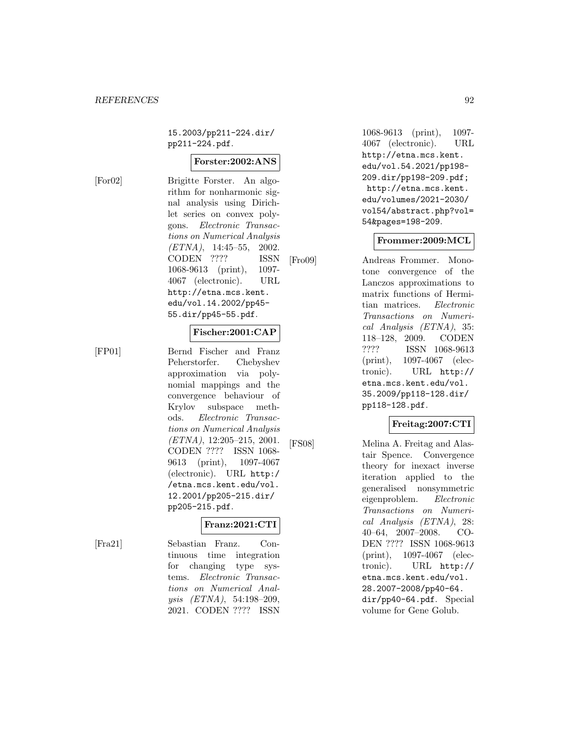15.2003/pp211-224.dir/pp211-224.pdf.

**Forster:2002:ANS**

[For02] Brigitte Forster. An algorithm for nonharmonic signal analysis using Dirichlet series on convex polygons. *Electronic Transactions on Numerical Analysis (ETNA)*, 14:45–55, 2002. CODEN ???? ISSN 1068-9613 (print), 1097-4067 (electronic). URL http://etna.mcs.kent.edu/vol.14.2002/pp45-55.dir/pp45-55.pdf.

**Fischer:2001:CAP**

[FP01] Bernd Fischer and Franz Peherstorfer. Chebyshev approximation via polynomial mappings and the convergence behaviour of Krylov subspace methods. *Electronic Transactions on Numerical Analysis (ETNA)*, 12:205–215, 2001. CODEN ???? ISSN 1068-9613 (print), 1097-4067 (electronic). URL http://etna.mcs.kent.edu/vol.12.2001/pp205-215.dir/pp205-215.pdf.

**Franz:2021:CTI**

[Fra21] Sebastian Franz. Continuous time integration for changing type systems. *Electronic Transactions on Numerical Analysis (ETNA)*, 54:198–209, 2021. CODEN ???? ISSN 1068-9613 (print), 1097-4067 (electronic). URL http://etna.mcs.kent.edu/vol.54.2021/pp198-209.dir/pp198-209.pdf; http://etna.mcs.kent.edu/volumes/2021-2030/vol54/abstract.php?vol=54&pages=198-209.

**Frommer:2009:MCL**

[Fro09] Andreas Frommer. Monotone convergence of the Lanczos approximations to matrix functions of Hermitian matrices. *Electronic Transactions on Numerical Analysis (ETNA)*, 35:118–128, 2009. CODEN ???? ISSN 1068-9613 (print), 1097-4067 (electronic). URL http://etna.mcs.kent.edu/vol.35.2009/pp118-128.dir/pp118-128.pdf.

**Freitag:2007:CTI**

[FS08] Melina A. Freitag and Alastair Spence. Convergence theory for inexact inverse iteration applied to the generalised nonsymmetric eigenproblem. *Electronic Transactions on Numerical Analysis (ETNA)*, 28:40–64, 2007–2008. CODEN ???? ISSN 1068-9613 (print), 1097-4067 (electronic). URL http://etna.mcs.kent.edu/vol.28.2007-2008/pp40-64.dir/pp40-64.pdf. Special volume for Gene Golub.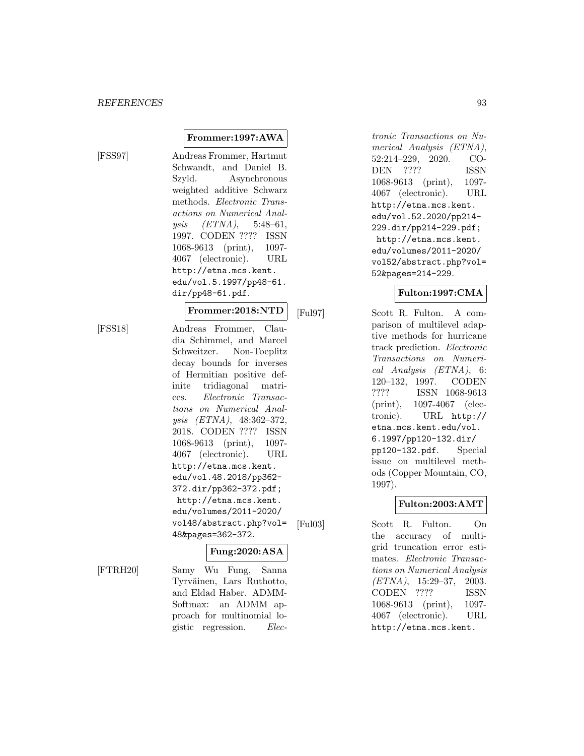**Frommer:1997:AWA**

[FSS97] Andreas Frommer, Hartmut Schwandt, and Daniel B. Szyld. Asynchronous weighted additive Schwarz methods. *Electronic Transactions on Numerical Analysis (ETNA)*, 5:48–61, 1997. CODEN ???? ISSN 1068-9613 (print), 1097-4067 (electronic). URL http://etna.mcs.kent.edu/vol.5.1997/pp48-61.dir/pp48-61.pdf.

**Frommer:2018:NTD**

[FSS18] Andreas Frommer, Claudia Schimmel, and Marcel Schweitzer. Non-Toeplitz decay bounds for inverses of Hermitian positive definite tridiagonal matrices. *Electronic Transactions on Numerical Analysis (ETNA)*, 48:362–372, 2018. CODEN ???? ISSN 1068-9613 (print), 1097-4067 (electronic). URL http://etna.mcs.kent.edu/vol.48.2018/pp362-372.dir/pp362-372.pdf; http://etna.mcs.kent.edu/volumes/2011-2020/vol48/abstract.php?vol=48&pages=362-372.

**Fung:2020:ASA**

[FTRH20] Samy Wu Fung, Sanna Tyrväinen, Lars Ruthotto, and Eldad Haber. ADMM-Softmax: an ADMM approach for multinomial logistic regression. *Electronic Transactions on Numerical Analysis (ETNA)*, 52:214–229, 2020. CODEN ???? ISSN 1068-9613 (print), 1097-4067 (electronic). URL http://etna.mcs.kent.edu/vol.52.2020/pp214-229.dir/pp214-229.pdf; http://etna.mcs.kent.edu/volumes/2011-2020/vol52/abstract.php?vol=52&pages=214-229.

**Fulton:1997:CMA**

[Ful97] Scott R. Fulton. A comparison of multilevel adaptive methods for hurricane track prediction. *Electronic Transactions on Numerical Analysis (ETNA)*, 6:120–132, 1997. CODEN ???? ISSN 1068-9613 (print), 1097-4067 (electronic). URL http://etna.mcs.kent.edu/vol.6.1997/pp120-132.dir/pp120-132.pdf. Special issue on multilevel methods (Copper Mountain, CO, 1997).

**Fulton:2003:AMT**

[Ful03] Scott R. Fulton. On the accuracy of multigrid truncation error estimates. *Electronic Transactions on Numerical Analysis (ETNA)*, 15:29–37, 2003. CODEN ???? ISSN 1068-9613 (print), 1097-4067 (electronic). URL http://etna.mcs.kent.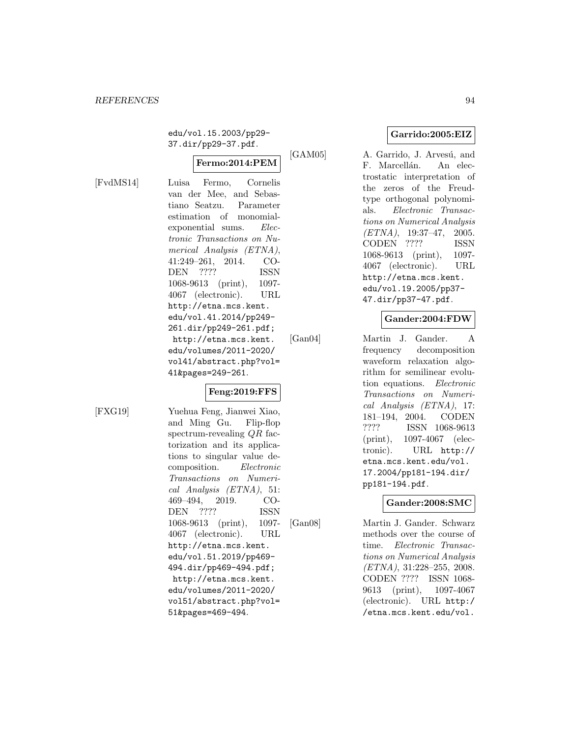edu/vol.15.2003/pp29-37.dir/pp29-37.pdf.

**Fermo:2014:PEM**

[FvdMS14] Luisa Fermo, Cornelis van der Mee, and Sebastiano Seatzu. Parameter estimation of monomial-exponential sums. *Electronic Transactions on Numerical Analysis (ETNA)*, 41:249–261, 2014. CODEN ???? ISSN 1068-9613 (print), 1097-4067 (electronic). URL http://etna.mcs.kent.edu/vol.41.2014/pp249-261.dir/pp249-261.pdf; http://etna.mcs.kent.edu/volumes/2011-2020/vol41/abstract.php?vol=41&pages=249-261.

**Feng:2019:FFS**

[FXG19] Yuehua Feng, Jianwei Xiao, and Ming Gu. Flip-flop spectrum-revealing $QR$ factorization and its applications to singular value decomposition. *Electronic Transactions on Numerical Analysis (ETNA)*, 51: 469–494, 2019. CODEN ???? ISSN 1068-9613 (print), 1097-4067 (electronic). URL http://etna.mcs.kent.edu/vol.51.2019/pp469-494.dir/pp469-494.pdf; http://etna.mcs.kent.edu/volumes/2011-2020/vol51/abstract.php?vol=51&pages=469-494.

**Garrido:2005:EIZ**

[GAM05] A. Garrido, J. Arvesú, and F. Marcellán. An electrostatic interpretation of the zeros of the Freud-type orthogonal polynomials. *Electronic Transactions on Numerical Analysis (ETNA)*, 19:37–47, 2005. CODEN ???? ISSN 1068-9613 (print), 1097-4067 (electronic). URL http://etna.mcs.kent.edu/vol.19.2005/pp37-47.dir/pp37-47.pdf.

**Gander:2004:FDW**

[Gan04] Martin J. Gander. A frequency decomposition waveform relaxation algorithm for semilinear evolution equations. *Electronic Transactions on Numerical Analysis (ETNA)*, 17: 181–194, 2004. CODEN ???? ISSN 1068-9613 (print), 1097-4067 (electronic). URL http://etna.mcs.kent.edu/vol.17.2004/pp181-194.dir/pp181-194.pdf.

**Gander:2008:SMC**

[Gan08] Martin J. Gander. Schwarz methods over the course of time. *Electronic Transactions on Numerical Analysis (ETNA)*, 31:228–255, 2008. CODEN ???? ISSN 1068-9613 (print), 1097-4067 (electronic). URL http://etna.mcs.kent.edu/vol.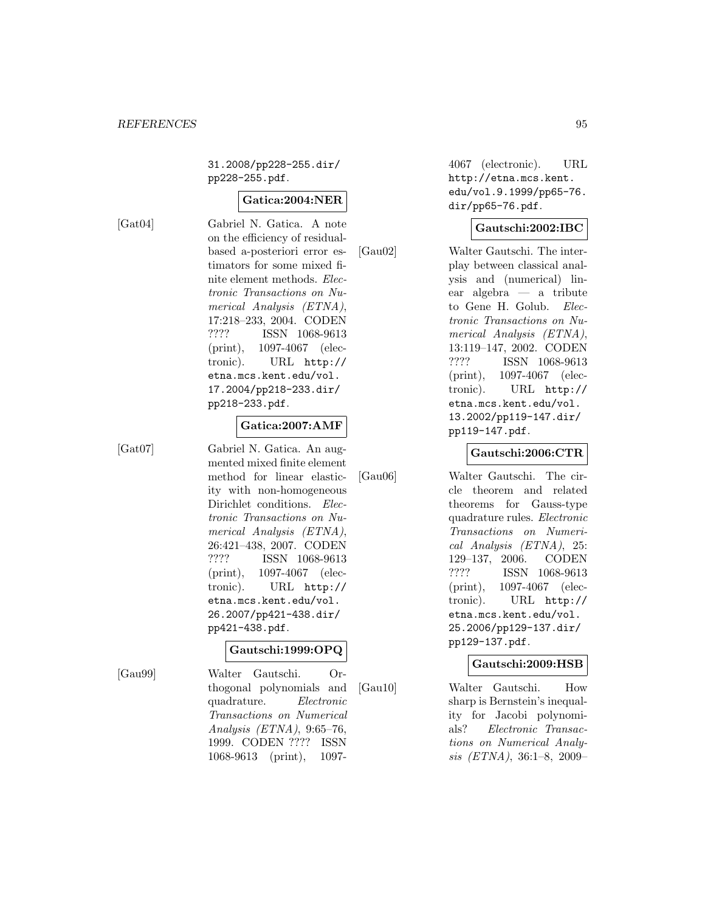31.2008/pp228-255.dir/pp228-255.pdf.

**Gatica:2004:NER**

[Gat04] Gabriel N. Gatica. A note on the efficiency of residual-based a-posteriori error estimators for some mixed finite element methods. *Electronic Transactions on Numerical Analysis (ETNA)*, 17:218–233, 2004. CODEN ???? ISSN 1068-9613 (print), 1097-4067 (electronic). URL http://etna.mcs.kent.edu/vol.17.2004/pp218-233.dir/pp218-233.pdf.

**Gatica:2007:AMF**

[Gat07] Gabriel N. Gatica. An augmented mixed finite element method for linear elasticity with non-homogeneous Dirichlet conditions. *Electronic Transactions on Numerical Analysis (ETNA)*, 26:421–438, 2007. CODEN ???? ISSN 1068-9613 (print), 1097-4067 (electronic). URL http://etna.mcs.kent.edu/vol.26.2007/pp421-438.dir/pp421-438.pdf.

**Gautschi:1999:OPQ**

[Gau99] Walter Gautschi. Orthogonal polynomials and quadrature. *Electronic Transactions on Numerical Analysis (ETNA)*, 9:65–76, 1999. CODEN ???? ISSN 1068-9613 (print), 1097-4067 (electronic). URL http://etna.mcs.kent.edu/vol.9.1999/pp65-76.dir/pp65-76.pdf.

**Gautschi:2002:IBC**

[Gau02] Walter Gautschi. The interplay between classical analysis and (numerical) linear algebra — a tribute to Gene H. Golub. *Electronic Transactions on Numerical Analysis (ETNA)*, 13:119–147, 2002. CODEN ???? ISSN 1068-9613 (print), 1097-4067 (electronic). URL http://etna.mcs.kent.edu/vol.13.2002/pp119-147.dir/pp119-147.pdf.

**Gautschi:2006:CTR**

[Gau06] Walter Gautschi. The circle theorem and related theorems for Gauss-type quadrature rules. *Electronic Transactions on Numerical Analysis (ETNA)*, 25:129–137, 2006. CODEN ???? ISSN 1068-9613 (print), 1097-4067 (electronic). URL http://etna.mcs.kent.edu/vol.25.2006/pp129-137.dir/pp129-137.pdf.

**Gautschi:2009:HSB**

[Gau10] Walter Gautschi. How sharp is Bernstein's inequality for Jacobi polynomials? *Electronic Transactions on Numerical Analysis (ETNA)*, 36:1–8, 2009–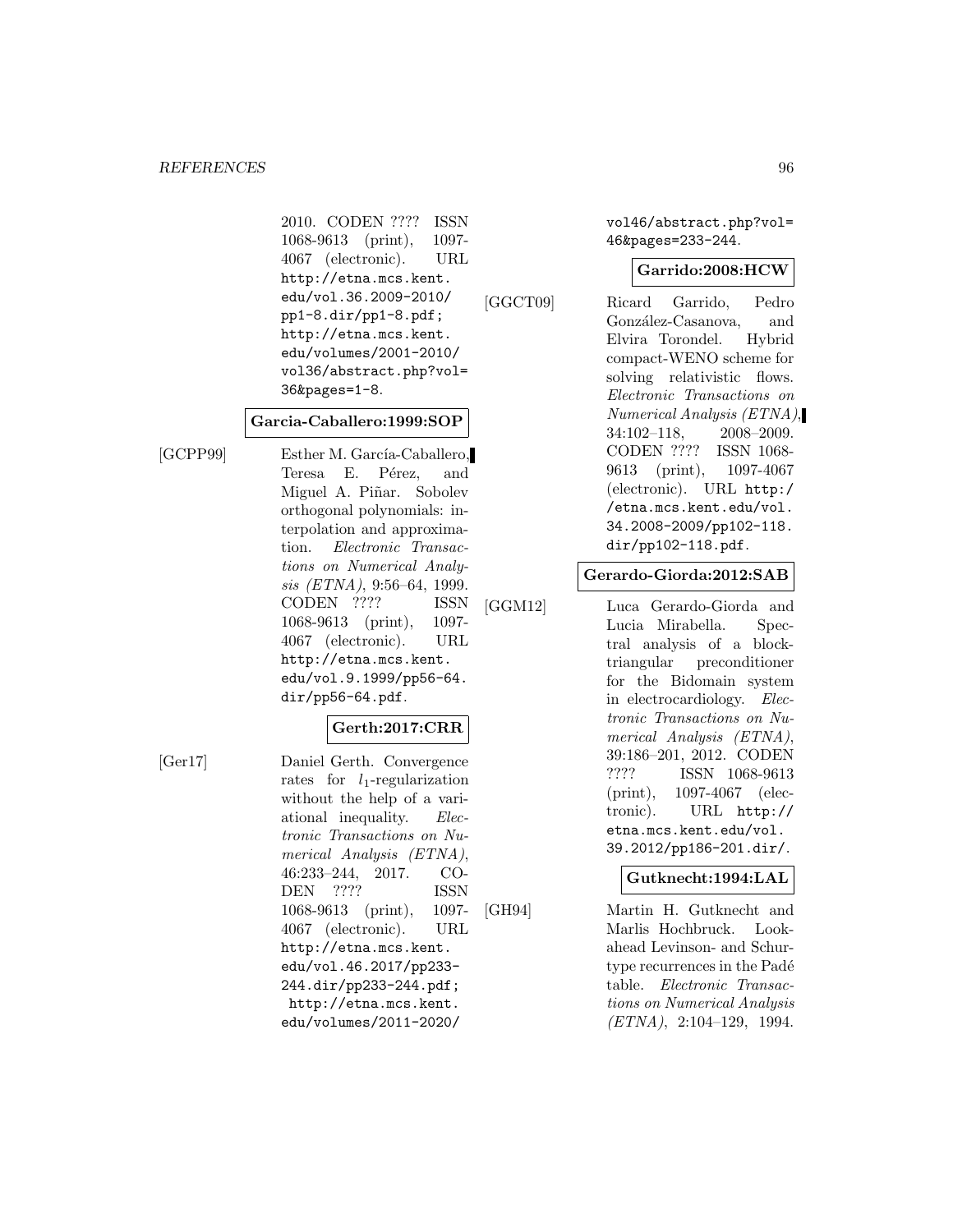2010. CODEN ???? ISSN 1068-9613 (print), 1097-4067 (electronic). URL http://etna.mcs.kent.edu/vol.36.2009-2010/pp1-8.dir/pp1-8.pdf; http://etna.mcs.kent.edu/volumes/2001-2010/vol36/abstract.php?vol=36&pages=1-8.

**Garcia-Caballero:1999:SOP**

[GCPP99] Esther M. García-Caballero, Teresa E. Pérez, and Miguel A. Piñar. Sobolev orthogonal polynomials: interpolation and approximation. *Electronic Transactions on Numerical Analysis (ETNA)*, 9:56–64, 1999. CODEN ???? ISSN 1068-9613 (print), 1097-4067 (electronic). URL http://etna.mcs.kent.edu/vol.9.1999/pp56-64.dir/pp56-64.pdf.

**Gerth:2017:CRR**

[Ger17] Daniel Gerth. Convergence rates for $l_1$-regularization without the help of a variational inequality. *Electronic Transactions on Numerical Analysis (ETNA)*, 46:233–244, 2017. CODEN ???? ISSN 1068-9613 (print), 1097-4067 (electronic). URL http://etna.mcs.kent.edu/vol.46.2017/pp233-244.dir/pp233-244.pdf; http://etna.mcs.kent.edu/volumes/2011-2020/vol46/abstract.php?vol=46&pages=233-244.

**Garrido:2008:HCW**

[GGCT09] Ricard Garrido, Pedro González-Casanova, and Elvira Torondel. Hybrid compact-WENO scheme for solving relativistic flows. *Electronic Transactions on Numerical Analysis (ETNA)*, 34:102–118, 2008–2009. CODEN ???? ISSN 1068-9613 (print), 1097-4067 (electronic). URL http://etna.mcs.kent.edu/vol.34.2008-2009/pp102-118.dir/pp102-118.pdf.

**Gerardo-Giorda:2012:SAB**

[GGM12] Luca Gerardo-Giorda and Lucia Mirabella. Spectral analysis of a block-triangular preconditioner for the Bidomain system in electrocardiology. *Electronic Transactions on Numerical Analysis (ETNA)*, 39:186–201, 2012. CODEN ???? ISSN 1068-9613 (print), 1097-4067 (electronic). URL http://etna.mcs.kent.edu/vol.39.2012/pp186-201.dir/.

**Gutknecht:1994:LAL**

[GH94] Martin H. Gutknecht and Marlis Hochbruck. Look-ahead Levinson- and Schur-type recurrences in the Padé table. *Electronic Transactions on Numerical Analysis (ETNA)*, 2:104–129, 1994.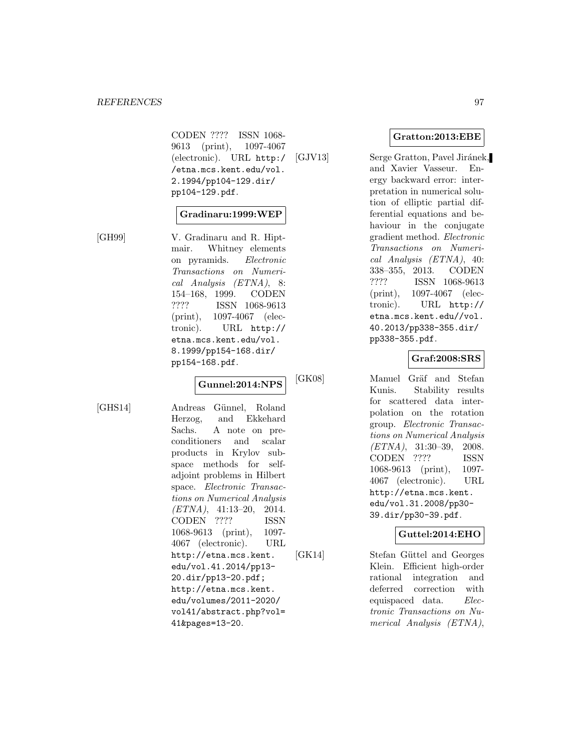CODEN ???? ISSN 1068-9613 (print), 1097-4067 (electronic). URL http://etna.mcs.kent.edu/vol.2.1994/pp104-129.dir/pp104-129.pdf.

**Gradinaru:1999:WEP**

[GH99] V. Gradinaru and R. Hiptmair. Whitney elements on pyramids. *Electronic Transactions on Numerical Analysis (ETNA)*, 8: 154–168, 1999. CODEN ???? ISSN 1068-9613 (print), 1097-4067 (electronic). URL http://etna.mcs.kent.edu/vol.8.1999/pp154-168.dir/pp154-168.pdf.

**Gunnel:2014:NPS**

[GHS14] Andreas Günnel, Roland Herzog, and Ekkehard Sachs. A note on preconditioners and scalar products in Krylov subspace methods for self-adjoint problems in Hilbert space. *Electronic Transactions on Numerical Analysis (ETNA)*, 41:13–20, 2014. CODEN ???? ISSN 1068-9613 (print), 1097-4067 (electronic). URL http://etna.mcs.kent.edu/vol.41.2014/pp13-20.dir/pp13-20.pdf; http://etna.mcs.kent.edu/volumes/2011-2020/vol41/abstract.php?vol=41&pages=13-20.

**Gratton:2013:EBE**

[GJV13] Serge Gratton, Pavel Jiránek, and Xavier Vasseur. Energy backward error: interpretation in numerical solution of elliptic partial differential equations and behaviour in the conjugate gradient method. *Electronic Transactions on Numerical Analysis (ETNA)*, 40: 338–355, 2013. CODEN ???? ISSN 1068-9613 (print), 1097-4067 (electronic). URL http://etna.mcs.kent.edu//vol.40.2013/pp338-355.dir/pp338-355.pdf.

**Graf:2008:SRS**

[GK08] Manuel Gräf and Stefan Kunis. Stability results for scattered data interpolation on the rotation group. *Electronic Transactions on Numerical Analysis (ETNA)*, 31:30–39, 2008. CODEN ???? ISSN 1068-9613 (print), 1097-4067 (electronic). URL http://etna.mcs.kent.edu/vol.31.2008/pp30-39.dir/pp30-39.pdf.

**Guttel:2014:EHO**

[GK14] Stefan Güttel and Georges Klein. Efficient high-order rational integration and deferred correction with equispaced data. *Electronic Transactions on Numerical Analysis (ETNA)*,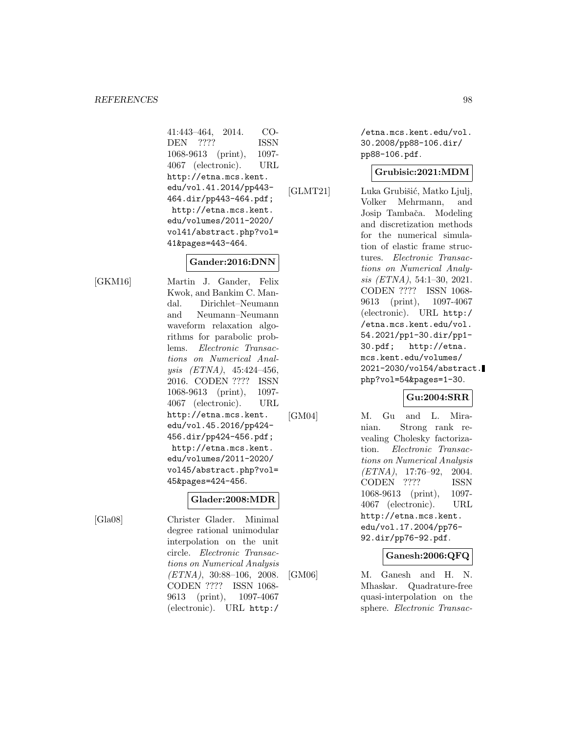41:443–464, 2014. CODEN ???? ISSN 1068-9613 (print), 1097-4067 (electronic). URL http://etna.mcs.kent.edu/vol.41.2014/pp443-464.dir/pp443-464.pdf; http://etna.mcs.kent.edu/volumes/2011-2020/vol41/abstract.php?vol=41&pages=443-464.

**Gander:2016:DNN**

[GKM16] Martin J. Gander, Felix Kwok, and Bankim C. Mandal. Dirichlet–Neumann and Neumann–Neumann waveform relaxation algorithms for parabolic problems. *Electronic Transactions on Numerical Analysis (ETNA)*, 45:424–456, 2016. CODEN ???? ISSN 1068-9613 (print), 1097-4067 (electronic). URL http://etna.mcs.kent.edu/vol.45.2016/pp424-456.dir/pp424-456.pdf; http://etna.mcs.kent.edu/volumes/2011-2020/vol45/abstract.php?vol=45&pages=424-456.

**Glader:2008:MDR**

[Gla08] Christer Glader. Minimal degree rational unimodular interpolation on the unit circle. *Electronic Transactions on Numerical Analysis (ETNA)*, 30:88–106, 2008. CODEN ???? ISSN 1068-9613 (print), 1097-4067 (electronic). URL http://etna.mcs.kent.edu/vol.30.2008/pp88-106.dir/pp88-106.pdf.

**Grubisic:2021:MDM**

[GLMT21] Luka Grubišić, Matko Ljulj, Volker Mehrmann, and Josip Tambača. Modeling and discretization methods for the numerical simulation of elastic frame structures. *Electronic Transactions on Numerical Analysis (ETNA)*, 54:1–30, 2021. CODEN ???? ISSN 1068-9613 (print), 1097-4067 (electronic). URL http://etna.mcs.kent.edu/vol.54.2021/pp1-30.dir/pp1-30.pdf; http://etna.mcs.kent.edu/volumes/2021-2030/vol54/abstract.php?vol=54&pages=1-30.

**Gu:2004:SRR**

[GM04] M. Gu and L. Miranian. Strong rank revealing Cholesky factorization. *Electronic Transactions on Numerical Analysis (ETNA)*, 17:76–92, 2004. CODEN ???? ISSN 1068-9613 (print), 1097-4067 (electronic). URL http://etna.mcs.kent.edu/vol.17.2004/pp76-92.dir/pp76-92.pdf.

**Ganesh:2006:QFQ**

[GM06] M. Ganesh and H. N. Mhaskar. Quadrature-free quasi-interpolation on the sphere. *Electronic Transac-*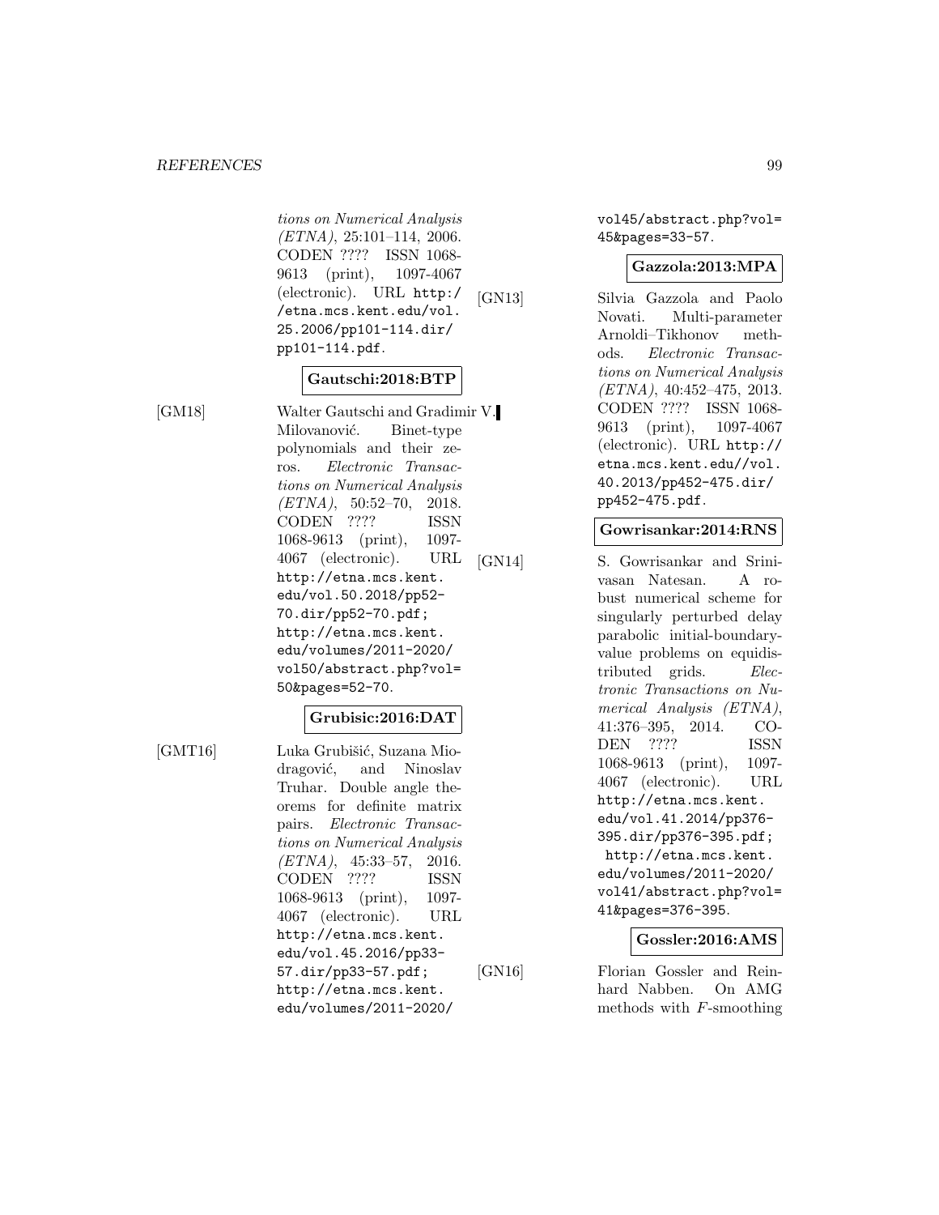tions on Numerical Analysis (ETNA), 25:101–114, 2006. CODEN ???? ISSN 1068-9613 (print), 1097-4067 (electronic). URL http://etna.mcs.kent.edu/vol.25.2006/pp101-114.dir/pp101-114.pdf.

**Gautschi:2018:BTP**

[GM18] Walter Gautschi and Gradimir V. Milovanović. Binet-type polynomials and their zeros. *Electronic Transactions on Numerical Analysis (ETNA)*, 50:52–70, 2018. CODEN ???? ISSN 1068-9613 (print), 1097-4067 (electronic). URL http://etna.mcs.kent.edu/vol.50.2018/pp52-70.dir/pp52-70.pdf; http://etna.mcs.kent.edu/volumes/2011-2020/vol50/abstract.php?vol=50&pages=52-70.

**Grubisic:2016:DAT**

[GMT16] Luka Grubišić, Suzana Miodragović, and Ninoslav Truhar. Double angle theorems for definite matrix pairs. *Electronic Transactions on Numerical Analysis (ETNA)*, 45:33–57, 2016. CODEN ???? ISSN 1068-9613 (print), 1097-4067 (electronic). URL http://etna.mcs.kent.edu/vol.45.2016/pp33-57.dir/pp33-57.pdf; http://etna.mcs.kent.edu/volumes/2011-2020/vol45/abstract.php?vol=45&pages=33-57.

**Gazzola:2013:MPA**

[GN13] Silvia Gazzola and Paolo Novati. Multi-parameter Arnoldi–Tikhonov methods. *Electronic Transactions on Numerical Analysis (ETNA)*, 40:452–475, 2013. CODEN ???? ISSN 1068-9613 (print), 1097-4067 (electronic). URL http://etna.mcs.kent.edu//vol.40.2013/pp452-475.dir/pp452-475.pdf.

**Gowrisankar:2014:RNS**

[GN14] S. Gowrisankar and Srinivasan Natesan. A robust numerical scheme for singularly perturbed delay parabolic initial-boundary-value problems on equidistributed grids. *Electronic Transactions on Numerical Analysis (ETNA)*, 41:376–395, 2014. CODEN ???? ISSN 1068-9613 (print), 1097-4067 (electronic). URL http://etna.mcs.kent.edu/vol.41.2014/pp376-395.dir/pp376-395.pdf; http://etna.mcs.kent.edu/volumes/2011-2020/vol41/abstract.php?vol=41&pages=376-395.

**Gossler:2016:AMS**

[GN16] Florian Gossler and Reinhard Nabben. On AMG methods with $F$-smoothing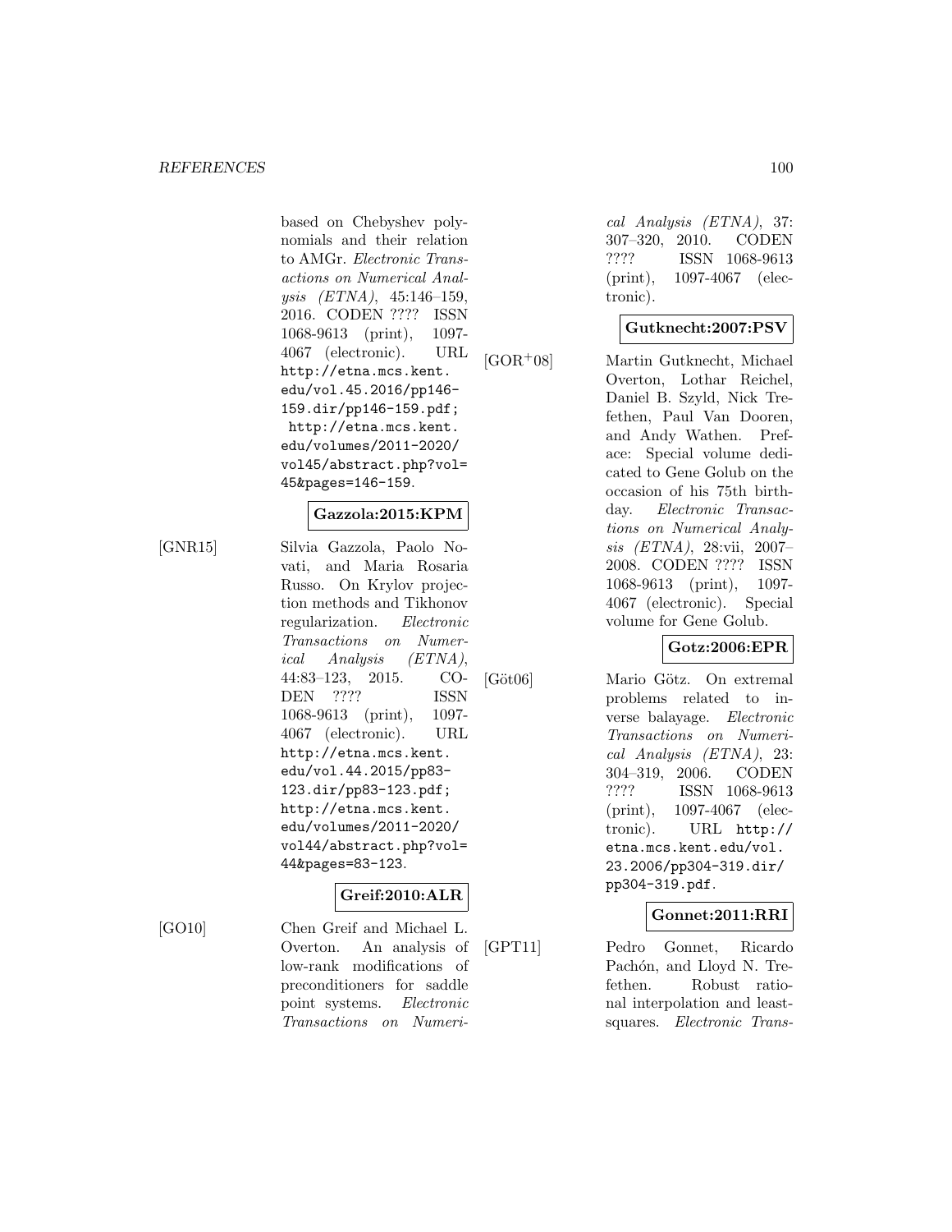based on Chebyshev polynomials and their relation to AMGr. *Electronic Transactions on Numerical Analysis (ETNA)*, 45:146–159, 2016. CODEN ???? ISSN 1068-9613 (print), 1097-4067 (electronic). URL http://etna.mcs.kent.edu/vol.45.2016/pp146-159.dir/pp146-159.pdf; http://etna.mcs.kent.edu/volumes/2011-2020/vol45/abstract.php?vol=45&pages=146-159.

**Gazzola:2015:KPM**

[GNR15] Silvia Gazzola, Paolo Novati, and Maria Rosaria Russo. On Krylov projection methods and Tikhonov regularization. *Electronic Transactions on Numerical Analysis (ETNA)*, 44:83–123, 2015. CODEN ???? ISSN 1068-9613 (print), 1097-4067 (electronic). URL http://etna.mcs.kent.edu/vol.44.2015/pp83-123.dir/pp83-123.pdf; http://etna.mcs.kent.edu/volumes/2011-2020/vol44/abstract.php?vol=44&pages=83-123.

**Greif:2010:ALR**

[GO10] Chen Greif and Michael L. Overton. An analysis of low-rank modifications of preconditioners for saddle point systems. *Electronic Transactions on Numerical Analysis (ETNA)*, 37:307–320, 2010. CODEN ???? ISSN 1068-9613 (print), 1097-4067 (electronic).

**Gutknecht:2007:PSV**

[GOR+08] Martin Gutknecht, Michael Overton, Lothar Reichel, Daniel B. Szyld, Nick Trefethen, Paul Van Dooren, and Andy Wathen. Preface: Special volume dedicated to Gene Golub on the occasion of his 75th birthday. *Electronic Transactions on Numerical Analysis (ETNA)*, 28:vii, 2007–2008. CODEN ???? ISSN 1068-9613 (print), 1097-4067 (electronic). Special volume for Gene Golub.

**Gotz:2006:EPR**

[Göt06] Mario Götz. On extremal problems related to inverse balayage. *Electronic Transactions on Numerical Analysis (ETNA)*, 23:304–319, 2006. CODEN ???? ISSN 1068-9613 (print), 1097-4067 (electronic). URL http://etna.mcs.kent.edu/vol.23.2006/pp304-319.dir/pp304-319.pdf.

**Gonnet:2011:RRI**

[GPT11] Pedro Gonnet, Ricardo Pachón, and Lloyd N. Trefethen. Robust rational interpolation and least-squares. *Electronic Trans-*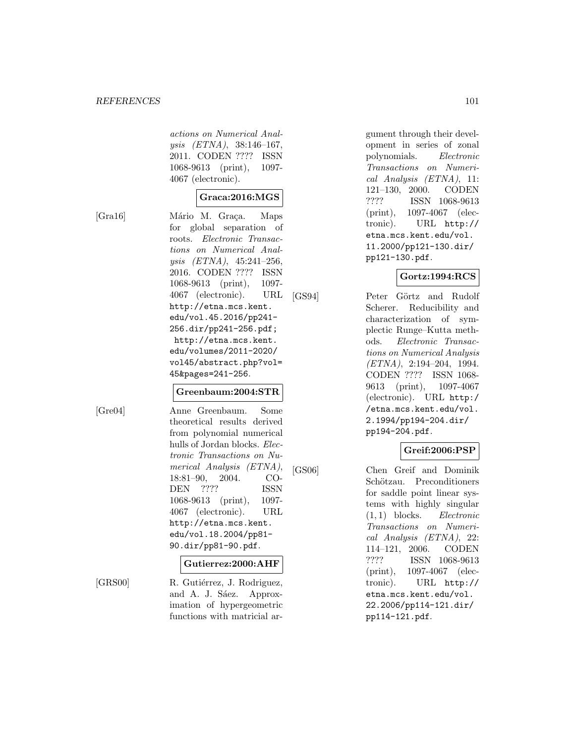actions on Numerical Analysis (ETNA)*, 38:146–167, 2011. CODEN ???? ISSN 1068-9613 (print), 1097-4067 (electronic).

**Graca:2016:MGS**

[Gra16] Mário M. Graça. Maps for global separation of roots. *Electronic Transactions on Numerical Analysis (ETNA)*, 45:241–256, 2016. CODEN ???? ISSN 1068-9613 (print), 1097-4067 (electronic). URL http://etna.mcs.kent.edu/vol.45.2016/pp241-256.dir/pp241-256.pdf; http://etna.mcs.kent.edu/volumes/2011-2020/vol45/abstract.php?vol=45&pages=241-256.

**Greenbaum:2004:STR**

[Gre04] Anne Greenbaum. Some theoretical results derived from polynomial numerical hulls of Jordan blocks. *Electronic Transactions on Numerical Analysis (ETNA)*, 18:81–90, 2004. CODEN ???? ISSN 1068-9613 (print), 1097-4067 (electronic). URL http://etna.mcs.kent.edu/vol.18.2004/pp81-90.dir/pp81-90.pdf.

**Gutierrez:2000:AHF**

[GRS00] R. Gutiérrez, J. Rodriguez, and A. J. Sáez. Approximation of hypergeometric functions with matricial argument through their development in series of zonal polynomials. *Electronic Transactions on Numerical Analysis (ETNA)*, 11: 121–130, 2000. CODEN ???? ISSN 1068-9613 (print), 1097-4067 (electronic). URL http://etna.mcs.kent.edu/vol.11.2000/pp121-130.dir/pp121-130.pdf.

**Gortz:1994:RCS**

[GS94] Peter Görtz and Rudolf Scherer. Reducibility and characterization of symplectic Runge–Kutta methods. *Electronic Transactions on Numerical Analysis (ETNA)*, 2:194–204, 1994. CODEN ???? ISSN 1068-9613 (print), 1097-4067 (electronic). URL http://etna.mcs.kent.edu/vol.2.1994/pp194-204.dir/pp194-204.pdf.

**Greif:2006:PSP**

[GS06] Chen Greif and Dominik Schötzau. Preconditioners for saddle point linear systems with highly singular $(1,1)$ blocks. *Electronic Transactions on Numerical Analysis (ETNA)*, 22: 114–121, 2006. CODEN ???? ISSN 1068-9613 (print), 1097-4067 (electronic). URL http://etna.mcs.kent.edu/vol.22.2006/pp114-121.dir/pp114-121.pdf.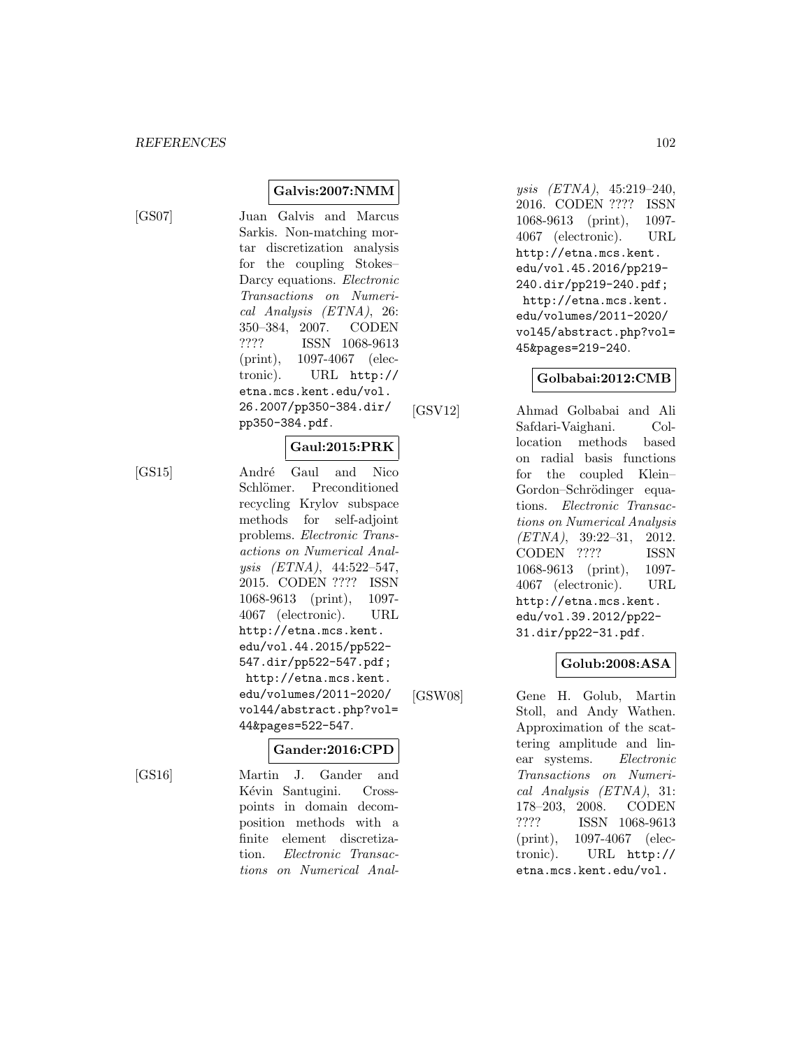**Galvis:2007:NMM**

[GS07] Juan Galvis and Marcus Sarkis. Non-matching mortar discretization analysis for the coupling Stokes–Darcy equations. *Electronic Transactions on Numerical Analysis (ETNA)*, 26: 350–384, 2007. CODEN ???? ISSN 1068-9613 (print), 1097-4067 (electronic). URL http://etna.mcs.kent.edu/vol.26.2007/pp350-384.dir/pp350-384.pdf.

**Gaul:2015:PRK**

[GS15] André Gaul and Nico Schlömer. Preconditioned recycling Krylov subspace methods for self-adjoint problems. *Electronic Transactions on Numerical Analysis (ETNA)*, 44:522–547, 2015. CODEN ???? ISSN 1068-9613 (print), 1097-4067 (electronic). URL http://etna.mcs.kent.edu/vol.44.2015/pp522-547.dir/pp522-547.pdf; http://etna.mcs.kent.edu/volumes/2011-2020/vol44/abstract.php?vol=44&pages=522-547.

**Gander:2016:CPD**

[GS16] Martin J. Gander and Kévin Santugini. Cross-points in domain decomposition methods with a finite element discretization. *Electronic Transactions on Numerical Analysis (ETNA)*, 45:219–240, 2016. CODEN ???? ISSN 1068-9613 (print), 1097-4067 (electronic). URL http://etna.mcs.kent.edu/vol.45.2016/pp219-240.dir/pp219-240.pdf; http://etna.mcs.kent.edu/volumes/2011-2020/vol45/abstract.php?vol=45&pages=219-240.

**Golbabai:2012:CMB**

[GSV12] Ahmad Golbabai and Ali Safdari-Vaighani. Collocation methods based on radial basis functions for the coupled Klein–Gordon–Schrödinger equations. *Electronic Transactions on Numerical Analysis (ETNA)*, 39:22–31, 2012. CODEN ???? ISSN 1068-9613 (print), 1097-4067 (electronic). URL http://etna.mcs.kent.edu/vol.39.2012/pp22-31.dir/pp22-31.pdf.

**Golub:2008:ASA**

[GSW08] Gene H. Golub, Martin Stoll, and Andy Wathen. Approximation of the scattering amplitude and linear systems. *Electronic Transactions on Numerical Analysis (ETNA)*, 31: 178–203, 2008. CODEN ???? ISSN 1068-9613 (print), 1097-4067 (electronic). URL http://etna.mcs.kent.edu/vol.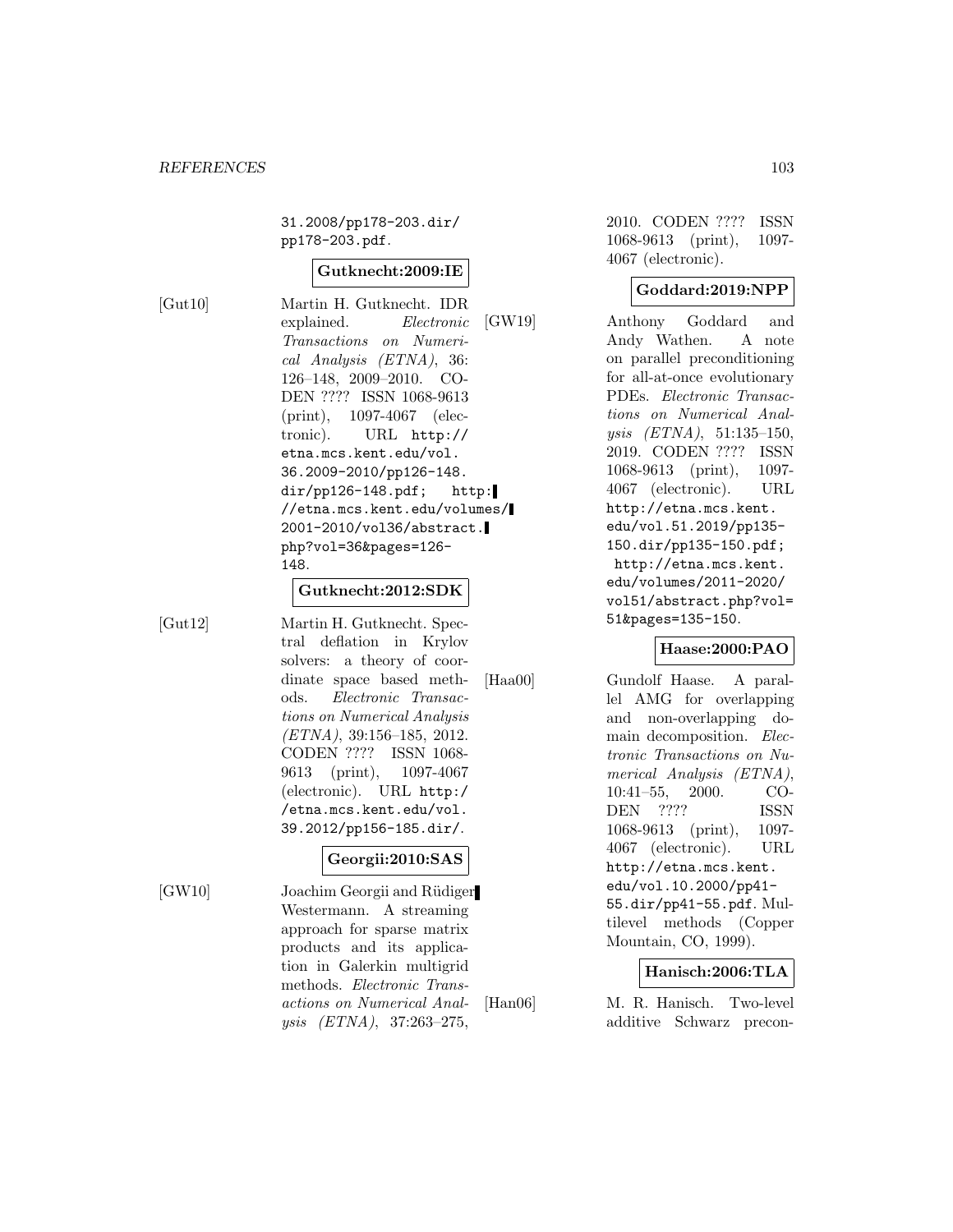31.2008/pp178-203.dir/pp178-203.pdf.

**Gutknecht:2009:IE**

[Gut10] Martin H. Gutknecht. IDR explained. *Electronic Transactions on Numerical Analysis (ETNA)*, 36: 126–148, 2009–2010. CODEN ???? ISSN 1068-9613 (print), 1097-4067 (electronic). URL http://etna.mcs.kent.edu/vol.36.2009-2010/pp126-148.dir/pp126-148.pdf; http://etna.mcs.kent.edu/volumes/2001-2010/vol36/abstract.php?vol=36&pages=126-148.

**Gutknecht:2012:SDK**

[Gut12] Martin H. Gutknecht. Spectral deflation in Krylov solvers: a theory of coordinate space based methods. *Electronic Transactions on Numerical Analysis (ETNA)*, 39:156–185, 2012. CODEN ???? ISSN 1068-9613 (print), 1097-4067 (electronic). URL http://etna.mcs.kent.edu/vol.39.2012/pp156-185.dir/.

**Georgii:2010:SAS**

[GW10] Joachim Georgii and Rüdiger Westermann. A streaming approach for sparse matrix products and its application in Galerkin multigrid methods. *Electronic Transactions on Numerical Analysis (ETNA)*, 37:263–275, 2010. CODEN ???? ISSN 1068-9613 (print), 1097-4067 (electronic).

**Goddard:2019:NPP**

[GW19] Anthony Goddard and Andy Wathen. A note on parallel preconditioning for all-at-once evolutionary PDEs. *Electronic Transactions on Numerical Analysis (ETNA)*, 51:135–150, 2019. CODEN ???? ISSN 1068-9613 (print), 1097-4067 (electronic). URL http://etna.mcs.kent.edu/vol.51.2019/pp135-150.dir/pp135-150.pdf; http://etna.mcs.kent.edu/volumes/2011-2020/vol51/abstract.php?vol=51&pages=135-150.

**Haase:2000:PAO**

[Haa00] Gundolf Haase. A parallel AMG for overlapping and non-overlapping domain decomposition. *Electronic Transactions on Numerical Analysis (ETNA)*, 10:41–55, 2000. CODEN ???? ISSN 1068-9613 (print), 1097-4067 (electronic). URL http://etna.mcs.kent.edu/vol.10.2000/pp41-55.dir/pp41-55.pdf. Multilevel methods (Copper Mountain, CO, 1999).

**Hanisch:2006:TLA**

[Han06] M. R. Hanisch. Two-level additive Schwarz precon-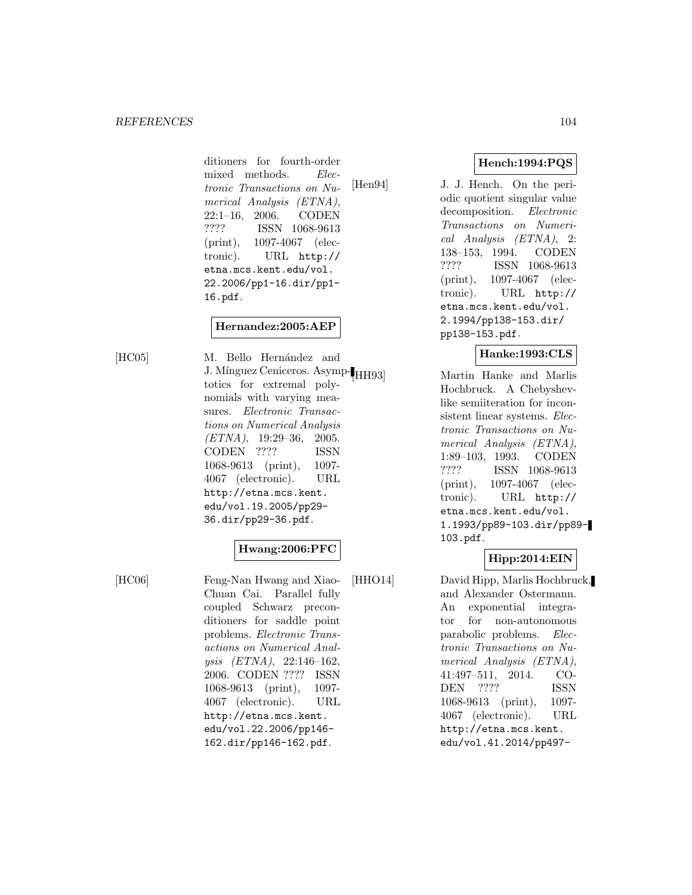ditioners for fourth-order mixed methods. *Electronic Transactions on Numerical Analysis (ETNA)*, 22:1–16, 2006. CODEN ???? ISSN 1068-9613 (print), 1097-4067 (electronic). URL http://etna.mcs.kent.edu/vol.22.2006/pp1-16.dir/pp1-16.pdf.

**Hernandez:2005:AEP**

[HC05] M. Bello Hernández and J. Mínguez Ceniceros. Asymptotics for extremal polynomials with varying measures. *Electronic Transactions on Numerical Analysis (ETNA)*, 19:29–36, 2005. CODEN ???? ISSN 1068-9613 (print), 1097-4067 (electronic). URL http://etna.mcs.kent.edu/vol.19.2005/pp29-36.dir/pp29-36.pdf.

**Hwang:2006:PFC**

[HC06] Feng-Nan Hwang and Xiao-Chuan Cai. Parallel fully coupled Schwarz preconditioners for saddle point problems. *Electronic Transactions on Numerical Analysis (ETNA)*, 22:146–162, 2006. CODEN ???? ISSN 1068-9613 (print), 1097-4067 (electronic). URL http://etna.mcs.kent.edu/vol.22.2006/pp146-162.dir/pp146-162.pdf.

**Hench:1994:PQS**

[Hen94] J. J. Hench. On the periodic quotient singular value decomposition. *Electronic Transactions on Numerical Analysis (ETNA)*, 2:138–153, 1994. CODEN ???? ISSN 1068-9613 (print), 1097-4067 (electronic). URL http://etna.mcs.kent.edu/vol.2.1994/pp138-153.dir/pp138-153.pdf.

**Hanke:1993:CLS**

[HH93] Martin Hanke and Marlis Hochbruck. A Chebyshev-like semiiteration for inconsistent linear systems. *Electronic Transactions on Numerical Analysis (ETNA)*, 1:89–103, 1993. CODEN ???? ISSN 1068-9613 (print), 1097-4067 (electronic). URL http://etna.mcs.kent.edu/vol.1.1993/pp89-103.dir/pp89-103.pdf.

**Hipp:2014:EIN**

[HHO14] David Hipp, Marlis Hochbruck, and Alexander Ostermann. An exponential integrator for non-autonomous parabolic problems. *Electronic Transactions on Numerical Analysis (ETNA)*, 41:497–511, 2014. CODEN ???? ISSN 1068-9613 (print), 1097-4067 (electronic). URL http://etna.mcs.kent.edu/vol.41.2014/pp497-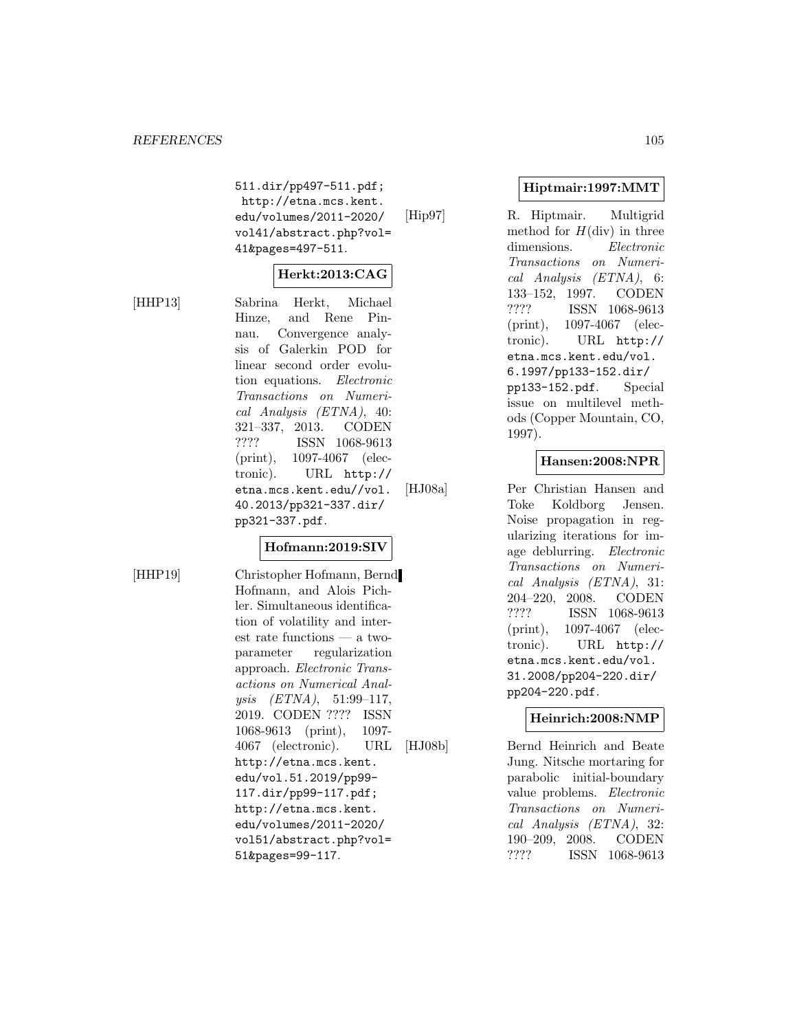511.dir/pp497-511.pdf; http://etna.mcs.kent.edu/volumes/2011-2020/vol41/abstract.php?vol=41&pages=497-511.

**Herkt:2013:CAG**

[HHP13] Sabrina Herkt, Michael Hinze, and Rene Pinnau. Convergence analysis of Galerkin POD for linear second order evolution equations. *Electronic Transactions on Numerical Analysis (ETNA)*, 40: 321–337, 2013. CODEN ???? ISSN 1068-9613 (print), 1097-4067 (electronic). URL http://etna.mcs.kent.edu//vol.40.2013/pp321-337.dir/pp321-337.pdf.

**Hofmann:2019:SIV**

[HHP19] Christopher Hofmann, Bernd Hofmann, and Alois Pichler. Simultaneous identification of volatility and interest rate functions — a two-parameter regularization approach. *Electronic Transactions on Numerical Analysis (ETNA)*, 51:99–117, 2019. CODEN ???? ISSN 1068-9613 (print), 1097-4067 (electronic). URL http://etna.mcs.kent.edu/vol.51.2019/pp99-117.dir/pp99-117.pdf; http://etna.mcs.kent.edu/volumes/2011-2020/vol51/abstract.php?vol=51&pages=99-117.

**Hiptmair:1997:MMT**

[Hip97] R. Hiptmair. Multigrid method for $H(\mathrm{div})$ in three dimensions. *Electronic Transactions on Numerical Analysis (ETNA)*, 6: 133–152, 1997. CODEN ???? ISSN 1068-9613 (print), 1097-4067 (electronic). URL http://etna.mcs.kent.edu/vol.6.1997/pp133-152.dir/pp133-152.pdf. Special issue on multilevel methods (Copper Mountain, CO, 1997).

**Hansen:2008:NPR**

[HJ08a] Per Christian Hansen and Toke Koldborg Jensen. Noise propagation in regularizing iterations for image deblurring. *Electronic Transactions on Numerical Analysis (ETNA)*, 31: 204–220, 2008. CODEN ???? ISSN 1068-9613 (print), 1097-4067 (electronic). URL http://etna.mcs.kent.edu/vol.31.2008/pp204-220.dir/pp204-220.pdf.

**Heinrich:2008:NMP**

[HJ08b] Bernd Heinrich and Beate Jung. Nitsche mortaring for parabolic initial-boundary value problems. *Electronic Transactions on Numerical Analysis (ETNA)*, 32: 190–209, 2008. CODEN ???? ISSN 1068-9613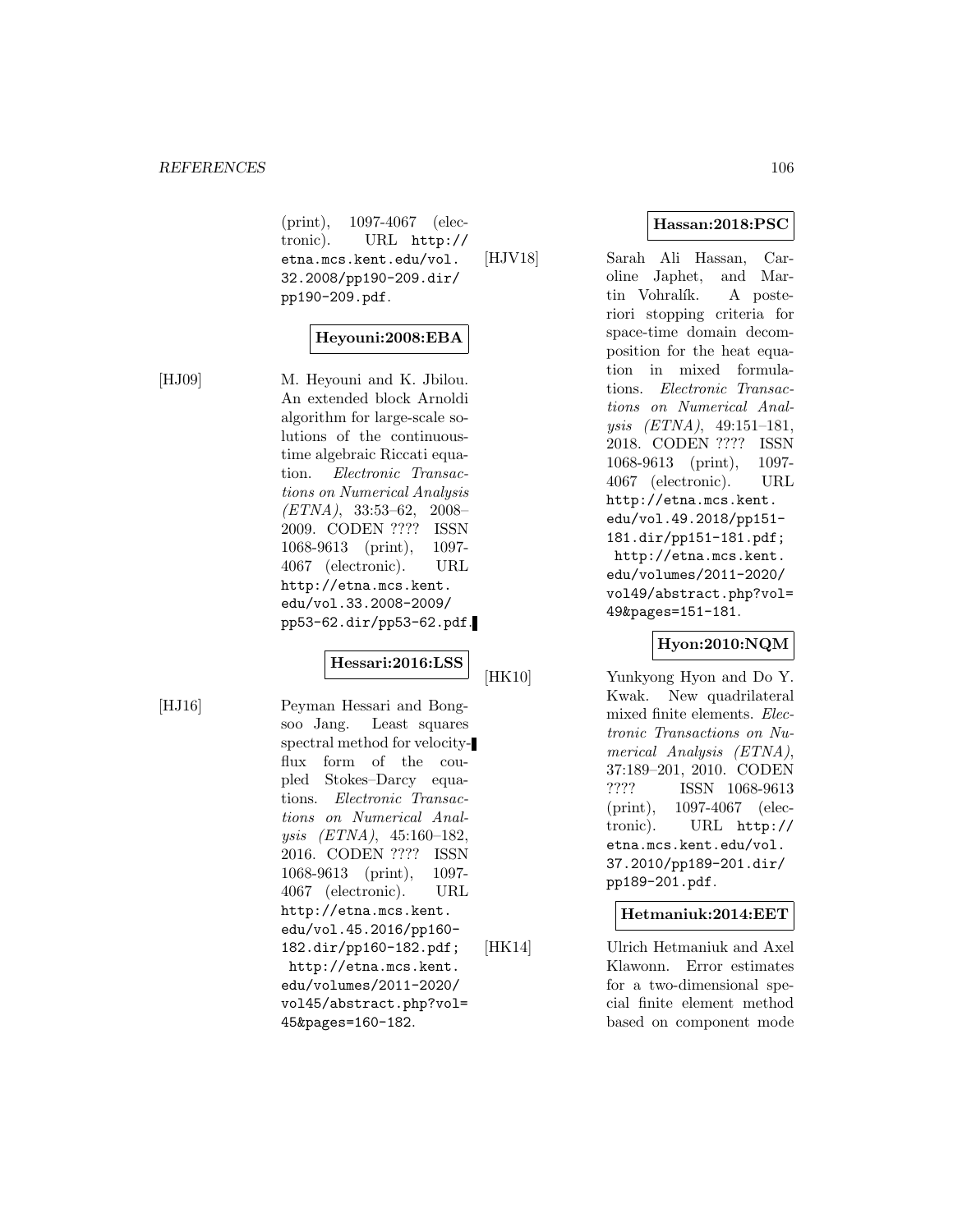(print), 1097-4067 (electronic). URL http://etna.mcs.kent.edu/vol.32.2008/pp190-209.dir/pp190-209.pdf.

**Heyouni:2008:EBA**

[HJ09] M. Heyouni and K. Jbilou. An extended block Arnoldi algorithm for large-scale solutions of the continuous-time algebraic Riccati equation. *Electronic Transactions on Numerical Analysis (ETNA)*, 33:53–62, 2008–2009. CODEN ???? ISSN 1068-9613 (print), 1097-4067 (electronic). URL http://etna.mcs.kent.edu/vol.33.2008-2009/pp53-62.dir/pp53-62.pdf.

**Hessari:2016:LSS**

[HJ16] Peyman Hessari and Bongsoo Jang. Least squares spectral method for velocity-flux form of the coupled Stokes–Darcy equations. *Electronic Transactions on Numerical Analysis (ETNA)*, 45:160–182, 2016. CODEN ???? ISSN 1068-9613 (print), 1097-4067 (electronic). URL http://etna.mcs.kent.edu/vol.45.2016/pp160-182.dir/pp160-182.pdf; http://etna.mcs.kent.edu/volumes/2011-2020/vol45/abstract.php?vol=45&pages=160-182.

**Hassan:2018:PSC**

[HJV18] Sarah Ali Hassan, Caroline Japhet, and Martin Vohralík. A posteriori stopping criteria for space-time domain decomposition for the heat equation in mixed formulations. *Electronic Transactions on Numerical Analysis (ETNA)*, 49:151–181, 2018. CODEN ???? ISSN 1068-9613 (print), 1097-4067 (electronic). URL http://etna.mcs.kent.edu/vol.49.2018/pp151-181.dir/pp151-181.pdf; http://etna.mcs.kent.edu/volumes/2011-2020/vol49/abstract.php?vol=49&pages=151-181.

**Hyon:2010:NQM**

[HK10] Yunkyong Hyon and Do Y. Kwak. New quadrilateral mixed finite elements. *Electronic Transactions on Numerical Analysis (ETNA)*, 37:189–201, 2010. CODEN ???? ISSN 1068-9613 (print), 1097-4067 (electronic). URL http://etna.mcs.kent.edu/vol.37.2010/pp189-201.dir/pp189-201.pdf.

**Hetmaniuk:2014:EET**

[HK14] Ulrich Hetmaniuk and Axel Klawonn. Error estimates for a two-dimensional special finite element method based on component mode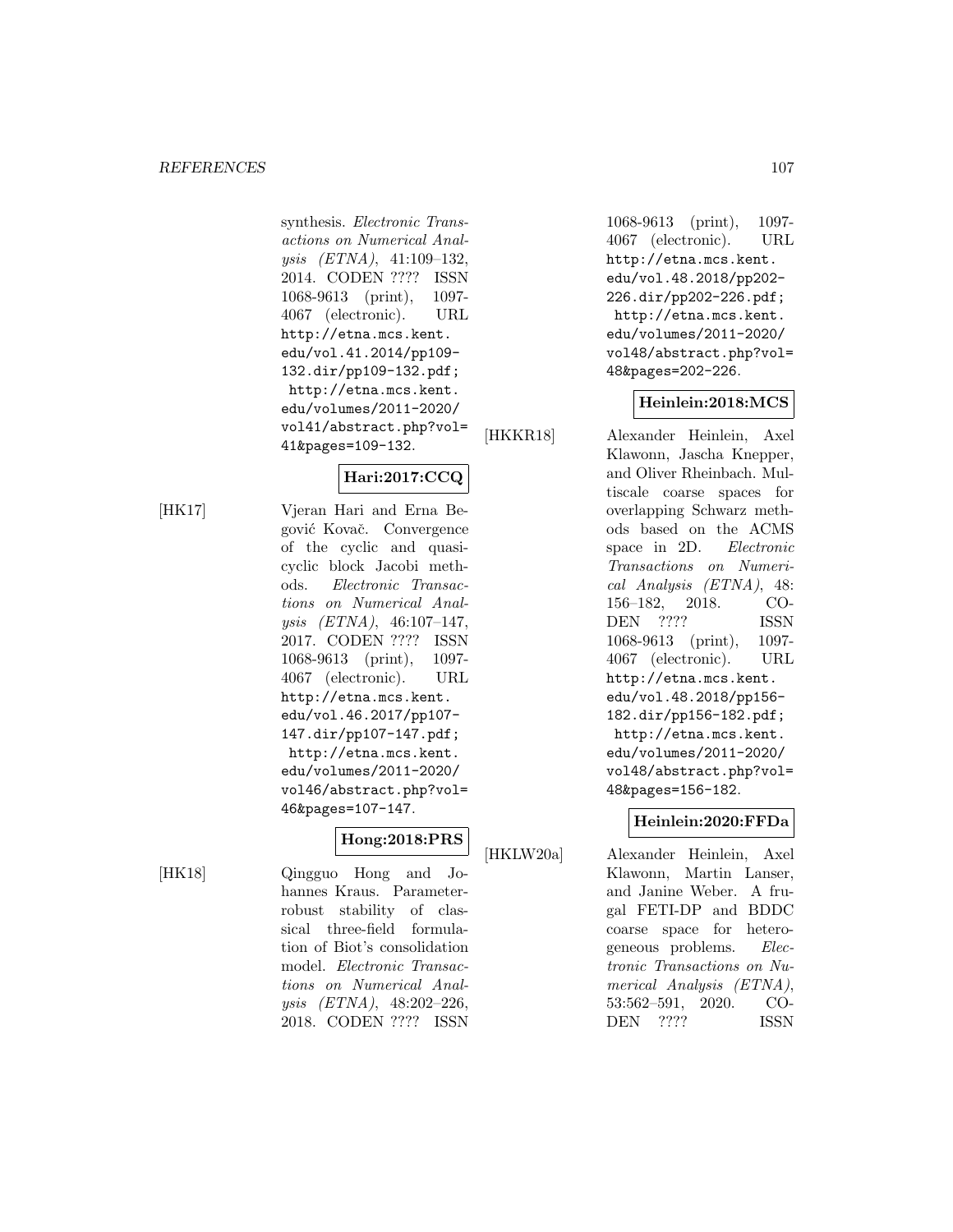synthesis. *Electronic Transactions on Numerical Analysis (ETNA)*, 41:109–132, 2014. CODEN ???? ISSN 1068-9613 (print), 1097-4067 (electronic). URL http://etna.mcs.kent.edu/vol.41.2014/pp109-132.dir/pp109-132.pdf; http://etna.mcs.kent.edu/volumes/2011-2020/vol41/abstract.php?vol=41&pages=109-132.

**Hari:2017:CCQ**

[HK17] Vjeran Hari and Erna Begović Kovač. Convergence of the cyclic and quasi-cyclic block Jacobi methods. *Electronic Transactions on Numerical Analysis (ETNA)*, 46:107–147, 2017. CODEN ???? ISSN 1068-9613 (print), 1097-4067 (electronic). URL http://etna.mcs.kent.edu/vol.46.2017/pp107-147.dir/pp107-147.pdf; http://etna.mcs.kent.edu/volumes/2011-2020/vol46/abstract.php?vol=46&pages=107-147.

**Hong:2018:PRS**

[HK18] Qingguo Hong and Johannes Kraus. Parameter-robust stability of classical three-field formulation of Biot's consolidation model. *Electronic Transactions on Numerical Analysis (ETNA)*, 48:202–226, 2018. CODEN ???? ISSN 1068-9613 (print), 1097-4067 (electronic). URL http://etna.mcs.kent.edu/vol.48.2018/pp202-226.dir/pp202-226.pdf; http://etna.mcs.kent.edu/volumes/2011-2020/vol48/abstract.php?vol=48&pages=202-226.

**Heinlein:2018:MCS**

[HKKR18] Alexander Heinlein, Axel Klawonn, Jascha Knepper, and Oliver Rheinbach. Multiscale coarse spaces for overlapping Schwarz methods based on the ACMS space in 2D. *Electronic Transactions on Numerical Analysis (ETNA)*, 48: 156–182, 2018. CODEN ???? ISSN 1068-9613 (print), 1097-4067 (electronic). URL http://etna.mcs.kent.edu/vol.48.2018/pp156-182.dir/pp156-182.pdf; http://etna.mcs.kent.edu/volumes/2011-2020/vol48/abstract.php?vol=48&pages=156-182.

**Heinlein:2020:FFDa**

[HKLW20a] Alexander Heinlein, Axel Klawonn, Martin Lanser, and Janine Weber. A frugal FETI-DP and BDDC coarse space for heterogeneous problems. *Electronic Transactions on Numerical Analysis (ETNA)*, 53:562–591, 2020. CODEN ???? ISSN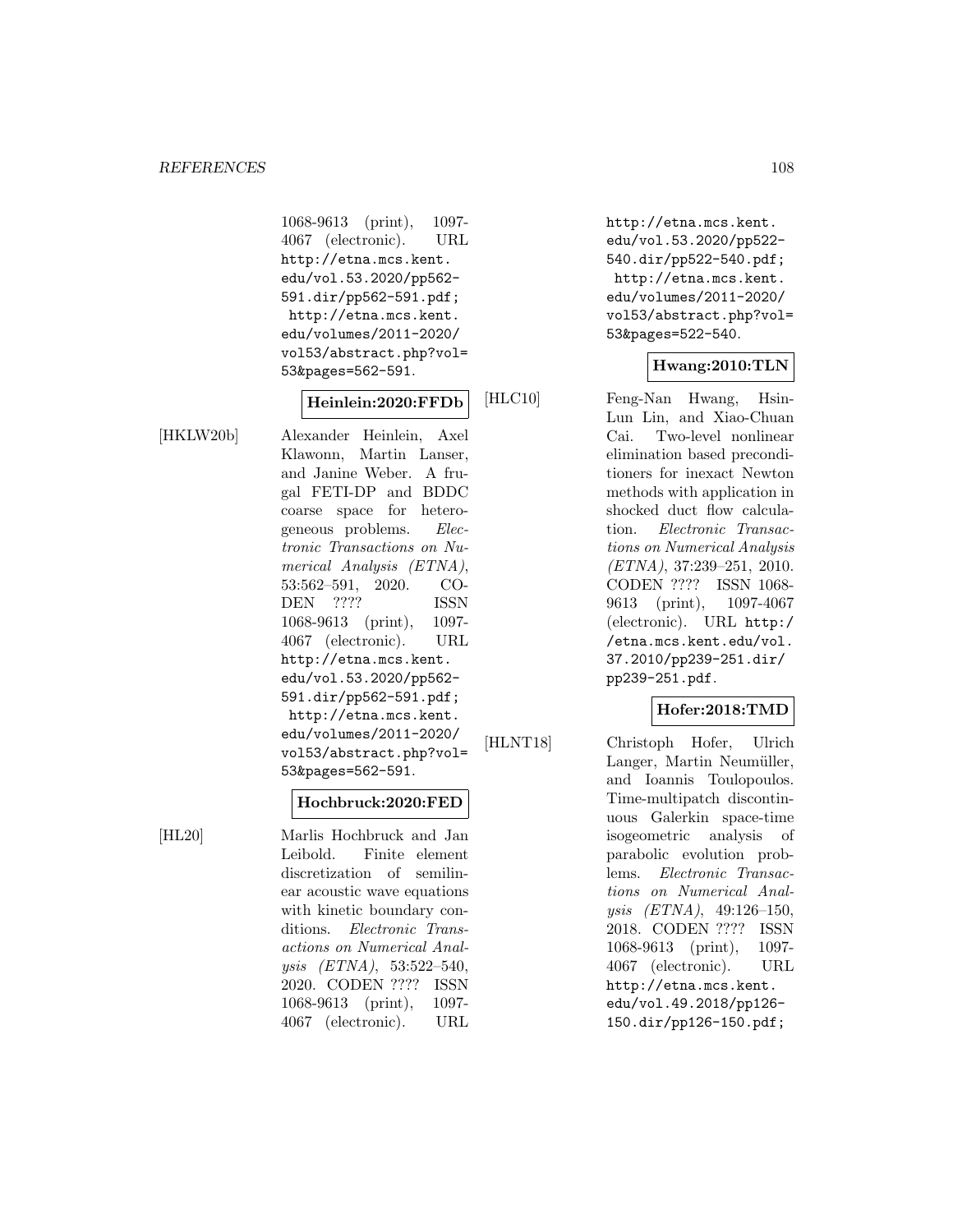1068-9613 (print), 1097-4067 (electronic). URL http://etna.mcs.kent.edu/vol.53.2020/pp562-591.dir/pp562-591.pdf; http://etna.mcs.kent.edu/volumes/2011-2020/vol53/abstract.php?vol=53&pages=562-591.

**Heinlein:2020:FFDb**

[HKLW20b] Alexander Heinlein, Axel Klawonn, Martin Lanser, and Janine Weber. A frugal FETI-DP and BDDC coarse space for heterogeneous problems. *Electronic Transactions on Numerical Analysis (ETNA)*, 53:562–591, 2020. CODEN ???? ISSN 1068-9613 (print), 1097-4067 (electronic). URL http://etna.mcs.kent.edu/vol.53.2020/pp562-591.dir/pp562-591.pdf; http://etna.mcs.kent.edu/volumes/2011-2020/vol53/abstract.php?vol=53&pages=562-591.

**Hochbruck:2020:FED**

[HL20] Marlis Hochbruck and Jan Leibold. Finite element discretization of semilinear acoustic wave equations with kinetic boundary conditions. *Electronic Transactions on Numerical Analysis (ETNA)*, 53:522–540, 2020. CODEN ???? ISSN 1068-9613 (print), 1097-4067 (electronic). URL http://etna.mcs.kent.edu/vol.53.2020/pp522-540.dir/pp522-540.pdf; http://etna.mcs.kent.edu/volumes/2011-2020/vol53/abstract.php?vol=53&pages=522-540.

**Hwang:2010:TLN**

[HLC10] Feng-Nan Hwang, Hsin-Lun Lin, and Xiao-Chuan Cai. Two-level nonlinear elimination based preconditioners for inexact Newton methods with application in shocked duct flow calculation. *Electronic Transactions on Numerical Analysis (ETNA)*, 37:239–251, 2010. CODEN ???? ISSN 1068-9613 (print), 1097-4067 (electronic). URL http://etna.mcs.kent.edu/vol.37.2010/pp239-251.dir/pp239-251.pdf.

**Hofer:2018:TMD**

[HLNT18] Christoph Hofer, Ulrich Langer, Martin Neumüller, and Ioannis Toulopoulos. Time-multipatch discontinuous Galerkin space-time isogeometric analysis of parabolic evolution problems. *Electronic Transactions on Numerical Analysis (ETNA)*, 49:126–150, 2018. CODEN ???? ISSN 1068-9613 (print), 1097-4067 (electronic). URL http://etna.mcs.kent.edu/vol.49.2018/pp126-150.dir/pp126-150.pdf;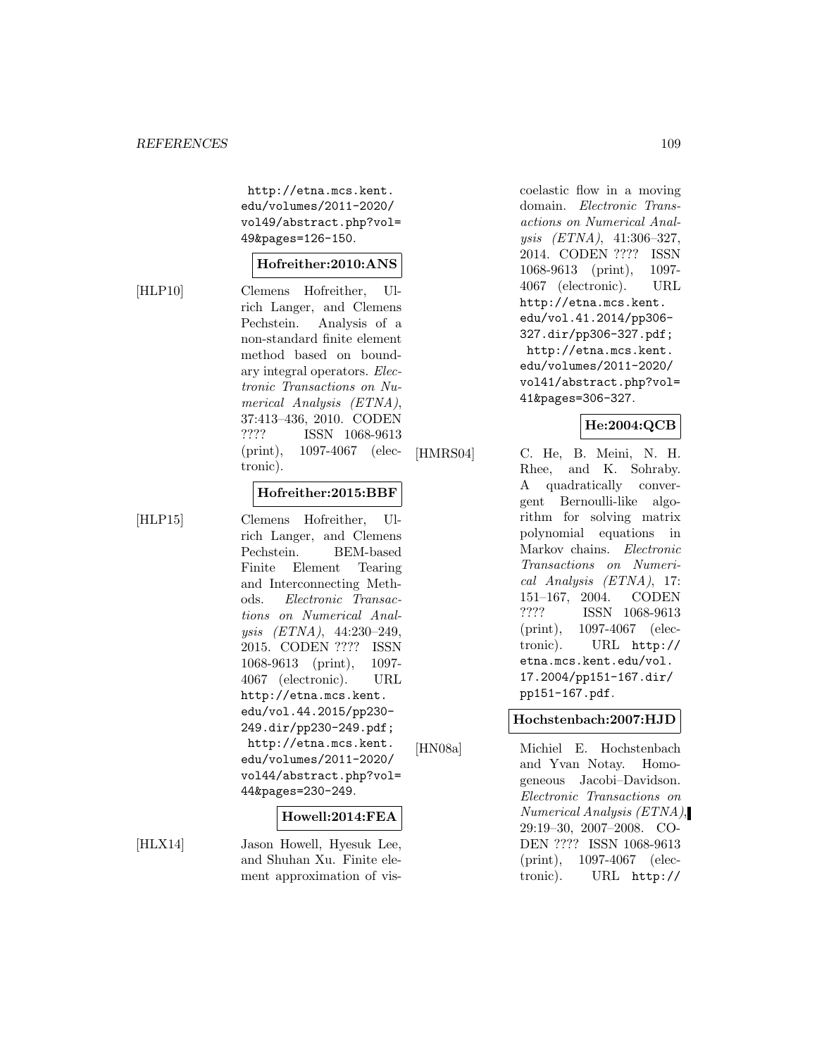http://etna.mcs.kent.edu/volumes/2011-2020/vol49/abstract.php?vol=49&pages=126-150.

**Hofreither:2010:ANS**

[HLP10] Clemens Hofreither, Ulrich Langer, and Clemens Pechstein. Analysis of a non-standard finite element method based on boundary integral operators. *Electronic Transactions on Numerical Analysis (ETNA)*, 37:413–436, 2010. CODEN ???? ISSN 1068-9613 (print), 1097-4067 (electronic).

**Hofreither:2015:BBF**

[HLP15] Clemens Hofreither, Ulrich Langer, and Clemens Pechstein. BEM-based Finite Element Tearing and Interconnecting Methods. *Electronic Transactions on Numerical Analysis (ETNA)*, 44:230–249, 2015. CODEN ???? ISSN 1068-9613 (print), 1097-4067 (electronic). URL http://etna.mcs.kent.edu/vol.44.2015/pp230-249.dir/pp230-249.pdf; http://etna.mcs.kent.edu/volumes/2011-2020/vol44/abstract.php?vol=44&pages=230-249.

**Howell:2014:FEA**

[HLX14] Jason Howell, Hyesuk Lee, and Shuhan Xu. Finite element approximation of viscoelastic flow in a moving domain. *Electronic Transactions on Numerical Analysis (ETNA)*, 41:306–327, 2014. CODEN ???? ISSN 1068-9613 (print), 1097-4067 (electronic). URL http://etna.mcs.kent.edu/vol.41.2014/pp306-327.dir/pp306-327.pdf; http://etna.mcs.kent.edu/volumes/2011-2020/vol41/abstract.php?vol=41&pages=306-327.

**He:2004:QCB**

[HMRS04] C. He, B. Meini, N. H. Rhee, and K. Sohraby. A quadratically convergent Bernoulli-like algorithm for solving matrix polynomial equations in Markov chains. *Electronic Transactions on Numerical Analysis (ETNA)*, 17: 151–167, 2004. CODEN ???? ISSN 1068-9613 (print), 1097-4067 (electronic). URL http://etna.mcs.kent.edu/vol.17.2004/pp151-167.dir/pp151-167.pdf.

**Hochstenbach:2007:HJD**

[HN08a] Michiel E. Hochstenbach and Yvan Notay. Homogeneous Jacobi–Davidson. *Electronic Transactions on Numerical Analysis (ETNA)*, 29:19–30, 2007–2008. CODEN ???? ISSN 1068-9613 (print), 1097-4067 (electronic). URL http://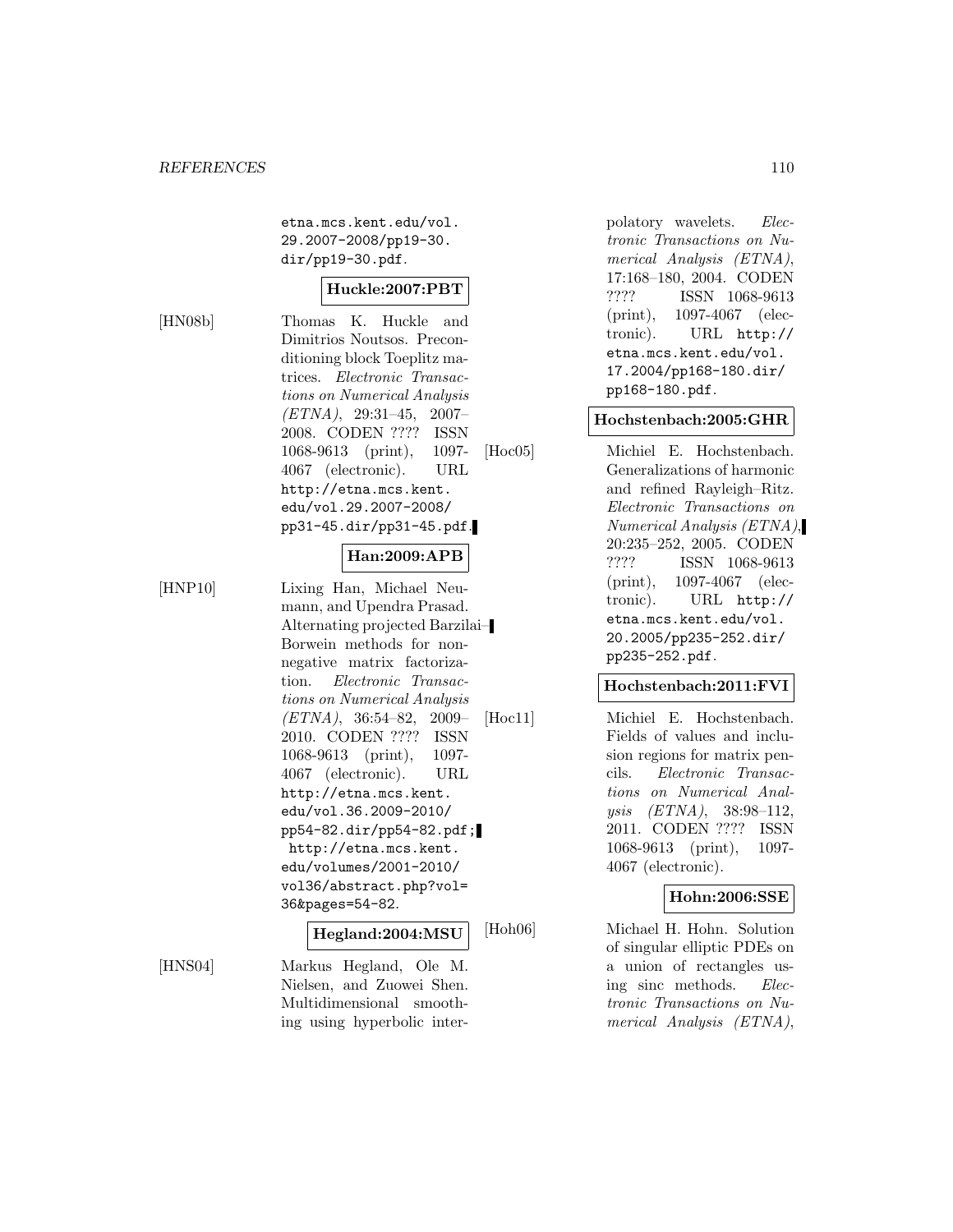etna.mcs.kent.edu/vol.29.2007-2008/pp19-30.dir/pp19-30.pdf.

**Huckle:2007:PBT**

[HN08b] Thomas K. Huckle and Dimitrios Noutsos. Preconditioning block Toeplitz matrices. *Electronic Transactions on Numerical Analysis (ETNA)*, 29:31–45, 2007–2008. CODEN ???? ISSN 1068-9613 (print), 1097-4067 (electronic). URL http://etna.mcs.kent.edu/vol.29.2007-2008/pp31-45.dir/pp31-45.pdf.

**Han:2009:APB**

[HNP10] Lixing Han, Michael Neumann, and Upendra Prasad. Alternating projected Barzilai–Borwein methods for nonnegative matrix factorization. *Electronic Transactions on Numerical Analysis (ETNA)*, 36:54–82, 2009–2010. CODEN ???? ISSN 1068-9613 (print), 1097-4067 (electronic). URL http://etna.mcs.kent.edu/vol.36.2009-2010/pp54-82.dir/pp54-82.pdf; http://etna.mcs.kent.edu/volumes/2001-2010/vol36/abstract.php?vol=36&pages=54-82.

**Hegland:2004:MSU**

[HNS04] Markus Hegland, Ole M. Nielsen, and Zuowei Shen. Multidimensional smoothing using hyperbolic interpolatory wavelets. *Electronic Transactions on Numerical Analysis (ETNA)*, 17:168–180, 2004. CODEN ???? ISSN 1068-9613 (print), 1097-4067 (electronic). URL http://etna.mcs.kent.edu/vol.17.2004/pp168-180.dir/pp168-180.pdf.

**Hochstenbach:2005:GHR**

[Hoc05] Michiel E. Hochstenbach. Generalizations of harmonic and refined Rayleigh–Ritz. *Electronic Transactions on Numerical Analysis (ETNA)*, 20:235–252, 2005. CODEN ???? ISSN 1068-9613 (print), 1097-4067 (electronic). URL http://etna.mcs.kent.edu/vol.20.2005/pp235-252.dir/pp235-252.pdf.

**Hochstenbach:2011:FVI**

[Hoc11] Michiel E. Hochstenbach. Fields of values and inclusion regions for matrix pencils. *Electronic Transactions on Numerical Analysis (ETNA)*, 38:98–112, 2011. CODEN ???? ISSN 1068-9613 (print), 1097-4067 (electronic).

**Hohn:2006:SSE**

[Hoh06] Michael H. Hohn. Solution of singular elliptic PDEs on a union of rectangles using sinc methods. *Electronic Transactions on Numerical Analysis (ETNA)*,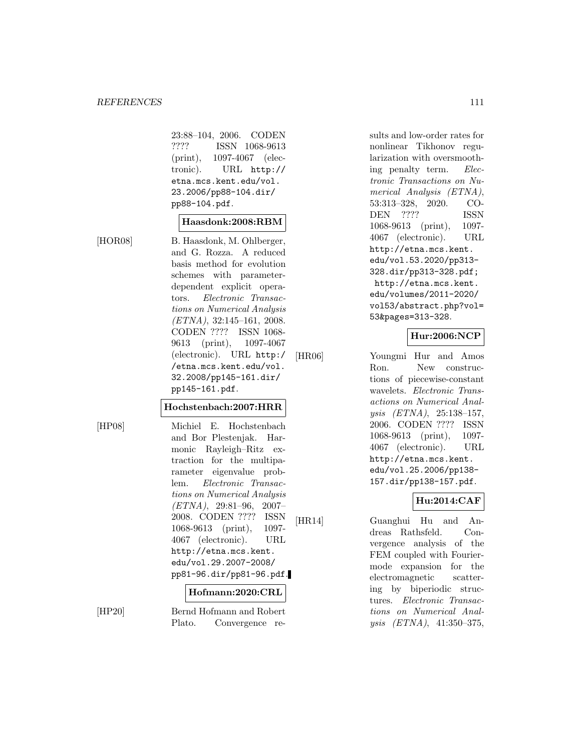23:88–104, 2006. CODEN ???? ISSN 1068-9613 (print), 1097-4067 (electronic). URL http://etna.mcs.kent.edu/vol.23.2006/pp88-104.dir/pp88-104.pdf.

**Haasdonk:2008:RBM**

[HOR08] B. Haasdonk, M. Ohlberger, and G. Rozza. A reduced basis method for evolution schemes with parameter-dependent explicit operators. *Electronic Transactions on Numerical Analysis (ETNA)*, 32:145–161, 2008. CODEN ???? ISSN 1068-9613 (print), 1097-4067 (electronic). URL http://etna.mcs.kent.edu/vol.32.2008/pp145-161.dir/pp145-161.pdf.

**Hochstenbach:2007:HRR**

[HP08] Michiel E. Hochstenbach and Bor Plestenjak. Harmonic Rayleigh–Ritz extraction for the multiparameter eigenvalue problem. *Electronic Transactions on Numerical Analysis (ETNA)*, 29:81–96, 2007–2008. CODEN ???? ISSN 1068-9613 (print), 1097-4067 (electronic). URL http://etna.mcs.kent.edu/vol.29.2007-2008/pp81-96.dir/pp81-96.pdf.

**Hofmann:2020:CRL**

[HP20] Bernd Hofmann and Robert Plato. Convergence results and low-order rates for nonlinear Tikhonov regularization with oversmoothing penalty term. *Electronic Transactions on Numerical Analysis (ETNA)*, 53:313–328, 2020. CODEN ???? ISSN 1068-9613 (print), 1097-4067 (electronic). URL http://etna.mcs.kent.edu/vol.53.2020/pp313-328.dir/pp313-328.pdf; http://etna.mcs.kent.edu/volumes/2011-2020/vol53/abstract.php?vol=53&pages=313-328.

**Hur:2006:NCP**

[HR06] Youngmi Hur and Amos Ron. New constructions of piecewise-constant wavelets. *Electronic Transactions on Numerical Analysis (ETNA)*, 25:138–157, 2006. CODEN ???? ISSN 1068-9613 (print), 1097-4067 (electronic). URL http://etna.mcs.kent.edu/vol.25.2006/pp138-157.dir/pp138-157.pdf.

**Hu:2014:CAF**

[HR14] Guanghui Hu and Andreas Rathsfeld. Convergence analysis of the FEM coupled with Fourier-mode expansion for the electromagnetic scattering by biperiodic structures. *Electronic Transactions on Numerical Analysis (ETNA)*, 41:350–375,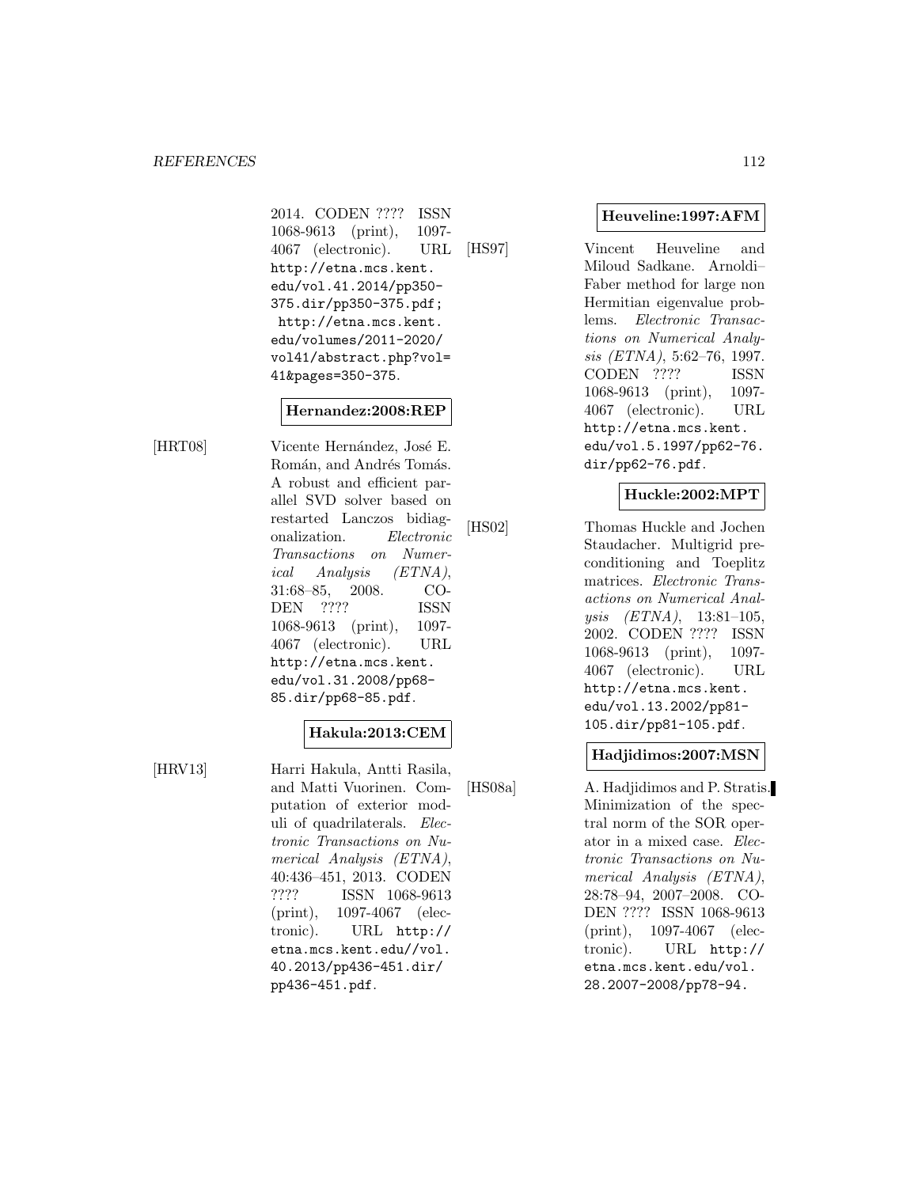2014. CODEN ???? ISSN 1068-9613 (print), 1097-4067 (electronic). URL http://etna.mcs.kent.edu/vol.41.2014/pp350-375.dir/pp350-375.pdf; http://etna.mcs.kent.edu/volumes/2011-2020/vol41/abstract.php?vol=41&pages=350-375.

**Hernandez:2008:REP**

[HRT08] Vicente Hernández, José E. Román, and Andrés Tomás. A robust and efficient parallel SVD solver based on restarted Lanczos bidiagonalization. *Electronic Transactions on Numerical Analysis (ETNA)*, 31:68–85, 2008. CODEN ???? ISSN 1068-9613 (print), 1097-4067 (electronic). URL http://etna.mcs.kent.edu/vol.31.2008/pp68-85.dir/pp68-85.pdf.

**Hakula:2013:CEM**

[HRV13] Harri Hakula, Antti Rasila, and Matti Vuorinen. Computation of exterior moduli of quadrilaterals. *Electronic Transactions on Numerical Analysis (ETNA)*, 40:436–451, 2013. CODEN ???? ISSN 1068-9613 (print), 1097-4067 (electronic). URL http://etna.mcs.kent.edu//vol.40.2013/pp436-451.dir/pp436-451.pdf.

**Heuveline:1997:AFM**

[HS97] Vincent Heuveline and Miloud Sadkane. Arnoldi–Faber method for large non Hermitian eigenvalue problems. *Electronic Transactions on Numerical Analysis (ETNA)*, 5:62–76, 1997. CODEN ???? ISSN 1068-9613 (print), 1097-4067 (electronic). URL http://etna.mcs.kent.edu/vol.5.1997/pp62-76.dir/pp62-76.pdf.

**Huckle:2002:MPT**

[HS02] Thomas Huckle and Jochen Staudacher. Multigrid preconditioning and Toeplitz matrices. *Electronic Transactions on Numerical Analysis (ETNA)*, 13:81–105, 2002. CODEN ???? ISSN 1068-9613 (print), 1097-4067 (electronic). URL http://etna.mcs.kent.edu/vol.13.2002/pp81-105.dir/pp81-105.pdf.

**Hadjidimos:2007:MSN**

[HS08a] A. Hadjidimos and P. Stratis. Minimization of the spectral norm of the SOR operator in a mixed case. *Electronic Transactions on Numerical Analysis (ETNA)*, 28:78–94, 2007–2008. CODEN ???? ISSN 1068-9613 (print), 1097-4067 (electronic). URL http://etna.mcs.kent.edu/vol.28.2007-2008/pp78-94.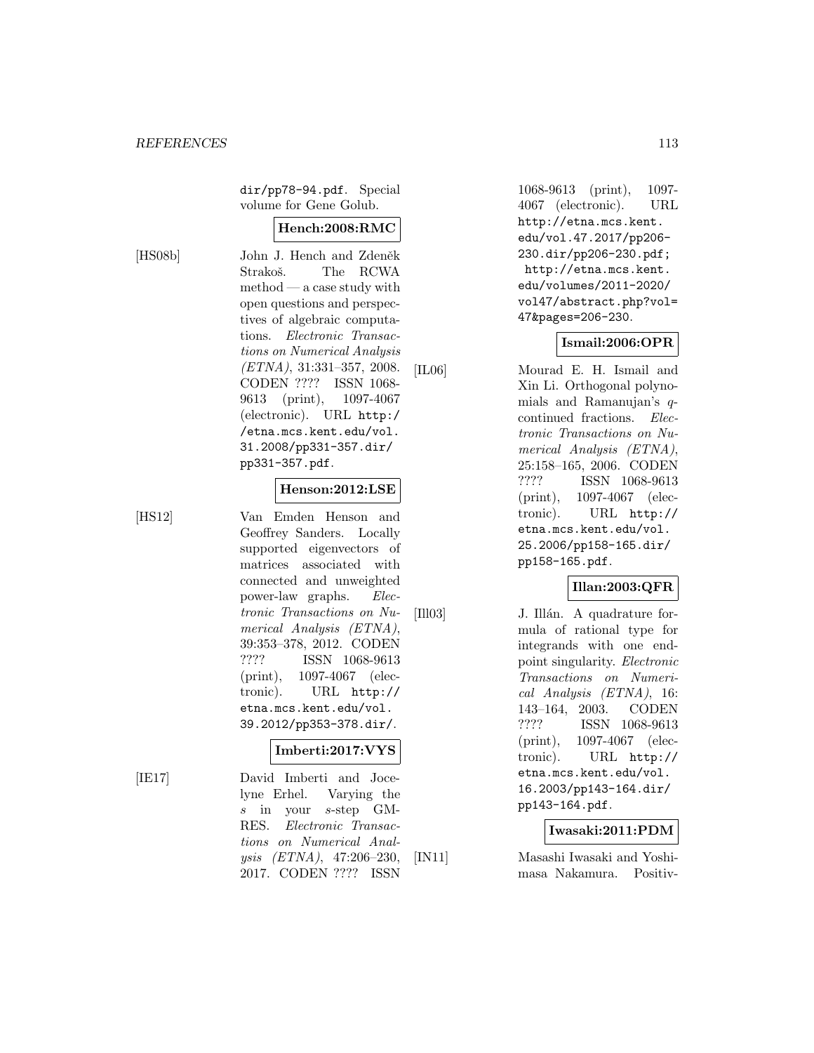dir/pp78-94.pdf. Special volume for Gene Golub.

**Hench:2008:RMC**

[HS08b] John J. Hench and Zdeněk Strakoš. The RCWA method — a case study with open questions and perspectives of algebraic computations. *Electronic Transactions on Numerical Analysis (ETNA)*, 31:331–357, 2008. CODEN ???? ISSN 1068-9613 (print), 1097-4067 (electronic). URL http://etna.mcs.kent.edu/vol.31.2008/pp331-357.dir/pp331-357.pdf.

**Henson:2012:LSE**

[HS12] Van Emden Henson and Geoffrey Sanders. Locally supported eigenvectors of matrices associated with connected and unweighted power-law graphs. *Electronic Transactions on Numerical Analysis (ETNA)*, 39:353–378, 2012. CODEN ???? ISSN 1068-9613 (print), 1097-4067 (electronic). URL http://etna.mcs.kent.edu/vol.39.2012/pp353-378.dir/.

**Imberti:2017:VYS**

[IE17] David Imberti and Jocelyne Erhel. Varying the $s$ in your $s$-step GMRES. *Electronic Transactions on Numerical Analysis (ETNA)*, 47:206–230, 2017. CODEN ???? ISSN 1068-9613 (print), 1097-4067 (electronic). URL http://etna.mcs.kent.edu/vol.47.2017/pp206-230.dir/pp206-230.pdf; http://etna.mcs.kent.edu/volumes/2011-2020/vol47/abstract.php?vol=47&pages=206-230.

**Ismail:2006:OPR**

[IL06] Mourad E. H. Ismail and Xin Li. Orthogonal polynomials and Ramanujan's $q$-continued fractions. *Electronic Transactions on Numerical Analysis (ETNA)*, 25:158–165, 2006. CODEN ???? ISSN 1068-9613 (print), 1097-4067 (electronic). URL http://etna.mcs.kent.edu/vol.25.2006/pp158-165.dir/pp158-165.pdf.

**Illan:2003:QFR**

[Ill03] J. Illán. A quadrature formula of rational type for integrands with one endpoint singularity. *Electronic Transactions on Numerical Analysis (ETNA)*, 16: 143–164, 2003. CODEN ???? ISSN 1068-9613 (print), 1097-4067 (electronic). URL http://etna.mcs.kent.edu/vol.16.2003/pp143-164.dir/pp143-164.pdf.

**Iwasaki:2011:PDM**

[IN11] Masashi Iwasaki and Yoshimasa Nakamura. Positiv-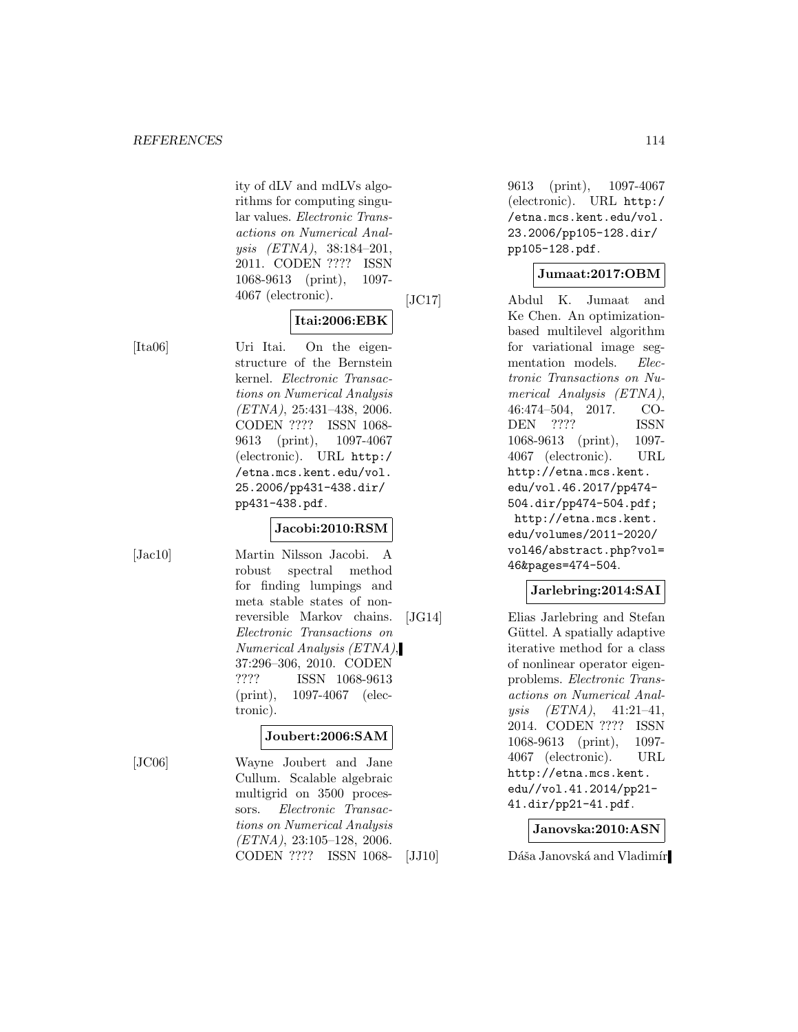ity of dLV and mdLVs algorithms for computing singular values. *Electronic Transactions on Numerical Analysis (ETNA)*, 38:184–201, 2011. CODEN ???? ISSN 1068-9613 (print), 1097-4067 (electronic).

**Itai:2006:EBK**

[Ita06] Uri Itai. On the eigenstructure of the Bernstein kernel. *Electronic Transactions on Numerical Analysis (ETNA)*, 25:431–438, 2006. CODEN ???? ISSN 1068-9613 (print), 1097-4067 (electronic). URL http://etna.mcs.kent.edu/vol.25.2006/pp431-438.dir/pp431-438.pdf.

**Jacobi:2010:RSM**

[Jac10] Martin Nilsson Jacobi. A robust spectral method for finding lumpings and meta stable states of non-reversible Markov chains. *Electronic Transactions on Numerical Analysis (ETNA)*, 37:296–306, 2010. CODEN ???? ISSN 1068-9613 (print), 1097-4067 (electronic).

**Joubert:2006:SAM**

[JC06] Wayne Joubert and Jane Cullum. Scalable algebraic multigrid on 3500 processors. *Electronic Transactions on Numerical Analysis (ETNA)*, 23:105–128, 2006. CODEN ???? ISSN 1068-9613 (print), 1097-4067 (electronic). URL http://etna.mcs.kent.edu/vol.23.2006/pp105-128.dir/pp105-128.pdf.

**Jumaat:2017:OBM**

[JC17] Abdul K. Jumaat and Ke Chen. An optimization-based multilevel algorithm for variational image segmentation models. *Electronic Transactions on Numerical Analysis (ETNA)*, 46:474–504, 2017. CODEN ???? ISSN 1068-9613 (print), 1097-4067 (electronic). URL http://etna.mcs.kent.edu/vol.46.2017/pp474-504.dir/pp474-504.pdf; http://etna.mcs.kent.edu/volumes/2011-2020/vol46/abstract.php?vol=46&pages=474-504.

**Jarlebring:2014:SAI**

[JG14] Elias Jarlebring and Stefan Güttel. A spatially adaptive iterative method for a class of nonlinear operator eigenproblems. *Electronic Transactions on Numerical Analysis (ETNA)*, 41:21–41, 2014. CODEN ???? ISSN 1068-9613 (print), 1097-4067 (electronic). URL http://etna.mcs.kent.edu//vol.41.2014/pp21-41.dir/pp21-41.pdf.

**Janovska:2010:ASN**

[JJ10] Dáša Janovská and Vladimír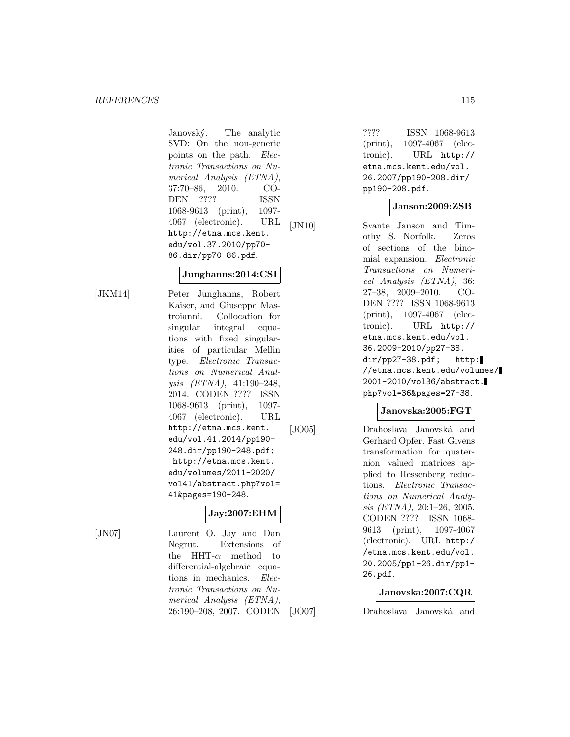Janovský. The analytic SVD: On the non-generic points on the path. *Electronic Transactions on Numerical Analysis (ETNA)*, 37:70–86, 2010. CODEN ???? ISSN 1068-9613 (print), 1097-4067 (electronic). URL http://etna.mcs.kent.edu/vol.37.2010/pp70-86.dir/pp70-86.pdf.

**Junghanns:2014:CSI**

[JKM14] Peter Junghanns, Robert Kaiser, and Giuseppe Mastroianni. Collocation for singular integral equations with fixed singularities of particular Mellin type. *Electronic Transactions on Numerical Analysis (ETNA)*, 41:190–248, 2014. CODEN ???? ISSN 1068-9613 (print), 1097-4067 (electronic). URL http://etna.mcs.kent.edu/vol.41.2014/pp190-248.dir/pp190-248.pdf; http://etna.mcs.kent.edu/volumes/2011-2020/vol41/abstract.php?vol=41&pages=190-248.

**Jay:2007:EHM**

[JN07] Laurent O. Jay and Dan Negrut. Extensions of the HHT-$\alpha$ method to differential-algebraic equations in mechanics. *Electronic Transactions on Numerical Analysis (ETNA)*, 26:190–208, 2007. CODEN ???? ISSN 1068-9613 (print), 1097-4067 (electronic). URL http://etna.mcs.kent.edu/vol.26.2007/pp190-208.dir/pp190-208.pdf.

**Janson:2009:ZSB**

[JN10] Svante Janson and Timothy S. Norfolk. Zeros of sections of the binomial expansion. *Electronic Transactions on Numerical Analysis (ETNA)*, 36:27–38, 2009–2010. CODEN ???? ISSN 1068-9613 (print), 1097-4067 (electronic). URL http://etna.mcs.kent.edu/vol.36.2009-2010/pp27-38.dir/pp27-38.pdf; http://etna.mcs.kent.edu/volumes/2001-2010/vol36/abstract.php?vol=36&pages=27-38.

**Janovska:2005:FGT**

[JO05] Drahoslava Janovská and Gerhard Opfer. Fast Givens transformation for quaternion valued matrices applied to Hessenberg reductions. *Electronic Transactions on Numerical Analysis (ETNA)*, 20:1–26, 2005. CODEN ???? ISSN 1068-9613 (print), 1097-4067 (electronic). URL http://etna.mcs.kent.edu/vol.20.2005/pp1-26.dir/pp1-26.pdf.

**Janovska:2007:CQR**

[JO07] Drahoslava Janovská and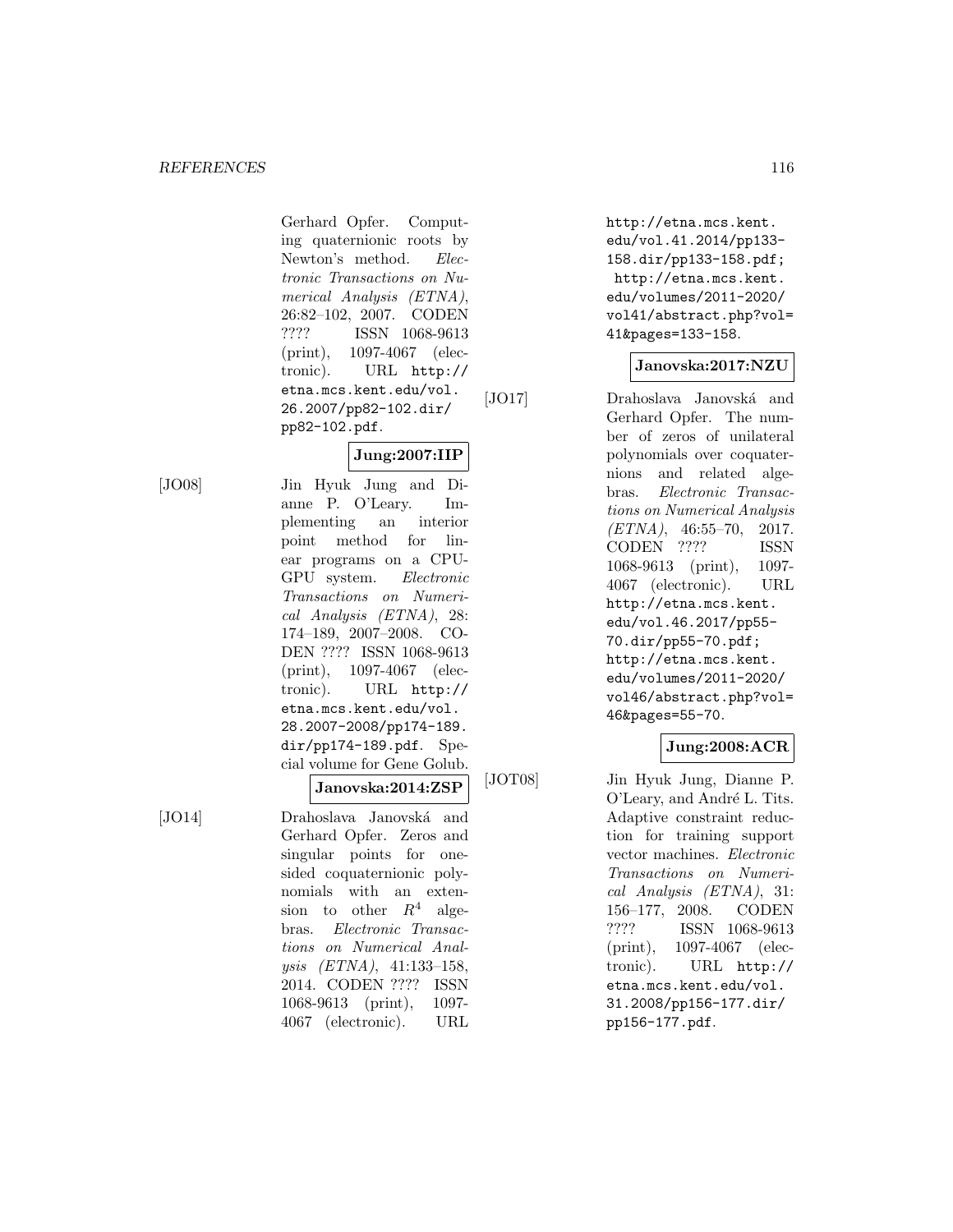Gerhard Opfer. Computing quaternionic roots by Newton's method. *Electronic Transactions on Numerical Analysis (ETNA)*, 26:82–102, 2007. CODEN ???? ISSN 1068-9613 (print), 1097-4067 (electronic). URL http://etna.mcs.kent.edu/vol.26.2007/pp82-102.dir/pp82-102.pdf.

**Jung:2007:IIP**

[JO08] Jin Hyuk Jung and Dianne P. O'Leary. Implementing an interior point method for linear programs on a CPU-GPU system. *Electronic Transactions on Numerical Analysis (ETNA)*, 28:174–189, 2007–2008. CODEN ???? ISSN 1068-9613 (print), 1097-4067 (electronic). URL http://etna.mcs.kent.edu/vol.28.2007-2008/pp174-189.dir/pp174-189.pdf. Special volume for Gene Golub.

**Janovska:2014:ZSP**

[JO14] Drahoslava Janovská and Gerhard Opfer. Zeros and singular points for one-sided coquaternionic polynomials with an extension to other $R^4$ algebras. *Electronic Transactions on Numerical Analysis (ETNA)*, 41:133–158, 2014. CODEN ???? ISSN 1068-9613 (print), 1097-4067 (electronic). URL http://etna.mcs.kent.edu/vol.41.2014/pp133-158.dir/pp133-158.pdf; http://etna.mcs.kent.edu/volumes/2011-2020/vol41/abstract.php?vol=41&pages=133-158.

**Janovska:2017:NZU**

[JO17] Drahoslava Janovská and Gerhard Opfer. The number of zeros of unilateral polynomials over coquaternions and related algebras. *Electronic Transactions on Numerical Analysis (ETNA)*, 46:55–70, 2017. CODEN ???? ISSN 1068-9613 (print), 1097-4067 (electronic). URL http://etna.mcs.kent.edu/vol.46.2017/pp55-70.dir/pp55-70.pdf; http://etna.mcs.kent.edu/volumes/2011-2020/vol46/abstract.php?vol=46&pages=55-70.

**Jung:2008:ACR**

[JOT08] Jin Hyuk Jung, Dianne P. O'Leary, and André L. Tits. Adaptive constraint reduction for training support vector machines. *Electronic Transactions on Numerical Analysis (ETNA)*, 31:156–177, 2008. CODEN ???? ISSN 1068-9613 (print), 1097-4067 (electronic). URL http://etna.mcs.kent.edu/vol.31.2008/pp156-177.dir/pp156-177.pdf.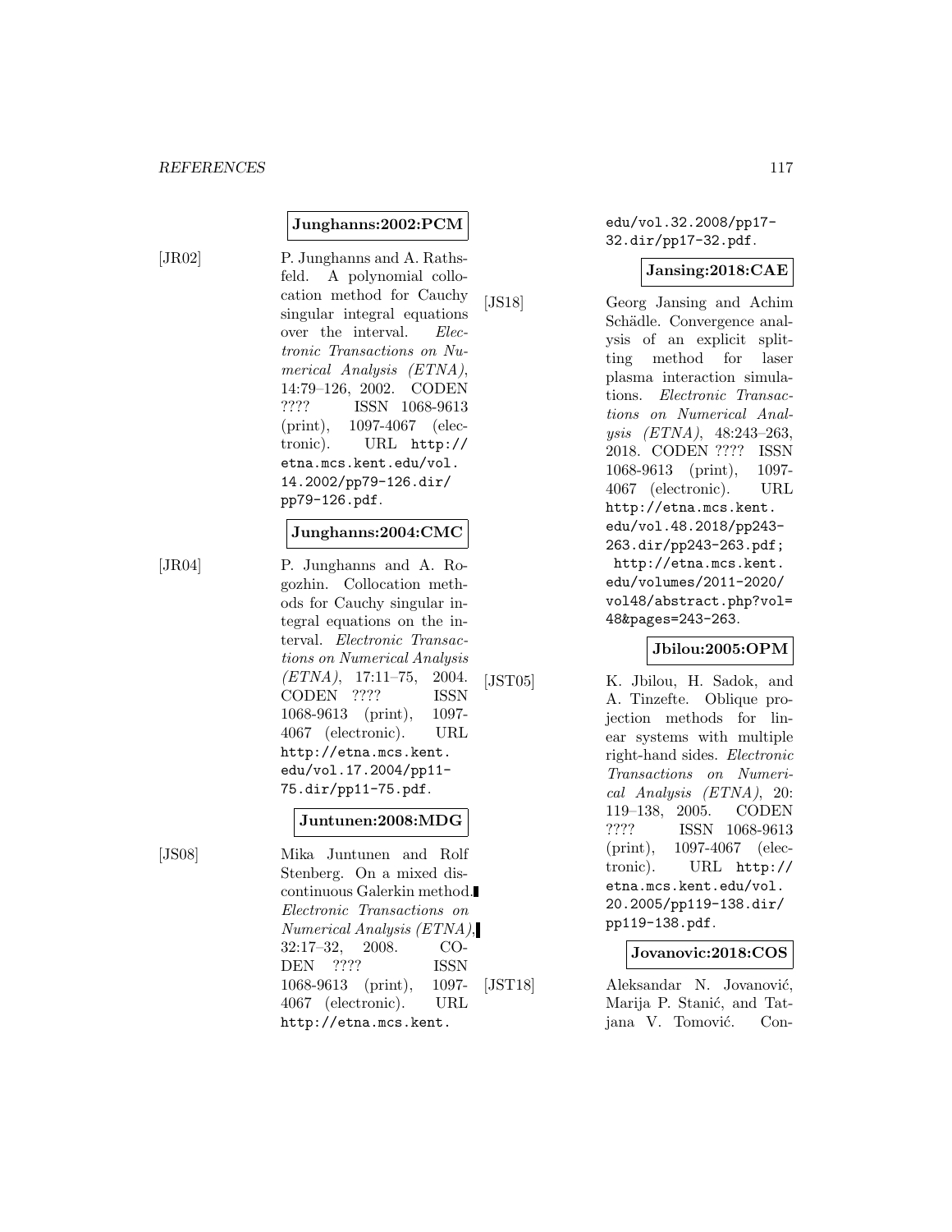**Junghanns:2002:PCM**

[JR02] P. Junghanns and A. Rathsfeld. A polynomial collocation method for Cauchy singular integral equations over the interval. *Electronic Transactions on Numerical Analysis (ETNA)*, 14:79–126, 2002. CODEN ???? ISSN 1068-9613 (print), 1097-4067 (electronic). URL http://etna.mcs.kent.edu/vol.14.2002/pp79-126.dir/pp79-126.pdf.

**Junghanns:2004:CMC**

[JR04] P. Junghanns and A. Rogozhin. Collocation methods for Cauchy singular integral equations on the interval. *Electronic Transactions on Numerical Analysis (ETNA)*, 17:11–75, 2004. CODEN ???? ISSN 1068-9613 (print), 1097-4067 (electronic). URL http://etna.mcs.kent.edu/vol.17.2004/pp11-75.dir/pp11-75.pdf.

**Juntunen:2008:MDG**

[JS08] Mika Juntunen and Rolf Stenberg. On a mixed discontinuous Galerkin method. *Electronic Transactions on Numerical Analysis (ETNA)*, 32:17–32, 2008. CODEN ???? ISSN 1068-9613 (print), 1097-4067 (electronic). URL http://etna.mcs.kent.edu/vol.32.2008/pp17-32.dir/pp17-32.pdf.

**Jansing:2018:CAE**

[JS18] Georg Jansing and Achim Schädle. Convergence analysis of an explicit splitting method for laser plasma interaction simulations. *Electronic Transactions on Numerical Analysis (ETNA)*, 48:243–263, 2018. CODEN ???? ISSN 1068-9613 (print), 1097-4067 (electronic). URL http://etna.mcs.kent.edu/vol.48.2018/pp243-263.dir/pp243-263.pdf; http://etna.mcs.kent.edu/volumes/2011-2020/vol48/abstract.php?vol=48&pages=243-263.

**Jbilou:2005:OPM**

[JST05] K. Jbilou, H. Sadok, and A. Tinzefte. Oblique projection methods for linear systems with multiple right-hand sides. *Electronic Transactions on Numerical Analysis (ETNA)*, 20:119–138, 2005. CODEN ???? ISSN 1068-9613 (print), 1097-4067 (electronic). URL http://etna.mcs.kent.edu/vol.20.2005/pp119-138.dir/pp119-138.pdf.

**Jovanovic:2018:COS**

[JST18] Aleksandar N. Jovanović, Marija P. Stanić, and Tatjana V. Tomović. Con-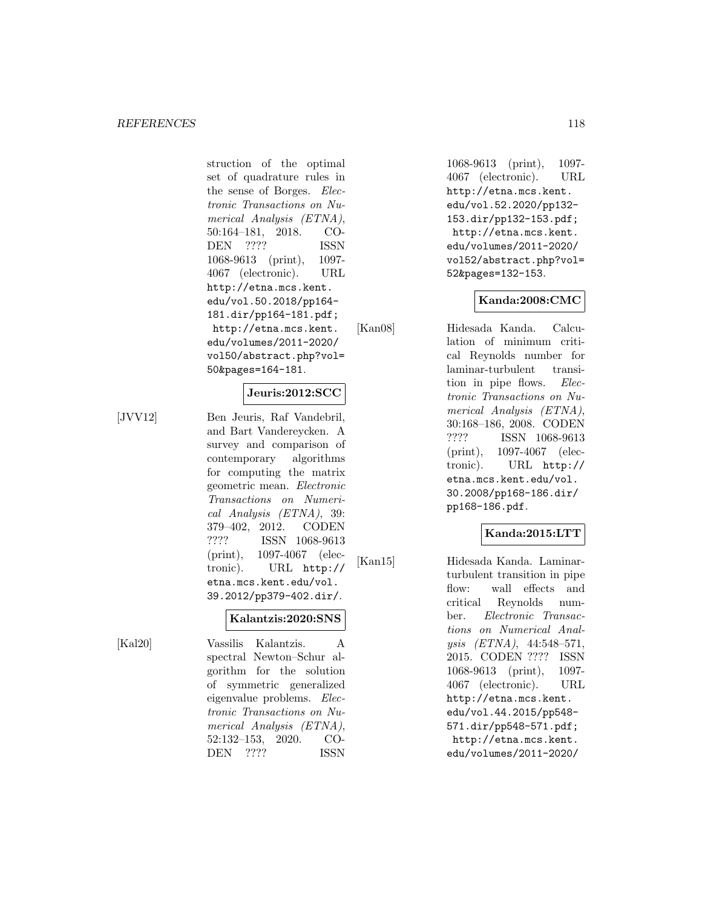struction of the optimal set of quadrature rules in the sense of Borges. *Electronic Transactions on Numerical Analysis (ETNA)*, 50:164–181, 2018. CODEN ???? ISSN 1068-9613 (print), 1097-4067 (electronic). URL http://etna.mcs.kent.edu/vol.50.2018/pp164-181.dir/pp164-181.pdf; http://etna.mcs.kent.edu/volumes/2011-2020/vol50/abstract.php?vol=50&pages=164-181.

**Jeuris:2012:SCC**

[JVV12] Ben Jeuris, Raf Vandebril, and Bart Vandereycken. A survey and comparison of contemporary algorithms for computing the matrix geometric mean. *Electronic Transactions on Numerical Analysis (ETNA)*, 39:379–402, 2012. CODEN ???? ISSN 1068-9613 (print), 1097-4067 (electronic). URL http://etna.mcs.kent.edu/vol.39.2012/pp379-402.dir/.

**Kalantzis:2020:SNS**

[Kal20] Vassilis Kalantzis. A spectral Newton–Schur algorithm for the solution of symmetric generalized eigenvalue problems. *Electronic Transactions on Numerical Analysis (ETNA)*, 52:132–153, 2020. CODEN ???? ISSN 1068-9613 (print), 1097-4067 (electronic). URL http://etna.mcs.kent.edu/vol.52.2020/pp132-153.dir/pp132-153.pdf; http://etna.mcs.kent.edu/volumes/2011-2020/vol52/abstract.php?vol=52&pages=132-153.

**Kanda:2008:CMC**

[Kan08] Hidesada Kanda. Calculation of minimum critical Reynolds number for laminar-turbulent transition in pipe flows. *Electronic Transactions on Numerical Analysis (ETNA)*, 30:168–186, 2008. CODEN ???? ISSN 1068-9613 (print), 1097-4067 (electronic). URL http://etna.mcs.kent.edu/vol.30.2008/pp168-186.dir/pp168-186.pdf.

**Kanda:2015:LTT**

[Kan15] Hidesada Kanda. Laminar-turbulent transition in pipe flow: wall effects and critical Reynolds number. *Electronic Transactions on Numerical Analysis (ETNA)*, 44:548–571, 2015. CODEN ???? ISSN 1068-9613 (print), 1097-4067 (electronic). URL http://etna.mcs.kent.edu/vol.44.2015/pp548-571.dir/pp548-571.pdf; http://etna.mcs.kent.edu/volumes/2011-2020/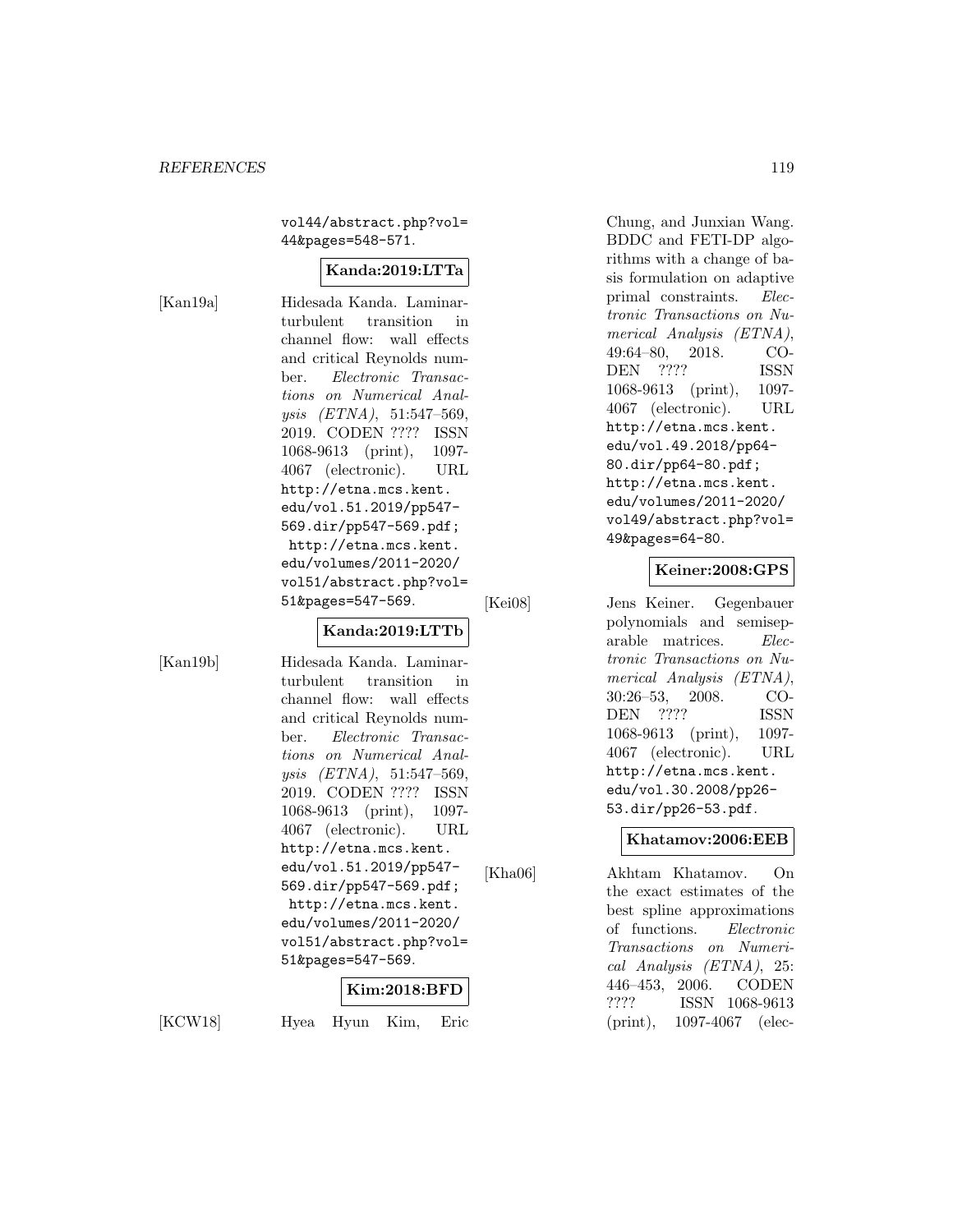vol44/abstract.php?vol=44&pages=548-571.

**Kanda:2019:LTTa**

[Kan19a] Hidesada Kanda. Laminar-turbulent transition in channel flow: wall effects and critical Reynolds number. *Electronic Transactions on Numerical Analysis (ETNA)*, 51:547–569, 2019. CODEN ???? ISSN 1068-9613 (print), 1097-4067 (electronic). URL http://etna.mcs.kent.edu/vol.51.2019/pp547-569.dir/pp547-569.pdf; http://etna.mcs.kent.edu/volumes/2011-2020/vol51/abstract.php?vol=51&pages=547-569.

**Kanda:2019:LTTb**

[Kan19b] Hidesada Kanda. Laminar-turbulent transition in channel flow: wall effects and critical Reynolds number. *Electronic Transactions on Numerical Analysis (ETNA)*, 51:547–569, 2019. CODEN ???? ISSN 1068-9613 (print), 1097-4067 (electronic). URL http://etna.mcs.kent.edu/vol.51.2019/pp547-569.dir/pp547-569.pdf; http://etna.mcs.kent.edu/volumes/2011-2020/vol51/abstract.php?vol=51&pages=547-569.

**Kim:2018:BFD**

[KCW18] Hyea Hyun Kim, Eric Chung, and Junxian Wang. BDDC and FETI-DP algorithms with a change of basis formulation on adaptive primal constraints. *Electronic Transactions on Numerical Analysis (ETNA)*, 49:64–80, 2018. CODEN ???? ISSN 1068-9613 (print), 1097-4067 (electronic). URL http://etna.mcs.kent.edu/vol.49.2018/pp64-80.dir/pp64-80.pdf; http://etna.mcs.kent.edu/volumes/2011-2020/vol49/abstract.php?vol=49&pages=64-80.

**Keiner:2008:GPS**

[Kei08] Jens Keiner. Gegenbauer polynomials and semiseparable matrices. *Electronic Transactions on Numerical Analysis (ETNA)*, 30:26–53, 2008. CODEN ???? ISSN 1068-9613 (print), 1097-4067 (electronic). URL http://etna.mcs.kent.edu/vol.30.2008/pp26-53.dir/pp26-53.pdf.

**Khatamov:2006:EEB**

[Kha06] Akhtam Khatamov. On the exact estimates of the best spline approximations of functions. *Electronic Transactions on Numerical Analysis (ETNA)*, 25:446–453, 2006. CODEN ???? ISSN 1068-9613 (print), 1097-4067 (elec-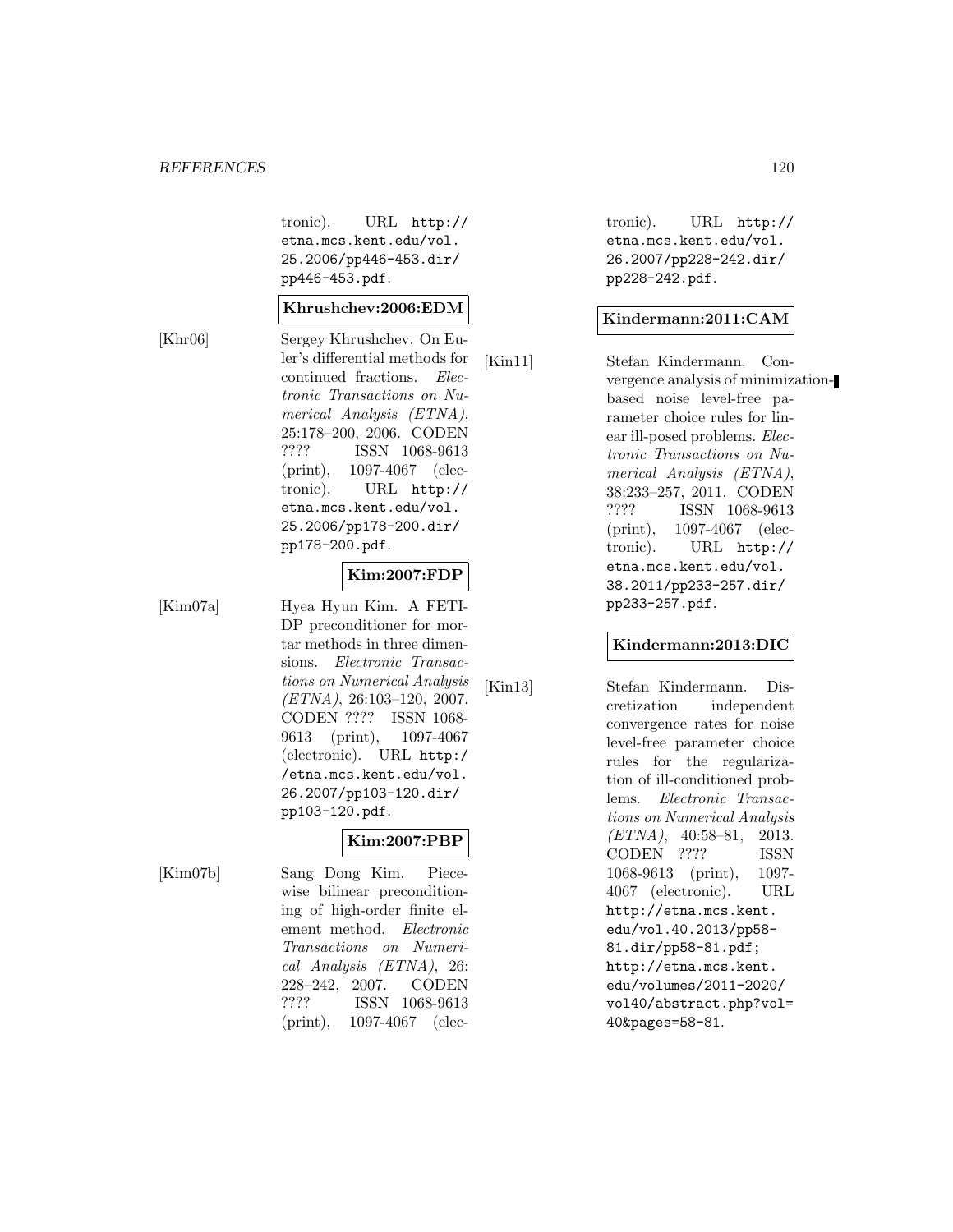tronic). URL http://etna.mcs.kent.edu/vol.25.2006/pp446-453.dir/pp446-453.pdf.

**Khrushchev:2006:EDM**

[Khr06] Sergey Khrushchev. On Euler's differential methods for continued fractions. *Electronic Transactions on Numerical Analysis (ETNA)*, 25:178–200, 2006. CODEN ???? ISSN 1068-9613 (print), 1097-4067 (electronic). URL http://etna.mcs.kent.edu/vol.25.2006/pp178-200.dir/pp178-200.pdf.

**Kim:2007:FDP**

[Kim07a] Hyea Hyun Kim. A FETI-DP preconditioner for mortar methods in three dimensions. *Electronic Transactions on Numerical Analysis (ETNA)*, 26:103–120, 2007. CODEN ???? ISSN 1068-9613 (print), 1097-4067 (electronic). URL http://etna.mcs.kent.edu/vol.26.2007/pp103-120.dir/pp103-120.pdf.

**Kim:2007:PBP**

[Kim07b] Sang Dong Kim. Piecewise bilinear preconditioning of high-order finite element method. *Electronic Transactions on Numerical Analysis (ETNA)*, 26:228–242, 2007. CODEN ???? ISSN 1068-9613 (print), 1097-4067 (electronic). URL http://etna.mcs.kent.edu/vol.26.2007/pp228-242.dir/pp228-242.pdf.

**Kindermann:2011:CAM**

[Kin11] Stefan Kindermann. Convergence analysis of minimization-based noise level-free parameter choice rules for linear ill-posed problems. *Electronic Transactions on Numerical Analysis (ETNA)*, 38:233–257, 2011. CODEN ???? ISSN 1068-9613 (print), 1097-4067 (electronic). URL http://etna.mcs.kent.edu/vol.38.2011/pp233-257.dir/pp233-257.pdf.

**Kindermann:2013:DIC**

[Kin13] Stefan Kindermann. Discretization independent convergence rates for noise level-free parameter choice rules for the regularization of ill-conditioned problems. *Electronic Transactions on Numerical Analysis (ETNA)*, 40:58–81, 2013. CODEN ???? ISSN 1068-9613 (print), 1097-4067 (electronic). URL http://etna.mcs.kent.edu/vol.40.2013/pp58-81.dir/pp58-81.pdf; http://etna.mcs.kent.edu/volumes/2011-2020/vol40/abstract.php?vol=40&pages=58-81.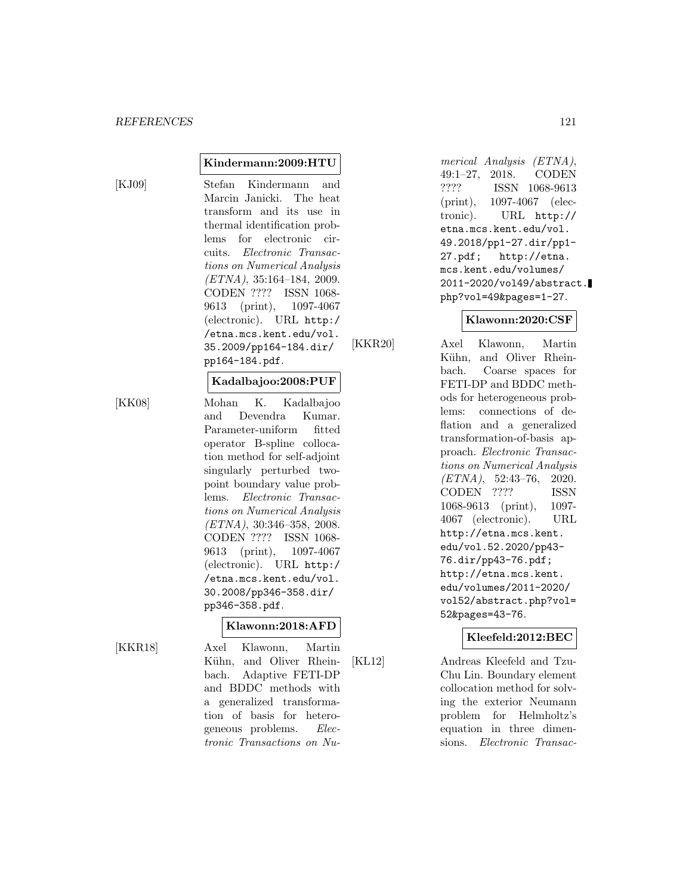**Kindermann:2009:HTU**

[KJ09] Stefan Kindermann and Marcin Janicki. The heat transform and its use in thermal identification problems for electronic circuits. *Electronic Transactions on Numerical Analysis (ETNA)*, 35:164–184, 2009. CODEN ???? ISSN 1068-9613 (print), 1097-4067 (electronic). URL http://etna.mcs.kent.edu/vol.35.2009/pp164-184.dir/pp164-184.pdf.

**Kadalbajoo:2008:PUF**

[KK08] Mohan K. Kadalbajoo and Devendra Kumar. Parameter-uniform fitted operator B-spline collocation method for self-adjoint singularly perturbed two-point boundary value problems. *Electronic Transactions on Numerical Analysis (ETNA)*, 30:346–358, 2008. CODEN ???? ISSN 1068-9613 (print), 1097-4067 (electronic). URL http://etna.mcs.kent.edu/vol.30.2008/pp346-358.dir/pp346-358.pdf.

**Klawonn:2018:AFD**

[KKR18] Axel Klawonn, Martin Kühn, and Oliver Rheinbach. Adaptive FETI-DP and BDDC methods with a generalized transformation of basis for heterogeneous problems. *Electronic Transactions on Numerical Analysis (ETNA)*, 49:1–27, 2018. CODEN ???? ISSN 1068-9613 (print), 1097-4067 (electronic). URL http://etna.mcs.kent.edu/vol.49.2018/pp1-27.dir/pp1-27.pdf; http://etna.mcs.kent.edu/volumes/2011-2020/vol49/abstract.php?vol=49&pages=1-27.

**Klawonn:2020:CSF**

[KKR20] Axel Klawonn, Martin Kühn, and Oliver Rheinbach. Coarse spaces for FETI-DP and BDDC methods for heterogeneous problems: connections of deflation and a generalized transformation-of-basis approach. *Electronic Transactions on Numerical Analysis (ETNA)*, 52:43–76, 2020. CODEN ???? ISSN 1068-9613 (print), 1097-4067 (electronic). URL http://etna.mcs.kent.edu/vol.52.2020/pp43-76.dir/pp43-76.pdf; http://etna.mcs.kent.edu/volumes/2011-2020/vol52/abstract.php?vol=52&pages=43-76.

**Kleefeld:2012:BEC**

[KL12] Andreas Kleefeld and Tzu-Chu Lin. Boundary element collocation method for solving the exterior Neumann problem for Helmholtz's equation in three dimensions. *Electronic Transac-*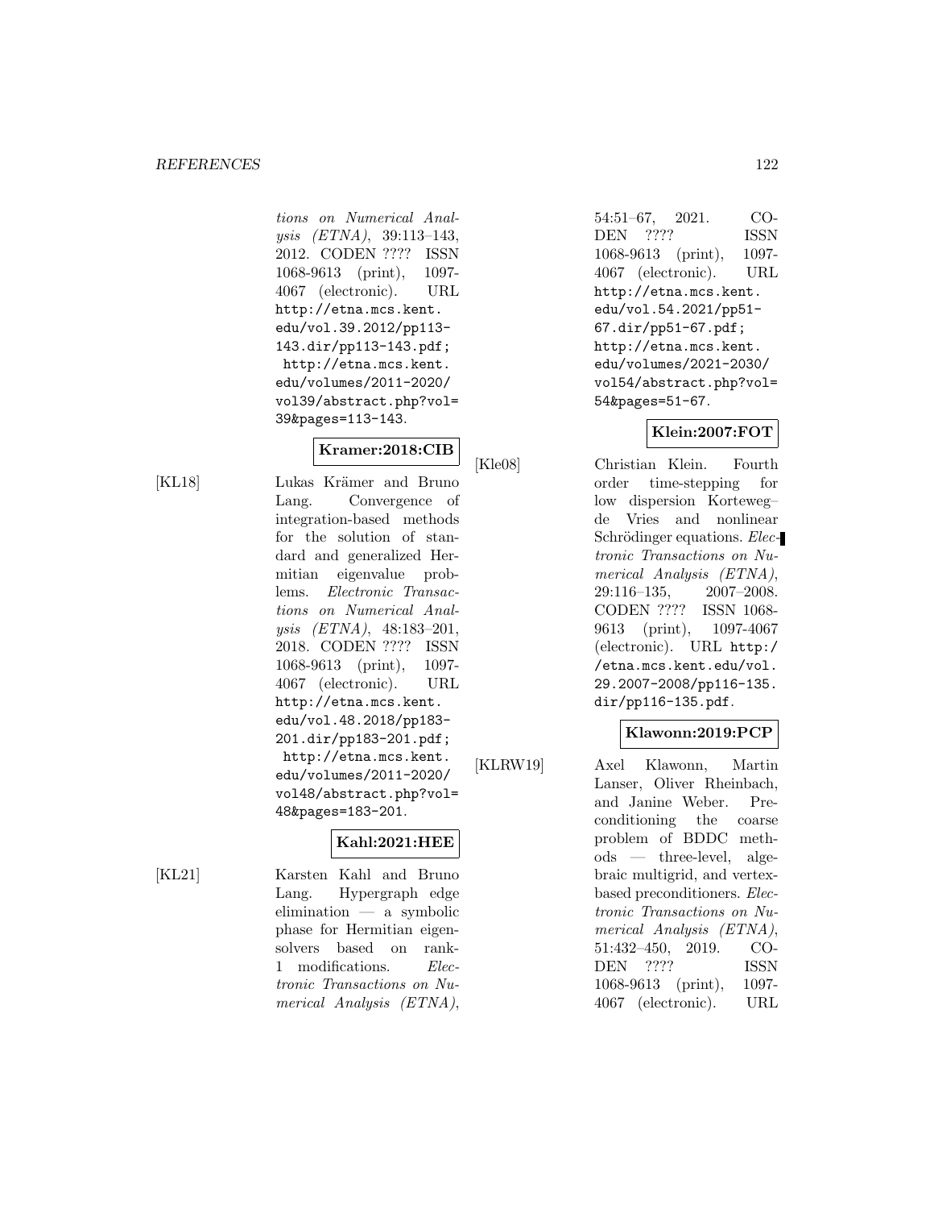*tions on Numerical Analysis (ETNA)*, 39:113–143, 2012. CODEN ???? ISSN 1068-9613 (print), 1097-4067 (electronic). URL http://etna.mcs.kent.edu/vol.39.2012/pp113-143.dir/pp113-143.pdf; http://etna.mcs.kent.edu/volumes/2011-2020/vol39/abstract.php?vol=39&pages=113-143.

**Kramer:2018:CIB**

[KL18] Lukas Krämer and Bruno Lang. Convergence of integration-based methods for the solution of standard and generalized Hermitian eigenvalue problems. *Electronic Transactions on Numerical Analysis (ETNA)*, 48:183–201, 2018. CODEN ???? ISSN 1068-9613 (print), 1097-4067 (electronic). URL http://etna.mcs.kent.edu/vol.48.2018/pp183-201.dir/pp183-201.pdf; http://etna.mcs.kent.edu/volumes/2011-2020/vol48/abstract.php?vol=48&pages=183-201.

**Kahl:2021:HEE**

[KL21] Karsten Kahl and Bruno Lang. Hypergraph edge elimination — a symbolic phase for Hermitian eigensolvers based on rank-1 modifications. *Electronic Transactions on Numerical Analysis (ETNA)*, 54:51–67, 2021. CODEN ???? ISSN 1068-9613 (print), 1097-4067 (electronic). URL http://etna.mcs.kent.edu/vol.54.2021/pp51-67.dir/pp51-67.pdf; http://etna.mcs.kent.edu/volumes/2021-2030/vol54/abstract.php?vol=54&pages=51-67.

**Klein:2007:FOT**

[Kle08] Christian Klein. Fourth order time-stepping for low dispersion Korteweg–de Vries and nonlinear Schrödinger equations. *Electronic Transactions on Numerical Analysis (ETNA)*, 29:116–135, 2007–2008. CODEN ???? ISSN 1068-9613 (print), 1097-4067 (electronic). URL http://etna.mcs.kent.edu/vol.29.2007-2008/pp116-135.dir/pp116-135.pdf.

**Klawonn:2019:PCP**

[KLRW19] Axel Klawonn, Martin Lanser, Oliver Rheinbach, and Janine Weber. Preconditioning the coarse problem of BDDC methods — three-level, algebraic multigrid, and vertex-based preconditioners. *Electronic Transactions on Numerical Analysis (ETNA)*, 51:432–450, 2019. CODEN ???? ISSN 1068-9613 (print), 1097-4067 (electronic). URL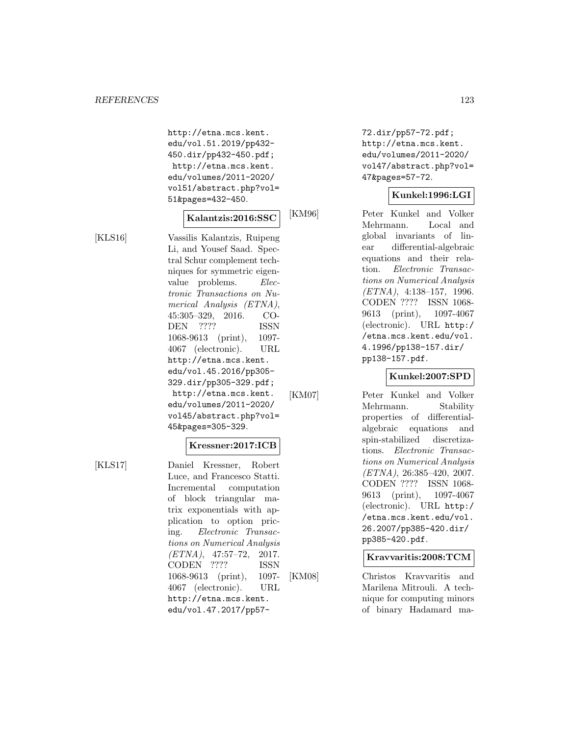http://etna.mcs.kent.edu/vol.51.2019/pp432-450.dir/pp432-450.pdf; http://etna.mcs.kent.edu/volumes/2011-2020/vol51/abstract.php?vol=51&pages=432-450.

**Kalantzis:2016:SSC**

[KLS16] Vassilis Kalantzis, Ruipeng Li, and Yousef Saad. Spectral Schur complement techniques for symmetric eigenvalue problems. *Electronic Transactions on Numerical Analysis (ETNA)*, 45:305–329, 2016. CODEN ???? ISSN 1068-9613 (print), 1097-4067 (electronic). URL http://etna.mcs.kent.edu/vol.45.2016/pp305-329.dir/pp305-329.pdf; http://etna.mcs.kent.edu/volumes/2011-2020/vol45/abstract.php?vol=45&pages=305-329.

**Kressner:2017:ICB**

[KLS17] Daniel Kressner, Robert Luce, and Francesco Statti. Incremental computation of block triangular matrix exponentials with application to option pricing. *Electronic Transactions on Numerical Analysis (ETNA)*, 47:57–72, 2017. CODEN ???? ISSN 1068-9613 (print), 1097-4067 (electronic). URL http://etna.mcs.kent.edu/vol.47.2017/pp57-72.dir/pp57-72.pdf; http://etna.mcs.kent.edu/volumes/2011-2020/vol47/abstract.php?vol=47&pages=57-72.

**Kunkel:1996:LGI**

[KM96] Peter Kunkel and Volker Mehrmann. Local and global invariants of linear differential-algebraic equations and their relation. *Electronic Transactions on Numerical Analysis (ETNA)*, 4:138–157, 1996. CODEN ???? ISSN 1068-9613 (print), 1097-4067 (electronic). URL http://etna.mcs.kent.edu/vol.4.1996/pp138-157.dir/pp138-157.pdf.

**Kunkel:2007:SPD**

[KM07] Peter Kunkel and Volker Mehrmann. Stability properties of differential-algebraic equations and spin-stabilized discretizations. *Electronic Transactions on Numerical Analysis (ETNA)*, 26:385–420, 2007. CODEN ???? ISSN 1068-9613 (print), 1097-4067 (electronic). URL http://etna.mcs.kent.edu/vol.26.2007/pp385-420.dir/pp385-420.pdf.

**Kravvaritis:2008:TCM**

[KM08] Christos Kravvaritis and Marilena Mitrouli. A technique for computing minors of binary Hadamard ma-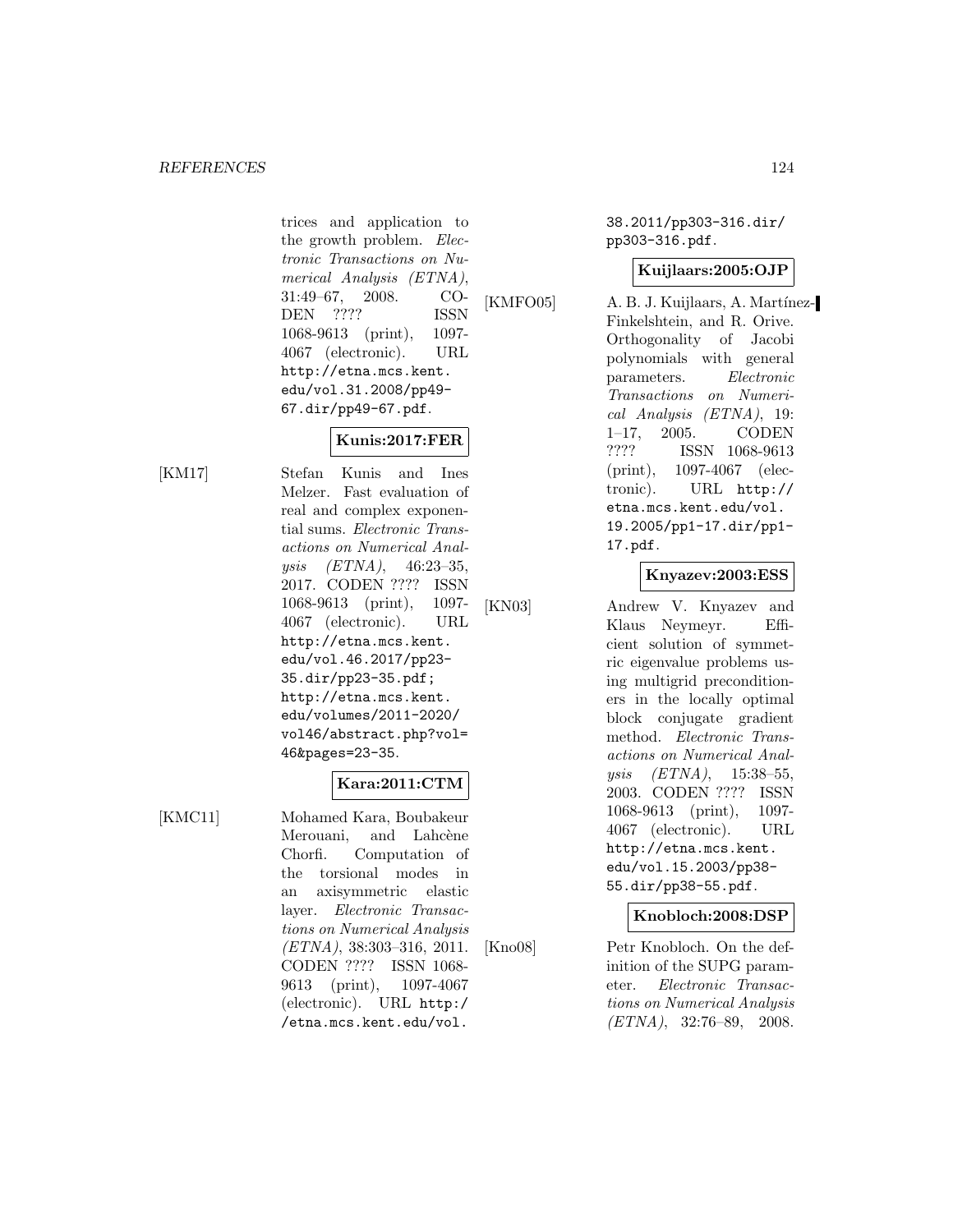trices and application to the growth problem. *Electronic Transactions on Numerical Analysis (ETNA)*, 31:49–67, 2008. CODEN ???? ISSN 1068-9613 (print), 1097-4067 (electronic). URL http://etna.mcs.kent.edu/vol.31.2008/pp49-67.dir/pp49-67.pdf.

**Kunis:2017:FER**

[KM17] Stefan Kunis and Ines Melzer. Fast evaluation of real and complex exponential sums. *Electronic Transactions on Numerical Analysis (ETNA)*, 46:23–35, 2017. CODEN ???? ISSN 1068-9613 (print), 1097-4067 (electronic). URL http://etna.mcs.kent.edu/vol.46.2017/pp23-35.dir/pp23-35.pdf; http://etna.mcs.kent.edu/volumes/2011-2020/vol46/abstract.php?vol=46&pages=23-35.

**Kara:2011:CTM**

[KMC11] Mohamed Kara, Boubakeur Merouani, and Lahcène Chorfi. Computation of the torsional modes in an axisymmetric elastic layer. *Electronic Transactions on Numerical Analysis (ETNA)*, 38:303–316, 2011. CODEN ???? ISSN 1068-9613 (print), 1097-4067 (electronic). URL http://etna.mcs.kent.edu/vol.38.2011/pp303-316.dir/pp303-316.pdf.

**Kuijlaars:2005:OJP**

[KMFO05] A. B. J. Kuijlaars, A. Martínez-Finkelshtein, and R. Orive. Orthogonality of Jacobi polynomials with general parameters. *Electronic Transactions on Numerical Analysis (ETNA)*, 19: 1–17, 2005. CODEN ???? ISSN 1068-9613 (print), 1097-4067 (electronic). URL http://etna.mcs.kent.edu/vol.19.2005/pp1-17.dir/pp1-17.pdf.

**Knyazev:2003:ESS**

[KN03] Andrew V. Knyazev and Klaus Neymeyr. Efficient solution of symmetric eigenvalue problems using multigrid preconditioners in the locally optimal block conjugate gradient method. *Electronic Transactions on Numerical Analysis (ETNA)*, 15:38–55, 2003. CODEN ???? ISSN 1068-9613 (print), 1097-4067 (electronic). URL http://etna.mcs.kent.edu/vol.15.2003/pp38-55.dir/pp38-55.pdf.

**Knobloch:2008:DSP**

[Kno08] Petr Knobloch. On the definition of the SUPG parameter. *Electronic Transactions on Numerical Analysis (ETNA)*, 32:76–89, 2008.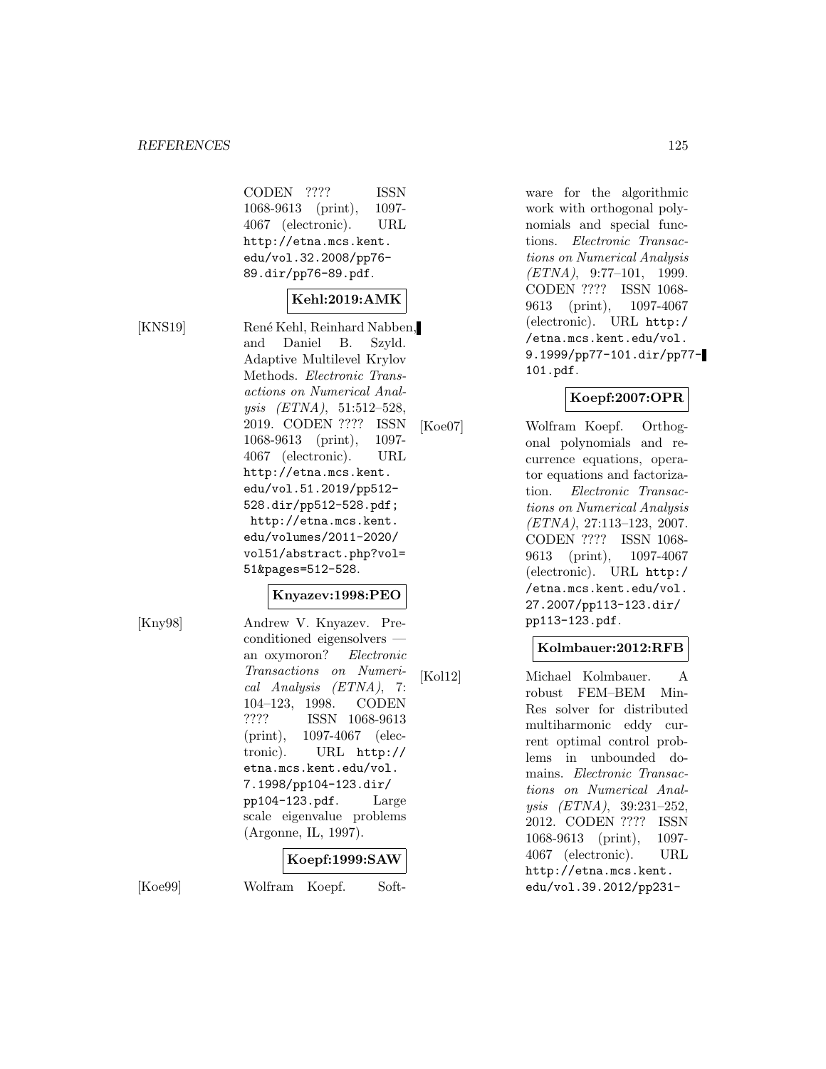CODEN ???? ISSN 1068-9613 (print), 1097-4067 (electronic). URL http://etna.mcs.kent.edu/vol.32.2008/pp76-89.dir/pp76-89.pdf.

**Kehl:2019:AMK**

[KNS19] René Kehl, Reinhard Nabben, and Daniel B. Szyld. Adaptive Multilevel Krylov Methods. *Electronic Transactions on Numerical Analysis (ETNA)*, 51:512–528, 2019. CODEN ???? ISSN 1068-9613 (print), 1097-4067 (electronic). URL http://etna.mcs.kent.edu/vol.51.2019/pp512-528.dir/pp512-528.pdf; http://etna.mcs.kent.edu/volumes/2011-2020/vol51/abstract.php?vol=51&pages=512-528.

**Knyazev:1998:PEO**

[Kny98] Andrew V. Knyazev. Preconditioned eigensolvers — an oxymoron? *Electronic Transactions on Numerical Analysis (ETNA)*, 7:104–123, 1998. CODEN ???? ISSN 1068-9613 (print), 1097-4067 (electronic). URL http://etna.mcs.kent.edu/vol.7.1998/pp104-123.dir/pp104-123.pdf. Large scale eigenvalue problems (Argonne, IL, 1997).

**Koepf:1999:SAW**

[Koe99] Wolfram Koepf. Software for the algorithmic work with orthogonal polynomials and special functions. *Electronic Transactions on Numerical Analysis (ETNA)*, 9:77–101, 1999. CODEN ???? ISSN 1068-9613 (print), 1097-4067 (electronic). URL http://etna.mcs.kent.edu/vol.9.1999/pp77-101.dir/pp77-101.pdf.

**Koepf:2007:OPR**

[Koe07] Wolfram Koepf. Orthogonal polynomials and recurrence equations, operator equations and factorization. *Electronic Transactions on Numerical Analysis (ETNA)*, 27:113–123, 2007. CODEN ???? ISSN 1068-9613 (print), 1097-4067 (electronic). URL http://etna.mcs.kent.edu/vol.27.2007/pp113-123.dir/pp113-123.pdf.

**Kolmbauer:2012:RFB**

[Kol12] Michael Kolmbauer. A robust FEM–BEM MinRes solver for distributed multiharmonic eddy current optimal control problems in unbounded domains. *Electronic Transactions on Numerical Analysis (ETNA)*, 39:231–252, 2012. CODEN ???? ISSN 1068-9613 (print), 1097-4067 (electronic). URL http://etna.mcs.kent.edu/vol.39.2012/pp231-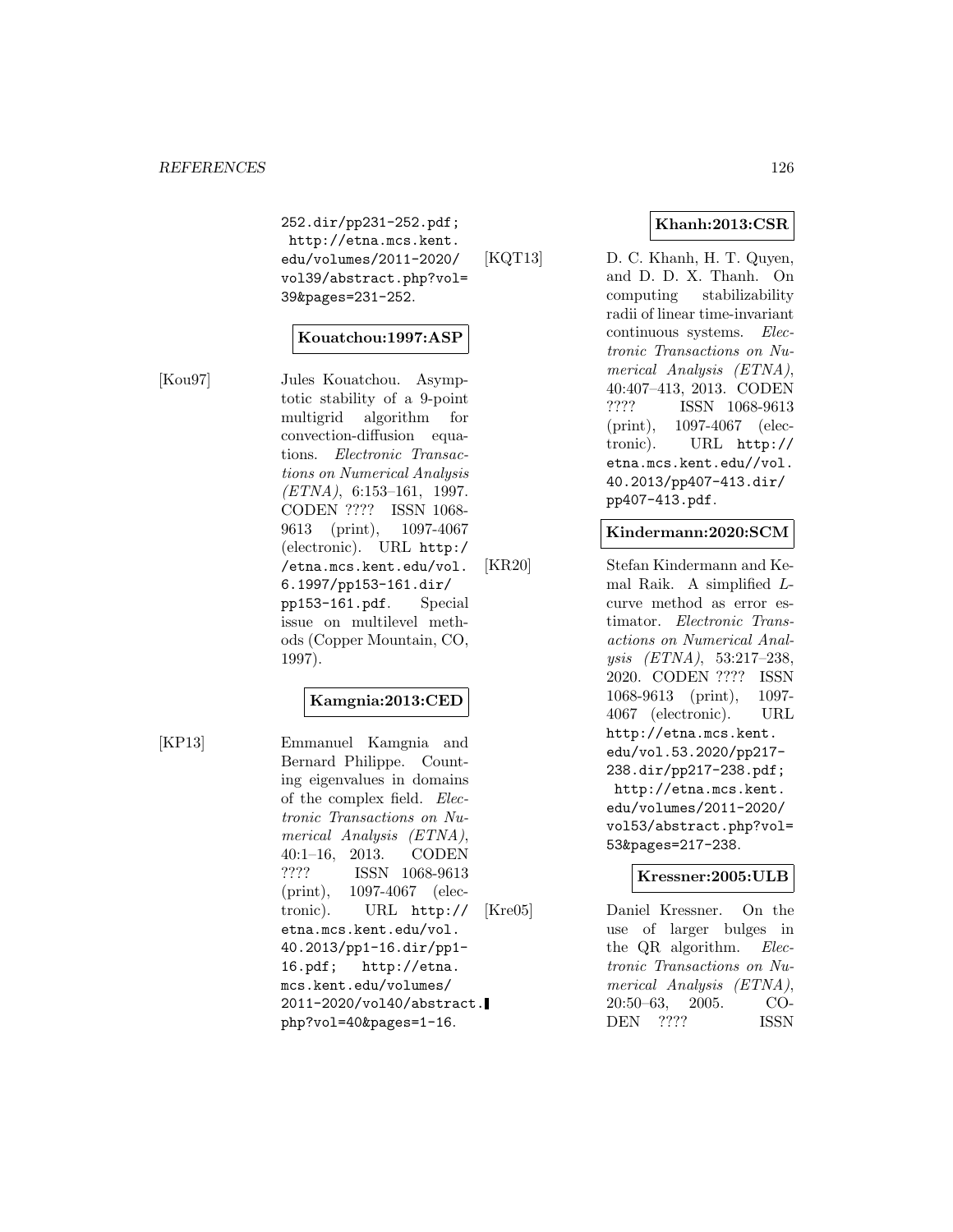252.dir/pp231-252.pdf; http://etna.mcs.kent.edu/volumes/2011-2020/vol39/abstract.php?vol=39&pages=231-252.

**Kouatchou:1997:ASP**

[Kou97] Jules Kouatchou. Asymptotic stability of a 9-point multigrid algorithm for convection-diffusion equations. *Electronic Transactions on Numerical Analysis (ETNA)*, 6:153–161, 1997. CODEN ???? ISSN 1068-9613 (print), 1097-4067 (electronic). URL http://etna.mcs.kent.edu/vol.6.1997/pp153-161.dir/pp153-161.pdf. Special issue on multilevel methods (Copper Mountain, CO, 1997).

**Kamgnia:2013:CED**

[KP13] Emmanuel Kamgnia and Bernard Philippe. Counting eigenvalues in domains of the complex field. *Electronic Transactions on Numerical Analysis (ETNA)*, 40:1–16, 2013. CODEN ???? ISSN 1068-9613 (print), 1097-4067 (electronic). URL http://etna.mcs.kent.edu/vol.40.2013/pp1-16.dir/pp1-16.pdf; http://etna.mcs.kent.edu/volumes/2011-2020/vol40/abstract.php?vol=40&pages=1-16.

**Khanh:2013:CSR**

[KQT13] D. C. Khanh, H. T. Quyen, and D. D. X. Thanh. On computing stabilizability radii of linear time-invariant continuous systems. *Electronic Transactions on Numerical Analysis (ETNA)*, 40:407–413, 2013. CODEN ???? ISSN 1068-9613 (print), 1097-4067 (electronic). URL http://etna.mcs.kent.edu//vol.40.2013/pp407-413.dir/pp407-413.pdf.

**Kindermann:2020:SCM**

[KR20] Stefan Kindermann and Kemal Raik. A simplified $L$-curve method as error estimator. *Electronic Transactions on Numerical Analysis (ETNA)*, 53:217–238, 2020. CODEN ???? ISSN 1068-9613 (print), 1097-4067 (electronic). URL http://etna.mcs.kent.edu/vol.53.2020/pp217-238.dir/pp217-238.pdf; http://etna.mcs.kent.edu/volumes/2011-2020/vol53/abstract.php?vol=53&pages=217-238.

**Kressner:2005:ULB**

[Kre05] Daniel Kressner. On the use of larger bulges in the QR algorithm. *Electronic Transactions on Numerical Analysis (ETNA)*, 20:50–63, 2005. CODEN ???? ISSN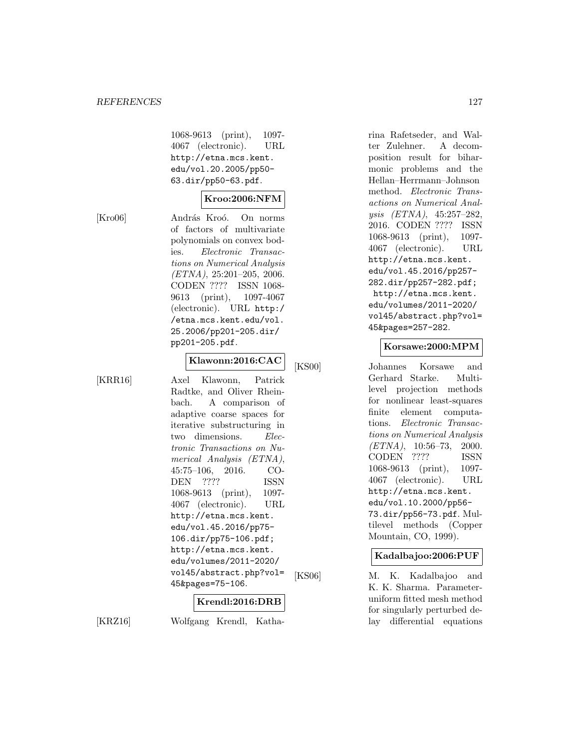1068-9613 (print), 1097-4067 (electronic). URL http://etna.mcs.kent.edu/vol.20.2005/pp50-63.dir/pp50-63.pdf.

**Kroo:2006:NFM**

[Kro06] András Kroó. On norms of factors of multivariate polynomials on convex bodies. *Electronic Transactions on Numerical Analysis (ETNA)*, 25:201–205, 2006. CODEN ???? ISSN 1068-9613 (print), 1097-4067 (electronic). URL http://etna.mcs.kent.edu/vol.25.2006/pp201-205.dir/pp201-205.pdf.

**Klawonn:2016:CAC**

[KRR16] Axel Klawonn, Patrick Radtke, and Oliver Rheinbach. A comparison of adaptive coarse spaces for iterative substructuring in two dimensions. *Electronic Transactions on Numerical Analysis (ETNA)*, 45:75–106, 2016. CODEN ???? ISSN 1068-9613 (print), 1097-4067 (electronic). URL http://etna.mcs.kent.edu/vol.45.2016/pp75-106.dir/pp75-106.pdf; http://etna.mcs.kent.edu/volumes/2011-2020/vol45/abstract.php?vol=45&pages=75-106.

**Krendl:2016:DRB**

[KRZ16] Wolfgang Krendl, Katharina Rafetseder, and Walter Zulehner. A decomposition result for biharmonic problems and the Hellan–Herrmann–Johnson method. *Electronic Transactions on Numerical Analysis (ETNA)*, 45:257–282, 2016. CODEN ???? ISSN 1068-9613 (print), 1097-4067 (electronic). URL http://etna.mcs.kent.edu/vol.45.2016/pp257-282.dir/pp257-282.pdf; http://etna.mcs.kent.edu/volumes/2011-2020/vol45/abstract.php?vol=45&pages=257-282.

**Korsawe:2000:MPM**

[KS00] Johannes Korsawe and Gerhard Starke. Multilevel projection methods for nonlinear least-squares finite element computations. *Electronic Transactions on Numerical Analysis (ETNA)*, 10:56–73, 2000. CODEN ???? ISSN 1068-9613 (print), 1097-4067 (electronic). URL http://etna.mcs.kent.edu/vol.10.2000/pp56-73.dir/pp56-73.pdf. Multilevel methods (Copper Mountain, CO, 1999).

**Kadalbajoo:2006:PUF**

[KS06] M. K. Kadalbajoo and K. K. Sharma. Parameter-uniform fitted mesh method for singularly perturbed delay differential equations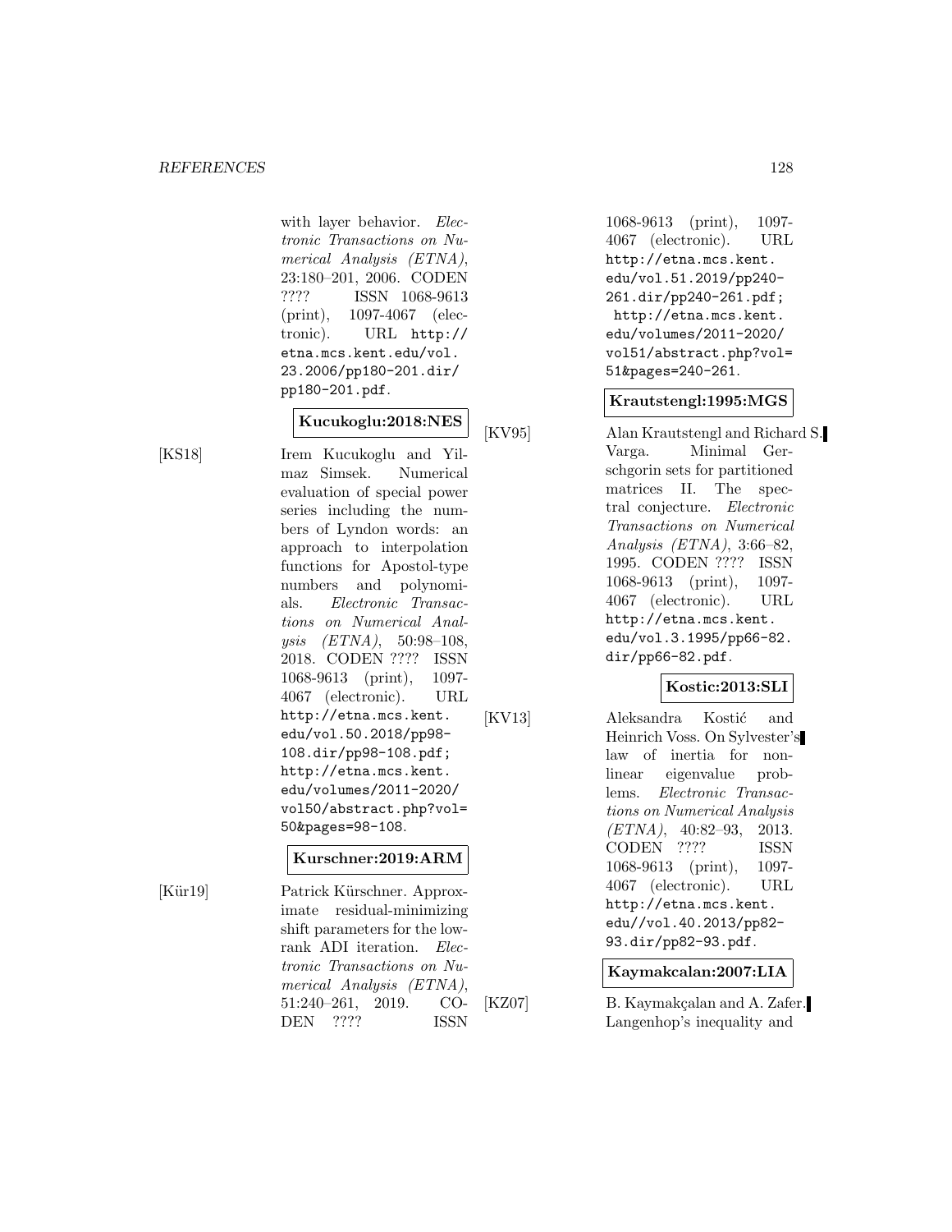with layer behavior. *Electronic Transactions on Numerical Analysis (ETNA)*, 23:180–201, 2006. CODEN ???? ISSN 1068-9613 (print), 1097-4067 (electronic). URL http://etna.mcs.kent.edu/vol.23.2006/pp180-201.dir/pp180-201.pdf.

**Kucukoglu:2018:NES**

[KS18] Irem Kucukoglu and Yilmaz Simsek. Numerical evaluation of special power series including the numbers of Lyndon words: an approach to interpolation functions for Apostol-type numbers and polynomials. *Electronic Transactions on Numerical Analysis (ETNA)*, 50:98–108, 2018. CODEN ???? ISSN 1068-9613 (print), 1097-4067 (electronic). URL http://etna.mcs.kent.edu/vol.50.2018/pp98-108.dir/pp98-108.pdf; http://etna.mcs.kent.edu/volumes/2011-2020/vol50/abstract.php?vol=50&pages=98-108.

**Kurschner:2019:ARM**

[Kür19] Patrick Kürschner. Approximate residual-minimizing shift parameters for the low-rank ADI iteration. *Electronic Transactions on Numerical Analysis (ETNA)*, 51:240–261, 2019. CODEN ???? ISSN 1068-9613 (print), 1097-4067 (electronic). URL http://etna.mcs.kent.edu/vol.51.2019/pp240-261.dir/pp240-261.pdf; http://etna.mcs.kent.edu/volumes/2011-2020/vol51/abstract.php?vol=51&pages=240-261.

**Krautstengl:1995:MGS**

[KV95] Alan Krautstengl and Richard S. Varga. Minimal Gerschgorin sets for partitioned matrices II. The spectral conjecture. *Electronic Transactions on Numerical Analysis (ETNA)*, 3:66–82, 1995. CODEN ???? ISSN 1068-9613 (print), 1097-4067 (electronic). URL http://etna.mcs.kent.edu/vol.3.1995/pp66-82.dir/pp66-82.pdf.

**Kostic:2013:SLI**

[KV13] Aleksandra Kostić and Heinrich Voss. On Sylvester's law of inertia for nonlinear eigenvalue problems. *Electronic Transactions on Numerical Analysis (ETNA)*, 40:82–93, 2013. CODEN ???? ISSN 1068-9613 (print), 1097-4067 (electronic). URL http://etna.mcs.kent.edu//vol.40.2013/pp82-93.dir/pp82-93.pdf.

**Kaymakcalan:2007:LIA**

[KZ07] B. Kaymakçalan and A. Zafer. Langenhop's inequality and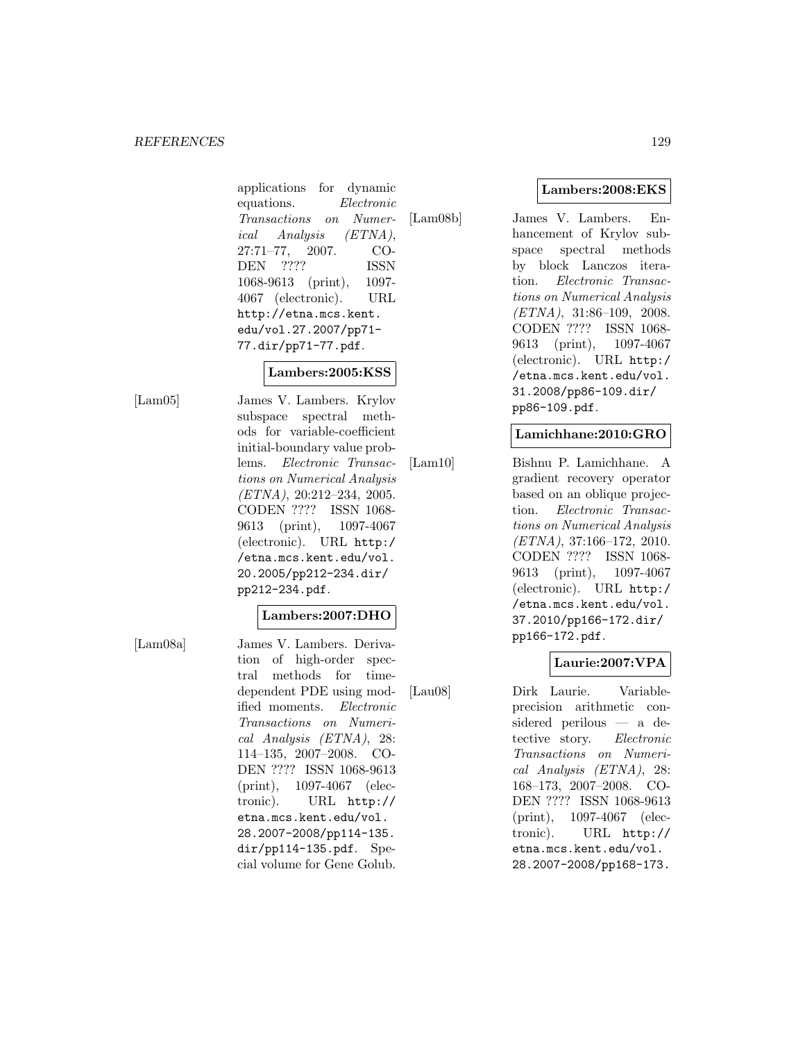applications for dynamic equations. *Electronic Transactions on Numerical Analysis (ETNA)*, 27:71–77, 2007. CODEN ???? ISSN 1068-9613 (print), 1097-4067 (electronic). URL http://etna.mcs.kent.edu/vol.27.2007/pp71-77.dir/pp71-77.pdf.

**Lambers:2005:KSS**

[Lam05] James V. Lambers. Krylov subspace spectral methods for variable-coefficient initial-boundary value problems. *Electronic Transactions on Numerical Analysis (ETNA)*, 20:212–234, 2005. CODEN ???? ISSN 1068-9613 (print), 1097-4067 (electronic). URL http://etna.mcs.kent.edu/vol.20.2005/pp212-234.dir/pp212-234.pdf.

**Lambers:2007:DHO**

[Lam08a] James V. Lambers. Derivation of high-order spectral methods for time-dependent PDE using modified moments. *Electronic Transactions on Numerical Analysis (ETNA)*, 28: 114–135, 2007–2008. CODEN ???? ISSN 1068-9613 (print), 1097-4067 (electronic). URL http://etna.mcs.kent.edu/vol.28.2007-2008/pp114-135.dir/pp114-135.pdf. Special volume for Gene Golub.

**Lambers:2008:EKS**

[Lam08b] James V. Lambers. Enhancement of Krylov subspace spectral methods by block Lanczos iteration. *Electronic Transactions on Numerical Analysis (ETNA)*, 31:86–109, 2008. CODEN ???? ISSN 1068-9613 (print), 1097-4067 (electronic). URL http://etna.mcs.kent.edu/vol.31.2008/pp86-109.dir/pp86-109.pdf.

**Lamichhane:2010:GRO**

[Lam10] Bishnu P. Lamichhane. A gradient recovery operator based on an oblique projection. *Electronic Transactions on Numerical Analysis (ETNA)*, 37:166–172, 2010. CODEN ???? ISSN 1068-9613 (print), 1097-4067 (electronic). URL http://etna.mcs.kent.edu/vol.37.2010/pp166-172.dir/pp166-172.pdf.

**Laurie:2007:VPA**

[Lau08] Dirk Laurie. Variable-precision arithmetic considered perilous — a detective story. *Electronic Transactions on Numerical Analysis (ETNA)*, 28: 168–173, 2007–2008. CODEN ???? ISSN 1068-9613 (print), 1097-4067 (electronic). URL http://etna.mcs.kent.edu/vol.28.2007-2008/pp168-173.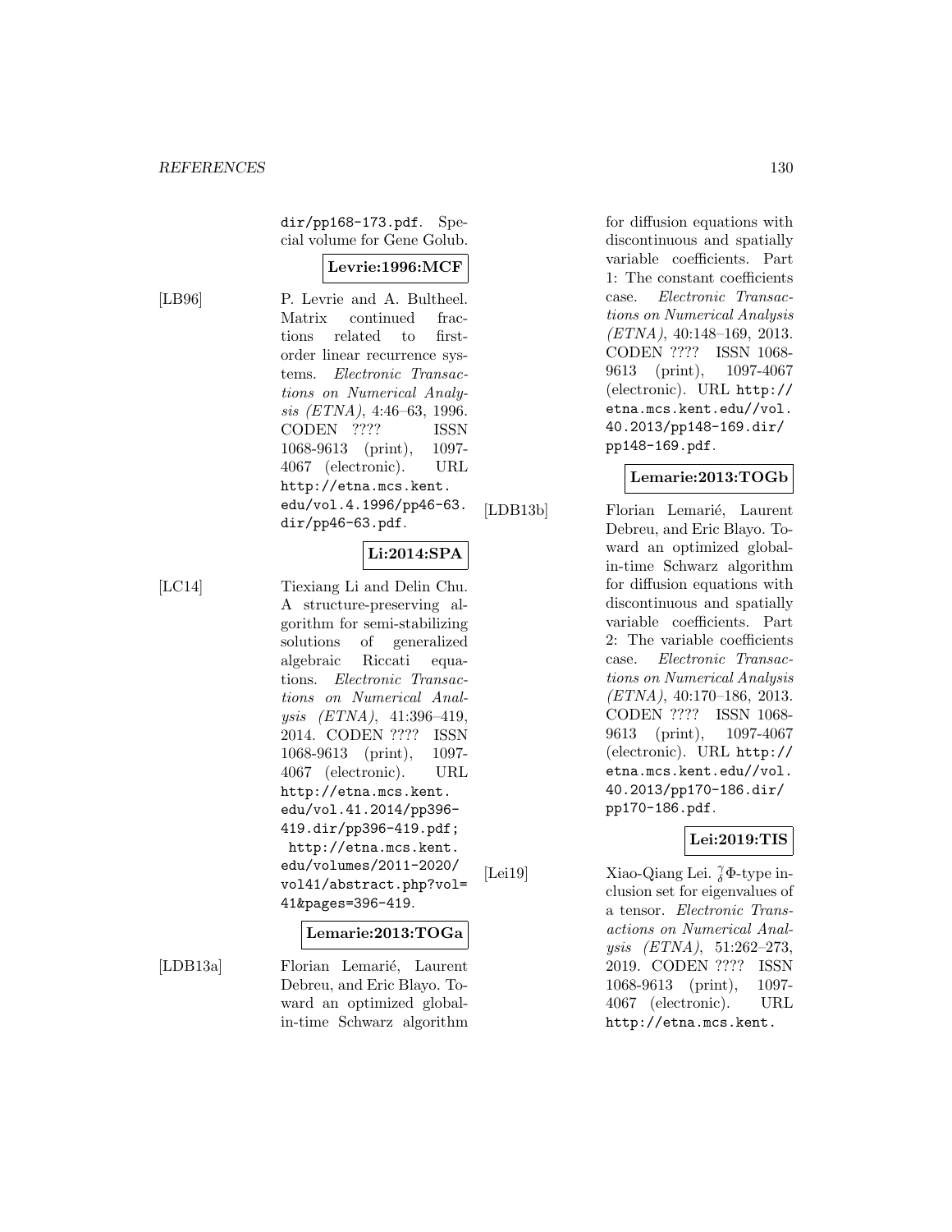dir/pp168-173.pdf. Special volume for Gene Golub.

**Levrie:1996:MCF**

[LB96] P. Levrie and A. Bultheel. Matrix continued fractions related to first-order linear recurrence systems. *Electronic Transactions on Numerical Analysis (ETNA)*, 4:46–63, 1996. CODEN ???? ISSN 1068-9613 (print), 1097-4067 (electronic). URL http://etna.mcs.kent.edu/vol.4.1996/pp46-63.dir/pp46-63.pdf.

**Li:2014:SPA**

[LC14] Tiexiang Li and Delin Chu. A structure-preserving algorithm for semi-stabilizing solutions of generalized algebraic Riccati equations. *Electronic Transactions on Numerical Analysis (ETNA)*, 41:396–419, 2014. CODEN ???? ISSN 1068-9613 (print), 1097-4067 (electronic). URL http://etna.mcs.kent.edu/vol.41.2014/pp396-419.dir/pp396-419.pdf; http://etna.mcs.kent.edu/volumes/2011-2020/vol41/abstract.php?vol=41&pages=396-419.

**Lemarie:2013:TOGa**

[LDB13a] Florian Lemarié, Laurent Debreu, and Eric Blayo. Toward an optimized global-in-time Schwarz algorithm for diffusion equations with discontinuous and spatially variable coefficients. Part 1: The constant coefficients case. *Electronic Transactions on Numerical Analysis (ETNA)*, 40:148–169, 2013. CODEN ???? ISSN 1068-9613 (print), 1097-4067 (electronic). URL http://etna.mcs.kent.edu//vol.40.2013/pp148-169.dir/pp148-169.pdf.

**Lemarie:2013:TOGb**

[LDB13b] Florian Lemarié, Laurent Debreu, and Eric Blayo. Toward an optimized global-in-time Schwarz algorithm for diffusion equations with discontinuous and spatially variable coefficients. Part 2: The variable coefficients case. *Electronic Transactions on Numerical Analysis (ETNA)*, 40:170–186, 2013. CODEN ???? ISSN 1068-9613 (print), 1097-4067 (electronic). URL http://etna.mcs.kent.edu//vol.40.2013/pp170-186.dir/pp170-186.pdf.

**Lei:2019:TIS**

[Lei19] Xiao-Qiang Lei. $^{\gamma}_{\delta}\Phi$-type inclusion set for eigenvalues of a tensor. *Electronic Transactions on Numerical Analysis (ETNA)*, 51:262–273, 2019. CODEN ???? ISSN 1068-9613 (print), 1097-4067 (electronic). URL http://etna.mcs.kent.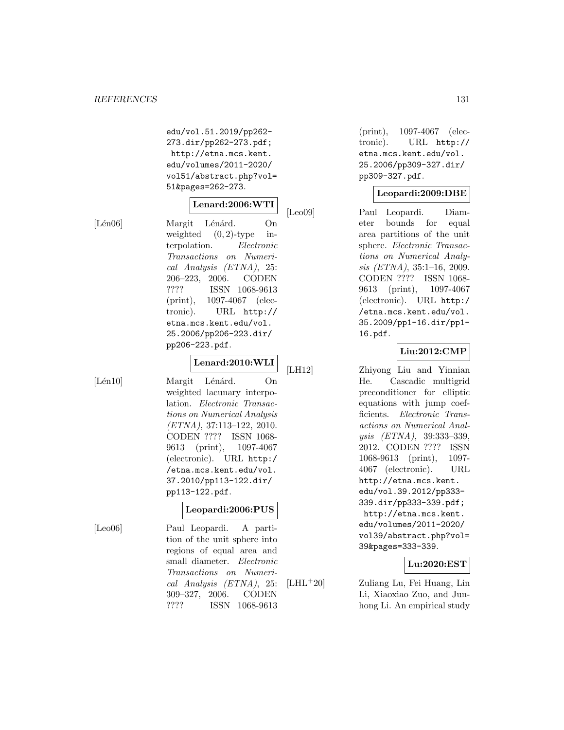edu/vol.51.2019/pp262-273.dir/pp262-273.pdf; http://etna.mcs.kent.edu/volumes/2011-2020/vol51/abstract.php?vol=51&pages=262-273.

**Lenard:2006:WTI**

[Lén06] Margit Lénárd. On weighted $(0, 2)$-type interpolation. *Electronic Transactions on Numerical Analysis (ETNA)*, 25: 206–223, 2006. CODEN ???? ISSN 1068-9613 (print), 1097-4067 (electronic). URL http://etna.mcs.kent.edu/vol.25.2006/pp206-223.dir/pp206-223.pdf.

**Lenard:2010:WLI**

[Lén10] Margit Lénárd. On weighted lacunary interpolation. *Electronic Transactions on Numerical Analysis (ETNA)*, 37:113–122, 2010. CODEN ???? ISSN 1068-9613 (print), 1097-4067 (electronic). URL http://etna.mcs.kent.edu/vol.37.2010/pp113-122.dir/pp113-122.pdf.

**Leopardi:2006:PUS**

[Leo06] Paul Leopardi. A partition of the unit sphere into regions of equal area and small diameter. *Electronic Transactions on Numerical Analysis (ETNA)*, 25: 309–327, 2006. CODEN ???? ISSN 1068-9613 (print), 1097-4067 (electronic). URL http://etna.mcs.kent.edu/vol.25.2006/pp309-327.dir/pp309-327.pdf.

**Leopardi:2009:DBE**

[Leo09] Paul Leopardi. Diameter bounds for equal area partitions of the unit sphere. *Electronic Transactions on Numerical Analysis (ETNA)*, 35:1–16, 2009. CODEN ???? ISSN 1068-9613 (print), 1097-4067 (electronic). URL http://etna.mcs.kent.edu/vol.35.2009/pp1-16.dir/pp1-16.pdf.

**Liu:2012:CMP**

[LH12] Zhiyong Liu and Yinnian He. Cascadic multigrid preconditioner for elliptic equations with jump coefficients. *Electronic Transactions on Numerical Analysis (ETNA)*, 39:333–339, 2012. CODEN ???? ISSN 1068-9613 (print), 1097-4067 (electronic). URL http://etna.mcs.kent.edu/vol.39.2012/pp333-339.dir/pp333-339.pdf; http://etna.mcs.kent.edu/volumes/2011-2020/vol39/abstract.php?vol=39&pages=333-339.

**Lu:2020:EST**

[LHL+20] Zuliang Lu, Fei Huang, Lin Li, Xiaoxiao Zuo, and Junhong Li. An empirical study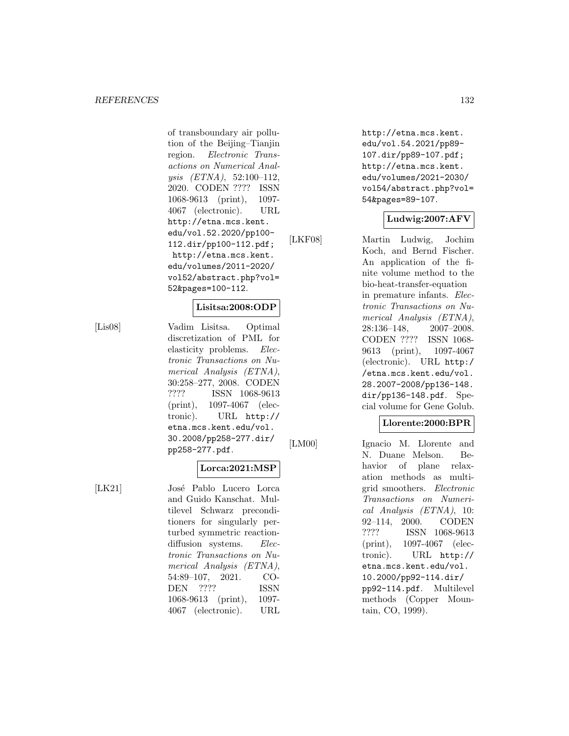of transboundary air pollution of the Beijing–Tianjin region. *Electronic Transactions on Numerical Analysis (ETNA)*, 52:100–112, 2020. CODEN ???? ISSN 1068-9613 (print), 1097-4067 (electronic). URL http://etna.mcs.kent.edu/vol.52.2020/pp100-112.dir/pp100-112.pdf; http://etna.mcs.kent.edu/volumes/2011-2020/vol52/abstract.php?vol=52&pages=100-112.

**Lisitsa:2008:ODP**

[Lis08] Vadim Lisitsa. Optimal discretization of PML for elasticity problems. *Electronic Transactions on Numerical Analysis (ETNA)*, 30:258–277, 2008. CODEN ???? ISSN 1068-9613 (print), 1097-4067 (electronic). URL http://etna.mcs.kent.edu/vol.30.2008/pp258-277.dir/pp258-277.pdf.

**Lorca:2021:MSP**

[LK21] José Pablo Lucero Lorca and Guido Kanschat. Multilevel Schwarz preconditioners for singularly perturbed symmetric reaction-diffusion systems. *Electronic Transactions on Numerical Analysis (ETNA)*, 54:89–107, 2021. CODEN ???? ISSN 1068-9613 (print), 1097-4067 (electronic). URL http://etna.mcs.kent.edu/vol.54.2021/pp89-107.dir/pp89-107.pdf; http://etna.mcs.kent.edu/volumes/2021-2030/vol54/abstract.php?vol=54&pages=89-107.

**Ludwig:2007:AFV**

[LKF08] Martin Ludwig, Jochim Koch, and Bernd Fischer. An application of the finite volume method to the bio-heat-transfer-equation in premature infants. *Electronic Transactions on Numerical Analysis (ETNA)*, 28:136–148, 2007–2008. CODEN ???? ISSN 1068-9613 (print), 1097-4067 (electronic). URL http://etna.mcs.kent.edu/vol.28.2007-2008/pp136-148.dir/pp136-148.pdf. Special volume for Gene Golub.

**Llorente:2000:BPR**

[LM00] Ignacio M. Llorente and N. Duane Melson. Behavior of plane relaxation methods as multigrid smoothers. *Electronic Transactions on Numerical Analysis (ETNA)*, 10: 92–114, 2000. CODEN ???? ISSN 1068-9613 (print), 1097-4067 (electronic). URL http://etna.mcs.kent.edu/vol.10.2000/pp92-114.dir/pp92-114.pdf. Multilevel methods (Copper Mountain, CO, 1999).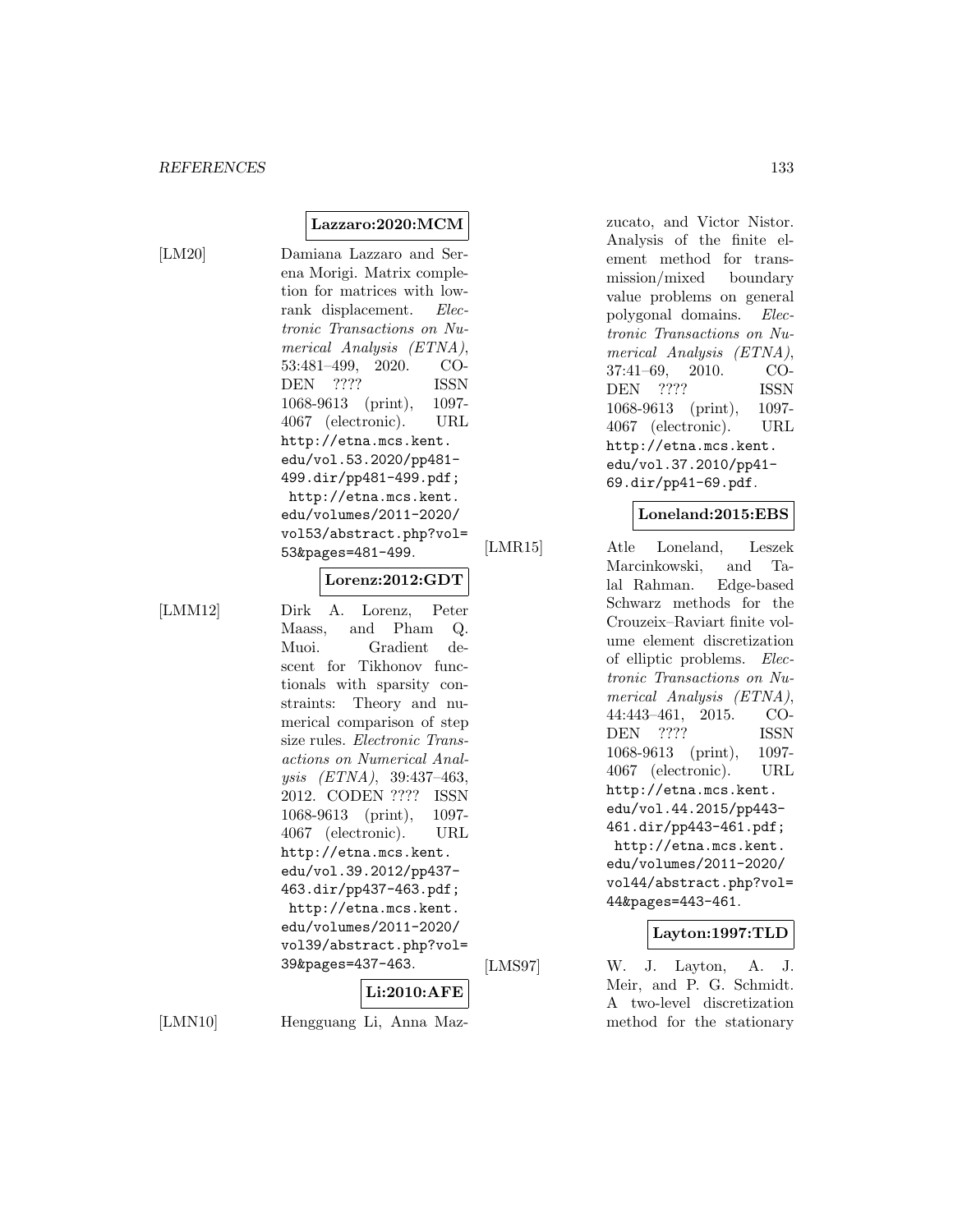**Lazzaro:2020:MCM**

[LM20] Damiana Lazzaro and Serena Morigi. Matrix completion for matrices with low-rank displacement. *Electronic Transactions on Numerical Analysis (ETNA)*, 53:481–499, 2020. CODEN ???? ISSN 1068-9613 (print), 1097-4067 (electronic). URL http://etna.mcs.kent.edu/vol.53.2020/pp481-499.dir/pp481-499.pdf; http://etna.mcs.kent.edu/volumes/2011-2020/vol53/abstract.php?vol=53&pages=481-499.

**Lorenz:2012:GDT**

[LMM12] Dirk A. Lorenz, Peter Maass, and Pham Q. Muoi. Gradient descent for Tikhonov functionals with sparsity constraints: Theory and numerical comparison of step size rules. *Electronic Transactions on Numerical Analysis (ETNA)*, 39:437–463, 2012. CODEN ???? ISSN 1068-9613 (print), 1097-4067 (electronic). URL http://etna.mcs.kent.edu/vol.39.2012/pp437-463.dir/pp437-463.pdf; http://etna.mcs.kent.edu/volumes/2011-2020/vol39/abstract.php?vol=39&pages=437-463.

**Li:2010:AFE**

[LMN10] Hengguang Li, Anna Mazzucato, and Victor Nistor. Analysis of the finite element method for transmission/mixed boundary value problems on general polygonal domains. *Electronic Transactions on Numerical Analysis (ETNA)*, 37:41–69, 2010. CODEN ???? ISSN 1068-9613 (print), 1097-4067 (electronic). URL http://etna.mcs.kent.edu/vol.37.2010/pp41-69.dir/pp41-69.pdf.

**Loneland:2015:EBS**

[LMR15] Atle Loneland, Leszek Marcinkowski, and Talal Rahman. Edge-based Schwarz methods for the Crouzeix–Raviart finite volume element discretization of elliptic problems. *Electronic Transactions on Numerical Analysis (ETNA)*, 44:443–461, 2015. CODEN ???? ISSN 1068-9613 (print), 1097-4067 (electronic). URL http://etna.mcs.kent.edu/vol.44.2015/pp443-461.dir/pp443-461.pdf; http://etna.mcs.kent.edu/volumes/2011-2020/vol44/abstract.php?vol=44&pages=443-461.

**Layton:1997:TLD**

[LMS97] W. J. Layton, A. J. Meir, and P. G. Schmidt. A two-level discretization method for the stationary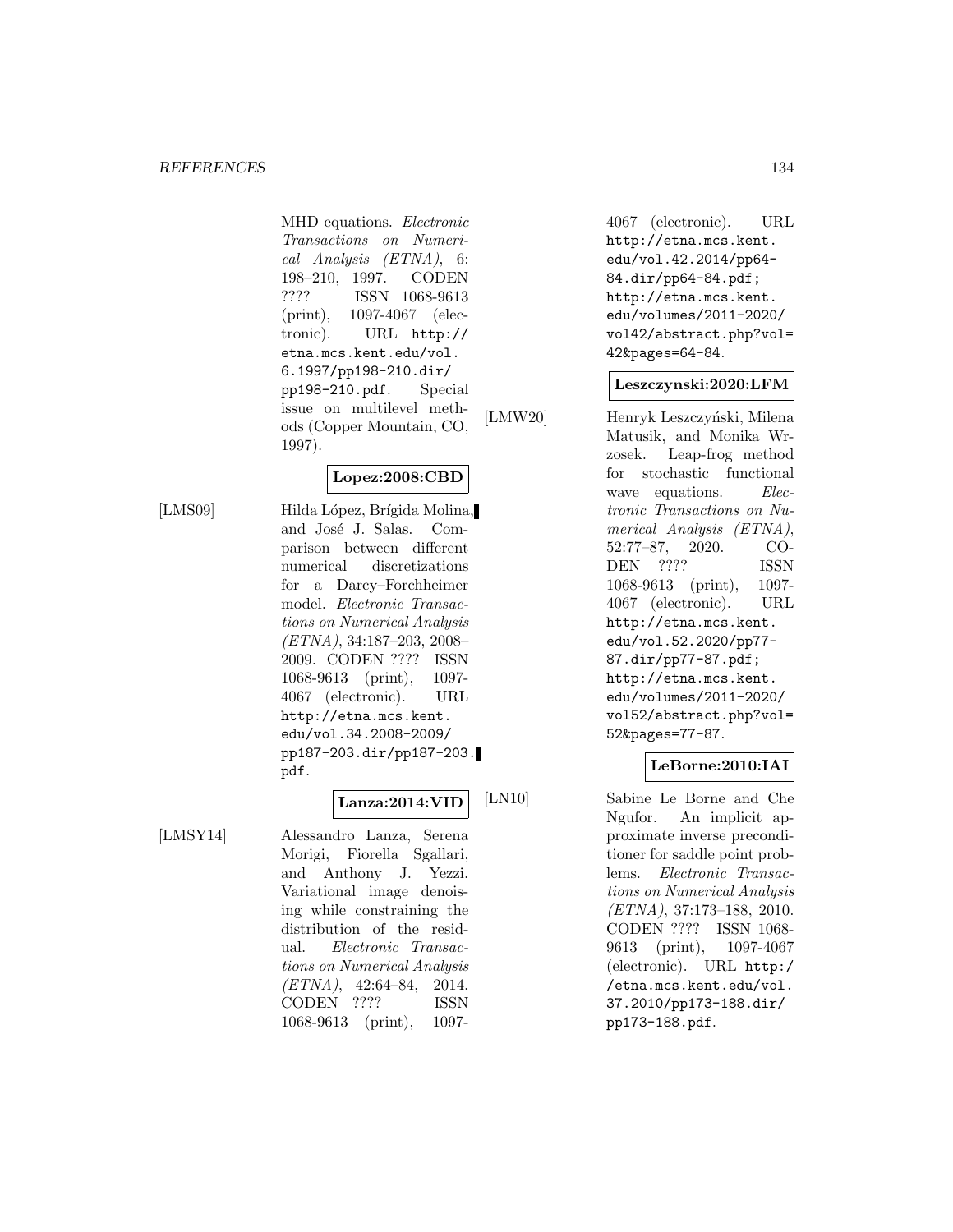MHD equations. *Electronic Transactions on Numerical Analysis (ETNA)*, 6: 198–210, 1997. CODEN ???? ISSN 1068-9613 (print), 1097-4067 (electronic). URL http://etna.mcs.kent.edu/vol.6.1997/pp198-210.dir/pp198-210.pdf. Special issue on multilevel methods (Copper Mountain, CO, 1997).

**Lopez:2008:CBD**

[LMS09] Hilda López, Brígida Molina, and José J. Salas. Comparison between different numerical discretizations for a Darcy–Forchheimer model. *Electronic Transactions on Numerical Analysis (ETNA)*, 34:187–203, 2008–2009. CODEN ???? ISSN 1068-9613 (print), 1097-4067 (electronic). URL http://etna.mcs.kent.edu/vol.34.2008-2009/pp187-203.dir/pp187-203.pdf.

**Lanza:2014:VID**

[LMSY14] Alessandro Lanza, Serena Morigi, Fiorella Sgallari, and Anthony J. Yezzi. Variational image denoising while constraining the distribution of the residual. *Electronic Transactions on Numerical Analysis (ETNA)*, 42:64–84, 2014. CODEN ???? ISSN 1068-9613 (print), 1097-4067 (electronic). URL http://etna.mcs.kent.edu/vol.42.2014/pp64-84.dir/pp64-84.pdf; http://etna.mcs.kent.edu/volumes/2011-2020/vol42/abstract.php?vol=42&pages=64-84.

**Leszczynski:2020:LFM**

[LMW20] Henryk Leszczyński, Milena Matusik, and Monika Wrzosek. Leap-frog method for stochastic functional wave equations. *Electronic Transactions on Numerical Analysis (ETNA)*, 52:77–87, 2020. CODEN ???? ISSN 1068-9613 (print), 1097-4067 (electronic). URL http://etna.mcs.kent.edu/vol.52.2020/pp77-87.dir/pp77-87.pdf; http://etna.mcs.kent.edu/volumes/2011-2020/vol52/abstract.php?vol=52&pages=77-87.

**LeBorne:2010:IAI**

[LN10] Sabine Le Borne and Che Ngufor. An implicit approximate inverse preconditioner for saddle point problems. *Electronic Transactions on Numerical Analysis (ETNA)*, 37:173–188, 2010. CODEN ???? ISSN 1068-9613 (print), 1097-4067 (electronic). URL http://etna.mcs.kent.edu/vol.37.2010/pp173-188.dir/pp173-188.pdf.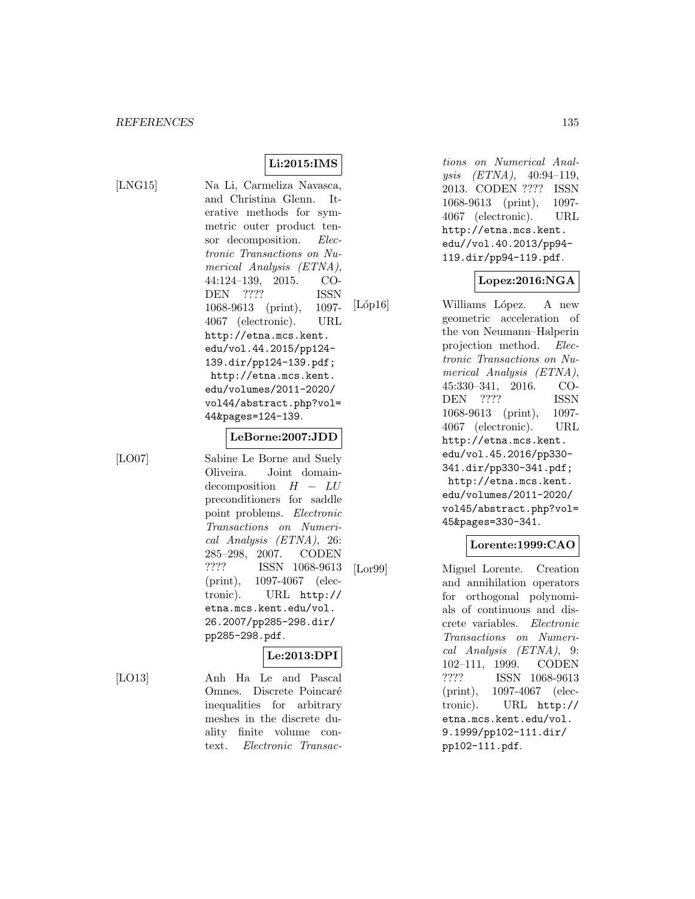**Li:2015:IMS**

[LNG15] Na Li, Carmeliza Navasca, and Christina Glenn. Iterative methods for symmetric outer product tensor decomposition. *Electronic Transactions on Numerical Analysis (ETNA)*, 44:124–139, 2015. CODEN ???? ISSN 1068-9613 (print), 1097-4067 (electronic). URL http://etna.mcs.kent.edu/vol.44.2015/pp124-139.dir/pp124-139.pdf; http://etna.mcs.kent.edu/volumes/2011-2020/vol44/abstract.php?vol=44&pages=124-139.

**LeBorne:2007:JDD**

[LO07] Sabine Le Borne and Suely Oliveira. Joint domain-decomposition $H-LU$ preconditioners for saddle point problems. *Electronic Transactions on Numerical Analysis (ETNA)*, 26:285–298, 2007. CODEN ???? ISSN 1068-9613 (print), 1097-4067 (electronic). URL http://etna.mcs.kent.edu/vol.26.2007/pp285-298.dir/pp285-298.pdf.

**Le:2013:DPI**

[LO13] Anh Ha Le and Pascal Omnes. Discrete Poincaré inequalities for arbitrary meshes in the discrete duality finite volume context. *Electronic Transactions on Numerical Analysis (ETNA)*, 40:94–119, 2013. CODEN ???? ISSN 1068-9613 (print), 1097-4067 (electronic). URL http://etna.mcs.kent.edu//vol.40.2013/pp94-119.dir/pp94-119.pdf.

**Lopez:2016:NGA**

[Lóp16] Williams López. A new geometric acceleration of the von Neumann–Halperin projection method. *Electronic Transactions on Numerical Analysis (ETNA)*, 45:330–341, 2016. CODEN ???? ISSN 1068-9613 (print), 1097-4067 (electronic). URL http://etna.mcs.kent.edu/vol.45.2016/pp330-341.dir/pp330-341.pdf; http://etna.mcs.kent.edu/volumes/2011-2020/vol45/abstract.php?vol=45&pages=330-341.

**Lorente:1999:CAO**

[Lor99] Miguel Lorente. Creation and annihilation operators for orthogonal polynomials of continuous and discrete variables. *Electronic Transactions on Numerical Analysis (ETNA)*, 9:102–111, 1999. CODEN ???? ISSN 1068-9613 (print), 1097-4067 (electronic). URL http://etna.mcs.kent.edu/vol.9.1999/pp102-111.dir/pp102-111.pdf.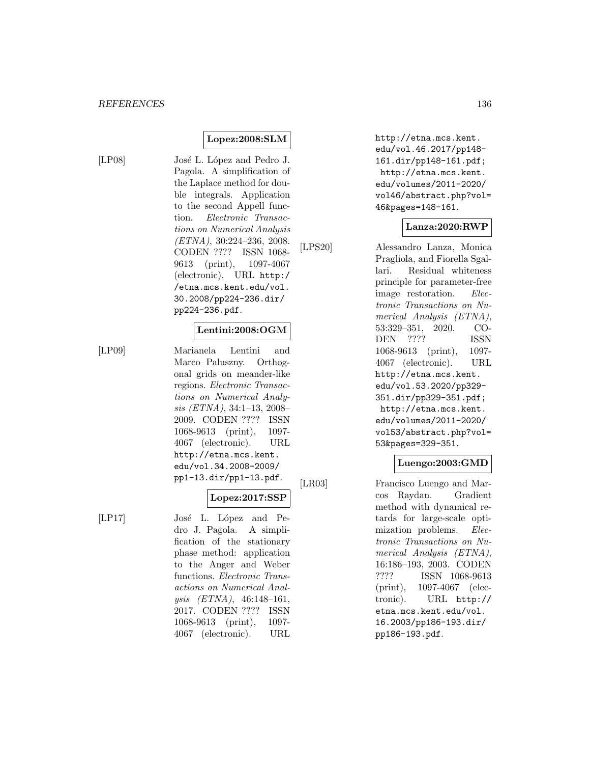**Lopez:2008:SLM**

[LP08] José L. López and Pedro J. Pagola. A simplification of the Laplace method for double integrals. Application to the second Appell function. *Electronic Transactions on Numerical Analysis (ETNA)*, 30:224–236, 2008. CODEN ???? ISSN 1068-9613 (print), 1097-4067 (electronic). URL http://etna.mcs.kent.edu/vol.30.2008/pp224-236.dir/pp224-236.pdf.

**Lentini:2008:OGM**

[LP09] Marianela Lentini and Marco Paluszny. Orthogonal grids on meander-like regions. *Electronic Transactions on Numerical Analysis (ETNA)*, 34:1–13, 2008–2009. CODEN ???? ISSN 1068-9613 (print), 1097-4067 (electronic). URL http://etna.mcs.kent.edu/vol.34.2008-2009/pp1-13.dir/pp1-13.pdf.

**Lopez:2017:SSP**

[LP17] José L. López and Pedro J. Pagola. A simplification of the stationary phase method: application to the Anger and Weber functions. *Electronic Transactions on Numerical Analysis (ETNA)*, 46:148–161, 2017. CODEN ???? ISSN 1068-9613 (print), 1097-4067 (electronic). URL http://etna.mcs.kent.edu/vol.46.2017/pp148-161.dir/pp148-161.pdf; http://etna.mcs.kent.edu/volumes/2011-2020/vol46/abstract.php?vol=46&pages=148-161.

**Lanza:2020:RWP**

[LPS20] Alessandro Lanza, Monica Pragliola, and Fiorella Sgallari. Residual whiteness principle for parameter-free image restoration. *Electronic Transactions on Numerical Analysis (ETNA)*, 53:329–351, 2020. CODEN ???? ISSN 1068-9613 (print), 1097-4067 (electronic). URL http://etna.mcs.kent.edu/vol.53.2020/pp329-351.dir/pp329-351.pdf; http://etna.mcs.kent.edu/volumes/2011-2020/vol53/abstract.php?vol=53&pages=329-351.

**Luengo:2003:GMD**

[LR03] Francisco Luengo and Marcos Raydan. Gradient method with dynamical retards for large-scale optimization problems. *Electronic Transactions on Numerical Analysis (ETNA)*, 16:186–193, 2003. CODEN ???? ISSN 1068-9613 (print), 1097-4067 (electronic). URL http://etna.mcs.kent.edu/vol.16.2003/pp186-193.dir/pp186-193.pdf.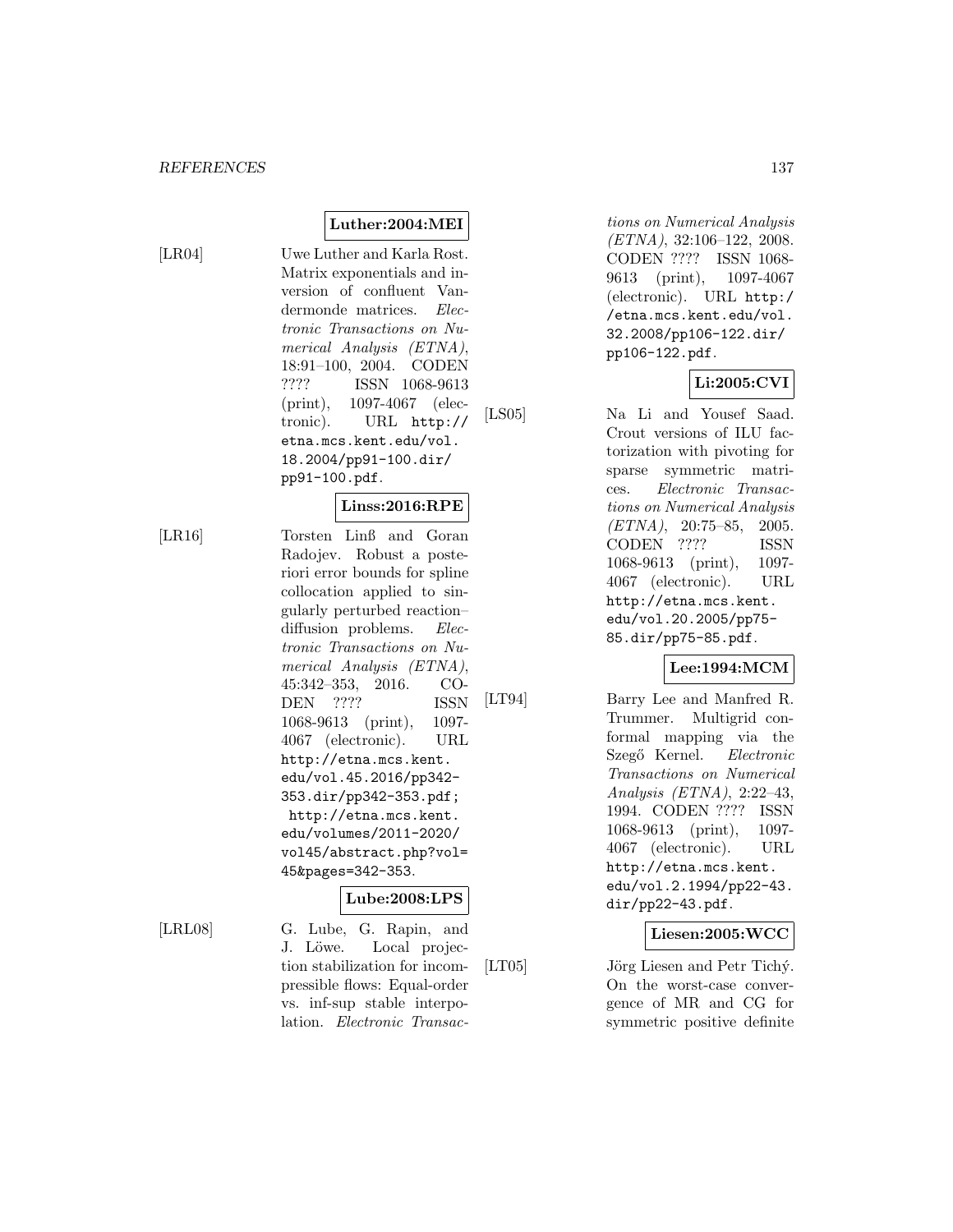**Luther:2004:MEI**

[LR04] Uwe Luther and Karla Rost. Matrix exponentials and inversion of confluent Vandermonde matrices. *Electronic Transactions on Numerical Analysis (ETNA)*, 18:91–100, 2004. CODEN ???? ISSN 1068-9613 (print), 1097-4067 (electronic). URL http://etna.mcs.kent.edu/vol.18.2004/pp91-100.dir/pp91-100.pdf.

**Linss:2016:RPE**

[LR16] Torsten Linß and Goran Radojev. Robust a posteriori error bounds for spline collocation applied to singularly perturbed reaction–diffusion problems. *Electronic Transactions on Numerical Analysis (ETNA)*, 45:342–353, 2016. CODEN ???? ISSN 1068-9613 (print), 1097-4067 (electronic). URL http://etna.mcs.kent.edu/vol.45.2016/pp342-353.dir/pp342-353.pdf; http://etna.mcs.kent.edu/volumes/2011-2020/vol45/abstract.php?vol=45&pages=342-353.

**Lube:2008:LPS**

[LRL08] G. Lube, G. Rapin, and J. Löwe. Local projection stabilization for incompressible flows: Equal-order vs. inf-sup stable interpolation. *Electronic Transactions on Numerical Analysis (ETNA)*, 32:106–122, 2008. CODEN ???? ISSN 1068-9613 (print), 1097-4067 (electronic). URL http://etna.mcs.kent.edu/vol.32.2008/pp106-122.dir/pp106-122.pdf.

**Li:2005:CVI**

[LS05] Na Li and Yousef Saad. Crout versions of ILU factorization with pivoting for sparse symmetric matrices. *Electronic Transactions on Numerical Analysis (ETNA)*, 20:75–85, 2005. CODEN ???? ISSN 1068-9613 (print), 1097-4067 (electronic). URL http://etna.mcs.kent.edu/vol.20.2005/pp75-85.dir/pp75-85.pdf.

**Lee:1994:MCM**

[LT94] Barry Lee and Manfred R. Trummer. Multigrid conformal mapping via the Szegő Kernel. *Electronic Transactions on Numerical Analysis (ETNA)*, 2:22–43, 1994. CODEN ???? ISSN 1068-9613 (print), 1097-4067 (electronic). URL http://etna.mcs.kent.edu/vol.2.1994/pp22-43.dir/pp22-43.pdf.

**Liesen:2005:WCC**

[LT05] Jörg Liesen and Petr Tichý. On the worst-case convergence of MR and CG for symmetric positive definite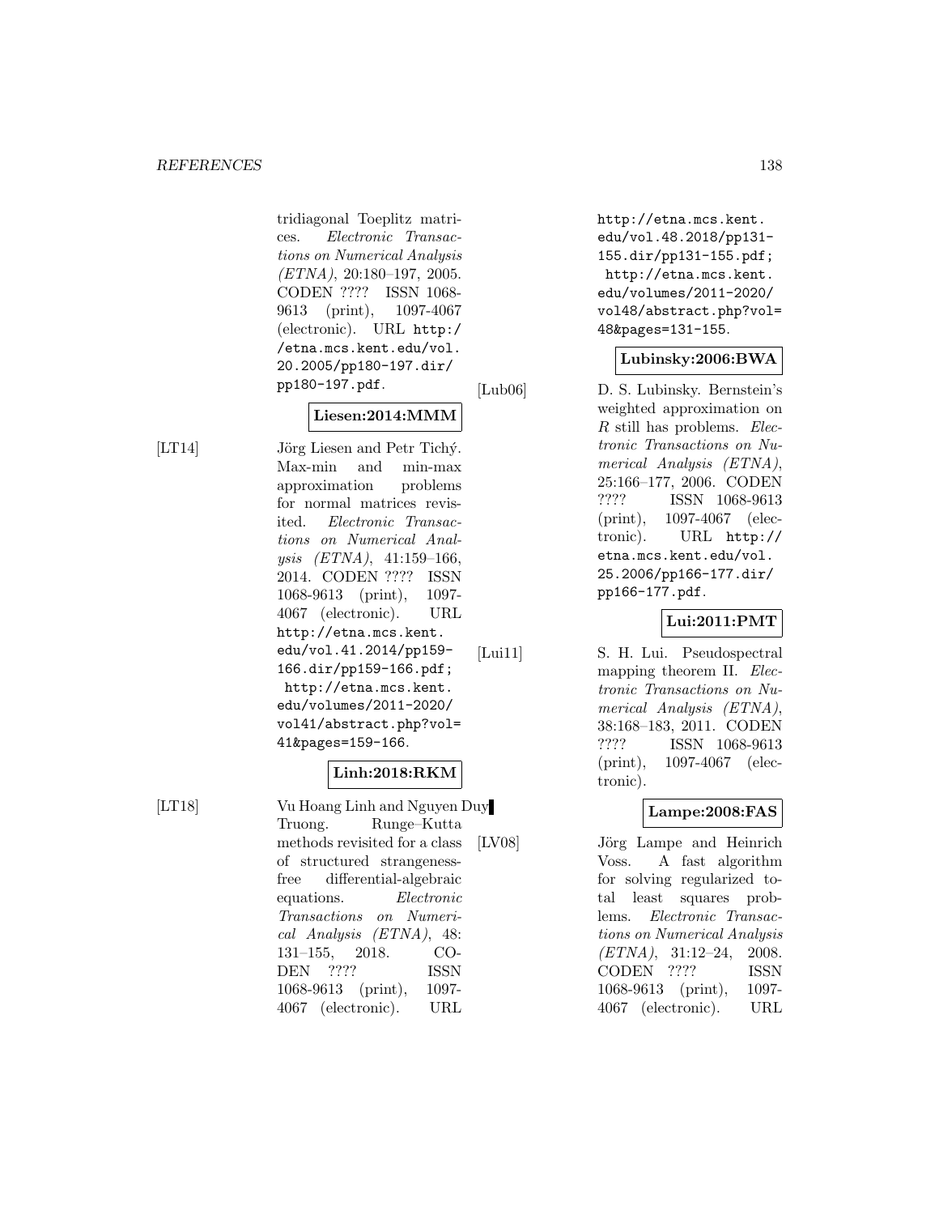tridiagonal Toeplitz matrices. *Electronic Transactions on Numerical Analysis (ETNA)*, 20:180–197, 2005. CODEN ???? ISSN 1068-9613 (print), 1097-4067 (electronic). URL http://etna.mcs.kent.edu/vol.20.2005/pp180-197.dir/pp180-197.pdf.

**Liesen:2014:MMM**

[LT14] Jörg Liesen and Petr Tichý. Max-min and min-max approximation problems for normal matrices revisited. *Electronic Transactions on Numerical Analysis (ETNA)*, 41:159–166, 2014. CODEN ???? ISSN 1068-9613 (print), 1097-4067 (electronic). URL http://etna.mcs.kent.edu/vol.41.2014/pp159-166.dir/pp159-166.pdf; http://etna.mcs.kent.edu/volumes/2011-2020/vol41/abstract.php?vol=41&pages=159-166.

**Linh:2018:RKM**

[LT18] Vu Hoang Linh and Nguyen Duy Truong. Runge–Kutta methods revisited for a class of structured strangeness-free differential-algebraic equations. *Electronic Transactions on Numerical Analysis (ETNA)*, 48:131–155, 2018. CODEN ???? ISSN 1068-9613 (print), 1097-4067 (electronic). URL http://etna.mcs.kent.edu/vol.48.2018/pp131-155.dir/pp131-155.pdf; http://etna.mcs.kent.edu/volumes/2011-2020/vol48/abstract.php?vol=48&pages=131-155.

**Lubinsky:2006:BWA**

[Lub06] D. S. Lubinsky. Bernstein's weighted approximation on $R$ still has problems. *Electronic Transactions on Numerical Analysis (ETNA)*, 25:166–177, 2006. CODEN ???? ISSN 1068-9613 (print), 1097-4067 (electronic). URL http://etna.mcs.kent.edu/vol.25.2006/pp166-177.dir/pp166-177.pdf.

**Lui:2011:PMT**

[Lui11] S. H. Lui. Pseudospectral mapping theorem II. *Electronic Transactions on Numerical Analysis (ETNA)*, 38:168–183, 2011. CODEN ???? ISSN 1068-9613 (print), 1097-4067 (electronic).

**Lampe:2008:FAS**

[LV08] Jörg Lampe and Heinrich Voss. A fast algorithm for solving regularized total least squares problems. *Electronic Transactions on Numerical Analysis (ETNA)*, 31:12–24, 2008. CODEN ???? ISSN 1068-9613 (print), 1097-4067 (electronic). URL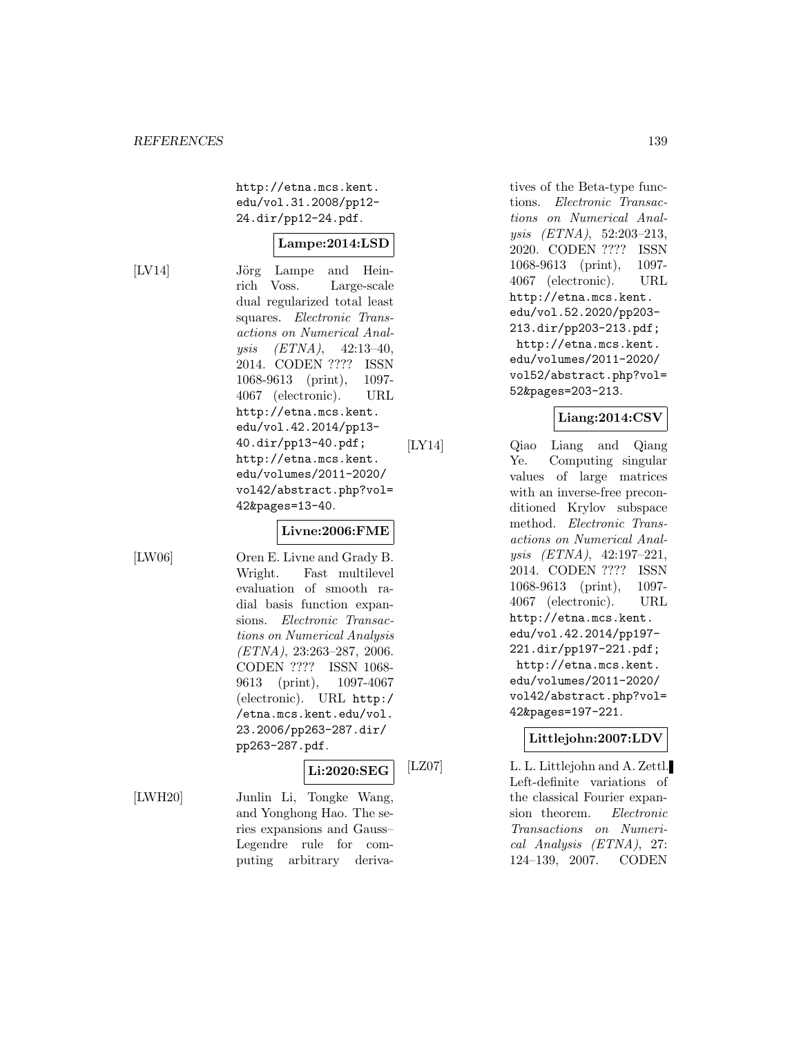http://etna.mcs.kent.edu/vol.31.2008/pp12-24.dir/pp12-24.pdf.

**Lampe:2014:LSD**

[LV14] Jörg Lampe and Heinrich Voss. Large-scale dual regularized total least squares. *Electronic Transactions on Numerical Analysis (ETNA)*, 42:13–40, 2014. CODEN ???? ISSN 1068-9613 (print), 1097-4067 (electronic). URL http://etna.mcs.kent.edu/vol.42.2014/pp13-40.dir/pp13-40.pdf; http://etna.mcs.kent.edu/volumes/2011-2020/vol42/abstract.php?vol=42&pages=13-40.

**Livne:2006:FME**

[LW06] Oren E. Livne and Grady B. Wright. Fast multilevel evaluation of smooth radial basis function expansions. *Electronic Transactions on Numerical Analysis (ETNA)*, 23:263–287, 2006. CODEN ???? ISSN 1068-9613 (print), 1097-4067 (electronic). URL http://etna.mcs.kent.edu/vol.23.2006/pp263-287.dir/pp263-287.pdf.

**Li:2020:SEG**

[LWH20] Junlin Li, Tongke Wang, and Yonghong Hao. The series expansions and Gauss–Legendre rule for computing arbitrary derivatives of the Beta-type functions. *Electronic Transactions on Numerical Analysis (ETNA)*, 52:203–213, 2020. CODEN ???? ISSN 1068-9613 (print), 1097-4067 (electronic). URL http://etna.mcs.kent.edu/vol.52.2020/pp203-213.dir/pp203-213.pdf; http://etna.mcs.kent.edu/volumes/2011-2020/vol52/abstract.php?vol=52&pages=203-213.

**Liang:2014:CSV**

[LY14] Qiao Liang and Qiang Ye. Computing singular values of large matrices with an inverse-free preconditioned Krylov subspace method. *Electronic Transactions on Numerical Analysis (ETNA)*, 42:197–221, 2014. CODEN ???? ISSN 1068-9613 (print), 1097-4067 (electronic). URL http://etna.mcs.kent.edu/vol.42.2014/pp197-221.dir/pp197-221.pdf; http://etna.mcs.kent.edu/volumes/2011-2020/vol42/abstract.php?vol=42&pages=197-221.

**Littlejohn:2007:LDV**

[LZ07] L. L. Littlejohn and A. Zettl. Left-definite variations of the classical Fourier expansion theorem. *Electronic Transactions on Numerical Analysis (ETNA)*, 27: 124–139, 2007. CODEN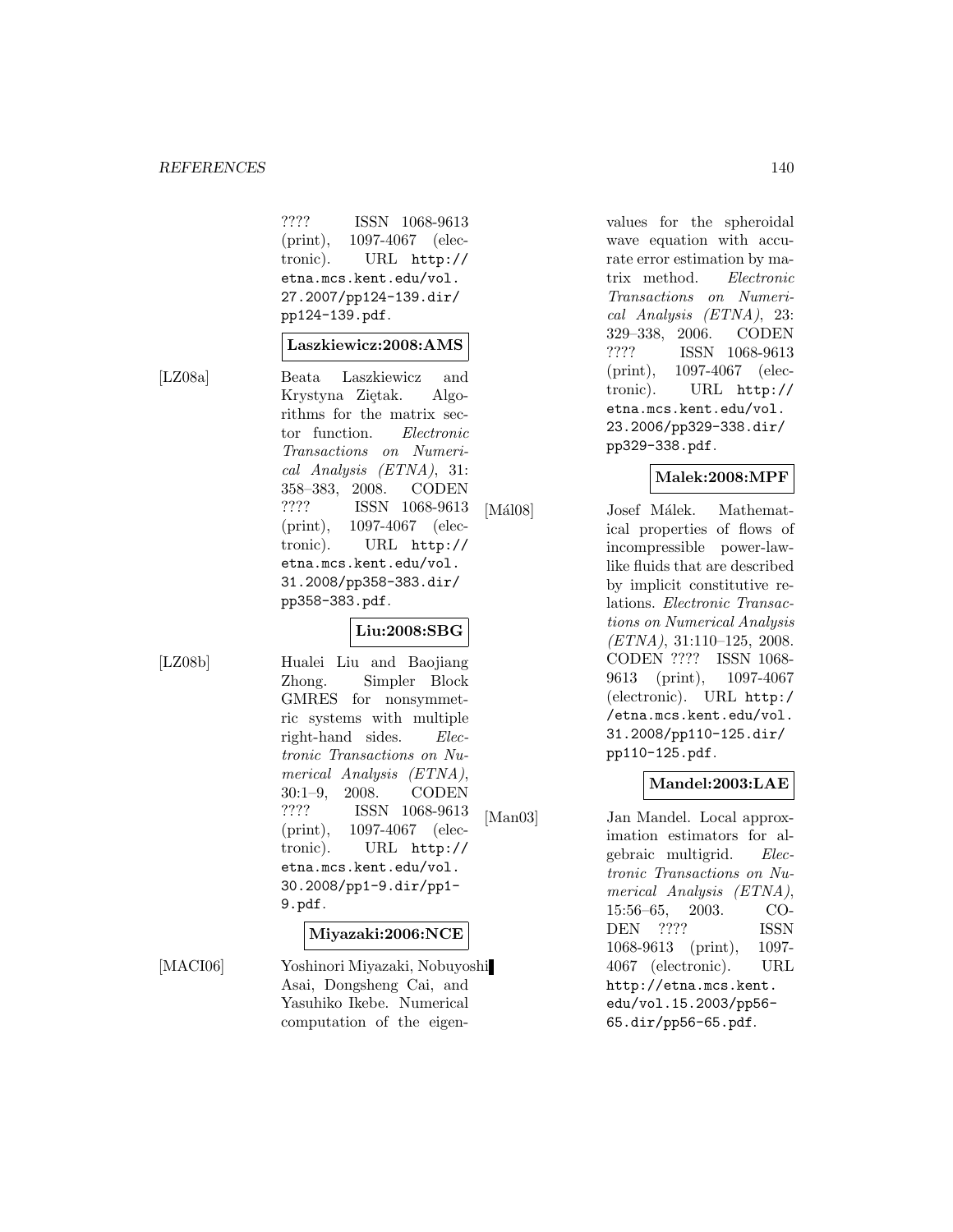???? ISSN 1068-9613 (print), 1097-4067 (electronic). URL http://etna.mcs.kent.edu/vol.27.2007/pp124-139.dir/pp124-139.pdf.

**Laszkiewicz:2008:AMS**

[LZ08a] Beata Laszkiewicz and Krystyna Ziętak. Algorithms for the matrix sector function. *Electronic Transactions on Numerical Analysis (ETNA)*, 31: 358–383, 2008. CODEN ???? ISSN 1068-9613 (print), 1097-4067 (electronic). URL http://etna.mcs.kent.edu/vol.31.2008/pp358-383.dir/pp358-383.pdf.

**Liu:2008:SBG**

[LZ08b] Hualei Liu and Baojiang Zhong. Simpler Block GMRES for nonsymmetric systems with multiple right-hand sides. *Electronic Transactions on Numerical Analysis (ETNA)*, 30:1–9, 2008. CODEN ???? ISSN 1068-9613 (print), 1097-4067 (electronic). URL http://etna.mcs.kent.edu/vol.30.2008/pp1-9.dir/pp1-9.pdf.

**Miyazaki:2006:NCE**

[MACI06] Yoshinori Miyazaki, Nobuyoshi Asai, Dongsheng Cai, and Yasuhiko Ikebe. Numerical computation of the eigenvalues for the spheroidal wave equation with accurate error estimation by matrix method. *Electronic Transactions on Numerical Analysis (ETNA)*, 23: 329–338, 2006. CODEN ???? ISSN 1068-9613 (print), 1097-4067 (electronic). URL http://etna.mcs.kent.edu/vol.23.2006/pp329-338.dir/pp329-338.pdf.

**Malek:2008:MPF**

[Mál08] Josef Málek. Mathematical properties of flows of incompressible power-law-like fluids that are described by implicit constitutive relations. *Electronic Transactions on Numerical Analysis (ETNA)*, 31:110–125, 2008. CODEN ???? ISSN 1068-9613 (print), 1097-4067 (electronic). URL http://etna.mcs.kent.edu/vol.31.2008/pp110-125.dir/pp110-125.pdf.

**Mandel:2003:LAE**

[Man03] Jan Mandel. Local approximation estimators for algebraic multigrid. *Electronic Transactions on Numerical Analysis (ETNA)*, 15:56–65, 2003. CODEN ???? ISSN 1068-9613 (print), 1097-4067 (electronic). URL http://etna.mcs.kent.edu/vol.15.2003/pp56-65.dir/pp56-65.pdf.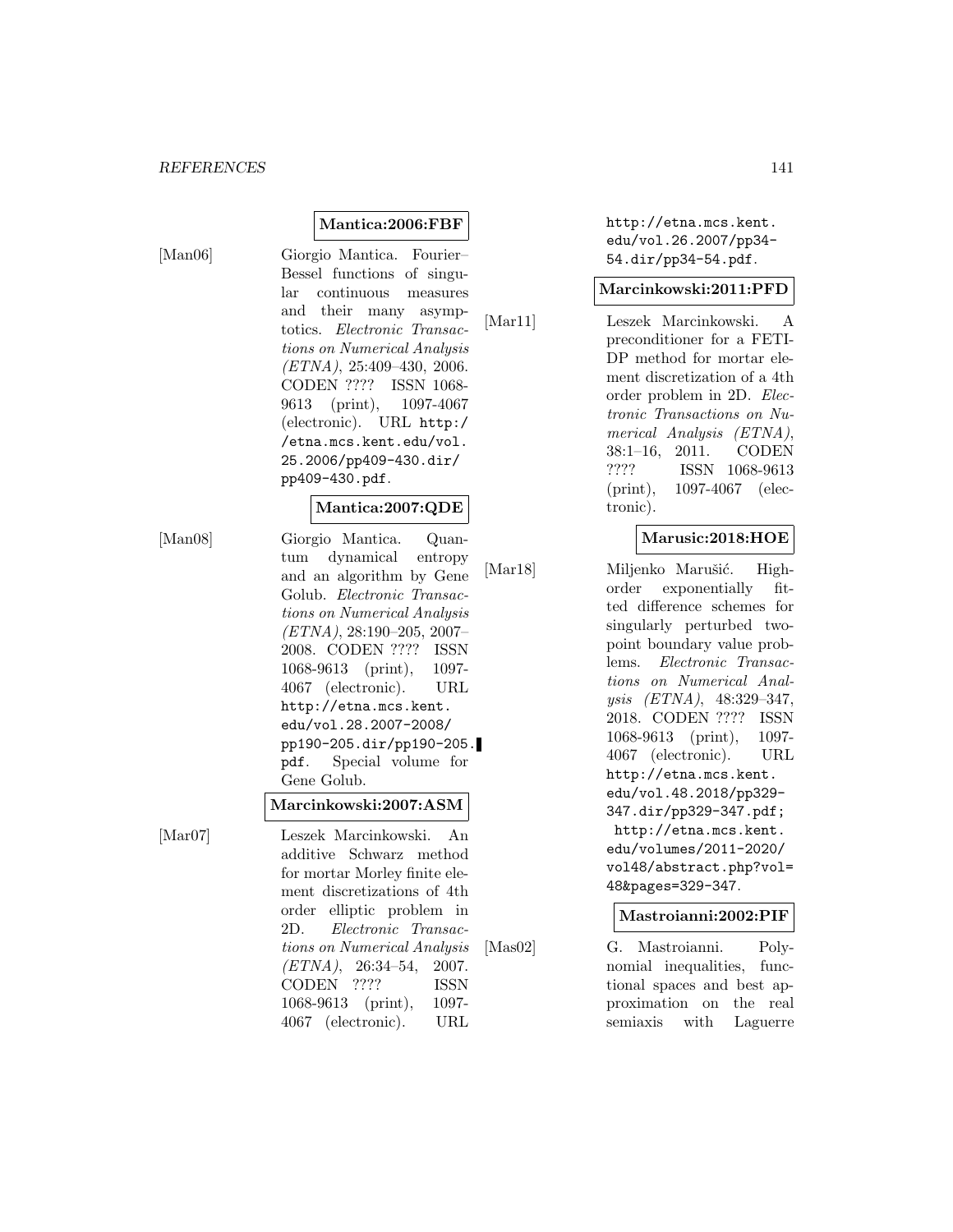**Mantica:2006:FBF**

[Man06] Giorgio Mantica. Fourier–Bessel functions of singular continuous measures and their many asymptotics. *Electronic Transactions on Numerical Analysis (ETNA)*, 25:409–430, 2006. CODEN ???? ISSN 1068-9613 (print), 1097-4067 (electronic). URL `http://etna.mcs.kent.edu/vol.25.2006/pp409-430.dir/pp409-430.pdf`.

**Mantica:2007:QDE**

[Man08] Giorgio Mantica. Quantum dynamical entropy and an algorithm by Gene Golub. *Electronic Transactions on Numerical Analysis (ETNA)*, 28:190–205, 2007–2008. CODEN ???? ISSN 1068-9613 (print), 1097-4067 (electronic). URL `http://etna.mcs.kent.edu/vol.28.2007-2008/pp190-205.dir/pp190-205.pdf`. Special volume for Gene Golub.

**Marcinkowski:2007:ASM**

[Mar07] Leszek Marcinkowski. An additive Schwarz method for mortar Morley finite element discretizations of 4th order elliptic problem in 2D. *Electronic Transactions on Numerical Analysis (ETNA)*, 26:34–54, 2007. CODEN ???? ISSN 1068-9613 (print), 1097-4067 (electronic). URL `http://etna.mcs.kent.edu/vol.26.2007/pp34-54.dir/pp34-54.pdf`.

**Marcinkowski:2011:PFD**

[Mar11] Leszek Marcinkowski. A preconditioner for a FETI-DP method for mortar element discretization of a 4th order problem in 2D. *Electronic Transactions on Numerical Analysis (ETNA)*, 38:1–16, 2011. CODEN ???? ISSN 1068-9613 (print), 1097-4067 (electronic).

**Marusic:2018:HOE**

[Mar18] Miljenko Marušić. High-order exponentially fitted difference schemes for singularly perturbed two-point boundary value problems. *Electronic Transactions on Numerical Analysis (ETNA)*, 48:329–347, 2018. CODEN ???? ISSN 1068-9613 (print), 1097-4067 (electronic). URL `http://etna.mcs.kent.edu/vol.48.2018/pp329-347.dir/pp329-347.pdf`; `http://etna.mcs.kent.edu/volumes/2011-2020/vol48/abstract.php?vol=48&pages=329-347`.

**Mastroianni:2002:PIF**

[Mas02] G. Mastroianni. Polynomial inequalities, functional spaces and best approximation on the real semiaxis with Laguerre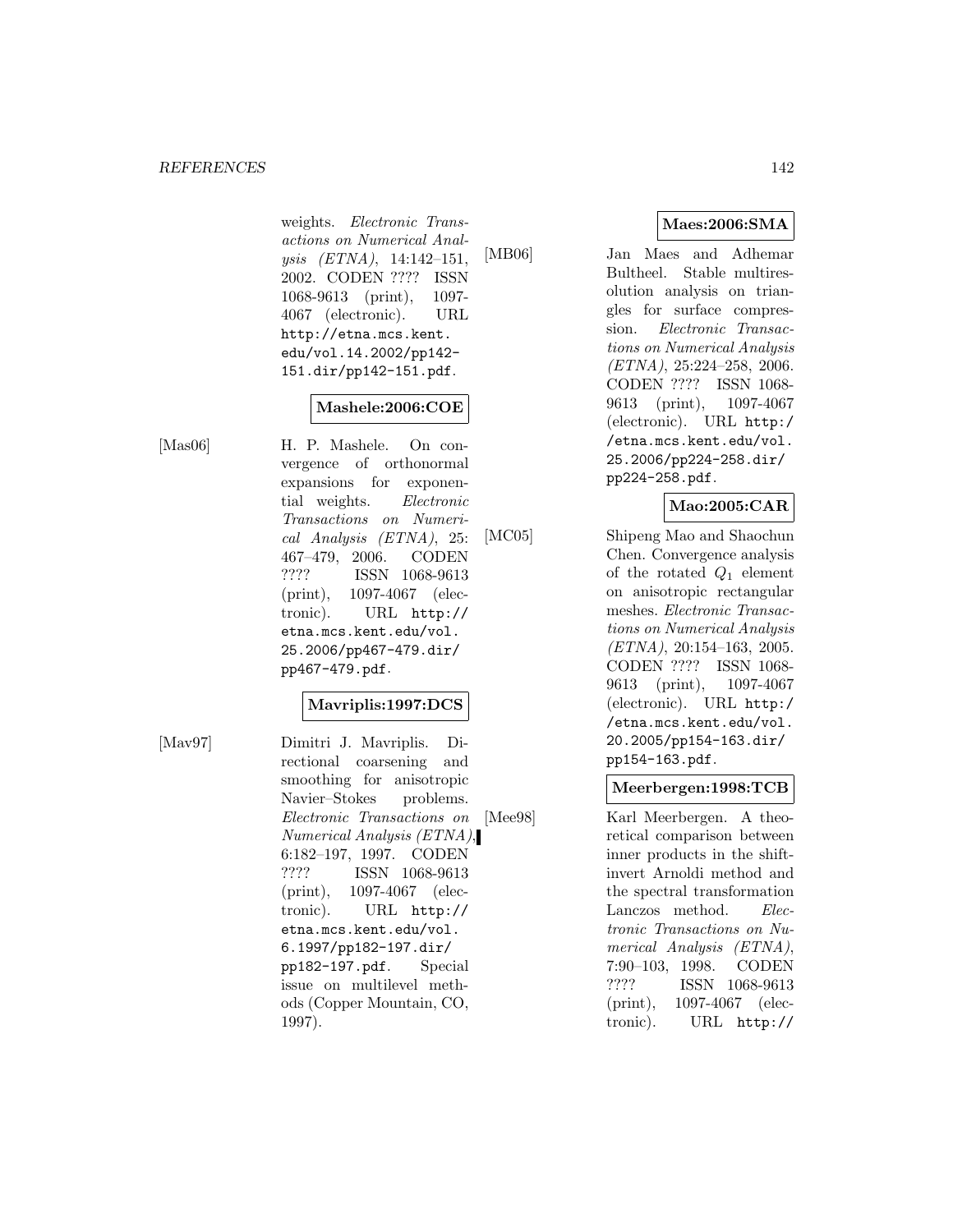weights. *Electronic Transactions on Numerical Analysis (ETNA)*, 14:142–151, 2002. CODEN ???? ISSN 1068-9613 (print), 1097-4067 (electronic). URL http://etna.mcs.kent.edu/vol.14.2002/pp142-151.dir/pp142-151.pdf.

**Mashele:2006:COE**

[Mas06] H. P. Mashele. On convergence of orthonormal expansions for exponential weights. *Electronic Transactions on Numerical Analysis (ETNA)*, 25:467–479, 2006. CODEN ???? ISSN 1068-9613 (print), 1097-4067 (electronic). URL http://etna.mcs.kent.edu/vol.25.2006/pp467-479.dir/pp467-479.pdf.

**Mavriplis:1997:DCS**

[Mav97] Dimitri J. Mavriplis. Directional coarsening and smoothing for anisotropic Navier–Stokes problems. *Electronic Transactions on Numerical Analysis (ETNA)*, 6:182–197, 1997. CODEN ???? ISSN 1068-9613 (print), 1097-4067 (electronic). URL http://etna.mcs.kent.edu/vol.6.1997/pp182-197.dir/pp182-197.pdf. Special issue on multilevel methods (Copper Mountain, CO, 1997).

**Maes:2006:SMA**

[MB06] Jan Maes and Adhemar Bultheel. Stable multiresolution analysis on triangles for surface compression. *Electronic Transactions on Numerical Analysis (ETNA)*, 25:224–258, 2006. CODEN ???? ISSN 1068-9613 (print), 1097-4067 (electronic). URL http://etna.mcs.kent.edu/vol.25.2006/pp224-258.dir/pp224-258.pdf.

**Mao:2005:CAR**

[MC05] Shipeng Mao and Shaochun Chen. Convergence analysis of the rotated $Q_1$ element on anisotropic rectangular meshes. *Electronic Transactions on Numerical Analysis (ETNA)*, 20:154–163, 2005. CODEN ???? ISSN 1068-9613 (print), 1097-4067 (electronic). URL http://etna.mcs.kent.edu/vol.20.2005/pp154-163.dir/pp154-163.pdf.

**Meerbergen:1998:TCB**

[Mee98] Karl Meerbergen. A theoretical comparison between inner products in the shift-invert Arnoldi method and the spectral transformation Lanczos method. *Electronic Transactions on Numerical Analysis (ETNA)*, 7:90–103, 1998. CODEN ???? ISSN 1068-9613 (print), 1097-4067 (electronic). URL http://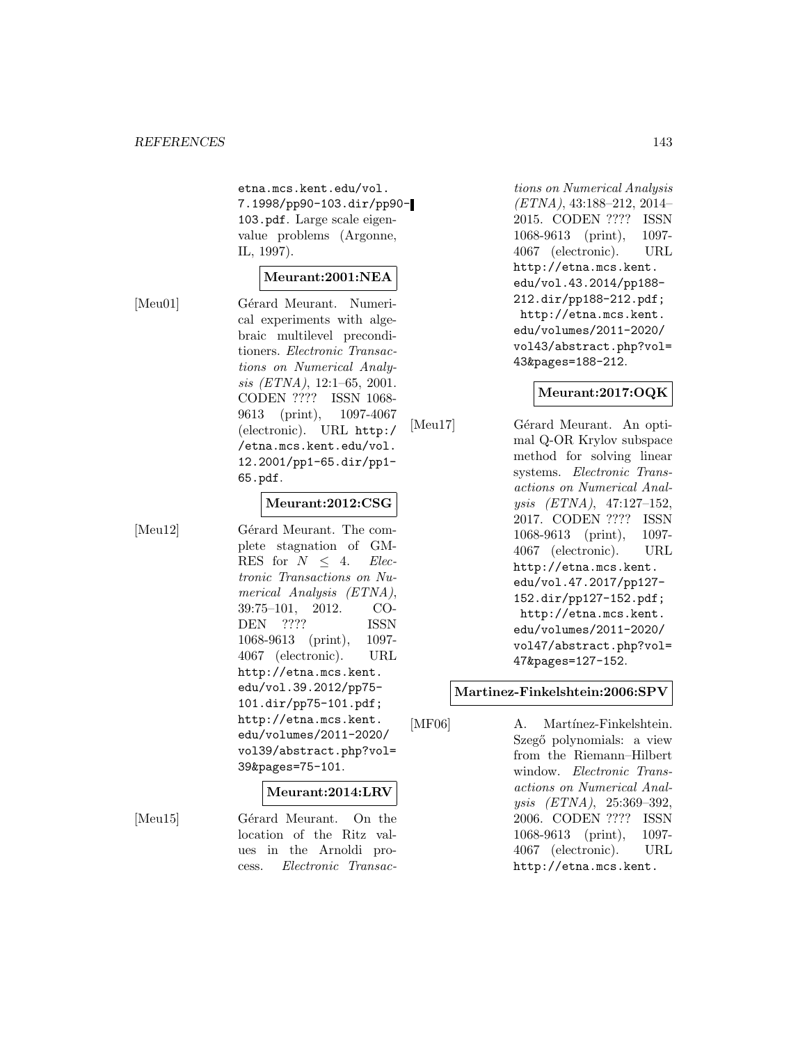etna.mcs.kent.edu/vol.7.1998/pp90-103.dir/pp90-103.pdf. Large scale eigenvalue problems (Argonne, IL, 1997).

**Meurant:2001:NEA**

[Meu01] Gérard Meurant. Numerical experiments with algebraic multilevel preconditioners. *Electronic Transactions on Numerical Analysis (ETNA)*, 12:1–65, 2001. CODEN ???? ISSN 1068-9613 (print), 1097-4067 (electronic). URL http://etna.mcs.kent.edu/vol.12.2001/pp1-65.dir/pp1-65.pdf.

**Meurant:2012:CSG**

[Meu12] Gérard Meurant. The complete stagnation of GMRES for $N \leq 4$. *Electronic Transactions on Numerical Analysis (ETNA)*, 39:75–101, 2012. CODEN ???? ISSN 1068-9613 (print), 1097-4067 (electronic). URL http://etna.mcs.kent.edu/vol.39.2012/pp75-101.dir/pp75-101.pdf; http://etna.mcs.kent.edu/volumes/2011-2020/vol39/abstract.php?vol=39&pages=75-101.

**Meurant:2014:LRV**

[Meu15] Gérard Meurant. On the location of the Ritz values in the Arnoldi process. *Electronic Transactions on Numerical Analysis (ETNA)*, 43:188–212, 2014–2015. CODEN ???? ISSN 1068-9613 (print), 1097-4067 (electronic). URL http://etna.mcs.kent.edu/vol.43.2014/pp188-212.dir/pp188-212.pdf; http://etna.mcs.kent.edu/volumes/2011-2020/vol43/abstract.php?vol=43&pages=188-212.

**Meurant:2017:OQK**

[Meu17] Gérard Meurant. An optimal Q-OR Krylov subspace method for solving linear systems. *Electronic Transactions on Numerical Analysis (ETNA)*, 47:127–152, 2017. CODEN ???? ISSN 1068-9613 (print), 1097-4067 (electronic). URL http://etna.mcs.kent.edu/vol.47.2017/pp127-152.dir/pp127-152.pdf; http://etna.mcs.kent.edu/volumes/2011-2020/vol47/abstract.php?vol=47&pages=127-152.

**Martinez-Finkelshtein:2006:SPV**

[MF06] A. Martínez-Finkelshtein. Szegő polynomials: a view from the Riemann–Hilbert window. *Electronic Transactions on Numerical Analysis (ETNA)*, 25:369–392, 2006. CODEN ???? ISSN 1068-9613 (print), 1097-4067 (electronic). URL http://etna.mcs.kent.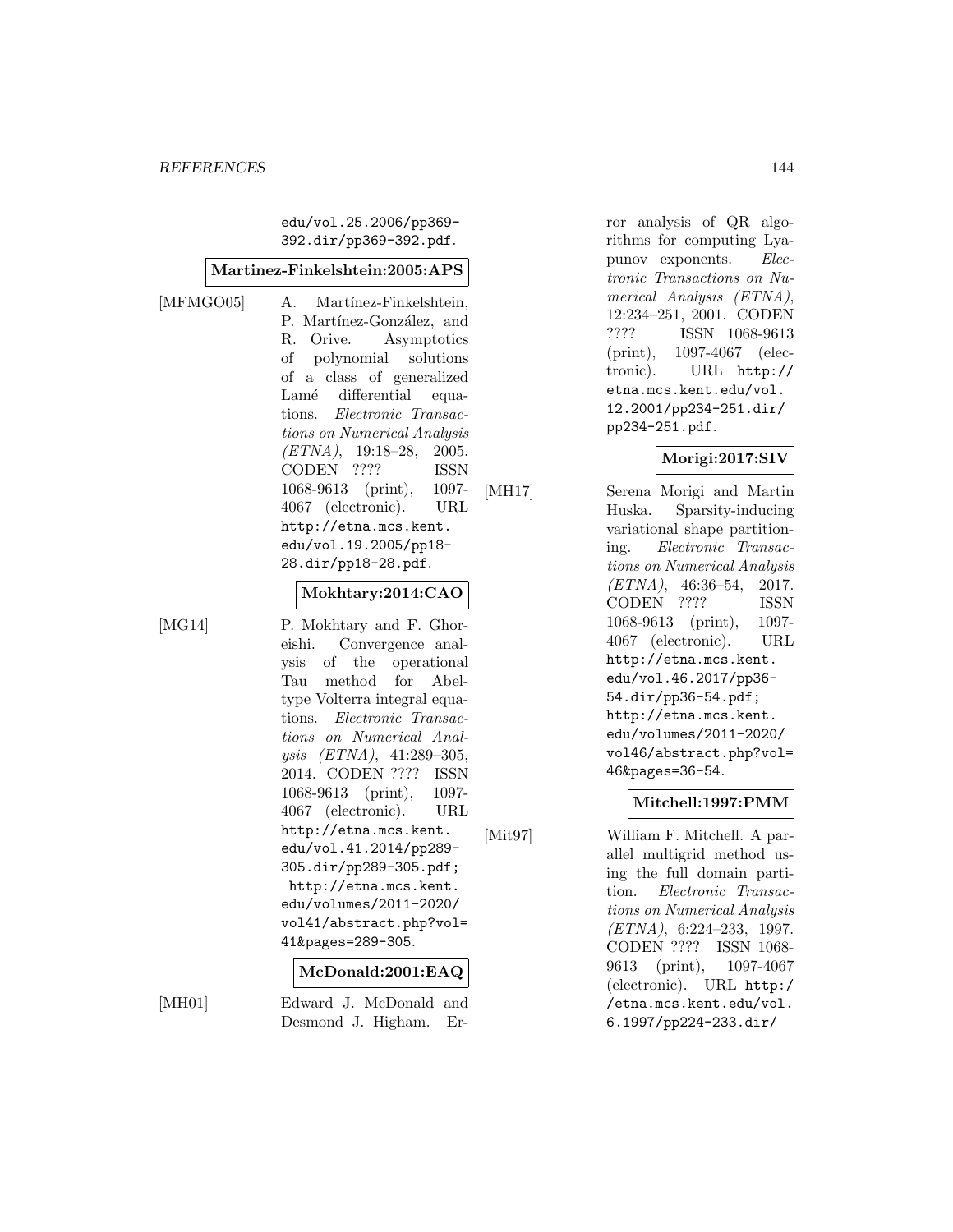edu/vol.25.2006/pp369-392.dir/pp369-392.pdf.

**Martinez-Finkelshtein:2005:APS**

[MFMGO05] A. Martínez-Finkelshtein, P. Martínez-González, and R. Orive. Asymptotics of polynomial solutions of a class of generalized Lamé differential equations. *Electronic Transactions on Numerical Analysis (ETNA)*, 19:18–28, 2005. CODEN ???? ISSN 1068-9613 (print), 1097-4067 (electronic). URL http://etna.mcs.kent.edu/vol.19.2005/pp18-28.dir/pp18-28.pdf.

**Mokhtary:2014:CAO**

[MG14] P. Mokhtary and F. Ghoreishi. Convergence analysis of the operational Tau method for Abel-type Volterra integral equations. *Electronic Transactions on Numerical Analysis (ETNA)*, 41:289–305, 2014. CODEN ???? ISSN 1068-9613 (print), 1097-4067 (electronic). URL http://etna.mcs.kent.edu/vol.41.2014/pp289-305.dir/pp289-305.pdf; http://etna.mcs.kent.edu/volumes/2011-2020/vol41/abstract.php?vol=41&pages=289-305.

**McDonald:2001:EAQ**

[MH01] Edward J. McDonald and Desmond J. Higham. Error analysis of QR algorithms for computing Lyapunov exponents. *Electronic Transactions on Numerical Analysis (ETNA)*, 12:234–251, 2001. CODEN ???? ISSN 1068-9613 (print), 1097-4067 (electronic). URL http://etna.mcs.kent.edu/vol.12.2001/pp234-251.dir/pp234-251.pdf.

**Morigi:2017:SIV**

[MH17] Serena Morigi and Martin Huska. Sparsity-inducing variational shape partitioning. *Electronic Transactions on Numerical Analysis (ETNA)*, 46:36–54, 2017. CODEN ???? ISSN 1068-9613 (print), 1097-4067 (electronic). URL http://etna.mcs.kent.edu/vol.46.2017/pp36-54.dir/pp36-54.pdf; http://etna.mcs.kent.edu/volumes/2011-2020/vol46/abstract.php?vol=46&pages=36-54.

**Mitchell:1997:PMM**

[Mit97] William F. Mitchell. A parallel multigrid method using the full domain partition. *Electronic Transactions on Numerical Analysis (ETNA)*, 6:224–233, 1997. CODEN ???? ISSN 1068-9613 (print), 1097-4067 (electronic). URL http://etna.mcs.kent.edu/vol.6.1997/pp224-233.dir/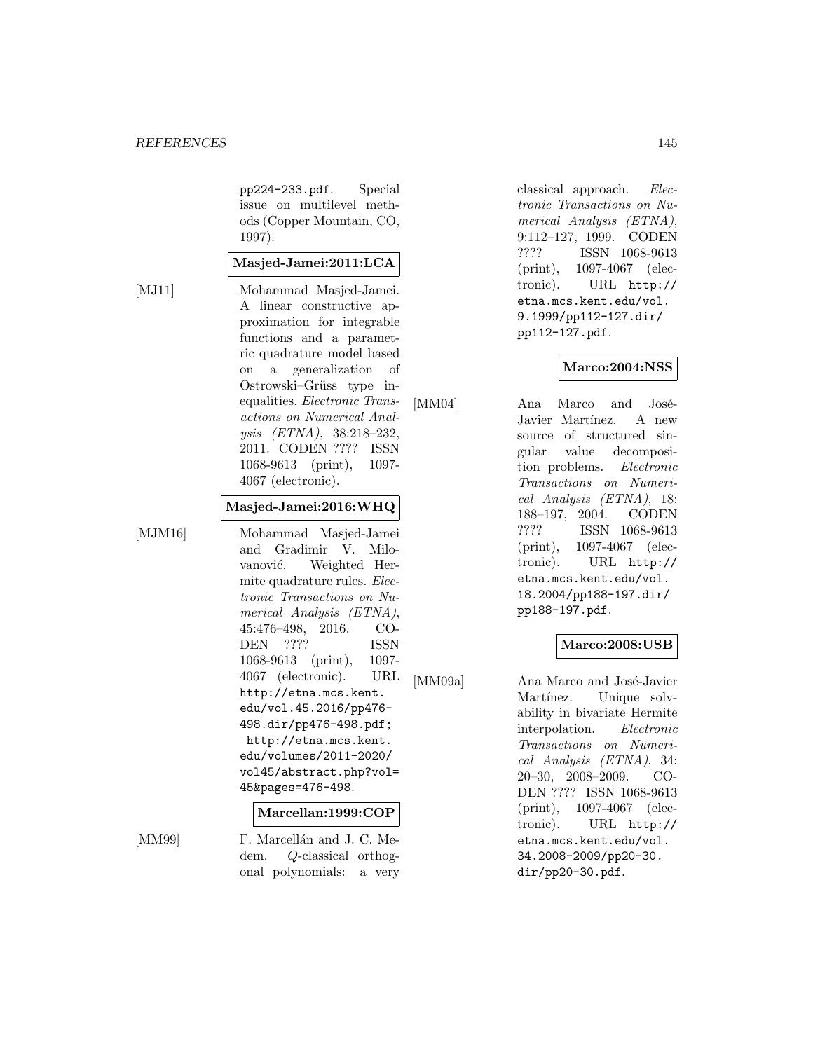pp224-233.pdf. Special issue on multilevel methods (Copper Mountain, CO, 1997).

**Masjed-Jamei:2011:LCA**

[MJ11] Mohammad Masjed-Jamei. A linear constructive approximation for integrable functions and a parametric quadrature model based on a generalization of Ostrowski–Grüss type inequalities. *Electronic Transactions on Numerical Analysis (ETNA)*, 38:218–232, 2011. CODEN ???? ISSN 1068-9613 (print), 1097-4067 (electronic).

**Masjed-Jamei:2016:WHQ**

[MJM16] Mohammad Masjed-Jamei and Gradimir V. Milovanović. Weighted Hermite quadrature rules. *Electronic Transactions on Numerical Analysis (ETNA)*, 45:476–498, 2016. CODEN ???? ISSN 1068-9613 (print), 1097-4067 (electronic). URL http://etna.mcs.kent.edu/vol.45.2016/pp476-498.dir/pp476-498.pdf; http://etna.mcs.kent.edu/volumes/2011-2020/vol45/abstract.php?vol=45&pages=476-498.

**Marcellan:1999:COP**

[MM99] F. Marcellán and J. C. Medem. *Q*-classical orthogonal polynomials: a very classical approach. *Electronic Transactions on Numerical Analysis (ETNA)*, 9:112–127, 1999. CODEN ???? ISSN 1068-9613 (print), 1097-4067 (electronic). URL http://etna.mcs.kent.edu/vol.9.1999/pp112-127.dir/pp112-127.pdf.

**Marco:2004:NSS**

[MM04] Ana Marco and José-Javier Martínez. A new source of structured singular value decomposition problems. *Electronic Transactions on Numerical Analysis (ETNA)*, 18: 188–197, 2004. CODEN ???? ISSN 1068-9613 (print), 1097-4067 (electronic). URL http://etna.mcs.kent.edu/vol.18.2004/pp188-197.dir/pp188-197.pdf.

**Marco:2008:USB**

[MM09a] Ana Marco and José-Javier Martínez. Unique solvability in bivariate Hermite interpolation. *Electronic Transactions on Numerical Analysis (ETNA)*, 34: 20–30, 2008–2009. CODEN ???? ISSN 1068-9613 (print), 1097-4067 (electronic). URL http://etna.mcs.kent.edu/vol.34.2008-2009/pp20-30.dir/pp20-30.pdf.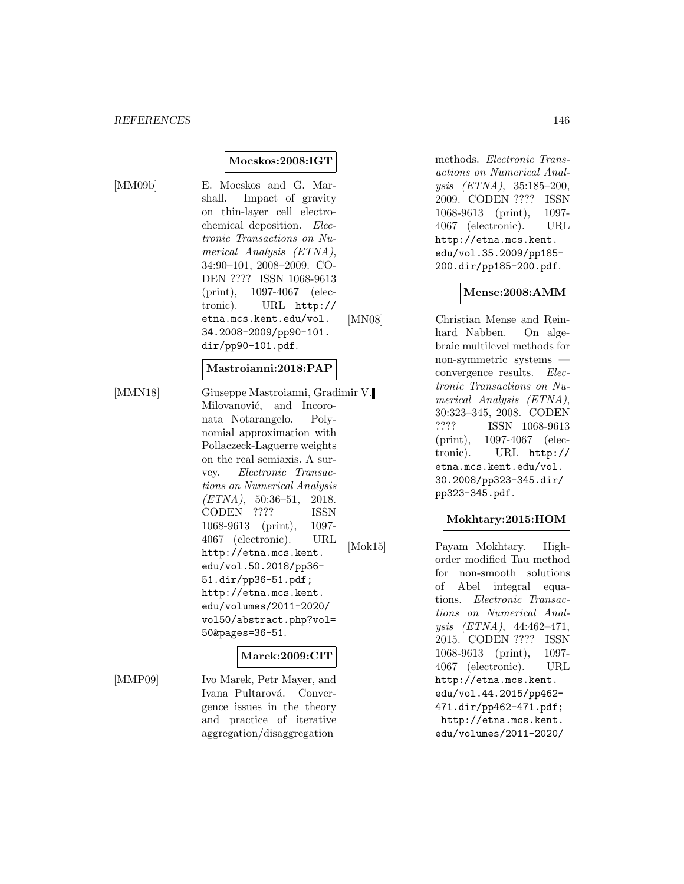**Mocskos:2008:IGT**

[MM09b] E. Mocskos and G. Marshall. Impact of gravity on thin-layer cell electrochemical deposition. *Electronic Transactions on Numerical Analysis (ETNA)*, 34:90–101, 2008–2009. CODEN ???? ISSN 1068-9613 (print), 1097-4067 (electronic). URL http://etna.mcs.kent.edu/vol.34.2008-2009/pp90-101.dir/pp90-101.pdf.

**Mastroianni:2018:PAP**

[MMN18] Giuseppe Mastroianni, Gradimir V. Milovanović, and Incoronata Notarangelo. Polynomial approximation with Pollaczeck-Laguerre weights on the real semiaxis. A survey. *Electronic Transactions on Numerical Analysis (ETNA)*, 50:36–51, 2018. CODEN ???? ISSN 1068-9613 (print), 1097-4067 (electronic). URL http://etna.mcs.kent.edu/vol.50.2018/pp36-51.dir/pp36-51.pdf; http://etna.mcs.kent.edu/volumes/2011-2020/vol50/abstract.php?vol=50&pages=36-51.

**Marek:2009:CIT**

[MMP09] Ivo Marek, Petr Mayer, and Ivana Pultarová. Convergence issues in the theory and practice of iterative aggregation/disaggregation methods. *Electronic Transactions on Numerical Analysis (ETNA)*, 35:185–200, 2009. CODEN ???? ISSN 1068-9613 (print), 1097-4067 (electronic). URL http://etna.mcs.kent.edu/vol.35.2009/pp185-200.dir/pp185-200.pdf.

**Mense:2008:AMM**

[MN08] Christian Mense and Reinhard Nabben. On algebraic multilevel methods for non-symmetric systems — convergence results. *Electronic Transactions on Numerical Analysis (ETNA)*, 30:323–345, 2008. CODEN ???? ISSN 1068-9613 (print), 1097-4067 (electronic). URL http://etna.mcs.kent.edu/vol.30.2008/pp323-345.dir/pp323-345.pdf.

**Mokhtary:2015:HOM**

[Mok15] Payam Mokhtary. High-order modified Tau method for non-smooth solutions of Abel integral equations. *Electronic Transactions on Numerical Analysis (ETNA)*, 44:462–471, 2015. CODEN ???? ISSN 1068-9613 (print), 1097-4067 (electronic). URL http://etna.mcs.kent.edu/vol.44.2015/pp462-471.dir/pp462-471.pdf; http://etna.mcs.kent.edu/volumes/2011-2020/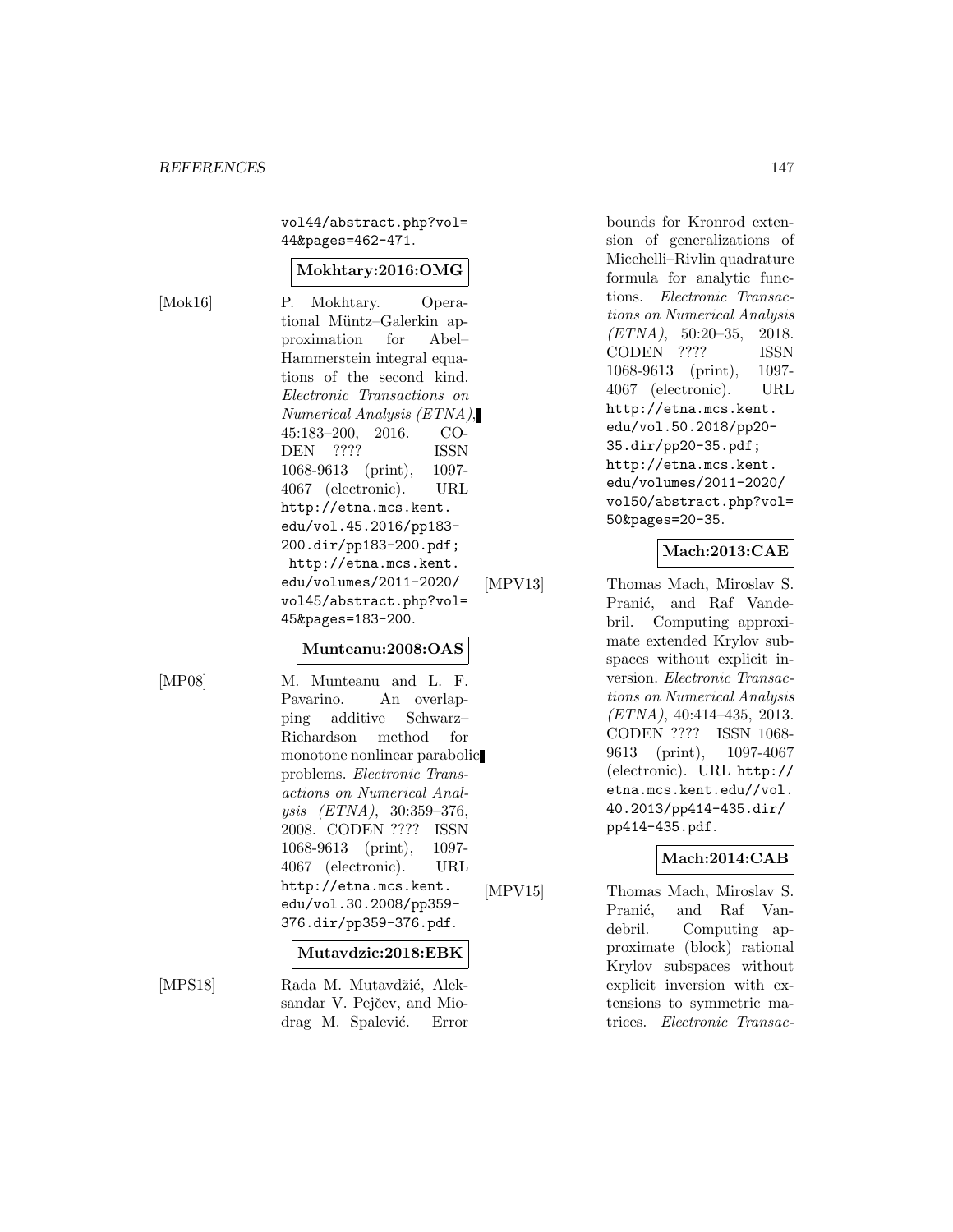vol44/abstract.php?vol=44&pages=462-471.

**Mokhtary:2016:OMG**

[Mok16] P. Mokhtary. Operational Müntz–Galerkin approximation for Abel–Hammerstein integral equations of the second kind. *Electronic Transactions on Numerical Analysis (ETNA)*, 45:183–200, 2016. CODEN ???? ISSN 1068-9613 (print), 1097-4067 (electronic). URL http://etna.mcs.kent.edu/vol.45.2016/pp183-200.dir/pp183-200.pdf; http://etna.mcs.kent.edu/volumes/2011-2020/vol45/abstract.php?vol=45&pages=183-200.

**Munteanu:2008:OAS**

[MP08] M. Munteanu and L. F. Pavarino. An overlapping additive Schwarz–Richardson method for monotone nonlinear parabolic problems. *Electronic Transactions on Numerical Analysis (ETNA)*, 30:359–376, 2008. CODEN ???? ISSN 1068-9613 (print), 1097-4067 (electronic). URL http://etna.mcs.kent.edu/vol.30.2008/pp359-376.dir/pp359-376.pdf.

**Mutavdzic:2018:EBK**

[MPS18] Rada M. Mutavdžić, Aleksandar V. Pejčev, and Miodrag M. Spalević. Error bounds for Kronrod extension of generalizations of Micchelli–Rivlin quadrature formula for analytic functions. *Electronic Transactions on Numerical Analysis (ETNA)*, 50:20–35, 2018. CODEN ???? ISSN 1068-9613 (print), 1097-4067 (electronic). URL http://etna.mcs.kent.edu/vol.50.2018/pp20-35.dir/pp20-35.pdf; http://etna.mcs.kent.edu/volumes/2011-2020/vol50/abstract.php?vol=50&pages=20-35.

**Mach:2013:CAE**

[MPV13] Thomas Mach, Miroslav S. Pranić, and Raf Vandebril. Computing approximate extended Krylov subspaces without explicit inversion. *Electronic Transactions on Numerical Analysis (ETNA)*, 40:414–435, 2013. CODEN ???? ISSN 1068-9613 (print), 1097-4067 (electronic). URL http://etna.mcs.kent.edu//vol.40.2013/pp414-435.dir/pp414-435.pdf.

**Mach:2014:CAB**

[MPV15] Thomas Mach, Miroslav S. Pranić, and Raf Vandebril. Computing approximate (block) rational Krylov subspaces without explicit inversion with extensions to symmetric matrices. *Electronic Transac-*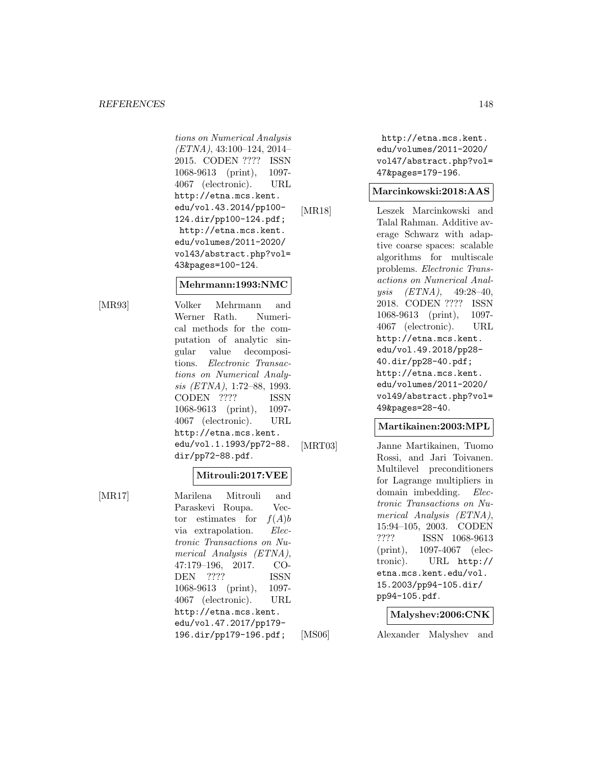tions on Numerical Analysis (ETNA)*, 43:100–124, 2014–2015. CODEN ???? ISSN 1068-9613 (print), 1097-4067 (electronic). URL http://etna.mcs.kent.edu/vol.43.2014/pp100-124.dir/pp100-124.pdf; http://etna.mcs.kent.edu/volumes/2011-2020/vol43/abstract.php?vol=43&pages=100-124.

**Mehrmann:1993:NMC**

[MR93] Volker Mehrmann and Werner Rath. Numerical methods for the computation of analytic singular value decompositions. *Electronic Transactions on Numerical Analysis (ETNA)*, 1:72–88, 1993. CODEN ???? ISSN 1068-9613 (print), 1097-4067 (electronic). URL http://etna.mcs.kent.edu/vol.1.1993/pp72-88.dir/pp72-88.pdf.

**Mitrouli:2017:VEE**

[MR17] Marilena Mitrouli and Paraskevi Roupa. Vector estimates for $f(A)b$ via extrapolation. *Electronic Transactions on Numerical Analysis (ETNA)*, 47:179–196, 2017. CODEN ???? ISSN 1068-9613 (print), 1097-4067 (electronic). URL http://etna.mcs.kent.edu/vol.47.2017/pp179-196.dir/pp179-196.pdf; http://etna.mcs.kent.edu/volumes/2011-2020/vol47/abstract.php?vol=47&pages=179-196.

**Marcinkowski:2018:AAS**

[MR18] Leszek Marcinkowski and Talal Rahman. Additive average Schwarz with adaptive coarse spaces: scalable algorithms for multiscale problems. *Electronic Transactions on Numerical Analysis (ETNA)*, 49:28–40, 2018. CODEN ???? ISSN 1068-9613 (print), 1097-4067 (electronic). URL http://etna.mcs.kent.edu/vol.49.2018/pp28-40.dir/pp28-40.pdf; http://etna.mcs.kent.edu/volumes/2011-2020/vol49/abstract.php?vol=49&pages=28-40.

**Martikainen:2003:MPL**

[MRT03] Janne Martikainen, Tuomo Rossi, and Jari Toivanen. Multilevel preconditioners for Lagrange multipliers in domain imbedding. *Electronic Transactions on Numerical Analysis (ETNA)*, 15:94–105, 2003. CODEN ???? ISSN 1068-9613 (print), 1097-4067 (electronic). URL http://etna.mcs.kent.edu/vol.15.2003/pp94-105.dir/pp94-105.pdf.

**Malyshev:2006:CNK**

[MS06] Alexander Malyshev and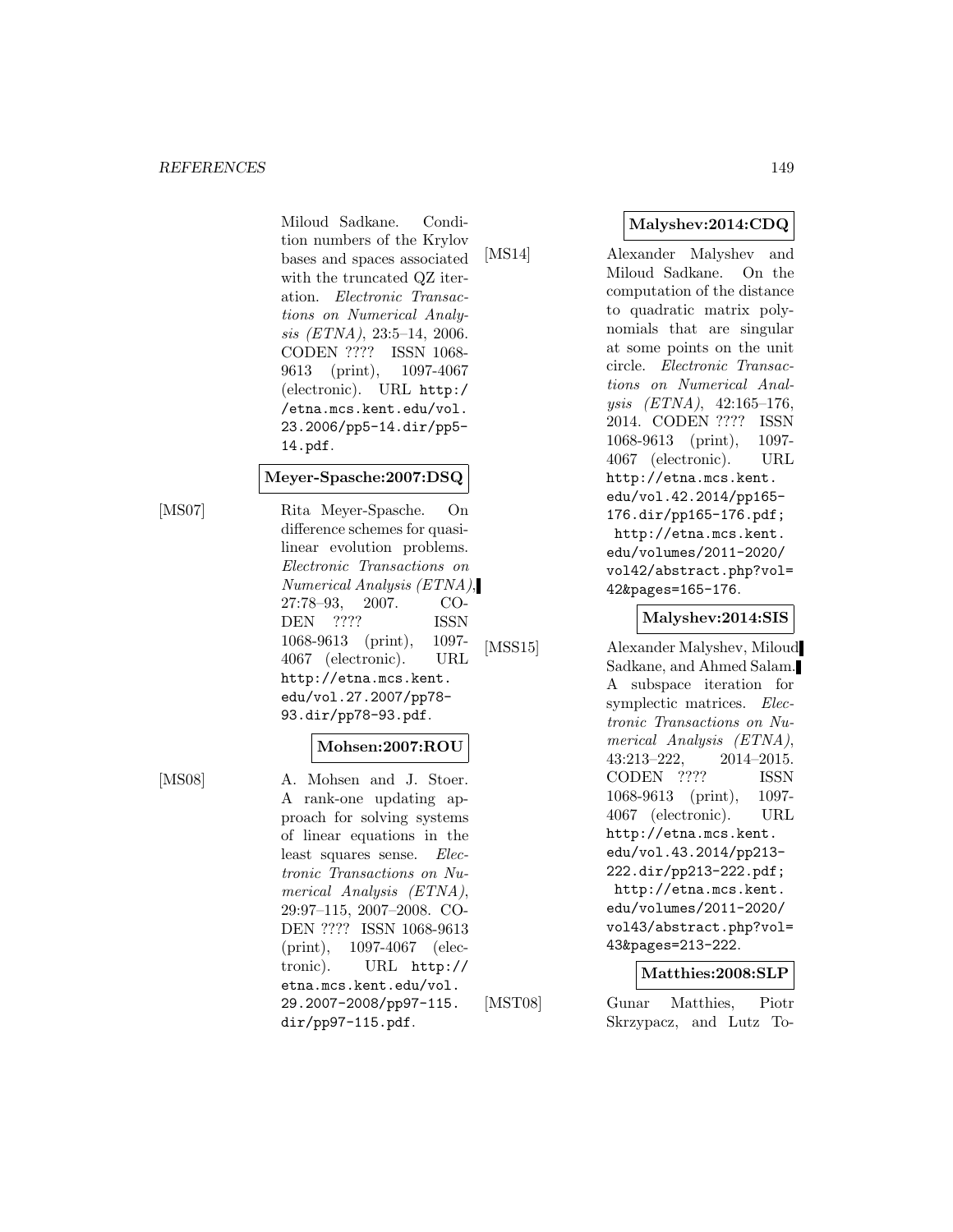Miloud Sadkane. Condition numbers of the Krylov bases and spaces associated with the truncated QZ iteration. *Electronic Transactions on Numerical Analysis (ETNA)*, 23:5–14, 2006. CODEN ???? ISSN 1068-9613 (print), 1097-4067 (electronic). URL http://etna.mcs.kent.edu/vol.23.2006/pp5-14.dir/pp5-14.pdf.

**Meyer-Spasche:2007:DSQ**

[MS07] Rita Meyer-Spasche. On difference schemes for quasilinear evolution problems. *Electronic Transactions on Numerical Analysis (ETNA)*, 27:78–93, 2007. CODEN ???? ISSN 1068-9613 (print), 1097-4067 (electronic). URL http://etna.mcs.kent.edu/vol.27.2007/pp78-93.dir/pp78-93.pdf.

**Mohsen:2007:ROU**

[MS08] A. Mohsen and J. Stoer. A rank-one updating approach for solving systems of linear equations in the least squares sense. *Electronic Transactions on Numerical Analysis (ETNA)*, 29:97–115, 2007–2008. CODEN ???? ISSN 1068-9613 (print), 1097-4067 (electronic). URL http://etna.mcs.kent.edu/vol.29.2007-2008/pp97-115.dir/pp97-115.pdf.

**Malyshev:2014:CDQ**

[MS14] Alexander Malyshev and Miloud Sadkane. On the computation of the distance to quadratic matrix polynomials that are singular at some points on the unit circle. *Electronic Transactions on Numerical Analysis (ETNA)*, 42:165–176, 2014. CODEN ???? ISSN 1068-9613 (print), 1097-4067 (electronic). URL http://etna.mcs.kent.edu/vol.42.2014/pp165-176.dir/pp165-176.pdf; http://etna.mcs.kent.edu/volumes/2011-2020/vol42/abstract.php?vol=42&pages=165-176.

**Malyshev:2014:SIS**

[MSS15] Alexander Malyshev, Miloud Sadkane, and Ahmed Salam. A subspace iteration for symplectic matrices. *Electronic Transactions on Numerical Analysis (ETNA)*, 43:213–222, 2014–2015. CODEN ???? ISSN 1068-9613 (print), 1097-4067 (electronic). URL http://etna.mcs.kent.edu/vol.43.2014/pp213-222.dir/pp213-222.pdf; http://etna.mcs.kent.edu/volumes/2011-2020/vol43/abstract.php?vol=43&pages=213-222.

**Matthies:2008:SLP**

[MST08] Gunar Matthies, Piotr Skrzypacz, and Lutz To-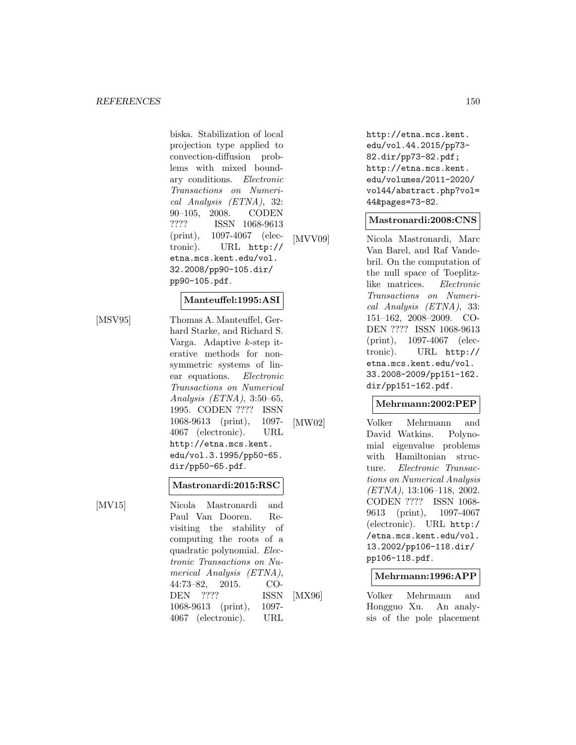biska. Stabilization of local projection type applied to convection-diffusion problems with mixed boundary conditions. *Electronic Transactions on Numerical Analysis (ETNA)*, 32: 90–105, 2008. CODEN ???? ISSN 1068-9613 (print), 1097-4067 (electronic). URL http://etna.mcs.kent.edu/vol.32.2008/pp90-105.dir/pp90-105.pdf.

**Manteuffel:1995:ASI**

[MSV95] Thomas A. Manteuffel, Gerhard Starke, and Richard S. Varga. Adaptive $k$-step iterative methods for nonsymmetric systems of linear equations. *Electronic Transactions on Numerical Analysis (ETNA)*, 3:50–65, 1995. CODEN ???? ISSN 1068-9613 (print), 1097-4067 (electronic). URL http://etna.mcs.kent.edu/vol.3.1995/pp50-65.dir/pp50-65.pdf.

**Mastronardi:2015:RSC**

[MV15] Nicola Mastronardi and Paul Van Dooren. Revisiting the stability of computing the roots of a quadratic polynomial. *Electronic Transactions on Numerical Analysis (ETNA)*, 44:73–82, 2015. CODEN ???? ISSN 1068-9613 (print), 1097-4067 (electronic). URL http://etna.mcs.kent.edu/vol.44.2015/pp73-82.dir/pp73-82.pdf; http://etna.mcs.kent.edu/volumes/2011-2020/vol44/abstract.php?vol=44&pages=73-82.

**Mastronardi:2008:CNS**

[MVV09] Nicola Mastronardi, Marc Van Barel, and Raf Vandebril. On the computation of the null space of Toeplitz-like matrices. *Electronic Transactions on Numerical Analysis (ETNA)*, 33: 151–162, 2008–2009. CODEN ???? ISSN 1068-9613 (print), 1097-4067 (electronic). URL http://etna.mcs.kent.edu/vol.33.2008-2009/pp151-162.dir/pp151-162.pdf.

**Mehrmann:2002:PEP**

[MW02] Volker Mehrmann and David Watkins. Polynomial eigenvalue problems with Hamiltonian structure. *Electronic Transactions on Numerical Analysis (ETNA)*, 13:106–118, 2002. CODEN ???? ISSN 1068-9613 (print), 1097-4067 (electronic). URL http://etna.mcs.kent.edu/vol.13.2002/pp106-118.dir/pp106-118.pdf.

**Mehrmann:1996:APP**

[MX96] Volker Mehrmann and Hongguo Xu. An analysis of the pole placement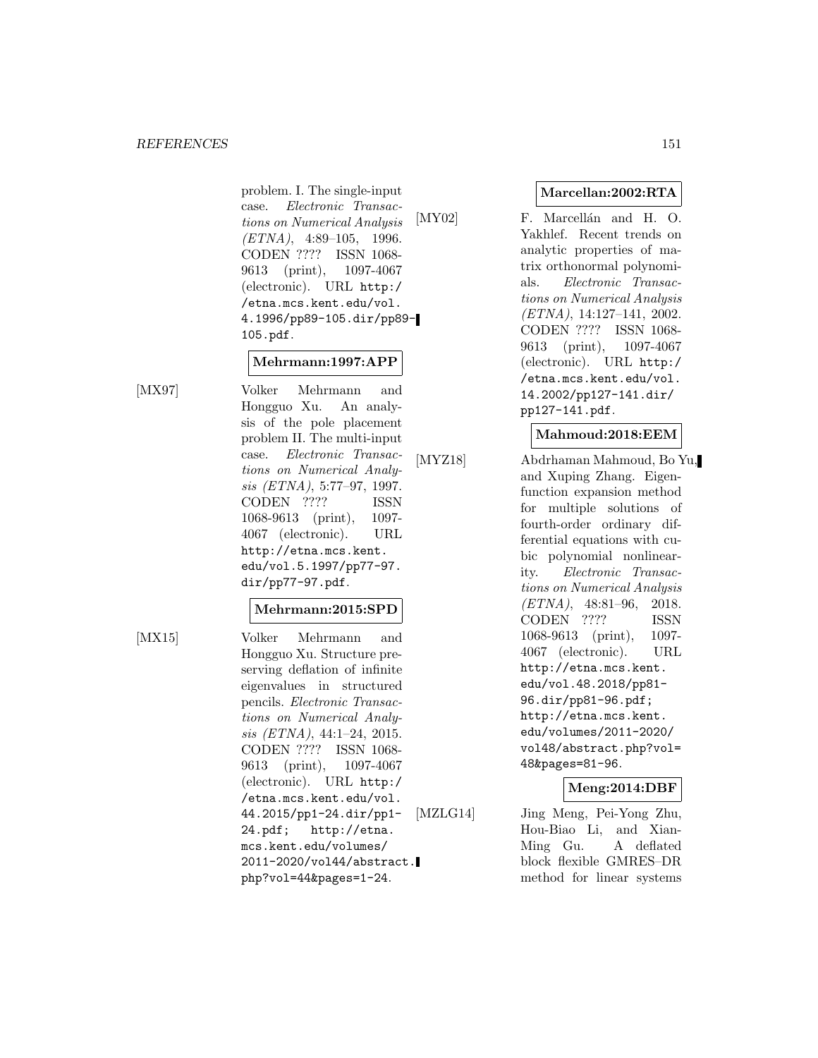problem. I. The single-input case. *Electronic Transactions on Numerical Analysis (ETNA)*, 4:89–105, 1996. CODEN ???? ISSN 1068-9613 (print), 1097-4067 (electronic). URL http://etna.mcs.kent.edu/vol.4.1996/pp89-105.dir/pp89-105.pdf.

**Mehrmann:1997:APP**

[MX97] Volker Mehrmann and Hongguo Xu. An analysis of the pole placement problem II. The multi-input case. *Electronic Transactions on Numerical Analysis (ETNA)*, 5:77–97, 1997. CODEN ???? ISSN 1068-9613 (print), 1097-4067 (electronic). URL http://etna.mcs.kent.edu/vol.5.1997/pp77-97.dir/pp77-97.pdf.

**Mehrmann:2015:SPD**

[MX15] Volker Mehrmann and Hongguo Xu. Structure preserving deflation of infinite eigenvalues in structured pencils. *Electronic Transactions on Numerical Analysis (ETNA)*, 44:1–24, 2015. CODEN ???? ISSN 1068-9613 (print), 1097-4067 (electronic). URL http://etna.mcs.kent.edu/vol.44.2015/pp1-24.dir/pp1-24.pdf; http://etna.mcs.kent.edu/volumes/2011-2020/vol44/abstract.php?vol=44&pages=1-24.

**Marcellan:2002:RTA**

[MY02] F. Marcellán and H. O. Yakhlef. Recent trends on analytic properties of matrix orthonormal polynomials. *Electronic Transactions on Numerical Analysis (ETNA)*, 14:127–141, 2002. CODEN ???? ISSN 1068-9613 (print), 1097-4067 (electronic). URL http://etna.mcs.kent.edu/vol.14.2002/pp127-141.dir/pp127-141.pdf.

**Mahmoud:2018:EEM**

[MYZ18] Abdrhaman Mahmoud, Bo Yu, and Xuping Zhang. Eigenfunction expansion method for multiple solutions of fourth-order ordinary differential equations with cubic polynomial nonlinearity. *Electronic Transactions on Numerical Analysis (ETNA)*, 48:81–96, 2018. CODEN ???? ISSN 1068-9613 (print), 1097-4067 (electronic). URL http://etna.mcs.kent.edu/vol.48.2018/pp81-96.dir/pp81-96.pdf; http://etna.mcs.kent.edu/volumes/2011-2020/vol48/abstract.php?vol=48&pages=81-96.

**Meng:2014:DBF**

[MZLG14] Jing Meng, Pei-Yong Zhu, Hou-Biao Li, and Xian-Ming Gu. A deflated block flexible GMRES–DR method for linear systems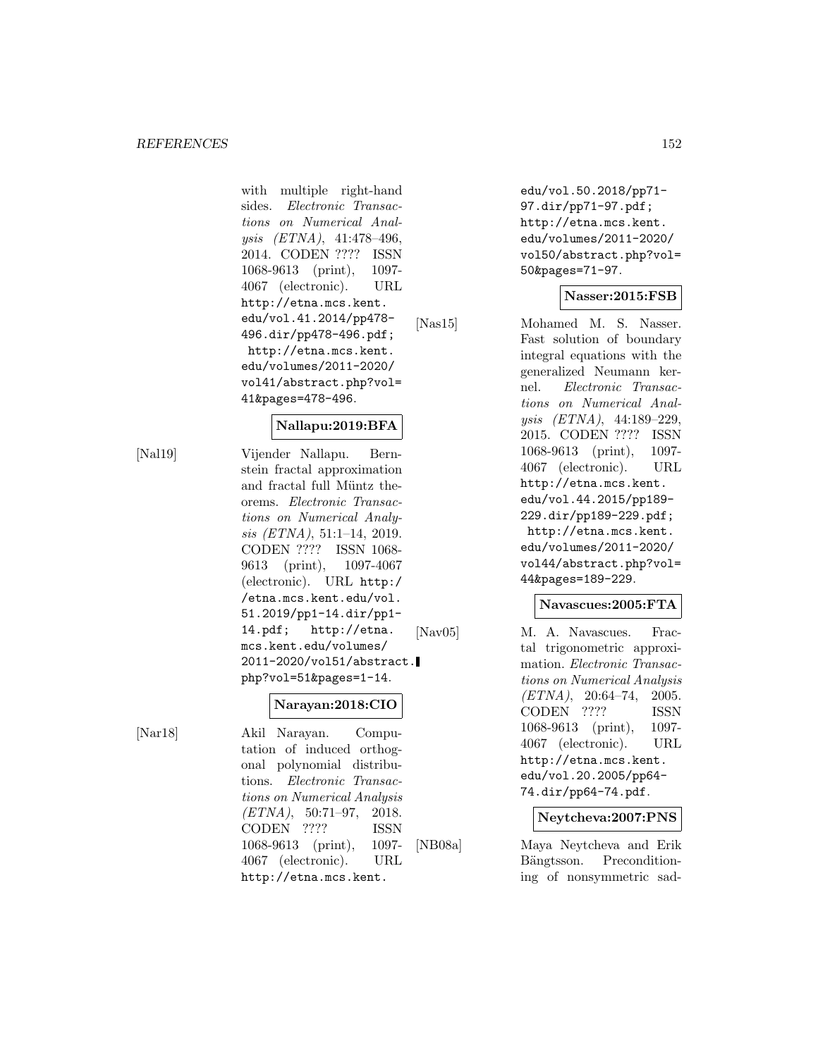with multiple right-hand sides. *Electronic Transactions on Numerical Analysis (ETNA)*, 41:478–496, 2014. CODEN ???? ISSN 1068-9613 (print), 1097-4067 (electronic). URL http://etna.mcs.kent.edu/vol.41.2014/pp478-496.dir/pp478-496.pdf; http://etna.mcs.kent.edu/volumes/2011-2020/vol41/abstract.php?vol=41&pages=478-496.

**Nallapu:2019:BFA**

[Nal19] Vijender Nallapu. Bernstein fractal approximation and fractal full Müntz theorems. *Electronic Transactions on Numerical Analysis (ETNA)*, 51:1–14, 2019. CODEN ???? ISSN 1068-9613 (print), 1097-4067 (electronic). URL http://etna.mcs.kent.edu/vol.51.2019/pp1-14.dir/pp1-14.pdf; http://etna.mcs.kent.edu/volumes/2011-2020/vol51/abstract.php?vol=51&pages=1-14.

**Narayan:2018:CIO**

[Nar18] Akil Narayan. Computation of induced orthogonal polynomial distributions. *Electronic Transactions on Numerical Analysis (ETNA)*, 50:71–97, 2018. CODEN ???? ISSN 1068-9613 (print), 1097-4067 (electronic). URL http://etna.mcs.kent.edu/vol.50.2018/pp71-97.dir/pp71-97.pdf; http://etna.mcs.kent.edu/volumes/2011-2020/vol50/abstract.php?vol=50&pages=71-97.

**Nasser:2015:FSB**

[Nas15] Mohamed M. S. Nasser. Fast solution of boundary integral equations with the generalized Neumann kernel. *Electronic Transactions on Numerical Analysis (ETNA)*, 44:189–229, 2015. CODEN ???? ISSN 1068-9613 (print), 1097-4067 (electronic). URL http://etna.mcs.kent.edu/vol.44.2015/pp189-229.dir/pp189-229.pdf; http://etna.mcs.kent.edu/volumes/2011-2020/vol44/abstract.php?vol=44&pages=189-229.

**Navascues:2005:FTA**

[Nav05] M. A. Navascues. Fractal trigonometric approximation. *Electronic Transactions on Numerical Analysis (ETNA)*, 20:64–74, 2005. CODEN ???? ISSN 1068-9613 (print), 1097-4067 (electronic). URL http://etna.mcs.kent.edu/vol.20.2005/pp64-74.dir/pp64-74.pdf.

**Neytcheva:2007:PNS**

[NB08a] Maya Neytcheva and Erik Bängtsson. Preconditioning of nonsymmetric sad-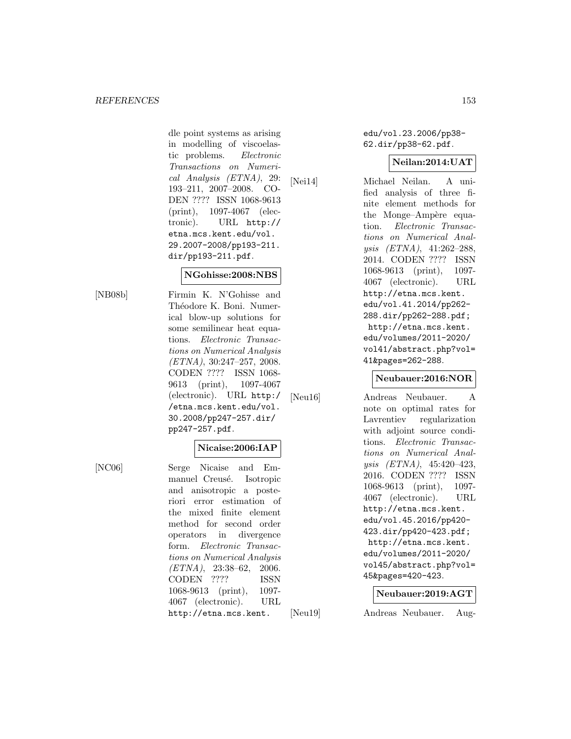dle point systems as arising in modelling of viscoelastic problems. *Electronic Transactions on Numerical Analysis (ETNA)*, 29: 193–211, 2007–2008. CODEN ???? ISSN 1068-9613 (print), 1097-4067 (electronic). URL http://etna.mcs.kent.edu/vol.29.2007-2008/pp193-211.dir/pp193-211.pdf.

**NGohisse:2008:NBS**

[NB08b] Firmin K. N'Gohisse and Théodore K. Boni. Numerical blow-up solutions for some semilinear heat equations. *Electronic Transactions on Numerical Analysis (ETNA)*, 30:247–257, 2008. CODEN ???? ISSN 1068-9613 (print), 1097-4067 (electronic). URL http://etna.mcs.kent.edu/vol.30.2008/pp247-257.dir/pp247-257.pdf.

**Nicaise:2006:IAP**

[NC06] Serge Nicaise and Emmanuel Creusé. Isotropic and anisotropic a posteriori error estimation of the mixed finite element method for second order operators in divergence form. *Electronic Transactions on Numerical Analysis (ETNA)*, 23:38–62, 2006. CODEN ???? ISSN 1068-9613 (print), 1097-4067 (electronic). URL http://etna.mcs.kent.edu/vol.23.2006/pp38-62.dir/pp38-62.pdf.

**Neilan:2014:UAT**

[Nei14] Michael Neilan. A unified analysis of three finite element methods for the Monge–Ampère equation. *Electronic Transactions on Numerical Analysis (ETNA)*, 41:262–288, 2014. CODEN ???? ISSN 1068-9613 (print), 1097-4067 (electronic). URL http://etna.mcs.kent.edu/vol.41.2014/pp262-288.dir/pp262-288.pdf; http://etna.mcs.kent.edu/volumes/2011-2020/vol41/abstract.php?vol=41&pages=262-288.

**Neubauer:2016:NOR**

[Neu16] Andreas Neubauer. A note on optimal rates for Lavrentiev regularization with adjoint source conditions. *Electronic Transactions on Numerical Analysis (ETNA)*, 45:420–423, 2016. CODEN ???? ISSN 1068-9613 (print), 1097-4067 (electronic). URL http://etna.mcs.kent.edu/vol.45.2016/pp420-423.dir/pp420-423.pdf; http://etna.mcs.kent.edu/volumes/2011-2020/vol45/abstract.php?vol=45&pages=420-423.

**Neubauer:2019:AGT**

[Neu19] Andreas Neubauer. Aug-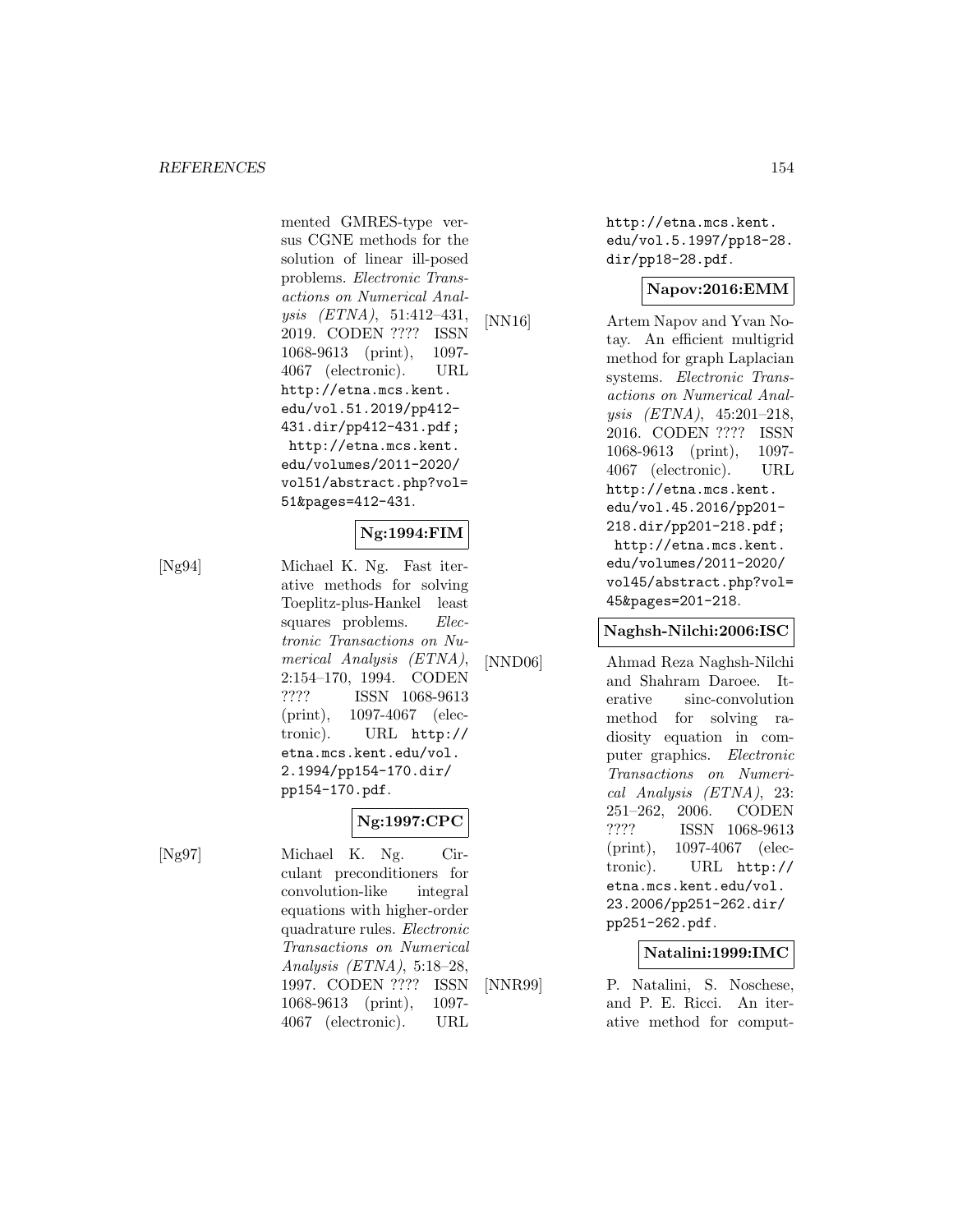mented GMRES-type versus CGNE methods for the solution of linear ill-posed problems. *Electronic Transactions on Numerical Analysis (ETNA)*, 51:412–431, 2019. CODEN ???? ISSN 1068-9613 (print), 1097-4067 (electronic). URL http://etna.mcs.kent.edu/vol.51.2019/pp412-431.dir/pp412-431.pdf; http://etna.mcs.kent.edu/volumes/2011-2020/vol51/abstract.php?vol=51&pages=412-431.

**Ng:1994:FIM**

[Ng94] Michael K. Ng. Fast iterative methods for solving Toeplitz-plus-Hankel least squares problems. *Electronic Transactions on Numerical Analysis (ETNA)*, 2:154–170, 1994. CODEN ???? ISSN 1068-9613 (print), 1097-4067 (electronic). URL http://etna.mcs.kent.edu/vol.2.1994/pp154-170.dir/pp154-170.pdf.

**Ng:1997:CPC**

[Ng97] Michael K. Ng. Circulant preconditioners for convolution-like integral equations with higher-order quadrature rules. *Electronic Transactions on Numerical Analysis (ETNA)*, 5:18–28, 1997. CODEN ???? ISSN 1068-9613 (print), 1097-4067 (electronic). URL http://etna.mcs.kent.edu/vol.5.1997/pp18-28.dir/pp18-28.pdf.

**Napov:2016:EMM**

[NN16] Artem Napov and Yvan Notay. An efficient multigrid method for graph Laplacian systems. *Electronic Transactions on Numerical Analysis (ETNA)*, 45:201–218, 2016. CODEN ???? ISSN 1068-9613 (print), 1097-4067 (electronic). URL http://etna.mcs.kent.edu/vol.45.2016/pp201-218.dir/pp201-218.pdf; http://etna.mcs.kent.edu/volumes/2011-2020/vol45/abstract.php?vol=45&pages=201-218.

**Naghsh-Nilchi:2006:ISC**

[NND06] Ahmad Reza Naghsh-Nilchi and Shahram Daroee. Iterative sinc-convolution method for solving radiosity equation in computer graphics. *Electronic Transactions on Numerical Analysis (ETNA)*, 23: 251–262, 2006. CODEN ???? ISSN 1068-9613 (print), 1097-4067 (electronic). URL http://etna.mcs.kent.edu/vol.23.2006/pp251-262.dir/pp251-262.pdf.

**Natalini:1999:IMC**

[NNR99] P. Natalini, S. Noschese, and P. E. Ricci. An iterative method for comput-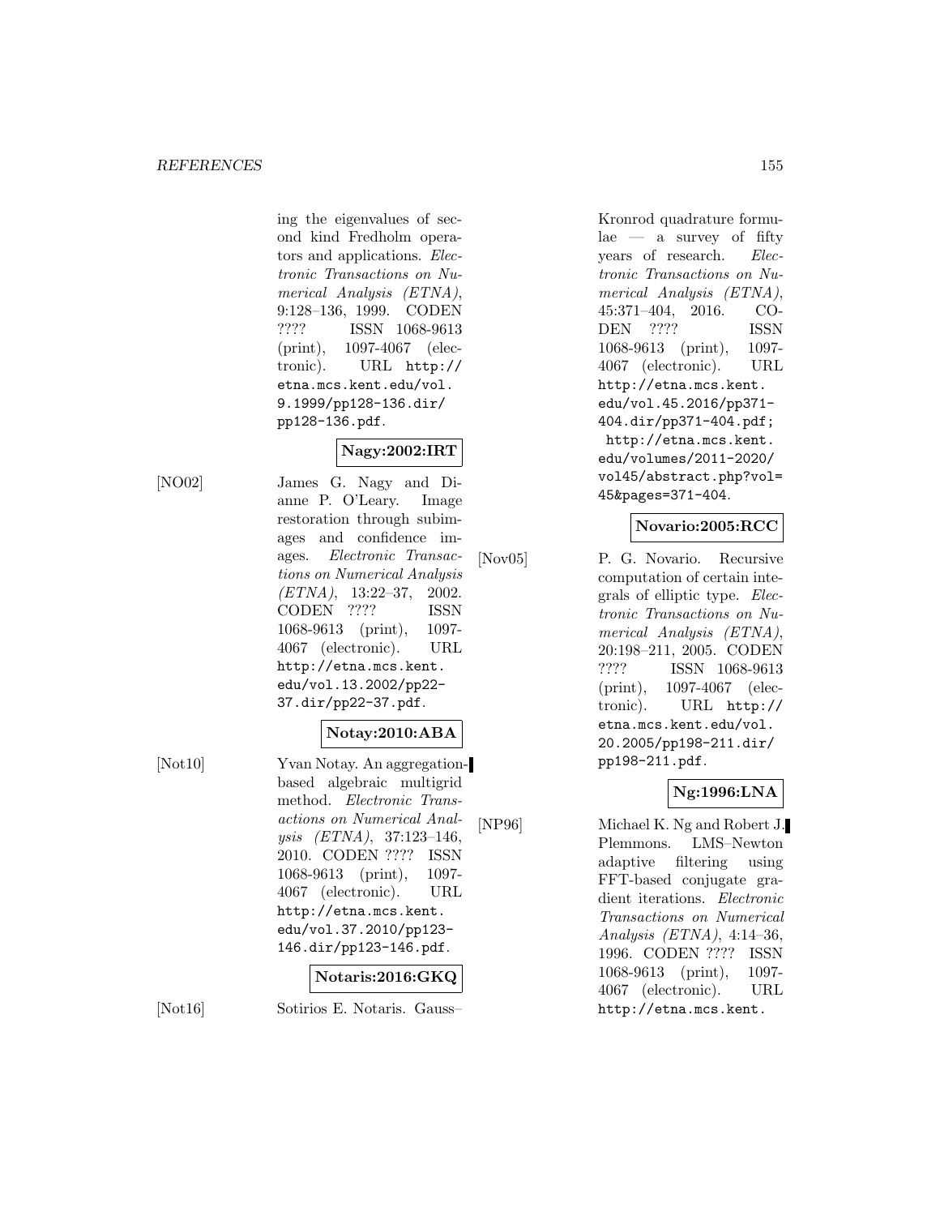ing the eigenvalues of second kind Fredholm operators and applications. *Electronic Transactions on Numerical Analysis (ETNA)*, 9:128–136, 1999. CODEN ???? ISSN 1068-9613 (print), 1097-4067 (electronic). URL http://etna.mcs.kent.edu/vol.9.1999/pp128-136.dir/pp128-136.pdf.

**Nagy:2002:IRT**

[NO02] James G. Nagy and Dianne P. O'Leary. Image restoration through subimages and confidence images. *Electronic Transactions on Numerical Analysis (ETNA)*, 13:22–37, 2002. CODEN ???? ISSN 1068-9613 (print), 1097-4067 (electronic). URL http://etna.mcs.kent.edu/vol.13.2002/pp22-37.dir/pp22-37.pdf.

**Notay:2010:ABA**

[Not10] Yvan Notay. An aggregation-based algebraic multigrid method. *Electronic Transactions on Numerical Analysis (ETNA)*, 37:123–146, 2010. CODEN ???? ISSN 1068-9613 (print), 1097-4067 (electronic). URL http://etna.mcs.kent.edu/vol.37.2010/pp123-146.dir/pp123-146.pdf.

**Notaris:2016:GKQ**

[Not16] Sotirios E. Notaris. Gauss–Kronrod quadrature formulae — a survey of fifty years of research. *Electronic Transactions on Numerical Analysis (ETNA)*, 45:371–404, 2016. CODEN ???? ISSN 1068-9613 (print), 1097-4067 (electronic). URL http://etna.mcs.kent.edu/vol.45.2016/pp371-404.dir/pp371-404.pdf; http://etna.mcs.kent.edu/volumes/2011-2020/vol45/abstract.php?vol=45&pages=371-404.

**Novario:2005:RCC**

[Nov05] P. G. Novario. Recursive computation of certain integrals of elliptic type. *Electronic Transactions on Numerical Analysis (ETNA)*, 20:198–211, 2005. CODEN ???? ISSN 1068-9613 (print), 1097-4067 (electronic). URL http://etna.mcs.kent.edu/vol.20.2005/pp198-211.dir/pp198-211.pdf.

**Ng:1996:LNA**

[NP96] Michael K. Ng and Robert J. Plemmons. LMS–Newton adaptive filtering using FFT-based conjugate gradient iterations. *Electronic Transactions on Numerical Analysis (ETNA)*, 4:14–36, 1996. CODEN ???? ISSN 1068-9613 (print), 1097-4067 (electronic). URL http://etna.mcs.kent.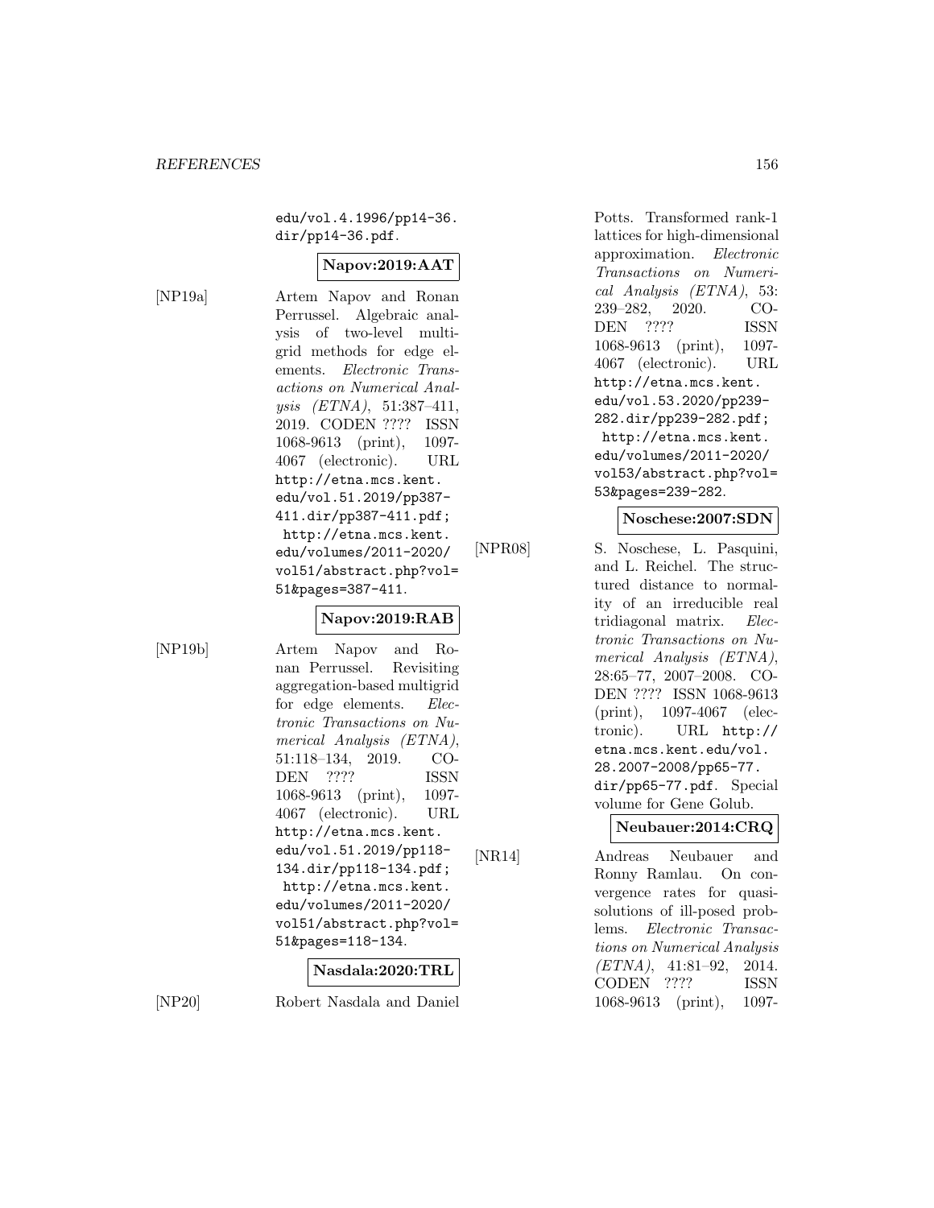edu/vol.4.1996/pp14-36.dir/pp14-36.pdf.

**Napov:2019:AAT**

[NP19a] Artem Napov and Ronan Perrussel. Algebraic analysis of two-level multigrid methods for edge elements. *Electronic Transactions on Numerical Analysis (ETNA)*, 51:387–411, 2019. CODEN ???? ISSN 1068-9613 (print), 1097-4067 (electronic). URL http://etna.mcs.kent.edu/vol.51.2019/pp387-411.dir/pp387-411.pdf; http://etna.mcs.kent.edu/volumes/2011-2020/vol51/abstract.php?vol=51&pages=387-411.

**Napov:2019:RAB**

[NP19b] Artem Napov and Ronan Perrussel. Revisiting aggregation-based multigrid for edge elements. *Electronic Transactions on Numerical Analysis (ETNA)*, 51:118–134, 2019. CODEN ???? ISSN 1068-9613 (print), 1097-4067 (electronic). URL http://etna.mcs.kent.edu/vol.51.2019/pp118-134.dir/pp118-134.pdf; http://etna.mcs.kent.edu/volumes/2011-2020/vol51/abstract.php?vol=51&pages=118-134.

**Nasdala:2020:TRL**

[NP20] Robert Nasdala and Daniel Potts. Transformed rank-1 lattices for high-dimensional approximation. *Electronic Transactions on Numerical Analysis (ETNA)*, 53: 239–282, 2020. CODEN ???? ISSN 1068-9613 (print), 1097-4067 (electronic). URL http://etna.mcs.kent.edu/vol.53.2020/pp239-282.dir/pp239-282.pdf; http://etna.mcs.kent.edu/volumes/2011-2020/vol53/abstract.php?vol=53&pages=239-282.

**Noschese:2007:SDN**

[NPR08] S. Noschese, L. Pasquini, and L. Reichel. The structured distance to normality of an irreducible real tridiagonal matrix. *Electronic Transactions on Numerical Analysis (ETNA)*, 28:65–77, 2007–2008. CODEN ???? ISSN 1068-9613 (print), 1097-4067 (electronic). URL http://etna.mcs.kent.edu/vol.28.2007-2008/pp65-77.dir/pp65-77.pdf. Special volume for Gene Golub.

**Neubauer:2014:CRQ**

[NR14] Andreas Neubauer and Ronny Ramlau. On convergence rates for quasi-solutions of ill-posed problems. *Electronic Transactions on Numerical Analysis (ETNA)*, 41:81–92, 2014. CODEN ???? ISSN 1068-9613 (print), 1097-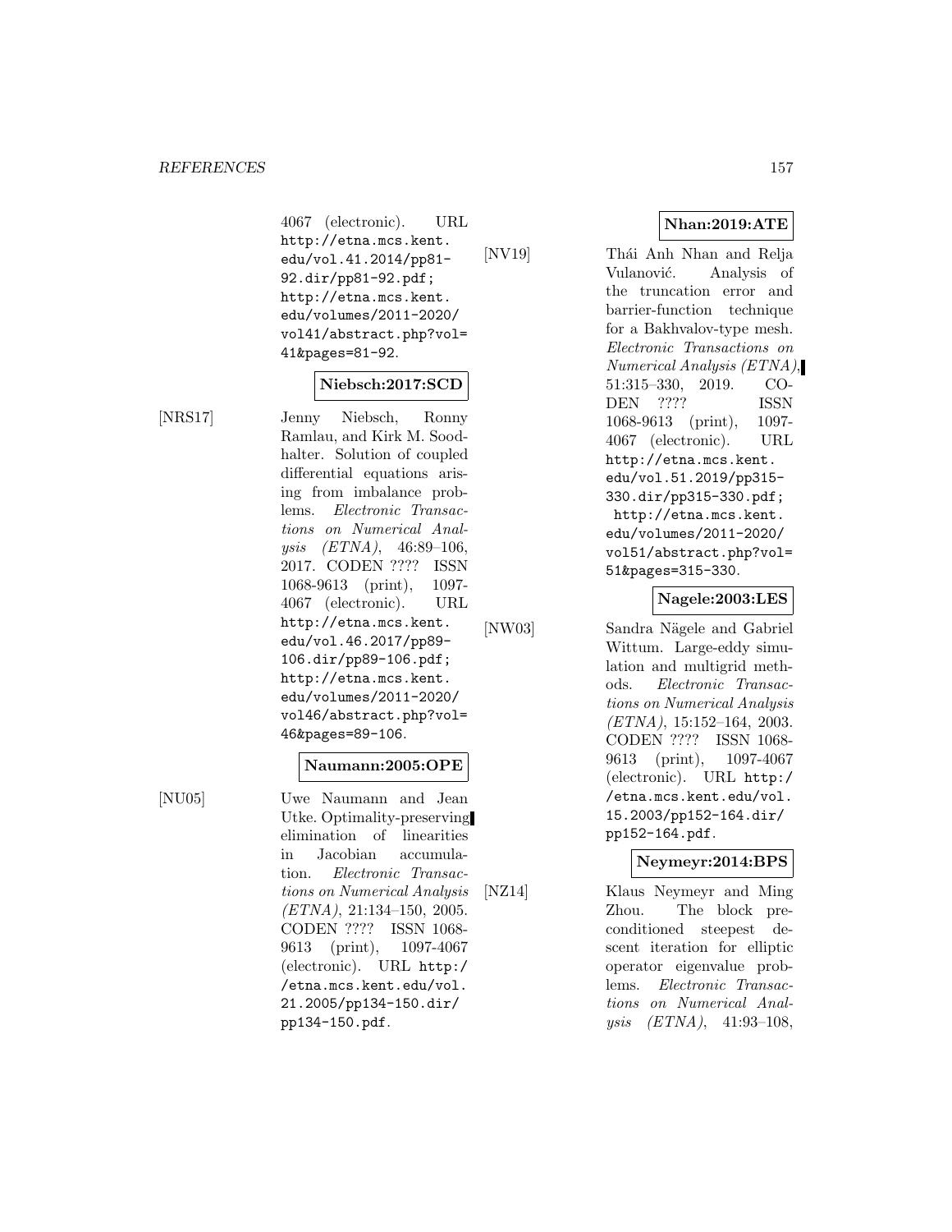4067 (electronic). URL http://etna.mcs.kent.edu/vol.41.2014/pp81-92.dir/pp81-92.pdf; http://etna.mcs.kent.edu/volumes/2011-2020/vol41/abstract.php?vol=41&pages=81-92.

**Niebsch:2017:SCD**

[NRS17] Jenny Niebsch, Ronny Ramlau, and Kirk M. Soodhalter. Solution of coupled differential equations arising from imbalance problems. *Electronic Transactions on Numerical Analysis (ETNA)*, 46:89–106, 2017. CODEN ???? ISSN 1068-9613 (print), 1097-4067 (electronic). URL http://etna.mcs.kent.edu/vol.46.2017/pp89-106.dir/pp89-106.pdf; http://etna.mcs.kent.edu/volumes/2011-2020/vol46/abstract.php?vol=46&pages=89-106.

**Naumann:2005:OPE**

[NU05] Uwe Naumann and Jean Utke. Optimality-preserving elimination of linearities in Jacobian accumulation. *Electronic Transactions on Numerical Analysis (ETNA)*, 21:134–150, 2005. CODEN ???? ISSN 1068-9613 (print), 1097-4067 (electronic). URL http://etna.mcs.kent.edu/vol.21.2005/pp134-150.dir/pp134-150.pdf.

**Nhan:2019:ATE**

[NV19] Thái Anh Nhan and Relja Vulanović. Analysis of the truncation error and barrier-function technique for a Bakhvalov-type mesh. *Electronic Transactions on Numerical Analysis (ETNA)*, 51:315–330, 2019. CODEN ???? ISSN 1068-9613 (print), 1097-4067 (electronic). URL http://etna.mcs.kent.edu/vol.51.2019/pp315-330.dir/pp315-330.pdf; http://etna.mcs.kent.edu/volumes/2011-2020/vol51/abstract.php?vol=51&pages=315-330.

**Nagele:2003:LES**

[NW03] Sandra Nägele and Gabriel Wittum. Large-eddy simulation and multigrid methods. *Electronic Transactions on Numerical Analysis (ETNA)*, 15:152–164, 2003. CODEN ???? ISSN 1068-9613 (print), 1097-4067 (electronic). URL http://etna.mcs.kent.edu/vol.15.2003/pp152-164.dir/pp152-164.pdf.

**Neymeyr:2014:BPS**

[NZ14] Klaus Neymeyr and Ming Zhou. The block preconditioned steepest descent iteration for elliptic operator eigenvalue problems. *Electronic Transactions on Numerical Analysis (ETNA)*, 41:93–108,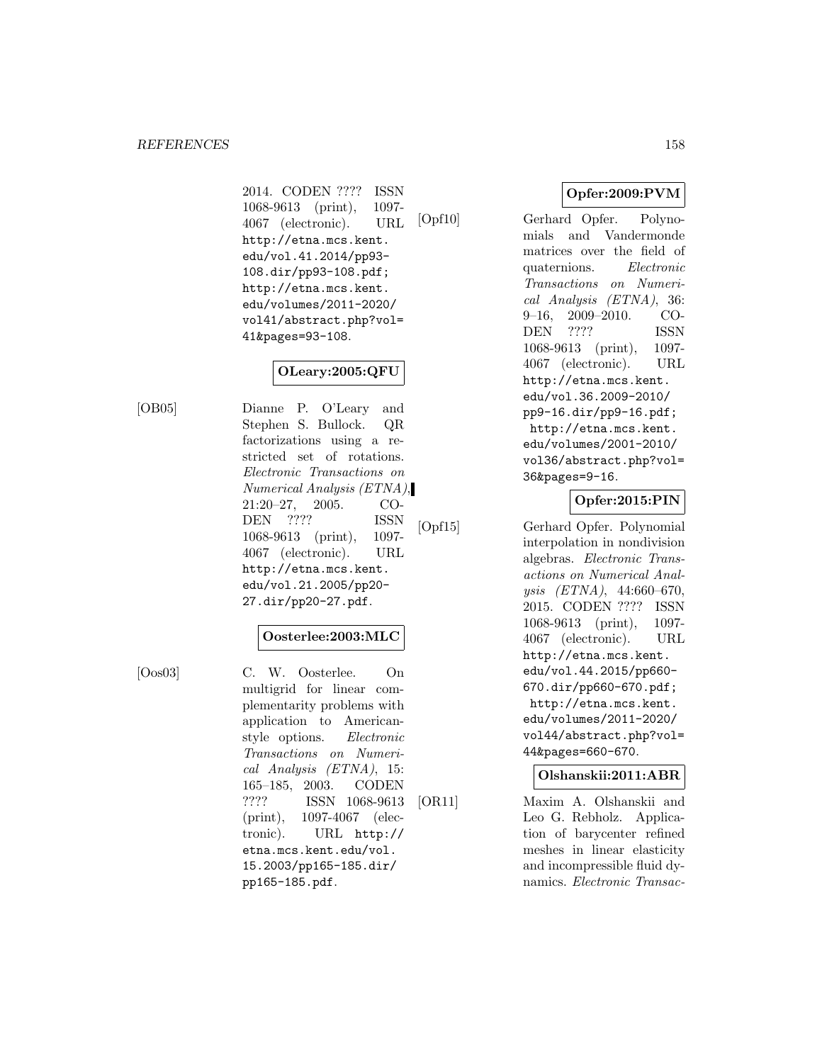2014. CODEN ???? ISSN 1068-9613 (print), 1097-4067 (electronic). URL http://etna.mcs.kent.edu/vol.41.2014/pp93-108.dir/pp93-108.pdf; http://etna.mcs.kent.edu/volumes/2011-2020/vol41/abstract.php?vol=41&pages=93-108.

**OLeary:2005:QFU**

[OB05] Dianne P. O'Leary and Stephen S. Bullock. QR factorizations using a restricted set of rotations. *Electronic Transactions on Numerical Analysis (ETNA)*, 21:20–27, 2005. CODEN ???? ISSN 1068-9613 (print), 1097-4067 (electronic). URL http://etna.mcs.kent.edu/vol.21.2005/pp20-27.dir/pp20-27.pdf.

**Oosterlee:2003:MLC**

[Oos03] C. W. Oosterlee. On multigrid for linear complementarity problems with application to American-style options. *Electronic Transactions on Numerical Analysis (ETNA)*, 15: 165–185, 2003. CODEN ???? ISSN 1068-9613 (print), 1097-4067 (electronic). URL http://etna.mcs.kent.edu/vol.15.2003/pp165-185.dir/pp165-185.pdf.

**Opfer:2009:PVM**

[Opf10] Gerhard Opfer. Polynomials and Vandermonde matrices over the field of quaternions. *Electronic Transactions on Numerical Analysis (ETNA)*, 36: 9–16, 2009–2010. CODEN ???? ISSN 1068-9613 (print), 1097-4067 (electronic). URL http://etna.mcs.kent.edu/vol.36.2009-2010/pp9-16.dir/pp9-16.pdf; http://etna.mcs.kent.edu/volumes/2001-2010/vol36/abstract.php?vol=36&pages=9-16.

**Opfer:2015:PIN**

[Opf15] Gerhard Opfer. Polynomial interpolation in nondivision algebras. *Electronic Transactions on Numerical Analysis (ETNA)*, 44:660–670, 2015. CODEN ???? ISSN 1068-9613 (print), 1097-4067 (electronic). URL http://etna.mcs.kent.edu/vol.44.2015/pp660-670.dir/pp660-670.pdf; http://etna.mcs.kent.edu/volumes/2011-2020/vol44/abstract.php?vol=44&pages=660-670.

**Olshanskii:2011:ABR**

[OR11] Maxim A. Olshanskii and Leo G. Rebholz. Application of barycenter refined meshes in linear elasticity and incompressible fluid dynamics. *Electronic Transac-*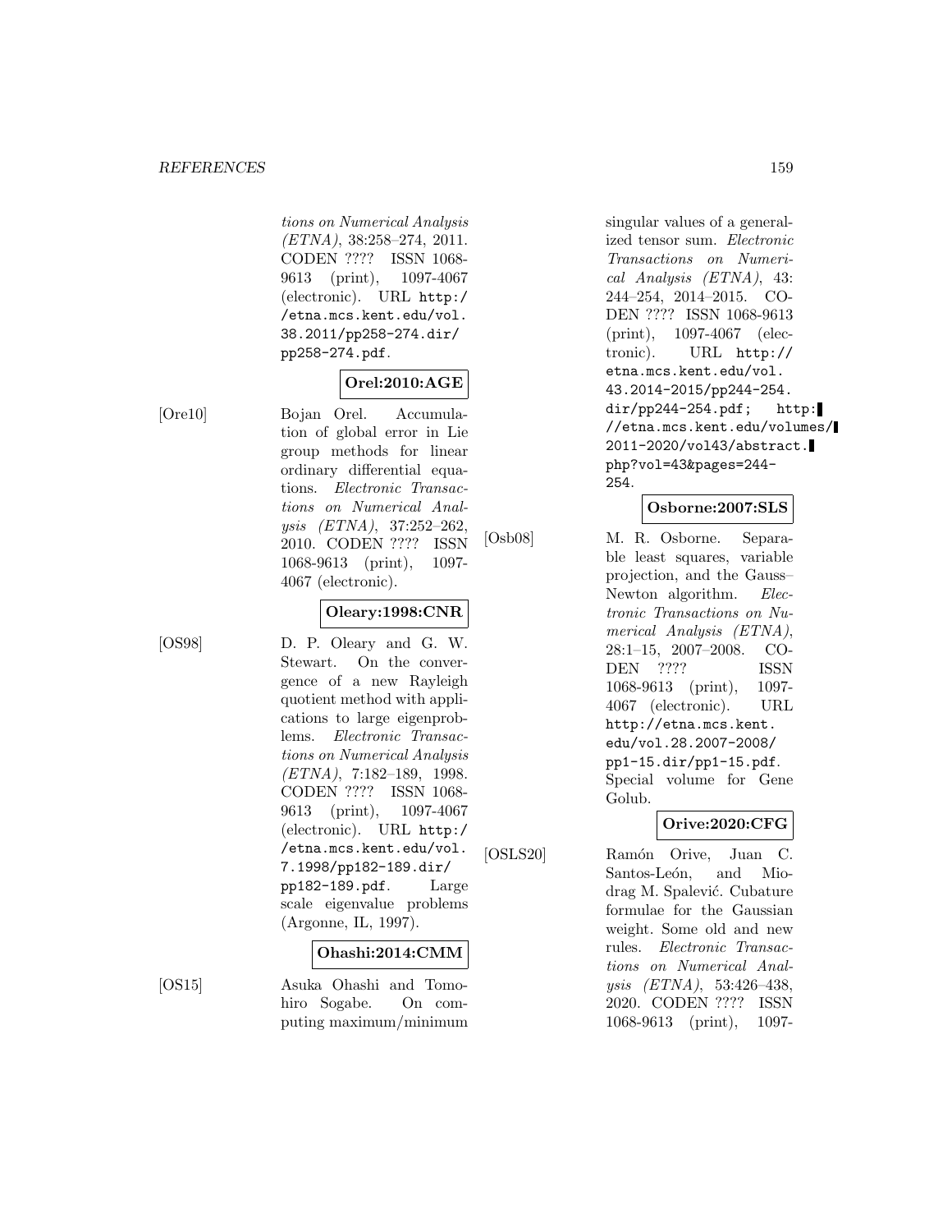*tions on Numerical Analysis (ETNA)*, 38:258–274, 2011. CODEN ???? ISSN 1068-9613 (print), 1097-4067 (electronic). URL http://etna.mcs.kent.edu/vol.38.2011/pp258-274.dir/pp258-274.pdf.

**Orel:2010:AGE**

[Ore10] Bojan Orel. Accumulation of global error in Lie group methods for linear ordinary differential equations. *Electronic Transactions on Numerical Analysis (ETNA)*, 37:252–262, 2010. CODEN ???? ISSN 1068-9613 (print), 1097-4067 (electronic).

**Oleary:1998:CNR**

[OS98] D. P. Oleary and G. W. Stewart. On the convergence of a new Rayleigh quotient method with applications to large eigenproblems. *Electronic Transactions on Numerical Analysis (ETNA)*, 7:182–189, 1998. CODEN ???? ISSN 1068-9613 (print), 1097-4067 (electronic). URL http://etna.mcs.kent.edu/vol.7.1998/pp182-189.dir/pp182-189.pdf. Large scale eigenvalue problems (Argonne, IL, 1997).

**Ohashi:2014:CMM**

[OS15] Asuka Ohashi and Tomohiro Sogabe. On computing maximum/minimum singular values of a generalized tensor sum. *Electronic Transactions on Numerical Analysis (ETNA)*, 43:244–254, 2014–2015. CODEN ???? ISSN 1068-9613 (print), 1097-4067 (electronic). URL http://etna.mcs.kent.edu/vol.43.2014-2015/pp244-254.dir/pp244-254.pdf; http://etna.mcs.kent.edu/volumes/2011-2020/vol43/abstract.php?vol=43&pages=244-254.

**Osborne:2007:SLS**

[Osb08] M. R. Osborne. Separable least squares, variable projection, and the Gauss–Newton algorithm. *Electronic Transactions on Numerical Analysis (ETNA)*, 28:1–15, 2007–2008. CODEN ???? ISSN 1068-9613 (print), 1097-4067 (electronic). URL http://etna.mcs.kent.edu/vol.28.2007-2008/pp1-15.dir/pp1-15.pdf. Special volume for Gene Golub.

**Orive:2020:CFG**

[OSLS20] Ramón Orive, Juan C. Santos-León, and Miodrag M. Spalević. Cubature formulae for the Gaussian weight. Some old and new rules. *Electronic Transactions on Numerical Analysis (ETNA)*, 53:426–438, 2020. CODEN ???? ISSN 1068-9613 (print), 1097-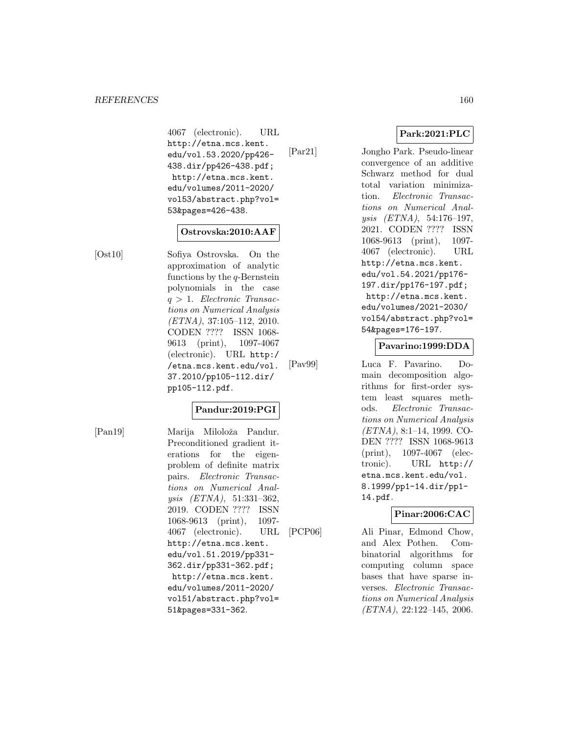4067 (electronic). URL http://etna.mcs.kent.edu/vol.53.2020/pp426-438.dir/pp426-438.pdf; http://etna.mcs.kent.edu/volumes/2011-2020/vol53/abstract.php?vol=53&pages=426-438.

**Ostrovska:2010:AAF**

[Ost10] Sofiya Ostrovska. On the approximation of analytic functions by the $q$-Bernstein polynomials in the case $q > 1$. *Electronic Transactions on Numerical Analysis (ETNA)*, 37:105–112, 2010. CODEN ???? ISSN 1068-9613 (print), 1097-4067 (electronic). URL http://etna.mcs.kent.edu/vol.37.2010/pp105-112.dir/pp105-112.pdf.

**Pandur:2019:PGI**

[Pan19] Marija Miloloža Pandur. Preconditioned gradient iterations for the eigenproblem of definite matrix pairs. *Electronic Transactions on Numerical Analysis (ETNA)*, 51:331–362, 2019. CODEN ???? ISSN 1068-9613 (print), 1097-4067 (electronic). URL http://etna.mcs.kent.edu/vol.51.2019/pp331-362.dir/pp331-362.pdf; http://etna.mcs.kent.edu/volumes/2011-2020/vol51/abstract.php?vol=51&pages=331-362.

**Park:2021:PLC**

[Par21] Jongho Park. Pseudo-linear convergence of an additive Schwarz method for dual total variation minimization. *Electronic Transactions on Numerical Analysis (ETNA)*, 54:176–197, 2021. CODEN ???? ISSN 1068-9613 (print), 1097-4067 (electronic). URL http://etna.mcs.kent.edu/vol.54.2021/pp176-197.dir/pp176-197.pdf; http://etna.mcs.kent.edu/volumes/2021-2030/vol54/abstract.php?vol=54&pages=176-197.

**Pavarino:1999:DDA**

[Pav99] Luca F. Pavarino. Domain decomposition algorithms for first-order system least squares methods. *Electronic Transactions on Numerical Analysis (ETNA)*, 8:1–14, 1999. CODEN ???? ISSN 1068-9613 (print), 1097-4067 (electronic). URL http://etna.mcs.kent.edu/vol.8.1999/pp1-14.dir/pp1-14.pdf.

**Pinar:2006:CAC**

[PCP06] Ali Pinar, Edmond Chow, and Alex Pothen. Combinatorial algorithms for computing column space bases that have sparse inverses. *Electronic Transactions on Numerical Analysis (ETNA)*, 22:122–145, 2006.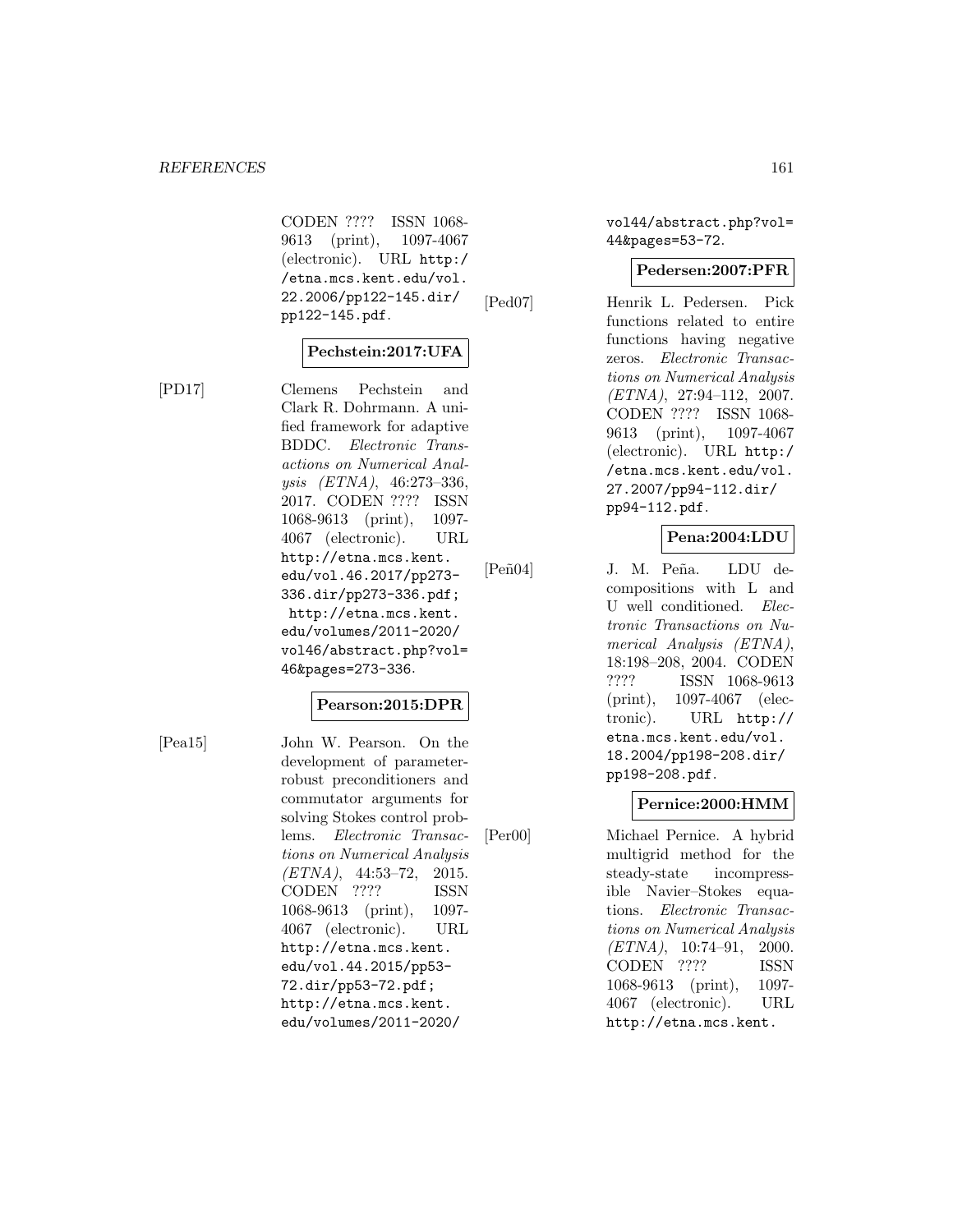CODEN ???? ISSN 1068-9613 (print), 1097-4067 (electronic). URL http://etna.mcs.kent.edu/vol.22.2006/pp122-145.dir/pp122-145.pdf.

**Pechstein:2017:UFA**

[PD17] Clemens Pechstein and Clark R. Dohrmann. A unified framework for adaptive BDDC. *Electronic Transactions on Numerical Analysis (ETNA)*, 46:273–336, 2017. CODEN ???? ISSN 1068-9613 (print), 1097-4067 (electronic). URL http://etna.mcs.kent.edu/vol.46.2017/pp273-336.dir/pp273-336.pdf; http://etna.mcs.kent.edu/volumes/2011-2020/vol46/abstract.php?vol=46&pages=273-336.

**Pearson:2015:DPR**

[Pea15] John W. Pearson. On the development of parameter-robust preconditioners and commutator arguments for solving Stokes control problems. *Electronic Transactions on Numerical Analysis (ETNA)*, 44:53–72, 2015. CODEN ???? ISSN 1068-9613 (print), 1097-4067 (electronic). URL http://etna.mcs.kent.edu/vol.44.2015/pp53-72.dir/pp53-72.pdf; http://etna.mcs.kent.edu/volumes/2011-2020/vol44/abstract.php?vol=44&pages=53-72.

**Pedersen:2007:PFR**

[Ped07] Henrik L. Pedersen. Pick functions related to entire functions having negative zeros. *Electronic Transactions on Numerical Analysis (ETNA)*, 27:94–112, 2007. CODEN ???? ISSN 1068-9613 (print), 1097-4067 (electronic). URL http://etna.mcs.kent.edu/vol.27.2007/pp94-112.dir/pp94-112.pdf.

**Pena:2004:LDU**

[Peñ04] J. M. Peña. LDU decompositions with L and U well conditioned. *Electronic Transactions on Numerical Analysis (ETNA)*, 18:198–208, 2004. CODEN ???? ISSN 1068-9613 (print), 1097-4067 (electronic). URL http://etna.mcs.kent.edu/vol.18.2004/pp198-208.dir/pp198-208.pdf.

**Pernice:2000:HMM**

[Per00] Michael Pernice. A hybrid multigrid method for the steady-state incompressible Navier–Stokes equations. *Electronic Transactions on Numerical Analysis (ETNA)*, 10:74–91, 2000. CODEN ???? ISSN 1068-9613 (print), 1097-4067 (electronic). URL http://etna.mcs.kent.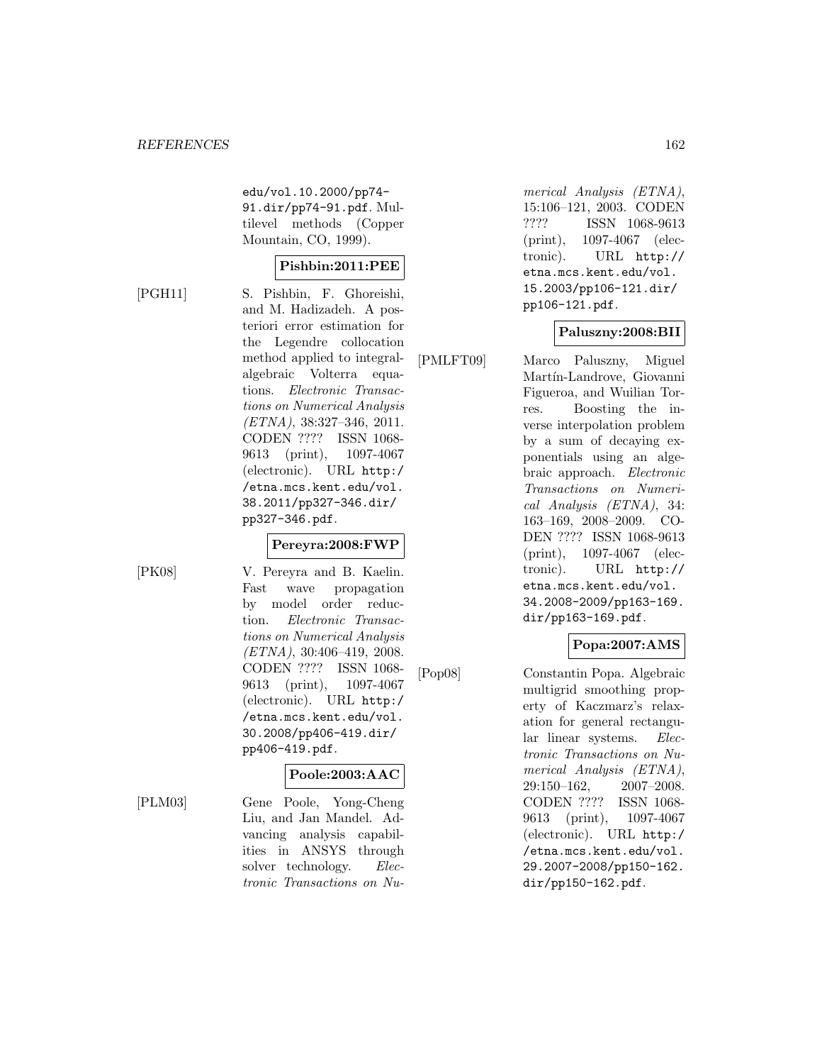edu/vol.10.2000/pp74-91.dir/pp74-91.pdf. Multilevel methods (Copper Mountain, CO, 1999).

**Pishbin:2011:PEE**

[PGH11] S. Pishbin, F. Ghoreishi, and M. Hadizadeh. A posteriori error estimation for the Legendre collocation method applied to integral-algebraic Volterra equations. *Electronic Transactions on Numerical Analysis (ETNA)*, 38:327–346, 2011. CODEN ???? ISSN 1068-9613 (print), 1097-4067 (electronic). URL http://etna.mcs.kent.edu/vol.38.2011/pp327-346.dir/pp327-346.pdf.

**Pereyra:2008:FWP**

[PK08] V. Pereyra and B. Kaelin. Fast wave propagation by model order reduction. *Electronic Transactions on Numerical Analysis (ETNA)*, 30:406–419, 2008. CODEN ???? ISSN 1068-9613 (print), 1097-4067 (electronic). URL http://etna.mcs.kent.edu/vol.30.2008/pp406-419.dir/pp406-419.pdf.

**Poole:2003:AAC**

[PLM03] Gene Poole, Yong-Cheng Liu, and Jan Mandel. Advancing analysis capabilities in ANSYS through solver technology. *Electronic Transactions on Numerical Analysis (ETNA)*, 15:106–121, 2003. CODEN ???? ISSN 1068-9613 (print), 1097-4067 (electronic). URL http://etna.mcs.kent.edu/vol.15.2003/pp106-121.dir/pp106-121.pdf.

**Paluszny:2008:BII**

[PMLFT09] Marco Paluszny, Miguel Martín-Landrove, Giovanni Figueroa, and Wuilian Torres. Boosting the inverse interpolation problem by a sum of decaying exponentials using an algebraic approach. *Electronic Transactions on Numerical Analysis (ETNA)*, 34: 163–169, 2008–2009. CODEN ???? ISSN 1068-9613 (print), 1097-4067 (electronic). URL http://etna.mcs.kent.edu/vol.34.2008-2009/pp163-169.dir/pp163-169.pdf.

**Popa:2007:AMS**

[Pop08] Constantin Popa. Algebraic multigrid smoothing property of Kaczmarz's relaxation for general rectangular linear systems. *Electronic Transactions on Numerical Analysis (ETNA)*, 29:150–162, 2007–2008. CODEN ???? ISSN 1068-9613 (print), 1097-4067 (electronic). URL http://etna.mcs.kent.edu/vol.29.2007-2008/pp150-162.dir/pp150-162.pdf.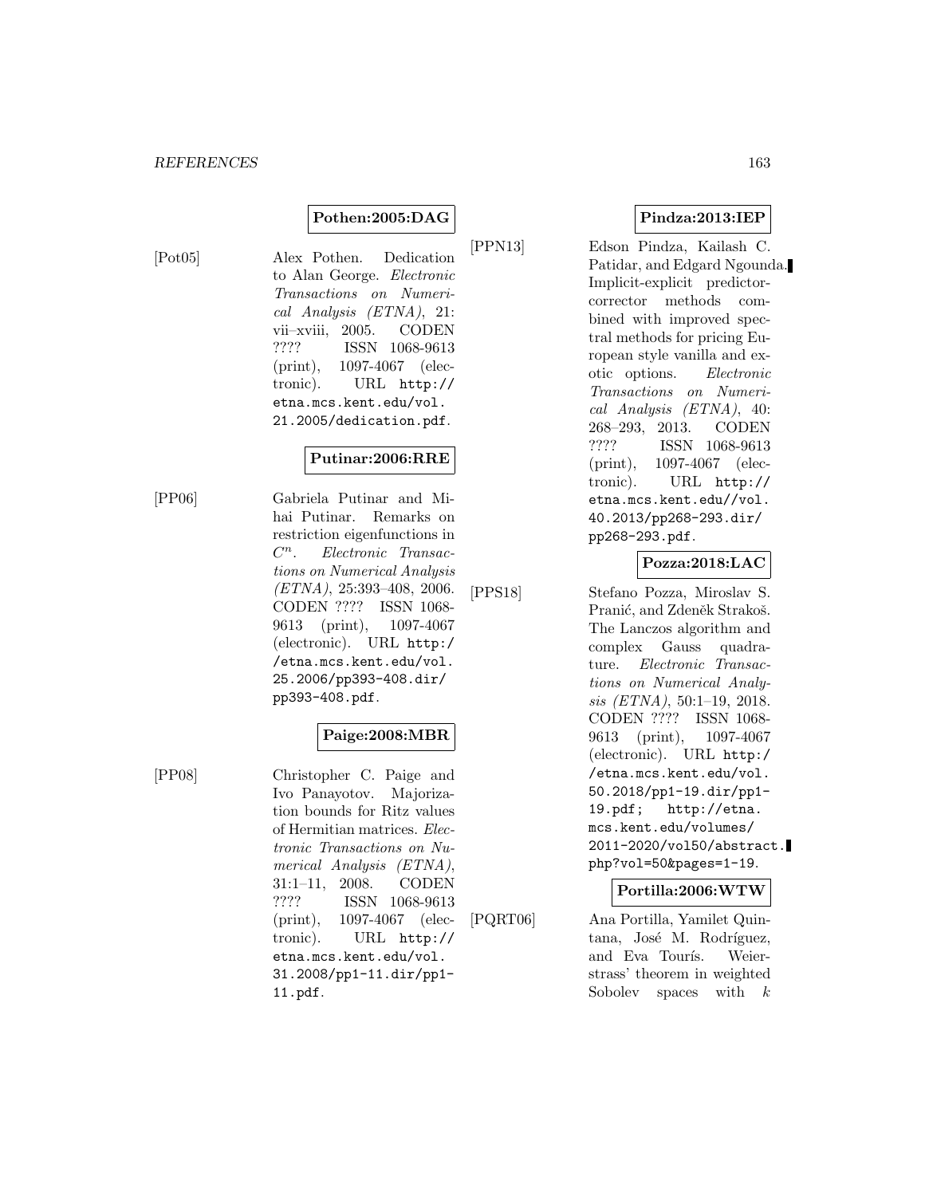**Pothen:2005:DAG**

[Pot05] Alex Pothen. Dedication to Alan George. *Electronic Transactions on Numerical Analysis (ETNA)*, 21: vii–xviii, 2005. CODEN ???? ISSN 1068-9613 (print), 1097-4067 (electronic). URL http://etna.mcs.kent.edu/vol.21.2005/dedication.pdf.

**Putinar:2006:RRE**

[PP06] Gabriela Putinar and Mihai Putinar. Remarks on restriction eigenfunctions in $C^n$. *Electronic Transactions on Numerical Analysis (ETNA)*, 25:393–408, 2006. CODEN ???? ISSN 1068-9613 (print), 1097-4067 (electronic). URL http://etna.mcs.kent.edu/vol.25.2006/pp393-408.dir/pp393-408.pdf.

**Paige:2008:MBR**

[PP08] Christopher C. Paige and Ivo Panayotov. Majorization bounds for Ritz values of Hermitian matrices. *Electronic Transactions on Numerical Analysis (ETNA)*, 31:1–11, 2008. CODEN ???? ISSN 1068-9613 (print), 1097-4067 (electronic). URL http://etna.mcs.kent.edu/vol.31.2008/pp1-11.dir/pp1-11.pdf.

**Pindza:2013:IEP**

[PPN13] Edson Pindza, Kailash C. Patidar, and Edgard Ngounda. Implicit-explicit predictor-corrector methods combined with improved spectral methods for pricing European style vanilla and exotic options. *Electronic Transactions on Numerical Analysis (ETNA)*, 40: 268–293, 2013. CODEN ???? ISSN 1068-9613 (print), 1097-4067 (electronic). URL http://etna.mcs.kent.edu//vol.40.2013/pp268-293.dir/pp268-293.pdf.

**Pozza:2018:LAC**

[PPS18] Stefano Pozza, Miroslav S. Pranić, and Zdeněk Strakoš. The Lanczos algorithm and complex Gauss quadrature. *Electronic Transactions on Numerical Analysis (ETNA)*, 50:1–19, 2018. CODEN ???? ISSN 1068-9613 (print), 1097-4067 (electronic). URL http://etna.mcs.kent.edu/vol.50.2018/pp1-19.dir/pp1-19.pdf; http://etna.mcs.kent.edu/volumes/2011-2020/vol50/abstract.php?vol=50&pages=1-19.

**Portilla:2006:WTW**

[PQRT06] Ana Portilla, Yamilet Quintana, José M. Rodríguez, and Eva Tourís. Weierstrass' theorem in weighted Sobolev spaces with $k$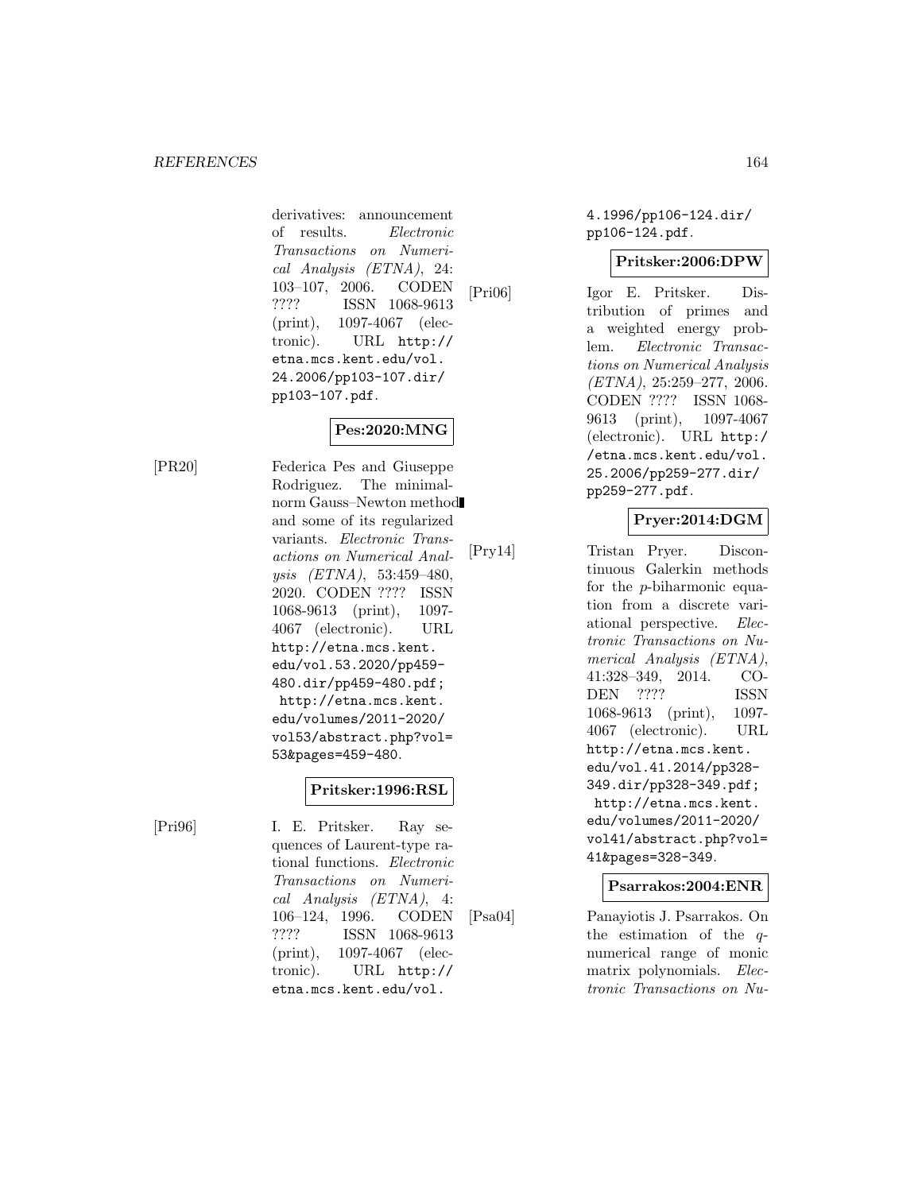derivatives: announcement of results. *Electronic Transactions on Numerical Analysis (ETNA)*, 24: 103–107, 2006. CODEN ???? ISSN 1068-9613 (print), 1097-4067 (electronic). URL http://etna.mcs.kent.edu/vol.24.2006/pp103-107.dir/pp103-107.pdf.

**Pes:2020:MNG**

[PR20] Federica Pes and Giuseppe Rodriguez. The minimal-norm Gauss–Newton method and some of its regularized variants. *Electronic Transactions on Numerical Analysis (ETNA)*, 53:459–480, 2020. CODEN ???? ISSN 1068-9613 (print), 1097-4067 (electronic). URL http://etna.mcs.kent.edu/vol.53.2020/pp459-480.dir/pp459-480.pdf; http://etna.mcs.kent.edu/volumes/2011-2020/vol53/abstract.php?vol=53&pages=459-480.

**Pritsker:1996:RSL**

[Pri96] I. E. Pritsker. Ray sequences of Laurent-type rational functions. *Electronic Transactions on Numerical Analysis (ETNA)*, 4: 106–124, 1996. CODEN ???? ISSN 1068-9613 (print), 1097-4067 (electronic). URL http://etna.mcs.kent.edu/vol.4.1996/pp106-124.dir/pp106-124.pdf.

**Pritsker:2006:DPW**

[Pri06] Igor E. Pritsker. Distribution of primes and a weighted energy problem. *Electronic Transactions on Numerical Analysis (ETNA)*, 25:259–277, 2006. CODEN ???? ISSN 1068-9613 (print), 1097-4067 (electronic). URL http://etna.mcs.kent.edu/vol.25.2006/pp259-277.dir/pp259-277.pdf.

**Pryer:2014:DGM**

[Pry14] Tristan Pryer. Discontinuous Galerkin methods for the $p$-biharmonic equation from a discrete variational perspective. *Electronic Transactions on Numerical Analysis (ETNA)*, 41:328–349, 2014. CODEN ???? ISSN 1068-9613 (print), 1097-4067 (electronic). URL http://etna.mcs.kent.edu/vol.41.2014/pp328-349.dir/pp328-349.pdf; http://etna.mcs.kent.edu/volumes/2011-2020/vol41/abstract.php?vol=41&pages=328-349.

**Psarrakos:2004:ENR**

[Psa04] Panayiotis J. Psarrakos. On the estimation of the $q$-numerical range of monic matrix polynomials. *Electronic Transactions on Nu-*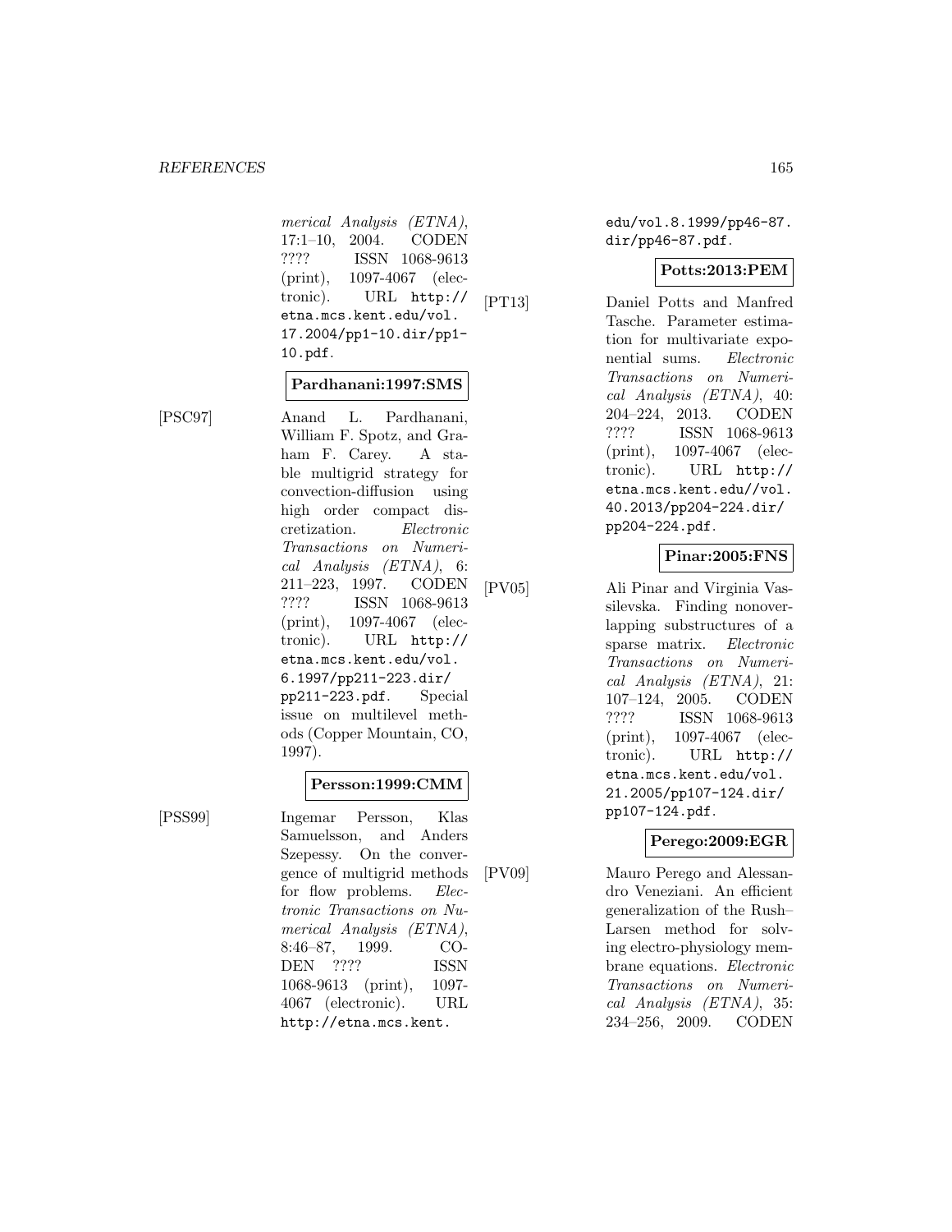merical Analysis (ETNA)*, 17:1–10, 2004. CODEN ???? ISSN 1068-9613 (print), 1097-4067 (electronic). URL http://etna.mcs.kent.edu/vol.17.2004/pp1-10.dir/pp1-10.pdf.

**Pardhanani:1997:SMS**

[PSC97] Anand L. Pardhanani, William F. Spotz, and Graham F. Carey. A stable multigrid strategy for convection-diffusion using high order compact discretization. *Electronic Transactions on Numerical Analysis (ETNA)*, 6: 211–223, 1997. CODEN ???? ISSN 1068-9613 (print), 1097-4067 (electronic). URL http://etna.mcs.kent.edu/vol.6.1997/pp211-223.dir/pp211-223.pdf. Special issue on multilevel methods (Copper Mountain, CO, 1997).

**Persson:1999:CMM**

[PSS99] Ingemar Persson, Klas Samuelsson, and Anders Szepessy. On the convergence of multigrid methods for flow problems. *Electronic Transactions on Numerical Analysis (ETNA)*, 8:46–87, 1999. CODEN ???? ISSN 1068-9613 (print), 1097-4067 (electronic). URL http://etna.mcs.kent.edu/vol.8.1999/pp46-87.dir/pp46-87.pdf.

**Potts:2013:PEM**

[PT13] Daniel Potts and Manfred Tasche. Parameter estimation for multivariate exponential sums. *Electronic Transactions on Numerical Analysis (ETNA)*, 40: 204–224, 2013. CODEN ???? ISSN 1068-9613 (print), 1097-4067 (electronic). URL http://etna.mcs.kent.edu//vol.40.2013/pp204-224.dir/pp204-224.pdf.

**Pinar:2005:FNS**

[PV05] Ali Pinar and Virginia Vassilevska. Finding nonoverlapping substructures of a sparse matrix. *Electronic Transactions on Numerical Analysis (ETNA)*, 21: 107–124, 2005. CODEN ???? ISSN 1068-9613 (print), 1097-4067 (electronic). URL http://etna.mcs.kent.edu/vol.21.2005/pp107-124.dir/pp107-124.pdf.

**Perego:2009:EGR**

[PV09] Mauro Perego and Alessandro Veneziani. An efficient generalization of the Rush–Larsen method for solving electro-physiology membrane equations. *Electronic Transactions on Numerical Analysis (ETNA)*, 35: 234–256, 2009. CODEN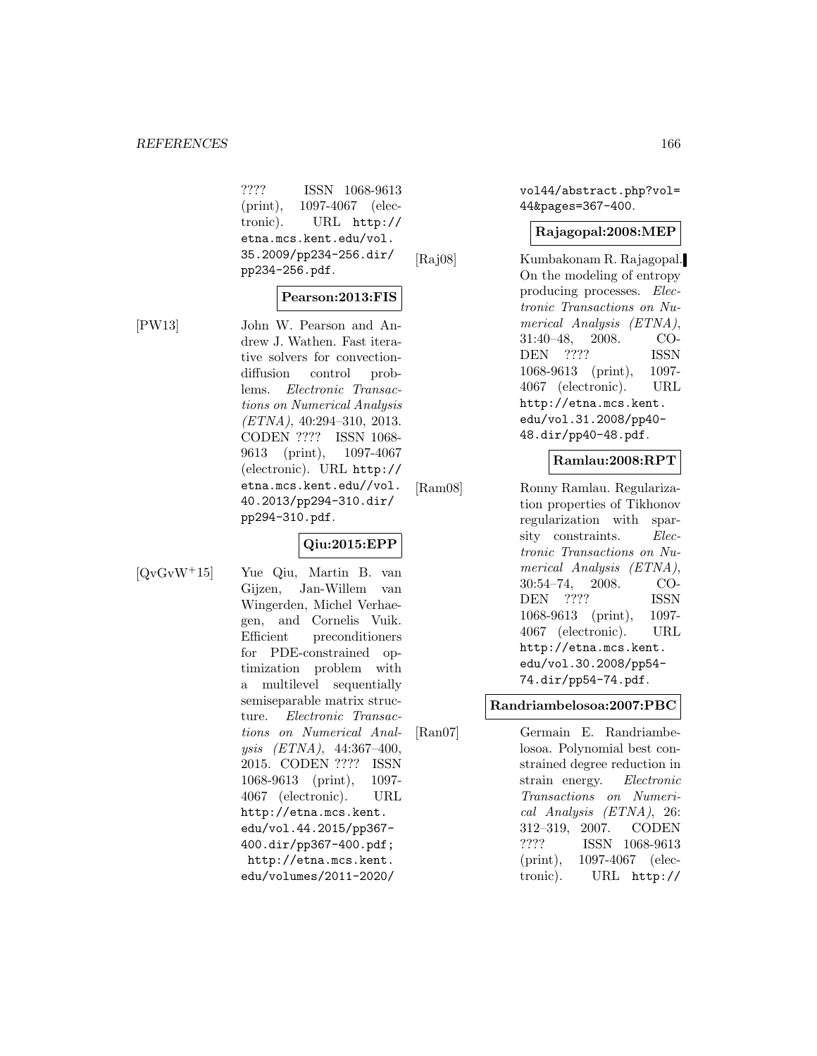???? ISSN 1068-9613 (print), 1097-4067 (electronic). URL http://etna.mcs.kent.edu/vol.35.2009/pp234-256.dir/pp234-256.pdf.

**Pearson:2013:FIS**

[PW13] John W. Pearson and Andrew J. Wathen. Fast iterative solvers for convection-diffusion control problems. *Electronic Transactions on Numerical Analysis (ETNA)*, 40:294–310, 2013. CODEN ???? ISSN 1068-9613 (print), 1097-4067 (electronic). URL http://etna.mcs.kent.edu//vol.40.2013/pp294-310.dir/pp294-310.pdf.

**Qiu:2015:EPP**

[QvGvW+15] Yue Qiu, Martin B. van Gijzen, Jan-Willem van Wingerden, Michel Verhaegen, and Cornelis Vuik. Efficient preconditioners for PDE-constrained optimization problem with a multilevel sequentially semiseparable matrix structure. *Electronic Transactions on Numerical Analysis (ETNA)*, 44:367–400, 2015. CODEN ???? ISSN 1068-9613 (print), 1097-4067 (electronic). URL http://etna.mcs.kent.edu/vol.44.2015/pp367-400.dir/pp367-400.pdf; http://etna.mcs.kent.edu/volumes/2011-2020/vol44/abstract.php?vol=44&pages=367-400.

**Rajagopal:2008:MEP**

[Raj08] Kumbakonam R. Rajagopal. On the modeling of entropy producing processes. *Electronic Transactions on Numerical Analysis (ETNA)*, 31:40–48, 2008. CODEN ???? ISSN 1068-9613 (print), 1097-4067 (electronic). URL http://etna.mcs.kent.edu/vol.31.2008/pp40-48.dir/pp40-48.pdf.

**Ramlau:2008:RPT**

[Ram08] Ronny Ramlau. Regularization properties of Tikhonov regularization with sparsity constraints. *Electronic Transactions on Numerical Analysis (ETNA)*, 30:54–74, 2008. CODEN ???? ISSN 1068-9613 (print), 1097-4067 (electronic). URL http://etna.mcs.kent.edu/vol.30.2008/pp54-74.dir/pp54-74.pdf.

**Randriambelosoa:2007:PBC**

[Ran07] Germain E. Randriambelosoa. Polynomial best constrained degree reduction in strain energy. *Electronic Transactions on Numerical Analysis (ETNA)*, 26:312–319, 2007. CODEN ???? ISSN 1068-9613 (print), 1097-4067 (electronic). URL http://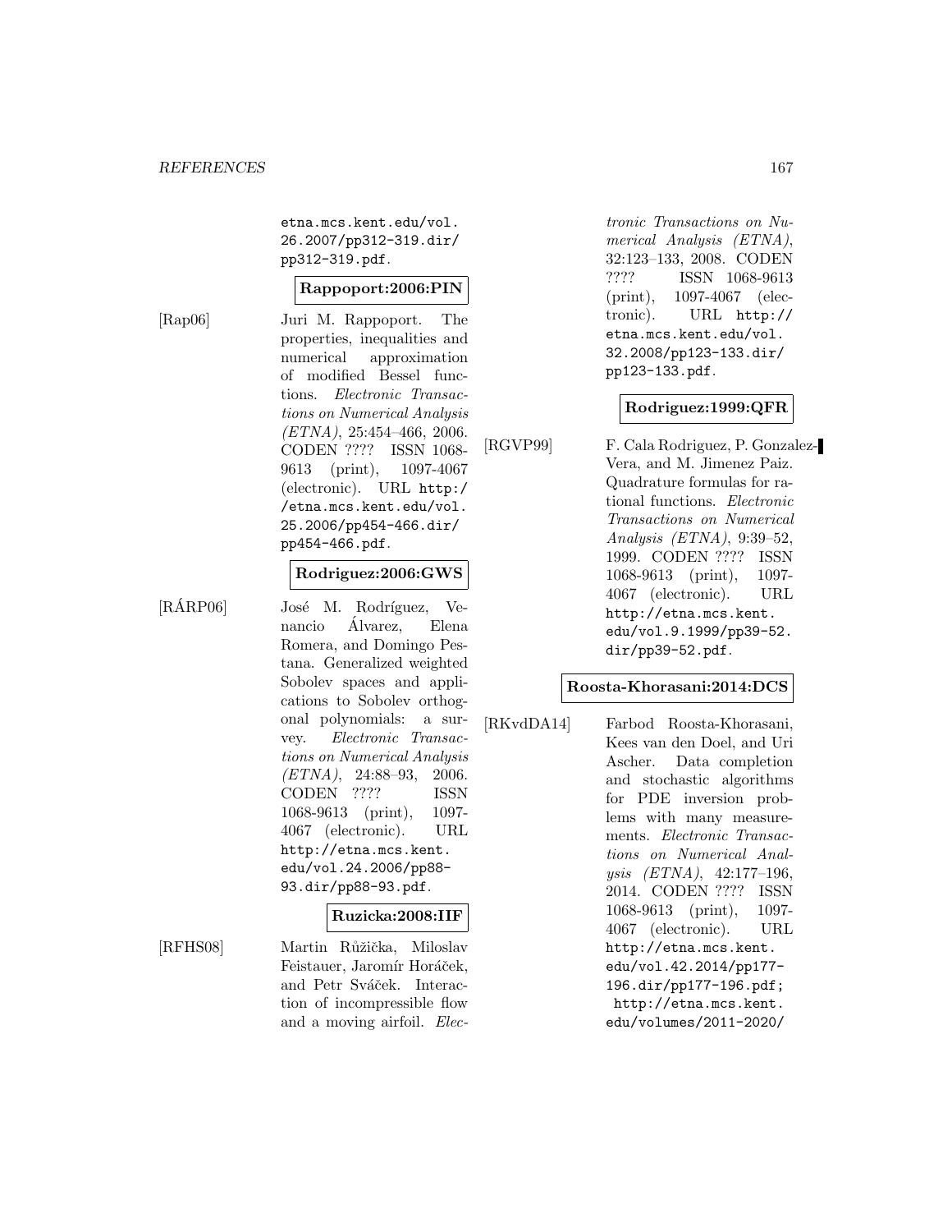etna.mcs.kent.edu/vol.26.2007/pp312-319.dir/pp312-319.pdf.

**Rappoport:2006:PIN**

[Rap06] Juri M. Rappoport. The properties, inequalities and numerical approximation of modified Bessel functions. *Electronic Transactions on Numerical Analysis (ETNA)*, 25:454–466, 2006. CODEN ???? ISSN 1068-9613 (print), 1097-4067 (electronic). URL http://etna.mcs.kent.edu/vol.25.2006/pp454-466.dir/pp454-466.pdf.

**Rodriguez:2006:GWS**

[RÁRP06] José M. Rodríguez, Venancio Álvarez, Elena Romera, and Domingo Pestana. Generalized weighted Sobolev spaces and applications to Sobolev orthogonal polynomials: a survey. *Electronic Transactions on Numerical Analysis (ETNA)*, 24:88–93, 2006. CODEN ???? ISSN 1068-9613 (print), 1097-4067 (electronic). URL http://etna.mcs.kent.edu/vol.24.2006/pp88-93.dir/pp88-93.pdf.

**Ruzicka:2008:IIF**

[RFHS08] Martin Růžička, Miloslav Feistauer, Jaromír Horáček, and Petr Sváček. Interaction of incompressible flow and a moving airfoil. *Electronic Transactions on Numerical Analysis (ETNA)*, 32:123–133, 2008. CODEN ???? ISSN 1068-9613 (print), 1097-4067 (electronic). URL http://etna.mcs.kent.edu/vol.32.2008/pp123-133.dir/pp123-133.pdf.

**Rodriguez:1999:QFR**

[RGVP99] F. Cala Rodriguez, P. Gonzalez-Vera, and M. Jimenez Paiz. Quadrature formulas for rational functions. *Electronic Transactions on Numerical Analysis (ETNA)*, 9:39–52, 1999. CODEN ???? ISSN 1068-9613 (print), 1097-4067 (electronic). URL http://etna.mcs.kent.edu/vol.9.1999/pp39-52.dir/pp39-52.pdf.

**Roosta-Khorasani:2014:DCS**

[RKvdDA14] Farbod Roosta-Khorasani, Kees van den Doel, and Uri Ascher. Data completion and stochastic algorithms for PDE inversion problems with many measurements. *Electronic Transactions on Numerical Analysis (ETNA)*, 42:177–196, 2014. CODEN ???? ISSN 1068-9613 (print), 1097-4067 (electronic). URL http://etna.mcs.kent.edu/vol.42.2014/pp177-196.dir/pp177-196.pdf; http://etna.mcs.kent.edu/volumes/2011-2020/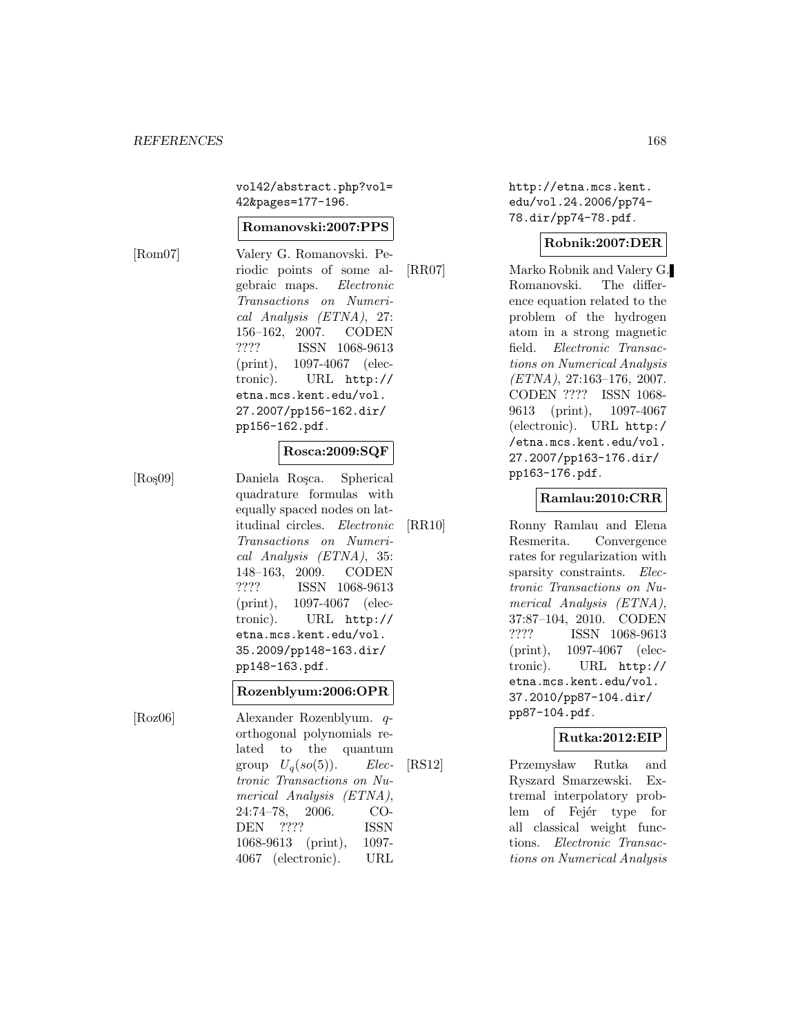vol42/abstract.php?vol=42&pages=177-196.

**Romanovski:2007:PPS**

[Rom07] Valery G. Romanovski. Periodic points of some algebraic maps. *Electronic Transactions on Numerical Analysis (ETNA)*, 27: 156–162, 2007. CODEN ???? ISSN 1068-9613 (print), 1097-4067 (electronic). URL http://etna.mcs.kent.edu/vol.27.2007/pp156-162.dir/pp156-162.pdf.

**Rosca:2009:SQF**

[Roş09] Daniela Roşca. Spherical quadrature formulas with equally spaced nodes on latitudinal circles. *Electronic Transactions on Numerical Analysis (ETNA)*, 35: 148–163, 2009. CODEN ???? ISSN 1068-9613 (print), 1097-4067 (electronic). URL http://etna.mcs.kent.edu/vol.35.2009/pp148-163.dir/pp148-163.pdf.

**Rozenblyum:2006:OPR**

[Roz06] Alexander Rozenblyum. $q$-orthogonal polynomials related to the quantum group $U_q(so(5))$. *Electronic Transactions on Numerical Analysis (ETNA)*, 24:74–78, 2006. CODEN ???? ISSN 1068-9613 (print), 1097-4067 (electronic). URL http://etna.mcs.kent.edu/vol.24.2006/pp74-78.dir/pp74-78.pdf.

**Robnik:2007:DER**

[RR07] Marko Robnik and Valery G. Romanovski. The difference equation related to the problem of the hydrogen atom in a strong magnetic field. *Electronic Transactions on Numerical Analysis (ETNA)*, 27:163–176, 2007. CODEN ???? ISSN 1068-9613 (print), 1097-4067 (electronic). URL http://etna.mcs.kent.edu/vol.27.2007/pp163-176.dir/pp163-176.pdf.

**Ramlau:2010:CRR**

[RR10] Ronny Ramlau and Elena Resmerita. Convergence rates for regularization with sparsity constraints. *Electronic Transactions on Numerical Analysis (ETNA)*, 37:87–104, 2010. CODEN ???? ISSN 1068-9613 (print), 1097-4067 (electronic). URL http://etna.mcs.kent.edu/vol.37.2010/pp87-104.dir/pp87-104.pdf.

**Rutka:2012:EIP**

[RS12] Przemysław Rutka and Ryszard Smarzewski. Extremal interpolatory problem of Fejér type for all classical weight functions. *Electronic Transactions on Numerical Analysis*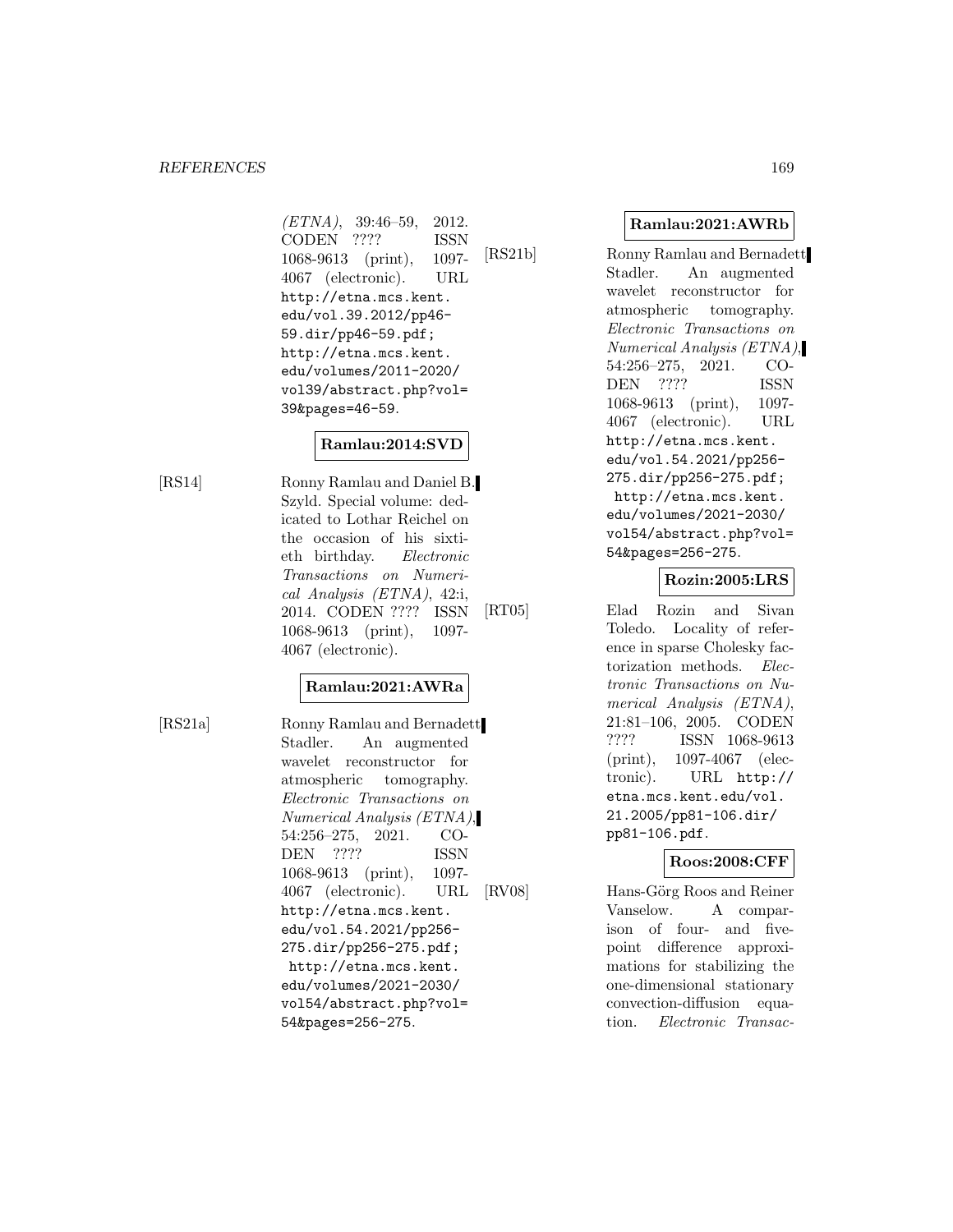*(ETNA)*, 39:46–59, 2012. CODEN ???? ISSN 1068-9613 (print), 1097-4067 (electronic). URL http://etna.mcs.kent.edu/vol.39.2012/pp46-59.dir/pp46-59.pdf; http://etna.mcs.kent.edu/volumes/2011-2020/vol39/abstract.php?vol=39&pages=46-59.

**Ramlau:2014:SVD**

[RS14] Ronny Ramlau and Daniel B. Szyld. Special volume: dedicated to Lothar Reichel on the occasion of his sixtieth birthday. *Electronic Transactions on Numerical Analysis (ETNA)*, 42:i, 2014. CODEN ???? ISSN 1068-9613 (print), 1097-4067 (electronic).

**Ramlau:2021:AWRa**

[RS21a] Ronny Ramlau and Bernadett Stadler. An augmented wavelet reconstructor for atmospheric tomography. *Electronic Transactions on Numerical Analysis (ETNA)*, 54:256–275, 2021. CODEN ???? ISSN 1068-9613 (print), 1097-4067 (electronic). URL http://etna.mcs.kent.edu/vol.54.2021/pp256-275.dir/pp256-275.pdf; http://etna.mcs.kent.edu/volumes/2021-2030/vol54/abstract.php?vol=54&pages=256-275.

**Ramlau:2021:AWRb**

[RS21b] Ronny Ramlau and Bernadett Stadler. An augmented wavelet reconstructor for atmospheric tomography. *Electronic Transactions on Numerical Analysis (ETNA)*, 54:256–275, 2021. CODEN ???? ISSN 1068-9613 (print), 1097-4067 (electronic). URL http://etna.mcs.kent.edu/vol.54.2021/pp256-275.dir/pp256-275.pdf; http://etna.mcs.kent.edu/volumes/2021-2030/vol54/abstract.php?vol=54&pages=256-275.

**Rozin:2005:LRS**

[RT05] Elad Rozin and Sivan Toledo. Locality of reference in sparse Cholesky factorization methods. *Electronic Transactions on Numerical Analysis (ETNA)*, 21:81–106, 2005. CODEN ???? ISSN 1068-9613 (print), 1097-4067 (electronic). URL http://etna.mcs.kent.edu/vol.21.2005/pp81-106.dir/pp81-106.pdf.

**Roos:2008:CFF**

[RV08] Hans-Görg Roos and Reiner Vanselow. A comparison of four- and five-point difference approximations for stabilizing the one-dimensional stationary convection-diffusion equation. *Electronic Transac-*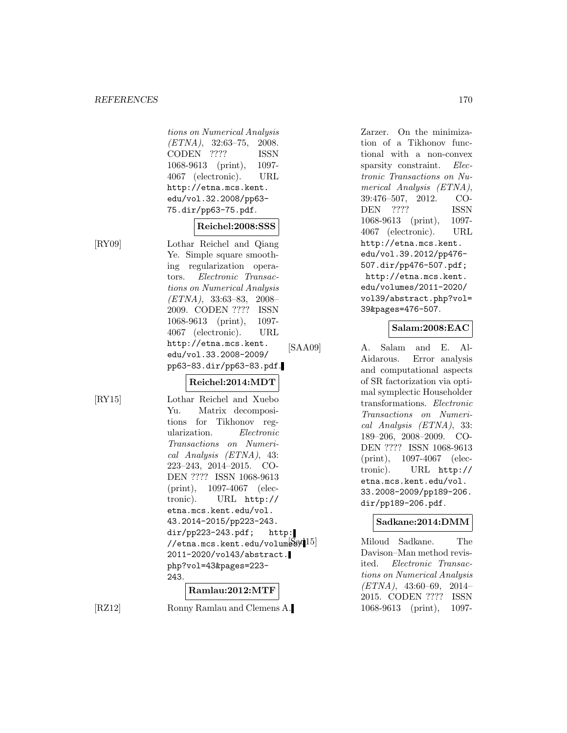tions on Numerical Analysis *(ETNA)*, 32:63–75, 2008. CODEN ???? ISSN 1068-9613 (print), 1097-4067 (electronic). URL http://etna.mcs.kent.edu/vol.32.2008/pp63-75.dir/pp63-75.pdf.

**Reichel:2008:SSS**

[RY09] Lothar Reichel and Qiang Ye. Simple square smoothing regularization operators. *Electronic Transactions on Numerical Analysis (ETNA)*, 33:63–83, 2008–2009. CODEN ???? ISSN 1068-9613 (print), 1097-4067 (electronic). URL http://etna.mcs.kent.edu/vol.33.2008-2009/pp63-83.dir/pp63-83.pdf.

**Reichel:2014:MDT**

[RY15] Lothar Reichel and Xuebo Yu. Matrix decompositions for Tikhonov regularization. *Electronic Transactions on Numerical Analysis (ETNA)*, 43: 223–243, 2014–2015. CODEN ???? ISSN 1068-9613 (print), 1097-4067 (electronic). URL http://etna.mcs.kent.edu/vol.43.2014-2015/pp223-243.dir/pp223-243.pdf; http://etna.mcs.kent.edu/volumes/2011-2020/vol43/abstract.php?vol=43&pages=223-243.

**Ramlau:2012:MTF**

[RZ12] Ronny Ramlau and Clemens A. Zarzer. On the minimization of a Tikhonov functional with a non-convex sparsity constraint. *Electronic Transactions on Numerical Analysis (ETNA)*, 39:476–507, 2012. CODEN ???? ISSN 1068-9613 (print), 1097-4067 (electronic). URL http://etna.mcs.kent.edu/vol.39.2012/pp476-507.dir/pp476-507.pdf; http://etna.mcs.kent.edu/volumes/2011-2020/vol39/abstract.php?vol=39&pages=476-507.

**Salam:2008:EAC**

[SAA09] A. Salam and E. Al-Aidarous. Error analysis and computational aspects of SR factorization via optimal symplectic Householder transformations. *Electronic Transactions on Numerical Analysis (ETNA)*, 33: 189–206, 2008–2009. CODEN ???? ISSN 1068-9613 (print), 1097-4067 (electronic). URL http://etna.mcs.kent.edu/vol.33.2008-2009/pp189-206.dir/pp189-206.pdf.

**Sadkane:2014:DMM**

[Sad15] Miloud Sadkane. The Davison–Man method revisited. *Electronic Transactions on Numerical Analysis (ETNA)*, 43:60–69, 2014–2015. CODEN ???? ISSN 1068-9613 (print), 1097-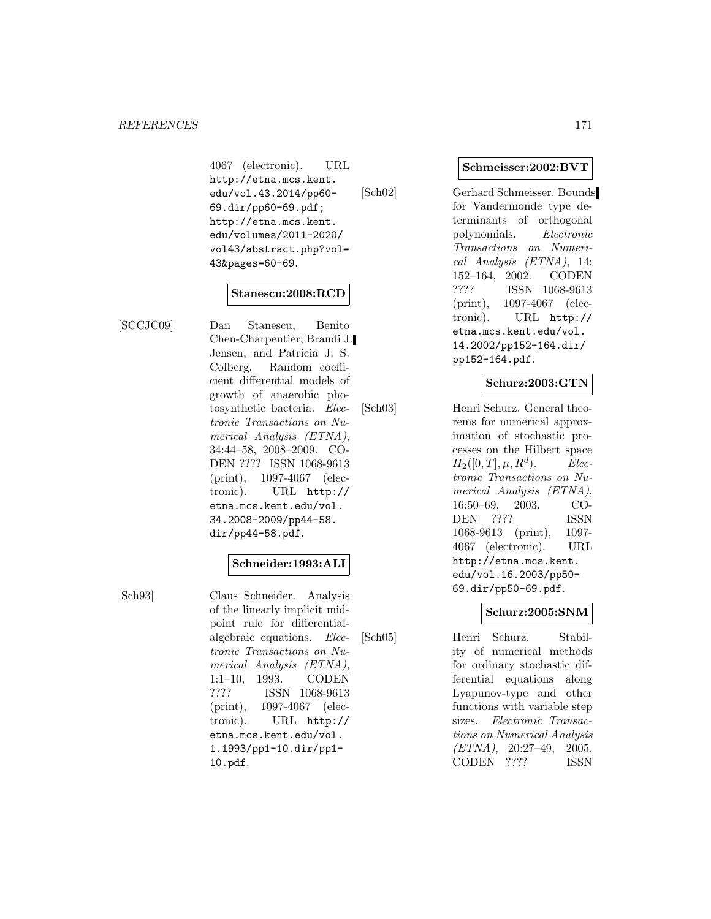4067 (electronic). URL http://etna.mcs.kent.edu/vol.43.2014/pp60-69.dir/pp60-69.pdf; http://etna.mcs.kent.edu/volumes/2011-2020/vol43/abstract.php?vol=43&pages=60-69.

**Stanescu:2008:RCD**

[SCCJC09] Dan Stanescu, Benito Chen-Charpentier, Brandi J. Jensen, and Patricia J. S. Colberg. Random coefficient differential models of growth of anaerobic photosynthetic bacteria. *Electronic Transactions on Numerical Analysis (ETNA)*, 34:44–58, 2008–2009. CODEN ???? ISSN 1068-9613 (print), 1097-4067 (electronic). URL http://etna.mcs.kent.edu/vol.34.2008-2009/pp44-58.dir/pp44-58.pdf.

**Schneider:1993:ALI**

[Sch93] Claus Schneider. Analysis of the linearly implicit midpoint rule for differential-algebraic equations. *Electronic Transactions on Numerical Analysis (ETNA)*, 1:1–10, 1993. CODEN ???? ISSN 1068-9613 (print), 1097-4067 (electronic). URL http://etna.mcs.kent.edu/vol.1.1993/pp1-10.dir/pp1-10.pdf.

**Schmeisser:2002:BVT**

[Sch02] Gerhard Schmeisser. Bounds for Vandermonde type determinants of orthogonal polynomials. *Electronic Transactions on Numerical Analysis (ETNA)*, 14: 152–164, 2002. CODEN ???? ISSN 1068-9613 (print), 1097-4067 (electronic). URL http://etna.mcs.kent.edu/vol.14.2002/pp152-164.dir/pp152-164.pdf.

**Schurz:2003:GTN**

[Sch03] Henri Schurz. General theorems for numerical approximation of stochastic processes on the Hilbert space $H_2([0,T],\mu,R^d)$. *Electronic Transactions on Numerical Analysis (ETNA)*, 16:50–69, 2003. CODEN ???? ISSN 1068-9613 (print), 1097-4067 (electronic). URL http://etna.mcs.kent.edu/vol.16.2003/pp50-69.dir/pp50-69.pdf.

**Schurz:2005:SNM**

[Sch05] Henri Schurz. Stability of numerical methods for ordinary stochastic differential equations along Lyapunov-type and other functions with variable step sizes. *Electronic Transactions on Numerical Analysis (ETNA)*, 20:27–49, 2005. CODEN ???? ISSN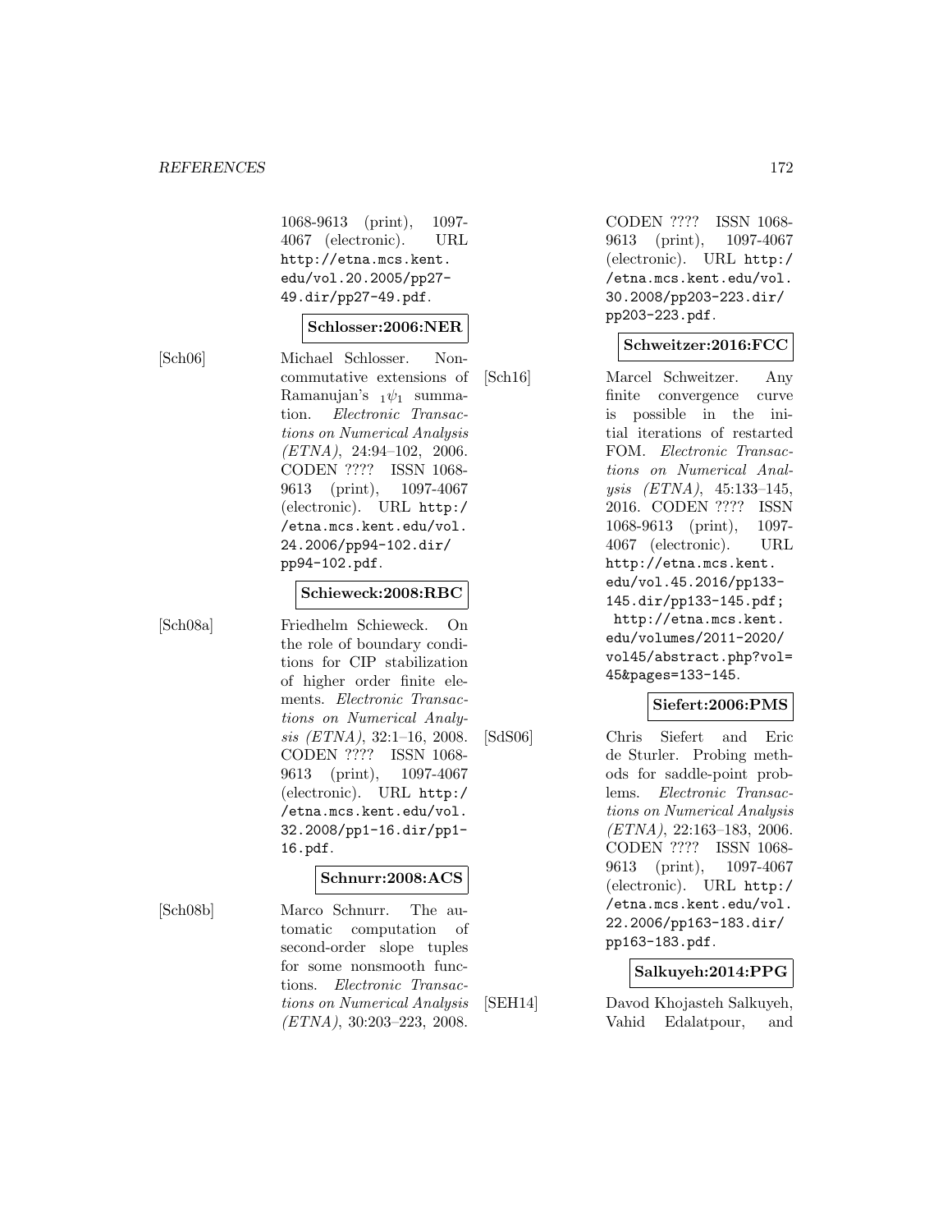1068-9613 (print), 1097-4067 (electronic). URL http://etna.mcs.kent.edu/vol.20.2005/pp27-49.dir/pp27-49.pdf.

**Schlosser:2006:NER**

[Sch06] Michael Schlosser. Noncommutative extensions of Ramanujan's ${}_1\psi_1$ summation. *Electronic Transactions on Numerical Analysis (ETNA)*, 24:94–102, 2006. CODEN ???? ISSN 1068-9613 (print), 1097-4067 (electronic). URL http://etna.mcs.kent.edu/vol.24.2006/pp94-102.dir/pp94-102.pdf.

**Schieweck:2008:RBC**

[Sch08a] Friedhelm Schieweck. On the role of boundary conditions for CIP stabilization of higher order finite elements. *Electronic Transactions on Numerical Analysis (ETNA)*, 32:1–16, 2008. CODEN ???? ISSN 1068-9613 (print), 1097-4067 (electronic). URL http://etna.mcs.kent.edu/vol.32.2008/pp1-16.dir/pp1-16.pdf.

**Schnurr:2008:ACS**

[Sch08b] Marco Schnurr. The automatic computation of second-order slope tuples for some nonsmooth functions. *Electronic Transactions on Numerical Analysis (ETNA)*, 30:203–223, 2008. CODEN ???? ISSN 1068-9613 (print), 1097-4067 (electronic). URL http://etna.mcs.kent.edu/vol.30.2008/pp203-223.dir/pp203-223.pdf.

**Schweitzer:2016:FCC**

[Sch16] Marcel Schweitzer. Any finite convergence curve is possible in the initial iterations of restarted FOM. *Electronic Transactions on Numerical Analysis (ETNA)*, 45:133–145, 2016. CODEN ???? ISSN 1068-9613 (print), 1097-4067 (electronic). URL http://etna.mcs.kent.edu/vol.45.2016/pp133-145.dir/pp133-145.pdf; http://etna.mcs.kent.edu/volumes/2011-2020/vol45/abstract.php?vol=45&pages=133-145.

**Siefert:2006:PMS**

[SdS06] Chris Siefert and Eric de Sturler. Probing methods for saddle-point problems. *Electronic Transactions on Numerical Analysis (ETNA)*, 22:163–183, 2006. CODEN ???? ISSN 1068-9613 (print), 1097-4067 (electronic). URL http://etna.mcs.kent.edu/vol.22.2006/pp163-183.dir/pp163-183.pdf.

**Salkuyeh:2014:PPG**

[SEH14] Davod Khojasteh Salkuyeh, Vahid Edalatpour, and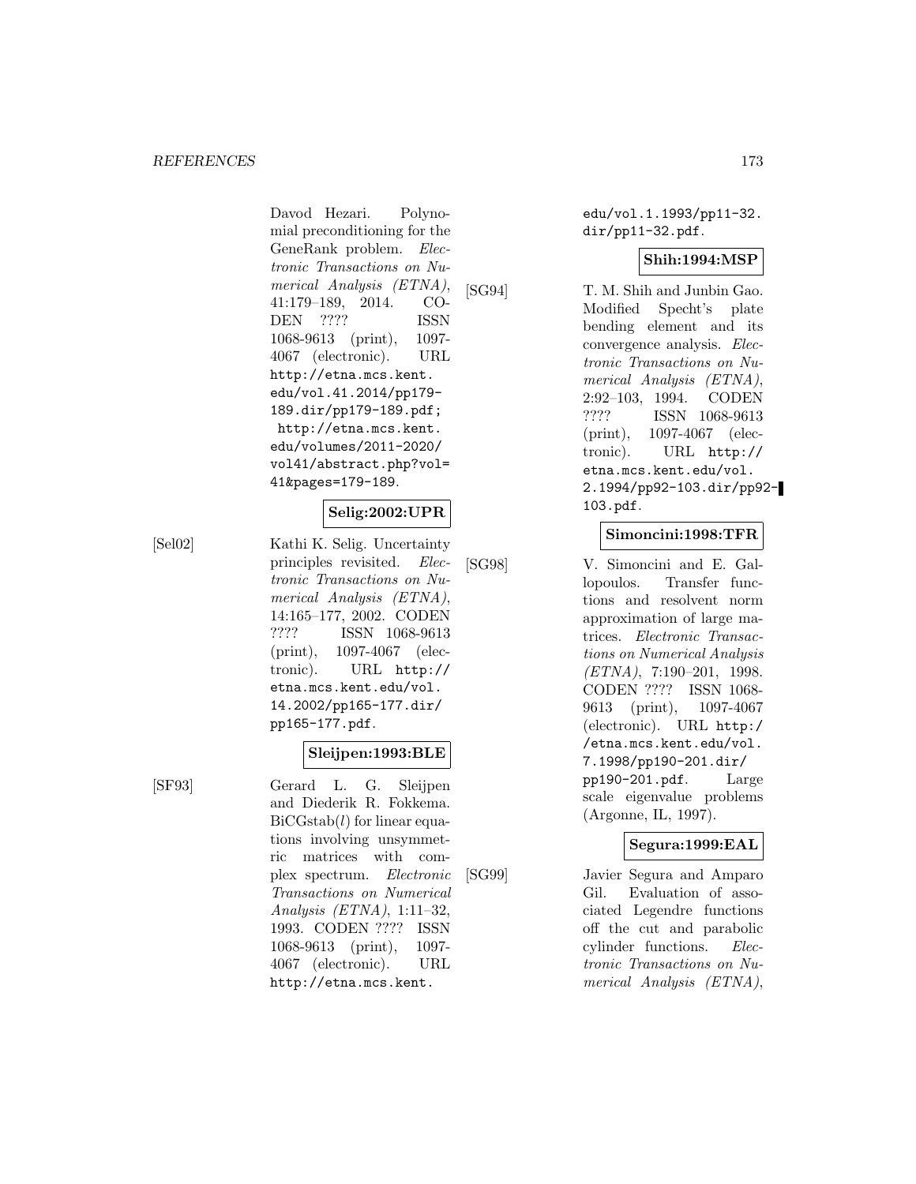Davod Hezari. Polynomial preconditioning for the GeneRank problem. *Electronic Transactions on Numerical Analysis (ETNA)*, 41:179–189, 2014. CODEN ???? ISSN 1068-9613 (print), 1097-4067 (electronic). URL http://etna.mcs.kent.edu/vol.41.2014/pp179-189.dir/pp179-189.pdf; http://etna.mcs.kent.edu/volumes/2011-2020/vol41/abstract.php?vol=41&pages=179-189.

**Selig:2002:UPR**

[Sel02] Kathi K. Selig. Uncertainty principles revisited. *Electronic Transactions on Numerical Analysis (ETNA)*, 14:165–177, 2002. CODEN ???? ISSN 1068-9613 (print), 1097-4067 (electronic). URL http://etna.mcs.kent.edu/vol.14.2002/pp165-177.dir/pp165-177.pdf.

**Sleijpen:1993:BLE**

[SF93] Gerard L. G. Sleijpen and Diederik R. Fokkema. BiCGstab($l$) for linear equations involving unsymmetric matrices with complex spectrum. *Electronic Transactions on Numerical Analysis (ETNA)*, 1:11–32, 1993. CODEN ???? ISSN 1068-9613 (print), 1097-4067 (electronic). URL http://etna.mcs.kent.edu/vol.1.1993/pp11-32.dir/pp11-32.pdf.

**Shih:1994:MSP**

[SG94] T. M. Shih and Junbin Gao. Modified Specht's plate bending element and its convergence analysis. *Electronic Transactions on Numerical Analysis (ETNA)*, 2:92–103, 1994. CODEN ???? ISSN 1068-9613 (print), 1097-4067 (electronic). URL http://etna.mcs.kent.edu/vol.2.1994/pp92-103.dir/pp92-103.pdf.

**Simoncini:1998:TFR**

[SG98] V. Simoncini and E. Gallopoulos. Transfer functions and resolvent norm approximation of large matrices. *Electronic Transactions on Numerical Analysis (ETNA)*, 7:190–201, 1998. CODEN ???? ISSN 1068-9613 (print), 1097-4067 (electronic). URL http://etna.mcs.kent.edu/vol.7.1998/pp190-201.dir/pp190-201.pdf. Large scale eigenvalue problems (Argonne, IL, 1997).

**Segura:1999:EAL**

[SG99] Javier Segura and Amparo Gil. Evaluation of associated Legendre functions off the cut and parabolic cylinder functions. *Electronic Transactions on Numerical Analysis (ETNA)*,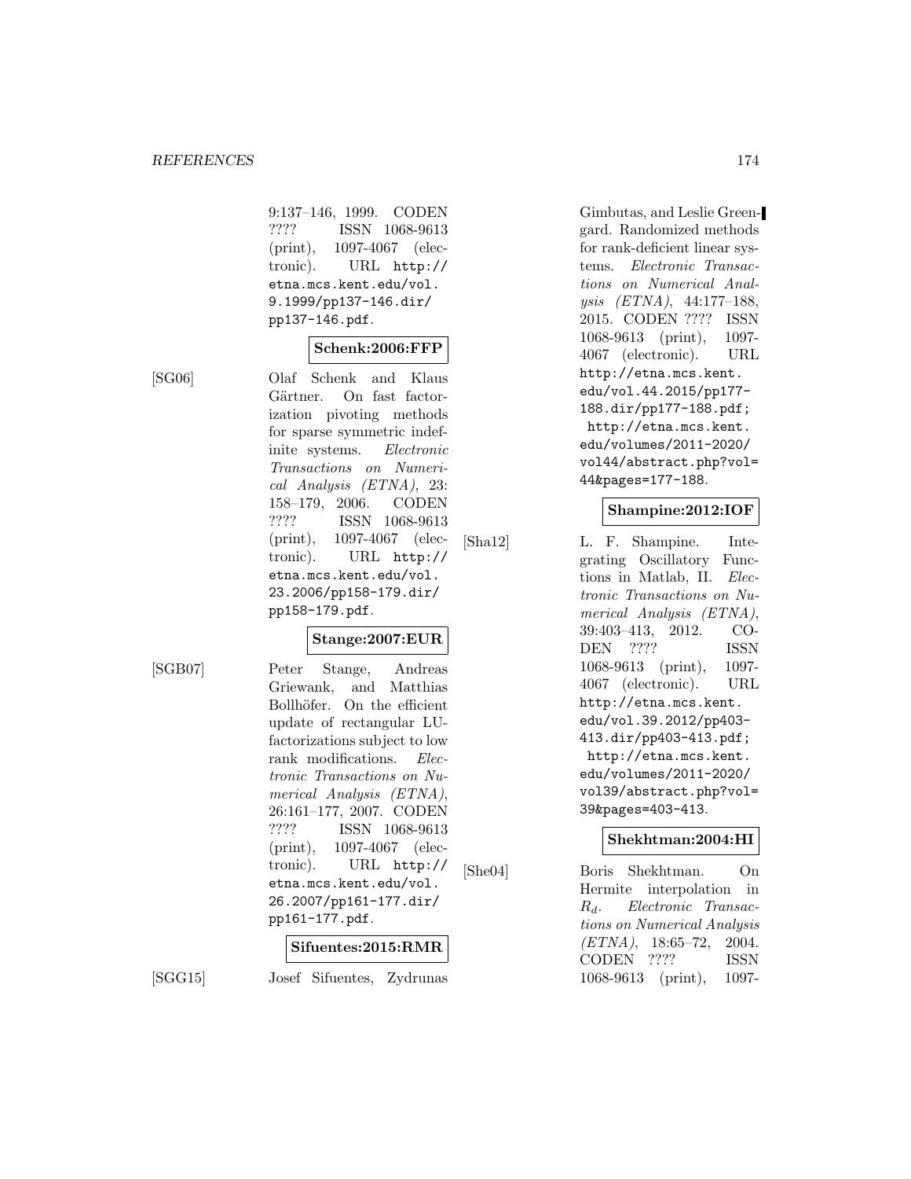9:137–146, 1999. CODEN ???? ISSN 1068-9613 (print), 1097-4067 (electronic). URL http://etna.mcs.kent.edu/vol.9.1999/pp137-146.dir/pp137-146.pdf.

**Schenk:2006:FFP**

[SG06] Olaf Schenk and Klaus Gärtner. On fast factorization pivoting methods for sparse symmetric indefinite systems. *Electronic Transactions on Numerical Analysis (ETNA)*, 23: 158–179, 2006. CODEN ???? ISSN 1068-9613 (print), 1097-4067 (electronic). URL http://etna.mcs.kent.edu/vol.23.2006/pp158-179.dir/pp158-179.pdf.

**Stange:2007:EUR**

[SGB07] Peter Stange, Andreas Griewank, and Matthias Bollhöfer. On the efficient update of rectangular LU-factorizations subject to low rank modifications. *Electronic Transactions on Numerical Analysis (ETNA)*, 26:161–177, 2007. CODEN ???? ISSN 1068-9613 (print), 1097-4067 (electronic). URL http://etna.mcs.kent.edu/vol.26.2007/pp161-177.dir/pp161-177.pdf.

**Sifuentes:2015:RMR**

[SGG15] Josef Sifuentes, Zydrunas Gimbutas, and Leslie Greengard. Randomized methods for rank-deficient linear systems. *Electronic Transactions on Numerical Analysis (ETNA)*, 44:177–188, 2015. CODEN ???? ISSN 1068-9613 (print), 1097-4067 (electronic). URL http://etna.mcs.kent.edu/vol.44.2015/pp177-188.dir/pp177-188.pdf; http://etna.mcs.kent.edu/volumes/2011-2020/vol44/abstract.php?vol=44&pages=177-188.

**Shampine:2012:IOF**

[Sha12] L. F. Shampine. Integrating Oscillatory Functions in Matlab, II. *Electronic Transactions on Numerical Analysis (ETNA)*, 39:403–413, 2012. CODEN ???? ISSN 1068-9613 (print), 1097-4067 (electronic). URL http://etna.mcs.kent.edu/vol.39.2012/pp403-413.dir/pp403-413.pdf; http://etna.mcs.kent.edu/volumes/2011-2020/vol39/abstract.php?vol=39&pages=403-413.

**Shekhtman:2004:HI**

[She04] Boris Shekhtman. On Hermite interpolation in $R_d$. *Electronic Transactions on Numerical Analysis (ETNA)*, 18:65–72, 2004. CODEN ???? ISSN 1068-9613 (print), 1097-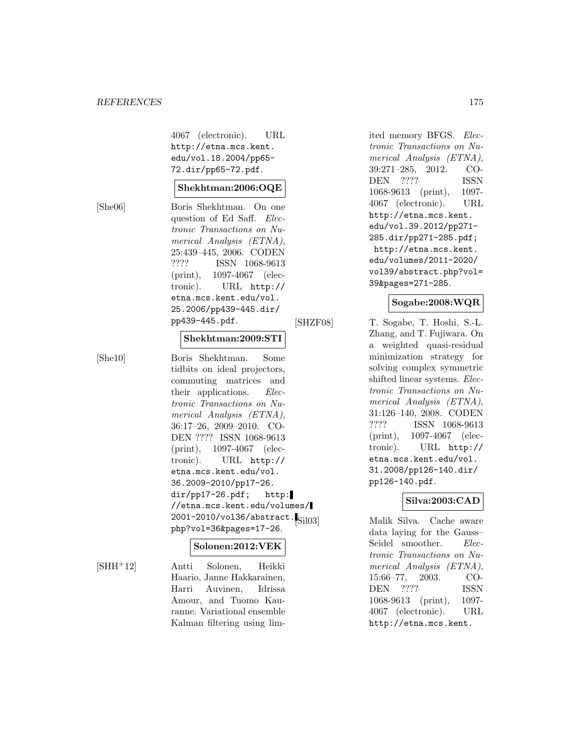4067 (electronic). URL http://etna.mcs.kent.edu/vol.18.2004/pp65-72.dir/pp65-72.pdf.

**Shekhtman:2006:OQE**

[She06] Boris Shekhtman. On one question of Ed Saff. *Electronic Transactions on Numerical Analysis (ETNA)*, 25:439–445, 2006. CODEN ???? ISSN 1068-9613 (print), 1097-4067 (electronic). URL http://etna.mcs.kent.edu/vol.25.2006/pp439-445.dir/pp439-445.pdf.

**Shekhtman:2009:STI**

[She10] Boris Shekhtman. Some tidbits on ideal projectors, commuting matrices and their applications. *Electronic Transactions on Numerical Analysis (ETNA)*, 36:17–26, 2009–2010. CODEN ???? ISSN 1068-9613 (print), 1097-4067 (electronic). URL http://etna.mcs.kent.edu/vol.36.2009-2010/pp17-26.dir/pp17-26.pdf; http://etna.mcs.kent.edu/volumes/2001-2010/vol36/abstract.php?vol=36&pages=17-26.

**Solonen:2012:VEK**

[SHH+12] Antti Solonen, Heikki Haario, Janne Hakkarainen, Harri Auvinen, Idrissa Amour, and Tuomo Kauranne. Variational ensemble Kalman filtering using limited memory BFGS. *Electronic Transactions on Numerical Analysis (ETNA)*, 39:271–285, 2012. CODEN ???? ISSN 1068-9613 (print), 1097-4067 (electronic). URL http://etna.mcs.kent.edu/vol.39.2012/pp271-285.dir/pp271-285.pdf; http://etna.mcs.kent.edu/volumes/2011-2020/vol39/abstract.php?vol=39&pages=271-285.

**Sogabe:2008:WQR**

[SHZF08] T. Sogabe, T. Hoshi, S.-L. Zhang, and T. Fujiwara. On a weighted quasi-residual minimization strategy for solving complex symmetric shifted linear systems. *Electronic Transactions on Numerical Analysis (ETNA)*, 31:126–140, 2008. CODEN ???? ISSN 1068-9613 (print), 1097-4067 (electronic). URL http://etna.mcs.kent.edu/vol.31.2008/pp126-140.dir/pp126-140.pdf.

**Silva:2003:CAD**

[Sil03] Malik Silva. Cache aware data laying for the Gauss–Seidel smoother. *Electronic Transactions on Numerical Analysis (ETNA)*, 15:66–77, 2003. CODEN ???? ISSN 1068-9613 (print), 1097-4067 (electronic). URL http://etna.mcs.kent.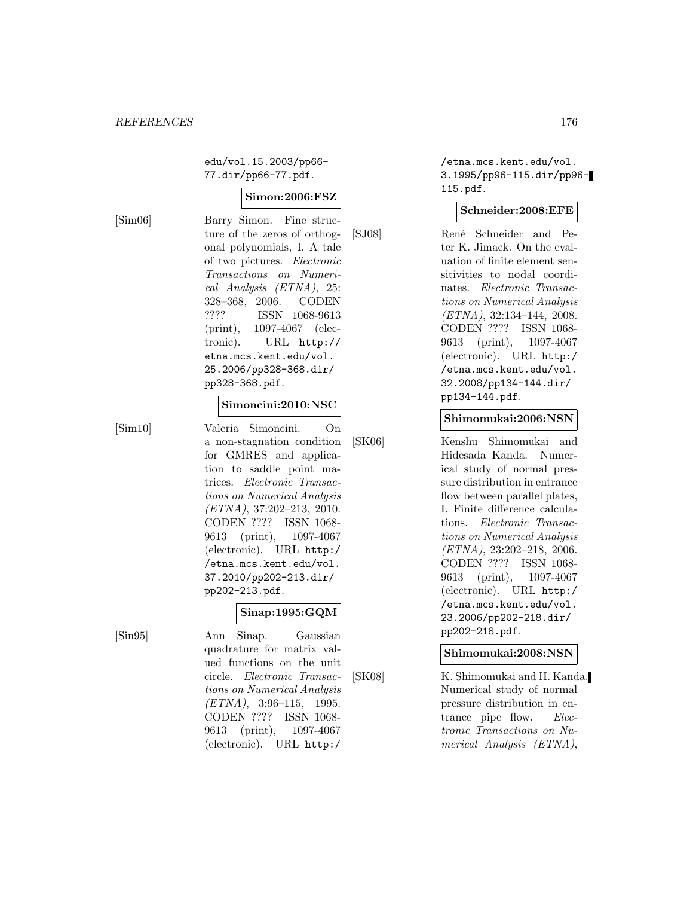edu/vol.15.2003/pp66-77.dir/pp66-77.pdf.

**Simon:2006:FSZ**

[Sim06] Barry Simon. Fine structure of the zeros of orthogonal polynomials, I. A tale of two pictures. *Electronic Transactions on Numerical Analysis (ETNA)*, 25: 328–368, 2006. CODEN ???? ISSN 1068-9613 (print), 1097-4067 (electronic). URL http://etna.mcs.kent.edu/vol.25.2006/pp328-368.dir/pp328-368.pdf.

**Simoncini:2010:NSC**

[Sim10] Valeria Simoncini. On a non-stagnation condition for GMRES and application to saddle point matrices. *Electronic Transactions on Numerical Analysis (ETNA)*, 37:202–213, 2010. CODEN ???? ISSN 1068-9613 (print), 1097-4067 (electronic). URL http://etna.mcs.kent.edu/vol.37.2010/pp202-213.dir/pp202-213.pdf.

**Sinap:1995:GQM**

[Sin95] Ann Sinap. Gaussian quadrature for matrix valued functions on the unit circle. *Electronic Transactions on Numerical Analysis (ETNA)*, 3:96–115, 1995. CODEN ???? ISSN 1068-9613 (print), 1097-4067 (electronic). URL http://etna.mcs.kent.edu/vol.3.1995/pp96-115.dir/pp96-115.pdf.

**Schneider:2008:EFE**

[SJ08] René Schneider and Peter K. Jimack. On the evaluation of finite element sensitivities to nodal coordinates. *Electronic Transactions on Numerical Analysis (ETNA)*, 32:134–144, 2008. CODEN ???? ISSN 1068-9613 (print), 1097-4067 (electronic). URL http://etna.mcs.kent.edu/vol.32.2008/pp134-144.dir/pp134-144.pdf.

**Shimomukai:2006:NSN**

[SK06] Kenshu Shimomukai and Hidesada Kanda. Numerical study of normal pressure distribution in entrance flow between parallel plates, I. Finite difference calculations. *Electronic Transactions on Numerical Analysis (ETNA)*, 23:202–218, 2006. CODEN ???? ISSN 1068-9613 (print), 1097-4067 (electronic). URL http://etna.mcs.kent.edu/vol.23.2006/pp202-218.dir/pp202-218.pdf.

**Shimomukai:2008:NSN**

[SK08] K. Shimomukai and H. Kanda. Numerical study of normal pressure distribution in entrance pipe flow. *Electronic Transactions on Numerical Analysis (ETNA)*,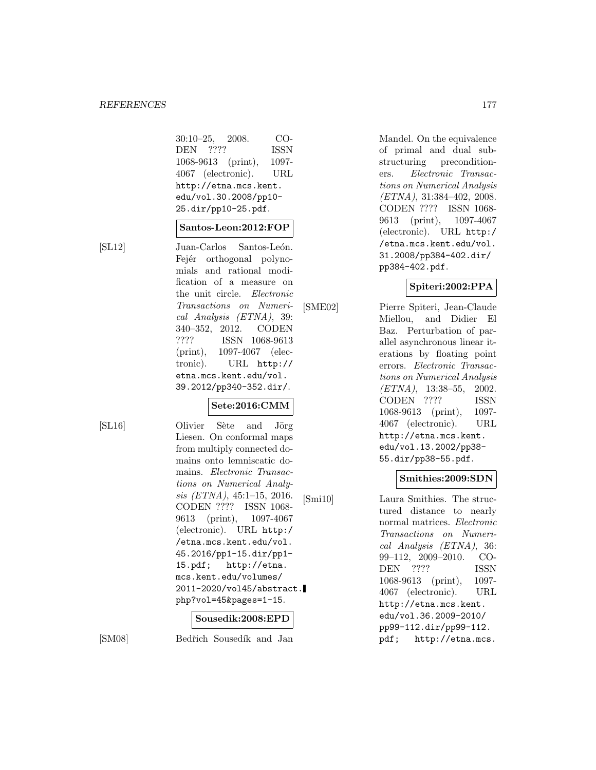30:10–25, 2008. CODEN ???? ISSN 1068-9613 (print), 1097-4067 (electronic). URL http://etna.mcs.kent.edu/vol.30.2008/pp10-25.dir/pp10-25.pdf.

**Santos-Leon:2012:FOP**

[SL12] Juan-Carlos Santos-León. Fejér orthogonal polynomials and rational modification of a measure on the unit circle. *Electronic Transactions on Numerical Analysis (ETNA)*, 39:340–352, 2012. CODEN ???? ISSN 1068-9613 (print), 1097-4067 (electronic). URL http://etna.mcs.kent.edu/vol.39.2012/pp340-352.dir/.

**Sete:2016:CMM**

[SL16] Olivier Sète and Jörg Liesen. On conformal maps from multiply connected domains onto lemniscatic domains. *Electronic Transactions on Numerical Analysis (ETNA)*, 45:1–15, 2016. CODEN ???? ISSN 1068-9613 (print), 1097-4067 (electronic). URL http://etna.mcs.kent.edu/vol.45.2016/pp1-15.dir/pp1-15.pdf; http://etna.mcs.kent.edu/volumes/2011-2020/vol45/abstract.php?vol=45&pages=1-15.

**Sousedik:2008:EPD**

[SM08] Bedřich Sousedík and Jan Mandel. On the equivalence of primal and dual substructuring preconditioners. *Electronic Transactions on Numerical Analysis (ETNA)*, 31:384–402, 2008. CODEN ???? ISSN 1068-9613 (print), 1097-4067 (electronic). URL http://etna.mcs.kent.edu/vol.31.2008/pp384-402.dir/pp384-402.pdf.

**Spiteri:2002:PPA**

[SME02] Pierre Spiteri, Jean-Claude Miellou, and Didier El Baz. Perturbation of parallel asynchronous linear iterations by floating point errors. *Electronic Transactions on Numerical Analysis (ETNA)*, 13:38–55, 2002. CODEN ???? ISSN 1068-9613 (print), 1097-4067 (electronic). URL http://etna.mcs.kent.edu/vol.13.2002/pp38-55.dir/pp38-55.pdf.

**Smithies:2009:SDN**

[Smi10] Laura Smithies. The structured distance to nearly normal matrices. *Electronic Transactions on Numerical Analysis (ETNA)*, 36:99–112, 2009–2010. CODEN ???? ISSN 1068-9613 (print), 1097-4067 (electronic). URL http://etna.mcs.kent.edu/vol.36.2009-2010/pp99-112.dir/pp99-112.pdf; http://etna.mcs.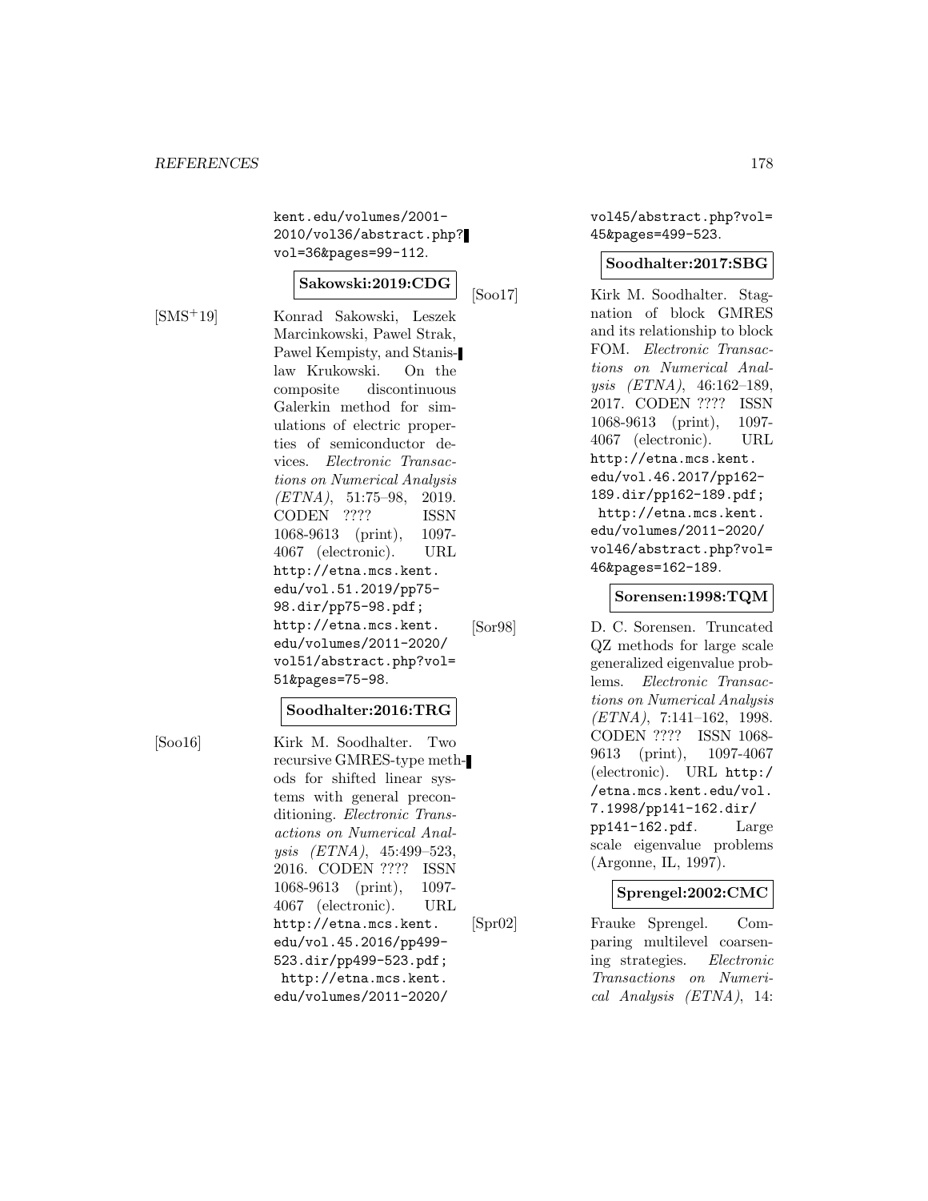kent.edu/volumes/2001-2010/vol36/abstract.php?vol=36&pages=99-112.

**Sakowski:2019:CDG**

[SMS+19] Konrad Sakowski, Leszek Marcinkowski, Pawel Strak, Pawel Kempisty, and Stanislaw Krukowski. On the composite discontinuous Galerkin method for simulations of electric properties of semiconductor devices. *Electronic Transactions on Numerical Analysis (ETNA)*, 51:75–98, 2019. CODEN ???? ISSN 1068-9613 (print), 1097-4067 (electronic). URL http://etna.mcs.kent.edu/vol.51.2019/pp75-98.dir/pp75-98.pdf; http://etna.mcs.kent.edu/volumes/2011-2020/vol51/abstract.php?vol=51&pages=75-98.

**Soodhalter:2016:TRG**

[Soo16] Kirk M. Soodhalter. Two recursive GMRES-type methods for shifted linear systems with general preconditioning. *Electronic Transactions on Numerical Analysis (ETNA)*, 45:499–523, 2016. CODEN ???? ISSN 1068-9613 (print), 1097-4067 (electronic). URL http://etna.mcs.kent.edu/vol.45.2016/pp499-523.dir/pp499-523.pdf; http://etna.mcs.kent.edu/volumes/2011-2020/vol45/abstract.php?vol=45&pages=499-523.

**Soodhalter:2017:SBG**

[Soo17] Kirk M. Soodhalter. Stagnation of block GMRES and its relationship to block FOM. *Electronic Transactions on Numerical Analysis (ETNA)*, 46:162–189, 2017. CODEN ???? ISSN 1068-9613 (print), 1097-4067 (electronic). URL http://etna.mcs.kent.edu/vol.46.2017/pp162-189.dir/pp162-189.pdf; http://etna.mcs.kent.edu/volumes/2011-2020/vol46/abstract.php?vol=46&pages=162-189.

**Sorensen:1998:TQM**

[Sor98] D. C. Sorensen. Truncated QZ methods for large scale generalized eigenvalue problems. *Electronic Transactions on Numerical Analysis (ETNA)*, 7:141–162, 1998. CODEN ???? ISSN 1068-9613 (print), 1097-4067 (electronic). URL http://etna.mcs.kent.edu/vol.7.1998/pp141-162.dir/pp141-162.pdf. Large scale eigenvalue problems (Argonne, IL, 1997).

**Sprengel:2002:CMC**

[Spr02] Frauke Sprengel. Comparing multilevel coarsening strategies. *Electronic Transactions on Numerical Analysis (ETNA)*, 14: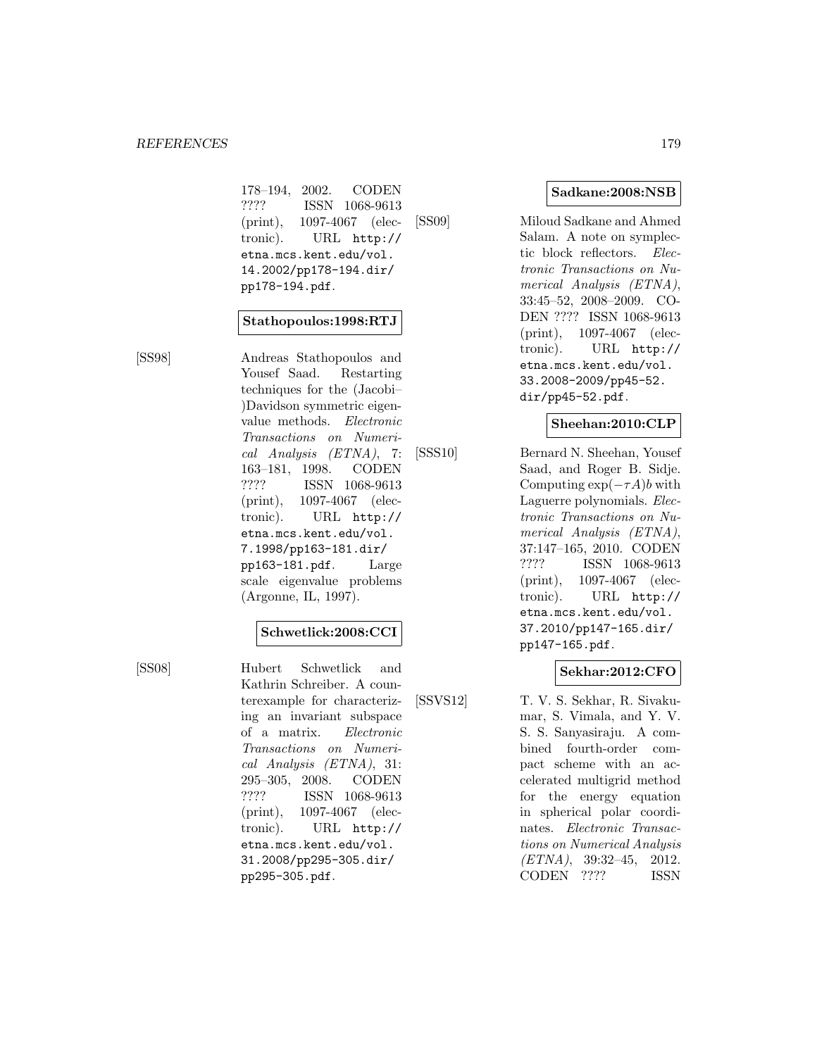178–194, 2002. CODEN ???? ISSN 1068-9613 (print), 1097-4067 (electronic). URL http://etna.mcs.kent.edu/vol.14.2002/pp178-194.dir/pp178-194.pdf.

**Stathopoulos:1998:RTJ**

[SS98] Andreas Stathopoulos and Yousef Saad. Restarting techniques for the (Jacobi–)Davidson symmetric eigenvalue methods. *Electronic Transactions on Numerical Analysis (ETNA)*, 7: 163–181, 1998. CODEN ???? ISSN 1068-9613 (print), 1097-4067 (electronic). URL http://etna.mcs.kent.edu/vol.7.1998/pp163-181.dir/pp163-181.pdf. Large scale eigenvalue problems (Argonne, IL, 1997).

**Schwetlick:2008:CCI**

[SS08] Hubert Schwetlick and Kathrin Schreiber. A counterexample for characterizing an invariant subspace of a matrix. *Electronic Transactions on Numerical Analysis (ETNA)*, 31: 295–305, 2008. CODEN ???? ISSN 1068-9613 (print), 1097-4067 (electronic). URL http://etna.mcs.kent.edu/vol.31.2008/pp295-305.dir/pp295-305.pdf.

**Sadkane:2008:NSB**

[SS09] Miloud Sadkane and Ahmed Salam. A note on symplectic block reflectors. *Electronic Transactions on Numerical Analysis (ETNA)*, 33:45–52, 2008–2009. CODEN ???? ISSN 1068-9613 (print), 1097-4067 (electronic). URL http://etna.mcs.kent.edu/vol.33.2008-2009/pp45-52.dir/pp45-52.pdf.

**Sheehan:2010:CLP**

[SSS10] Bernard N. Sheehan, Yousef Saad, and Roger B. Sidje. Computing $\exp(-\tau A)b$ with Laguerre polynomials. *Electronic Transactions on Numerical Analysis (ETNA)*, 37:147–165, 2010. CODEN ???? ISSN 1068-9613 (print), 1097-4067 (electronic). URL http://etna.mcs.kent.edu/vol.37.2010/pp147-165.dir/pp147-165.pdf.

**Sekhar:2012:CFO**

[SSVS12] T. V. S. Sekhar, R. Sivakumar, S. Vimala, and Y. V. S. S. Sanyasiraju. A combined fourth-order compact scheme with an accelerated multigrid method for the energy equation in spherical polar coordinates. *Electronic Transactions on Numerical Analysis (ETNA)*, 39:32–45, 2012. CODEN ???? ISSN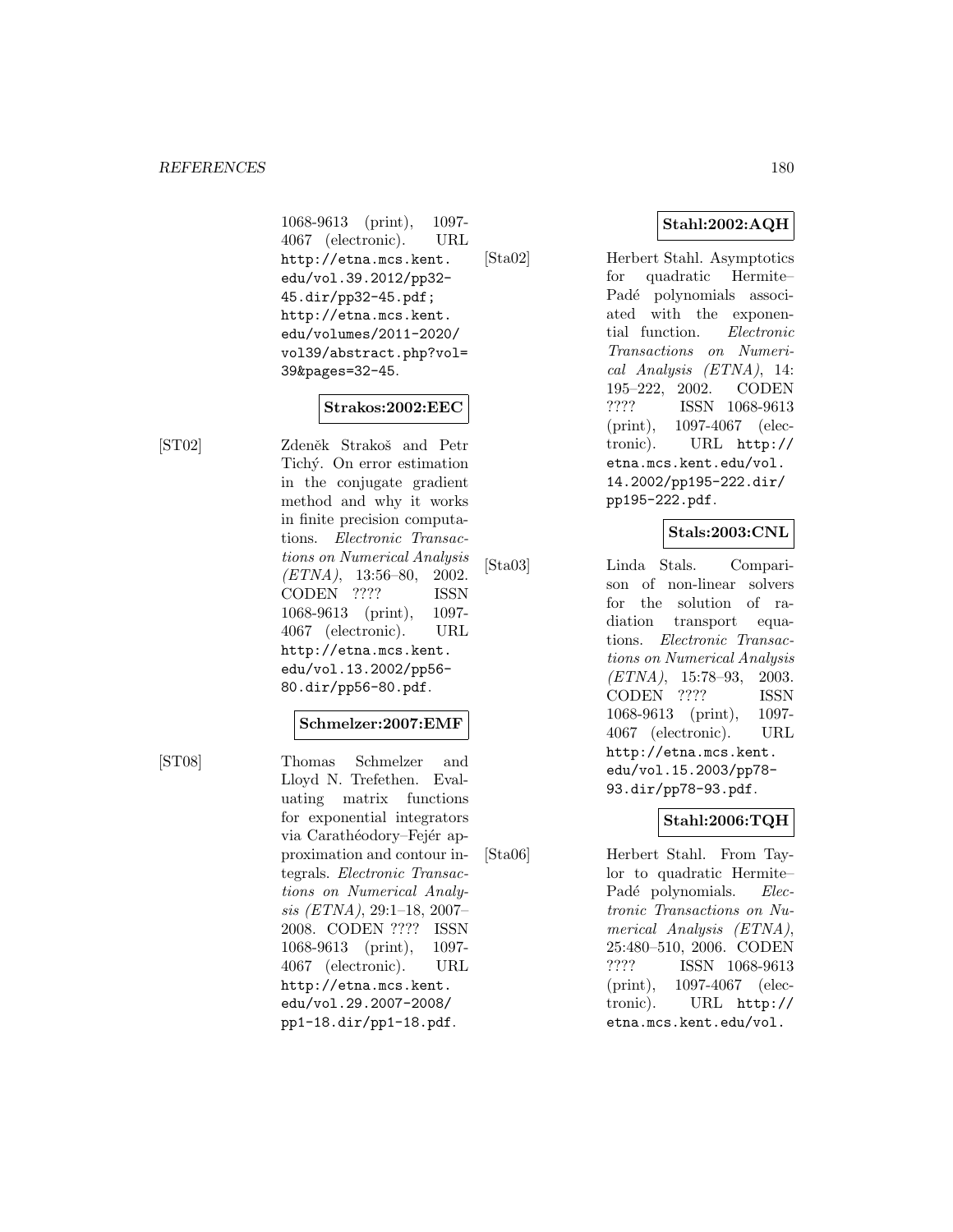1068-9613 (print), 1097-4067 (electronic). URL http://etna.mcs.kent.edu/vol.39.2012/pp32-45.dir/pp32-45.pdf; http://etna.mcs.kent.edu/volumes/2011-2020/vol39/abstract.php?vol=39&pages=32-45.

**Strakos:2002:EEC**

[ST02] Zdeněk Strakoš and Petr Tichý. On error estimation in the conjugate gradient method and why it works in finite precision computations. *Electronic Transactions on Numerical Analysis (ETNA)*, 13:56–80, 2002. CODEN ???? ISSN 1068-9613 (print), 1097-4067 (electronic). URL http://etna.mcs.kent.edu/vol.13.2002/pp56-80.dir/pp56-80.pdf.

**Schmelzer:2007:EMF**

[ST08] Thomas Schmelzer and Lloyd N. Trefethen. Evaluating matrix functions for exponential integrators via Carathéodory–Fejér approximation and contour integrals. *Electronic Transactions on Numerical Analysis (ETNA)*, 29:1–18, 2007–2008. CODEN ???? ISSN 1068-9613 (print), 1097-4067 (electronic). URL http://etna.mcs.kent.edu/vol.29.2007-2008/pp1-18.dir/pp1-18.pdf.

**Stahl:2002:AQH**

[Sta02] Herbert Stahl. Asymptotics for quadratic Hermite–Padé polynomials associated with the exponential function. *Electronic Transactions on Numerical Analysis (ETNA)*, 14:195–222, 2002. CODEN ???? ISSN 1068-9613 (print), 1097-4067 (electronic). URL http://etna.mcs.kent.edu/vol.14.2002/pp195-222.dir/pp195-222.pdf.

**Stals:2003:CNL**

[Sta03] Linda Stals. Comparison of non-linear solvers for the solution of radiation transport equations. *Electronic Transactions on Numerical Analysis (ETNA)*, 15:78–93, 2003. CODEN ???? ISSN 1068-9613 (print), 1097-4067 (electronic). URL http://etna.mcs.kent.edu/vol.15.2003/pp78-93.dir/pp78-93.pdf.

**Stahl:2006:TQH**

[Sta06] Herbert Stahl. From Taylor to quadratic Hermite–Padé polynomials. *Electronic Transactions on Numerical Analysis (ETNA)*, 25:480–510, 2006. CODEN ???? ISSN 1068-9613 (print), 1097-4067 (electronic). URL http://etna.mcs.kent.edu/vol.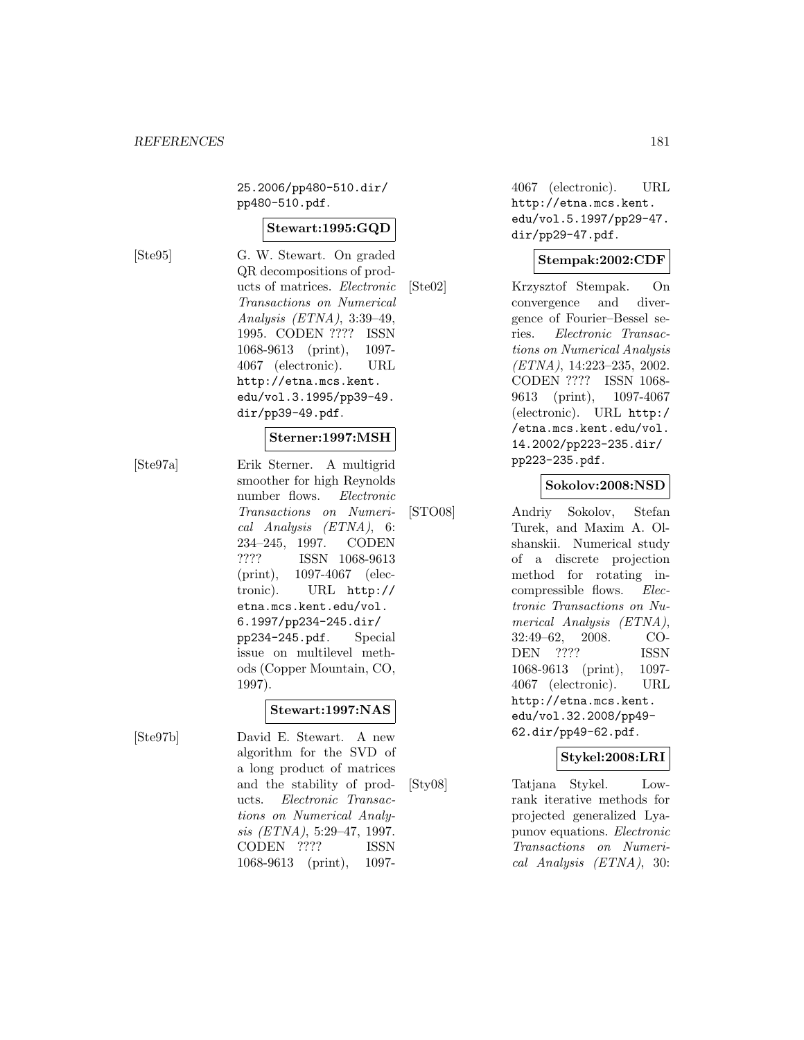25.2006/pp480-510.dir/pp480-510.pdf.

**Stewart:1995:GQD**

[Ste95] G. W. Stewart. On graded QR decompositions of products of matrices. *Electronic Transactions on Numerical Analysis (ETNA)*, 3:39–49, 1995. CODEN ???? ISSN 1068-9613 (print), 1097-4067 (electronic). URL http://etna.mcs.kent.edu/vol.3.1995/pp39-49.dir/pp39-49.pdf.

**Sterner:1997:MSH**

[Ste97a] Erik Sterner. A multigrid smoother for high Reynolds number flows. *Electronic Transactions on Numerical Analysis (ETNA)*, 6:234–245, 1997. CODEN ???? ISSN 1068-9613 (print), 1097-4067 (electronic). URL http://etna.mcs.kent.edu/vol.6.1997/pp234-245.dir/pp234-245.pdf. Special issue on multilevel methods (Copper Mountain, CO, 1997).

**Stewart:1997:NAS**

[Ste97b] David E. Stewart. A new algorithm for the SVD of a long product of matrices and the stability of products. *Electronic Transactions on Numerical Analysis (ETNA)*, 5:29–47, 1997. CODEN ???? ISSN 1068-9613 (print), 1097-4067 (electronic). URL http://etna.mcs.kent.edu/vol.5.1997/pp29-47.dir/pp29-47.pdf.

**Stempak:2002:CDF**

[Ste02] Krzysztof Stempak. On convergence and divergence of Fourier–Bessel series. *Electronic Transactions on Numerical Analysis (ETNA)*, 14:223–235, 2002. CODEN ???? ISSN 1068-9613 (print), 1097-4067 (electronic). URL http://etna.mcs.kent.edu/vol.14.2002/pp223-235.dir/pp223-235.pdf.

**Sokolov:2008:NSD**

[STO08] Andriy Sokolov, Stefan Turek, and Maxim A. Olshanskii. Numerical study of a discrete projection method for rotating incompressible flows. *Electronic Transactions on Numerical Analysis (ETNA)*, 32:49–62, 2008. CODEN ???? ISSN 1068-9613 (print), 1097-4067 (electronic). URL http://etna.mcs.kent.edu/vol.32.2008/pp49-62.dir/pp49-62.pdf.

**Stykel:2008:LRI**

[Sty08] Tatjana Stykel. Low-rank iterative methods for projected generalized Lyapunov equations. *Electronic Transactions on Numerical Analysis (ETNA)*, 30: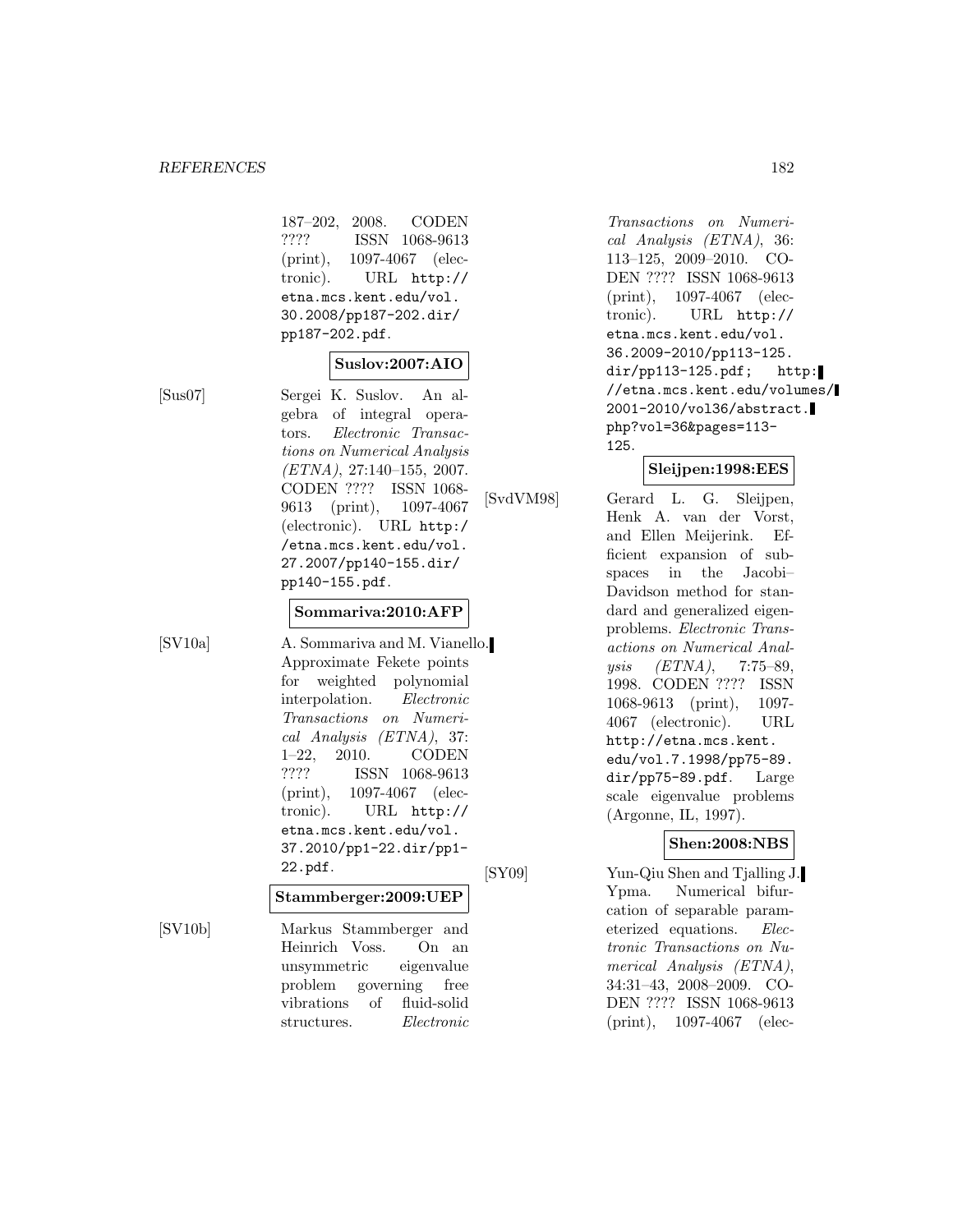187–202, 2008. CODEN ???? ISSN 1068-9613 (print), 1097-4067 (electronic). URL http://etna.mcs.kent.edu/vol.30.2008/pp187-202.dir/pp187-202.pdf.

**Suslov:2007:AIO**

[Sus07] Sergei K. Suslov. An algebra of integral operators. *Electronic Transactions on Numerical Analysis (ETNA)*, 27:140–155, 2007. CODEN ???? ISSN 1068-9613 (print), 1097-4067 (electronic). URL http://etna.mcs.kent.edu/vol.27.2007/pp140-155.dir/pp140-155.pdf.

**Sommariva:2010:AFP**

[SV10a] A. Sommariva and M. Vianello. Approximate Fekete points for weighted polynomial interpolation. *Electronic Transactions on Numerical Analysis (ETNA)*, 37:1–22, 2010. CODEN ???? ISSN 1068-9613 (print), 1097-4067 (electronic). URL http://etna.mcs.kent.edu/vol.37.2010/pp1-22.dir/pp1-22.pdf.

**Stammberger:2009:UEP**

[SV10b] Markus Stammberger and Heinrich Voss. On an unsymmetric eigenvalue problem governing free vibrations of fluid-solid structures. *Electronic Transactions on Numerical Analysis (ETNA)*, 36:113–125, 2009–2010. CODEN ???? ISSN 1068-9613 (print), 1097-4067 (electronic). URL http://etna.mcs.kent.edu/vol.36.2009-2010/pp113-125.dir/pp113-125.pdf; http://etna.mcs.kent.edu/volumes/2001-2010/vol36/abstract.php?vol=36&pages=113-125.

**Sleijpen:1998:EES**

[SvdVM98] Gerard L. G. Sleijpen, Henk A. van der Vorst, and Ellen Meijerink. Efficient expansion of subspaces in the Jacobi–Davidson method for standard and generalized eigenproblems. *Electronic Transactions on Numerical Analysis (ETNA)*, 7:75–89, 1998. CODEN ???? ISSN 1068-9613 (print), 1097-4067 (electronic). URL http://etna.mcs.kent.edu/vol.7.1998/pp75-89.dir/pp75-89.pdf. Large scale eigenvalue problems (Argonne, IL, 1997).

**Shen:2008:NBS**

[SY09] Yun-Qiu Shen and Tjalling J. Ypma. Numerical bifurcation of separable parameterized equations. *Electronic Transactions on Numerical Analysis (ETNA)*, 34:31–43, 2008–2009. CODEN ???? ISSN 1068-9613 (print), 1097-4067 (elec-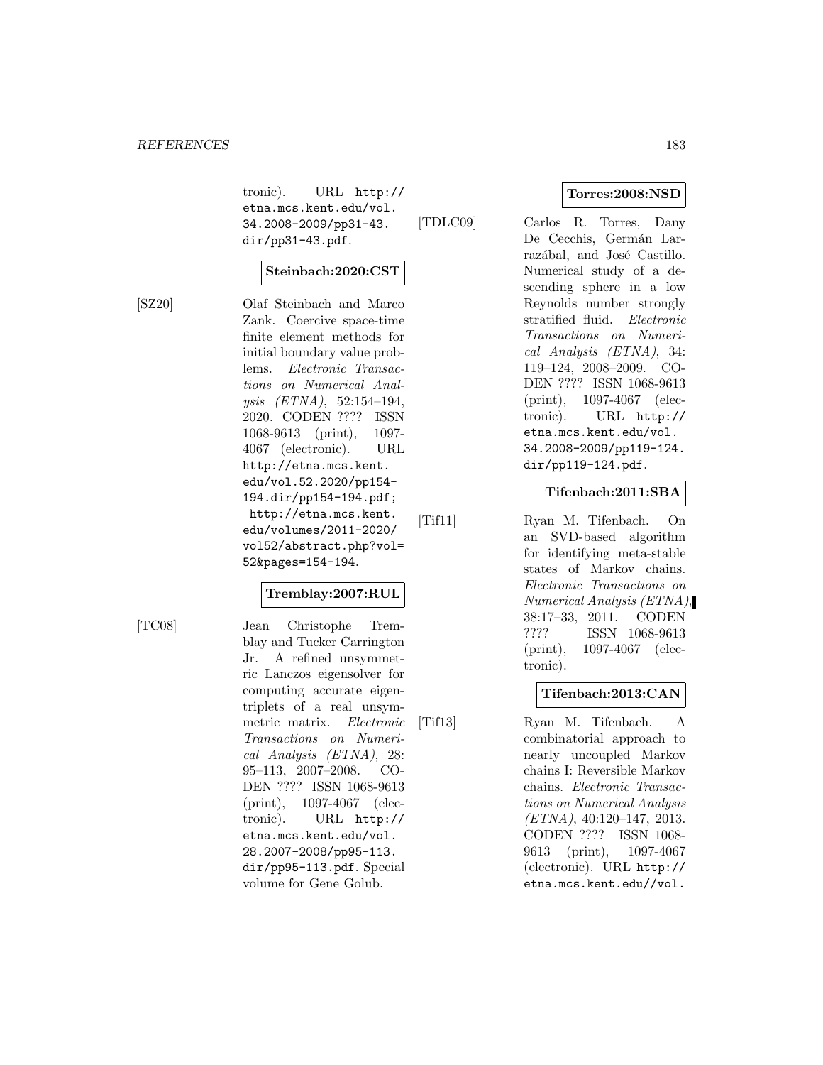tronic). URL http://etna.mcs.kent.edu/vol.34.2008-2009/pp31-43.dir/pp31-43.pdf.

**Steinbach:2020:CST**

[SZ20] Olaf Steinbach and Marco Zank. Coercive space-time finite element methods for initial boundary value problems. *Electronic Transactions on Numerical Analysis (ETNA)*, 52:154–194, 2020. CODEN ???? ISSN 1068-9613 (print), 1097-4067 (electronic). URL http://etna.mcs.kent.edu/vol.52.2020/pp154-194.dir/pp154-194.pdf; http://etna.mcs.kent.edu/volumes/2011-2020/vol52/abstract.php?vol=52&pages=154-194.

**Tremblay:2007:RUL**

[TC08] Jean Christophe Tremblay and Tucker Carrington Jr. A refined unsymmetric Lanczos eigensolver for computing accurate eigentriplets of a real unsymmetric matrix. *Electronic Transactions on Numerical Analysis (ETNA)*, 28: 95–113, 2007–2008. CODEN ???? ISSN 1068-9613 (print), 1097-4067 (electronic). URL http://etna.mcs.kent.edu/vol.28.2007-2008/pp95-113.dir/pp95-113.pdf. Special volume for Gene Golub.

**Torres:2008:NSD**

[TDLC09] Carlos R. Torres, Dany De Cecchis, Germán Larrazábal, and José Castillo. Numerical study of a descending sphere in a low Reynolds number strongly stratified fluid. *Electronic Transactions on Numerical Analysis (ETNA)*, 34: 119–124, 2008–2009. CODEN ???? ISSN 1068-9613 (print), 1097-4067 (electronic). URL http://etna.mcs.kent.edu/vol.34.2008-2009/pp119-124.dir/pp119-124.pdf.

**Tifenbach:2011:SBA**

[Tif11] Ryan M. Tifenbach. On an SVD-based algorithm for identifying meta-stable states of Markov chains. *Electronic Transactions on Numerical Analysis (ETNA)*, 38:17–33, 2011. CODEN ???? ISSN 1068-9613 (print), 1097-4067 (electronic).

**Tifenbach:2013:CAN**

[Tif13] Ryan M. Tifenbach. A combinatorial approach to nearly uncoupled Markov chains I: Reversible Markov chains. *Electronic Transactions on Numerical Analysis (ETNA)*, 40:120–147, 2013. CODEN ???? ISSN 1068-9613 (print), 1097-4067 (electronic). URL http://etna.mcs.kent.edu//vol.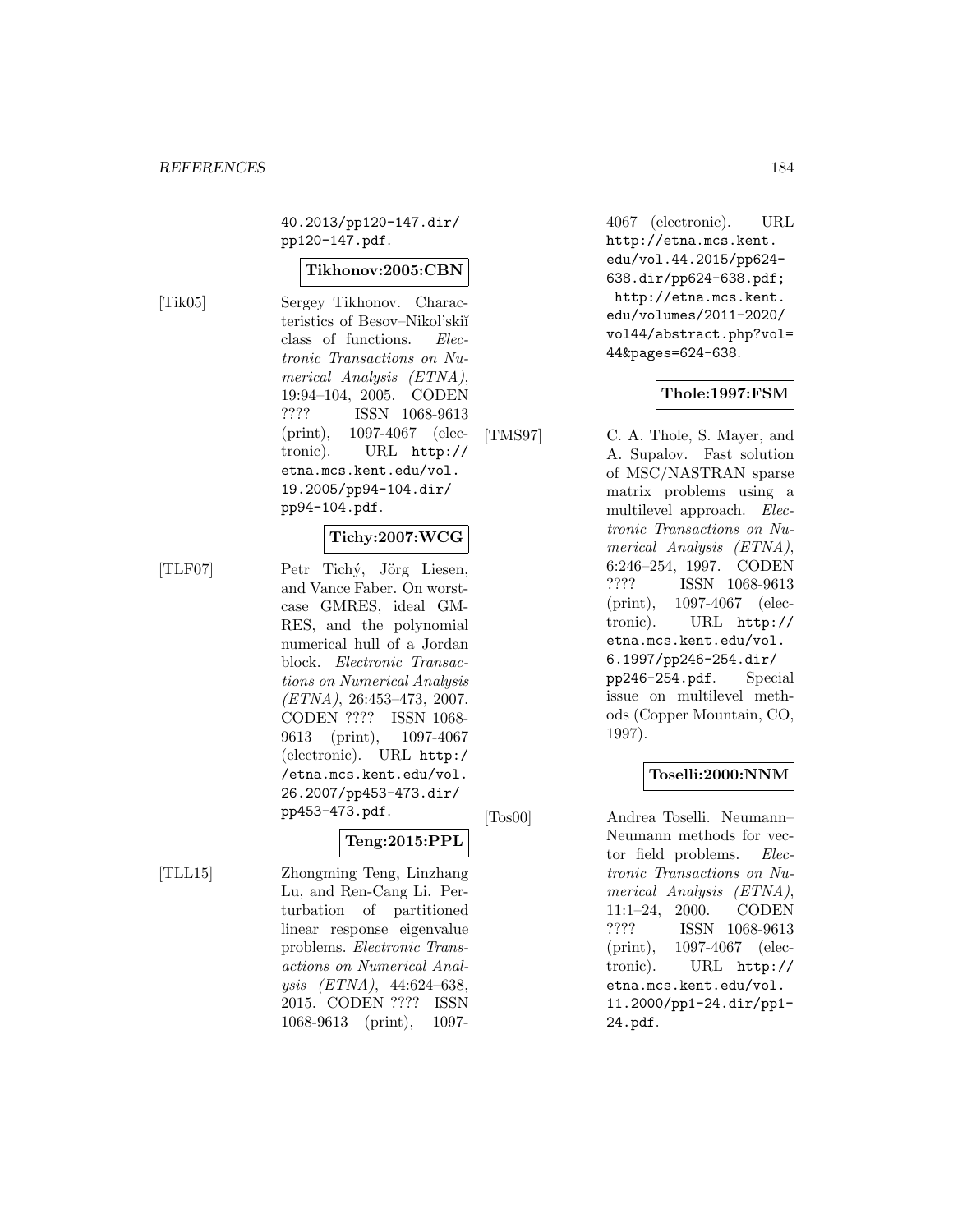40.2013/pp120-147.dir/pp120-147.pdf.

**Tikhonov:2005:CBN**

[Tik05] Sergey Tikhonov. Characteristics of Besov–Nikol'skiĭ class of functions. *Electronic Transactions on Numerical Analysis (ETNA)*, 19:94–104, 2005. CODEN ???? ISSN 1068-9613 (print), 1097-4067 (electronic). URL http://etna.mcs.kent.edu/vol.19.2005/pp94-104.dir/pp94-104.pdf.

**Tichy:2007:WCG**

[TLF07] Petr Tichý, Jörg Liesen, and Vance Faber. On worst-case GMRES, ideal GMRES, and the polynomial numerical hull of a Jordan block. *Electronic Transactions on Numerical Analysis (ETNA)*, 26:453–473, 2007. CODEN ???? ISSN 1068-9613 (print), 1097-4067 (electronic). URL http://etna.mcs.kent.edu/vol.26.2007/pp453-473.dir/pp453-473.pdf.

**Teng:2015:PPL**

[TLL15] Zhongming Teng, Linzhang Lu, and Ren-Cang Li. Perturbation of partitioned linear response eigenvalue problems. *Electronic Transactions on Numerical Analysis (ETNA)*, 44:624–638, 2015. CODEN ???? ISSN 1068-9613 (print), 1097-4067 (electronic). URL http://etna.mcs.kent.edu/vol.44.2015/pp624-638.dir/pp624-638.pdf; http://etna.mcs.kent.edu/volumes/2011-2020/vol44/abstract.php?vol=44&pages=624-638.

**Thole:1997:FSM**

[TMS97] C. A. Thole, S. Mayer, and A. Supalov. Fast solution of MSC/NASTRAN sparse matrix problems using a multilevel approach. *Electronic Transactions on Numerical Analysis (ETNA)*, 6:246–254, 1997. CODEN ???? ISSN 1068-9613 (print), 1097-4067 (electronic). URL http://etna.mcs.kent.edu/vol.6.1997/pp246-254.dir/pp246-254.pdf. Special issue on multilevel methods (Copper Mountain, CO, 1997).

**Toselli:2000:NNM**

[Tos00] Andrea Toselli. Neumann–Neumann methods for vector field problems. *Electronic Transactions on Numerical Analysis (ETNA)*, 11:1–24, 2000. CODEN ???? ISSN 1068-9613 (print), 1097-4067 (electronic). URL http://etna.mcs.kent.edu/vol.11.2000/pp1-24.dir/pp1-24.pdf.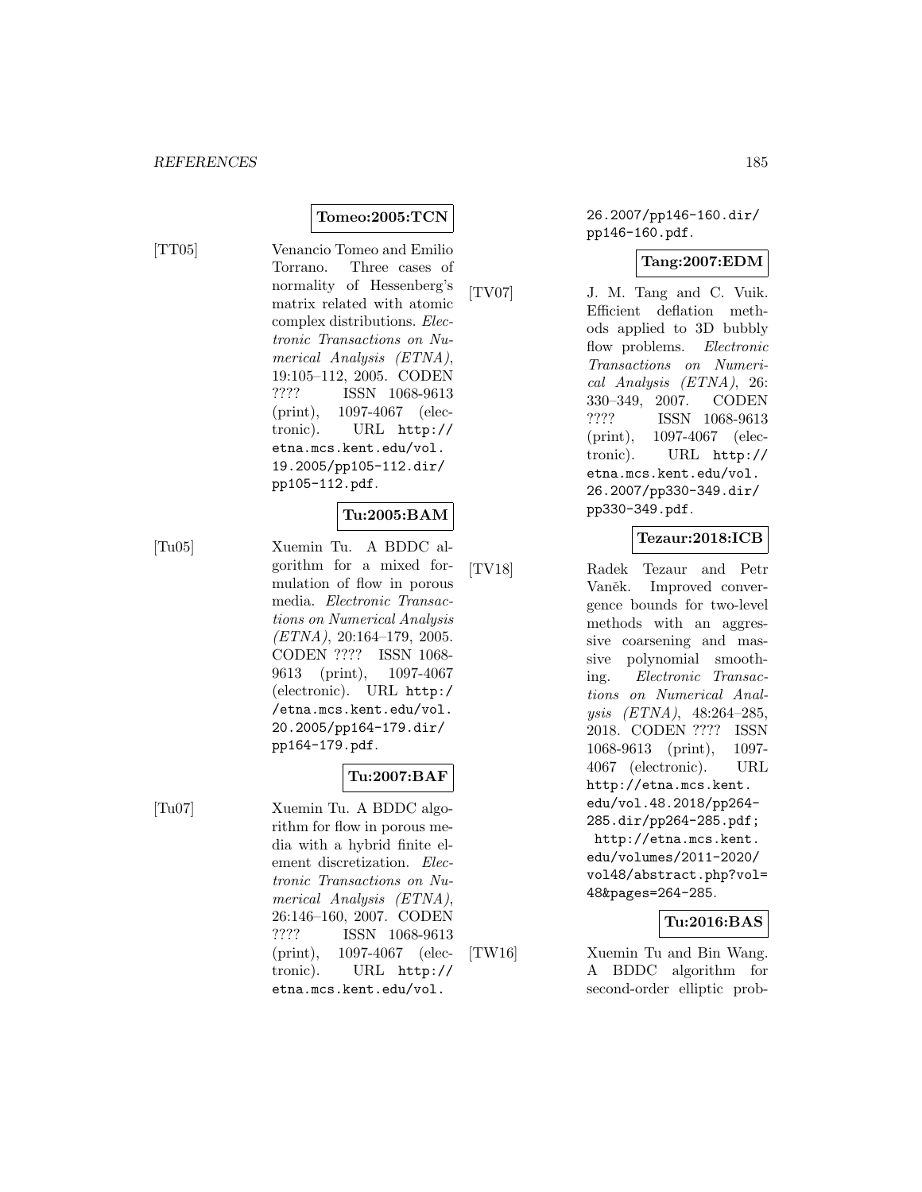**Tomeo:2005:TCN**

[TT05] Venancio Tomeo and Emilio Torrano. Three cases of normality of Hessenberg's matrix related with atomic complex distributions. *Electronic Transactions on Numerical Analysis (ETNA)*, 19:105–112, 2005. CODEN ???? ISSN 1068-9613 (print), 1097-4067 (electronic). URL http://etna.mcs.kent.edu/vol.19.2005/pp105-112.dir/pp105-112.pdf.

**Tu:2005:BAM**

[Tu05] Xuemin Tu. A BDDC algorithm for a mixed formulation of flow in porous media. *Electronic Transactions on Numerical Analysis (ETNA)*, 20:164–179, 2005. CODEN ???? ISSN 1068-9613 (print), 1097-4067 (electronic). URL http://etna.mcs.kent.edu/vol.20.2005/pp164-179.dir/pp164-179.pdf.

**Tu:2007:BAF**

[Tu07] Xuemin Tu. A BDDC algorithm for flow in porous media with a hybrid finite element discretization. *Electronic Transactions on Numerical Analysis (ETNA)*, 26:146–160, 2007. CODEN ???? ISSN 1068-9613 (print), 1097-4067 (electronic). URL http://etna.mcs.kent.edu/vol.26.2007/pp146-160.dir/pp146-160.pdf.

**Tang:2007:EDM**

[TV07] J. M. Tang and C. Vuik. Efficient deflation methods applied to 3D bubbly flow problems. *Electronic Transactions on Numerical Analysis (ETNA)*, 26:330–349, 2007. CODEN ???? ISSN 1068-9613 (print), 1097-4067 (electronic). URL http://etna.mcs.kent.edu/vol.26.2007/pp330-349.dir/pp330-349.pdf.

**Tezaur:2018:ICB**

[TV18] Radek Tezaur and Petr Vaněk. Improved convergence bounds for two-level methods with an aggressive coarsening and massive polynomial smoothing. *Electronic Transactions on Numerical Analysis (ETNA)*, 48:264–285, 2018. CODEN ???? ISSN 1068-9613 (print), 1097-4067 (electronic). URL http://etna.mcs.kent.edu/vol.48.2018/pp264-285.dir/pp264-285.pdf; http://etna.mcs.kent.edu/volumes/2011-2020/vol48/abstract.php?vol=48&pages=264-285.

**Tu:2016:BAS**

[TW16] Xuemin Tu and Bin Wang. A BDDC algorithm for second-order elliptic prob-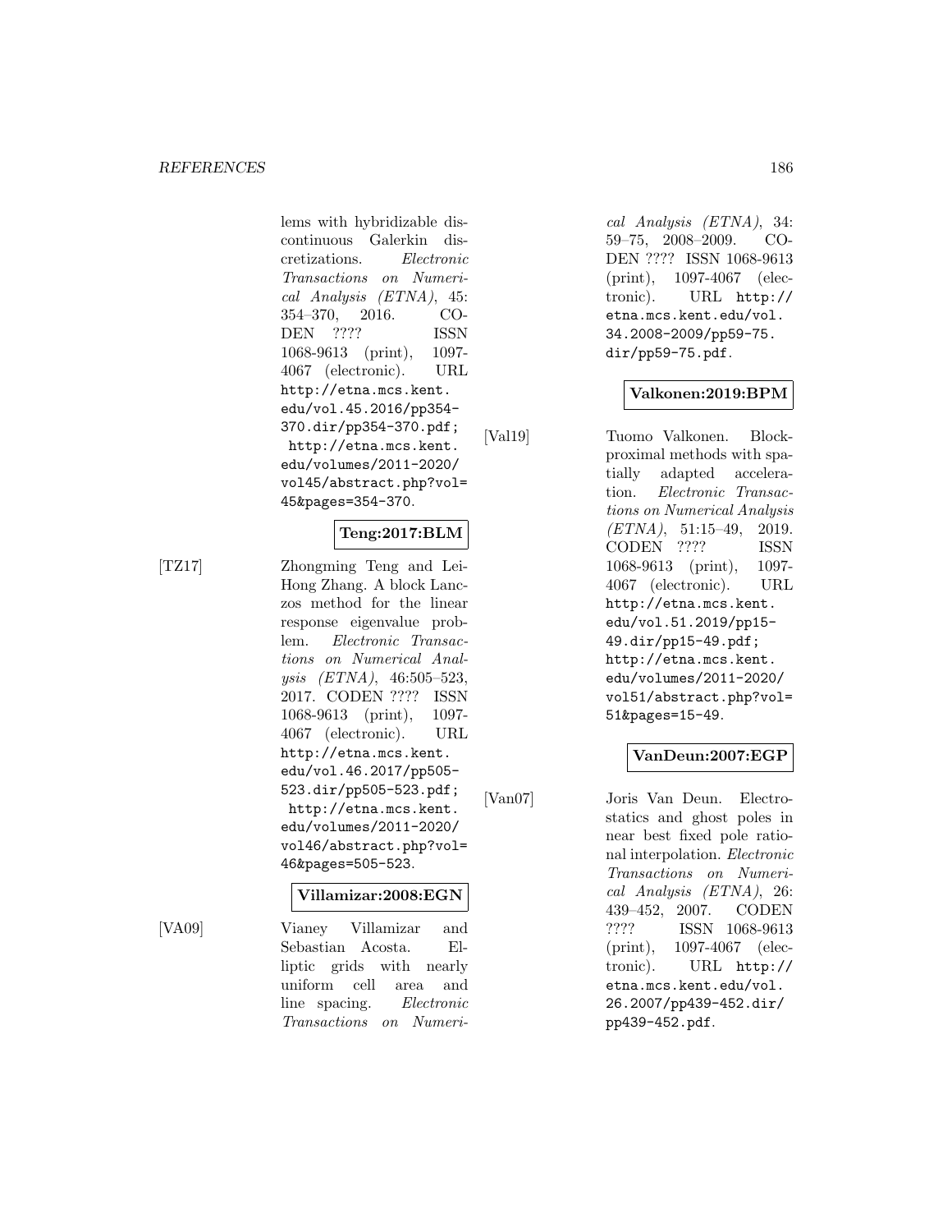lems with hybridizable discontinuous Galerkin discretizations. *Electronic Transactions on Numerical Analysis (ETNA)*, 45: 354–370, 2016. CODEN ???? ISSN 1068-9613 (print), 1097-4067 (electronic). URL http://etna.mcs.kent.edu/vol.45.2016/pp354-370.dir/pp354-370.pdf; http://etna.mcs.kent.edu/volumes/2011-2020/vol45/abstract.php?vol=45&pages=354-370.

**Teng:2017:BLM**

[TZ17] Zhongming Teng and Lei-Hong Zhang. A block Lanczos method for the linear response eigenvalue problem. *Electronic Transactions on Numerical Analysis (ETNA)*, 46:505–523, 2017. CODEN ???? ISSN 1068-9613 (print), 1097-4067 (electronic). URL http://etna.mcs.kent.edu/vol.46.2017/pp505-523.dir/pp505-523.pdf; http://etna.mcs.kent.edu/volumes/2011-2020/vol46/abstract.php?vol=46&pages=505-523.

**Villamizar:2008:EGN**

[VA09] Vianey Villamizar and Sebastian Acosta. Elliptic grids with nearly uniform cell area and line spacing. *Electronic Transactions on Numerical Analysis (ETNA)*, 34: 59–75, 2008–2009. CODEN ???? ISSN 1068-9613 (print), 1097-4067 (electronic). URL http://etna.mcs.kent.edu/vol.34.2008-2009/pp59-75.dir/pp59-75.pdf.

**Valkonen:2019:BPM**

[Val19] Tuomo Valkonen. Block-proximal methods with spatially adapted acceleration. *Electronic Transactions on Numerical Analysis (ETNA)*, 51:15–49, 2019. CODEN ???? ISSN 1068-9613 (print), 1097-4067 (electronic). URL http://etna.mcs.kent.edu/vol.51.2019/pp15-49.dir/pp15-49.pdf; http://etna.mcs.kent.edu/volumes/2011-2020/vol51/abstract.php?vol=51&pages=15-49.

**VanDeun:2007:EGP**

[Van07] Joris Van Deun. Electrostatics and ghost poles in near best fixed pole rational interpolation. *Electronic Transactions on Numerical Analysis (ETNA)*, 26: 439–452, 2007. CODEN ???? ISSN 1068-9613 (print), 1097-4067 (electronic). URL http://etna.mcs.kent.edu/vol.26.2007/pp439-452.dir/pp439-452.pdf.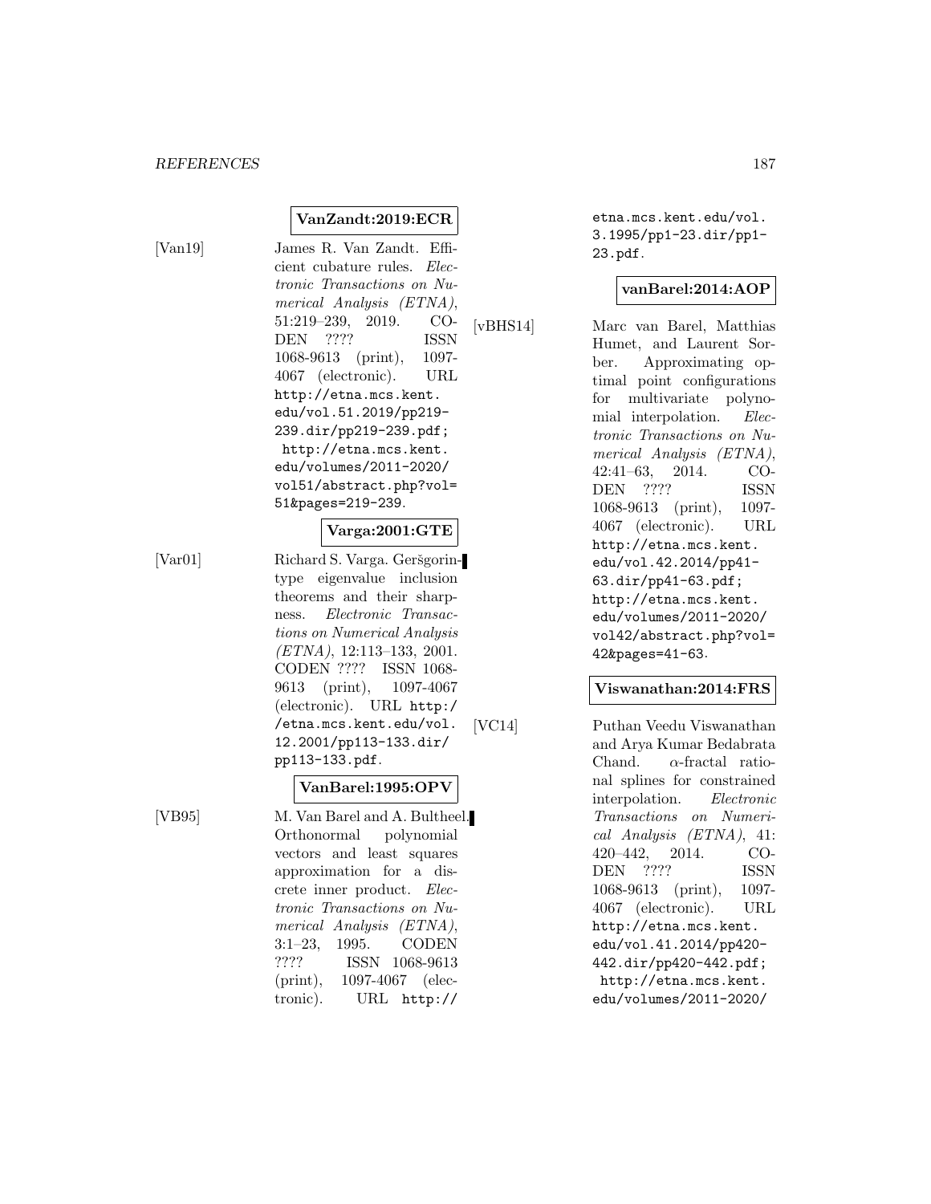**VanZandt:2019:ECR**

[Van19] James R. Van Zandt. Efficient cubature rules. *Electronic Transactions on Numerical Analysis (ETNA)*, 51:219–239, 2019. CODEN ???? ISSN 1068-9613 (print), 1097-4067 (electronic). URL http://etna.mcs.kent.edu/vol.51.2019/pp219-239.dir/pp219-239.pdf; http://etna.mcs.kent.edu/volumes/2011-2020/vol51/abstract.php?vol=51&pages=219-239.

**Varga:2001:GTE**

[Var01] Richard S. Varga. Geršgorin-type eigenvalue inclusion theorems and their sharpness. *Electronic Transactions on Numerical Analysis (ETNA)*, 12:113–133, 2001. CODEN ???? ISSN 1068-9613 (print), 1097-4067 (electronic). URL http://etna.mcs.kent.edu/vol.12.2001/pp113-133.dir/pp113-133.pdf.

**VanBarel:1995:OPV**

[VB95] M. Van Barel and A. Bultheel. Orthonormal polynomial vectors and least squares approximation for a discrete inner product. *Electronic Transactions on Numerical Analysis (ETNA)*, 3:1–23, 1995. CODEN ???? ISSN 1068-9613 (print), 1097-4067 (electronic). URL http://etna.mcs.kent.edu/vol.3.1995/pp1-23.dir/pp1-23.pdf.

**vanBarel:2014:AOP**

[vBHS14] Marc van Barel, Matthias Humet, and Laurent Sorber. Approximating optimal point configurations for multivariate polynomial interpolation. *Electronic Transactions on Numerical Analysis (ETNA)*, 42:41–63, 2014. CODEN ???? ISSN 1068-9613 (print), 1097-4067 (electronic). URL http://etna.mcs.kent.edu/vol.42.2014/pp41-63.dir/pp41-63.pdf; http://etna.mcs.kent.edu/volumes/2011-2020/vol42/abstract.php?vol=42&pages=41-63.

**Viswanathan:2014:FRS**

[VC14] Puthan Veedu Viswanathan and Arya Kumar Bedabrata Chand. $\alpha$-fractal rational splines for constrained interpolation. *Electronic Transactions on Numerical Analysis (ETNA)*, 41: 420–442, 2014. CODEN ???? ISSN 1068-9613 (print), 1097-4067 (electronic). URL http://etna.mcs.kent.edu/vol.41.2014/pp420-442.dir/pp420-442.pdf; http://etna.mcs.kent.edu/volumes/2011-2020/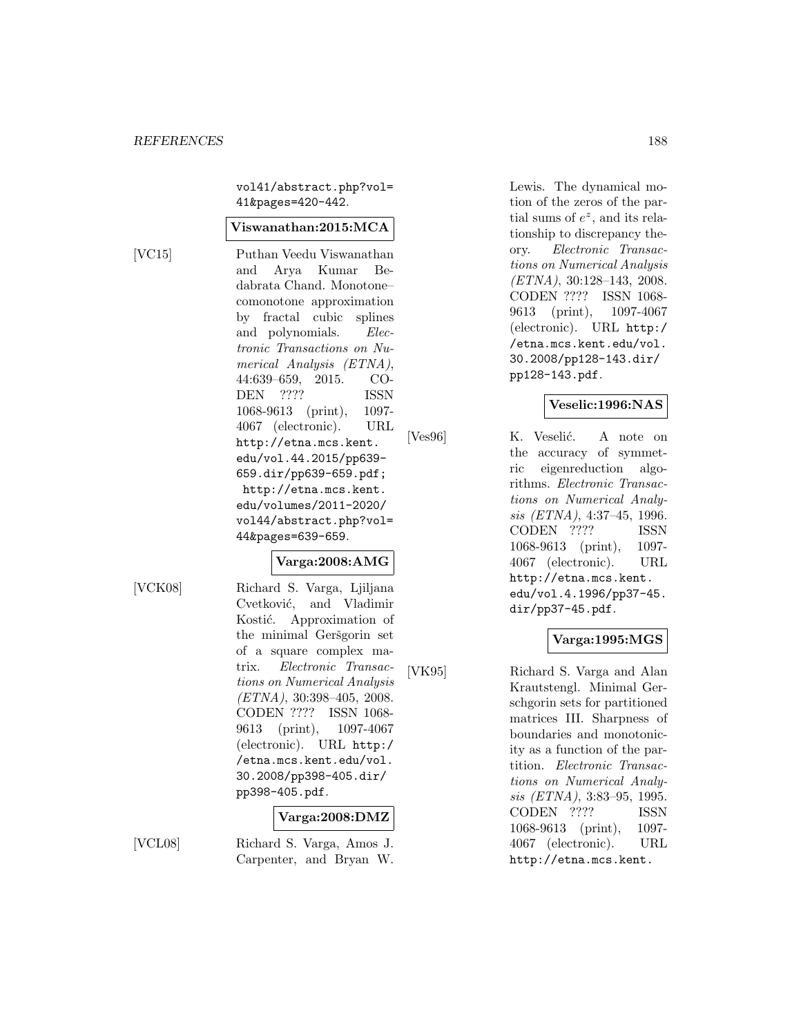vol41/abstract.php?vol=41&pages=420-442.

**Viswanathan:2015:MCA**

[VC15] Puthan Veedu Viswanathan and Arya Kumar Bedabrata Chand. Monotone–comonotone approximation by fractal cubic splines and polynomials. *Electronic Transactions on Numerical Analysis (ETNA)*, 44:639–659, 2015. CODEN ???? ISSN 1068-9613 (print), 1097-4067 (electronic). URL http://etna.mcs.kent.edu/vol.44.2015/pp639-659.dir/pp639-659.pdf; http://etna.mcs.kent.edu/volumes/2011-2020/vol44/abstract.php?vol=44&pages=639-659.

**Varga:2008:AMG**

[VCK08] Richard S. Varga, Ljiljana Cvetković, and Vladimir Kostić. Approximation of the minimal Geršgorin set of a square complex matrix. *Electronic Transactions on Numerical Analysis (ETNA)*, 30:398–405, 2008. CODEN ???? ISSN 1068-9613 (print), 1097-4067 (electronic). URL http://etna.mcs.kent.edu/vol.30.2008/pp398-405.dir/pp398-405.pdf.

**Varga:2008:DMZ**

[VCL08] Richard S. Varga, Amos J. Carpenter, and Bryan W. Lewis. The dynamical motion of the zeros of the partial sums of $e^z$, and its relationship to discrepancy theory. *Electronic Transactions on Numerical Analysis (ETNA)*, 30:128–143, 2008. CODEN ???? ISSN 1068-9613 (print), 1097-4067 (electronic). URL http://etna.mcs.kent.edu/vol.30.2008/pp128-143.dir/pp128-143.pdf.

**Veselic:1996:NAS**

[Ves96] K. Veselić. A note on the accuracy of symmetric eigenreduction algorithms. *Electronic Transactions on Numerical Analysis (ETNA)*, 4:37–45, 1996. CODEN ???? ISSN 1068-9613 (print), 1097-4067 (electronic). URL http://etna.mcs.kent.edu/vol.4.1996/pp37-45.dir/pp37-45.pdf.

**Varga:1995:MGS**

[VK95] Richard S. Varga and Alan Krautstengl. Minimal Gerschgorin sets for partitioned matrices III. Sharpness of boundaries and monotonicity as a function of the partition. *Electronic Transactions on Numerical Analysis (ETNA)*, 3:83–95, 1995. CODEN ???? ISSN 1068-9613 (print), 1097-4067 (electronic). URL http://etna.mcs.kent.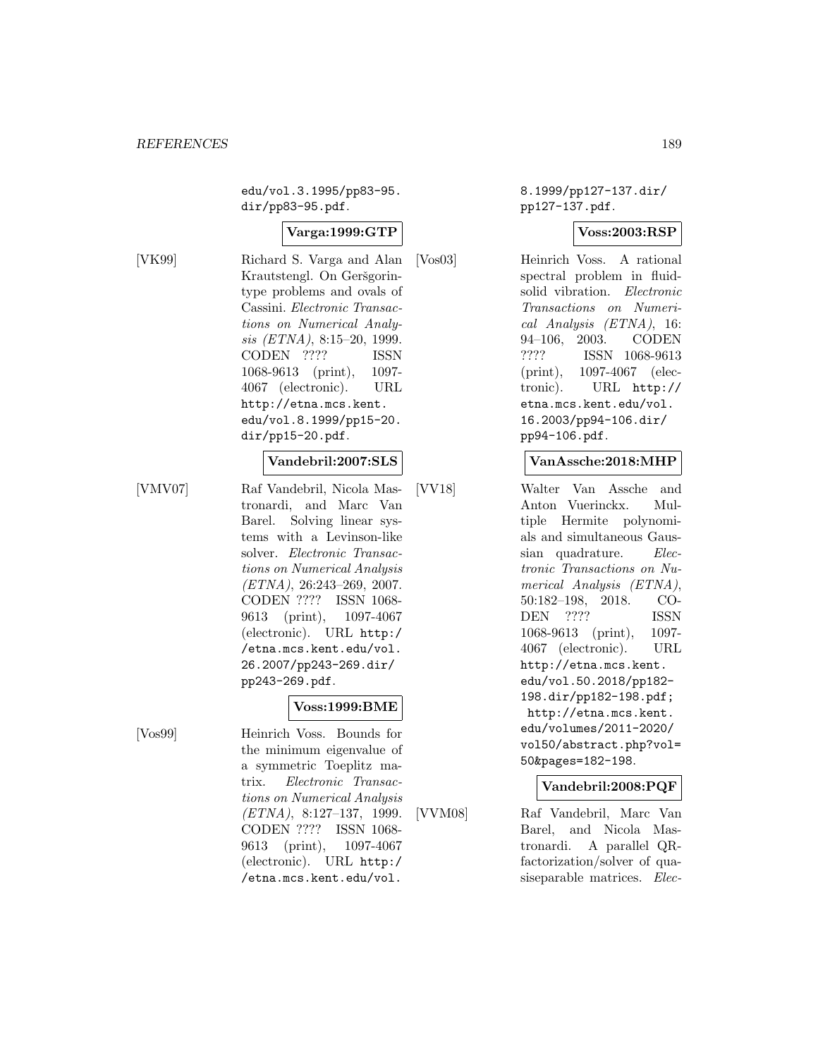edu/vol.3.1995/pp83-95.dir/pp83-95.pdf.

**Varga:1999:GTP**

[VK99] Richard S. Varga and Alan Krautstengl. On Geršgorin-type problems and ovals of Cassini. *Electronic Transactions on Numerical Analysis (ETNA)*, 8:15–20, 1999. CODEN ???? ISSN 1068-9613 (print), 1097-4067 (electronic). URL http://etna.mcs.kent.edu/vol.8.1999/pp15-20.dir/pp15-20.pdf.

**Vandebril:2007:SLS**

[VMV07] Raf Vandebril, Nicola Mastronardi, and Marc Van Barel. Solving linear systems with a Levinson-like solver. *Electronic Transactions on Numerical Analysis (ETNA)*, 26:243–269, 2007. CODEN ???? ISSN 1068-9613 (print), 1097-4067 (electronic). URL http://etna.mcs.kent.edu/vol.26.2007/pp243-269.dir/pp243-269.pdf.

**Voss:1999:BME**

[Vos99] Heinrich Voss. Bounds for the minimum eigenvalue of a symmetric Toeplitz matrix. *Electronic Transactions on Numerical Analysis (ETNA)*, 8:127–137, 1999. CODEN ???? ISSN 1068-9613 (print), 1097-4067 (electronic). URL http://etna.mcs.kent.edu/vol.8.1999/pp127-137.dir/pp127-137.pdf.

**Voss:2003:RSP**

[Vos03] Heinrich Voss. A rational spectral problem in fluid-solid vibration. *Electronic Transactions on Numerical Analysis (ETNA)*, 16:94–106, 2003. CODEN ???? ISSN 1068-9613 (print), 1097-4067 (electronic). URL http://etna.mcs.kent.edu/vol.16.2003/pp94-106.dir/pp94-106.pdf.

**VanAssche:2018:MHP**

[VV18] Walter Van Assche and Anton Vuerinckx. Multiple Hermite polynomials and simultaneous Gaussian quadrature. *Electronic Transactions on Numerical Analysis (ETNA)*, 50:182–198, 2018. CODEN ???? ISSN 1068-9613 (print), 1097-4067 (electronic). URL http://etna.mcs.kent.edu/vol.50.2018/pp182-198.dir/pp182-198.pdf; http://etna.mcs.kent.edu/volumes/2011-2020/vol50/abstract.php?vol=50&pages=182-198.

**Vandebril:2008:PQF**

[VVM08] Raf Vandebril, Marc Van Barel, and Nicola Mastronardi. A parallel QR-factorization/solver of quasiseparable matrices. *Elec-*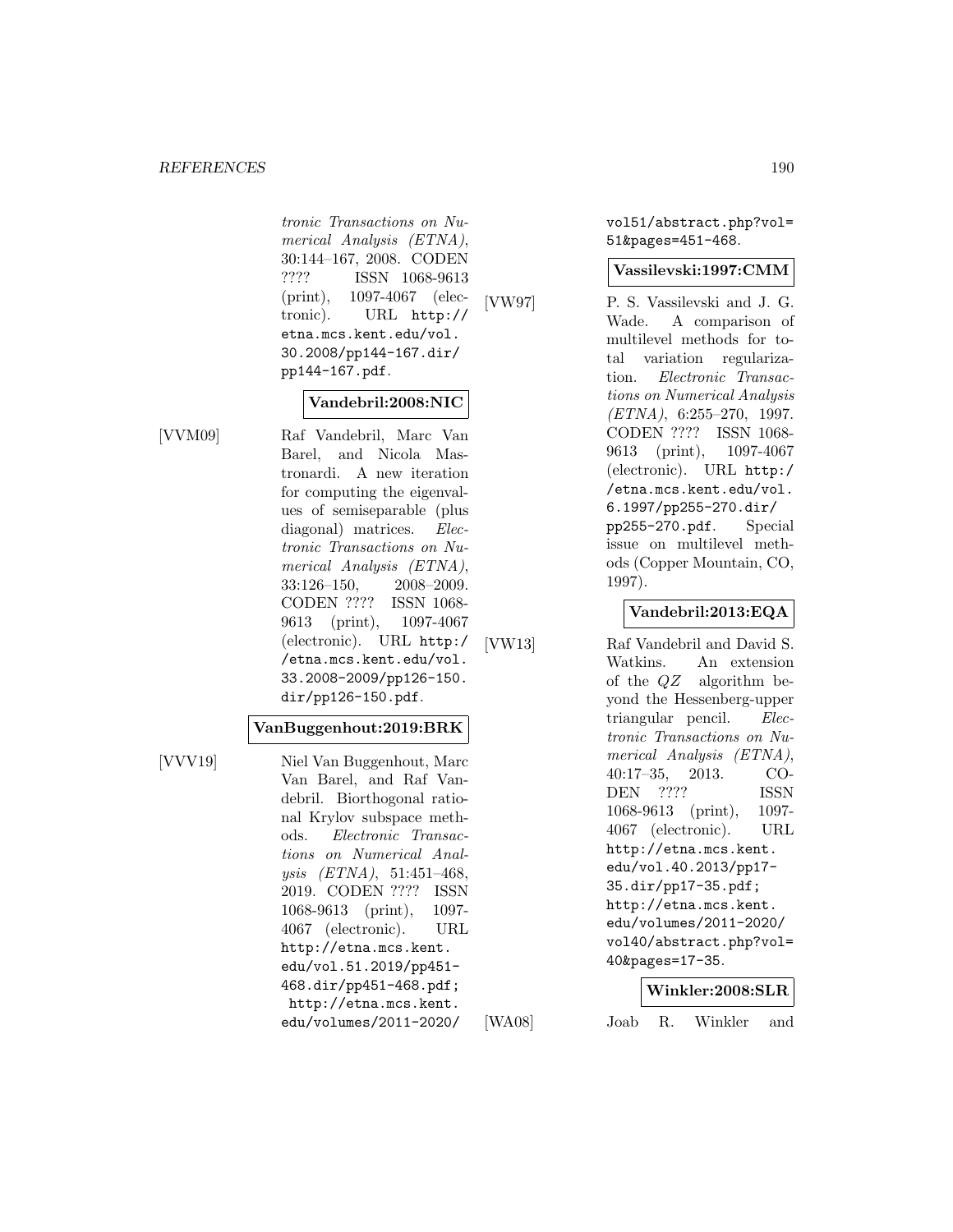tronic Transactions on Numerical Analysis (ETNA)*, 30:144–167, 2008. CODEN ???? ISSN 1068-9613 (print), 1097-4067 (electronic). URL http://etna.mcs.kent.edu/vol.30.2008/pp144-167.dir/pp144-167.pdf.

**Vandebril:2008:NIC**

[VVM09] Raf Vandebril, Marc Van Barel, and Nicola Mastronardi. A new iteration for computing the eigenvalues of semiseparable (plus diagonal) matrices. *Electronic Transactions on Numerical Analysis (ETNA)*, 33:126–150, 2008–2009. CODEN ???? ISSN 1068-9613 (print), 1097-4067 (electronic). URL http://etna.mcs.kent.edu/vol.33.2008-2009/pp126-150.dir/pp126-150.pdf.

**VanBuggenhout:2019:BRK**

[VVV19] Niel Van Buggenhout, Marc Van Barel, and Raf Vandebril. Biorthogonal rational Krylov subspace methods. *Electronic Transactions on Numerical Analysis (ETNA)*, 51:451–468, 2019. CODEN ???? ISSN 1068-9613 (print), 1097-4067 (electronic). URL http://etna.mcs.kent.edu/vol.51.2019/pp451-468.dir/pp451-468.pdf; http://etna.mcs.kent.edu/volumes/2011-2020/vol51/abstract.php?vol=51&pages=451-468.

**Vassilevski:1997:CMM**

[VW97] P. S. Vassilevski and J. G. Wade. A comparison of multilevel methods for total variation regularization. *Electronic Transactions on Numerical Analysis (ETNA)*, 6:255–270, 1997. CODEN ???? ISSN 1068-9613 (print), 1097-4067 (electronic). URL http://etna.mcs.kent.edu/vol.6.1997/pp255-270.dir/pp255-270.pdf. Special issue on multilevel methods (Copper Mountain, CO, 1997).

**Vandebril:2013:EQA**

[VW13] Raf Vandebril and David S. Watkins. An extension of the $QZ$ algorithm beyond the Hessenberg-upper triangular pencil. *Electronic Transactions on Numerical Analysis (ETNA)*, 40:17–35, 2013. CODEN ???? ISSN 1068-9613 (print), 1097-4067 (electronic). URL http://etna.mcs.kent.edu/vol.40.2013/pp17-35.dir/pp17-35.pdf; http://etna.mcs.kent.edu/volumes/2011-2020/vol40/abstract.php?vol=40&pages=17-35.

**Winkler:2008:SLR**

[WA08] Joab R. Winkler and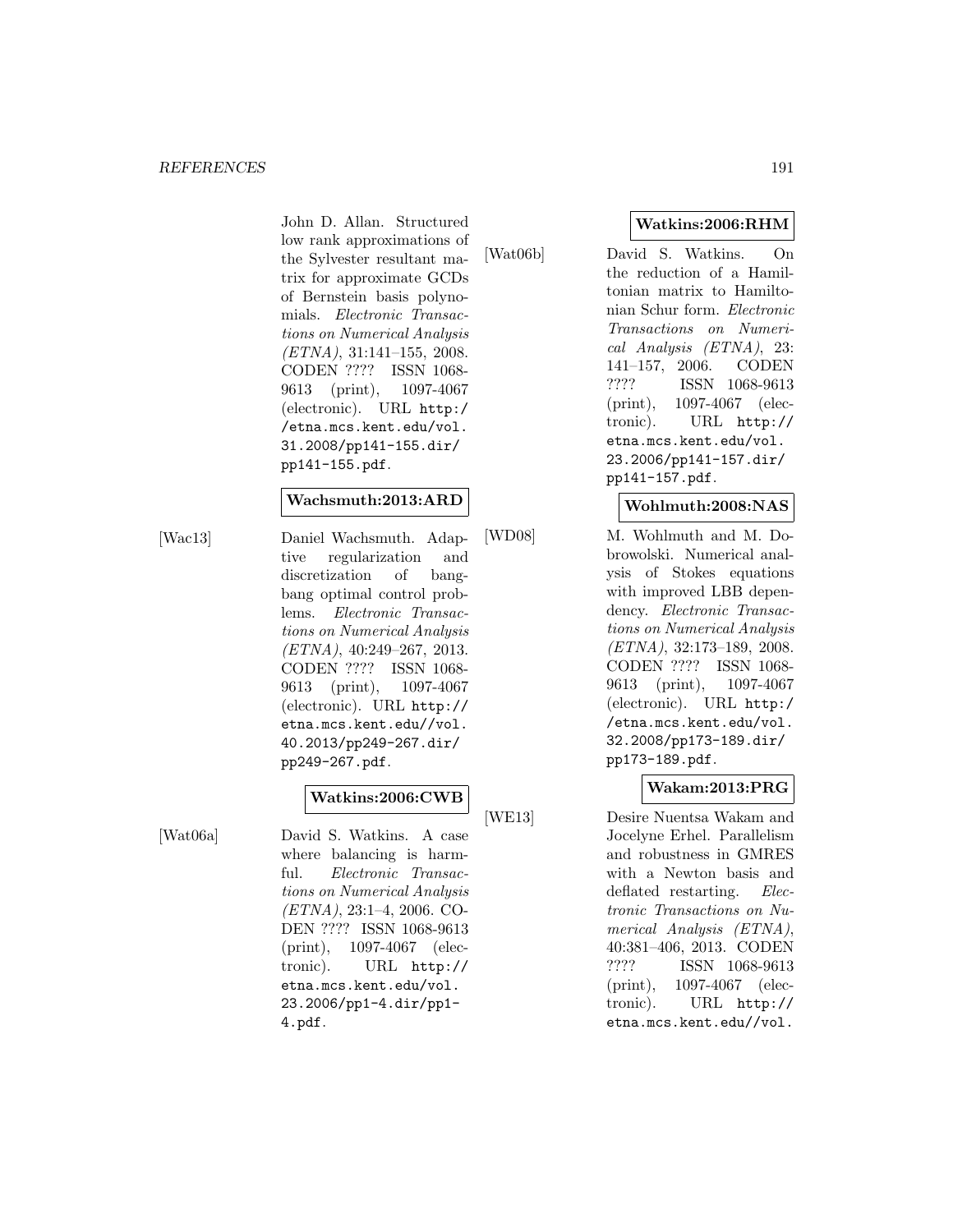John D. Allan. Structured low rank approximations of the Sylvester resultant matrix for approximate GCDs of Bernstein basis polynomials. *Electronic Transactions on Numerical Analysis (ETNA)*, 31:141–155, 2008. CODEN ???? ISSN 1068-9613 (print), 1097-4067 (electronic). URL `http://etna.mcs.kent.edu/vol.31.2008/pp141-155.dir/pp141-155.pdf`.

**Wachsmuth:2013:ARD**

[Wac13] Daniel Wachsmuth. Adaptive regularization and discretization of bang-bang optimal control problems. *Electronic Transactions on Numerical Analysis (ETNA)*, 40:249–267, 2013. CODEN ???? ISSN 1068-9613 (print), 1097-4067 (electronic). URL `http://etna.mcs.kent.edu//vol.40.2013/pp249-267.dir/pp249-267.pdf`.

**Watkins:2006:CWB**

[Wat06a] David S. Watkins. A case where balancing is harmful. *Electronic Transactions on Numerical Analysis (ETNA)*, 23:1–4, 2006. CODEN ???? ISSN 1068-9613 (print), 1097-4067 (electronic). URL `http://etna.mcs.kent.edu/vol.23.2006/pp1-4.dir/pp1-4.pdf`.

**Watkins:2006:RHM**

[Wat06b] David S. Watkins. On the reduction of a Hamiltonian matrix to Hamiltonian Schur form. *Electronic Transactions on Numerical Analysis (ETNA)*, 23:141–157, 2006. CODEN ???? ISSN 1068-9613 (print), 1097-4067 (electronic). URL `http://etna.mcs.kent.edu/vol.23.2006/pp141-157.dir/pp141-157.pdf`.

**Wohlmuth:2008:NAS**

[WD08] M. Wohlmuth and M. Dobrowolski. Numerical analysis of Stokes equations with improved LBB dependency. *Electronic Transactions on Numerical Analysis (ETNA)*, 32:173–189, 2008. CODEN ???? ISSN 1068-9613 (print), 1097-4067 (electronic). URL `http://etna.mcs.kent.edu/vol.32.2008/pp173-189.dir/pp173-189.pdf`.

**Wakam:2013:PRG**

[WE13] Desire Nuentsa Wakam and Jocelyne Erhel. Parallelism and robustness in GMRES with a Newton basis and deflated restarting. *Electronic Transactions on Numerical Analysis (ETNA)*, 40:381–406, 2013. CODEN ???? ISSN 1068-9613 (print), 1097-4067 (electronic). URL `http://etna.mcs.kent.edu//vol.`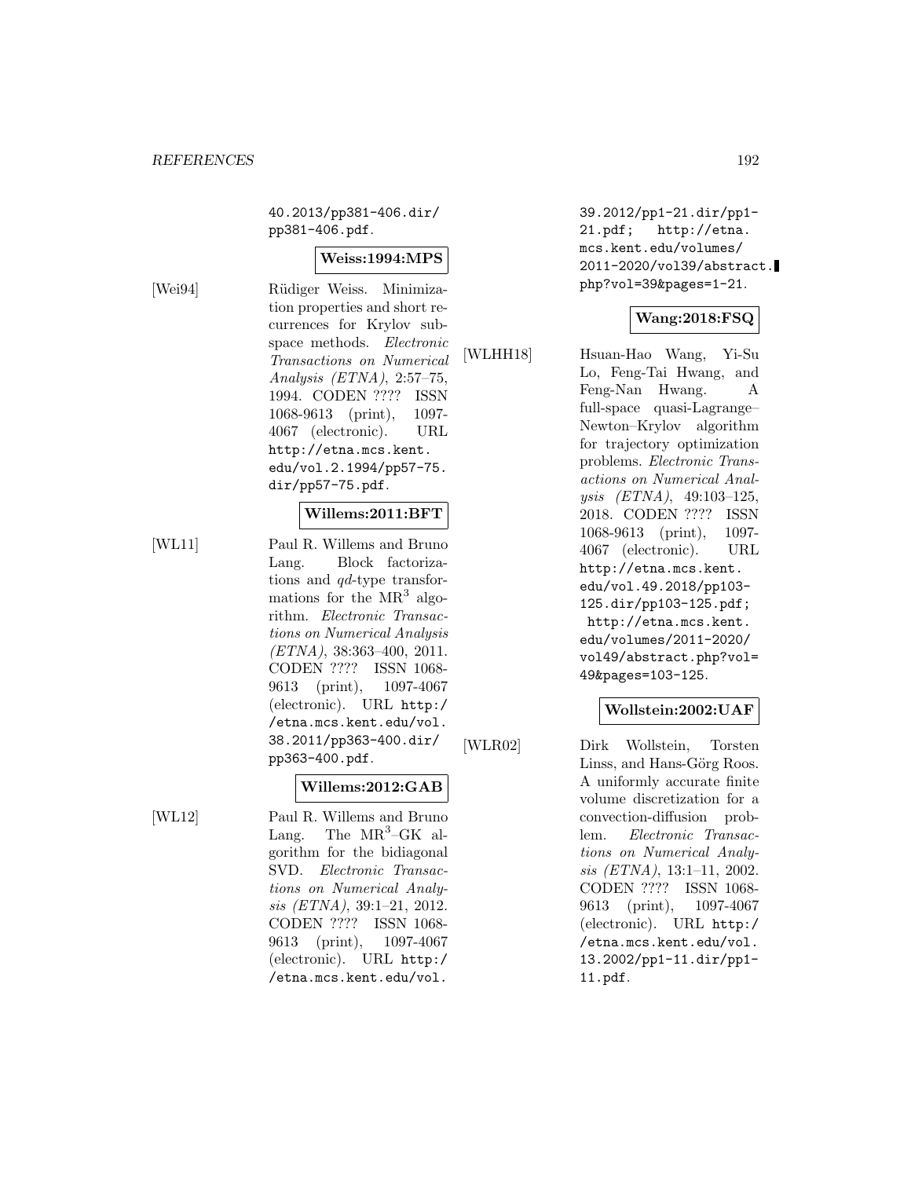40.2013/pp381-406.dir/pp381-406.pdf.

**Weiss:1994:MPS**

[Wei94] Rüdiger Weiss. Minimization properties and short recurrences for Krylov subspace methods. *Electronic Transactions on Numerical Analysis (ETNA)*, 2:57–75, 1994. CODEN ???? ISSN 1068-9613 (print), 1097-4067 (electronic). URL http://etna.mcs.kent.edu/vol.2.1994/pp57-75.dir/pp57-75.pdf.

**Willems:2011:BFT**

[WL11] Paul R. Willems and Bruno Lang. Block factorizations and *qd*-type transformations for the $\mathrm{MR}^3$ algorithm. *Electronic Transactions on Numerical Analysis (ETNA)*, 38:363–400, 2011. CODEN ???? ISSN 1068-9613 (print), 1097-4067 (electronic). URL http://etna.mcs.kent.edu/vol.38.2011/pp363-400.dir/pp363-400.pdf.

**Willems:2012:GAB**

[WL12] Paul R. Willems and Bruno Lang. The $\mathrm{MR}^3$–GK algorithm for the bidiagonal SVD. *Electronic Transactions on Numerical Analysis (ETNA)*, 39:1–21, 2012. CODEN ???? ISSN 1068-9613 (print), 1097-4067 (electronic). URL http://etna.mcs.kent.edu/vol.39.2012/pp1-21.dir/pp1-21.pdf; http://etna.mcs.kent.edu/volumes/2011-2020/vol39/abstract.php?vol=39&pages=1-21.

**Wang:2018:FSQ**

[WLHH18] Hsuan-Hao Wang, Yi-Su Lo, Feng-Tai Hwang, and Feng-Nan Hwang. A full-space quasi-Lagrange–Newton–Krylov algorithm for trajectory optimization problems. *Electronic Transactions on Numerical Analysis (ETNA)*, 49:103–125, 2018. CODEN ???? ISSN 1068-9613 (print), 1097-4067 (electronic). URL http://etna.mcs.kent.edu/vol.49.2018/pp103-125.dir/pp103-125.pdf; http://etna.mcs.kent.edu/volumes/2011-2020/vol49/abstract.php?vol=49&pages=103-125.

**Wollstein:2002:UAF**

[WLR02] Dirk Wollstein, Torsten Linss, and Hans-Görg Roos. A uniformly accurate finite volume discretization for a convection-diffusion problem. *Electronic Transactions on Numerical Analysis (ETNA)*, 13:1–11, 2002. CODEN ???? ISSN 1068-9613 (print), 1097-4067 (electronic). URL http://etna.mcs.kent.edu/vol.13.2002/pp1-11.dir/pp1-11.pdf.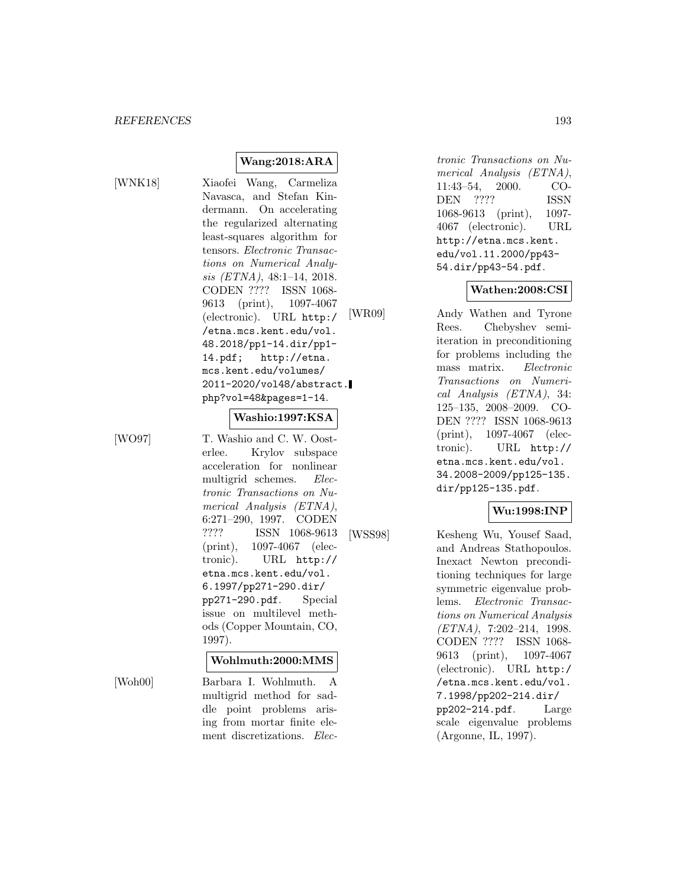**Wang:2018:ARA**

[WNK18] Xiaofei Wang, Carmeliza Navasca, and Stefan Kindermann. On accelerating the regularized alternating least-squares algorithm for tensors. *Electronic Transactions on Numerical Analysis (ETNA)*, 48:1–14, 2018. CODEN ???? ISSN 1068-9613 (print), 1097-4067 (electronic). URL http://etna.mcs.kent.edu/vol.48.2018/pp1-14.dir/pp1-14.pdf; http://etna.mcs.kent.edu/volumes/2011-2020/vol48/abstract.php?vol=48&pages=1-14.

**Washio:1997:KSA**

[WO97] T. Washio and C. W. Oosterlee. Krylov subspace acceleration for nonlinear multigrid schemes. *Electronic Transactions on Numerical Analysis (ETNA)*, 6:271–290, 1997. CODEN ???? ISSN 1068-9613 (print), 1097-4067 (electronic). URL http://etna.mcs.kent.edu/vol.6.1997/pp271-290.dir/pp271-290.pdf. Special issue on multilevel methods (Copper Mountain, CO, 1997).

**Wohlmuth:2000:MMS**

[Woh00] Barbara I. Wohlmuth. A multigrid method for saddle point problems arising from mortar finite element discretizations. *Electronic Transactions on Numerical Analysis (ETNA)*, 11:43–54, 2000. CODEN ???? ISSN 1068-9613 (print), 1097-4067 (electronic). URL http://etna.mcs.kent.edu/vol.11.2000/pp43-54.dir/pp43-54.pdf.

**Wathen:2008:CSI**

[WR09] Andy Wathen and Tyrone Rees. Chebyshev semi-iteration in preconditioning for problems including the mass matrix. *Electronic Transactions on Numerical Analysis (ETNA)*, 34:125–135, 2008–2009. CODEN ???? ISSN 1068-9613 (print), 1097-4067 (electronic). URL http://etna.mcs.kent.edu/vol.34.2008-2009/pp125-135.dir/pp125-135.pdf.

**Wu:1998:INP**

[WSS98] Kesheng Wu, Yousef Saad, and Andreas Stathopoulos. Inexact Newton preconditioning techniques for large symmetric eigenvalue problems. *Electronic Transactions on Numerical Analysis (ETNA)*, 7:202–214, 1998. CODEN ???? ISSN 1068-9613 (print), 1097-4067 (electronic). URL http://etna.mcs.kent.edu/vol.7.1998/pp202-214.dir/pp202-214.pdf. Large scale eigenvalue problems (Argonne, IL, 1997).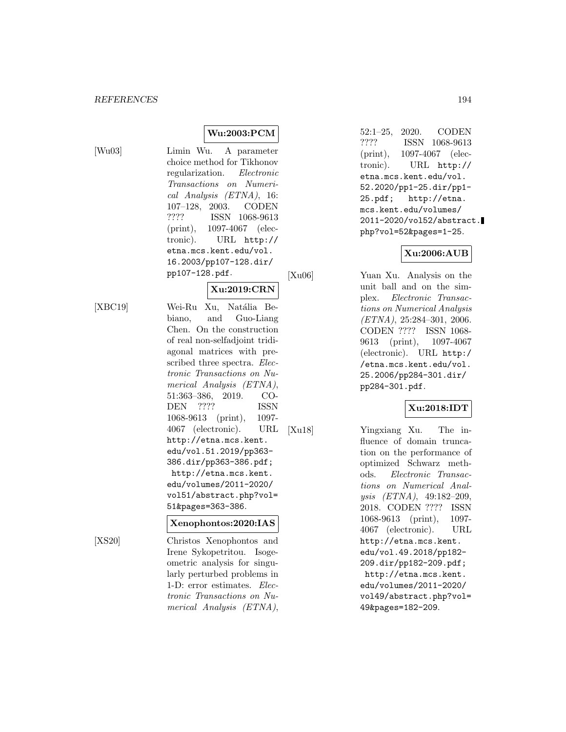**Wu:2003:PCM**

[Wu03] Limin Wu. A parameter choice method for Tikhonov regularization. *Electronic Transactions on Numerical Analysis (ETNA)*, 16: 107–128, 2003. CODEN ???? ISSN 1068-9613 (print), 1097-4067 (electronic). URL http://etna.mcs.kent.edu/vol.16.2003/pp107-128.dir/pp107-128.pdf.

**Xu:2019:CRN**

[XBC19] Wei-Ru Xu, Natália Bebiano, and Guo-Liang Chen. On the construction of real non-selfadjoint tridiagonal matrices with prescribed three spectra. *Electronic Transactions on Numerical Analysis (ETNA)*, 51:363–386, 2019. CODEN ???? ISSN 1068-9613 (print), 1097-4067 (electronic). URL http://etna.mcs.kent.edu/vol.51.2019/pp363-386.dir/pp363-386.pdf; http://etna.mcs.kent.edu/volumes/2011-2020/vol51/abstract.php?vol=51&pages=363-386.

**Xenophontos:2020:IAS**

[XS20] Christos Xenophontos and Irene Sykopetritou. Isogeometric analysis for singularly perturbed problems in 1-D: error estimates. *Electronic Transactions on Numerical Analysis (ETNA)*, 52:1–25, 2020. CODEN ???? ISSN 1068-9613 (print), 1097-4067 (electronic). URL http://etna.mcs.kent.edu/vol.52.2020/pp1-25.dir/pp1-25.pdf; http://etna.mcs.kent.edu/volumes/2011-2020/vol52/abstract.php?vol=52&pages=1-25.

**Xu:2006:AUB**

[Xu06] Yuan Xu. Analysis on the unit ball and on the simplex. *Electronic Transactions on Numerical Analysis (ETNA)*, 25:284–301, 2006. CODEN ???? ISSN 1068-9613 (print), 1097-4067 (electronic). URL http://etna.mcs.kent.edu/vol.25.2006/pp284-301.dir/pp284-301.pdf.

**Xu:2018:IDT**

[Xu18] Yingxiang Xu. The influence of domain truncation on the performance of optimized Schwarz methods. *Electronic Transactions on Numerical Analysis (ETNA)*, 49:182–209, 2018. CODEN ???? ISSN 1068-9613 (print), 1097-4067 (electronic). URL http://etna.mcs.kent.edu/vol.49.2018/pp182-209.dir/pp182-209.pdf; http://etna.mcs.kent.edu/volumes/2011-2020/vol49/abstract.php?vol=49&pages=182-209.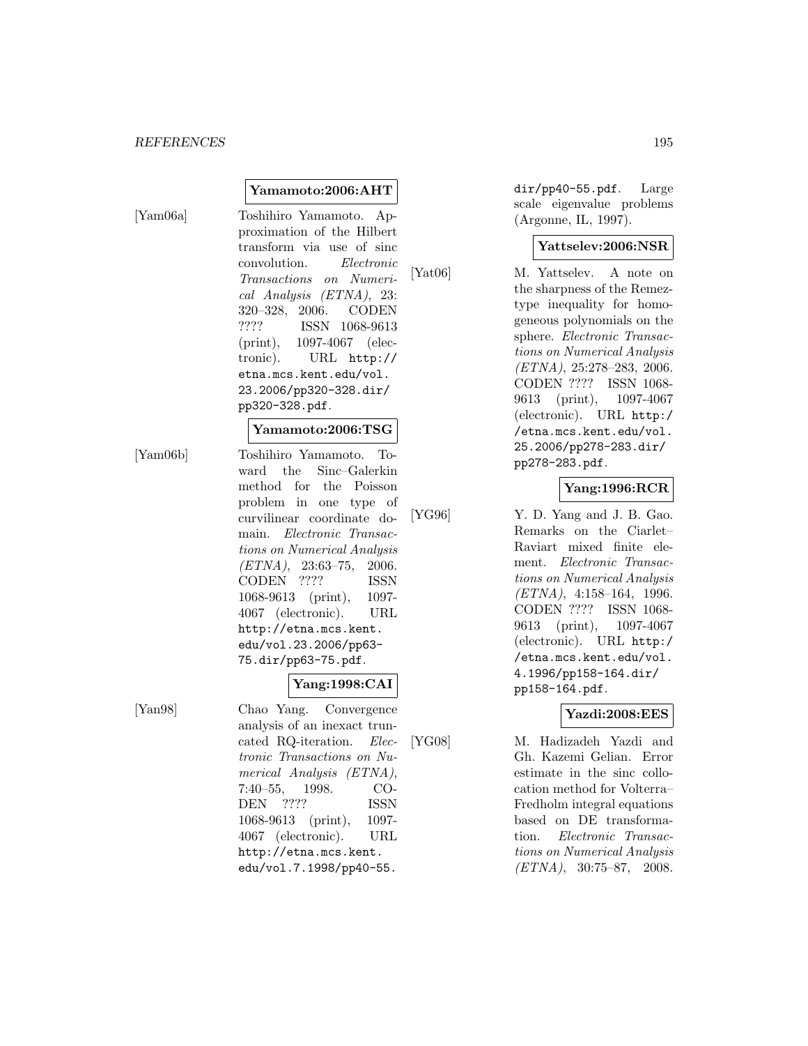**Yamamoto:2006:AHT**

[Yam06a] Toshihiro Yamamoto. Approximation of the Hilbert transform via use of sinc convolution. *Electronic Transactions on Numerical Analysis (ETNA)*, 23: 320–328, 2006. CODEN ???? ISSN 1068-9613 (print), 1097-4067 (electronic). URL http://etna.mcs.kent.edu/vol.23.2006/pp320-328.dir/pp320-328.pdf.

**Yamamoto:2006:TSG**

[Yam06b] Toshihiro Yamamoto. Toward the Sinc–Galerkin method for the Poisson problem in one type of curvilinear coordinate domain. *Electronic Transactions on Numerical Analysis (ETNA)*, 23:63–75, 2006. CODEN ???? ISSN 1068-9613 (print), 1097-4067 (electronic). URL http://etna.mcs.kent.edu/vol.23.2006/pp63-75.dir/pp63-75.pdf.

**Yang:1998:CAI**

[Yan98] Chao Yang. Convergence analysis of an inexact truncated RQ-iteration. *Electronic Transactions on Numerical Analysis (ETNA)*, 7:40–55, 1998. CODEN ???? ISSN 1068-9613 (print), 1097-4067 (electronic). URL http://etna.mcs.kent.edu/vol.7.1998/pp40-55.dir/pp40-55.pdf. Large scale eigenvalue problems (Argonne, IL, 1997).

**Yattselev:2006:NSR**

[Yat06] M. Yattselev. A note on the sharpness of the Remez-type inequality for homogeneous polynomials on the sphere. *Electronic Transactions on Numerical Analysis (ETNA)*, 25:278–283, 2006. CODEN ???? ISSN 1068-9613 (print), 1097-4067 (electronic). URL http://etna.mcs.kent.edu/vol.25.2006/pp278-283.dir/pp278-283.pdf.

**Yang:1996:RCR**

[YG96] Y. D. Yang and J. B. Gao. Remarks on the Ciarlet–Raviart mixed finite element. *Electronic Transactions on Numerical Analysis (ETNA)*, 4:158–164, 1996. CODEN ???? ISSN 1068-9613 (print), 1097-4067 (electronic). URL http://etna.mcs.kent.edu/vol.4.1996/pp158-164.dir/pp158-164.pdf.

**Yazdi:2008:EES**

[YG08] M. Hadizadeh Yazdi and Gh. Kazemi Gelian. Error estimate in the sinc collocation method for Volterra–Fredholm integral equations based on DE transformation. *Electronic Transactions on Numerical Analysis (ETNA)*, 30:75–87, 2008.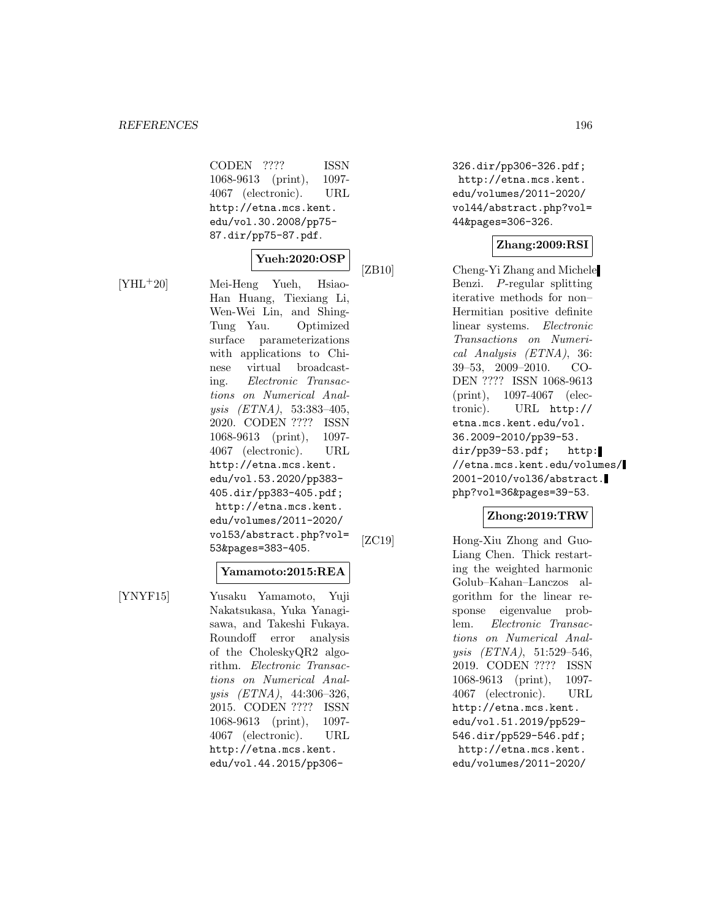CODEN ???? ISSN 1068-9613 (print), 1097-4067 (electronic). URL http://etna.mcs.kent.edu/vol.30.2008/pp75-87.dir/pp75-87.pdf.

**Yueh:2020:OSP**

[YHL+20] Mei-Heng Yueh, Hsiao-Han Huang, Tiexiang Li, Wen-Wei Lin, and Shing-Tung Yau. Optimized surface parameterizations with applications to Chinese virtual broadcasting. *Electronic Transactions on Numerical Analysis (ETNA)*, 53:383–405, 2020. CODEN ???? ISSN 1068-9613 (print), 1097-4067 (electronic). URL http://etna.mcs.kent.edu/vol.53.2020/pp383-405.dir/pp383-405.pdf; http://etna.mcs.kent.edu/volumes/2011-2020/vol53/abstract.php?vol=53&pages=383-405.

**Yamamoto:2015:REA**

[YNYF15] Yusaku Yamamoto, Yuji Nakatsukasa, Yuka Yanagisawa, and Takeshi Fukaya. Roundoff error analysis of the CholeskyQR2 algorithm. *Electronic Transactions on Numerical Analysis (ETNA)*, 44:306–326, 2015. CODEN ???? ISSN 1068-9613 (print), 1097-4067 (electronic). URL http://etna.mcs.kent.edu/vol.44.2015/pp306-326.dir/pp306-326.pdf; http://etna.mcs.kent.edu/volumes/2011-2020/vol44/abstract.php?vol=44&pages=306-326.

**Zhang:2009:RSI**

[ZB10] Cheng-Yi Zhang and Michele Benzi. *P*-regular splitting iterative methods for non–Hermitian positive definite linear systems. *Electronic Transactions on Numerical Analysis (ETNA)*, 36: 39–53, 2009–2010. CODEN ???? ISSN 1068-9613 (print), 1097-4067 (electronic). URL http://etna.mcs.kent.edu/vol.36.2009-2010/pp39-53.dir/pp39-53.pdf; http://etna.mcs.kent.edu/volumes/2001-2010/vol36/abstract.php?vol=36&pages=39-53.

**Zhong:2019:TRW**

[ZC19] Hong-Xiu Zhong and Guo-Liang Chen. Thick restarting the weighted harmonic Golub–Kahan–Lanczos algorithm for the linear response eigenvalue problem. *Electronic Transactions on Numerical Analysis (ETNA)*, 51:529–546, 2019. CODEN ???? ISSN 1068-9613 (print), 1097-4067 (electronic). URL http://etna.mcs.kent.edu/vol.51.2019/pp529-546.dir/pp529-546.pdf; http://etna.mcs.kent.edu/volumes/2011-2020/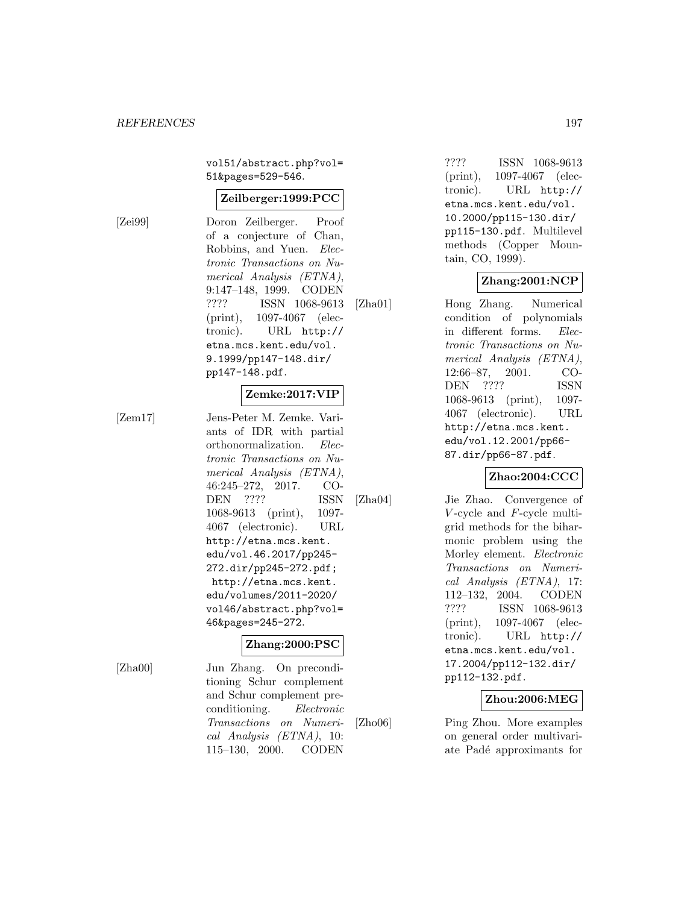vol51/abstract.php?vol=51&pages=529-546.

**Zeilberger:1999:PCC**

[Zei99] Doron Zeilberger. Proof of a conjecture of Chan, Robbins, and Yuen. *Electronic Transactions on Numerical Analysis (ETNA)*, 9:147–148, 1999. CODEN ???? ISSN 1068-9613 (print), 1097-4067 (electronic). URL http://etna.mcs.kent.edu/vol.9.1999/pp147-148.dir/pp147-148.pdf.

**Zemke:2017:VIP**

[Zem17] Jens-Peter M. Zemke. Variants of IDR with partial orthonormalization. *Electronic Transactions on Numerical Analysis (ETNA)*, 46:245–272, 2017. CODEN ???? ISSN 1068-9613 (print), 1097-4067 (electronic). URL http://etna.mcs.kent.edu/vol.46.2017/pp245-272.dir/pp245-272.pdf; http://etna.mcs.kent.edu/volumes/2011-2020/vol46/abstract.php?vol=46&pages=245-272.

**Zhang:2000:PSC**

[Zha00] Jun Zhang. On preconditioning Schur complement and Schur complement preconditioning. *Electronic Transactions on Numerical Analysis (ETNA)*, 10:115–130, 2000. CODEN ???? ISSN 1068-9613 (print), 1097-4067 (electronic). URL http://etna.mcs.kent.edu/vol.10.2000/pp115-130.dir/pp115-130.pdf. Multilevel methods (Copper Mountain, CO, 1999).

**Zhang:2001:NCP**

[Zha01] Hong Zhang. Numerical condition of polynomials in different forms. *Electronic Transactions on Numerical Analysis (ETNA)*, 12:66–87, 2001. CODEN ???? ISSN 1068-9613 (print), 1097-4067 (electronic). URL http://etna.mcs.kent.edu/vol.12.2001/pp66-87.dir/pp66-87.pdf.

**Zhao:2004:CCC**

[Zha04] Jie Zhao. Convergence of $V$-cycle and $F$-cycle multigrid methods for the biharmonic problem using the Morley element. *Electronic Transactions on Numerical Analysis (ETNA)*, 17:112–132, 2004. CODEN ???? ISSN 1068-9613 (print), 1097-4067 (electronic). URL http://etna.mcs.kent.edu/vol.17.2004/pp112-132.dir/pp112-132.pdf.

**Zhou:2006:MEG**

[Zho06] Ping Zhou. More examples on general order multivariate Padé approximants for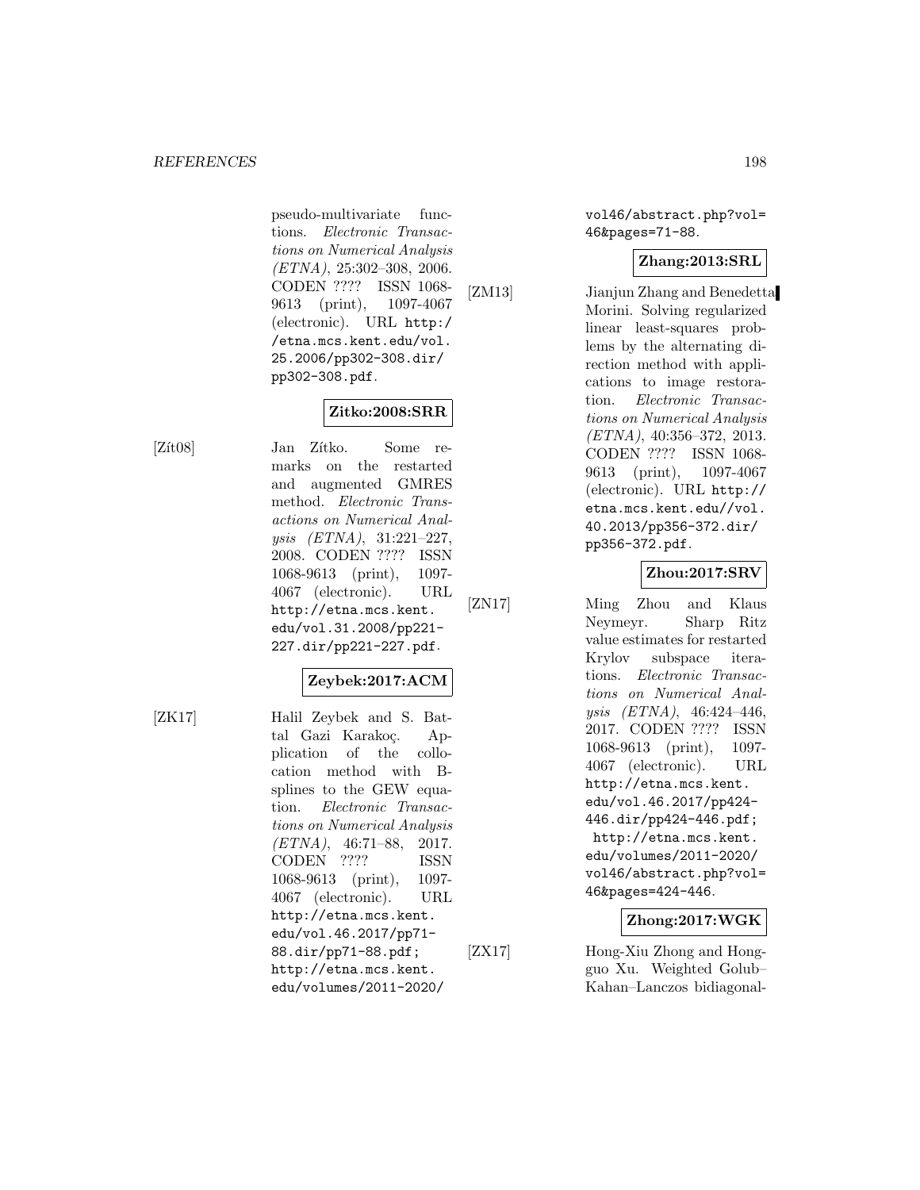pseudo-multivariate functions. *Electronic Transactions on Numerical Analysis (ETNA)*, 25:302–308, 2006. CODEN ???? ISSN 1068-9613 (print), 1097-4067 (electronic). URL http://etna.mcs.kent.edu/vol.25.2006/pp302-308.dir/pp302-308.pdf.

**Zitko:2008:SRR**

[Zít08] Jan Zítko. Some remarks on the restarted and augmented GMRES method. *Electronic Transactions on Numerical Analysis (ETNA)*, 31:221–227, 2008. CODEN ???? ISSN 1068-9613 (print), 1097-4067 (electronic). URL http://etna.mcs.kent.edu/vol.31.2008/pp221-227.dir/pp221-227.pdf.

**Zeybek:2017:ACM**

[ZK17] Halil Zeybek and S. Battal Gazi Karakoç. Application of the collocation method with B-splines to the GEW equation. *Electronic Transactions on Numerical Analysis (ETNA)*, 46:71–88, 2017. CODEN ???? ISSN 1068-9613 (print), 1097-4067 (electronic). URL http://etna.mcs.kent.edu/vol.46.2017/pp71-88.dir/pp71-88.pdf; http://etna.mcs.kent.edu/volumes/2011-2020/vol46/abstract.php?vol=46&pages=71-88.

**Zhang:2013:SRL**

[ZM13] Jianjun Zhang and Benedetta Morini. Solving regularized linear least-squares problems by the alternating direction method with applications to image restoration. *Electronic Transactions on Numerical Analysis (ETNA)*, 40:356–372, 2013. CODEN ???? ISSN 1068-9613 (print), 1097-4067 (electronic). URL http://etna.mcs.kent.edu//vol.40.2013/pp356-372.dir/pp356-372.pdf.

**Zhou:2017:SRV**

[ZN17] Ming Zhou and Klaus Neymeyr. Sharp Ritz value estimates for restarted Krylov subspace iterations. *Electronic Transactions on Numerical Analysis (ETNA)*, 46:424–446, 2017. CODEN ???? ISSN 1068-9613 (print), 1097-4067 (electronic). URL http://etna.mcs.kent.edu/vol.46.2017/pp424-446.dir/pp424-446.pdf; http://etna.mcs.kent.edu/volumes/2011-2020/vol46/abstract.php?vol=46&pages=424-446.

**Zhong:2017:WGK**

[ZX17] Hong-Xiu Zhong and Hongguo Xu. Weighted Golub–Kahan–Lanczos bidiagonal-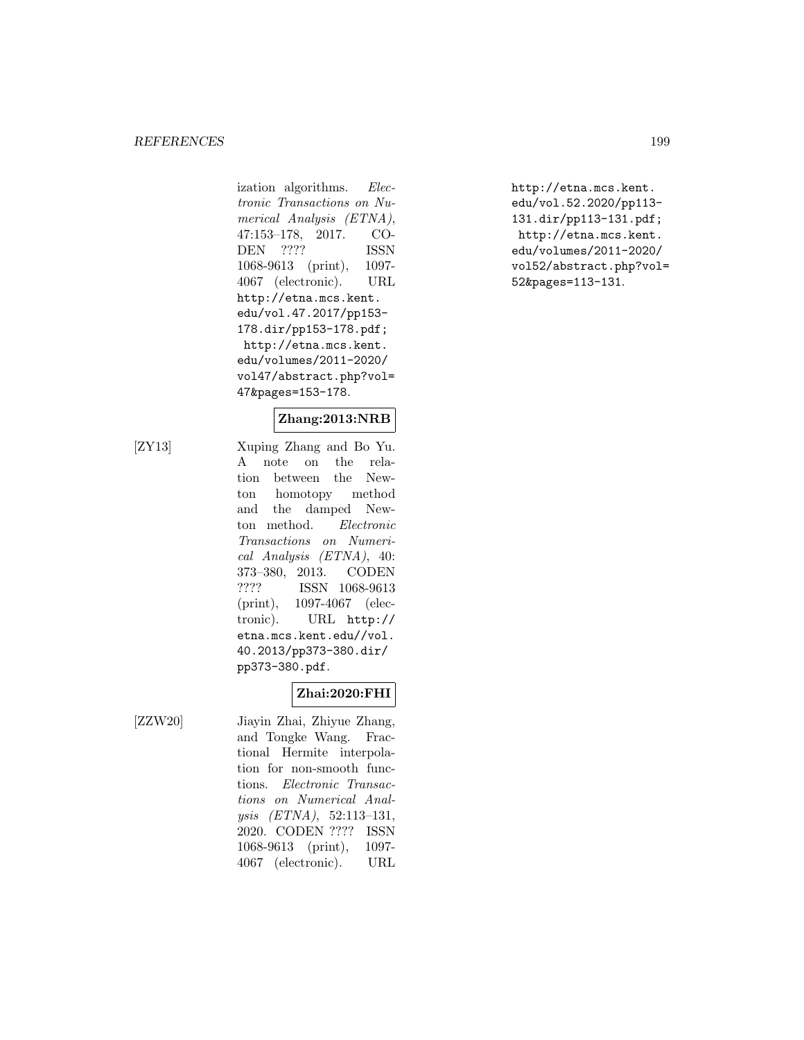ization algorithms. *Electronic Transactions on Numerical Analysis (ETNA)*, 47:153–178, 2017. CODEN ???? ISSN 1068-9613 (print), 1097-4067 (electronic). URL http://etna.mcs.kent.edu/vol.47.2017/pp153-178.dir/pp153-178.pdf; http://etna.mcs.kent.edu/volumes/2011-2020/vol47/abstract.php?vol=47&pages=153-178.

**Zhang:2013:NRB**

[ZY13] Xuping Zhang and Bo Yu. A note on the relation between the Newton homotopy method and the damped Newton method. *Electronic Transactions on Numerical Analysis (ETNA)*, 40: 373–380, 2013. CODEN ???? ISSN 1068-9613 (print), 1097-4067 (electronic). URL http://etna.mcs.kent.edu//vol.40.2013/pp373-380.dir/pp373-380.pdf.

**Zhai:2020:FHI**

[ZZW20] Jiayin Zhai, Zhiyue Zhang, and Tongke Wang. Fractional Hermite interpolation for non-smooth functions. *Electronic Transactions on Numerical Analysis (ETNA)*, 52:113–131, 2020. CODEN ???? ISSN 1068-9613 (print), 1097-4067 (electronic). URL http://etna.mcs.kent.edu/vol.52.2020/pp113-131.dir/pp113-131.pdf; http://etna.mcs.kent.edu/volumes/2011-2020/vol52/abstract.php?vol=52&pages=113-131.